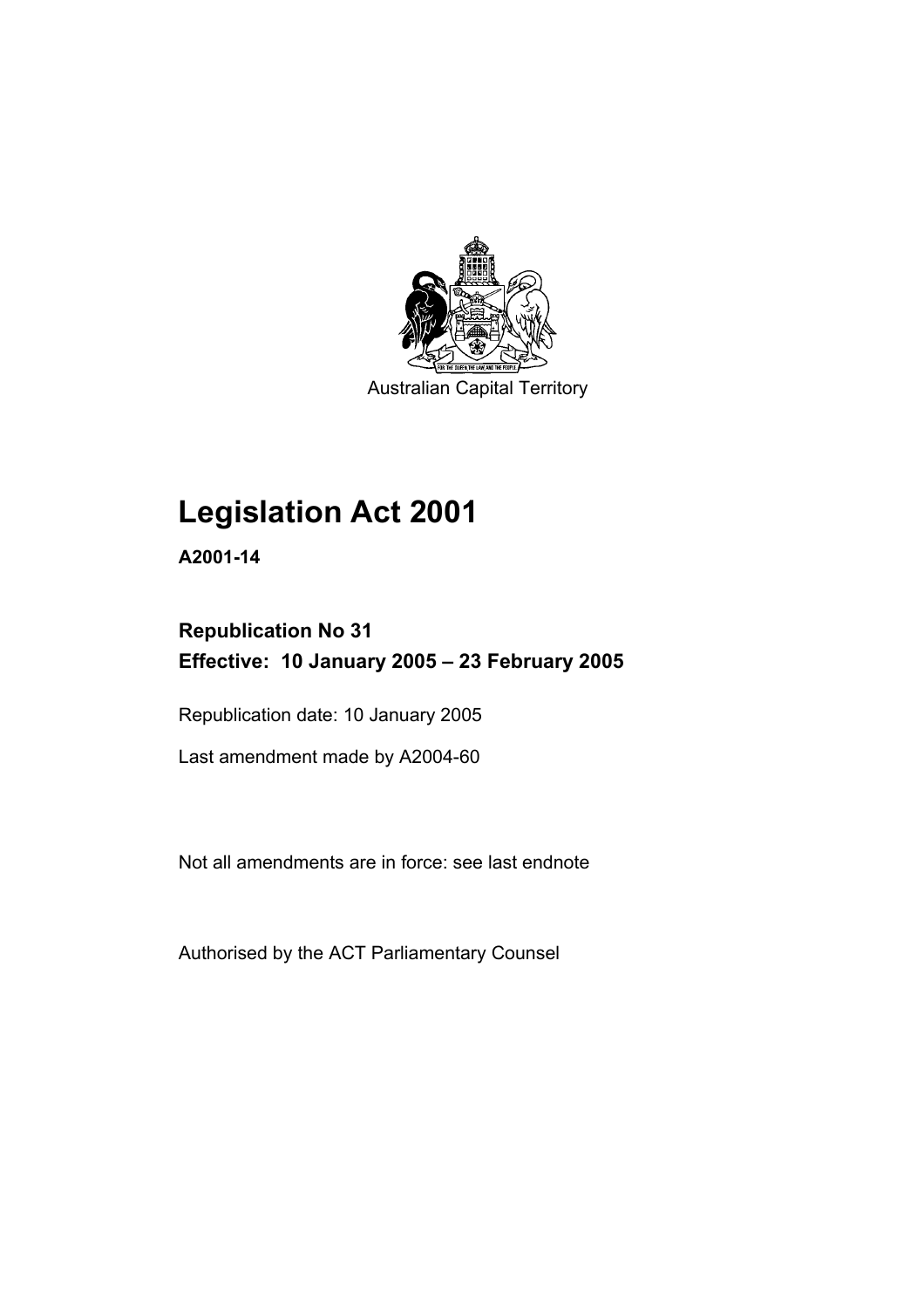Australian Capital Territory

# Legislation Act 2001

**A2001-14**

## Republication No 31
## Effective: 10 January 2005 – 23 February 2005

Republication date: 10 January 2005

Last amendment made by A2004-60

Not all amendments are in force: see last endnote

Authorised by the ACT Parliamentary Counsel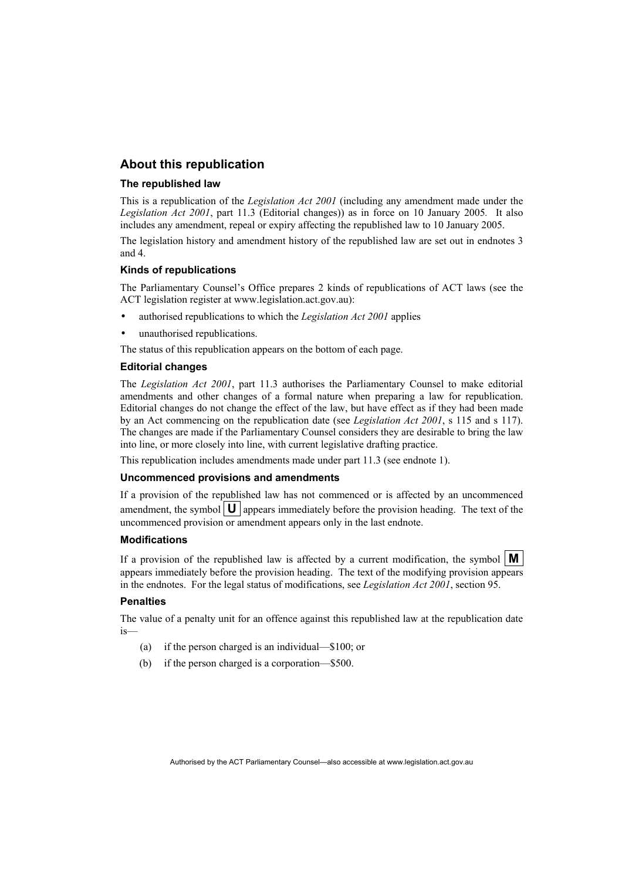## About this republication

### The republished law

This is a republication of the *Legislation Act 2001* (including any amendment made under the *Legislation Act 2001*, part 11.3 (Editorial changes)) as in force on 10 January 2005*.* It also includes any amendment, repeal or expiry affecting the republished law to 10 January 2005.

The legislation history and amendment history of the republished law are set out in endnotes 3 and 4.

### Kinds of republications

The Parliamentary Counsel's Office prepares 2 kinds of republications of ACT laws (see the ACT legislation register at www.legislation.act.gov.au):

- authorised republications to which the *Legislation Act 2001* applies
- unauthorised republications.

The status of this republication appears on the bottom of each page.

### Editorial changes

The *Legislation Act 2001*, part 11.3 authorises the Parliamentary Counsel to make editorial amendments and other changes of a formal nature when preparing a law for republication. Editorial changes do not change the effect of the law, but have effect as if they had been made by an Act commencing on the republication date (see *Legislation Act 2001*, s 115 and s 117). The changes are made if the Parliamentary Counsel considers they are desirable to bring the law into line, or more closely into line, with current legislative drafting practice.

This republication includes amendments made under part 11.3 (see endnote 1).

### Uncommenced provisions and amendments

If a provision of the republished law has not commenced or is affected by an uncommenced amendment, the symbol **U** appears immediately before the provision heading. The text of the uncommenced provision or amendment appears only in the last endnote.

### Modifications

If a provision of the republished law is affected by a current modification, the symbol **M** appears immediately before the provision heading. The text of the modifying provision appears in the endnotes. For the legal status of modifications, see *Legislation Act 2001*, section 95.

### Penalties

The value of a penalty unit for an offence against this republished law at the republication date is—

(a) if the person charged is an individual—$100; or

(b) if the person charged is a corporation—$500.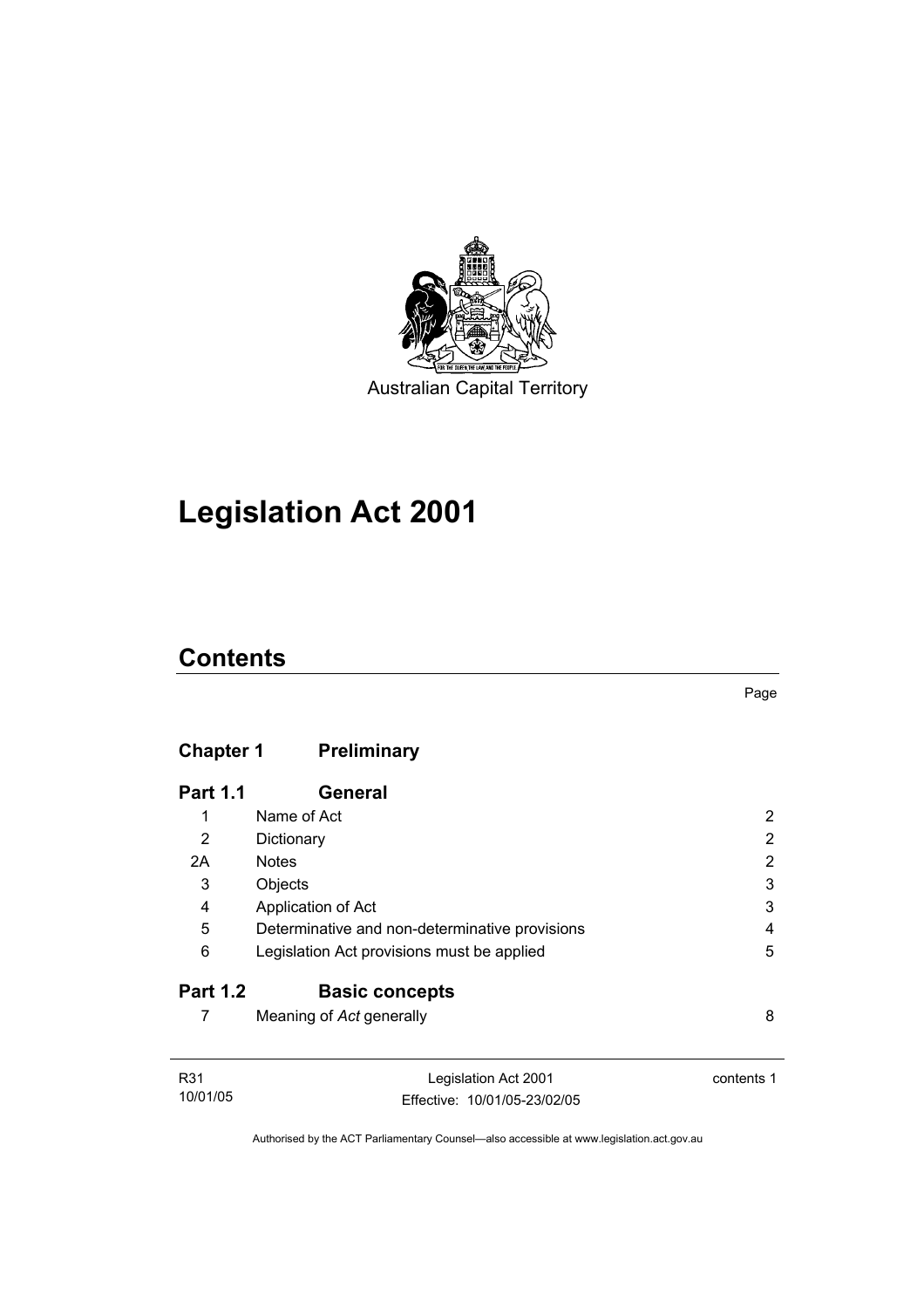Australian Capital Territory

# Legislation Act 2001

## Contents

Page

| | | |
|---|---|---|
| **Chapter 1** | **Preliminary** | |
| **Part 1.1** | **General** | |
| 1 | Name of Act | 2 |
| 2 | Dictionary | 2 |
| 2A | Notes | 2 |
| 3 | Objects | 3 |
| 4 | Application of Act | 3 |
| 5 | Determinative and non-determinative provisions | 4 |
| 6 | Legislation Act provisions must be applied | 5 |
| **Part 1.2** | **Basic concepts** | |
| 7 | Meaning of *Act* generally | 8 |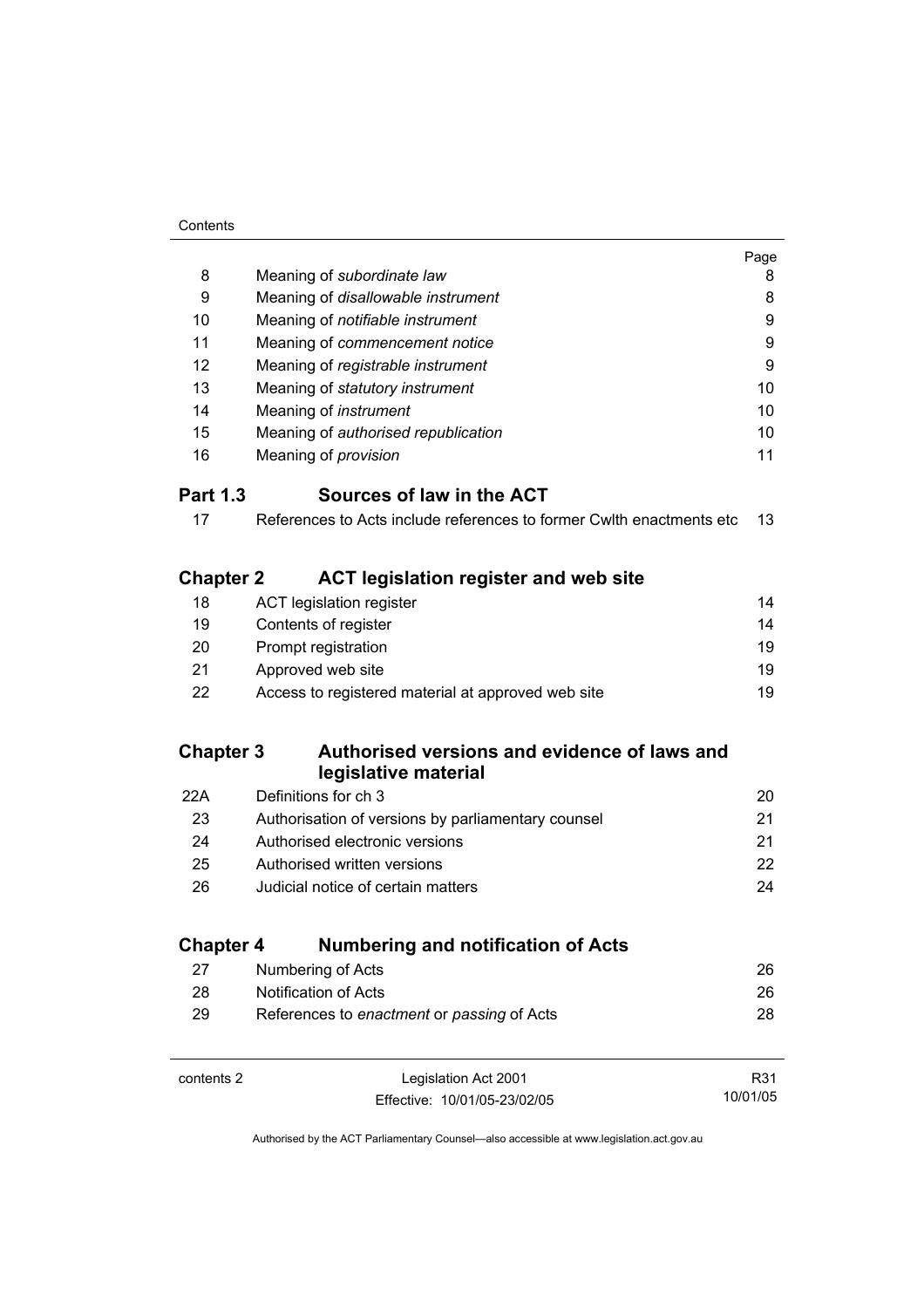| | | Page |
|---|---|---|
| 8 | Meaning of *subordinate law* | 8 |
| 9 | Meaning of *disallowable instrument* | 8 |
| 10 | Meaning of *notifiable instrument* | 9 |
| 11 | Meaning of *commencement notice* | 9 |
| 12 | Meaning of *registrable instrument* | 9 |
| 13 | Meaning of *statutory instrument* | 10 |
| 14 | Meaning of *instrument* | 10 |
| 15 | Meaning of *authorised republication* | 10 |
| 16 | Meaning of *provision* | 11 |

## Part 1.3 Sources of law in the ACT

| | | |
|---|---|---|
| 17 | References to Acts include references to former Cwlth enactments etc | 13 |

## Chapter 2 ACT legislation register and web site

| | | |
|---|---|---|
| 18 | ACT legislation register | 14 |
| 19 | Contents of register | 14 |
| 20 | Prompt registration | 19 |
| 21 | Approved web site | 19 |
| 22 | Access to registered material at approved web site | 19 |

## Chapter 3 Authorised versions and evidence of laws and legislative material

| | | |
|---|---|---|
| 22A | Definitions for ch 3 | 20 |
| 23 | Authorisation of versions by parliamentary counsel | 21 |
| 24 | Authorised electronic versions | 21 |
| 25 | Authorised written versions | 22 |
| 26 | Judicial notice of certain matters | 24 |

## Chapter 4 Numbering and notification of Acts

| | | |
|---|---|---|
| 27 | Numbering of Acts | 26 |
| 28 | Notification of Acts | 26 |
| 29 | References to *enactment* or *passing* of Acts | 28 |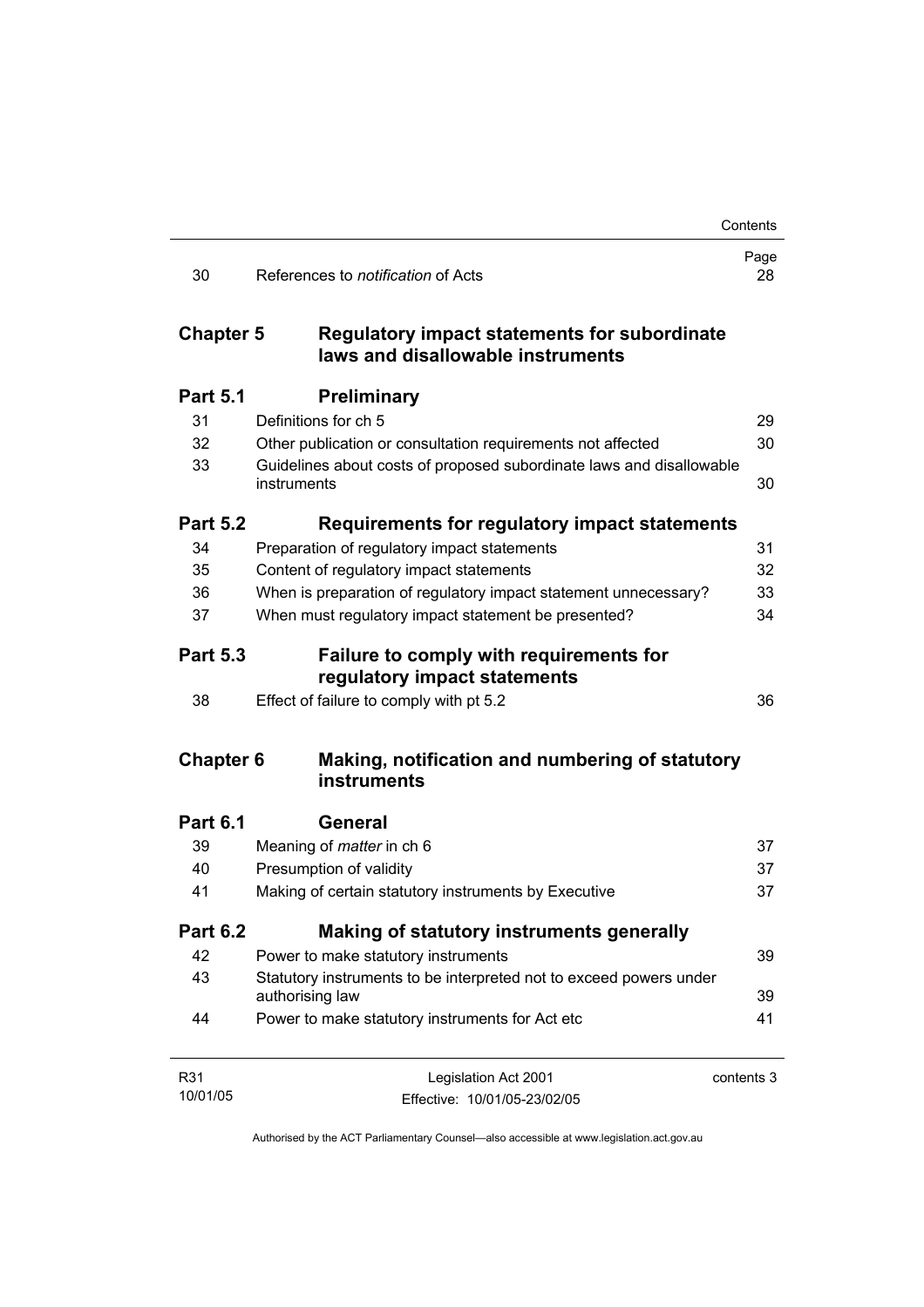| | | Page |
|---|---|---|
| 30 | References to *notification* of Acts | 28 |
| **Chapter 5** | **Regulatory impact statements for subordinate laws and disallowable instruments** | |
| **Part 5.1** | **Preliminary** | |
| 31 | Definitions for ch 5 | 29 |
| 32 | Other publication or consultation requirements not affected | 30 |
| 33 | Guidelines about costs of proposed subordinate laws and disallowable instruments | 30 |
| **Part 5.2** | **Requirements for regulatory impact statements** | |
| 34 | Preparation of regulatory impact statements | 31 |
| 35 | Content of regulatory impact statements | 32 |
| 36 | When is preparation of regulatory impact statement unnecessary? | 33 |
| 37 | When must regulatory impact statement be presented? | 34 |
| **Part 5.3** | **Failure to comply with requirements for regulatory impact statements** | |
| 38 | Effect of failure to comply with pt 5.2 | 36 |
| **Chapter 6** | **Making, notification and numbering of statutory instruments** | |
| **Part 6.1** | **General** | |
| 39 | Meaning of *matter* in ch 6 | 37 |
| 40 | Presumption of validity | 37 |
| 41 | Making of certain statutory instruments by Executive | 37 |
| **Part 6.2** | **Making of statutory instruments generally** | |
| 42 | Power to make statutory instruments | 39 |
| 43 | Statutory instruments to be interpreted not to exceed powers under authorising law | 39 |
| 44 | Power to make statutory instruments for Act etc | 41 |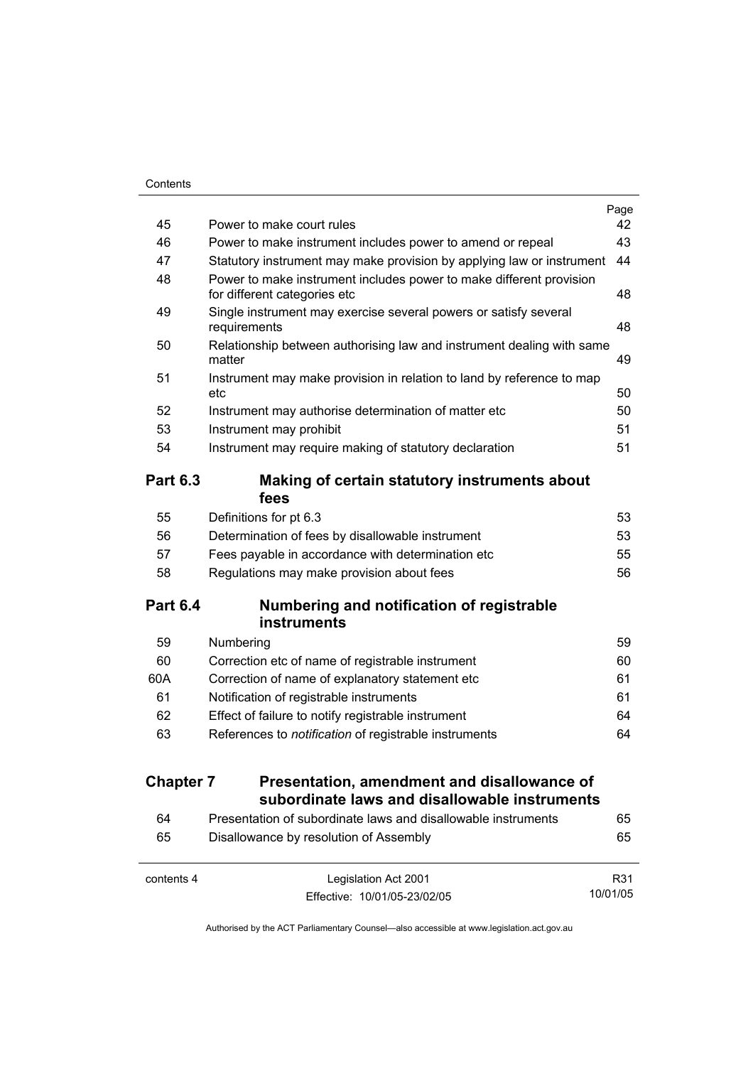| | | Page |
|---|---|---|
| 45 | Power to make court rules | 42 |
| 46 | Power to make instrument includes power to amend or repeal | 43 |
| 47 | Statutory instrument may make provision by applying law or instrument | 44 |
| 48 | Power to make instrument includes power to make different provision for different categories etc | 48 |
| 49 | Single instrument may exercise several powers or satisfy several requirements | 48 |
| 50 | Relationship between authorising law and instrument dealing with same matter | 49 |
| 51 | Instrument may make provision in relation to land by reference to map etc | 50 |
| 52 | Instrument may authorise determination of matter etc | 50 |
| 53 | Instrument may prohibit | 51 |
| 54 | Instrument may require making of statutory declaration | 51 |

## Part 6.3 Making of certain statutory instruments about fees

| | | |
|---|---|---|
| 55 | Definitions for pt 6.3 | 53 |
| 56 | Determination of fees by disallowable instrument | 53 |
| 57 | Fees payable in accordance with determination etc | 55 |
| 58 | Regulations may make provision about fees | 56 |

## Part 6.4 Numbering and notification of registrable instruments

| | | |
|---|---|---|
| 59 | Numbering | 59 |
| 60 | Correction etc of name of registrable instrument | 60 |
| 60A | Correction of name of explanatory statement etc | 61 |
| 61 | Notification of registrable instruments | 61 |
| 62 | Effect of failure to notify registrable instrument | 64 |
| 63 | References to *notification* of registrable instruments | 64 |

## Chapter 7 Presentation, amendment and disallowance of subordinate laws and disallowable instruments

| | | |
|---|---|---|
| 64 | Presentation of subordinate laws and disallowable instruments | 65 |
| 65 | Disallowance by resolution of Assembly | 65 |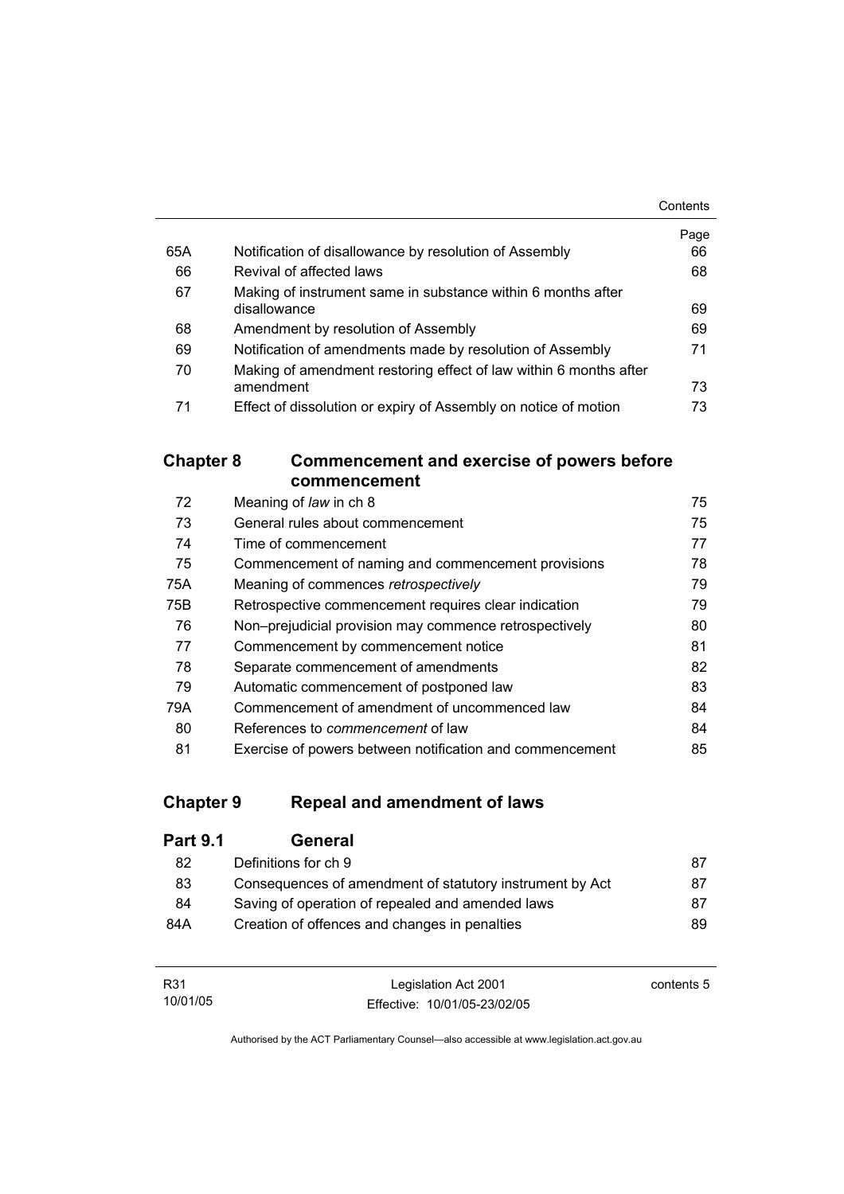| | | Page |
|---|---|---|
| 65A | Notification of disallowance by resolution of Assembly | 66 |
| 66 | Revival of affected laws | 68 |
| 67 | Making of instrument same in substance within 6 months after disallowance | 69 |
| 68 | Amendment by resolution of Assembly | 69 |
| 69 | Notification of amendments made by resolution of Assembly | 71 |
| 70 | Making of amendment restoring effect of law within 6 months after amendment | 73 |
| 71 | Effect of dissolution or expiry of Assembly on notice of motion | 73 |

## Chapter 8 Commencement and exercise of powers before commencement

| | | |
|---|---|---|
| 72 | Meaning of *law* in ch 8 | 75 |
| 73 | General rules about commencement | 75 |
| 74 | Time of commencement | 77 |
| 75 | Commencement of naming and commencement provisions | 78 |
| 75A | Meaning of commences *retrospectively* | 79 |
| 75B | Retrospective commencement requires clear indication | 79 |
| 76 | Non–prejudicial provision may commence retrospectively | 80 |
| 77 | Commencement by commencement notice | 81 |
| 78 | Separate commencement of amendments | 82 |
| 79 | Automatic commencement of postponed law | 83 |
| 79A | Commencement of amendment of uncommenced law | 84 |
| 80 | References to *commencement* of law | 84 |
| 81 | Exercise of powers between notification and commencement | 85 |

## Chapter 9 Repeal and amendment of laws

### Part 9.1 General

| | | |
|---|---|---|
| 82 | Definitions for ch 9 | 87 |
| 83 | Consequences of amendment of statutory instrument by Act | 87 |
| 84 | Saving of operation of repealed and amended laws | 87 |
| 84A | Creation of offences and changes in penalties | 89 |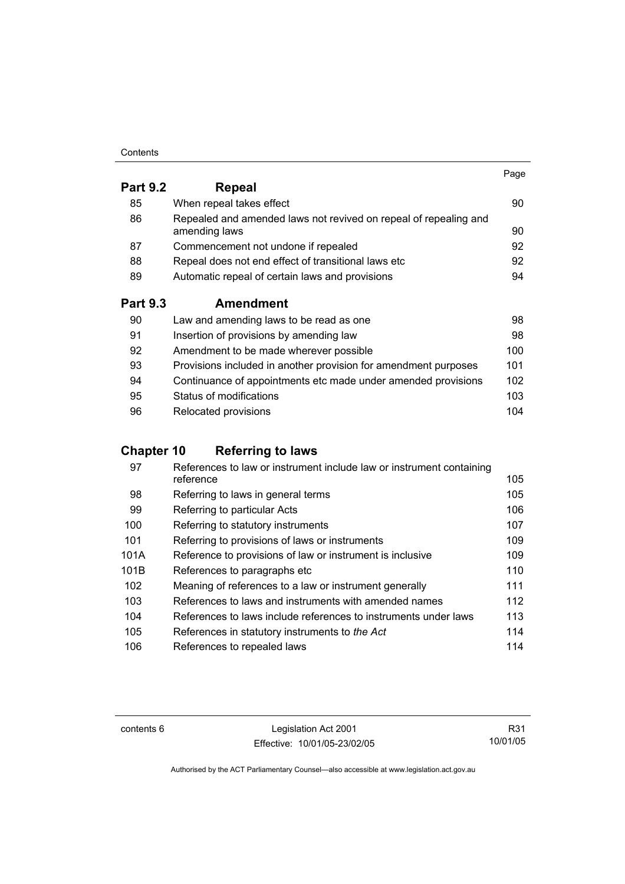| | | Page |
|---|---|---|
| **Part 9.2** | **Repeal** | |
| 85 | When repeal takes effect | 90 |
| 86 | Repealed and amended laws not revived on repeal of repealing and amending laws | 90 |
| 87 | Commencement not undone if repealed | 92 |
| 88 | Repeal does not end effect of transitional laws etc | 92 |
| 89 | Automatic repeal of certain laws and provisions | 94 |
| **Part 9.3** | **Amendment** | |
| 90 | Law and amending laws to be read as one | 98 |
| 91 | Insertion of provisions by amending law | 98 |
| 92 | Amendment to be made wherever possible | 100 |
| 93 | Provisions included in another provision for amendment purposes | 101 |
| 94 | Continuance of appointments etc made under amended provisions | 102 |
| 95 | Status of modifications | 103 |
| 96 | Relocated provisions | 104 |
| **Chapter 10** | **Referring to laws** | |
| 97 | References to law or instrument include law or instrument containing reference | 105 |
| 98 | Referring to laws in general terms | 105 |
| 99 | Referring to particular Acts | 106 |
| 100 | Referring to statutory instruments | 107 |
| 101 | Referring to provisions of laws or instruments | 109 |
| 101A | Reference to provisions of law or instrument is inclusive | 109 |
| 101B | References to paragraphs etc | 110 |
| 102 | Meaning of references to a law or instrument generally | 111 |
| 103 | References to laws and instruments with amended names | 112 |
| 104 | References to laws include references to instruments under laws | 113 |
| 105 | References in statutory instruments to *the Act* | 114 |
| 106 | References to repealed laws | 114 |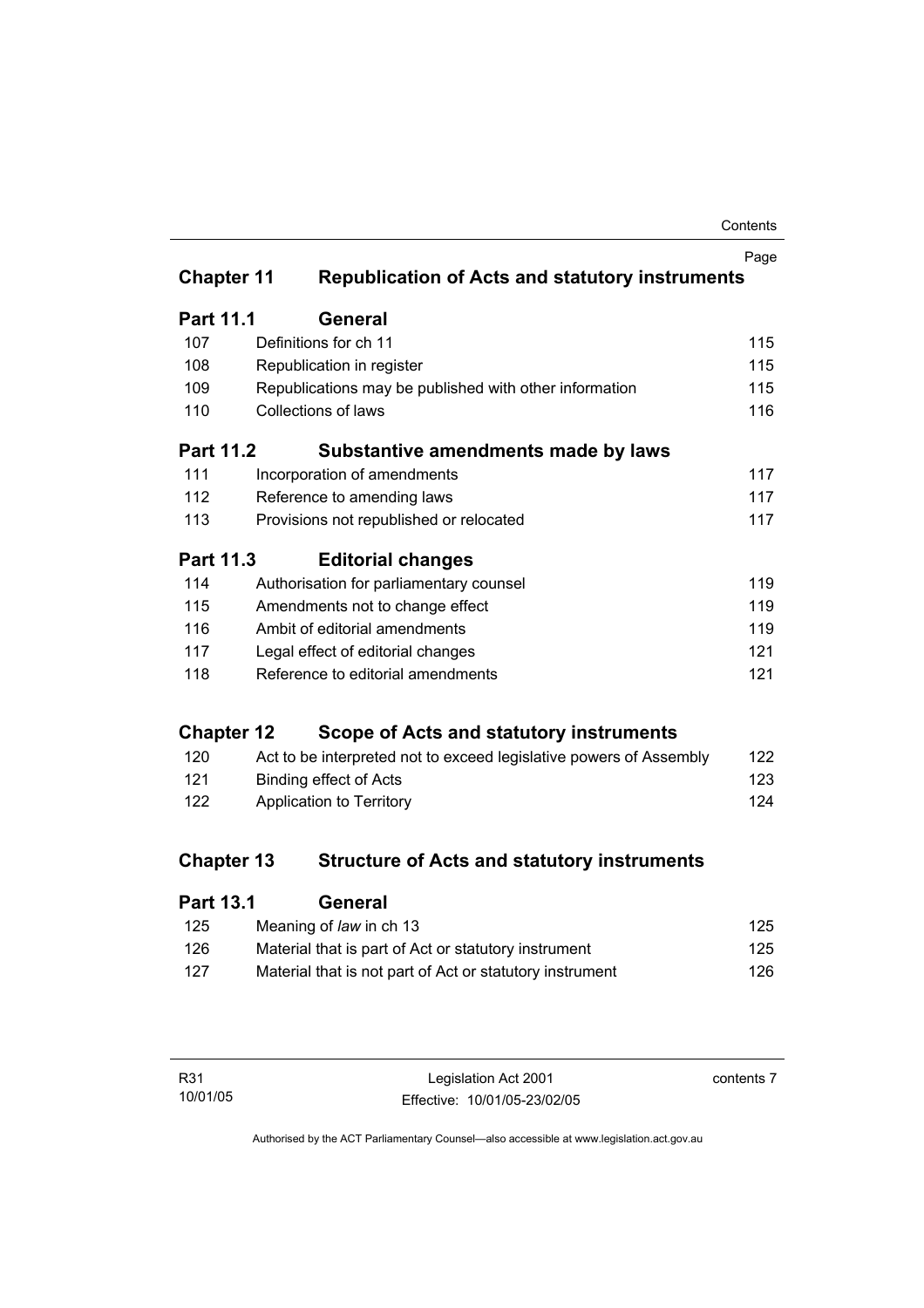| | | Page |
|---|---|---|
| **Chapter 11** | **Republication of Acts and statutory instruments** | |
| **Part 11.1** | **General** | |
| 107 | Definitions for ch 11 | 115 |
| 108 | Republication in register | 115 |
| 109 | Republications may be published with other information | 115 |
| 110 | Collections of laws | 116 |
| **Part 11.2** | **Substantive amendments made by laws** | |
| 111 | Incorporation of amendments | 117 |
| 112 | Reference to amending laws | 117 |
| 113 | Provisions not republished or relocated | 117 |
| **Part 11.3** | **Editorial changes** | |
| 114 | Authorisation for parliamentary counsel | 119 |
| 115 | Amendments not to change effect | 119 |
| 116 | Ambit of editorial amendments | 119 |
| 117 | Legal effect of editorial changes | 121 |
| 118 | Reference to editorial amendments | 121 |
| **Chapter 12** | **Scope of Acts and statutory instruments** | |
| 120 | Act to be interpreted not to exceed legislative powers of Assembly | 122 |
| 121 | Binding effect of Acts | 123 |
| 122 | Application to Territory | 124 |
| **Chapter 13** | **Structure of Acts and statutory instruments** | |
| **Part 13.1** | **General** | |
| 125 | Meaning of *law* in ch 13 | 125 |
| 126 | Material that is part of Act or statutory instrument | 125 |
| 127 | Material that is not part of Act or statutory instrument | 126 |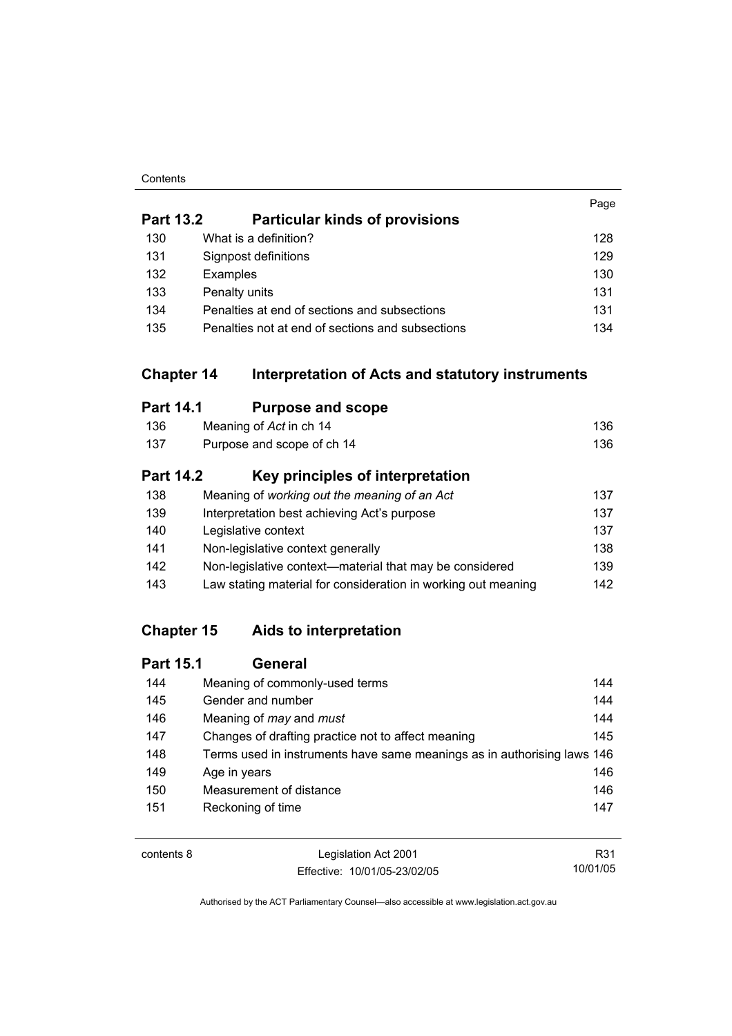| | | Page |
|---|---|---|
| **Part 13.2** | **Particular kinds of provisions** | |
| 130 | What is a definition? | 128 |
| 131 | Signpost definitions | 129 |
| 132 | Examples | 130 |
| 133 | Penalty units | 131 |
| 134 | Penalties at end of sections and subsections | 131 |
| 135 | Penalties not at end of sections and subsections | 134 |

## Chapter 14 Interpretation of Acts and statutory instruments

| | | |
|---|---|---|
| **Part 14.1** | **Purpose and scope** | |
| 136 | Meaning of *Act* in ch 14 | 136 |
| 137 | Purpose and scope of ch 14 | 136 |
| **Part 14.2** | **Key principles of interpretation** | |
| 138 | Meaning of *working out the meaning of an Act* | 137 |
| 139 | Interpretation best achieving Act's purpose | 137 |
| 140 | Legislative context | 137 |
| 141 | Non-legislative context generally | 138 |
| 142 | Non-legislative context—material that may be considered | 139 |
| 143 | Law stating material for consideration in working out meaning | 142 |

## Chapter 15 Aids to interpretation

| | | |
|---|---|---|
| **Part 15.1** | **General** | |
| 144 | Meaning of commonly-used terms | 144 |
| 145 | Gender and number | 144 |
| 146 | Meaning of *may* and *must* | 144 |
| 147 | Changes of drafting practice not to affect meaning | 145 |
| 148 | Terms used in instruments have same meanings as in authorising laws | 146 |
| 149 | Age in years | 146 |
| 150 | Measurement of distance | 146 |
| 151 | Reckoning of time | 147 |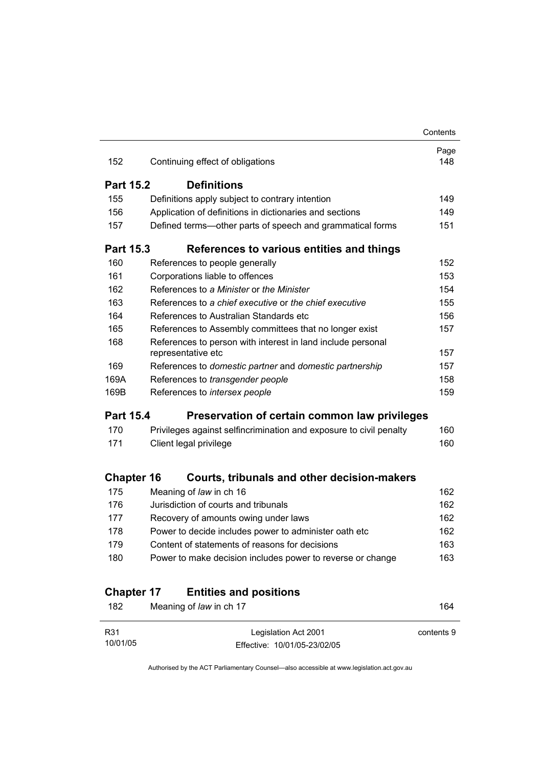| | | Page |
|---|---|---|
| 152 | Continuing effect of obligations | 148 |
| **Part 15.2** | **Definitions** | |
| 155 | Definitions apply subject to contrary intention | 149 |
| 156 | Application of definitions in dictionaries and sections | 149 |
| 157 | Defined terms—other parts of speech and grammatical forms | 151 |
| **Part 15.3** | **References to various entities and things** | |
| 160 | References to people generally | 152 |
| 161 | Corporations liable to offences | 153 |
| 162 | References to *a Minister* or *the Minister* | 154 |
| 163 | References to *a chief executive* or *the chief executive* | 155 |
| 164 | References to Australian Standards etc | 156 |
| 165 | References to Assembly committees that no longer exist | 157 |
| 168 | References to person with interest in land include personal representative etc | 157 |
| 169 | References to *domestic partner* and *domestic partnership* | 157 |
| 169A | References to *transgender people* | 158 |
| 169B | References to *intersex people* | 159 |
| **Part 15.4** | **Preservation of certain common law privileges** | |
| 170 | Privileges against selfincrimination and exposure to civil penalty | 160 |
| 171 | Client legal privilege | 160 |
| **Chapter 16** | **Courts, tribunals and other decision-makers** | |
| 175 | Meaning of *law* in ch 16 | 162 |
| 176 | Jurisdiction of courts and tribunals | 162 |
| 177 | Recovery of amounts owing under laws | 162 |
| 178 | Power to decide includes power to administer oath etc | 162 |
| 179 | Content of statements of reasons for decisions | 163 |
| 180 | Power to make decision includes power to reverse or change | 163 |
| **Chapter 17** | **Entities and positions** | |
| 182 | Meaning of *law* in ch 17 | 164 |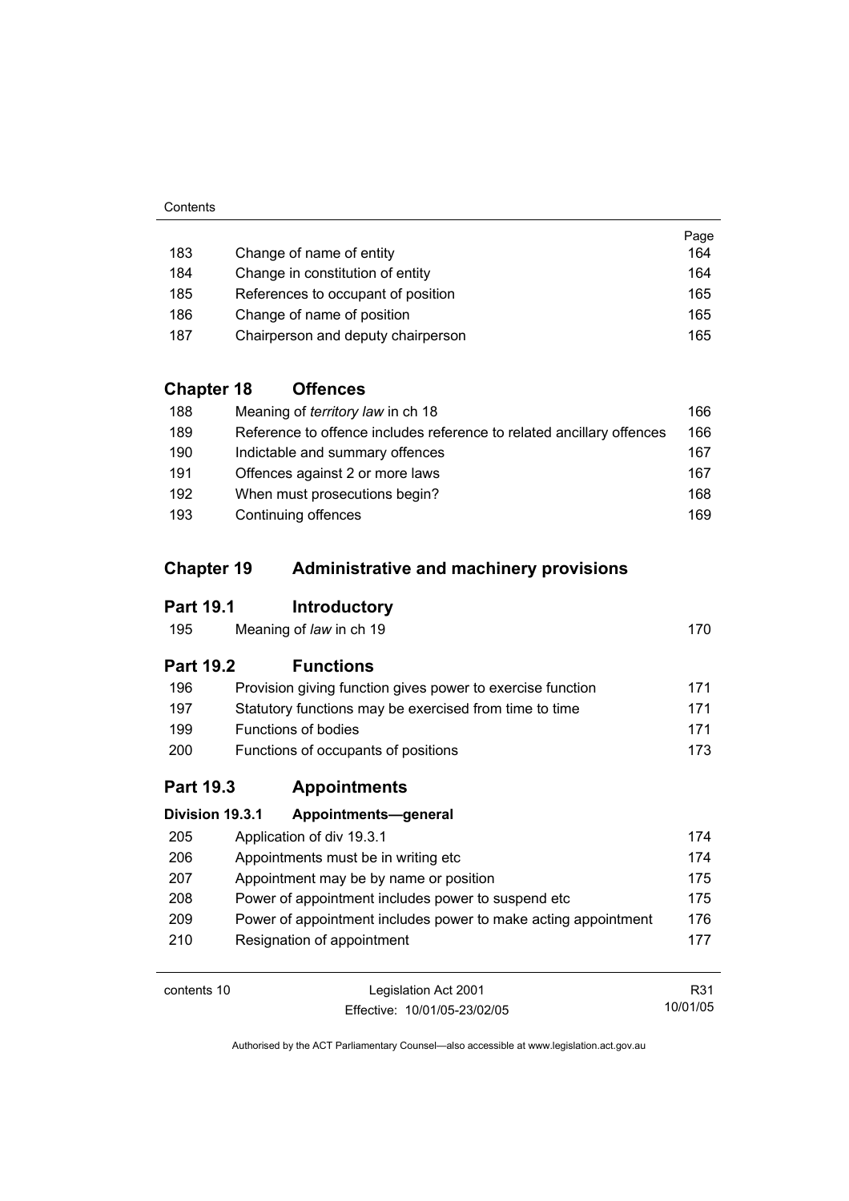| | | Page |
|---|---|---|
| 183 | Change of name of entity | 164 |
| 184 | Change in constitution of entity | 164 |
| 185 | References to occupant of position | 165 |
| 186 | Change of name of position | 165 |
| 187 | Chairperson and deputy chairperson | 165 |

## Chapter 18 Offences

| | | |
|---|---|---|
| 188 | Meaning of *territory law* in ch 18 | 166 |
| 189 | Reference to offence includes reference to related ancillary offences | 166 |
| 190 | Indictable and summary offences | 167 |
| 191 | Offences against 2 or more laws | 167 |
| 192 | When must prosecutions begin? | 168 |
| 193 | Continuing offences | 169 |

## Chapter 19 Administrative and machinery provisions

### Part 19.1 Introductory

| | | |
|---|---|---|
| 195 | Meaning of *law* in ch 19 | 170 |

### Part 19.2 Functions

| | | |
|---|---|---|
| 196 | Provision giving function gives power to exercise function | 171 |
| 197 | Statutory functions may be exercised from time to time | 171 |
| 199 | Functions of bodies | 171 |
| 200 | Functions of occupants of positions | 173 |

### Part 19.3 Appointments

#### Division 19.3.1 Appointments—general

| | | |
|---|---|---|
| 205 | Application of div 19.3.1 | 174 |
| 206 | Appointments must be in writing etc | 174 |
| 207 | Appointment may be by name or position | 175 |
| 208 | Power of appointment includes power to suspend etc | 175 |
| 209 | Power of appointment includes power to make acting appointment | 176 |
| 210 | Resignation of appointment | 177 |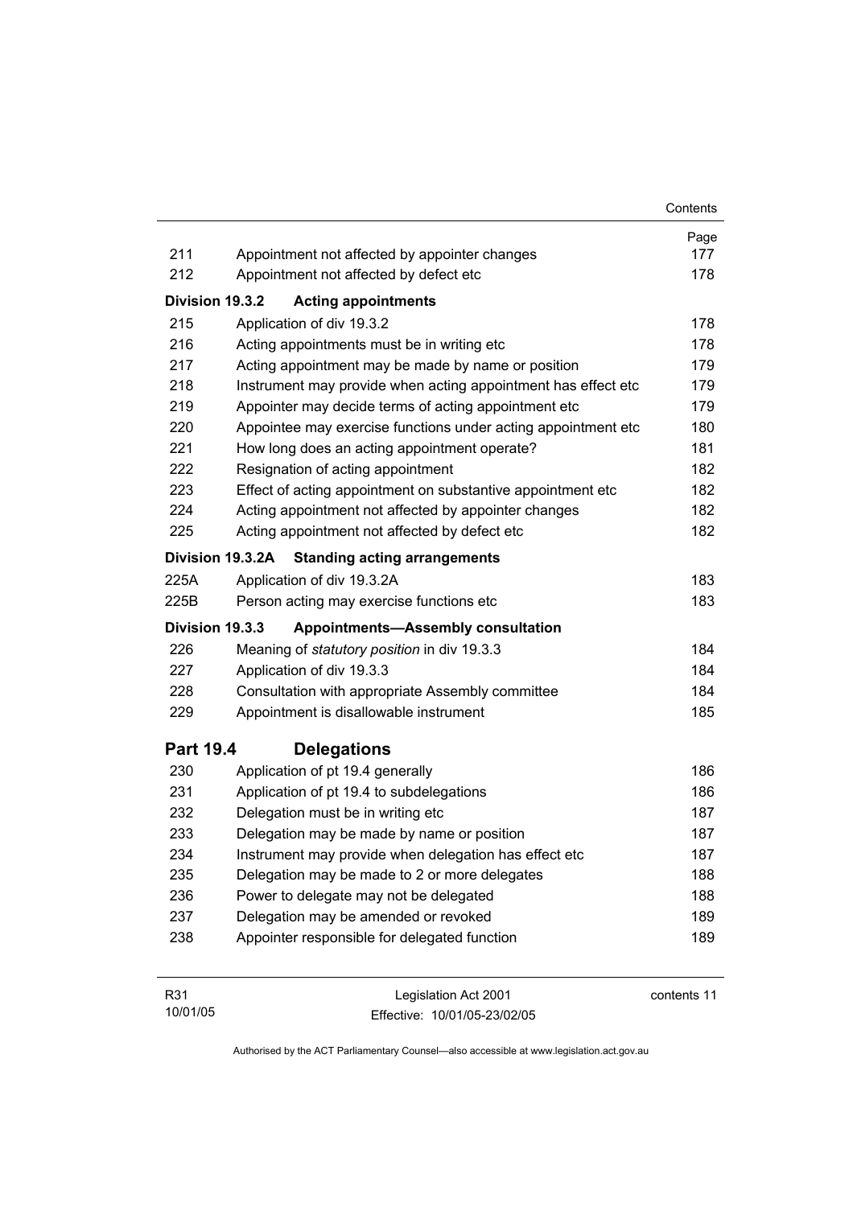| | | Page |
|---|---|---|
| 211 | Appointment not affected by appointer changes | 177 |
| 212 | Appointment not affected by defect etc | 178 |
| **Division 19.3.2** | **Acting appointments** | |
| 215 | Application of div 19.3.2 | 178 |
| 216 | Acting appointments must be in writing etc | 178 |
| 217 | Acting appointment may be made by name or position | 179 |
| 218 | Instrument may provide when acting appointment has effect etc | 179 |
| 219 | Appointer may decide terms of acting appointment etc | 179 |
| 220 | Appointee may exercise functions under acting appointment etc | 180 |
| 221 | How long does an acting appointment operate? | 181 |
| 222 | Resignation of acting appointment | 182 |
| 223 | Effect of acting appointment on substantive appointment etc | 182 |
| 224 | Acting appointment not affected by appointer changes | 182 |
| 225 | Acting appointment not affected by defect etc | 182 |
| **Division 19.3.2A** | **Standing acting arrangements** | |
| 225A | Application of div 19.3.2A | 183 |
| 225B | Person acting may exercise functions etc | 183 |
| **Division 19.3.3** | **Appointments—Assembly consultation** | |
| 226 | Meaning of *statutory position* in div 19.3.3 | 184 |
| 227 | Application of div 19.3.3 | 184 |
| 228 | Consultation with appropriate Assembly committee | 184 |
| 229 | Appointment is disallowable instrument | 185 |
| **Part 19.4** | **Delegations** | |
| 230 | Application of pt 19.4 generally | 186 |
| 231 | Application of pt 19.4 to subdelegations | 186 |
| 232 | Delegation must be in writing etc | 187 |
| 233 | Delegation may be made by name or position | 187 |
| 234 | Instrument may provide when delegation has effect etc | 187 |
| 235 | Delegation may be made to 2 or more delegates | 188 |
| 236 | Power to delegate may not be delegated | 188 |
| 237 | Delegation may be amended or revoked | 189 |
| 238 | Appointer responsible for delegated function | 189 |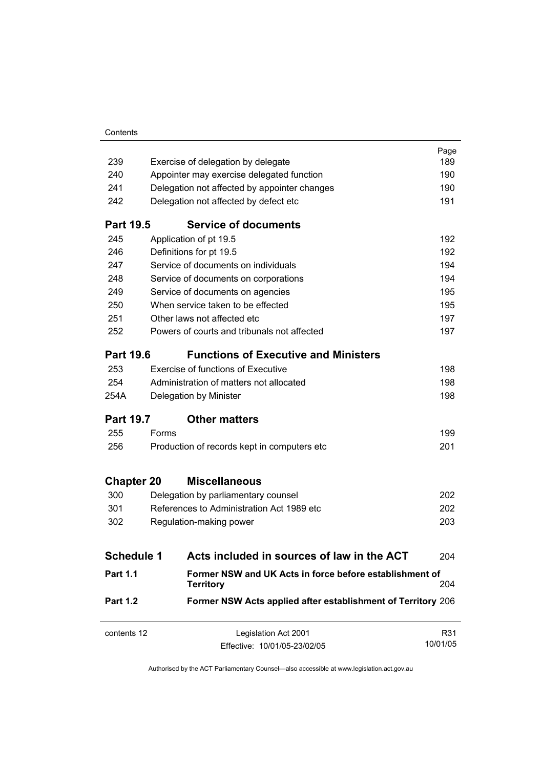| | | Page |
|---|---|---|
| 239 | Exercise of delegation by delegate | 189 |
| 240 | Appointer may exercise delegated function | 190 |
| 241 | Delegation not affected by appointer changes | 190 |
| 242 | Delegation not affected by defect etc | 191 |
| **Part 19.5** | **Service of documents** | |
| 245 | Application of pt 19.5 | 192 |
| 246 | Definitions for pt 19.5 | 192 |
| 247 | Service of documents on individuals | 194 |
| 248 | Service of documents on corporations | 194 |
| 249 | Service of documents on agencies | 195 |
| 250 | When service taken to be effected | 195 |
| 251 | Other laws not affected etc | 197 |
| 252 | Powers of courts and tribunals not affected | 197 |
| **Part 19.6** | **Functions of Executive and Ministers** | |
| 253 | Exercise of functions of Executive | 198 |
| 254 | Administration of matters not allocated | 198 |
| 254A | Delegation by Minister | 198 |
| **Part 19.7** | **Other matters** | |
| 255 | Forms | 199 |
| 256 | Production of records kept in computers etc | 201 |
| **Chapter 20** | **Miscellaneous** | |
| 300 | Delegation by parliamentary counsel | 202 |
| 301 | References to Administration Act 1989 etc | 202 |
| 302 | Regulation-making power | 203 |
| **Schedule 1** | **Acts included in sources of law in the ACT** | 204 |
| **Part 1.1** | **Former NSW and UK Acts in force before establishment of Territory** | 204 |
| **Part 1.2** | **Former NSW Acts applied after establishment of Territory** | 206 |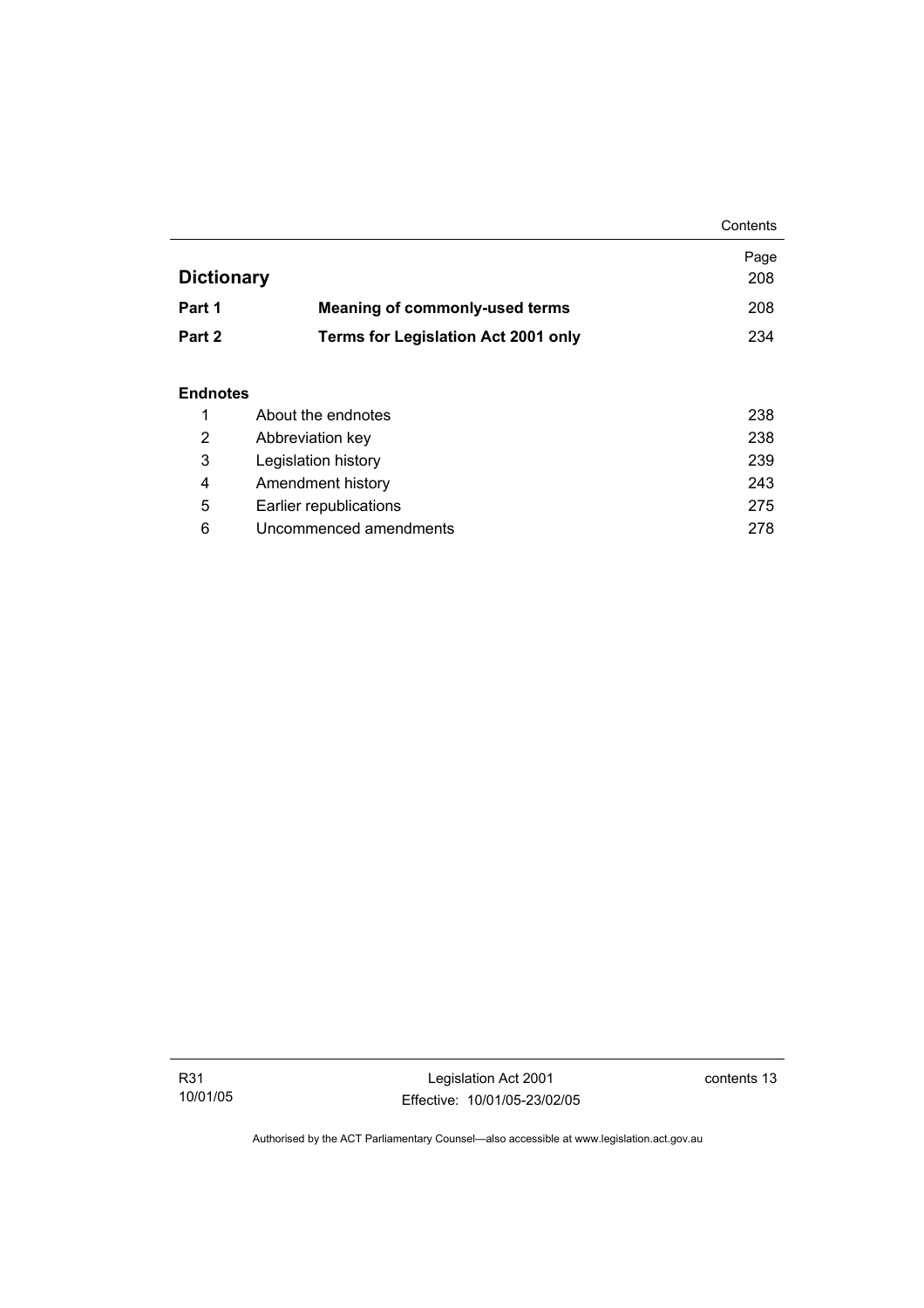| | | Page |
|---|---|---|
| **Dictionary** | | 208 |
| **Part 1** | **Meaning of commonly-used terms** | 208 |
| **Part 2** | **Terms for Legislation Act 2001 only** | 234 |

**Endnotes**

| | | |
|---|---|---|
| 1 | About the endnotes | 238 |
| 2 | Abbreviation key | 238 |
| 3 | Legislation history | 239 |
| 4 | Amendment history | 243 |
| 5 | Earlier republications | 275 |
| 6 | Uncommenced amendments | 278 |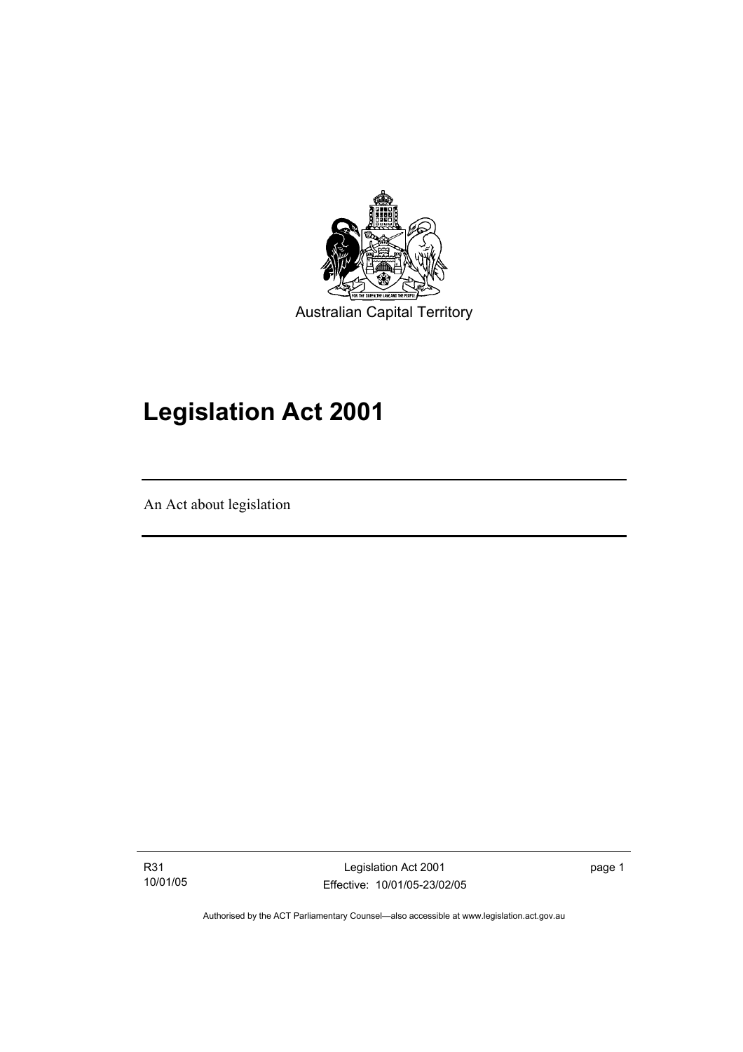Australian Capital Territory

# Legislation Act 2001

An Act about legislation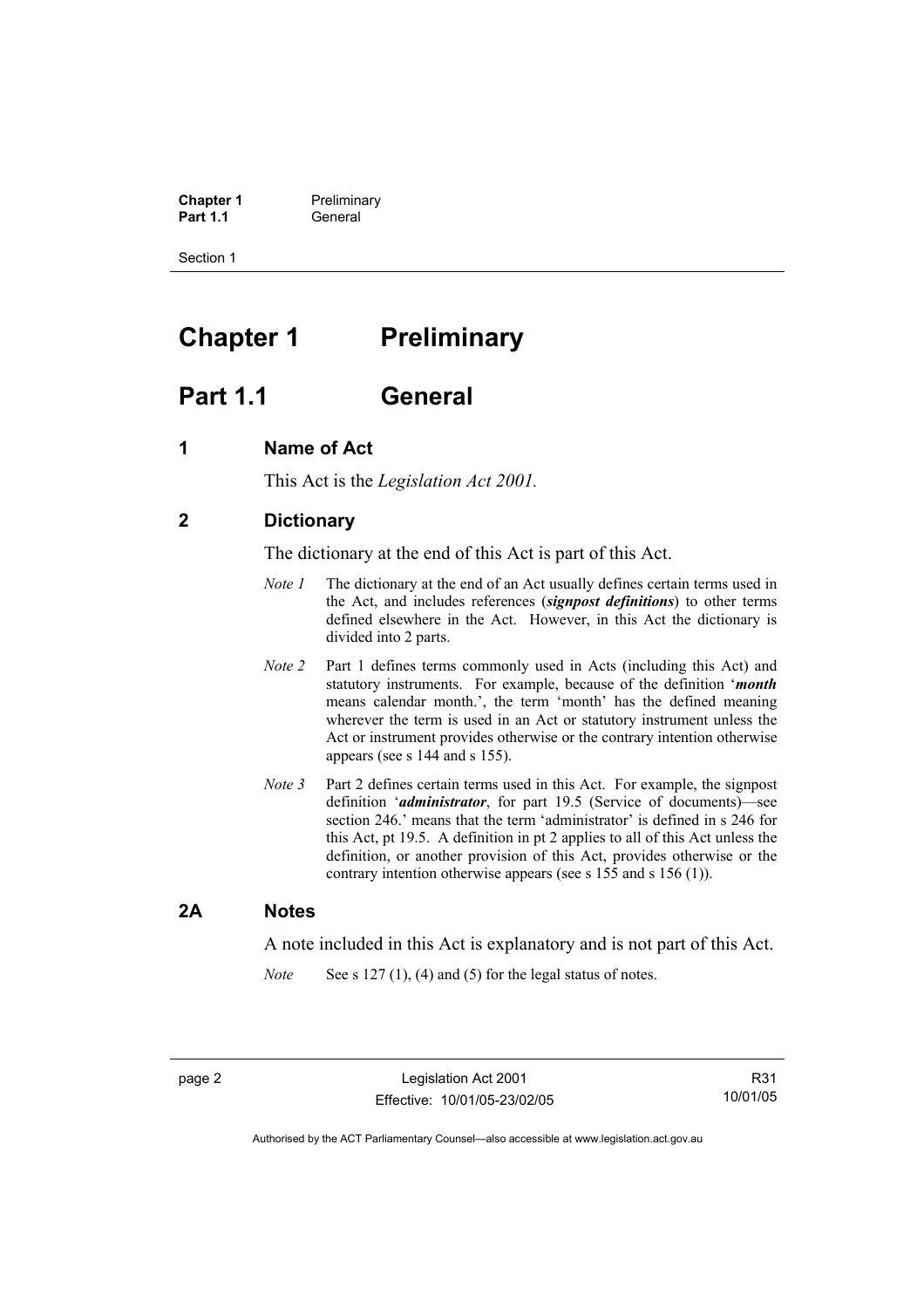# Chapter 1 Preliminary

## Part 1.1 General

### 1 Name of Act

This Act is the *Legislation Act 2001*.

### 2 Dictionary

The dictionary at the end of this Act is part of this Act.

*Note 1* The dictionary at the end of an Act usually defines certain terms used in the Act, and includes references (***signpost definitions***) to other terms defined elsewhere in the Act. However, in this Act the dictionary is divided into 2 parts.

*Note 2* Part 1 defines terms commonly used in Acts (including this Act) and statutory instruments. For example, because of the definition '***month*** means calendar month.', the term 'month' has the defined meaning wherever the term is used in an Act or statutory instrument unless the Act or instrument provides otherwise or the contrary intention otherwise appears (see s 144 and s 155).

*Note 3* Part 2 defines certain terms used in this Act. For example, the signpost definition '***administrator***, for part 19.5 (Service of documents)—see section 246.' means that the term 'administrator' is defined in s 246 for this Act, pt 19.5. A definition in pt 2 applies to all of this Act unless the definition, or another provision of this Act, provides otherwise or the contrary intention otherwise appears (see s 155 and s 156 (1)).

### 2A Notes

A note included in this Act is explanatory and is not part of this Act.

*Note* See s 127 (1), (4) and (5) for the legal status of notes.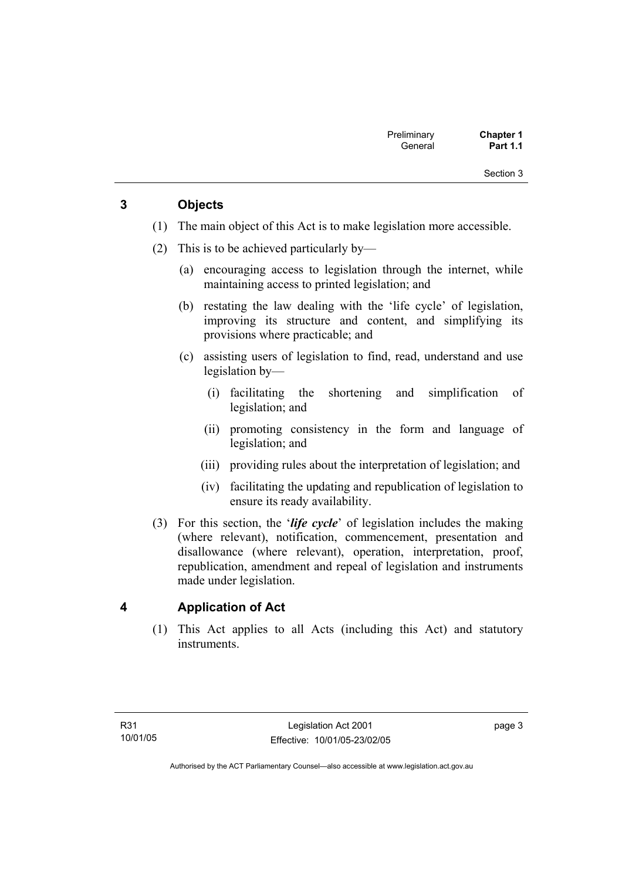## 3 Objects

(1) The main object of this Act is to make legislation more accessible.

(2) This is to be achieved particularly by—

(a) encouraging access to legislation through the internet, while maintaining access to printed legislation; and

(b) restating the law dealing with the 'life cycle' of legislation, improving its structure and content, and simplifying its provisions where practicable; and

(c) assisting users of legislation to find, read, understand and use legislation by—

(i) facilitating the shortening and simplification of legislation; and

(ii) promoting consistency in the form and language of legislation; and

(iii) providing rules about the interpretation of legislation; and

(iv) facilitating the updating and republication of legislation to ensure its ready availability.

(3) For this section, the '***life cycle***' of legislation includes the making (where relevant), notification, commencement, presentation and disallowance (where relevant), operation, interpretation, proof, republication, amendment and repeal of legislation and instruments made under legislation.

## 4 Application of Act

(1) This Act applies to all Acts (including this Act) and statutory instruments.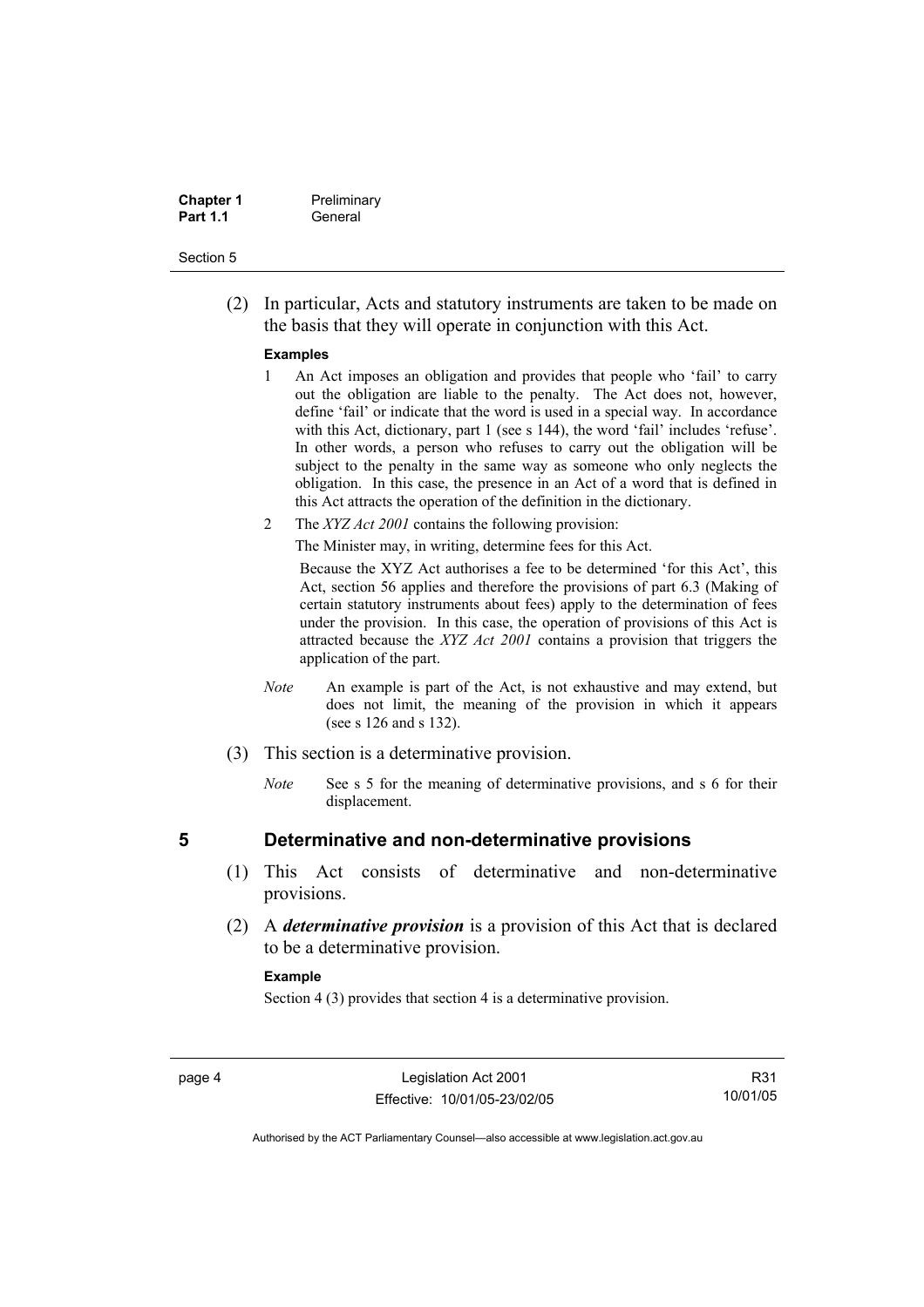(2) In particular, Acts and statutory instruments are taken to be made on the basis that they will operate in conjunction with this Act.

**Examples**

1 An Act imposes an obligation and provides that people who 'fail' to carry out the obligation are liable to the penalty. The Act does not, however, define 'fail' or indicate that the word is used in a special way. In accordance with this Act, dictionary, part 1 (see s 144), the word 'fail' includes 'refuse'. In other words, a person who refuses to carry out the obligation will be subject to the penalty in the same way as someone who only neglects the obligation. In this case, the presence in an Act of a word that is defined in this Act attracts the operation of the definition in the dictionary.

2 The *XYZ Act 2001* contains the following provision:

The Minister may, in writing, determine fees for this Act.

Because the XYZ Act authorises a fee to be determined 'for this Act', this Act, section 56 applies and therefore the provisions of part 6.3 (Making of certain statutory instruments about fees) apply to the determination of fees under the provision. In this case, the operation of provisions of this Act is attracted because the *XYZ Act 2001* contains a provision that triggers the application of the part.

*Note* An example is part of the Act, is not exhaustive and may extend, but does not limit, the meaning of the provision in which it appears (see s 126 and s 132).

(3) This section is a determinative provision.

*Note* See s 5 for the meaning of determinative provisions, and s 6 for their displacement.

## 5 Determinative and non-determinative provisions

(1) This Act consists of determinative and non-determinative provisions.

(2) A ***determinative provision*** is a provision of this Act that is declared to be a determinative provision.

**Example**

Section 4 (3) provides that section 4 is a determinative provision.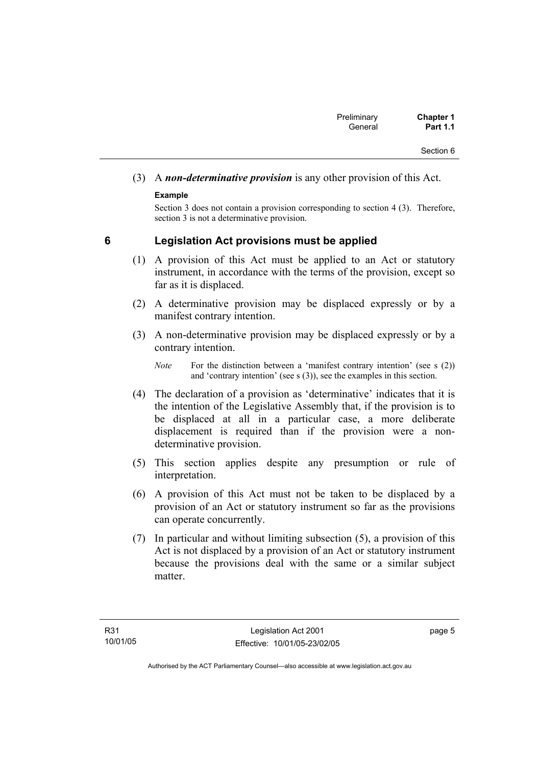(3) A ***non-determinative provision*** is any other provision of this Act.

**Example**

Section 3 does not contain a provision corresponding to section 4 (3). Therefore, section 3 is not a determinative provision.

## 6 Legislation Act provisions must be applied

(1) A provision of this Act must be applied to an Act or statutory instrument, in accordance with the terms of the provision, except so far as it is displaced.

(2) A determinative provision may be displaced expressly or by a manifest contrary intention.

(3) A non-determinative provision may be displaced expressly or by a contrary intention.

*Note* For the distinction between a 'manifest contrary intention' (see s (2)) and 'contrary intention' (see s (3)), see the examples in this section.

(4) The declaration of a provision as 'determinative' indicates that it is the intention of the Legislative Assembly that, if the provision is to be displaced at all in a particular case, a more deliberate displacement is required than if the provision were a non-determinative provision.

(5) This section applies despite any presumption or rule of interpretation.

(6) A provision of this Act must not be taken to be displaced by a provision of an Act or statutory instrument so far as the provisions can operate concurrently.

(7) In particular and without limiting subsection (5), a provision of this Act is not displaced by a provision of an Act or statutory instrument because the provisions deal with the same or a similar subject matter.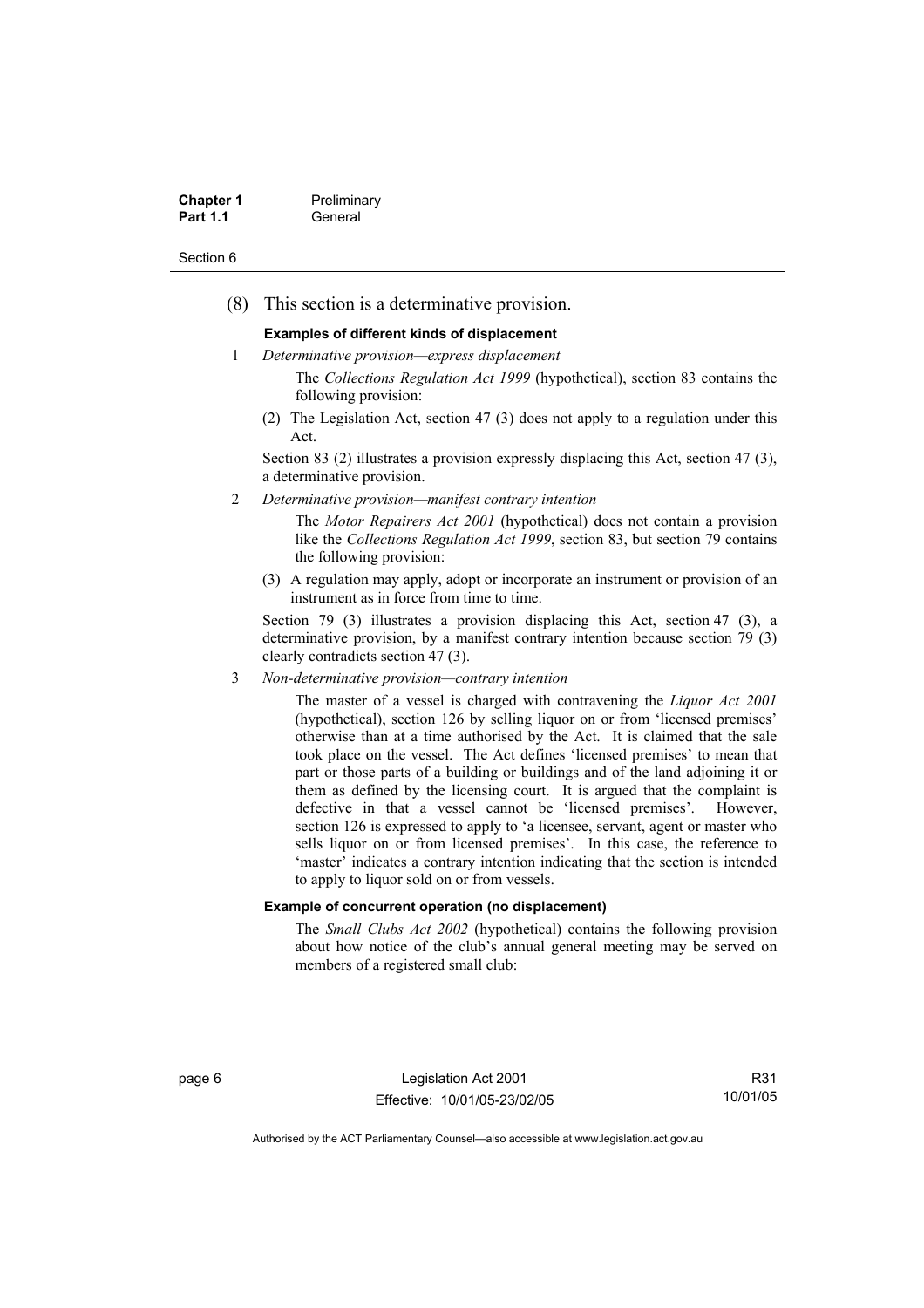(8) This section is a determinative provision.

**Examples of different kinds of displacement**

1 *Determinative provision—express displacement*

The *Collections Regulation Act 1999* (hypothetical), section 83 contains the following provision:

(2) The Legislation Act, section 47 (3) does not apply to a regulation under this Act.

Section 83 (2) illustrates a provision expressly displacing this Act, section 47 (3), a determinative provision.

2 *Determinative provision—manifest contrary intention*

The *Motor Repairers Act 2001* (hypothetical) does not contain a provision like the *Collections Regulation Act 1999*, section 83, but section 79 contains the following provision:

(3) A regulation may apply, adopt or incorporate an instrument or provision of an instrument as in force from time to time.

Section 79 (3) illustrates a provision displacing this Act, section 47 (3), a determinative provision, by a manifest contrary intention because section 79 (3) clearly contradicts section 47 (3).

3 *Non-determinative provision—contrary intention*

The master of a vessel is charged with contravening the *Liquor Act 2001* (hypothetical), section 126 by selling liquor on or from 'licensed premises' otherwise than at a time authorised by the Act. It is claimed that the sale took place on the vessel. The Act defines 'licensed premises' to mean that part or those parts of a building or buildings and of the land adjoining it or them as defined by the licensing court. It is argued that the complaint is defective in that a vessel cannot be 'licensed premises'. However, section 126 is expressed to apply to 'a licensee, servant, agent or master who sells liquor on or from licensed premises'. In this case, the reference to 'master' indicates a contrary intention indicating that the section is intended to apply to liquor sold on or from vessels.

**Example of concurrent operation (no displacement)**

The *Small Clubs Act 2002* (hypothetical) contains the following provision about how notice of the club's annual general meeting may be served on members of a registered small club: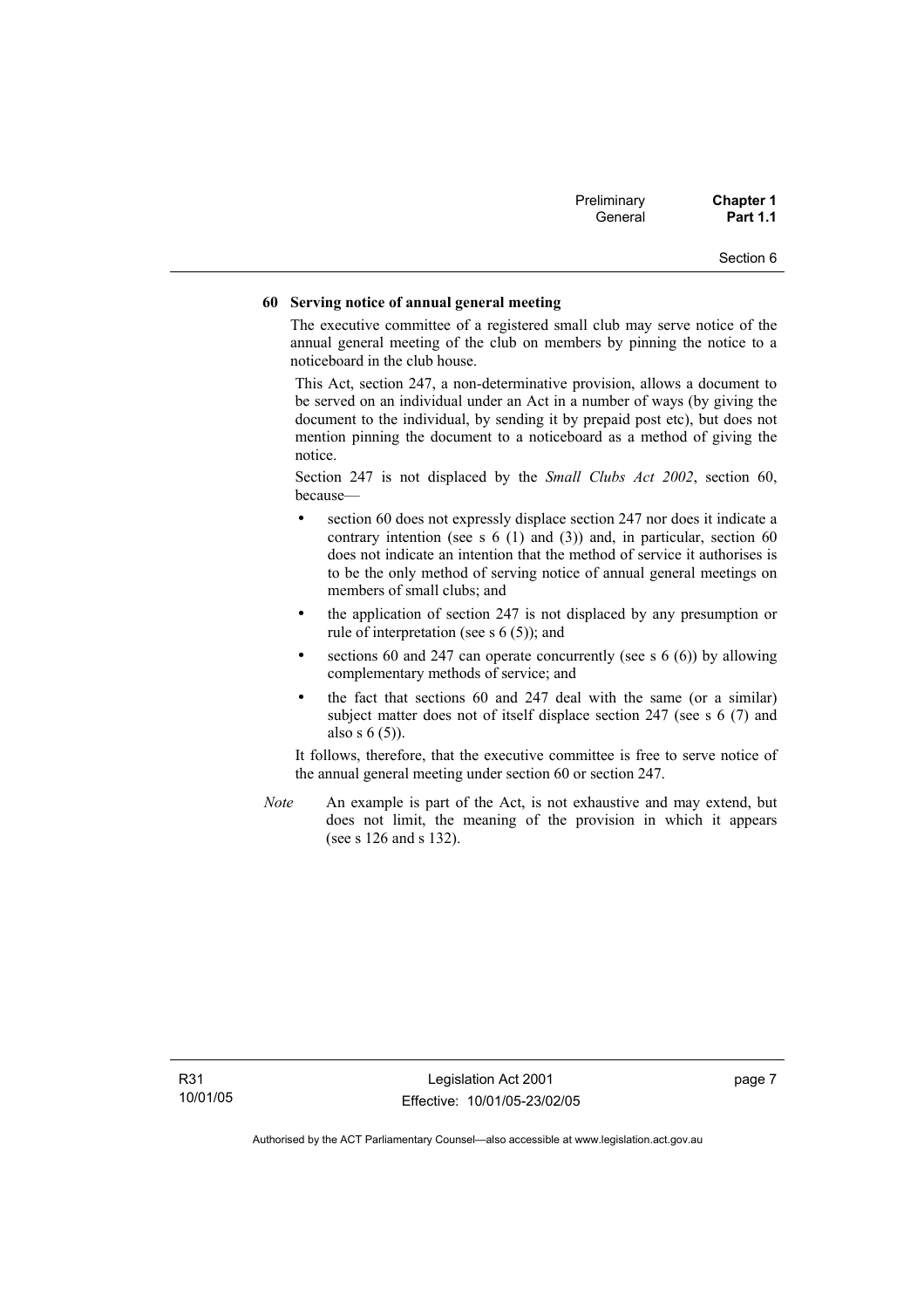**60 Serving notice of annual general meeting**

The executive committee of a registered small club may serve notice of the annual general meeting of the club on members by pinning the notice to a noticeboard in the club house.

This Act, section 247, a non-determinative provision, allows a document to be served on an individual under an Act in a number of ways (by giving the document to the individual, by sending it by prepaid post etc), but does not mention pinning the document to a noticeboard as a method of giving the notice.

Section 247 is not displaced by the *Small Clubs Act 2002*, section 60, because—

- section 60 does not expressly displace section 247 nor does it indicate a contrary intention (see s 6 (1) and (3)) and, in particular, section 60 does not indicate an intention that the method of service it authorises is to be the only method of serving notice of annual general meetings on members of small clubs; and
- the application of section 247 is not displaced by any presumption or rule of interpretation (see s 6 (5)); and
- sections 60 and 247 can operate concurrently (see s 6 (6)) by allowing complementary methods of service; and
- the fact that sections 60 and 247 deal with the same (or a similar) subject matter does not of itself displace section 247 (see s 6 (7) and also s 6 (5)).

It follows, therefore, that the executive committee is free to serve notice of the annual general meeting under section 60 or section 247.

*Note* An example is part of the Act, is not exhaustive and may extend, but does not limit, the meaning of the provision in which it appears (see s 126 and s 132).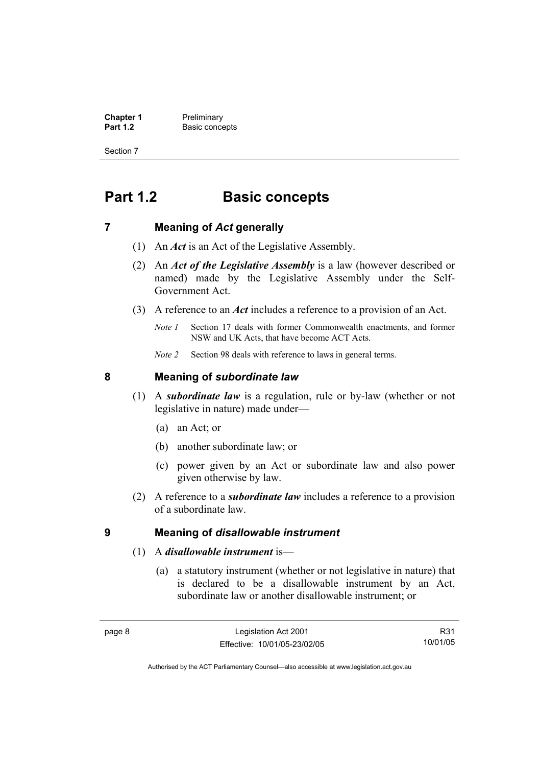# Part 1.2 Basic concepts

## 7 Meaning of *Act* generally

(1) An ***Act*** is an Act of the Legislative Assembly.

(2) An ***Act of the Legislative Assembly*** is a law (however described or named) made by the Legislative Assembly under the Self-Government Act.

(3) A reference to an ***Act*** includes a reference to a provision of an Act.

*Note 1* Section 17 deals with former Commonwealth enactments, and former NSW and UK Acts, that have become ACT Acts.

*Note 2* Section 98 deals with reference to laws in general terms.

## 8 Meaning of *subordinate law*

(1) A ***subordinate law*** is a regulation, rule or by-law (whether or not legislative in nature) made under—

(a) an Act; or

(b) another subordinate law; or

(c) power given by an Act or subordinate law and also power given otherwise by law.

(2) A reference to a ***subordinate law*** includes a reference to a provision of a subordinate law.

## 9 Meaning of *disallowable instrument*

(1) A ***disallowable instrument*** is—

(a) a statutory instrument (whether or not legislative in nature) that is declared to be a disallowable instrument by an Act, subordinate law or another disallowable instrument; or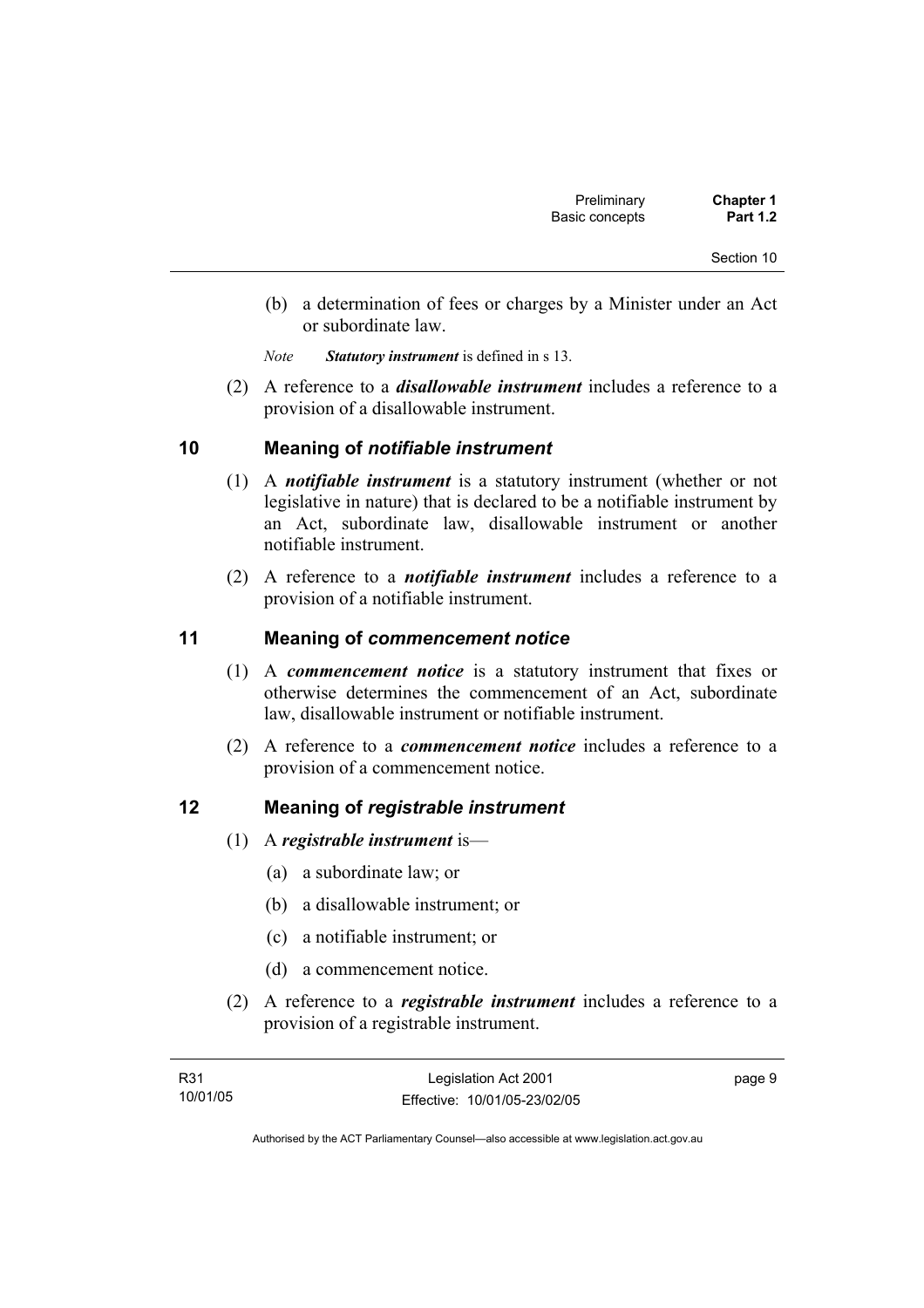(b) a determination of fees or charges by a Minister under an Act or subordinate law.

*Note* ***Statutory instrument*** is defined in s 13.

(2) A reference to a ***disallowable instrument*** includes a reference to a provision of a disallowable instrument.

## 10 Meaning of *notifiable instrument*

(1) A ***notifiable instrument*** is a statutory instrument (whether or not legislative in nature) that is declared to be a notifiable instrument by an Act, subordinate law, disallowable instrument or another notifiable instrument.

(2) A reference to a ***notifiable instrument*** includes a reference to a provision of a notifiable instrument.

## 11 Meaning of *commencement notice*

(1) A ***commencement notice*** is a statutory instrument that fixes or otherwise determines the commencement of an Act, subordinate law, disallowable instrument or notifiable instrument.

(2) A reference to a ***commencement notice*** includes a reference to a provision of a commencement notice.

## 12 Meaning of *registrable instrument*

(1) A ***registrable instrument*** is—

(a) a subordinate law; or

(b) a disallowable instrument; or

(c) a notifiable instrument; or

(d) a commencement notice.

(2) A reference to a ***registrable instrument*** includes a reference to a provision of a registrable instrument.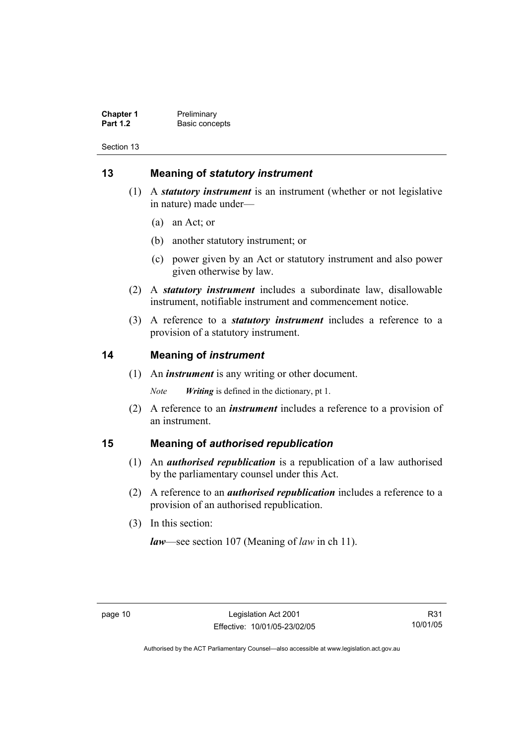## 13 Meaning of *statutory instrument*

(1) A ***statutory instrument*** is an instrument (whether or not legislative in nature) made under—

(a) an Act; or

(b) another statutory instrument; or

(c) power given by an Act or statutory instrument and also power given otherwise by law.

(2) A ***statutory instrument*** includes a subordinate law, disallowable instrument, notifiable instrument and commencement notice.

(3) A reference to a ***statutory instrument*** includes a reference to a provision of a statutory instrument.

## 14 Meaning of *instrument*

(1) An ***instrument*** is any writing or other document.

*Note* ***Writing*** is defined in the dictionary, pt 1.

(2) A reference to an ***instrument*** includes a reference to a provision of an instrument.

## 15 Meaning of *authorised republication*

(1) An ***authorised republication*** is a republication of a law authorised by the parliamentary counsel under this Act.

(2) A reference to an ***authorised republication*** includes a reference to a provision of an authorised republication.

(3) In this section:

***law***—see section 107 (Meaning of *law* in ch 11).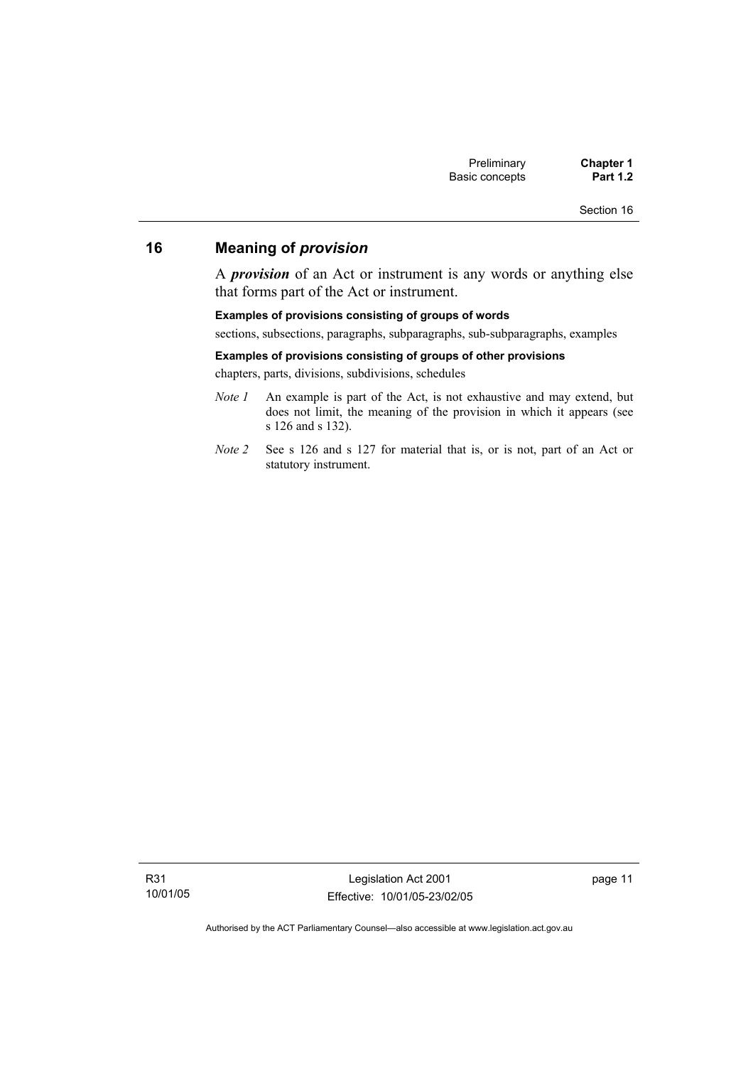## 16 Meaning of *provision*

A ***provision*** of an Act or instrument is any words or anything else that forms part of the Act or instrument.

**Examples of provisions consisting of groups of words**

sections, subsections, paragraphs, subparagraphs, sub-subparagraphs, examples

**Examples of provisions consisting of groups of other provisions**

chapters, parts, divisions, subdivisions, schedules

*Note 1* An example is part of the Act, is not exhaustive and may extend, but does not limit, the meaning of the provision in which it appears (see s 126 and s 132).

*Note 2* See s 126 and s 127 for material that is, or is not, part of an Act or statutory instrument.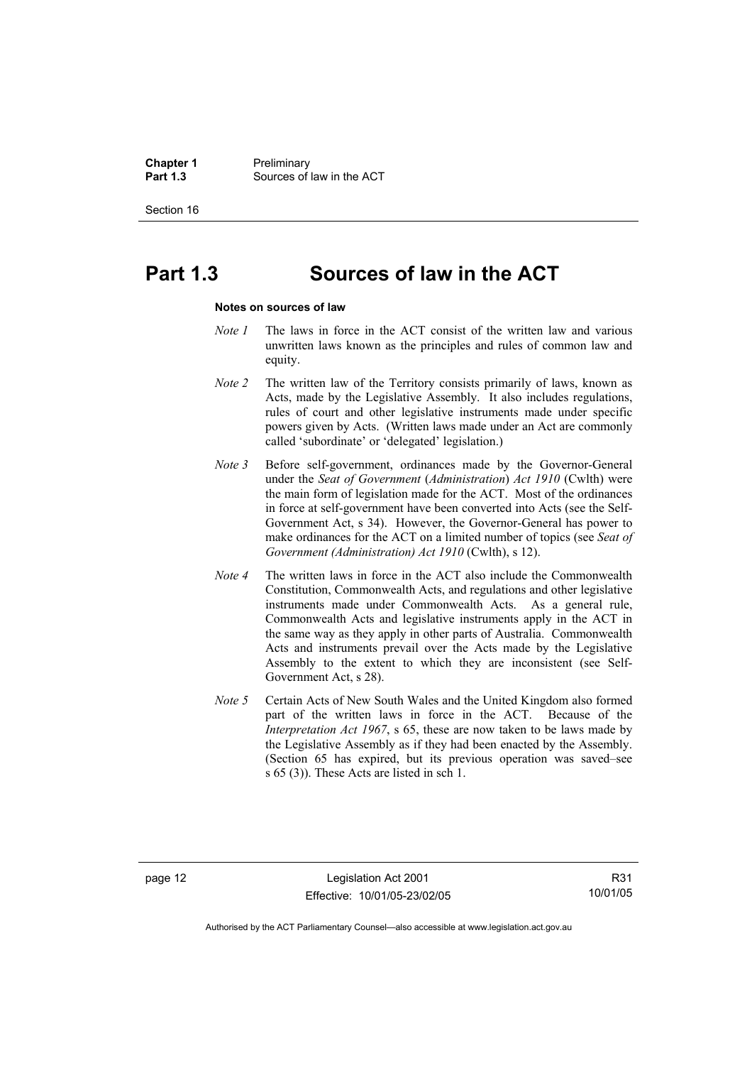# Part 1.3 Sources of law in the ACT

**Notes on sources of law**

*Note 1* The laws in force in the ACT consist of the written law and various unwritten laws known as the principles and rules of common law and equity.

*Note 2* The written law of the Territory consists primarily of laws, known as Acts, made by the Legislative Assembly. It also includes regulations, rules of court and other legislative instruments made under specific powers given by Acts. (Written laws made under an Act are commonly called 'subordinate' or 'delegated' legislation.)

*Note 3* Before self-government, ordinances made by the Governor-General under the *Seat of Government* (*Administration*) *Act 1910* (Cwlth) were the main form of legislation made for the ACT. Most of the ordinances in force at self-government have been converted into Acts (see the Self-Government Act, s 34). However, the Governor-General has power to make ordinances for the ACT on a limited number of topics (see *Seat of Government (Administration) Act 1910* (Cwlth), s 12).

*Note 4* The written laws in force in the ACT also include the Commonwealth Constitution, Commonwealth Acts, and regulations and other legislative instruments made under Commonwealth Acts. As a general rule, Commonwealth Acts and legislative instruments apply in the ACT in the same way as they apply in other parts of Australia. Commonwealth Acts and instruments prevail over the Acts made by the Legislative Assembly to the extent to which they are inconsistent (see Self-Government Act, s 28).

*Note 5* Certain Acts of New South Wales and the United Kingdom also formed part of the written laws in force in the ACT. Because of the *Interpretation Act 1967*, s 65, these are now taken to be laws made by the Legislative Assembly as if they had been enacted by the Assembly. (Section 65 has expired, but its previous operation was saved–see s 65 (3)). These Acts are listed in sch 1.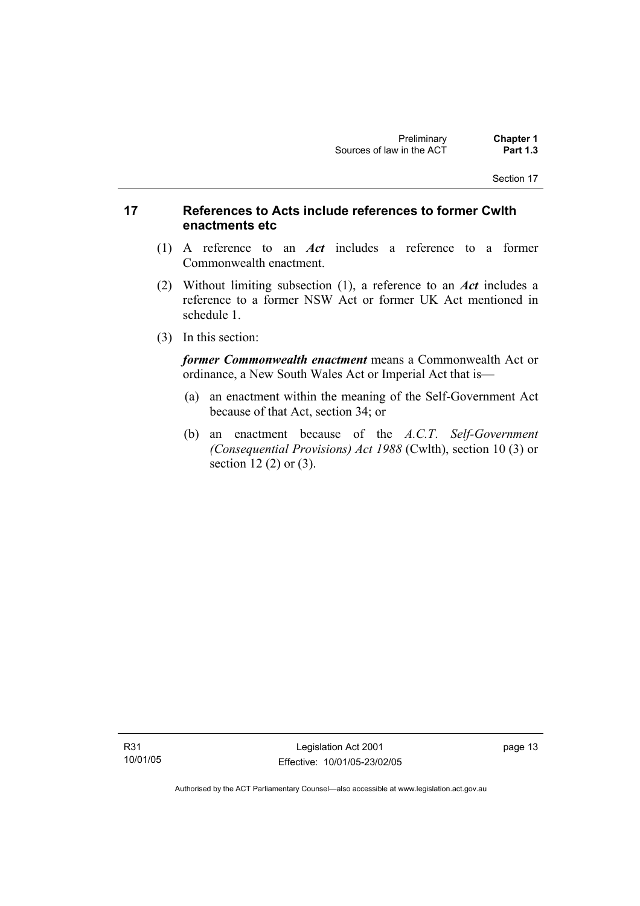## 17 References to Acts include references to former Cwlth enactments etc

(1) A reference to an ***Act*** includes a reference to a former Commonwealth enactment.

(2) Without limiting subsection (1), a reference to an ***Act*** includes a reference to a former NSW Act or former UK Act mentioned in schedule 1.

(3) In this section:

***former Commonwealth enactment*** means a Commonwealth Act or ordinance, a New South Wales Act or Imperial Act that is—

(a) an enactment within the meaning of the Self-Government Act because of that Act, section 34; or

(b) an enactment because of the *A.C.T. Self-Government (Consequential Provisions) Act 1988* (Cwlth), section 10 (3) or section 12 (2) or (3).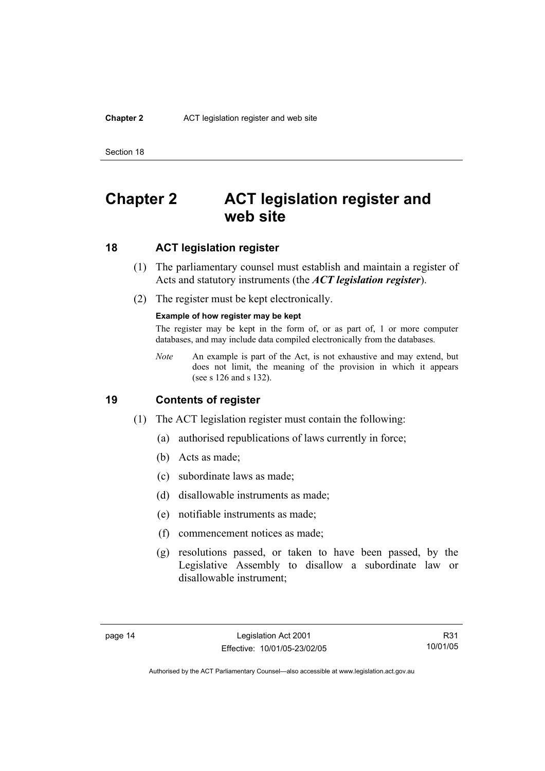# Chapter 2 ACT legislation register and web site

## 18 ACT legislation register

(1) The parliamentary counsel must establish and maintain a register of Acts and statutory instruments (the ***ACT legislation register***).

(2) The register must be kept electronically.

**Example of how register may be kept**

The register may be kept in the form of, or as part of, 1 or more computer databases, and may include data compiled electronically from the databases.

*Note* An example is part of the Act, is not exhaustive and may extend, but does not limit, the meaning of the provision in which it appears (see s 126 and s 132).

## 19 Contents of register

(1) The ACT legislation register must contain the following:

(a) authorised republications of laws currently in force;

(b) Acts as made;

(c) subordinate laws as made;

(d) disallowable instruments as made;

(e) notifiable instruments as made;

(f) commencement notices as made;

(g) resolutions passed, or taken to have been passed, by the Legislative Assembly to disallow a subordinate law or disallowable instrument;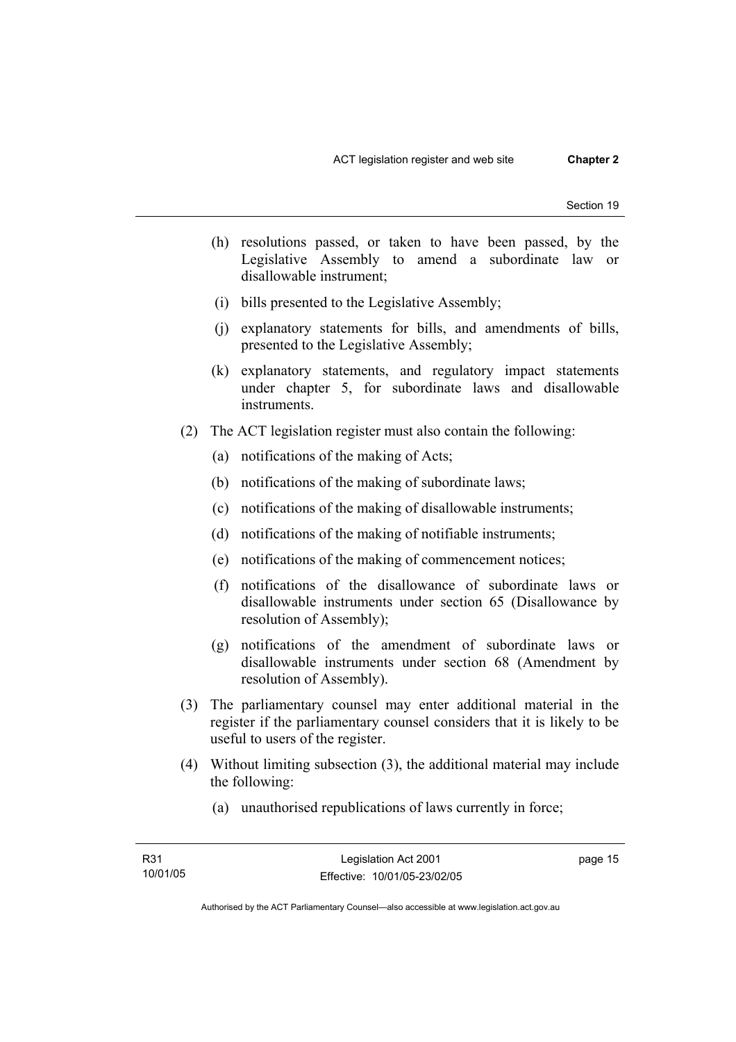(h) resolutions passed, or taken to have been passed, by the Legislative Assembly to amend a subordinate law or disallowable instrument;

(i) bills presented to the Legislative Assembly;

(j) explanatory statements for bills, and amendments of bills, presented to the Legislative Assembly;

(k) explanatory statements, and regulatory impact statements under chapter 5, for subordinate laws and disallowable instruments.

(2) The ACT legislation register must also contain the following:

(a) notifications of the making of Acts;

(b) notifications of the making of subordinate laws;

(c) notifications of the making of disallowable instruments;

(d) notifications of the making of notifiable instruments;

(e) notifications of the making of commencement notices;

(f) notifications of the disallowance of subordinate laws or disallowable instruments under section 65 (Disallowance by resolution of Assembly);

(g) notifications of the amendment of subordinate laws or disallowable instruments under section 68 (Amendment by resolution of Assembly).

(3) The parliamentary counsel may enter additional material in the register if the parliamentary counsel considers that it is likely to be useful to users of the register.

(4) Without limiting subsection (3), the additional material may include the following:

(a) unauthorised republications of laws currently in force;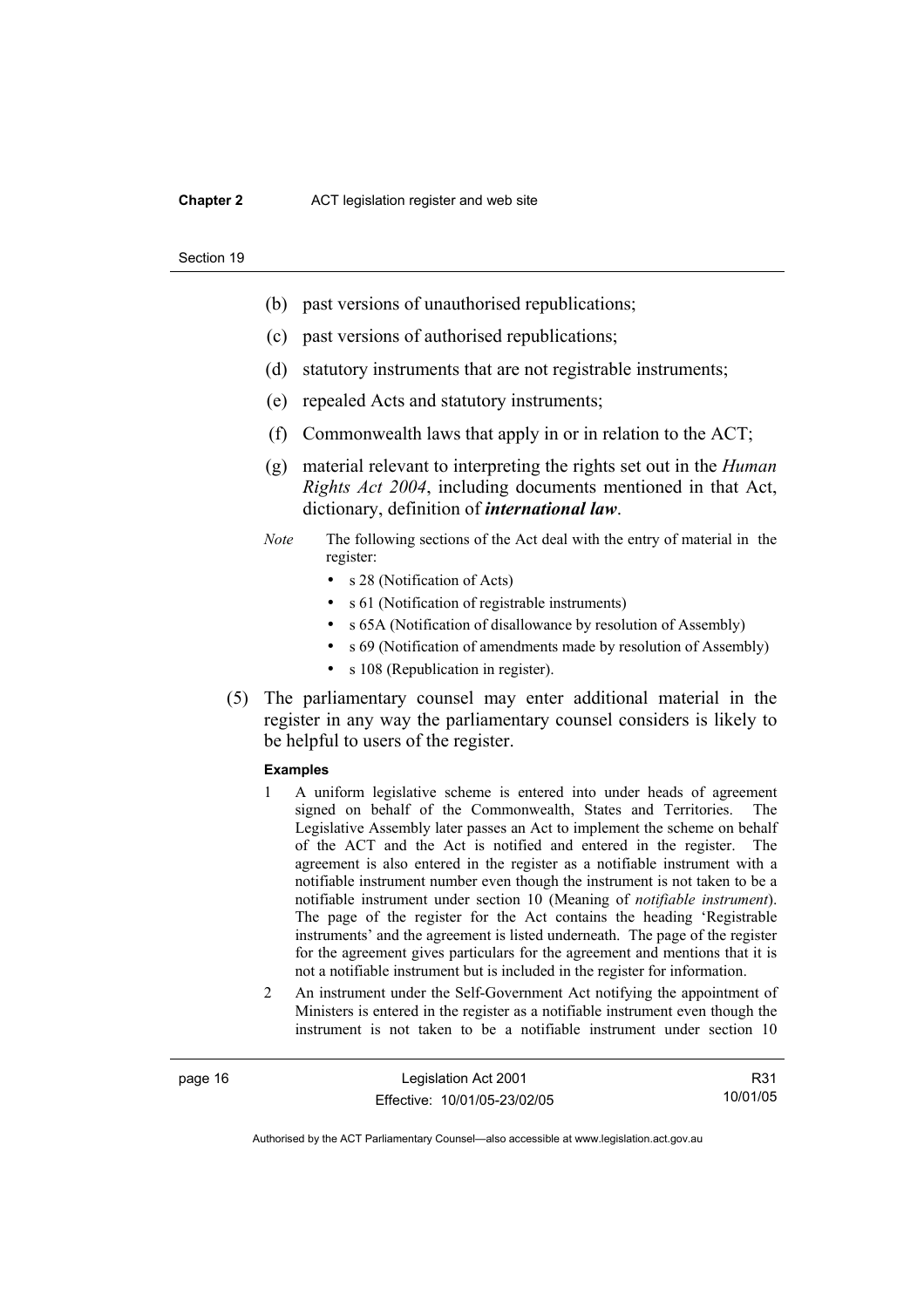(b) past versions of unauthorised republications;

(c) past versions of authorised republications;

(d) statutory instruments that are not registrable instruments;

(e) repealed Acts and statutory instruments;

(f) Commonwealth laws that apply in or in relation to the ACT;

(g) material relevant to interpreting the rights set out in the *Human Rights Act 2004*, including documents mentioned in that Act, dictionary, definition of ***international law***.

*Note* The following sections of the Act deal with the entry of material in the register:

- s 28 (Notification of Acts)
- s 61 (Notification of registrable instruments)
- s 65A (Notification of disallowance by resolution of Assembly)
- s 69 (Notification of amendments made by resolution of Assembly)
- s 108 (Republication in register).

(5) The parliamentary counsel may enter additional material in the register in any way the parliamentary counsel considers is likely to be helpful to users of the register.

**Examples**

1 A uniform legislative scheme is entered into under heads of agreement signed on behalf of the Commonwealth, States and Territories. The Legislative Assembly later passes an Act to implement the scheme on behalf of the ACT and the Act is notified and entered in the register. The agreement is also entered in the register as a notifiable instrument with a notifiable instrument number even though the instrument is not taken to be a notifiable instrument under section 10 (Meaning of *notifiable instrument*). The page of the register for the Act contains the heading 'Registrable instruments' and the agreement is listed underneath. The page of the register for the agreement gives particulars for the agreement and mentions that it is not a notifiable instrument but is included in the register for information.

2 An instrument under the Self-Government Act notifying the appointment of Ministers is entered in the register as a notifiable instrument even though the instrument is not taken to be a notifiable instrument under section 10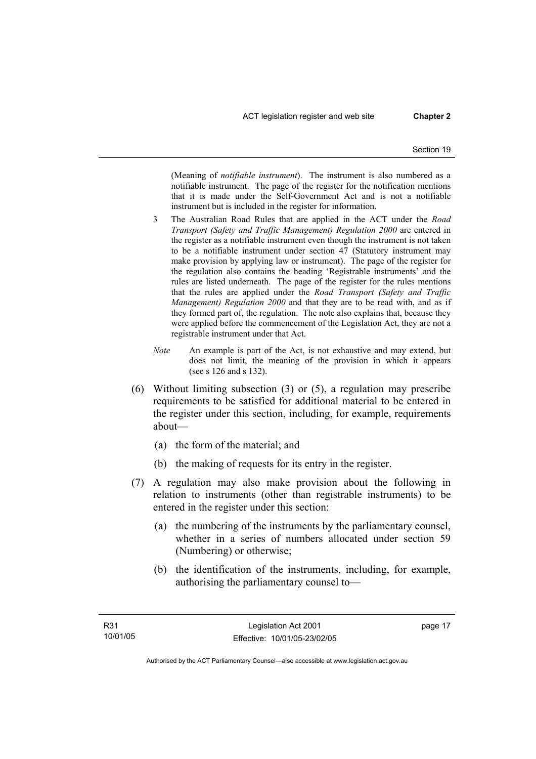(Meaning of *notifiable instrument*). The instrument is also numbered as a notifiable instrument. The page of the register for the notification mentions that it is made under the Self-Government Act and is not a notifiable instrument but is included in the register for information.

3 The Australian Road Rules that are applied in the ACT under the *Road Transport (Safety and Traffic Management) Regulation 2000* are entered in the register as a notifiable instrument even though the instrument is not taken to be a notifiable instrument under section 47 (Statutory instrument may make provision by applying law or instrument). The page of the register for the regulation also contains the heading 'Registrable instruments' and the rules are listed underneath. The page of the register for the rules mentions that the rules are applied under the *Road Transport (Safety and Traffic Management) Regulation 2000* and that they are to be read with, and as if they formed part of, the regulation. The note also explains that, because they were applied before the commencement of the Legislation Act, they are not a registrable instrument under that Act.

*Note* An example is part of the Act, is not exhaustive and may extend, but does not limit, the meaning of the provision in which it appears (see s 126 and s 132).

(6) Without limiting subsection (3) or (5), a regulation may prescribe requirements to be satisfied for additional material to be entered in the register under this section, including, for example, requirements about—

(a) the form of the material; and

(b) the making of requests for its entry in the register.

(7) A regulation may also make provision about the following in relation to instruments (other than registrable instruments) to be entered in the register under this section:

(a) the numbering of the instruments by the parliamentary counsel, whether in a series of numbers allocated under section 59 (Numbering) or otherwise;

(b) the identification of the instruments, including, for example, authorising the parliamentary counsel to—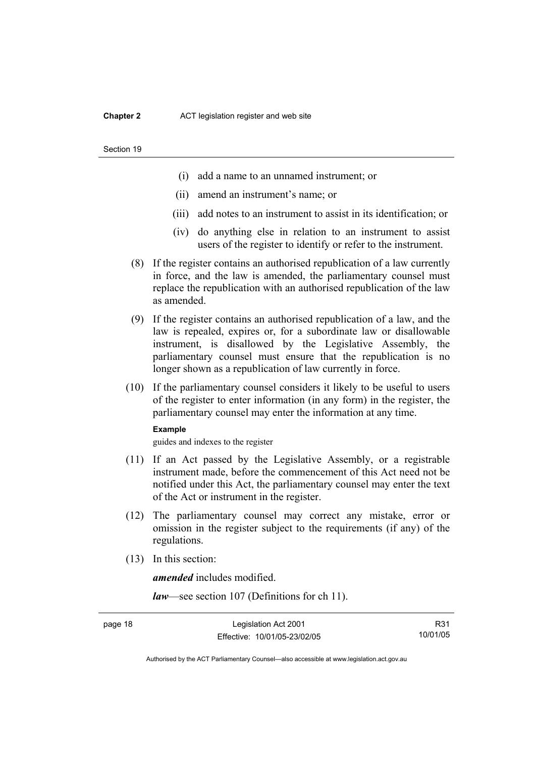(i) add a name to an unnamed instrument; or

(ii) amend an instrument's name; or

(iii) add notes to an instrument to assist in its identification; or

(iv) do anything else in relation to an instrument to assist users of the register to identify or refer to the instrument.

(8) If the register contains an authorised republication of a law currently in force, and the law is amended, the parliamentary counsel must replace the republication with an authorised republication of the law as amended.

(9) If the register contains an authorised republication of a law, and the law is repealed, expires or, for a subordinate law or disallowable instrument, is disallowed by the Legislative Assembly, the parliamentary counsel must ensure that the republication is no longer shown as a republication of law currently in force.

(10) If the parliamentary counsel considers it likely to be useful to users of the register to enter information (in any form) in the register, the parliamentary counsel may enter the information at any time.

**Example**

guides and indexes to the register

(11) If an Act passed by the Legislative Assembly, or a registrable instrument made, before the commencement of this Act need not be notified under this Act, the parliamentary counsel may enter the text of the Act or instrument in the register.

(12) The parliamentary counsel may correct any mistake, error or omission in the register subject to the requirements (if any) of the regulations.

(13) In this section:

***amended*** includes modified.

***law***—see section 107 (Definitions for ch 11).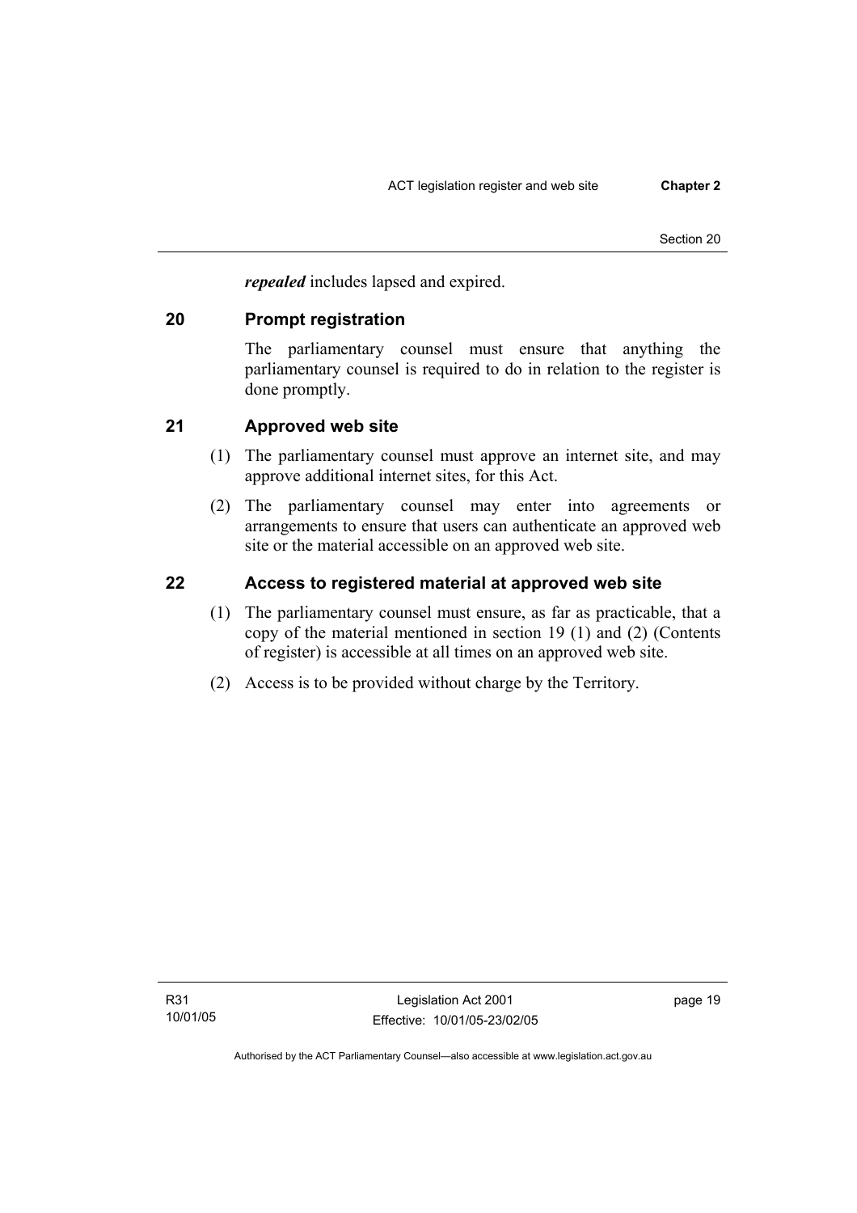***repealed*** includes lapsed and expired.

## 20 Prompt registration

The parliamentary counsel must ensure that anything the parliamentary counsel is required to do in relation to the register is done promptly.

## 21 Approved web site

(1) The parliamentary counsel must approve an internet site, and may approve additional internet sites, for this Act.

(2) The parliamentary counsel may enter into agreements or arrangements to ensure that users can authenticate an approved web site or the material accessible on an approved web site.

## 22 Access to registered material at approved web site

(1) The parliamentary counsel must ensure, as far as practicable, that a copy of the material mentioned in section 19 (1) and (2) (Contents of register) is accessible at all times on an approved web site.

(2) Access is to be provided without charge by the Territory.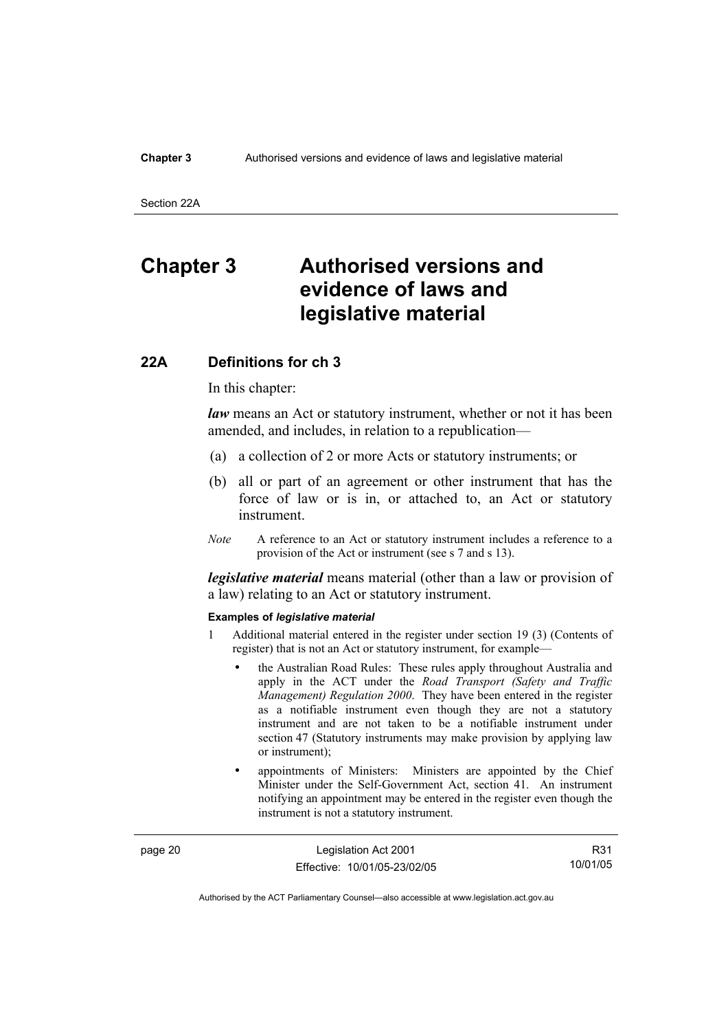# Chapter 3 Authorised versions and evidence of laws and legislative material

## 22A Definitions for ch 3

In this chapter:

***law*** means an Act or statutory instrument, whether or not it has been amended, and includes, in relation to a republication—

(a) a collection of 2 or more Acts or statutory instruments; or

(b) all or part of an agreement or other instrument that has the force of law or is in, or attached to, an Act or statutory instrument.

*Note* A reference to an Act or statutory instrument includes a reference to a provision of the Act or instrument (see s 7 and s 13).

***legislative material*** means material (other than a law or provision of a law) relating to an Act or statutory instrument.

**Examples of *legislative material***

1 Additional material entered in the register under section 19 (3) (Contents of register) that is not an Act or statutory instrument, for example—

- the Australian Road Rules: These rules apply throughout Australia and apply in the ACT under the *Road Transport (Safety and Traffic Management) Regulation 2000*. They have been entered in the register as a notifiable instrument even though they are not a statutory instrument and are not taken to be a notifiable instrument under section 47 (Statutory instruments may make provision by applying law or instrument);
- appointments of Ministers: Ministers are appointed by the Chief Minister under the Self-Government Act, section 41. An instrument notifying an appointment may be entered in the register even though the instrument is not a statutory instrument.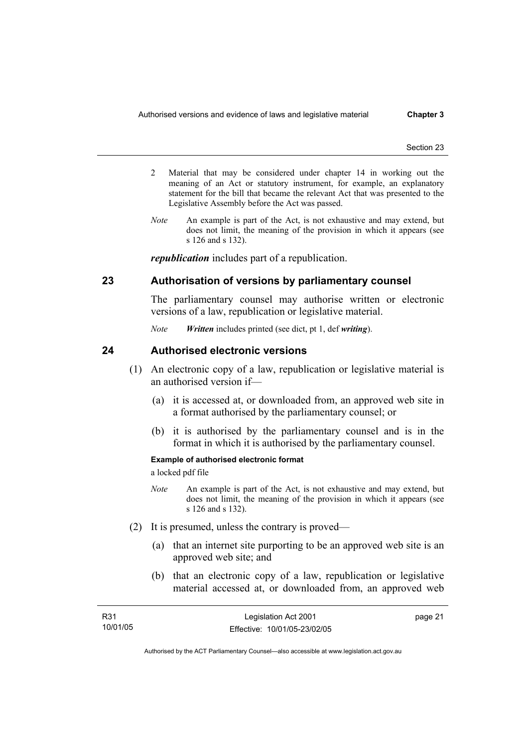2 Material that may be considered under chapter 14 in working out the meaning of an Act or statutory instrument, for example, an explanatory statement for the bill that became the relevant Act that was presented to the Legislative Assembly before the Act was passed.

*Note* An example is part of the Act, is not exhaustive and may extend, but does not limit, the meaning of the provision in which it appears (see s 126 and s 132).

***republication*** includes part of a republication.

## 23 Authorisation of versions by parliamentary counsel

The parliamentary counsel may authorise written or electronic versions of a law, republication or legislative material.

*Note* ***Written*** includes printed (see dict, pt 1, def ***writing***).

## 24 Authorised electronic versions

(1) An electronic copy of a law, republication or legislative material is an authorised version if—

(a) it is accessed at, or downloaded from, an approved web site in a format authorised by the parliamentary counsel; or

(b) it is authorised by the parliamentary counsel and is in the format in which it is authorised by the parliamentary counsel.

**Example of authorised electronic format**

a locked pdf file

*Note* An example is part of the Act, is not exhaustive and may extend, but does not limit, the meaning of the provision in which it appears (see s 126 and s 132).

(2) It is presumed, unless the contrary is proved—

(a) that an internet site purporting to be an approved web site is an approved web site; and

(b) that an electronic copy of a law, republication or legislative material accessed at, or downloaded from, an approved web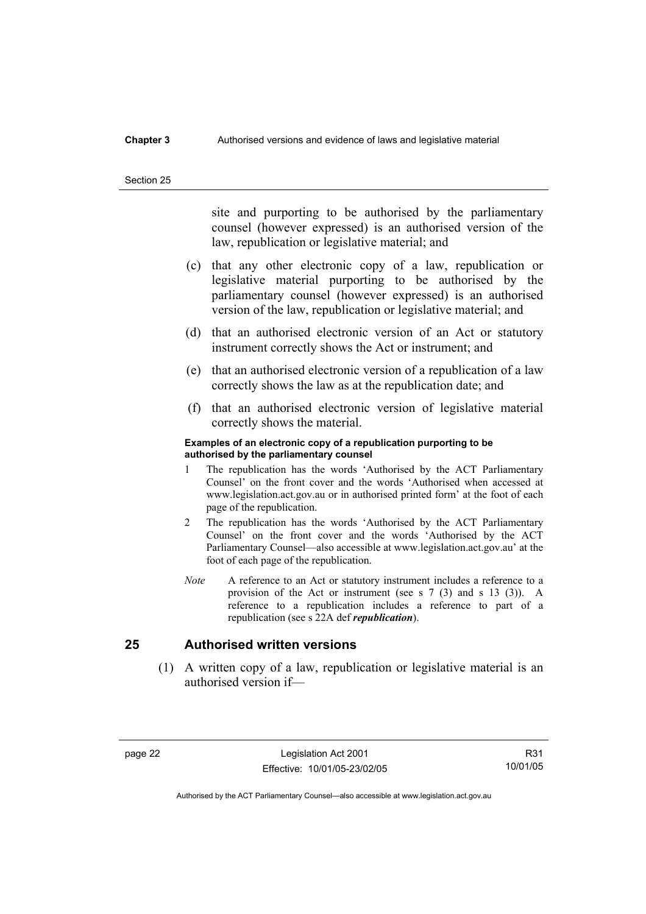site and purporting to be authorised by the parliamentary counsel (however expressed) is an authorised version of the law, republication or legislative material; and

(c) that any other electronic copy of a law, republication or legislative material purporting to be authorised by the parliamentary counsel (however expressed) is an authorised version of the law, republication or legislative material; and

(d) that an authorised electronic version of an Act or statutory instrument correctly shows the Act or instrument; and

(e) that an authorised electronic version of a republication of a law correctly shows the law as at the republication date; and

(f) that an authorised electronic version of legislative material correctly shows the material.

**Examples of an electronic copy of a republication purporting to be authorised by the parliamentary counsel**

1 The republication has the words 'Authorised by the ACT Parliamentary Counsel' on the front cover and the words 'Authorised when accessed at www.legislation.act.gov.au or in authorised printed form' at the foot of each page of the republication.

2 The republication has the words 'Authorised by the ACT Parliamentary Counsel' on the front cover and the words 'Authorised by the ACT Parliamentary Counsel—also accessible at www.legislation.act.gov.au' at the foot of each page of the republication.

*Note* A reference to an Act or statutory instrument includes a reference to a provision of the Act or instrument (see s 7 (3) and s 13 (3)). A reference to a republication includes a reference to part of a republication (see s 22A def ***republication***).

## 25 Authorised written versions

(1) A written copy of a law, republication or legislative material is an authorised version if—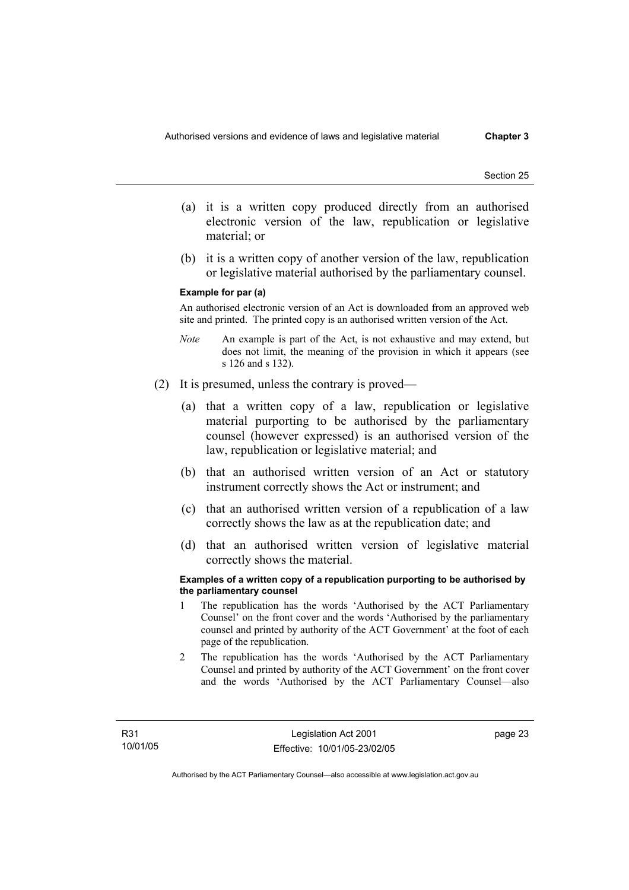(a) it is a written copy produced directly from an authorised electronic version of the law, republication or legislative material; or

(b) it is a written copy of another version of the law, republication or legislative material authorised by the parliamentary counsel.

**Example for par (a)**

An authorised electronic version of an Act is downloaded from an approved web site and printed. The printed copy is an authorised written version of the Act.

*Note* An example is part of the Act, is not exhaustive and may extend, but does not limit, the meaning of the provision in which it appears (see s 126 and s 132).

(2) It is presumed, unless the contrary is proved—

(a) that a written copy of a law, republication or legislative material purporting to be authorised by the parliamentary counsel (however expressed) is an authorised version of the law, republication or legislative material; and

(b) that an authorised written version of an Act or statutory instrument correctly shows the Act or instrument; and

(c) that an authorised written version of a republication of a law correctly shows the law as at the republication date; and

(d) that an authorised written version of legislative material correctly shows the material.

**Examples of a written copy of a republication purporting to be authorised by the parliamentary counsel**

1 The republication has the words 'Authorised by the ACT Parliamentary Counsel' on the front cover and the words 'Authorised by the parliamentary counsel and printed by authority of the ACT Government' at the foot of each page of the republication.

2 The republication has the words 'Authorised by the ACT Parliamentary Counsel and printed by authority of the ACT Government' on the front cover and the words 'Authorised by the ACT Parliamentary Counsel—also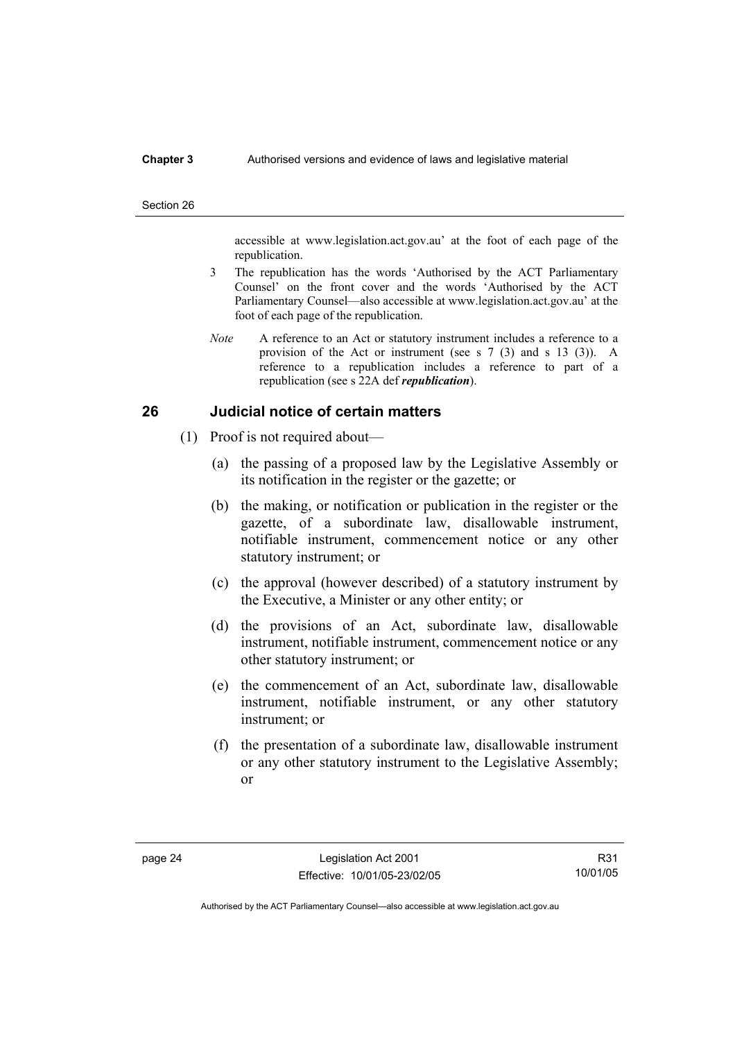accessible at www.legislation.act.gov.au' at the foot of each page of the republication.

3 The republication has the words 'Authorised by the ACT Parliamentary Counsel' on the front cover and the words 'Authorised by the ACT Parliamentary Counsel—also accessible at www.legislation.act.gov.au' at the foot of each page of the republication.

*Note* A reference to an Act or statutory instrument includes a reference to a provision of the Act or instrument (see s 7 (3) and s 13 (3)). A reference to a republication includes a reference to part of a republication (see s 22A def ***republication***).

## 26 Judicial notice of certain matters

(1) Proof is not required about—

(a) the passing of a proposed law by the Legislative Assembly or its notification in the register or the gazette; or

(b) the making, or notification or publication in the register or the gazette, of a subordinate law, disallowable instrument, notifiable instrument, commencement notice or any other statutory instrument; or

(c) the approval (however described) of a statutory instrument by the Executive, a Minister or any other entity; or

(d) the provisions of an Act, subordinate law, disallowable instrument, notifiable instrument, commencement notice or any other statutory instrument; or

(e) the commencement of an Act, subordinate law, disallowable instrument, notifiable instrument, or any other statutory instrument; or

(f) the presentation of a subordinate law, disallowable instrument or any other statutory instrument to the Legislative Assembly; or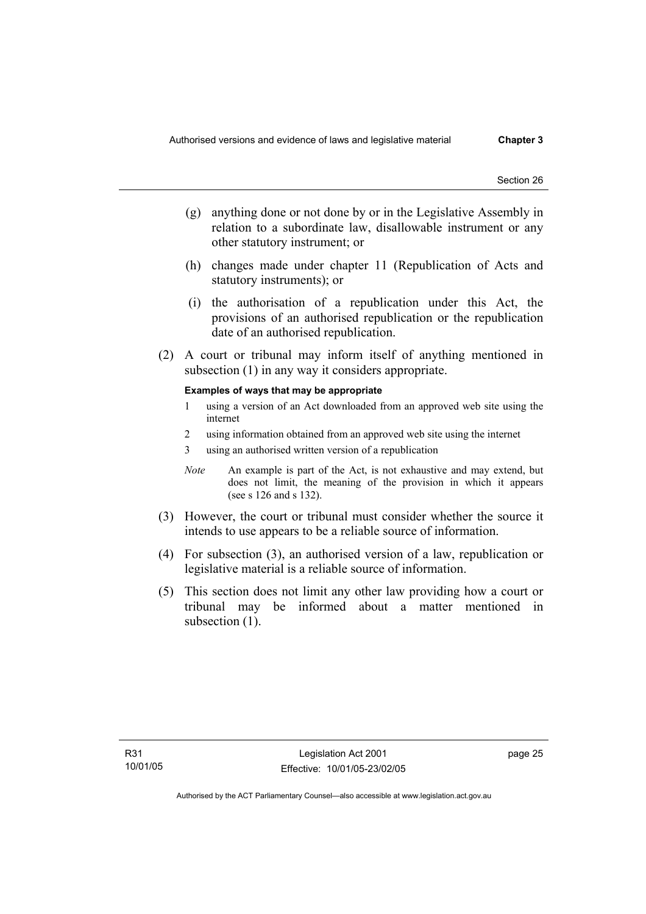(g) anything done or not done by or in the Legislative Assembly in relation to a subordinate law, disallowable instrument or any other statutory instrument; or

(h) changes made under chapter 11 (Republication of Acts and statutory instruments); or

(i) the authorisation of a republication under this Act, the provisions of an authorised republication or the republication date of an authorised republication.

(2) A court or tribunal may inform itself of anything mentioned in subsection (1) in any way it considers appropriate.

**Examples of ways that may be appropriate**

1 using a version of an Act downloaded from an approved web site using the internet

2 using information obtained from an approved web site using the internet

3 using an authorised written version of a republication

*Note* An example is part of the Act, is not exhaustive and may extend, but does not limit, the meaning of the provision in which it appears (see s 126 and s 132).

(3) However, the court or tribunal must consider whether the source it intends to use appears to be a reliable source of information.

(4) For subsection (3), an authorised version of a law, republication or legislative material is a reliable source of information.

(5) This section does not limit any other law providing how a court or tribunal may be informed about a matter mentioned in subsection (1).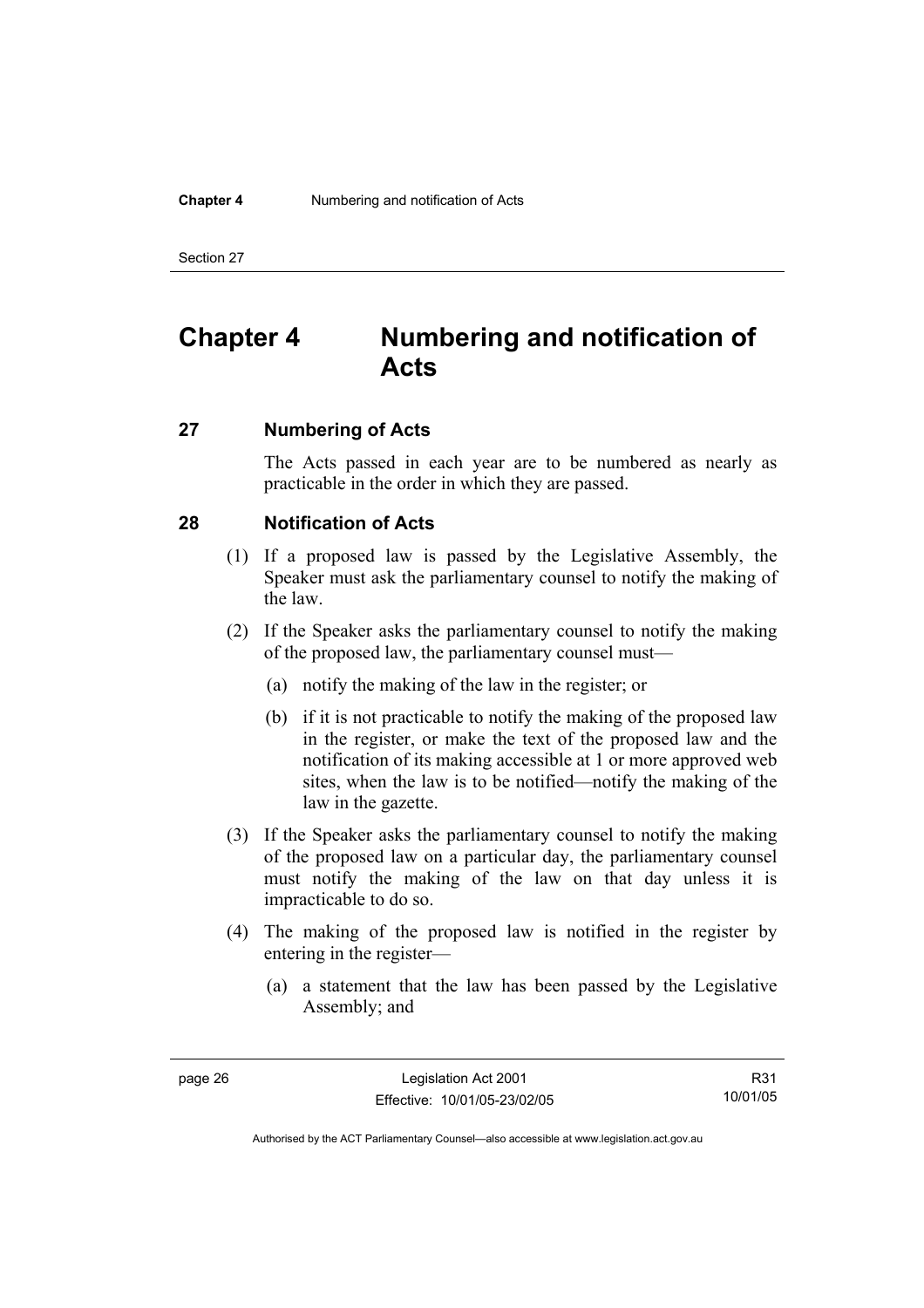# Chapter 4 Numbering and notification of Acts

## 27 Numbering of Acts

The Acts passed in each year are to be numbered as nearly as practicable in the order in which they are passed.

## 28 Notification of Acts

(1) If a proposed law is passed by the Legislative Assembly, the Speaker must ask the parliamentary counsel to notify the making of the law.

(2) If the Speaker asks the parliamentary counsel to notify the making of the proposed law, the parliamentary counsel must—

(a) notify the making of the law in the register; or

(b) if it is not practicable to notify the making of the proposed law in the register, or make the text of the proposed law and the notification of its making accessible at 1 or more approved web sites, when the law is to be notified—notify the making of the law in the gazette.

(3) If the Speaker asks the parliamentary counsel to notify the making of the proposed law on a particular day, the parliamentary counsel must notify the making of the law on that day unless it is impracticable to do so.

(4) The making of the proposed law is notified in the register by entering in the register—

(a) a statement that the law has been passed by the Legislative Assembly; and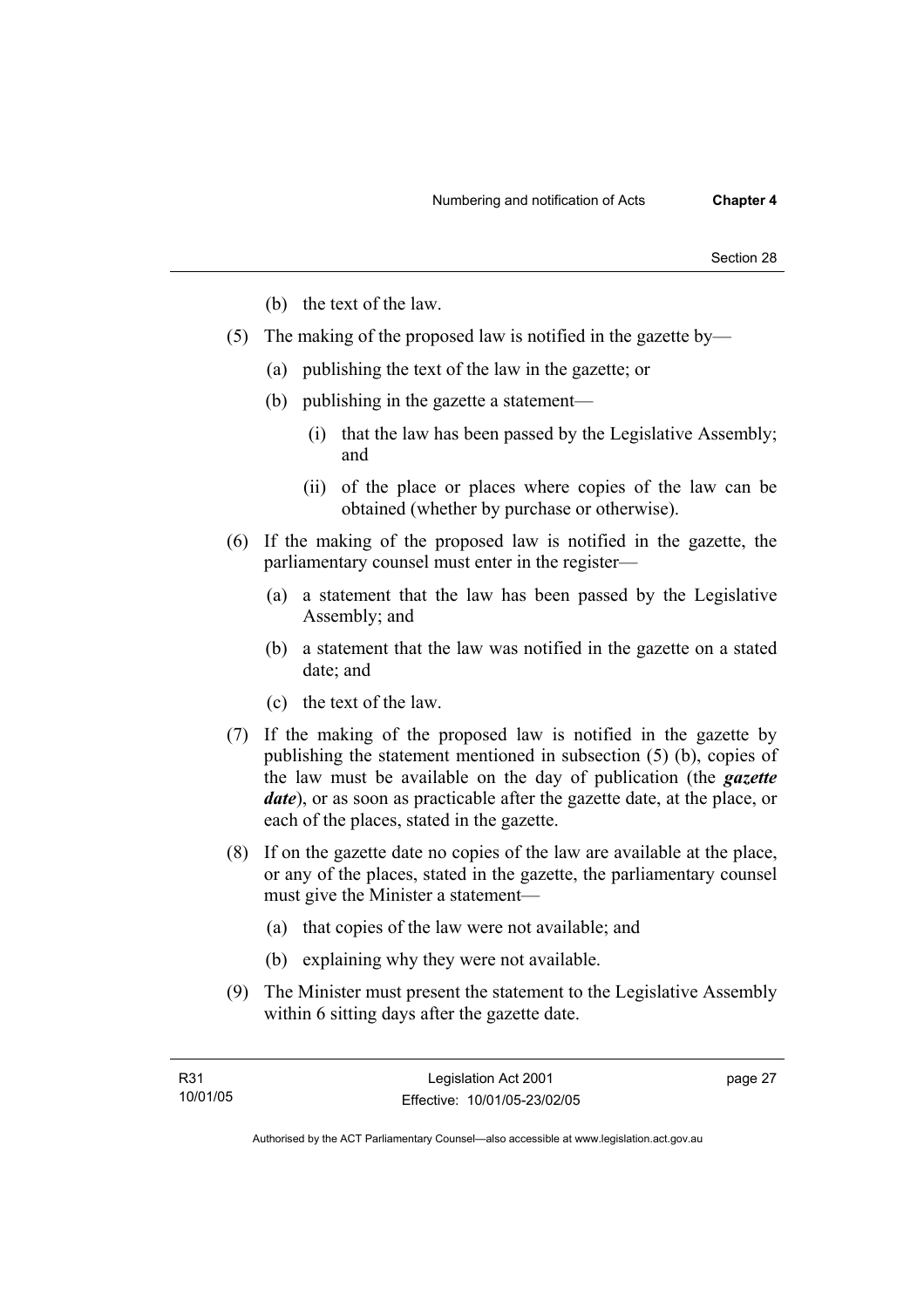(b) the text of the law.

(5) The making of the proposed law is notified in the gazette by—

   (a) publishing the text of the law in the gazette; or

   (b) publishing in the gazette a statement—

      (i) that the law has been passed by the Legislative Assembly; and

      (ii) of the place or places where copies of the law can be obtained (whether by purchase or otherwise).

(6) If the making of the proposed law is notified in the gazette, the parliamentary counsel must enter in the register—

   (a) a statement that the law has been passed by the Legislative Assembly; and

   (b) a statement that the law was notified in the gazette on a stated date; and

   (c) the text of the law.

(7) If the making of the proposed law is notified in the gazette by publishing the statement mentioned in subsection (5) (b), copies of the law must be available on the day of publication (the ***gazette date***), or as soon as practicable after the gazette date, at the place, or each of the places, stated in the gazette.

(8) If on the gazette date no copies of the law are available at the place, or any of the places, stated in the gazette, the parliamentary counsel must give the Minister a statement—

   (a) that copies of the law were not available; and

   (b) explaining why they were not available.

(9) The Minister must present the statement to the Legislative Assembly within 6 sitting days after the gazette date.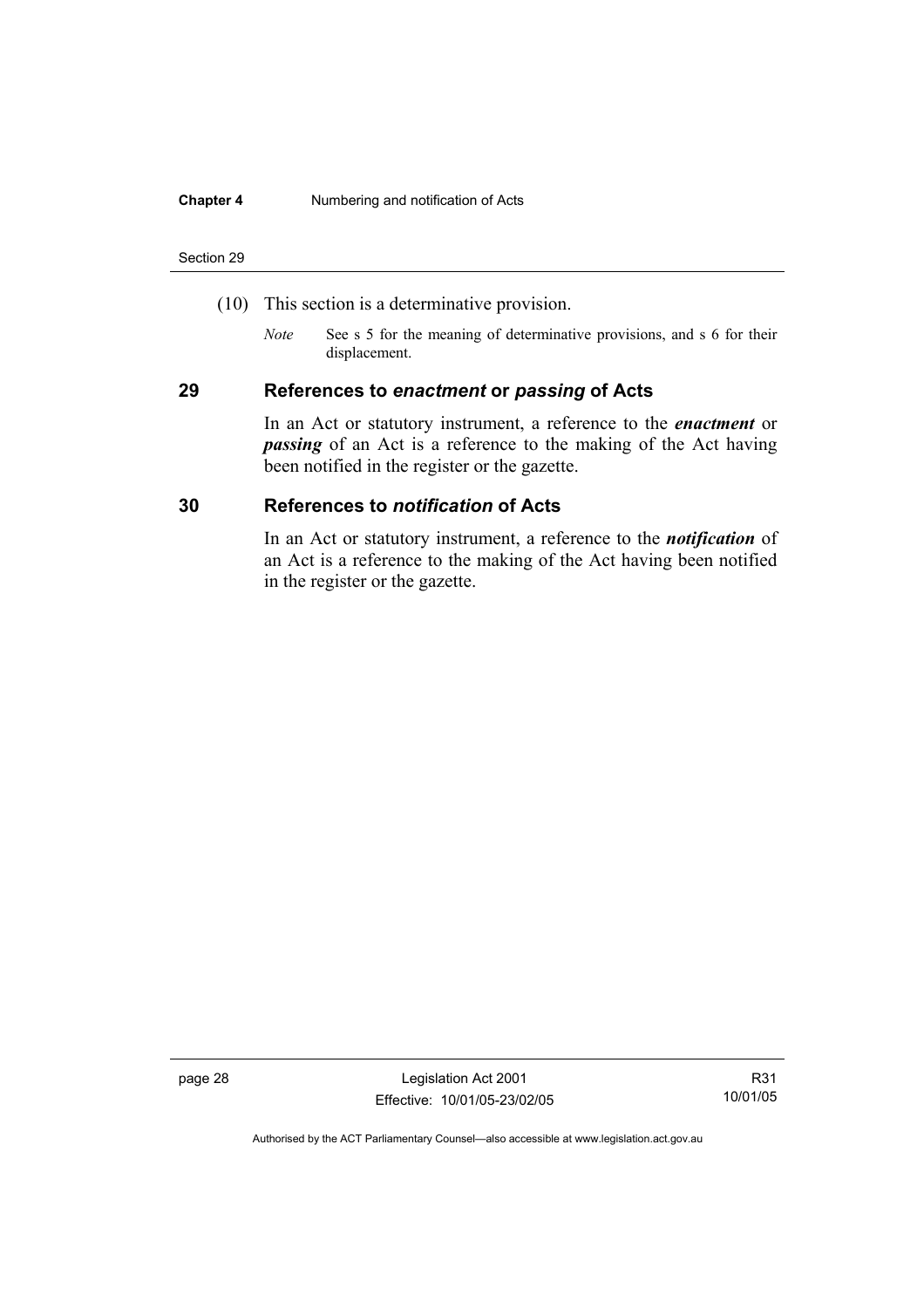(10) This section is a determinative provision.

*Note* See s 5 for the meaning of determinative provisions, and s 6 for their displacement.

## 29 References to *enactment* or *passing* of Acts

In an Act or statutory instrument, a reference to the ***enactment*** or ***passing*** of an Act is a reference to the making of the Act having been notified in the register or the gazette.

## 30 References to *notification* of Acts

In an Act or statutory instrument, a reference to the ***notification*** of an Act is a reference to the making of the Act having been notified in the register or the gazette.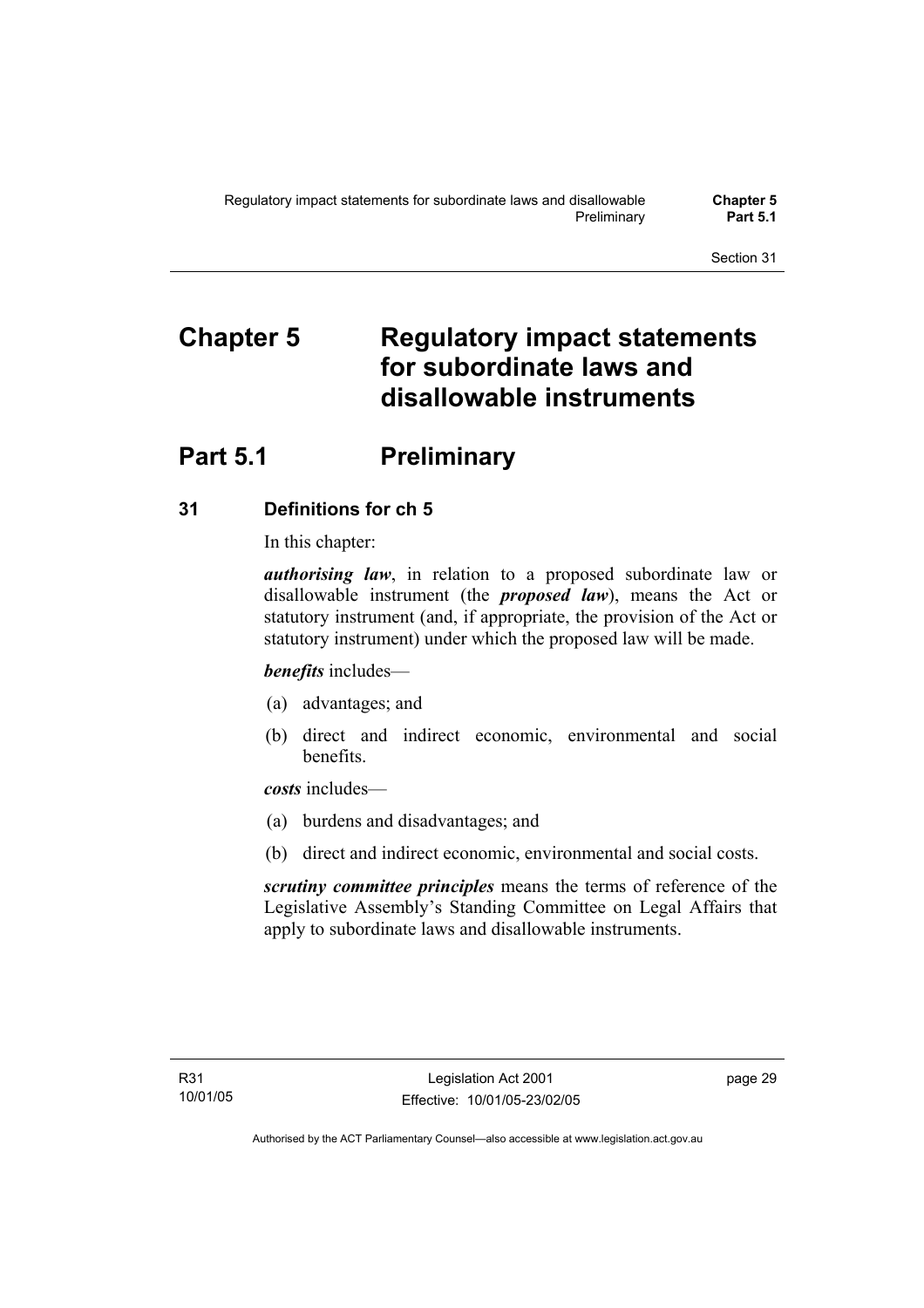# Chapter 5 Regulatory impact statements for subordinate laws and disallowable instruments

## Part 5.1 Preliminary

### 31 Definitions for ch 5

In this chapter:

***authorising law***, in relation to a proposed subordinate law or disallowable instrument (the ***proposed law***), means the Act or statutory instrument (and, if appropriate, the provision of the Act or statutory instrument) under which the proposed law will be made.

***benefits*** includes—

(a) advantages; and

(b) direct and indirect economic, environmental and social benefits.

***costs*** includes—

(a) burdens and disadvantages; and

(b) direct and indirect economic, environmental and social costs.

***scrutiny committee principles*** means the terms of reference of the Legislative Assembly's Standing Committee on Legal Affairs that apply to subordinate laws and disallowable instruments.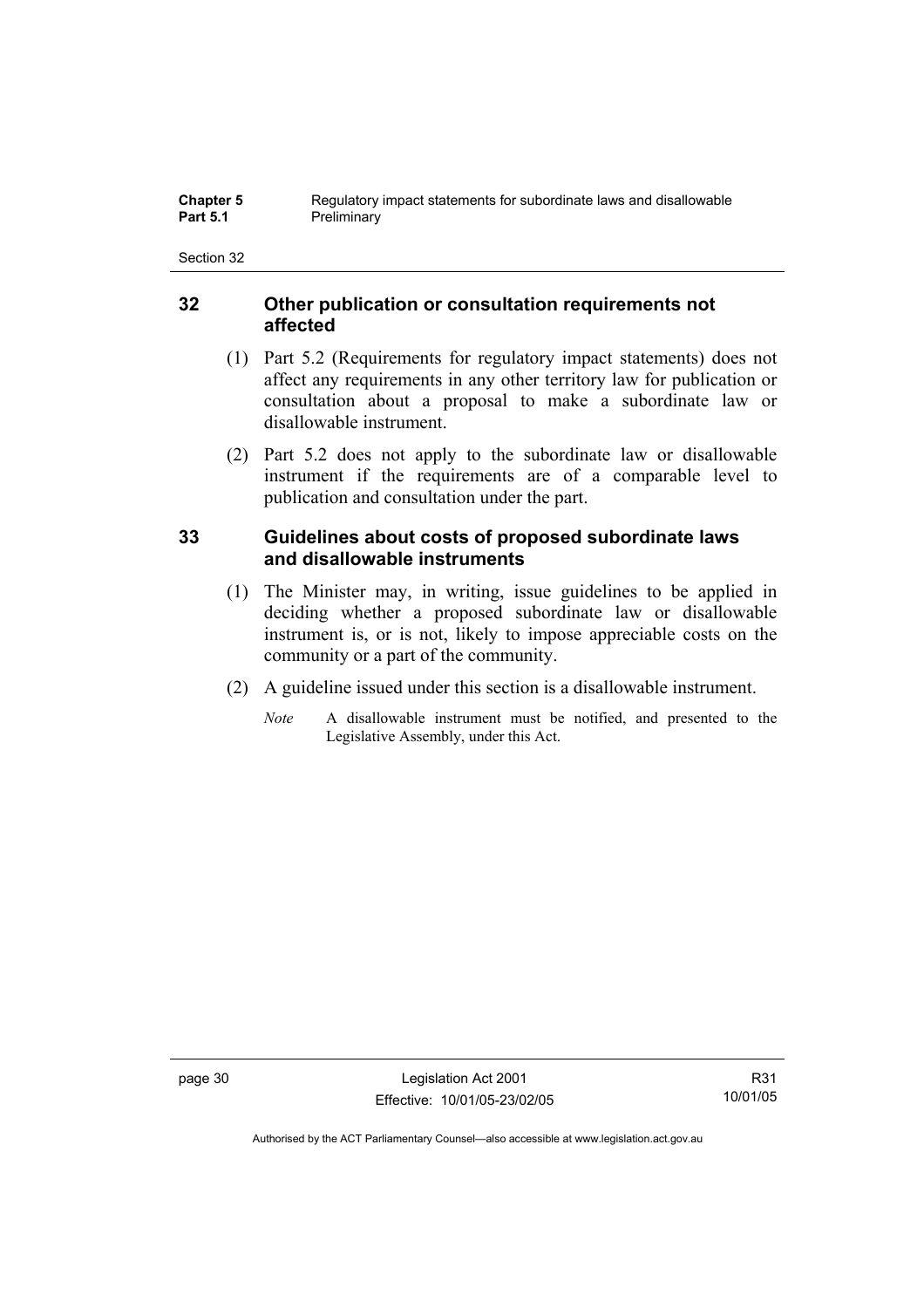## 32 Other publication or consultation requirements not affected

(1) Part 5.2 (Requirements for regulatory impact statements) does not affect any requirements in any other territory law for publication or consultation about a proposal to make a subordinate law or disallowable instrument.

(2) Part 5.2 does not apply to the subordinate law or disallowable instrument if the requirements are of a comparable level to publication and consultation under the part.

## 33 Guidelines about costs of proposed subordinate laws and disallowable instruments

(1) The Minister may, in writing, issue guidelines to be applied in deciding whether a proposed subordinate law or disallowable instrument is, or is not, likely to impose appreciable costs on the community or a part of the community.

(2) A guideline issued under this section is a disallowable instrument.

*Note* A disallowable instrument must be notified, and presented to the Legislative Assembly, under this Act.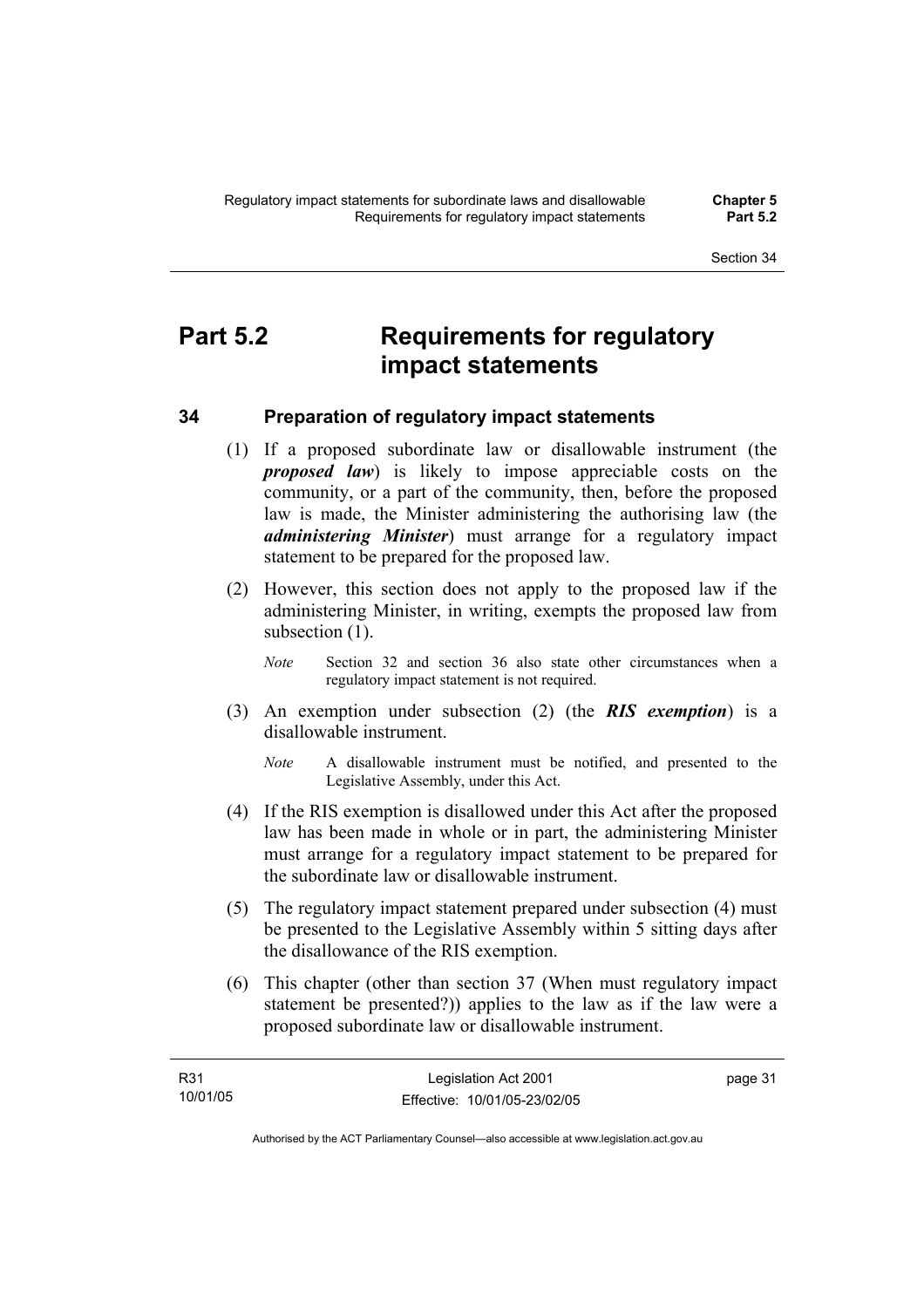# Part 5.2 Requirements for regulatory impact statements

## 34 Preparation of regulatory impact statements

(1) If a proposed subordinate law or disallowable instrument (the ***proposed law***) is likely to impose appreciable costs on the community, or a part of the community, then, before the proposed law is made, the Minister administering the authorising law (the ***administering Minister***) must arrange for a regulatory impact statement to be prepared for the proposed law.

(2) However, this section does not apply to the proposed law if the administering Minister, in writing, exempts the proposed law from subsection (1).

*Note* Section 32 and section 36 also state other circumstances when a regulatory impact statement is not required.

(3) An exemption under subsection (2) (the ***RIS exemption***) is a disallowable instrument.

*Note* A disallowable instrument must be notified, and presented to the Legislative Assembly, under this Act.

(4) If the RIS exemption is disallowed under this Act after the proposed law has been made in whole or in part, the administering Minister must arrange for a regulatory impact statement to be prepared for the subordinate law or disallowable instrument.

(5) The regulatory impact statement prepared under subsection (4) must be presented to the Legislative Assembly within 5 sitting days after the disallowance of the RIS exemption.

(6) This chapter (other than section 37 (When must regulatory impact statement be presented?)) applies to the law as if the law were a proposed subordinate law or disallowable instrument.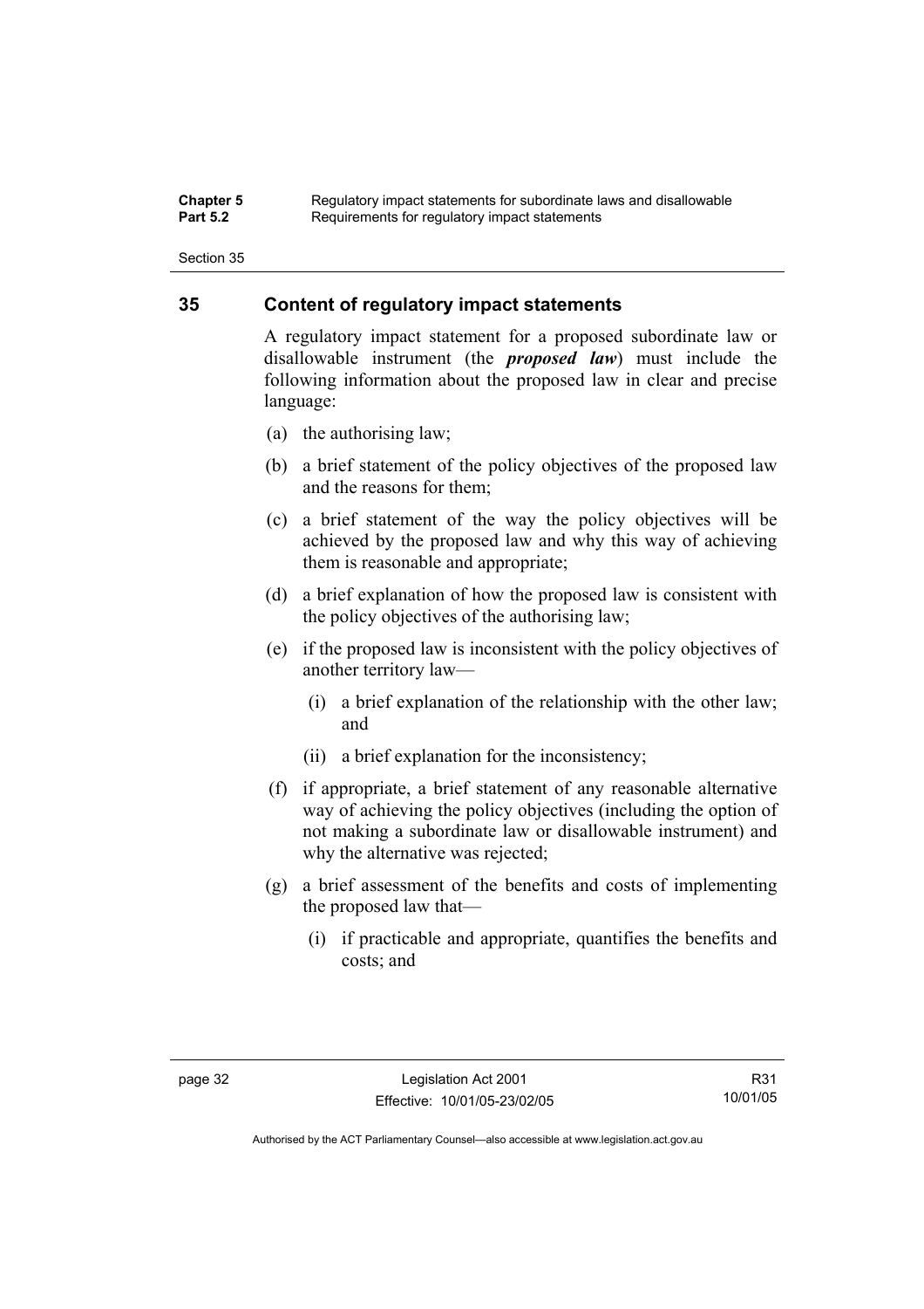## 35 Content of regulatory impact statements

A regulatory impact statement for a proposed subordinate law or disallowable instrument (the ***proposed law***) must include the following information about the proposed law in clear and precise language:

(a) the authorising law;

(b) a brief statement of the policy objectives of the proposed law and the reasons for them;

(c) a brief statement of the way the policy objectives will be achieved by the proposed law and why this way of achieving them is reasonable and appropriate;

(d) a brief explanation of how the proposed law is consistent with the policy objectives of the authorising law;

(e) if the proposed law is inconsistent with the policy objectives of another territory law—

  (i) a brief explanation of the relationship with the other law; and

  (ii) a brief explanation for the inconsistency;

(f) if appropriate, a brief statement of any reasonable alternative way of achieving the policy objectives (including the option of not making a subordinate law or disallowable instrument) and why the alternative was rejected;

(g) a brief assessment of the benefits and costs of implementing the proposed law that—

  (i) if practicable and appropriate, quantifies the benefits and costs; and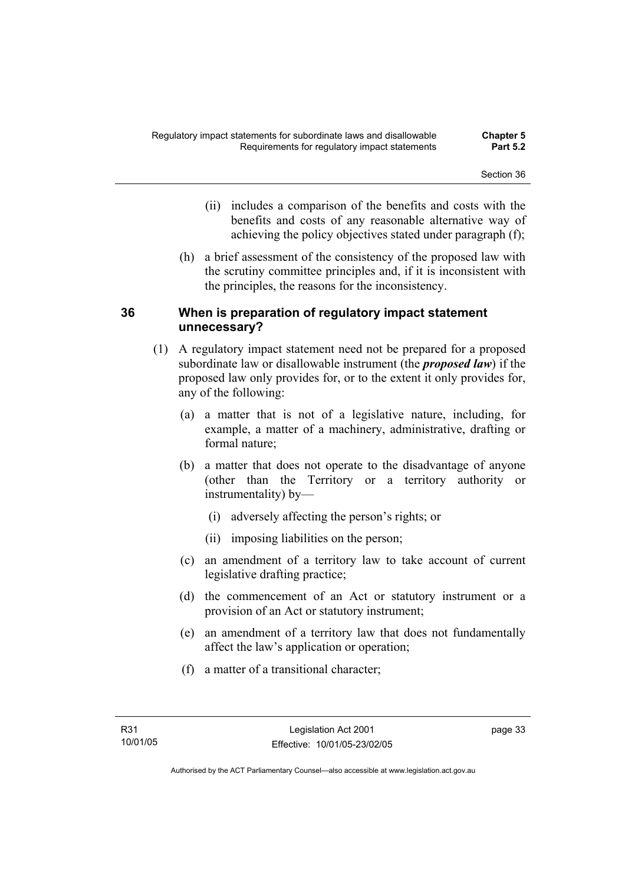(ii) includes a comparison of the benefits and costs with the benefits and costs of any reasonable alternative way of achieving the policy objectives stated under paragraph (f);

(h) a brief assessment of the consistency of the proposed law with the scrutiny committee principles and, if it is inconsistent with the principles, the reasons for the inconsistency.

## 36 When is preparation of regulatory impact statement unnecessary?

(1) A regulatory impact statement need not be prepared for a proposed subordinate law or disallowable instrument (the ***proposed law***) if the proposed law only provides for, or to the extent it only provides for, any of the following:

(a) a matter that is not of a legislative nature, including, for example, a matter of a machinery, administrative, drafting or formal nature;

(b) a matter that does not operate to the disadvantage of anyone (other than the Territory or a territory authority or instrumentality) by—

(i) adversely affecting the person's rights; or

(ii) imposing liabilities on the person;

(c) an amendment of a territory law to take account of current legislative drafting practice;

(d) the commencement of an Act or statutory instrument or a provision of an Act or statutory instrument;

(e) an amendment of a territory law that does not fundamentally affect the law's application or operation;

(f) a matter of a transitional character;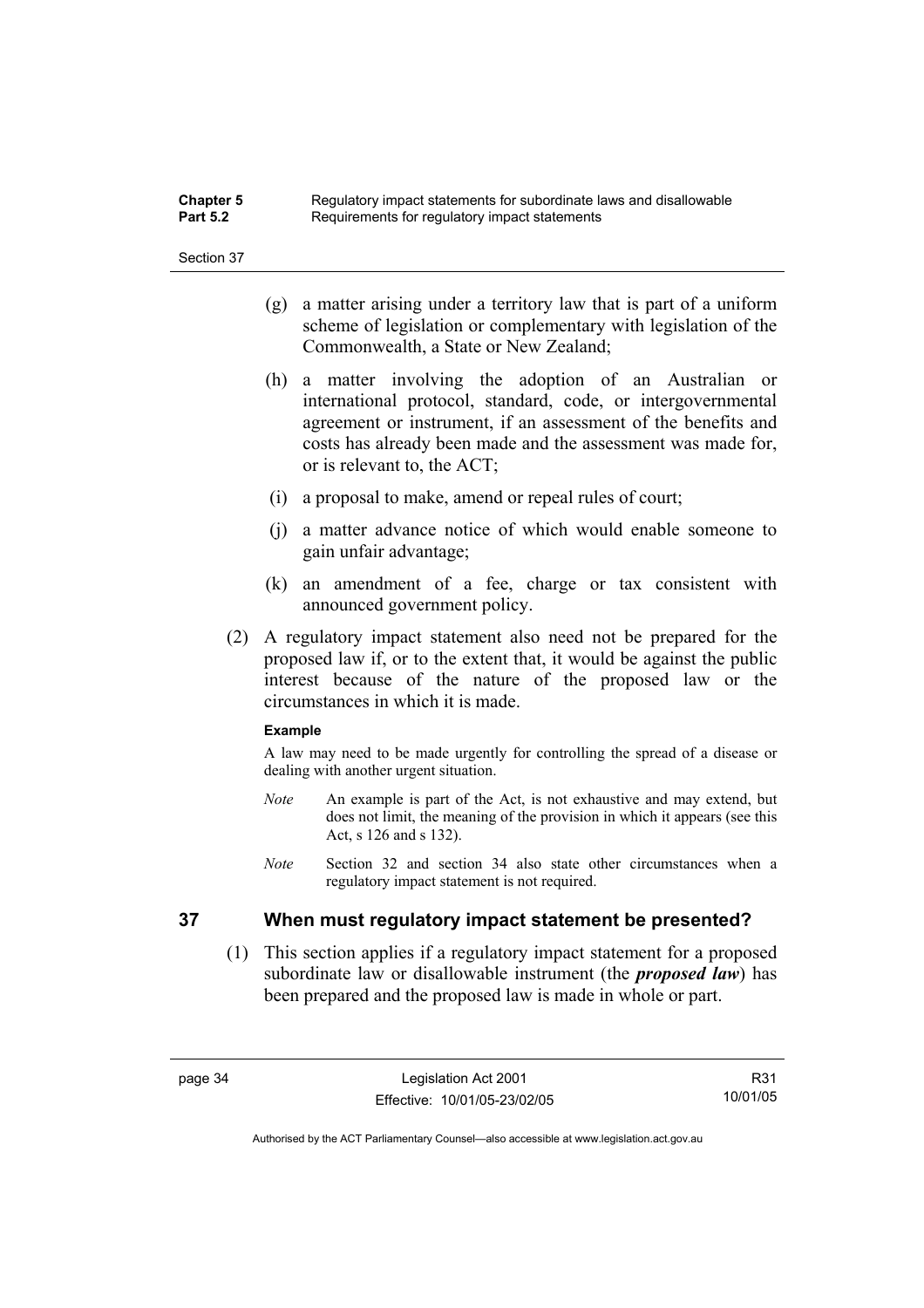(g) a matter arising under a territory law that is part of a uniform scheme of legislation or complementary with legislation of the Commonwealth, a State or New Zealand;

(h) a matter involving the adoption of an Australian or international protocol, standard, code, or intergovernmental agreement or instrument, if an assessment of the benefits and costs has already been made and the assessment was made for, or is relevant to, the ACT;

(i) a proposal to make, amend or repeal rules of court;

(j) a matter advance notice of which would enable someone to gain unfair advantage;

(k) an amendment of a fee, charge or tax consistent with announced government policy.

(2) A regulatory impact statement also need not be prepared for the proposed law if, or to the extent that, it would be against the public interest because of the nature of the proposed law or the circumstances in which it is made.

**Example**

A law may need to be made urgently for controlling the spread of a disease or dealing with another urgent situation.

*Note* An example is part of the Act, is not exhaustive and may extend, but does not limit, the meaning of the provision in which it appears (see this Act, s 126 and s 132).

*Note* Section 32 and section 34 also state other circumstances when a regulatory impact statement is not required.

## 37 When must regulatory impact statement be presented?

(1) This section applies if a regulatory impact statement for a proposed subordinate law or disallowable instrument (the ***proposed law***) has been prepared and the proposed law is made in whole or part.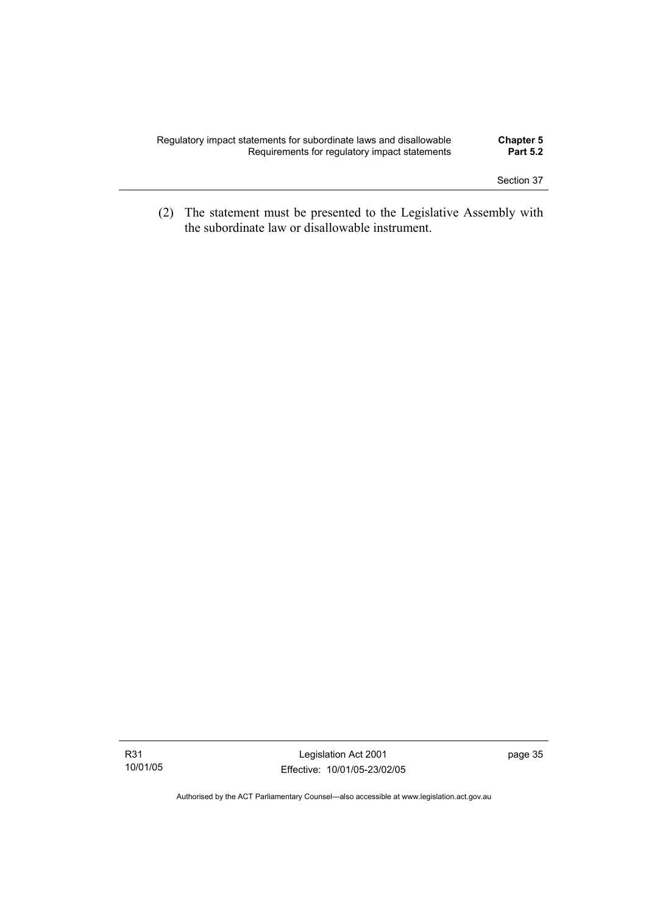(2) The statement must be presented to the Legislative Assembly with the subordinate law or disallowable instrument.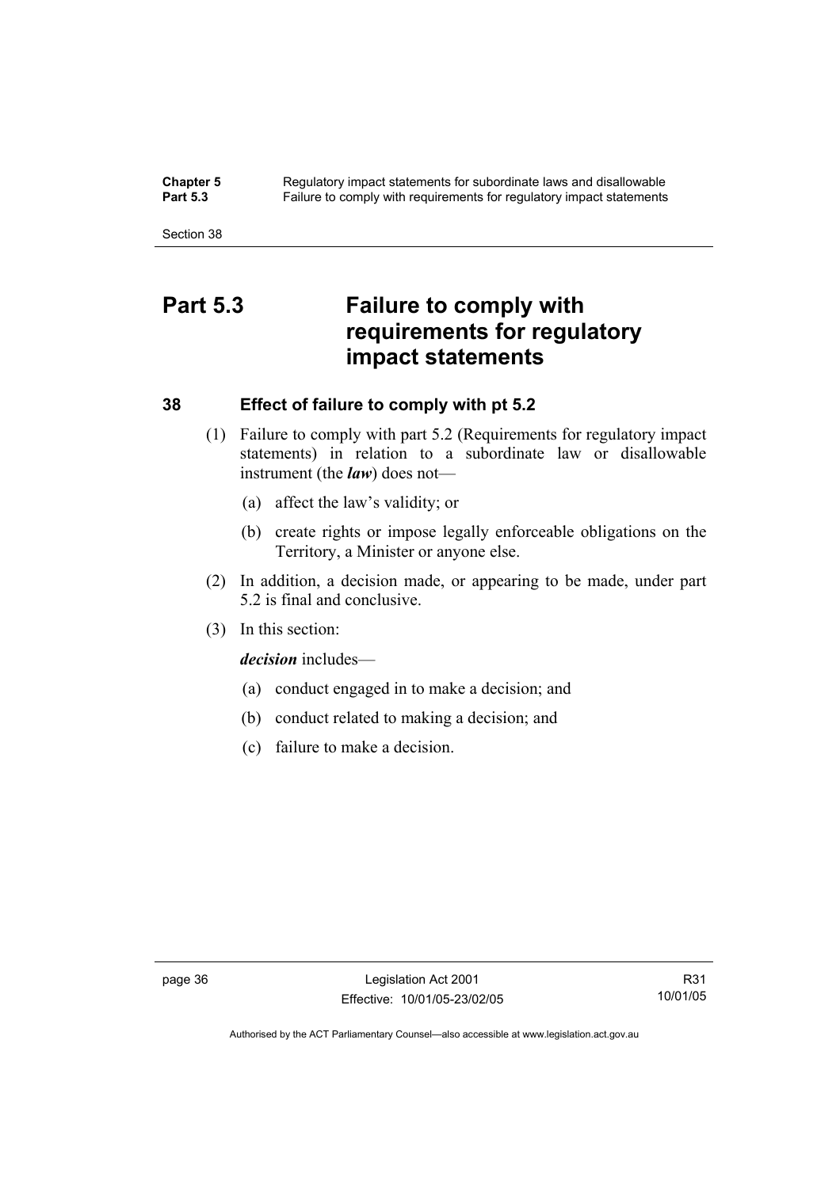# Part 5.3 Failure to comply with requirements for regulatory impact statements

## 38 Effect of failure to comply with pt 5.2

(1) Failure to comply with part 5.2 (Requirements for regulatory impact statements) in relation to a subordinate law or disallowable instrument (the ***law***) does not—

(a) affect the law's validity; or

(b) create rights or impose legally enforceable obligations on the Territory, a Minister or anyone else.

(2) In addition, a decision made, or appearing to be made, under part 5.2 is final and conclusive.

(3) In this section:

***decision*** includes—

(a) conduct engaged in to make a decision; and

(b) conduct related to making a decision; and

(c) failure to make a decision.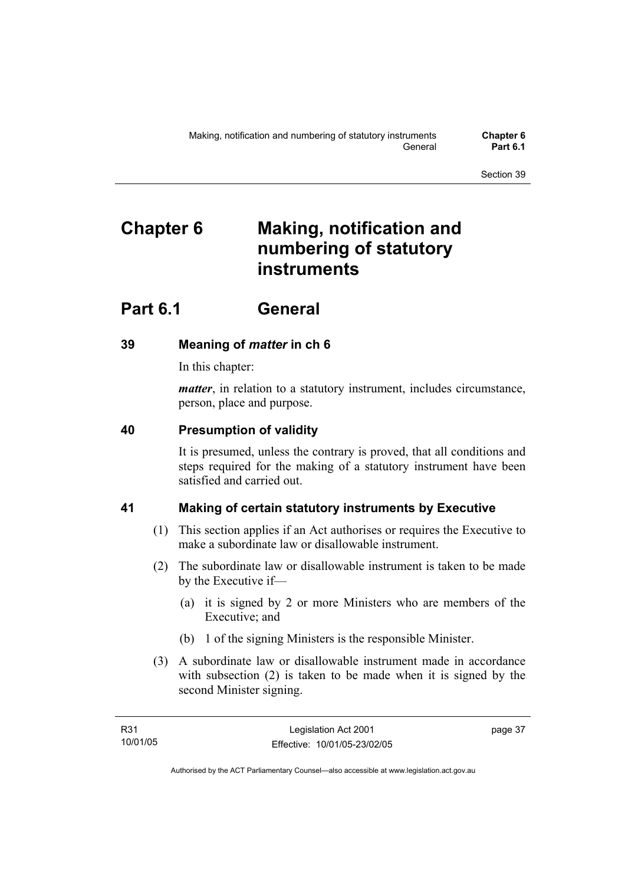# Chapter 6 Making, notification and numbering of statutory instruments

## Part 6.1 General

### 39 Meaning of *matter* in ch 6

In this chapter:

***matter***, in relation to a statutory instrument, includes circumstance, person, place and purpose.

### 40 Presumption of validity

It is presumed, unless the contrary is proved, that all conditions and steps required for the making of a statutory instrument have been satisfied and carried out.

### 41 Making of certain statutory instruments by Executive

(1) This section applies if an Act authorises or requires the Executive to make a subordinate law or disallowable instrument.

(2) The subordinate law or disallowable instrument is taken to be made by the Executive if—

(a) it is signed by 2 or more Ministers who are members of the Executive; and

(b) 1 of the signing Ministers is the responsible Minister.

(3) A subordinate law or disallowable instrument made in accordance with subsection (2) is taken to be made when it is signed by the second Minister signing.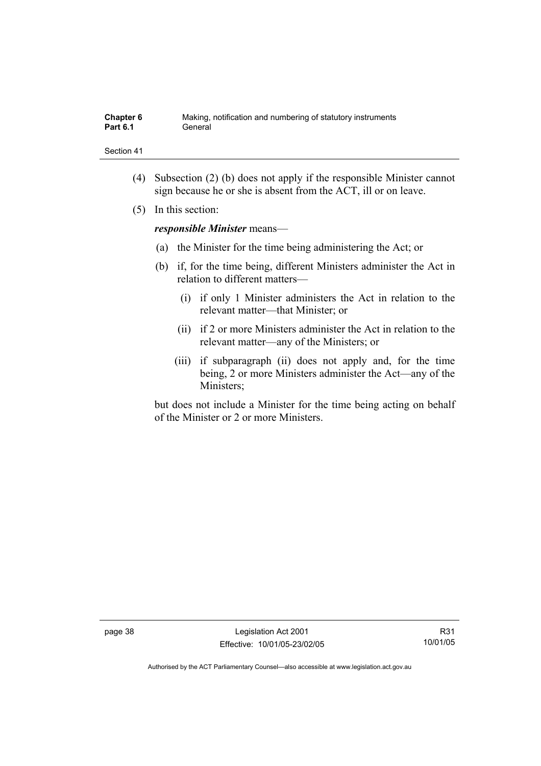(4) Subsection (2) (b) does not apply if the responsible Minister cannot sign because he or she is absent from the ACT, ill or on leave.

(5) In this section:

***responsible Minister*** means—

(a) the Minister for the time being administering the Act; or

(b) if, for the time being, different Ministers administer the Act in relation to different matters—

(i) if only 1 Minister administers the Act in relation to the relevant matter—that Minister; or

(ii) if 2 or more Ministers administer the Act in relation to the relevant matter—any of the Ministers; or

(iii) if subparagraph (ii) does not apply and, for the time being, 2 or more Ministers administer the Act—any of the Ministers;

but does not include a Minister for the time being acting on behalf of the Minister or 2 or more Ministers.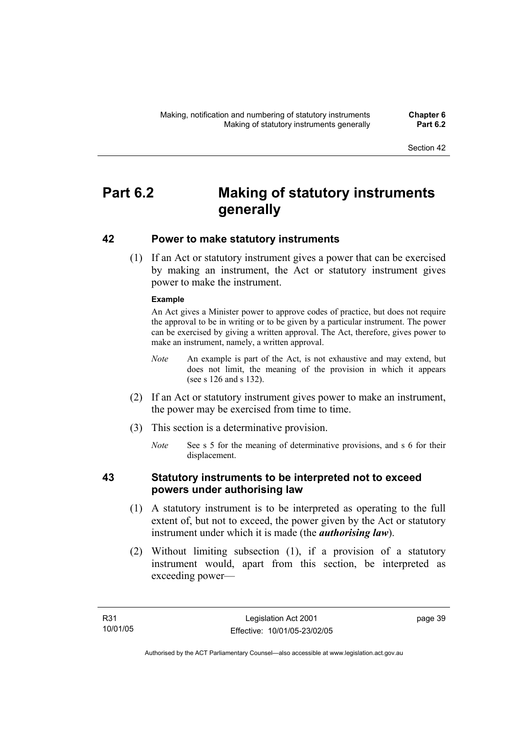# Part 6.2 Making of statutory instruments generally

## 42 Power to make statutory instruments

(1) If an Act or statutory instrument gives a power that can be exercised by making an instrument, the Act or statutory instrument gives power to make the instrument.

**Example**

An Act gives a Minister power to approve codes of practice, but does not require the approval to be in writing or to be given by a particular instrument. The power can be exercised by giving a written approval. The Act, therefore, gives power to make an instrument, namely, a written approval.

*Note* An example is part of the Act, is not exhaustive and may extend, but does not limit, the meaning of the provision in which it appears (see s 126 and s 132).

(2) If an Act or statutory instrument gives power to make an instrument, the power may be exercised from time to time.

(3) This section is a determinative provision.

*Note* See s 5 for the meaning of determinative provisions, and s 6 for their displacement.

## 43 Statutory instruments to be interpreted not to exceed powers under authorising law

(1) A statutory instrument is to be interpreted as operating to the full extent of, but not to exceed, the power given by the Act or statutory instrument under which it is made (the ***authorising law***).

(2) Without limiting subsection (1), if a provision of a statutory instrument would, apart from this section, be interpreted as exceeding power—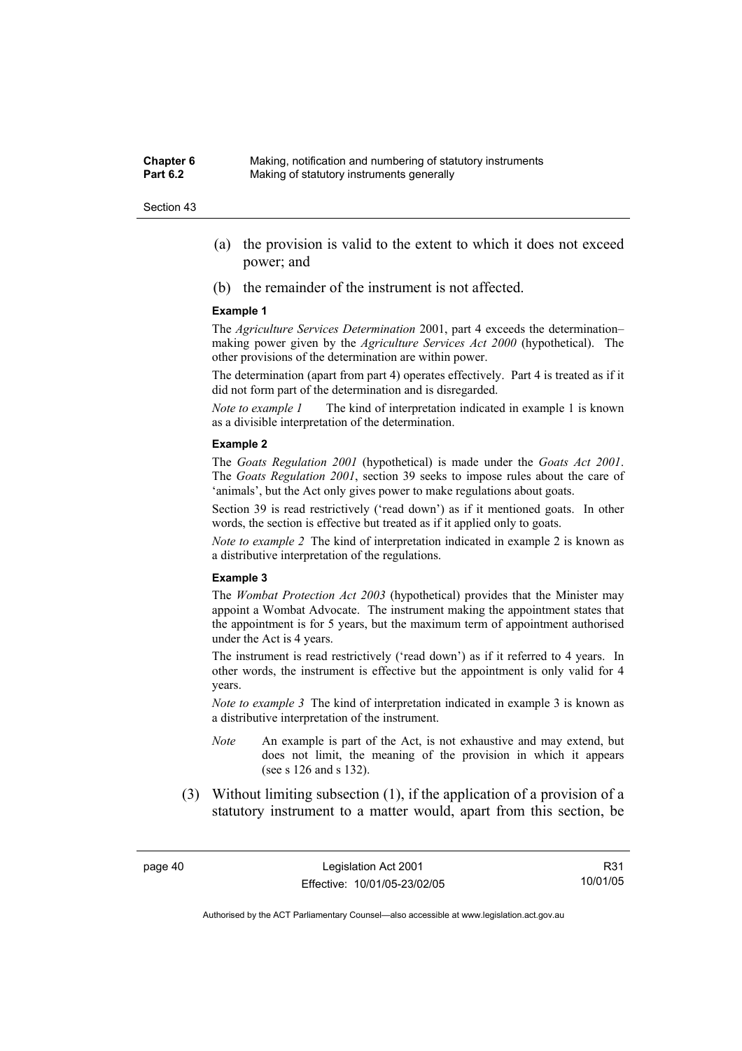(a) the provision is valid to the extent to which it does not exceed power; and

(b) the remainder of the instrument is not affected.

**Example 1**

The *Agriculture Services Determination* 2001, part 4 exceeds the determination–making power given by the *Agriculture Services Act 2000* (hypothetical). The other provisions of the determination are within power.

The determination (apart from part 4) operates effectively. Part 4 is treated as if it did not form part of the determination and is disregarded.

*Note to example 1* The kind of interpretation indicated in example 1 is known as a divisible interpretation of the determination.

**Example 2**

The *Goats Regulation 2001* (hypothetical) is made under the *Goats Act 2001*. The *Goats Regulation 2001*, section 39 seeks to impose rules about the care of 'animals', but the Act only gives power to make regulations about goats.

Section 39 is read restrictively ('read down') as if it mentioned goats. In other words, the section is effective but treated as if it applied only to goats.

*Note to example 2* The kind of interpretation indicated in example 2 is known as a distributive interpretation of the regulations.

**Example 3**

The *Wombat Protection Act 2003* (hypothetical) provides that the Minister may appoint a Wombat Advocate. The instrument making the appointment states that the appointment is for 5 years, but the maximum term of appointment authorised under the Act is 4 years.

The instrument is read restrictively ('read down') as if it referred to 4 years. In other words, the instrument is effective but the appointment is only valid for 4 years.

*Note to example 3* The kind of interpretation indicated in example 3 is known as a distributive interpretation of the instrument.

*Note* An example is part of the Act, is not exhaustive and may extend, but does not limit, the meaning of the provision in which it appears (see s 126 and s 132).

(3) Without limiting subsection (1), if the application of a provision of a statutory instrument to a matter would, apart from this section, be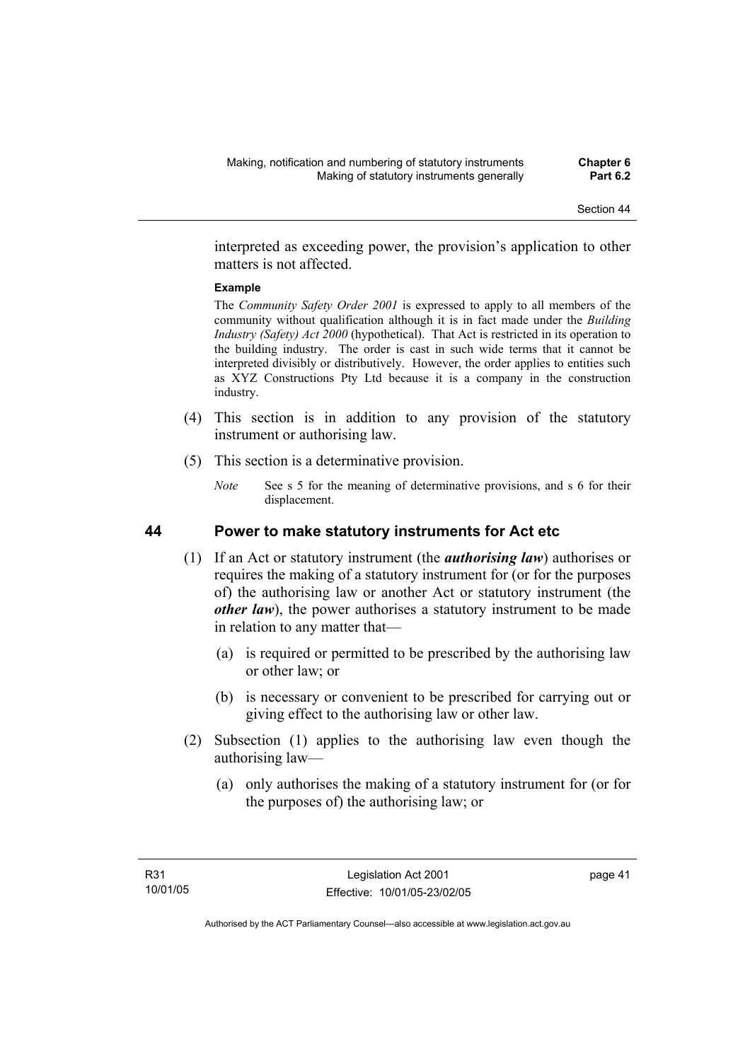interpreted as exceeding power, the provision's application to other matters is not affected.

**Example**

The *Community Safety Order 2001* is expressed to apply to all members of the community without qualification although it is in fact made under the *Building Industry (Safety) Act 2000* (hypothetical). That Act is restricted in its operation to the building industry. The order is cast in such wide terms that it cannot be interpreted divisibly or distributively. However, the order applies to entities such as XYZ Constructions Pty Ltd because it is a company in the construction industry.

(4) This section is in addition to any provision of the statutory instrument or authorising law.

(5) This section is a determinative provision.

*Note* See s 5 for the meaning of determinative provisions, and s 6 for their displacement.

## 44 Power to make statutory instruments for Act etc

(1) If an Act or statutory instrument (the ***authorising law***) authorises or requires the making of a statutory instrument for (or for the purposes of) the authorising law or another Act or statutory instrument (the ***other law***), the power authorises a statutory instrument to be made in relation to any matter that—

(a) is required or permitted to be prescribed by the authorising law or other law; or

(b) is necessary or convenient to be prescribed for carrying out or giving effect to the authorising law or other law.

(2) Subsection (1) applies to the authorising law even though the authorising law—

(a) only authorises the making of a statutory instrument for (or for the purposes of) the authorising law; or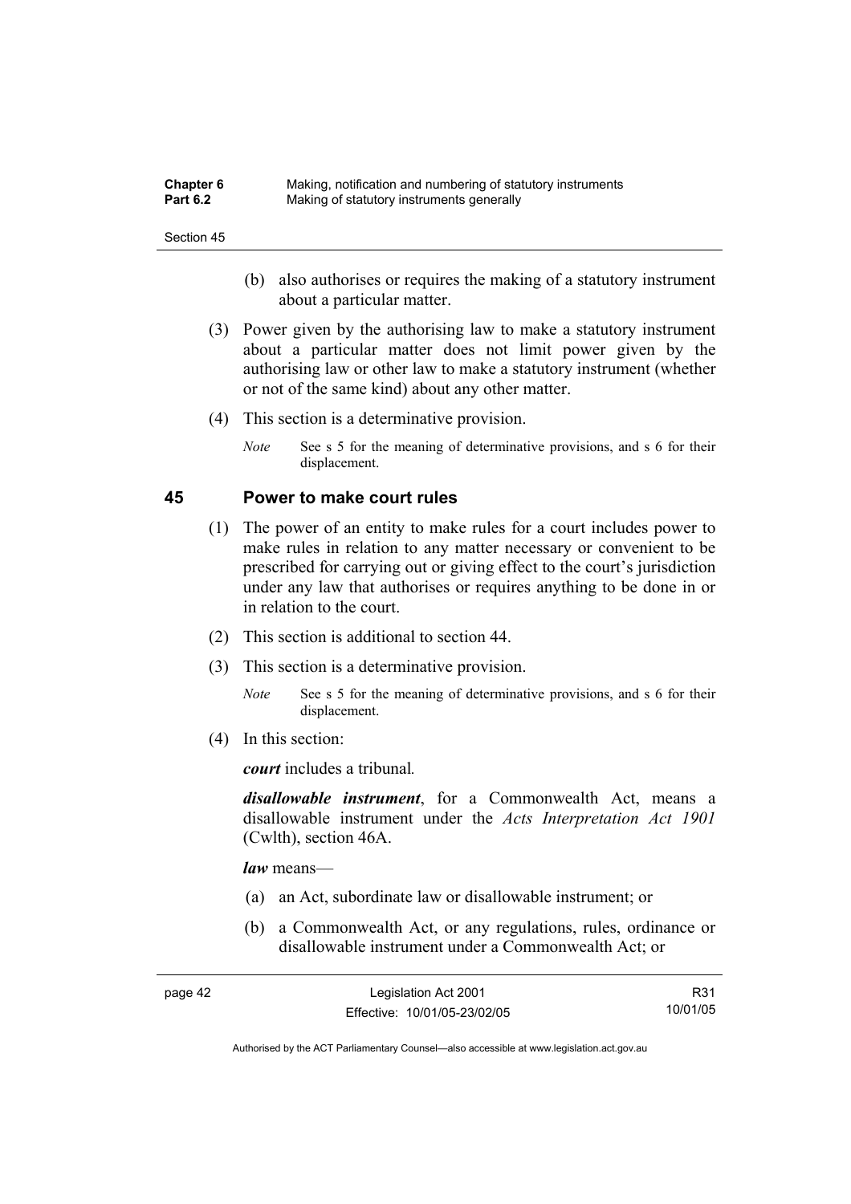(b) also authorises or requires the making of a statutory instrument about a particular matter.

(3) Power given by the authorising law to make a statutory instrument about a particular matter does not limit power given by the authorising law or other law to make a statutory instrument (whether or not of the same kind) about any other matter.

(4) This section is a determinative provision.

*Note* See s 5 for the meaning of determinative provisions, and s 6 for their displacement.

## 45 Power to make court rules

(1) The power of an entity to make rules for a court includes power to make rules in relation to any matter necessary or convenient to be prescribed for carrying out or giving effect to the court's jurisdiction under any law that authorises or requires anything to be done in or in relation to the court.

(2) This section is additional to section 44.

(3) This section is a determinative provision.

*Note* See s 5 for the meaning of determinative provisions, and s 6 for their displacement.

(4) In this section:

***court*** includes a tribunal.

***disallowable instrument***, for a Commonwealth Act, means a disallowable instrument under the *Acts Interpretation Act 1901* (Cwlth), section 46A.

***law*** means—

(a) an Act, subordinate law or disallowable instrument; or

(b) a Commonwealth Act, or any regulations, rules, ordinance or disallowable instrument under a Commonwealth Act; or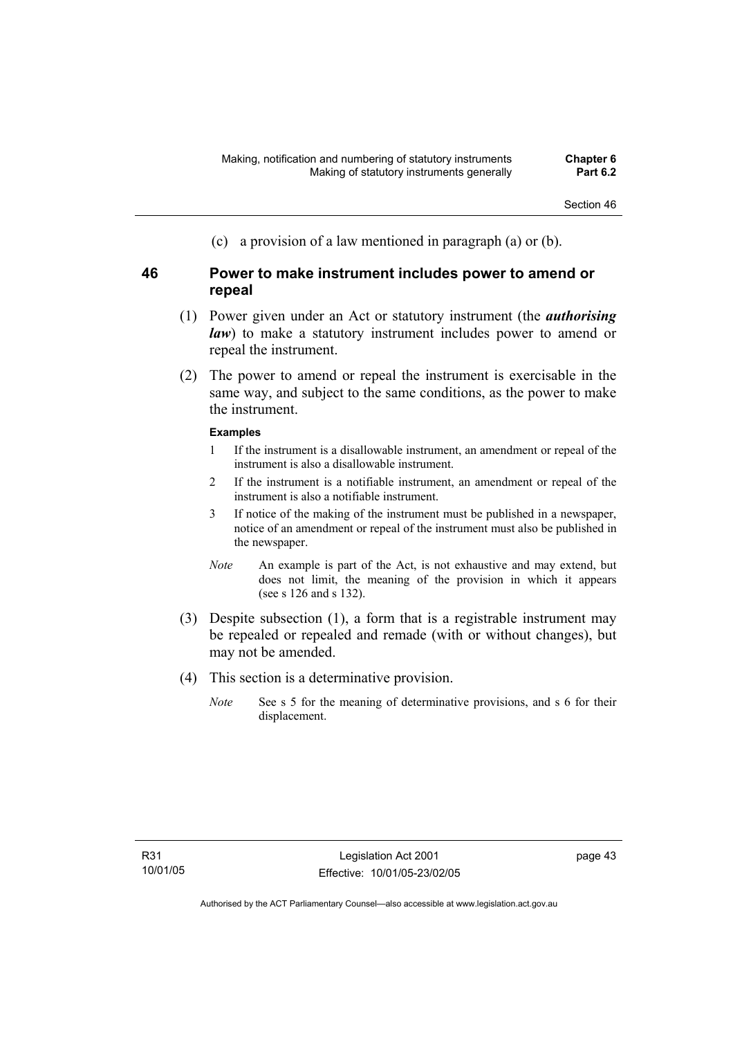(c) a provision of a law mentioned in paragraph (a) or (b).

### 46 Power to make instrument includes power to amend or repeal

(1) Power given under an Act or statutory instrument (the ***authorising law***) to make a statutory instrument includes power to amend or repeal the instrument.

(2) The power to amend or repeal the instrument is exercisable in the same way, and subject to the same conditions, as the power to make the instrument.

**Examples**

1 If the instrument is a disallowable instrument, an amendment or repeal of the instrument is also a disallowable instrument.

2 If the instrument is a notifiable instrument, an amendment or repeal of the instrument is also a notifiable instrument.

3 If notice of the making of the instrument must be published in a newspaper, notice of an amendment or repeal of the instrument must also be published in the newspaper.

*Note* An example is part of the Act, is not exhaustive and may extend, but does not limit, the meaning of the provision in which it appears (see s 126 and s 132).

(3) Despite subsection (1), a form that is a registrable instrument may be repealed or repealed and remade (with or without changes), but may not be amended.

(4) This section is a determinative provision.

*Note* See s 5 for the meaning of determinative provisions, and s 6 for their displacement.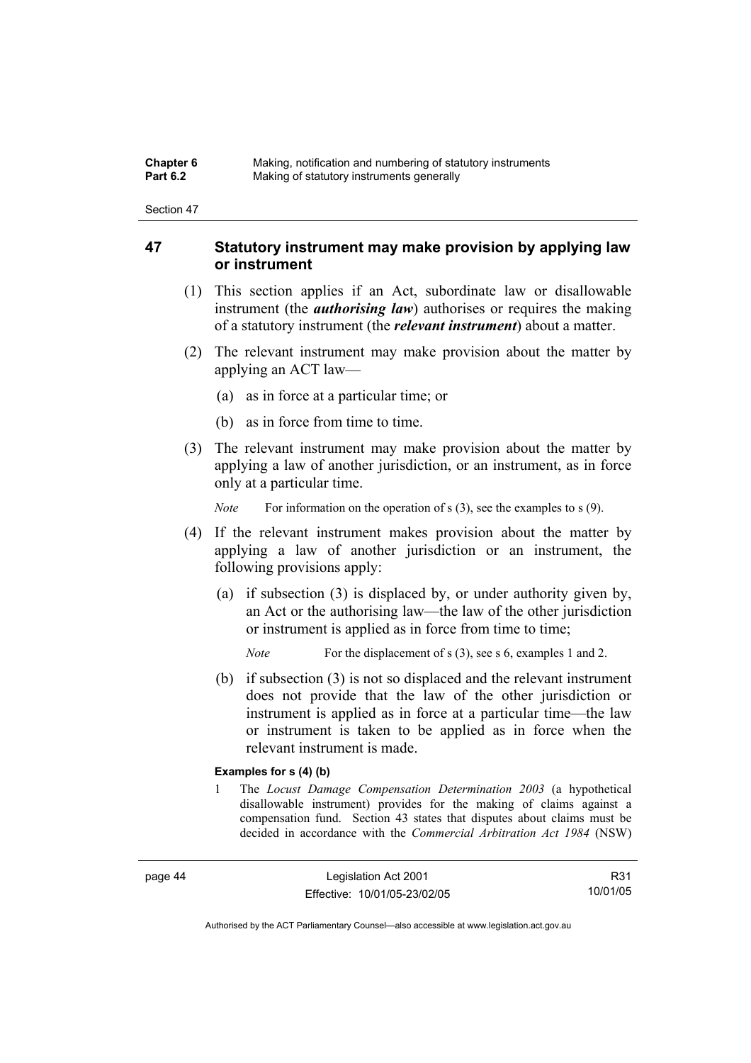## 47 Statutory instrument may make provision by applying law or instrument

(1) This section applies if an Act, subordinate law or disallowable instrument (the ***authorising law***) authorises or requires the making of a statutory instrument (the ***relevant instrument***) about a matter.

(2) The relevant instrument may make provision about the matter by applying an ACT law—

(a) as in force at a particular time; or

(b) as in force from time to time.

(3) The relevant instrument may make provision about the matter by applying a law of another jurisdiction, or an instrument, as in force only at a particular time.

*Note* For information on the operation of s (3), see the examples to s (9).

(4) If the relevant instrument makes provision about the matter by applying a law of another jurisdiction or an instrument, the following provisions apply:

(a) if subsection (3) is displaced by, or under authority given by, an Act or the authorising law—the law of the other jurisdiction or instrument is applied as in force from time to time;

*Note* For the displacement of s (3), see s 6, examples 1 and 2.

(b) if subsection (3) is not so displaced and the relevant instrument does not provide that the law of the other jurisdiction or instrument is applied as in force at a particular time—the law or instrument is taken to be applied as in force when the relevant instrument is made.

**Examples for s (4) (b)**

1 The *Locust Damage Compensation Determination 2003* (a hypothetical disallowable instrument) provides for the making of claims against a compensation fund. Section 43 states that disputes about claims must be decided in accordance with the *Commercial Arbitration Act 1984* (NSW)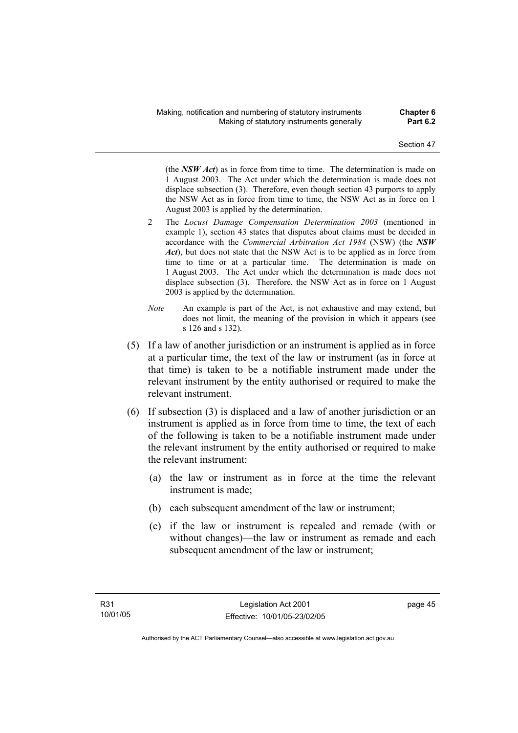(the ***NSW Act***) as in force from time to time. The determination is made on 1 August 2003. The Act under which the determination is made does not displace subsection (3). Therefore, even though section 43 purports to apply the NSW Act as in force from time to time, the NSW Act as in force on 1 August 2003 is applied by the determination.

2 The *Locust Damage Compensation Determination 2003* (mentioned in example 1), section 43 states that disputes about claims must be decided in accordance with the *Commercial Arbitration Act 1984* (NSW) (the ***NSW Act***), but does not state that the NSW Act is to be applied as in force from time to time or at a particular time. The determination is made on 1 August 2003. The Act under which the determination is made does not displace subsection (3). Therefore, the NSW Act as in force on 1 August 2003 is applied by the determination.

*Note* An example is part of the Act, is not exhaustive and may extend, but does not limit, the meaning of the provision in which it appears (see s 126 and s 132).

(5) If a law of another jurisdiction or an instrument is applied as in force at a particular time, the text of the law or instrument (as in force at that time) is taken to be a notifiable instrument made under the relevant instrument by the entity authorised or required to make the relevant instrument.

(6) If subsection (3) is displaced and a law of another jurisdiction or an instrument is applied as in force from time to time, the text of each of the following is taken to be a notifiable instrument made under the relevant instrument by the entity authorised or required to make the relevant instrument:

(a) the law or instrument as in force at the time the relevant instrument is made;

(b) each subsequent amendment of the law or instrument;

(c) if the law or instrument is repealed and remade (with or without changes)—the law or instrument as remade and each subsequent amendment of the law or instrument;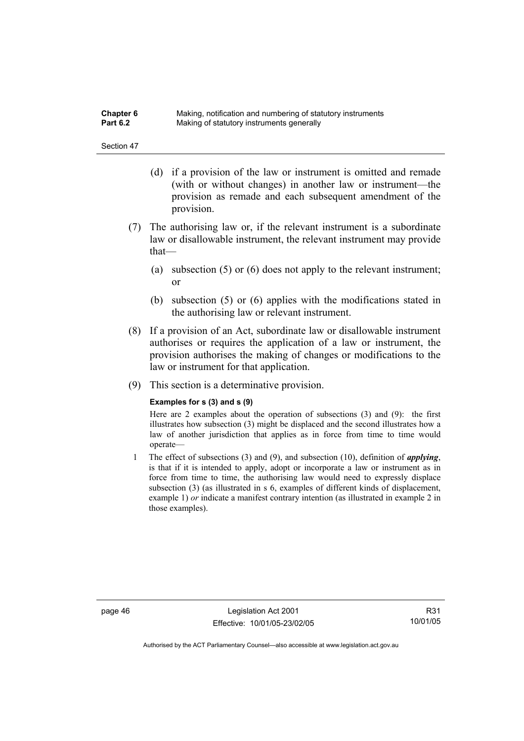(d) if a provision of the law or instrument is omitted and remade (with or without changes) in another law or instrument—the provision as remade and each subsequent amendment of the provision.

(7) The authorising law or, if the relevant instrument is a subordinate law or disallowable instrument, the relevant instrument may provide that—

(a) subsection (5) or (6) does not apply to the relevant instrument; or

(b) subsection (5) or (6) applies with the modifications stated in the authorising law or relevant instrument.

(8) If a provision of an Act, subordinate law or disallowable instrument authorises or requires the application of a law or instrument, the provision authorises the making of changes or modifications to the law or instrument for that application.

(9) This section is a determinative provision.

**Examples for s (3) and s (9)**

Here are 2 examples about the operation of subsections (3) and (9): the first illustrates how subsection (3) might be displaced and the second illustrates how a law of another jurisdiction that applies as in force from time to time would operate—

1 The effect of subsections (3) and (9), and subsection (10), definition of ***applying***, is that if it is intended to apply, adopt or incorporate a law or instrument as in force from time to time, the authorising law would need to expressly displace subsection (3) (as illustrated in s 6, examples of different kinds of displacement, example 1) *or* indicate a manifest contrary intention (as illustrated in example 2 in those examples).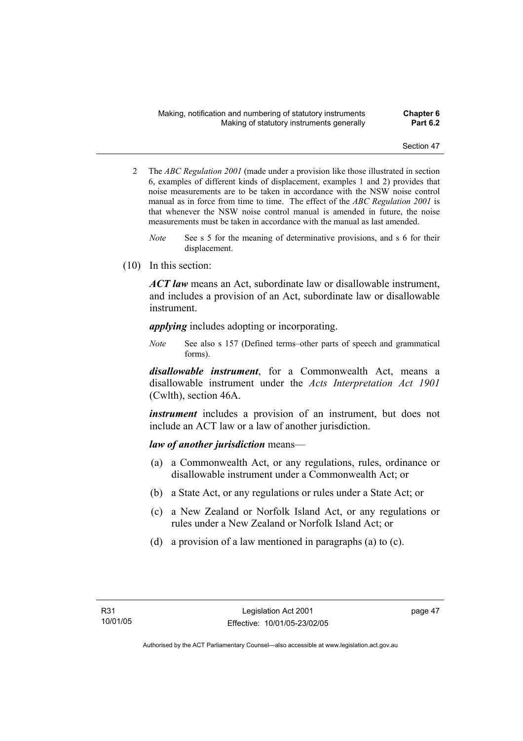2 The *ABC Regulation 2001* (made under a provision like those illustrated in section 6, examples of different kinds of displacement, examples 1 and 2) provides that noise measurements are to be taken in accordance with the NSW noise control manual as in force from time to time. The effect of the *ABC Regulation 2001* is that whenever the NSW noise control manual is amended in future, the noise measurements must be taken in accordance with the manual as last amended.

*Note* See s 5 for the meaning of determinative provisions, and s 6 for their displacement.

(10) In this section:

***ACT law*** means an Act, subordinate law or disallowable instrument, and includes a provision of an Act, subordinate law or disallowable instrument.

***applying*** includes adopting or incorporating.

*Note* See also s 157 (Defined terms–other parts of speech and grammatical forms).

***disallowable instrument***, for a Commonwealth Act, means a disallowable instrument under the *Acts Interpretation Act 1901* (Cwlth), section 46A.

***instrument*** includes a provision of an instrument, but does not include an ACT law or a law of another jurisdiction.

***law of another jurisdiction*** means—

(a) a Commonwealth Act, or any regulations, rules, ordinance or disallowable instrument under a Commonwealth Act; or

(b) a State Act, or any regulations or rules under a State Act; or

(c) a New Zealand or Norfolk Island Act, or any regulations or rules under a New Zealand or Norfolk Island Act; or

(d) a provision of a law mentioned in paragraphs (a) to (c).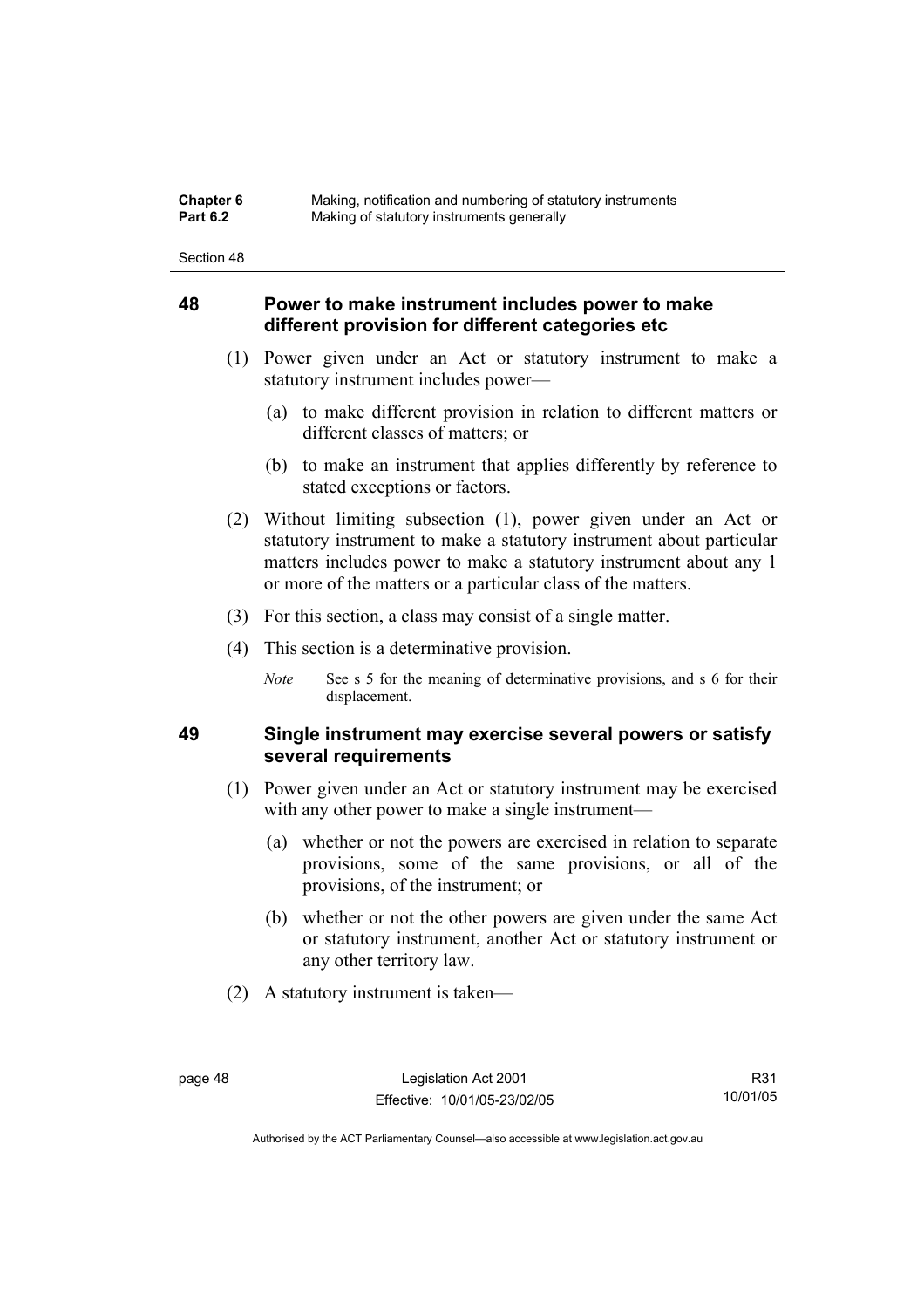## 48 Power to make instrument includes power to make different provision for different categories etc

(1) Power given under an Act or statutory instrument to make a statutory instrument includes power—

(a) to make different provision in relation to different matters or different classes of matters; or

(b) to make an instrument that applies differently by reference to stated exceptions or factors.

(2) Without limiting subsection (1), power given under an Act or statutory instrument to make a statutory instrument about particular matters includes power to make a statutory instrument about any 1 or more of the matters or a particular class of the matters.

(3) For this section, a class may consist of a single matter.

(4) This section is a determinative provision.

*Note* See s 5 for the meaning of determinative provisions, and s 6 for their displacement.

## 49 Single instrument may exercise several powers or satisfy several requirements

(1) Power given under an Act or statutory instrument may be exercised with any other power to make a single instrument—

(a) whether or not the powers are exercised in relation to separate provisions, some of the same provisions, or all of the provisions, of the instrument; or

(b) whether or not the other powers are given under the same Act or statutory instrument, another Act or statutory instrument or any other territory law.

(2) A statutory instrument is taken—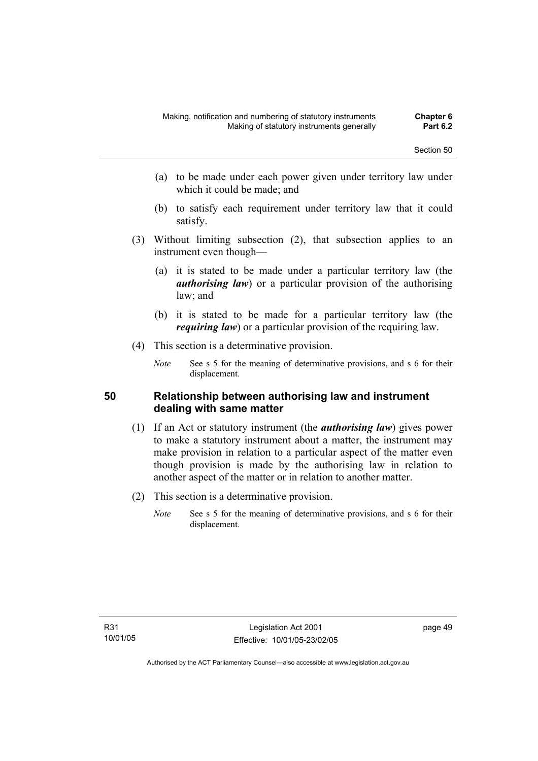- (a) to be made under each power given under territory law under which it could be made; and
- (b) to satisfy each requirement under territory law that it could satisfy.

(3) Without limiting subsection (2), that subsection applies to an instrument even though—

- (a) it is stated to be made under a particular territory law (the ***authorising law***) or a particular provision of the authorising law; and
- (b) it is stated to be made for a particular territory law (the ***requiring law***) or a particular provision of the requiring law.

(4) This section is a determinative provision.

*Note* See s 5 for the meaning of determinative provisions, and s 6 for their displacement.

## 50 Relationship between authorising law and instrument dealing with same matter

(1) If an Act or statutory instrument (the ***authorising law***) gives power to make a statutory instrument about a matter, the instrument may make provision in relation to a particular aspect of the matter even though provision is made by the authorising law in relation to another aspect of the matter or in relation to another matter.

(2) This section is a determinative provision.

*Note* See s 5 for the meaning of determinative provisions, and s 6 for their displacement.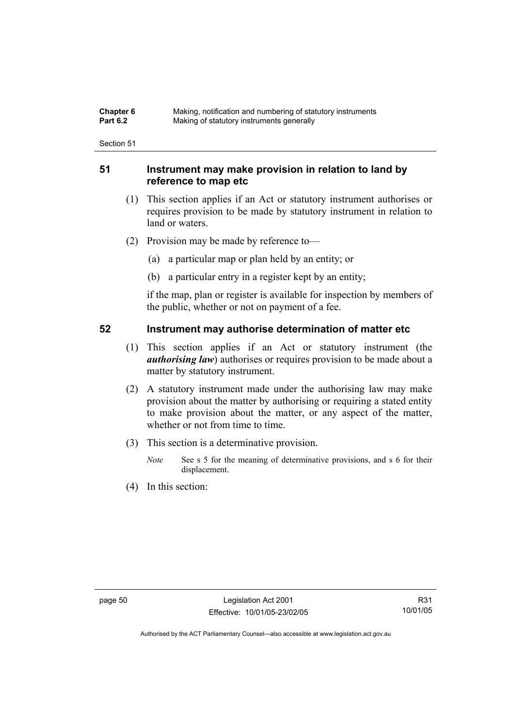## 51 Instrument may make provision in relation to land by reference to map etc

(1) This section applies if an Act or statutory instrument authorises or requires provision to be made by statutory instrument in relation to land or waters.

(2) Provision may be made by reference to—

(a) a particular map or plan held by an entity; or

(b) a particular entry in a register kept by an entity;

if the map, plan or register is available for inspection by members of the public, whether or not on payment of a fee.

## 52 Instrument may authorise determination of matter etc

(1) This section applies if an Act or statutory instrument (the ***authorising law***) authorises or requires provision to be made about a matter by statutory instrument.

(2) A statutory instrument made under the authorising law may make provision about the matter by authorising or requiring a stated entity to make provision about the matter, or any aspect of the matter, whether or not from time to time.

(3) This section is a determinative provision.

*Note* See s 5 for the meaning of determinative provisions, and s 6 for their displacement.

(4) In this section: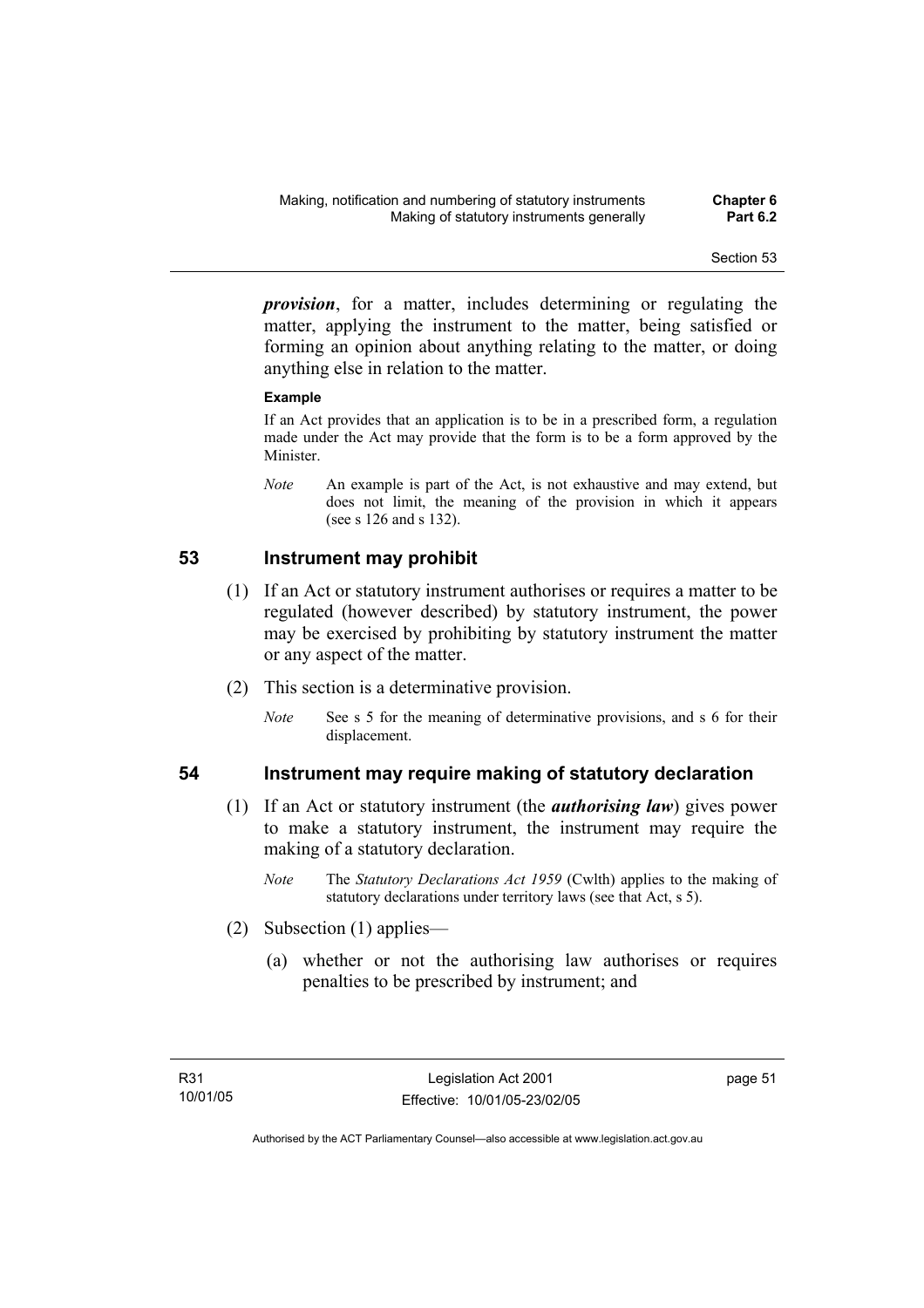***provision***, for a matter, includes determining or regulating the matter, applying the instrument to the matter, being satisfied or forming an opinion about anything relating to the matter, or doing anything else in relation to the matter.

**Example**

If an Act provides that an application is to be in a prescribed form, a regulation made under the Act may provide that the form is to be a form approved by the Minister.

*Note* An example is part of the Act, is not exhaustive and may extend, but does not limit, the meaning of the provision in which it appears (see s 126 and s 132).

## 53 Instrument may prohibit

(1) If an Act or statutory instrument authorises or requires a matter to be regulated (however described) by statutory instrument, the power may be exercised by prohibiting by statutory instrument the matter or any aspect of the matter.

(2) This section is a determinative provision.

*Note* See s 5 for the meaning of determinative provisions, and s 6 for their displacement.

## 54 Instrument may require making of statutory declaration

(1) If an Act or statutory instrument (the ***authorising law***) gives power to make a statutory instrument, the instrument may require the making of a statutory declaration.

*Note* The *Statutory Declarations Act 1959* (Cwlth) applies to the making of statutory declarations under territory laws (see that Act, s 5).

(2) Subsection (1) applies—

(a) whether or not the authorising law authorises or requires penalties to be prescribed by instrument; and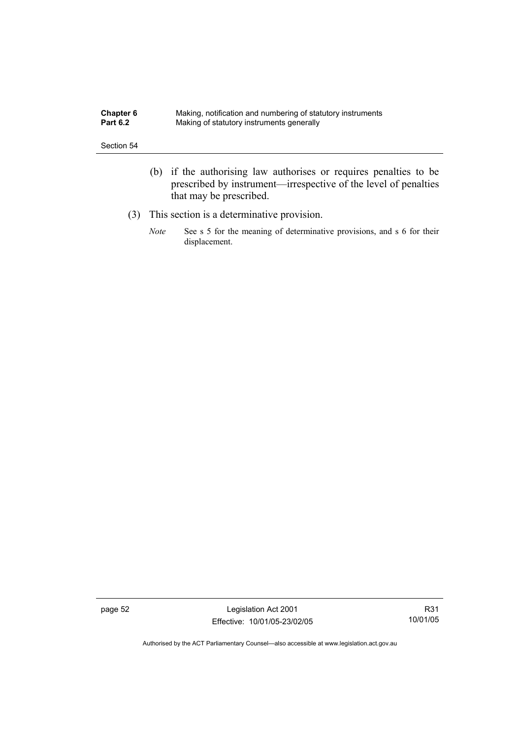(b) if the authorising law authorises or requires penalties to be prescribed by instrument—irrespective of the level of penalties that may be prescribed.

(3) This section is a determinative provision.

*Note* See s 5 for the meaning of determinative provisions, and s 6 for their displacement.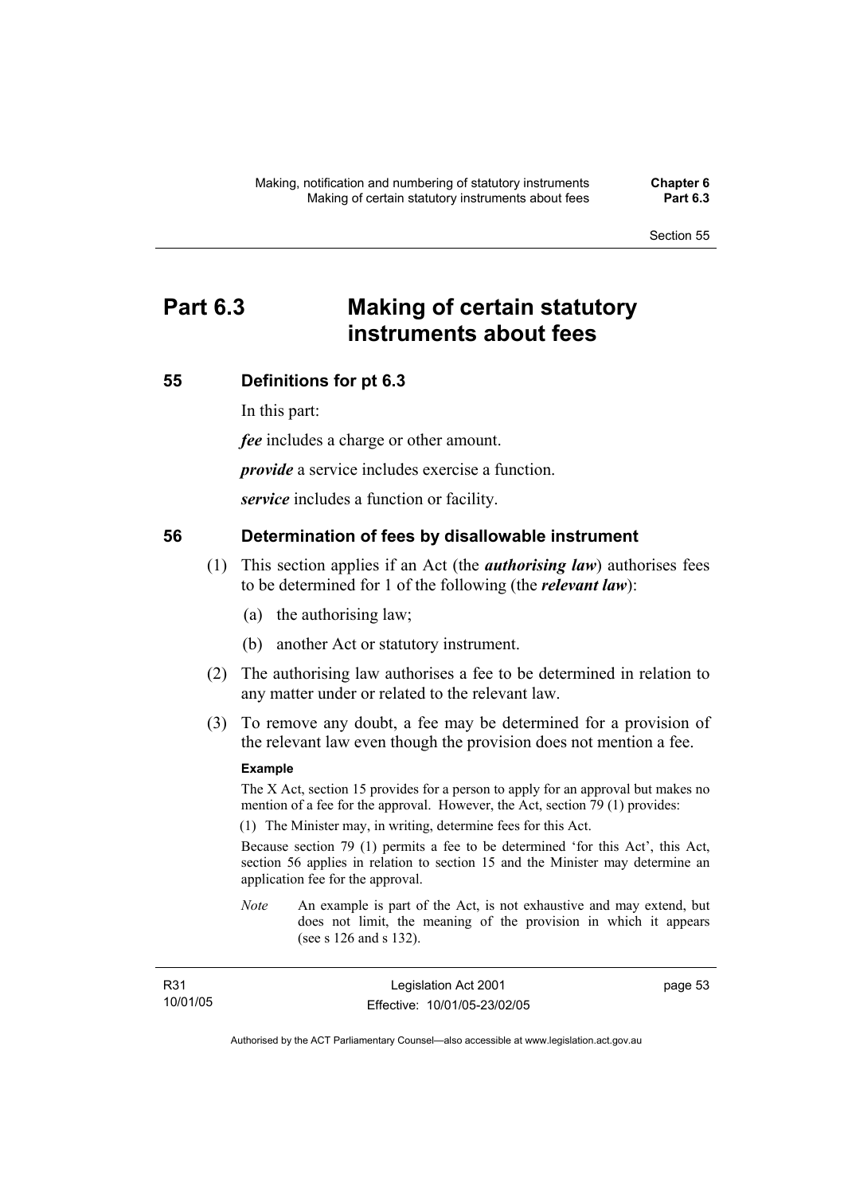# Part 6.3 Making of certain statutory instruments about fees

## 55 Definitions for pt 6.3

In this part:

***fee*** includes a charge or other amount.

***provide*** a service includes exercise a function.

***service*** includes a function or facility.

## 56 Determination of fees by disallowable instrument

(1) This section applies if an Act (the ***authorising law***) authorises fees to be determined for 1 of the following (the ***relevant law***):

(a) the authorising law;

(b) another Act or statutory instrument.

(2) The authorising law authorises a fee to be determined in relation to any matter under or related to the relevant law.

(3) To remove any doubt, a fee may be determined for a provision of the relevant law even though the provision does not mention a fee.

**Example**

The X Act, section 15 provides for a person to apply for an approval but makes no mention of a fee for the approval. However, the Act, section 79 (1) provides:

(1) The Minister may, in writing, determine fees for this Act.

Because section 79 (1) permits a fee to be determined 'for this Act', this Act, section 56 applies in relation to section 15 and the Minister may determine an application fee for the approval.

*Note* An example is part of the Act, is not exhaustive and may extend, but does not limit, the meaning of the provision in which it appears (see s 126 and s 132).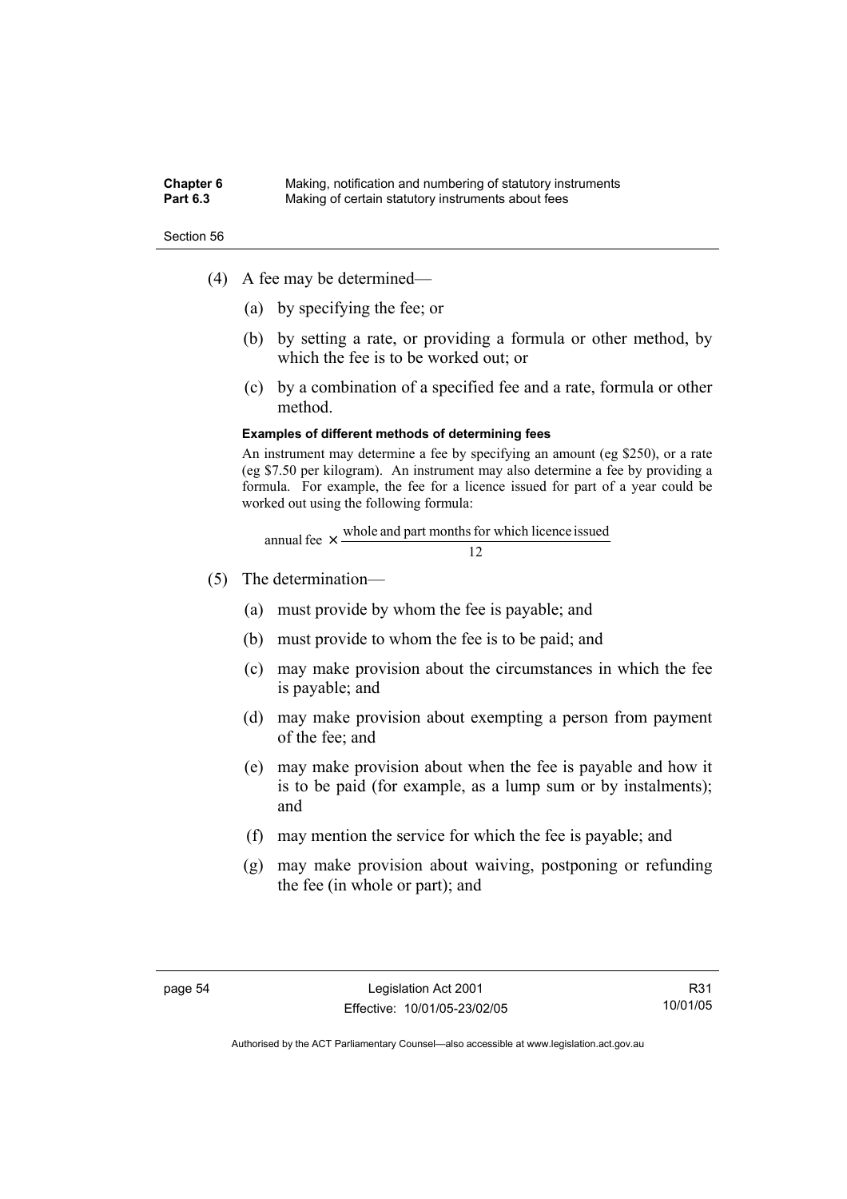(4) A fee may be determined—

(a) by specifying the fee; or

(b) by setting a rate, or providing a formula or other method, by which the fee is to be worked out; or

(c) by a combination of a specified fee and a rate, formula or other method.

**Examples of different methods of determining fees**

An instrument may determine a fee by specifying an amount (eg $250), or a rate (eg $7.50 per kilogram). An instrument may also determine a fee by providing a formula. For example, the fee for a licence issued for part of a year could be worked out using the following formula:

$$\text{annual fee} \times \frac{\text{whole and part months for which licence issued}}{12}$$

(5) The determination—

(a) must provide by whom the fee is payable; and

(b) must provide to whom the fee is to be paid; and

(c) may make provision about the circumstances in which the fee is payable; and

(d) may make provision about exempting a person from payment of the fee; and

(e) may make provision about when the fee is payable and how it is to be paid (for example, as a lump sum or by instalments); and

(f) may mention the service for which the fee is payable; and

(g) may make provision about waiving, postponing or refunding the fee (in whole or part); and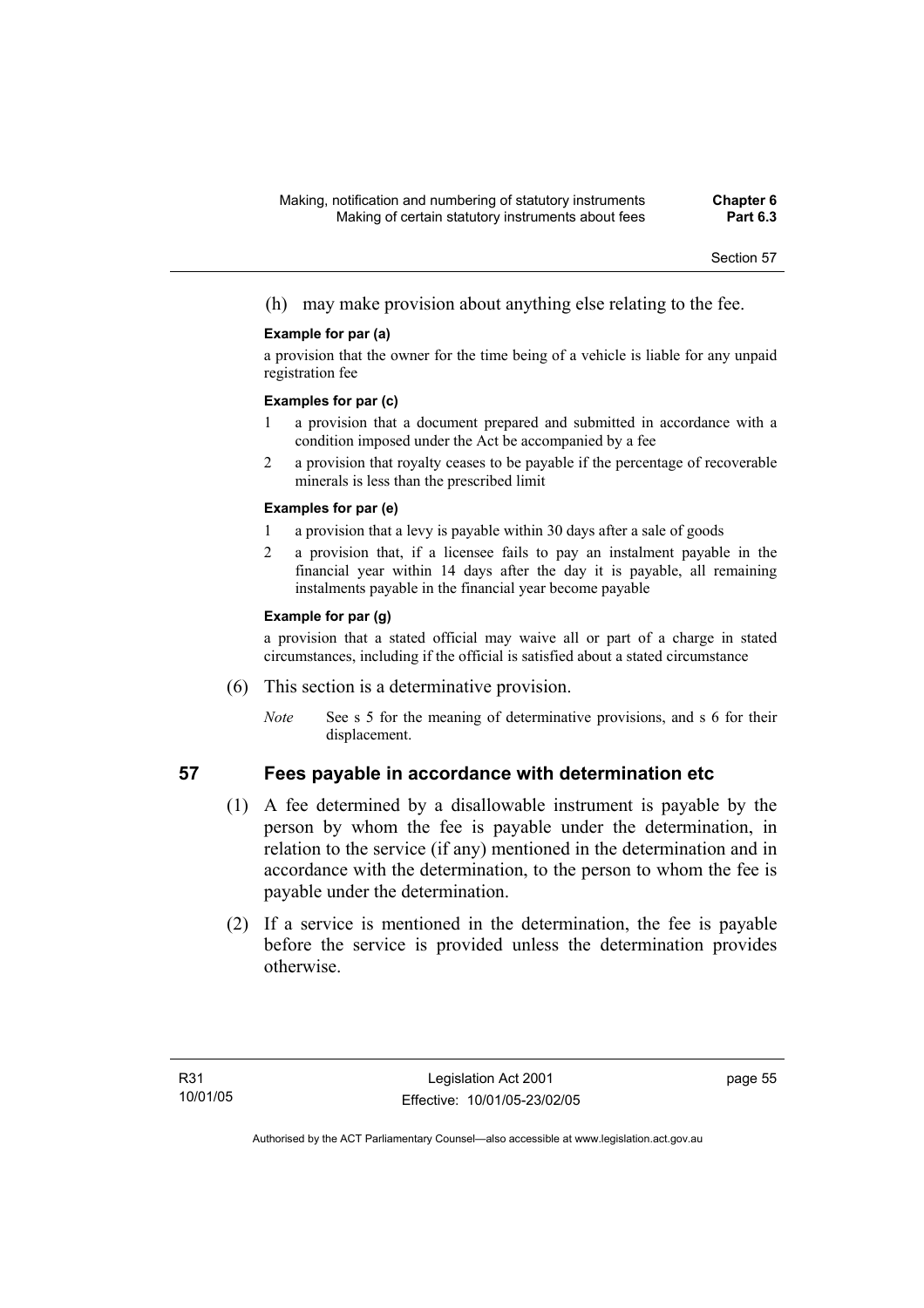(h) may make provision about anything else relating to the fee.

**Example for par (a)**

a provision that the owner for the time being of a vehicle is liable for any unpaid registration fee

**Examples for par (c)**

1. a provision that a document prepared and submitted in accordance with a condition imposed under the Act be accompanied by a fee
2. a provision that royalty ceases to be payable if the percentage of recoverable minerals is less than the prescribed limit

**Examples for par (e)**

1. a provision that a levy is payable within 30 days after a sale of goods
2. a provision that, if a licensee fails to pay an instalment payable in the financial year within 14 days after the day it is payable, all remaining instalments payable in the financial year become payable

**Example for par (g)**

a provision that a stated official may waive all or part of a charge in stated circumstances, including if the official is satisfied about a stated circumstance

(6) This section is a determinative provision.

*Note* See s 5 for the meaning of determinative provisions, and s 6 for their displacement.

## 57 Fees payable in accordance with determination etc

(1) A fee determined by a disallowable instrument is payable by the person by whom the fee is payable under the determination, in relation to the service (if any) mentioned in the determination and in accordance with the determination, to the person to whom the fee is payable under the determination.

(2) If a service is mentioned in the determination, the fee is payable before the service is provided unless the determination provides otherwise.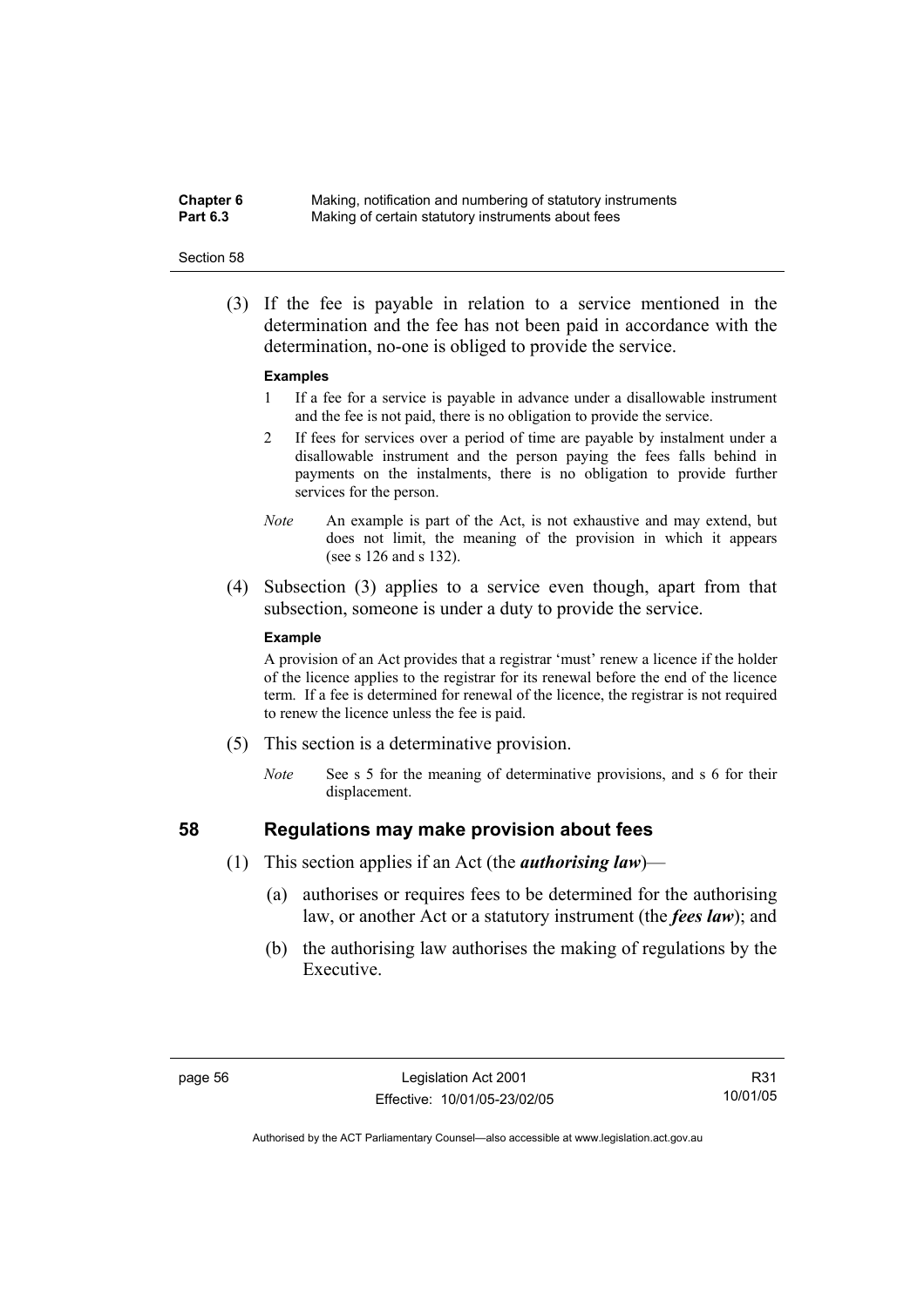(3) If the fee is payable in relation to a service mentioned in the determination and the fee has not been paid in accordance with the determination, no-one is obliged to provide the service.

**Examples**

1 If a fee for a service is payable in advance under a disallowable instrument and the fee is not paid, there is no obligation to provide the service.

2 If fees for services over a period of time are payable by instalment under a disallowable instrument and the person paying the fees falls behind in payments on the instalments, there is no obligation to provide further services for the person.

*Note* An example is part of the Act, is not exhaustive and may extend, but does not limit, the meaning of the provision in which it appears (see s 126 and s 132).

(4) Subsection (3) applies to a service even though, apart from that subsection, someone is under a duty to provide the service.

**Example**

A provision of an Act provides that a registrar 'must' renew a licence if the holder of the licence applies to the registrar for its renewal before the end of the licence term. If a fee is determined for renewal of the licence, the registrar is not required to renew the licence unless the fee is paid.

(5) This section is a determinative provision.

*Note* See s 5 for the meaning of determinative provisions, and s 6 for their displacement.

## 58 Regulations may make provision about fees

(1) This section applies if an Act (the ***authorising law***)—

(a) authorises or requires fees to be determined for the authorising law, or another Act or a statutory instrument (the ***fees law***); and

(b) the authorising law authorises the making of regulations by the Executive.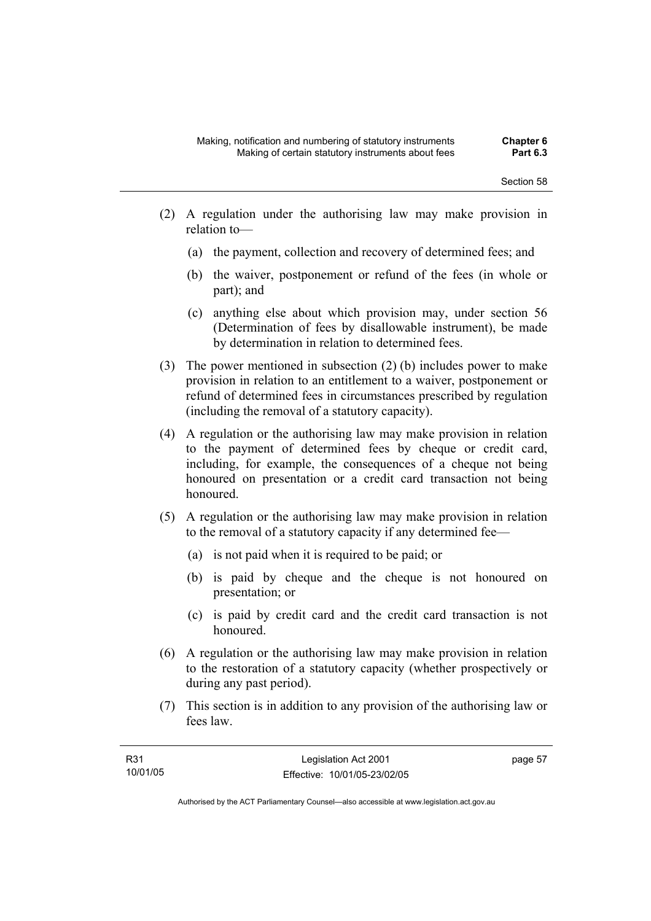(2) A regulation under the authorising law may make provision in relation to—

   (a) the payment, collection and recovery of determined fees; and

   (b) the waiver, postponement or refund of the fees (in whole or part); and

   (c) anything else about which provision may, under section 56 (Determination of fees by disallowable instrument), be made by determination in relation to determined fees.

(3) The power mentioned in subsection (2) (b) includes power to make provision in relation to an entitlement to a waiver, postponement or refund of determined fees in circumstances prescribed by regulation (including the removal of a statutory capacity).

(4) A regulation or the authorising law may make provision in relation to the payment of determined fees by cheque or credit card, including, for example, the consequences of a cheque not being honoured on presentation or a credit card transaction not being honoured.

(5) A regulation or the authorising law may make provision in relation to the removal of a statutory capacity if any determined fee—

   (a) is not paid when it is required to be paid; or

   (b) is paid by cheque and the cheque is not honoured on presentation; or

   (c) is paid by credit card and the credit card transaction is not honoured.

(6) A regulation or the authorising law may make provision in relation to the restoration of a statutory capacity (whether prospectively or during any past period).

(7) This section is in addition to any provision of the authorising law or fees law.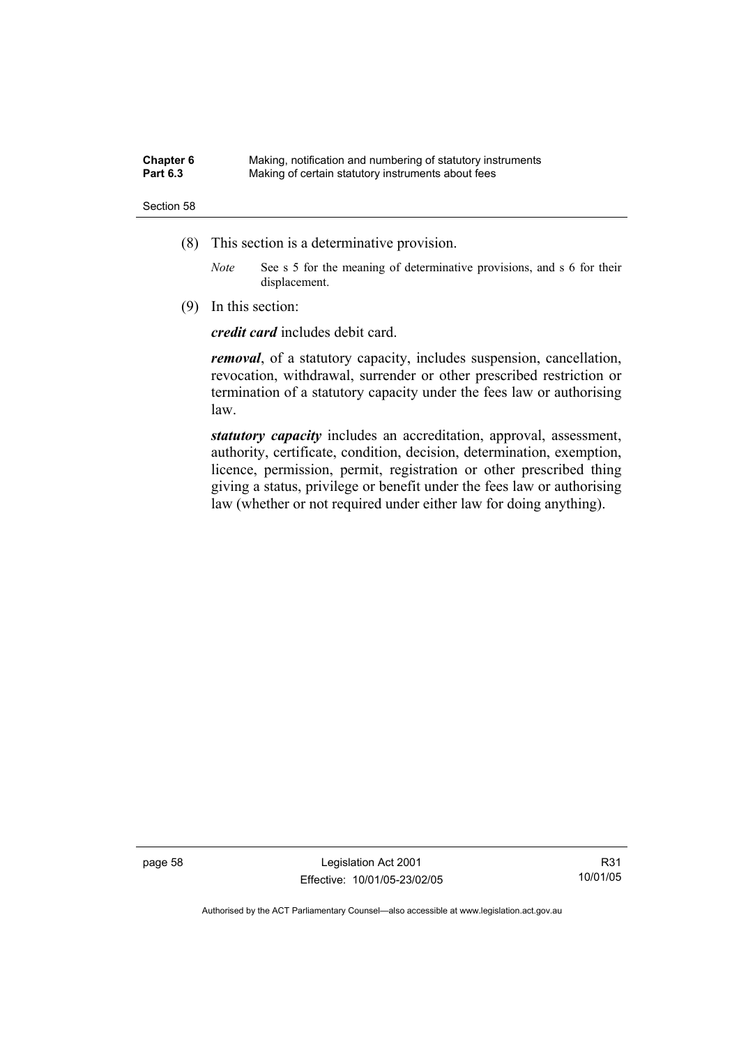(8) This section is a determinative provision.

*Note* See s 5 for the meaning of determinative provisions, and s 6 for their displacement.

(9) In this section:

***credit card*** includes debit card.

***removal***, of a statutory capacity, includes suspension, cancellation, revocation, withdrawal, surrender or other prescribed restriction or termination of a statutory capacity under the fees law or authorising law.

***statutory capacity*** includes an accreditation, approval, assessment, authority, certificate, condition, decision, determination, exemption, licence, permission, permit, registration or other prescribed thing giving a status, privilege or benefit under the fees law or authorising law (whether or not required under either law for doing anything).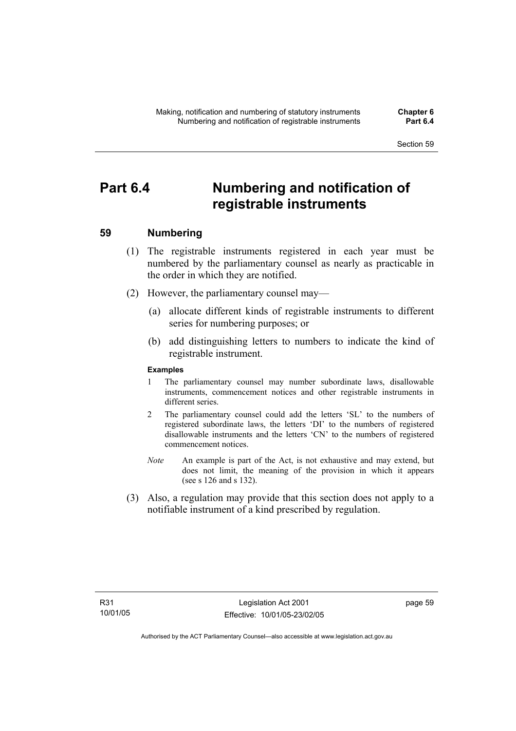# Part 6.4 Numbering and notification of registrable instruments

## 59 Numbering

(1) The registrable instruments registered in each year must be numbered by the parliamentary counsel as nearly as practicable in the order in which they are notified.

(2) However, the parliamentary counsel may—

(a) allocate different kinds of registrable instruments to different series for numbering purposes; or

(b) add distinguishing letters to numbers to indicate the kind of registrable instrument.

**Examples**

1 The parliamentary counsel may number subordinate laws, disallowable instruments, commencement notices and other registrable instruments in different series.

2 The parliamentary counsel could add the letters 'SL' to the numbers of registered subordinate laws, the letters 'DI' to the numbers of registered disallowable instruments and the letters 'CN' to the numbers of registered commencement notices.

*Note* An example is part of the Act, is not exhaustive and may extend, but does not limit, the meaning of the provision in which it appears (see s 126 and s 132).

(3) Also, a regulation may provide that this section does not apply to a notifiable instrument of a kind prescribed by regulation.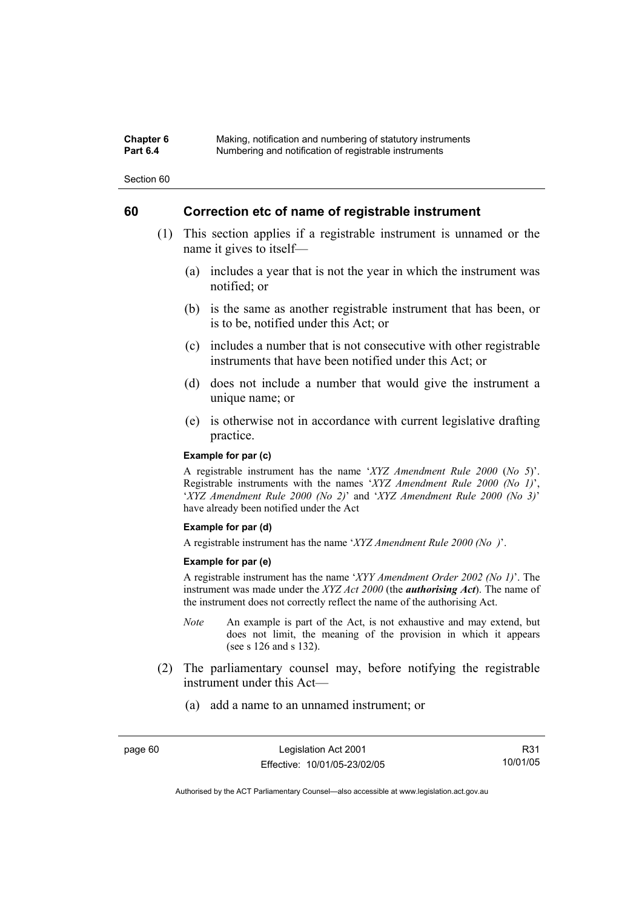## 60 Correction etc of name of registrable instrument

(1) This section applies if a registrable instrument is unnamed or the name it gives to itself—

(a) includes a year that is not the year in which the instrument was notified; or

(b) is the same as another registrable instrument that has been, or is to be, notified under this Act; or

(c) includes a number that is not consecutive with other registrable instruments that have been notified under this Act; or

(d) does not include a number that would give the instrument a unique name; or

(e) is otherwise not in accordance with current legislative drafting practice.

**Example for par (c)**

A registrable instrument has the name '*XYZ Amendment Rule 2000* (*No 5*)'. Registrable instruments with the names '*XYZ Amendment Rule 2000 (No 1)*', '*XYZ Amendment Rule 2000 (No 2)*' and '*XYZ Amendment Rule 2000 (No 3)*' have already been notified under the Act

**Example for par (d)**

A registrable instrument has the name '*XYZ Amendment Rule 2000 (No )*'.

**Example for par (e)**

A registrable instrument has the name '*XYY Amendment Order 2002 (No 1)*'. The instrument was made under the *XYZ Act 2000* (the ***authorising Act***). The name of the instrument does not correctly reflect the name of the authorising Act.

*Note* An example is part of the Act, is not exhaustive and may extend, but does not limit, the meaning of the provision in which it appears (see s 126 and s 132).

(2) The parliamentary counsel may, before notifying the registrable instrument under this Act—

(a) add a name to an unnamed instrument; or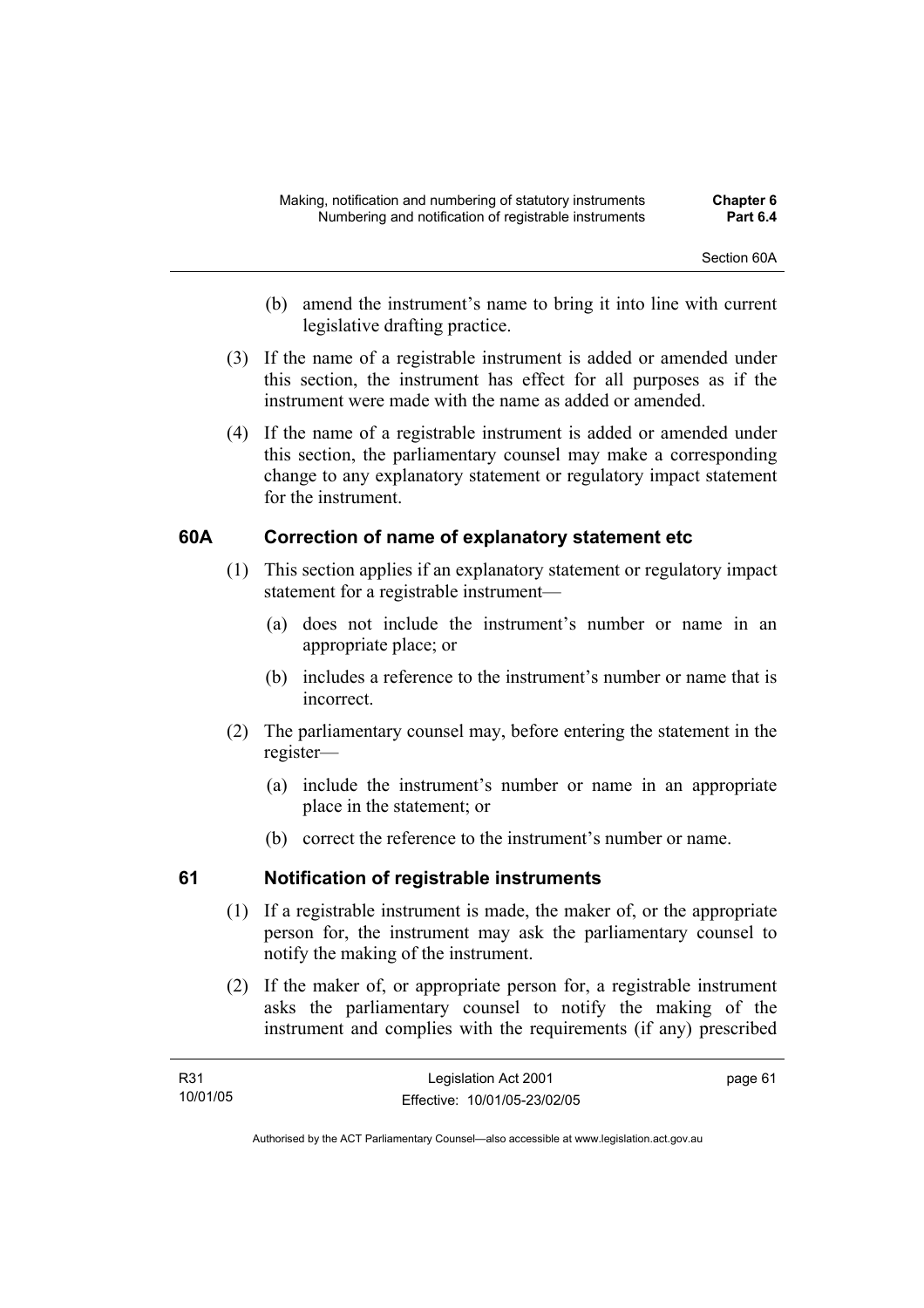(b) amend the instrument's name to bring it into line with current legislative drafting practice.

(3) If the name of a registrable instrument is added or amended under this section, the instrument has effect for all purposes as if the instrument were made with the name as added or amended.

(4) If the name of a registrable instrument is added or amended under this section, the parliamentary counsel may make a corresponding change to any explanatory statement or regulatory impact statement for the instrument.

## 60A Correction of name of explanatory statement etc

(1) This section applies if an explanatory statement or regulatory impact statement for a registrable instrument—

(a) does not include the instrument's number or name in an appropriate place; or

(b) includes a reference to the instrument's number or name that is incorrect.

(2) The parliamentary counsel may, before entering the statement in the register—

(a) include the instrument's number or name in an appropriate place in the statement; or

(b) correct the reference to the instrument's number or name.

## 61 Notification of registrable instruments

(1) If a registrable instrument is made, the maker of, or the appropriate person for, the instrument may ask the parliamentary counsel to notify the making of the instrument.

(2) If the maker of, or appropriate person for, a registrable instrument asks the parliamentary counsel to notify the making of the instrument and complies with the requirements (if any) prescribed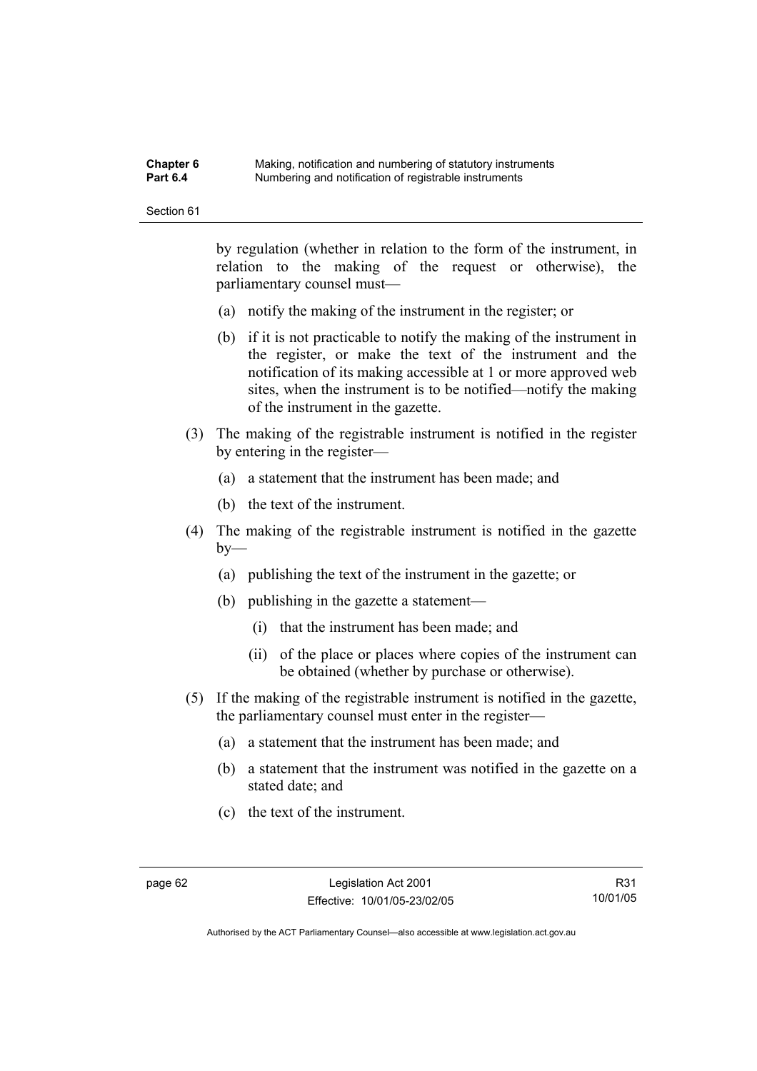by regulation (whether in relation to the form of the instrument, in relation to the making of the request or otherwise), the parliamentary counsel must—

(a) notify the making of the instrument in the register; or

(b) if it is not practicable to notify the making of the instrument in the register, or make the text of the instrument and the notification of its making accessible at 1 or more approved web sites, when the instrument is to be notified—notify the making of the instrument in the gazette.

(3) The making of the registrable instrument is notified in the register by entering in the register—

(a) a statement that the instrument has been made; and

(b) the text of the instrument.

(4) The making of the registrable instrument is notified in the gazette by—

(a) publishing the text of the instrument in the gazette; or

(b) publishing in the gazette a statement—

(i) that the instrument has been made; and

(ii) of the place or places where copies of the instrument can be obtained (whether by purchase or otherwise).

(5) If the making of the registrable instrument is notified in the gazette, the parliamentary counsel must enter in the register—

(a) a statement that the instrument has been made; and

(b) a statement that the instrument was notified in the gazette on a stated date; and

(c) the text of the instrument.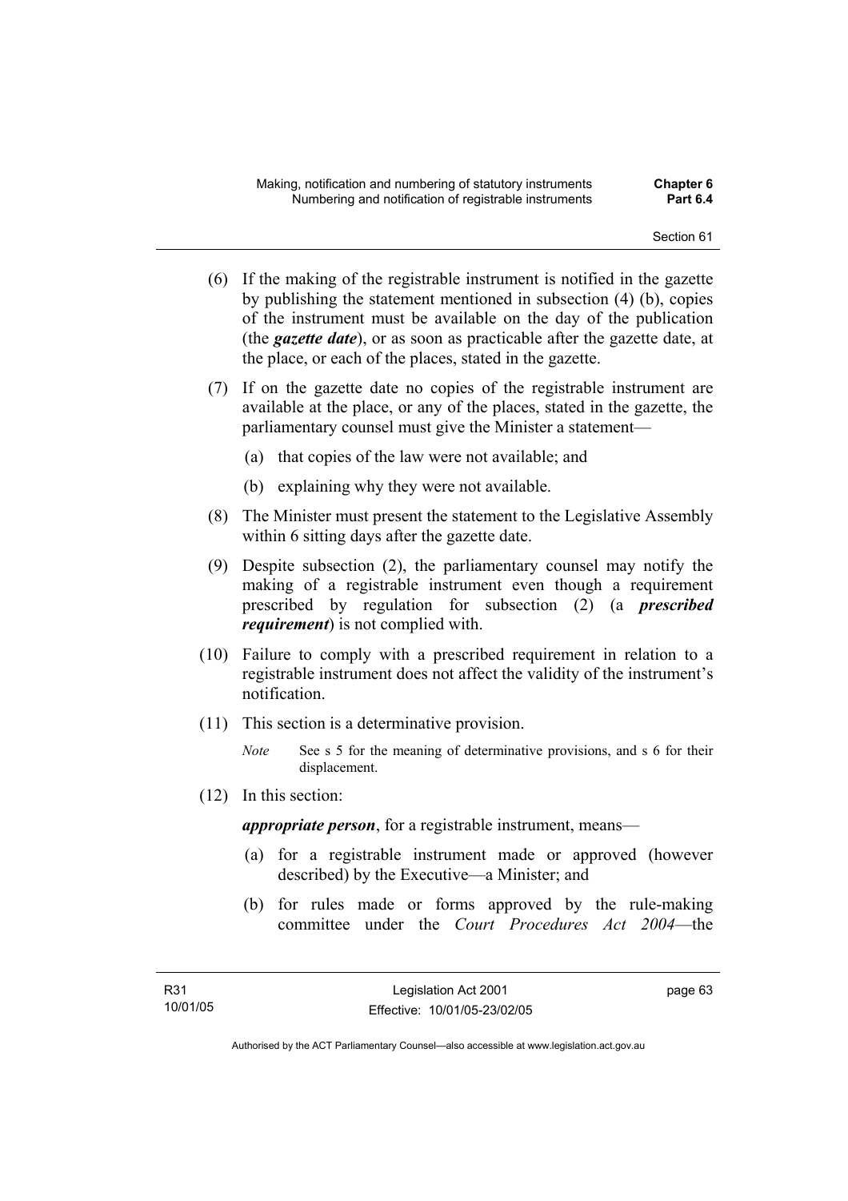(6) If the making of the registrable instrument is notified in the gazette by publishing the statement mentioned in subsection (4) (b), copies of the instrument must be available on the day of the publication (the ***gazette date***), or as soon as practicable after the gazette date, at the place, or each of the places, stated in the gazette.

(7) If on the gazette date no copies of the registrable instrument are available at the place, or any of the places, stated in the gazette, the parliamentary counsel must give the Minister a statement—

(a) that copies of the law were not available; and

(b) explaining why they were not available.

(8) The Minister must present the statement to the Legislative Assembly within 6 sitting days after the gazette date.

(9) Despite subsection (2), the parliamentary counsel may notify the making of a registrable instrument even though a requirement prescribed by regulation for subsection (2) (a ***prescribed requirement***) is not complied with.

(10) Failure to comply with a prescribed requirement in relation to a registrable instrument does not affect the validity of the instrument's notification.

(11) This section is a determinative provision.

*Note* See s 5 for the meaning of determinative provisions, and s 6 for their displacement.

(12) In this section:

***appropriate person***, for a registrable instrument, means—

(a) for a registrable instrument made or approved (however described) by the Executive—a Minister; and

(b) for rules made or forms approved by the rule-making committee under the *Court Procedures Act 2004*—the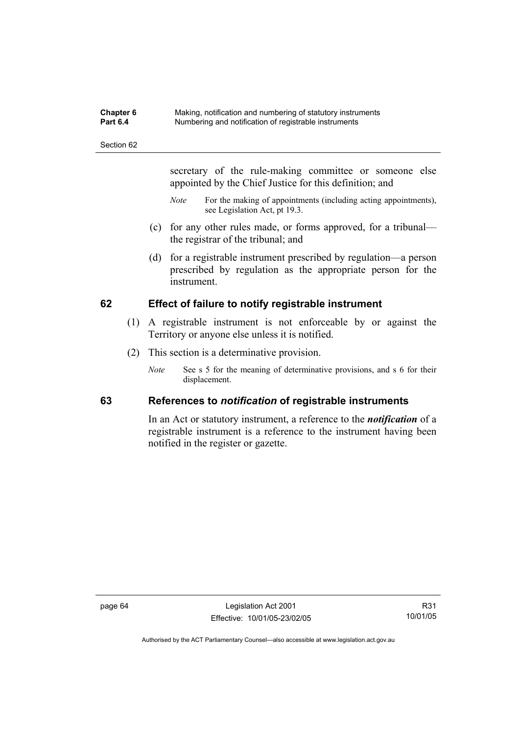secretary of the rule-making committee or someone else appointed by the Chief Justice for this definition; and

*Note* For the making of appointments (including acting appointments), see Legislation Act, pt 19.3.

(c) for any other rules made, or forms approved, for a tribunal—the registrar of the tribunal; and

(d) for a registrable instrument prescribed by regulation—a person prescribed by regulation as the appropriate person for the instrument.

## 62 Effect of failure to notify registrable instrument

(1) A registrable instrument is not enforceable by or against the Territory or anyone else unless it is notified.

(2) This section is a determinative provision.

*Note* See s 5 for the meaning of determinative provisions, and s 6 for their displacement.

## 63 References to *notification* of registrable instruments

In an Act or statutory instrument, a reference to the ***notification*** of a registrable instrument is a reference to the instrument having been notified in the register or gazette.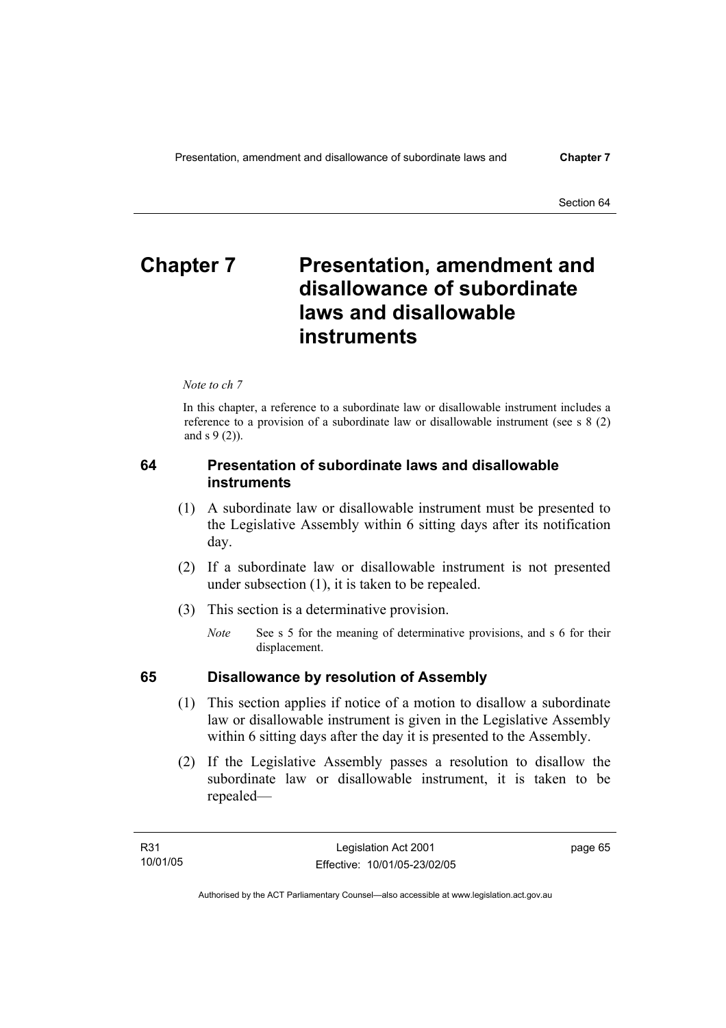# Chapter 7 Presentation, amendment and disallowance of subordinate laws and disallowable instruments

*Note to ch 7*

In this chapter, a reference to a subordinate law or disallowable instrument includes a reference to a provision of a subordinate law or disallowable instrument (see s 8 (2) and s 9 (2)).

## 64 Presentation of subordinate laws and disallowable instruments

(1) A subordinate law or disallowable instrument must be presented to the Legislative Assembly within 6 sitting days after its notification day.

(2) If a subordinate law or disallowable instrument is not presented under subsection (1), it is taken to be repealed.

(3) This section is a determinative provision.

*Note* See s 5 for the meaning of determinative provisions, and s 6 for their displacement.

## 65 Disallowance by resolution of Assembly

(1) This section applies if notice of a motion to disallow a subordinate law or disallowable instrument is given in the Legislative Assembly within 6 sitting days after the day it is presented to the Assembly.

(2) If the Legislative Assembly passes a resolution to disallow the subordinate law or disallowable instrument, it is taken to be repealed—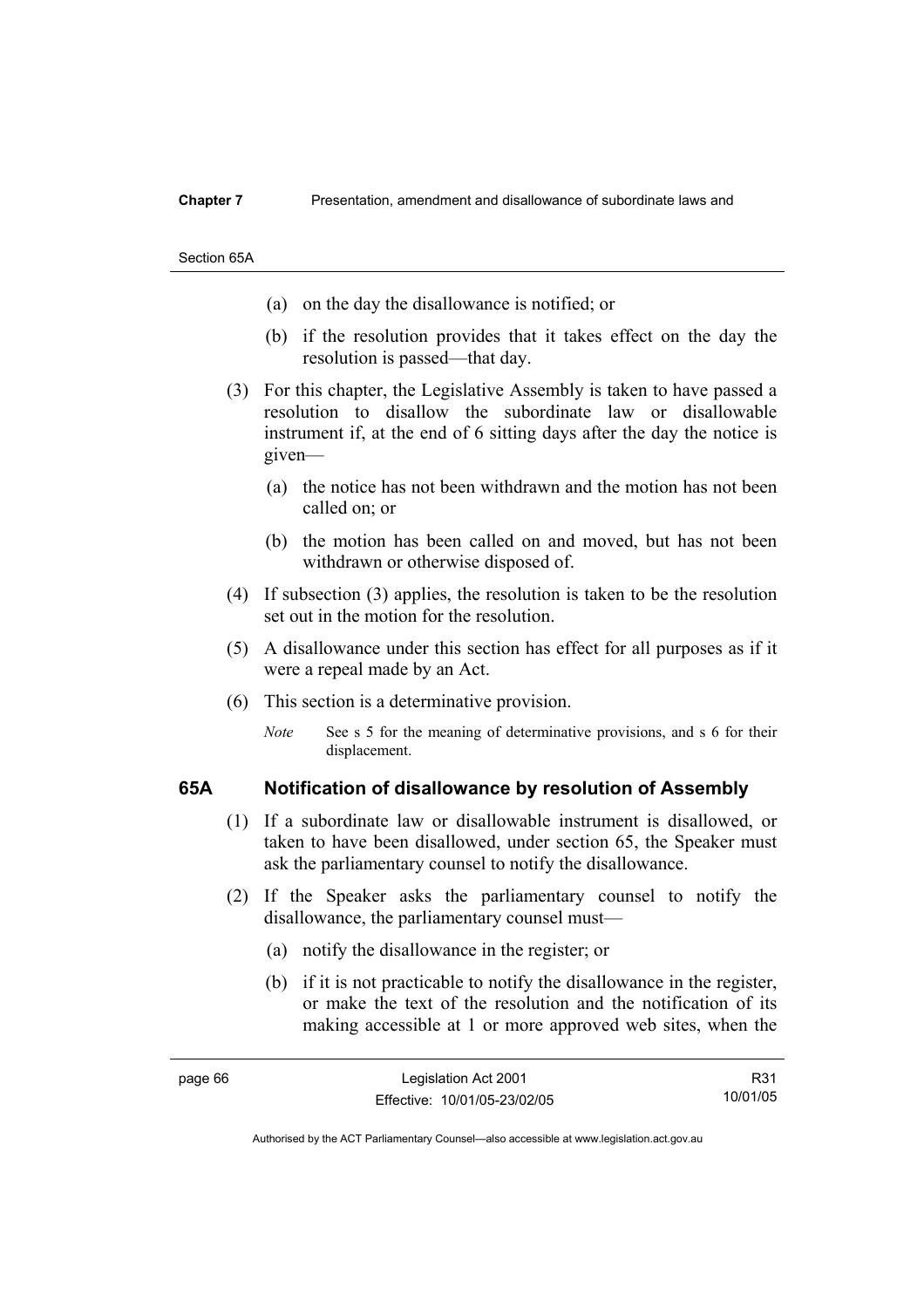(a) on the day the disallowance is notified; or

(b) if the resolution provides that it takes effect on the day the resolution is passed—that day.

(3) For this chapter, the Legislative Assembly is taken to have passed a resolution to disallow the subordinate law or disallowable instrument if, at the end of 6 sitting days after the day the notice is given—

(a) the notice has not been withdrawn and the motion has not been called on; or

(b) the motion has been called on and moved, but has not been withdrawn or otherwise disposed of.

(4) If subsection (3) applies, the resolution is taken to be the resolution set out in the motion for the resolution.

(5) A disallowance under this section has effect for all purposes as if it were a repeal made by an Act.

(6) This section is a determinative provision.

*Note* See s 5 for the meaning of determinative provisions, and s 6 for their displacement.

### 65A Notification of disallowance by resolution of Assembly

(1) If a subordinate law or disallowable instrument is disallowed, or taken to have been disallowed, under section 65, the Speaker must ask the parliamentary counsel to notify the disallowance.

(2) If the Speaker asks the parliamentary counsel to notify the disallowance, the parliamentary counsel must—

(a) notify the disallowance in the register; or

(b) if it is not practicable to notify the disallowance in the register, or make the text of the resolution and the notification of its making accessible at 1 or more approved web sites, when the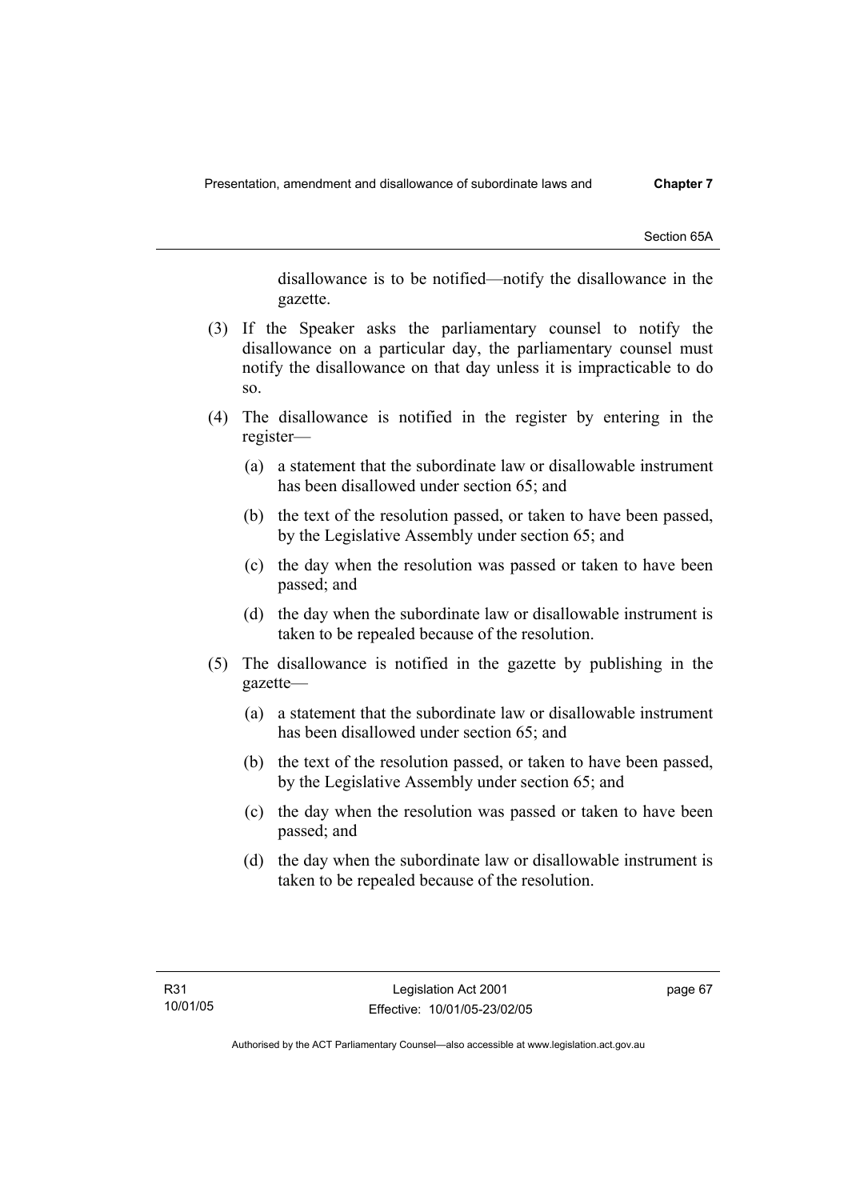disallowance is to be notified—notify the disallowance in the gazette.

(3) If the Speaker asks the parliamentary counsel to notify the disallowance on a particular day, the parliamentary counsel must notify the disallowance on that day unless it is impracticable to do so.

(4) The disallowance is notified in the register by entering in the register—

(a) a statement that the subordinate law or disallowable instrument has been disallowed under section 65; and

(b) the text of the resolution passed, or taken to have been passed, by the Legislative Assembly under section 65; and

(c) the day when the resolution was passed or taken to have been passed; and

(d) the day when the subordinate law or disallowable instrument is taken to be repealed because of the resolution.

(5) The disallowance is notified in the gazette by publishing in the gazette—

(a) a statement that the subordinate law or disallowable instrument has been disallowed under section 65; and

(b) the text of the resolution passed, or taken to have been passed, by the Legislative Assembly under section 65; and

(c) the day when the resolution was passed or taken to have been passed; and

(d) the day when the subordinate law or disallowable instrument is taken to be repealed because of the resolution.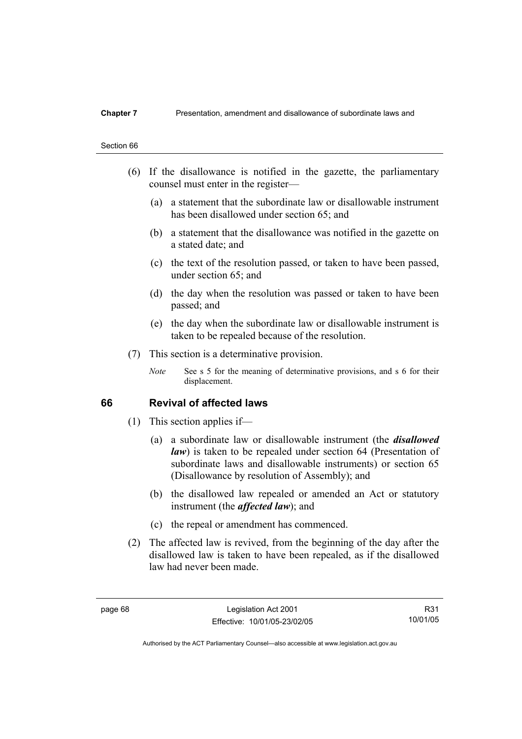(6) If the disallowance is notified in the gazette, the parliamentary counsel must enter in the register—

(a) a statement that the subordinate law or disallowable instrument has been disallowed under section 65; and

(b) a statement that the disallowance was notified in the gazette on a stated date; and

(c) the text of the resolution passed, or taken to have been passed, under section 65; and

(d) the day when the resolution was passed or taken to have been passed; and

(e) the day when the subordinate law or disallowable instrument is taken to be repealed because of the resolution.

(7) This section is a determinative provision.

*Note* See s 5 for the meaning of determinative provisions, and s 6 for their displacement.

## 66 Revival of affected laws

(1) This section applies if—

(a) a subordinate law or disallowable instrument (the ***disallowed law***) is taken to be repealed under section 64 (Presentation of subordinate laws and disallowable instruments) or section 65 (Disallowance by resolution of Assembly); and

(b) the disallowed law repealed or amended an Act or statutory instrument (the ***affected law***); and

(c) the repeal or amendment has commenced.

(2) The affected law is revived, from the beginning of the day after the disallowed law is taken to have been repealed, as if the disallowed law had never been made.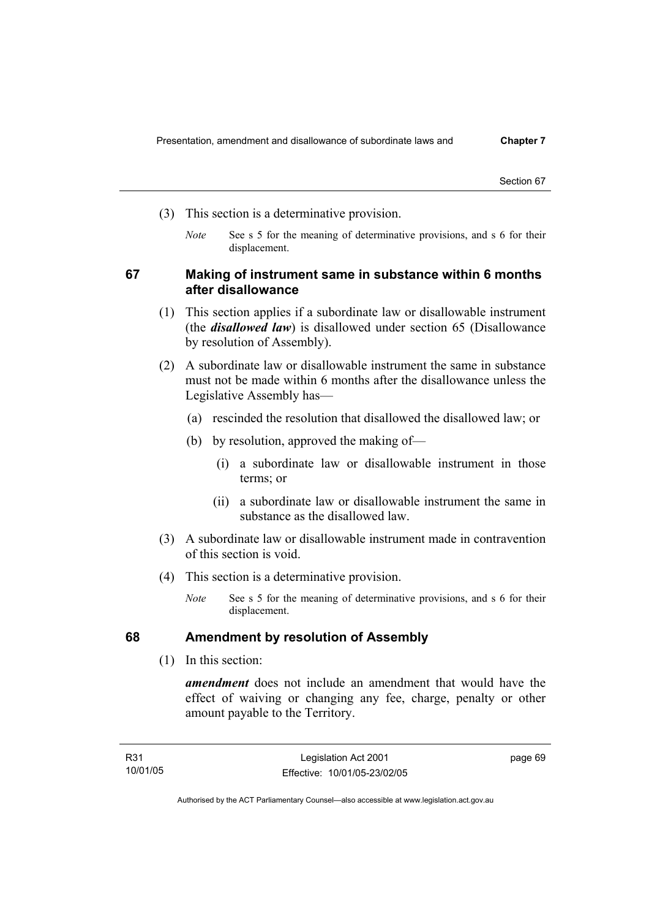(3) This section is a determinative provision.

*Note* See s 5 for the meaning of determinative provisions, and s 6 for their displacement.

## 67 Making of instrument same in substance within 6 months after disallowance

(1) This section applies if a subordinate law or disallowable instrument (the ***disallowed law***) is disallowed under section 65 (Disallowance by resolution of Assembly).

(2) A subordinate law or disallowable instrument the same in substance must not be made within 6 months after the disallowance unless the Legislative Assembly has—

(a) rescinded the resolution that disallowed the disallowed law; or

(b) by resolution, approved the making of—

(i) a subordinate law or disallowable instrument in those terms; or

(ii) a subordinate law or disallowable instrument the same in substance as the disallowed law.

(3) A subordinate law or disallowable instrument made in contravention of this section is void.

(4) This section is a determinative provision.

*Note* See s 5 for the meaning of determinative provisions, and s 6 for their displacement.

## 68 Amendment by resolution of Assembly

(1) In this section:

***amendment*** does not include an amendment that would have the effect of waiving or changing any fee, charge, penalty or other amount payable to the Territory.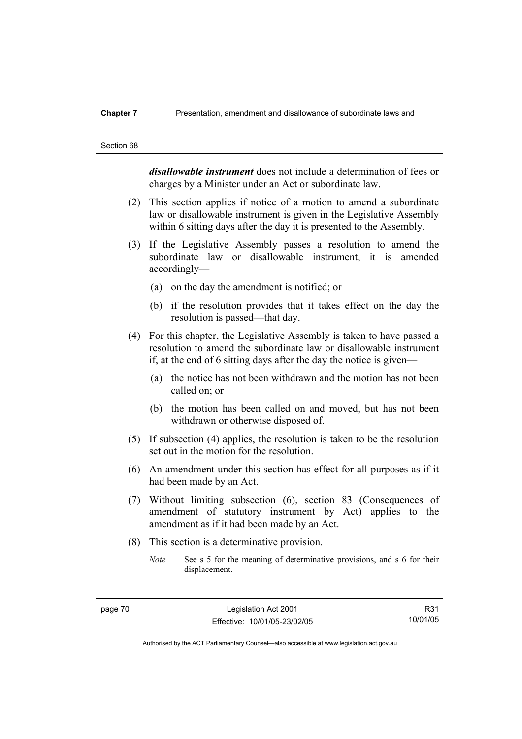***disallowable instrument*** does not include a determination of fees or charges by a Minister under an Act or subordinate law.

(2) This section applies if notice of a motion to amend a subordinate law or disallowable instrument is given in the Legislative Assembly within 6 sitting days after the day it is presented to the Assembly.

(3) If the Legislative Assembly passes a resolution to amend the subordinate law or disallowable instrument, it is amended accordingly—

(a) on the day the amendment is notified; or

(b) if the resolution provides that it takes effect on the day the resolution is passed—that day.

(4) For this chapter, the Legislative Assembly is taken to have passed a resolution to amend the subordinate law or disallowable instrument if, at the end of 6 sitting days after the day the notice is given—

(a) the notice has not been withdrawn and the motion has not been called on; or

(b) the motion has been called on and moved, but has not been withdrawn or otherwise disposed of.

(5) If subsection (4) applies, the resolution is taken to be the resolution set out in the motion for the resolution.

(6) An amendment under this section has effect for all purposes as if it had been made by an Act.

(7) Without limiting subsection (6), section 83 (Consequences of amendment of statutory instrument by Act) applies to the amendment as if it had been made by an Act.

(8) This section is a determinative provision.

*Note* See s 5 for the meaning of determinative provisions, and s 6 for their displacement.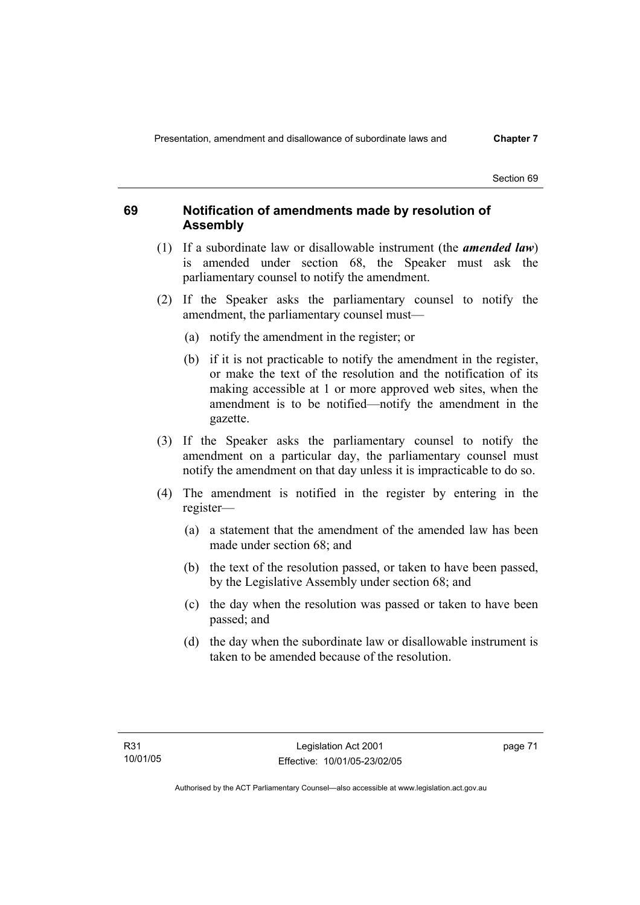## 69 Notification of amendments made by resolution of Assembly

(1) If a subordinate law or disallowable instrument (the ***amended law***) is amended under section 68, the Speaker must ask the parliamentary counsel to notify the amendment.

(2) If the Speaker asks the parliamentary counsel to notify the amendment, the parliamentary counsel must—

(a) notify the amendment in the register; or

(b) if it is not practicable to notify the amendment in the register, or make the text of the resolution and the notification of its making accessible at 1 or more approved web sites, when the amendment is to be notified—notify the amendment in the gazette.

(3) If the Speaker asks the parliamentary counsel to notify the amendment on a particular day, the parliamentary counsel must notify the amendment on that day unless it is impracticable to do so.

(4) The amendment is notified in the register by entering in the register—

(a) a statement that the amendment of the amended law has been made under section 68; and

(b) the text of the resolution passed, or taken to have been passed, by the Legislative Assembly under section 68; and

(c) the day when the resolution was passed or taken to have been passed; and

(d) the day when the subordinate law or disallowable instrument is taken to be amended because of the resolution.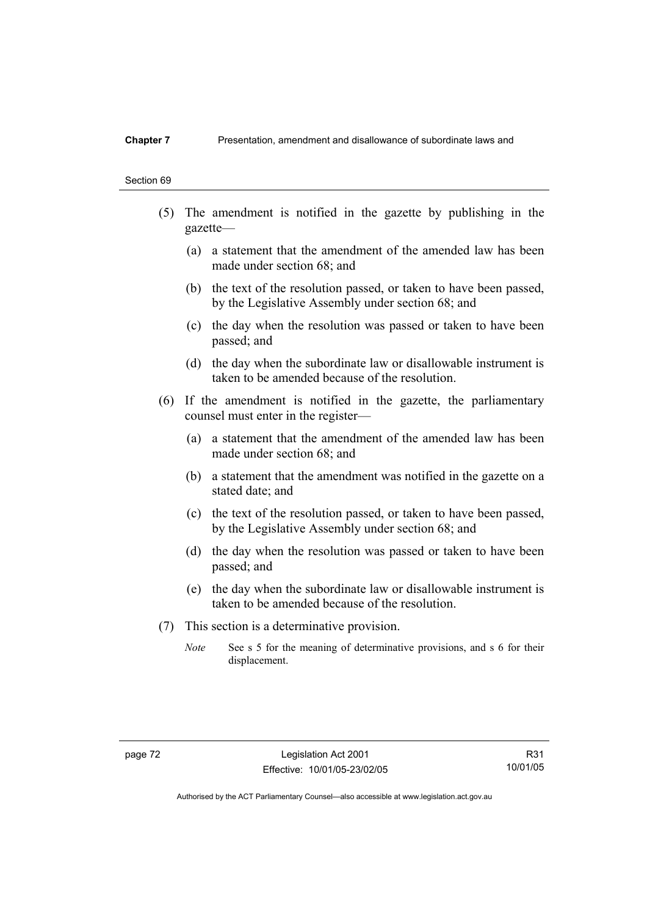(5) The amendment is notified in the gazette by publishing in the gazette—

(a) a statement that the amendment of the amended law has been made under section 68; and

(b) the text of the resolution passed, or taken to have been passed, by the Legislative Assembly under section 68; and

(c) the day when the resolution was passed or taken to have been passed; and

(d) the day when the subordinate law or disallowable instrument is taken to be amended because of the resolution.

(6) If the amendment is notified in the gazette, the parliamentary counsel must enter in the register—

(a) a statement that the amendment of the amended law has been made under section 68; and

(b) a statement that the amendment was notified in the gazette on a stated date; and

(c) the text of the resolution passed, or taken to have been passed, by the Legislative Assembly under section 68; and

(d) the day when the resolution was passed or taken to have been passed; and

(e) the day when the subordinate law or disallowable instrument is taken to be amended because of the resolution.

(7) This section is a determinative provision.

*Note* See s 5 for the meaning of determinative provisions, and s 6 for their displacement.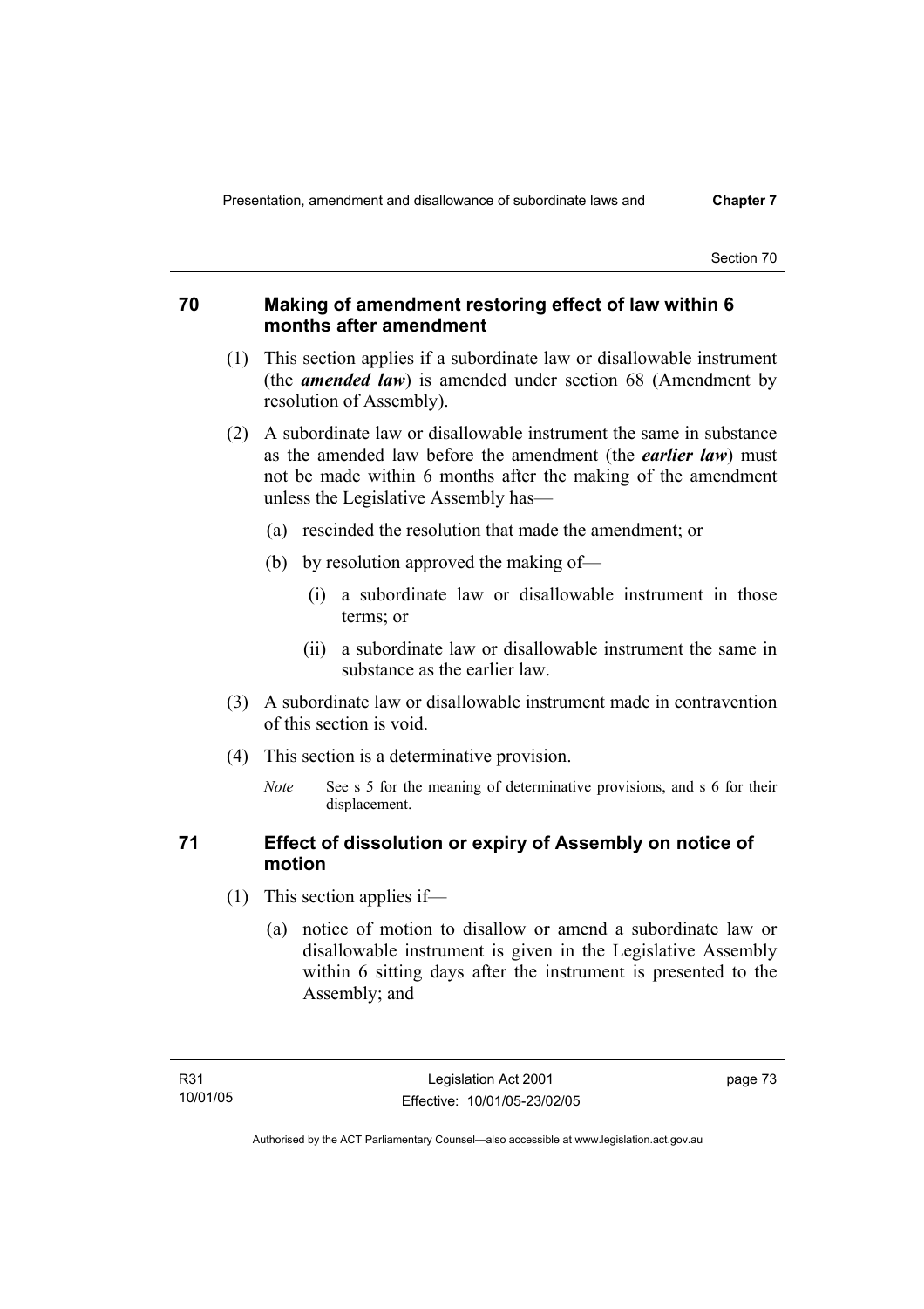## 70 Making of amendment restoring effect of law within 6 months after amendment

(1) This section applies if a subordinate law or disallowable instrument (the ***amended law***) is amended under section 68 (Amendment by resolution of Assembly).

(2) A subordinate law or disallowable instrument the same in substance as the amended law before the amendment (the ***earlier law***) must not be made within 6 months after the making of the amendment unless the Legislative Assembly has—

- (a) rescinded the resolution that made the amendment; or
- (b) by resolution approved the making of—
  - (i) a subordinate law or disallowable instrument in those terms; or
  - (ii) a subordinate law or disallowable instrument the same in substance as the earlier law.

(3) A subordinate law or disallowable instrument made in contravention of this section is void.

(4) This section is a determinative provision.

*Note* See s 5 for the meaning of determinative provisions, and s 6 for their displacement.

## 71 Effect of dissolution or expiry of Assembly on notice of motion

(1) This section applies if—

- (a) notice of motion to disallow or amend a subordinate law or disallowable instrument is given in the Legislative Assembly within 6 sitting days after the instrument is presented to the Assembly; and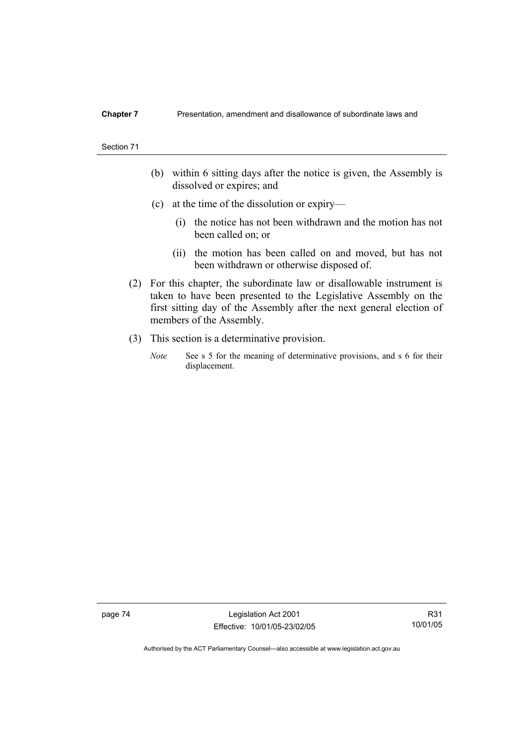(b) within 6 sitting days after the notice is given, the Assembly is dissolved or expires; and

(c) at the time of the dissolution or expiry—

(i) the notice has not been withdrawn and the motion has not been called on; or

(ii) the motion has been called on and moved, but has not been withdrawn or otherwise disposed of.

(2) For this chapter, the subordinate law or disallowable instrument is taken to have been presented to the Legislative Assembly on the first sitting day of the Assembly after the next general election of members of the Assembly.

(3) This section is a determinative provision.

*Note* See s 5 for the meaning of determinative provisions, and s 6 for their displacement.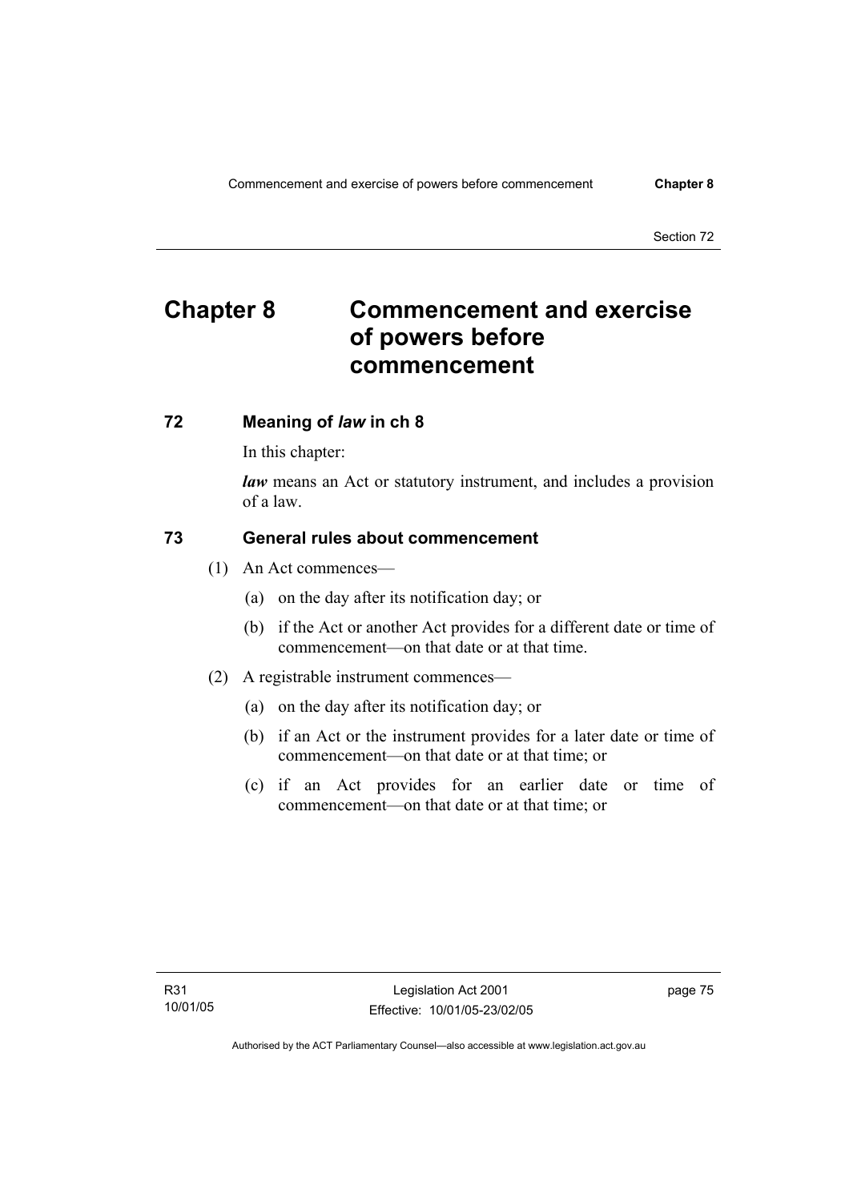# Chapter 8 Commencement and exercise of powers before commencement

## 72 Meaning of *law* in ch 8

In this chapter:

***law*** means an Act or statutory instrument, and includes a provision of a law.

## 73 General rules about commencement

(1) An Act commences—

(a) on the day after its notification day; or

(b) if the Act or another Act provides for a different date or time of commencement—on that date or at that time.

(2) A registrable instrument commences—

(a) on the day after its notification day; or

(b) if an Act or the instrument provides for a later date or time of commencement—on that date or at that time; or

(c) if an Act provides for an earlier date or time of commencement—on that date or at that time; or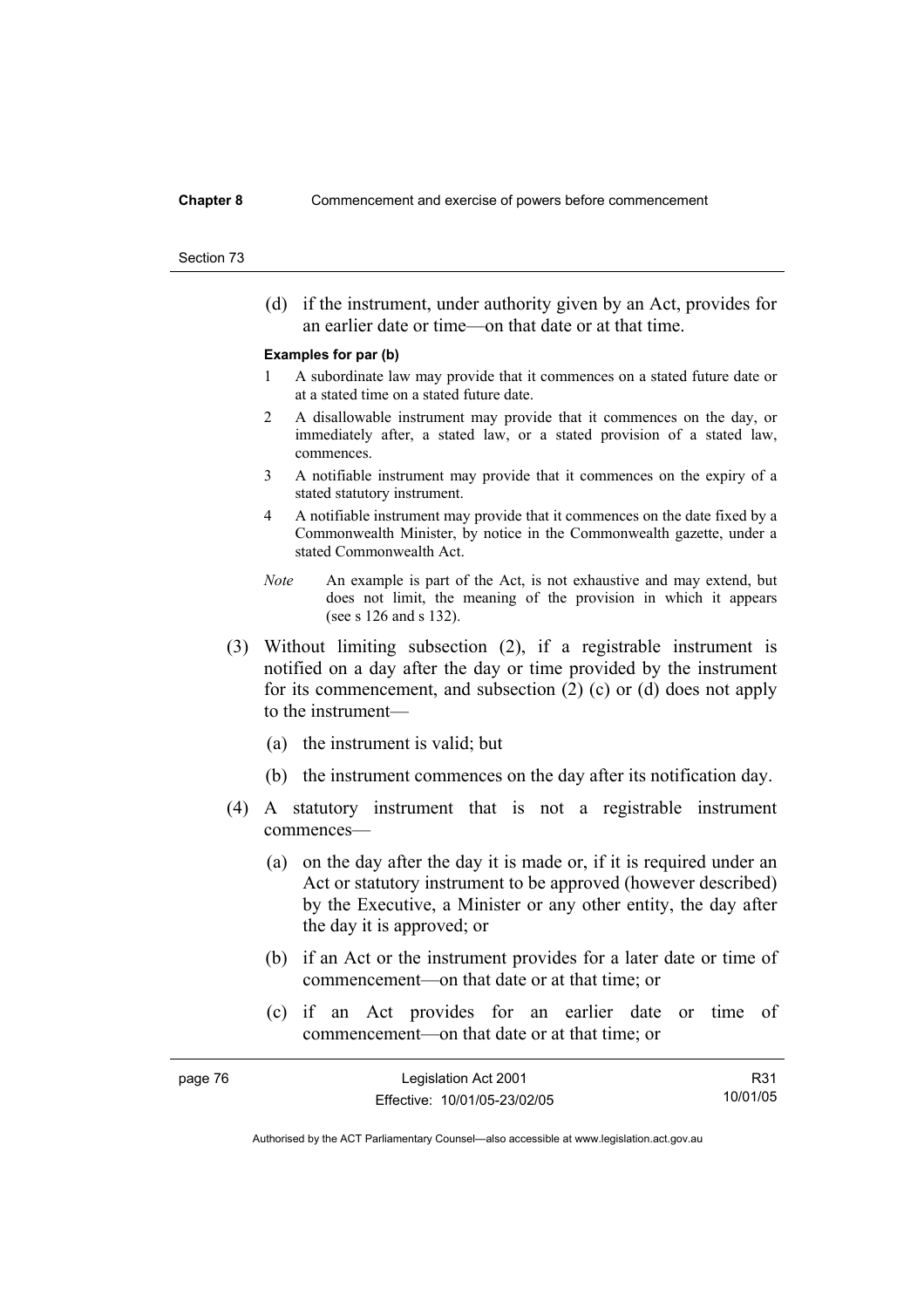(d) if the instrument, under authority given by an Act, provides for an earlier date or time—on that date or at that time.

**Examples for par (b)**

1 A subordinate law may provide that it commences on a stated future date or at a stated time on a stated future date.

2 A disallowable instrument may provide that it commences on the day, or immediately after, a stated law, or a stated provision of a stated law, commences.

3 A notifiable instrument may provide that it commences on the expiry of a stated statutory instrument.

4 A notifiable instrument may provide that it commences on the date fixed by a Commonwealth Minister, by notice in the Commonwealth gazette, under a stated Commonwealth Act.

*Note* An example is part of the Act, is not exhaustive and may extend, but does not limit, the meaning of the provision in which it appears (see s 126 and s 132).

(3) Without limiting subsection (2), if a registrable instrument is notified on a day after the day or time provided by the instrument for its commencement, and subsection (2) (c) or (d) does not apply to the instrument—

(a) the instrument is valid; but

(b) the instrument commences on the day after its notification day.

(4) A statutory instrument that is not a registrable instrument commences—

(a) on the day after the day it is made or, if it is required under an Act or statutory instrument to be approved (however described) by the Executive, a Minister or any other entity, the day after the day it is approved; or

(b) if an Act or the instrument provides for a later date or time of commencement—on that date or at that time; or

(c) if an Act provides for an earlier date or time of commencement—on that date or at that time; or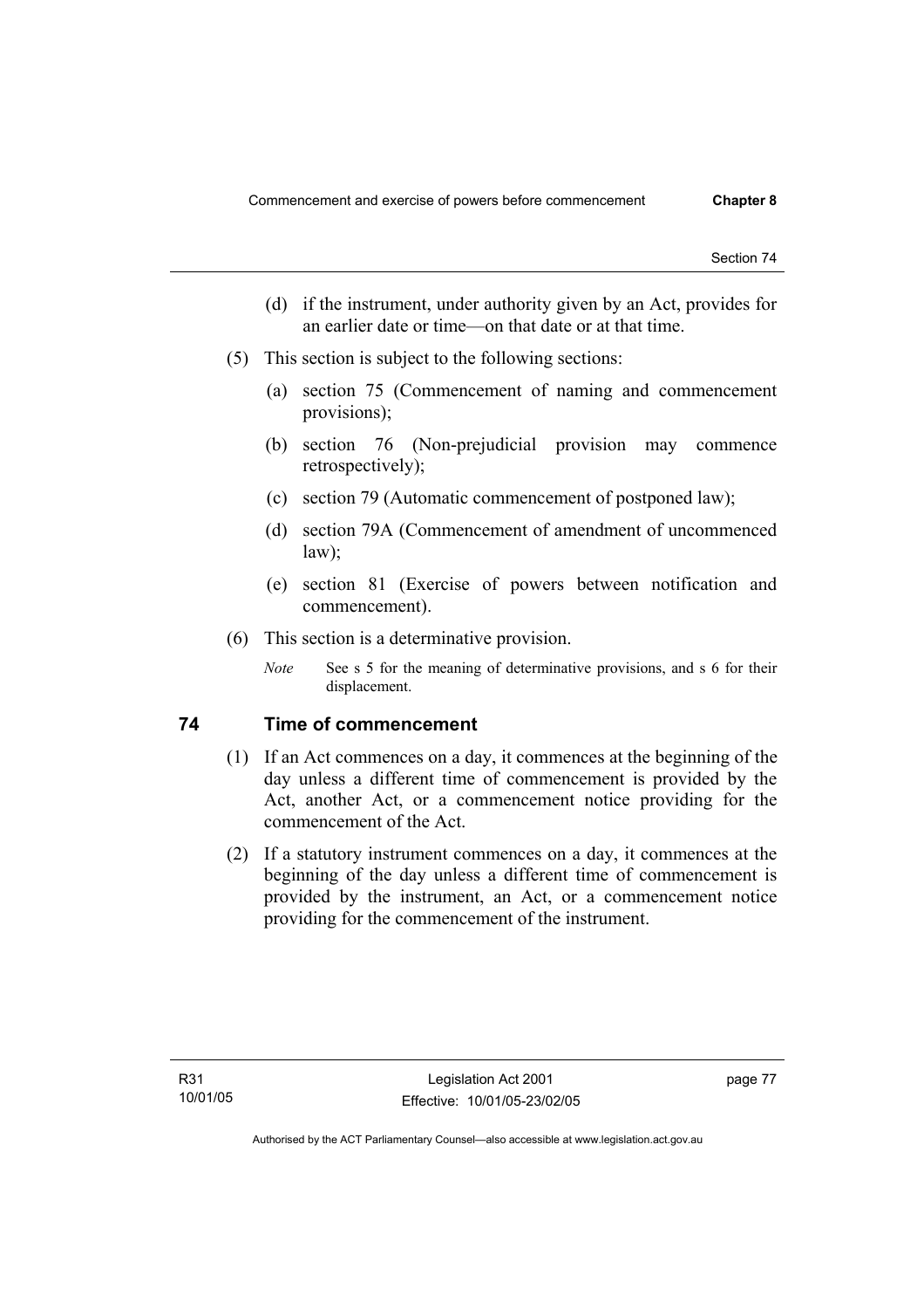(d) if the instrument, under authority given by an Act, provides for an earlier date or time—on that date or at that time.

(5) This section is subject to the following sections:

(a) section 75 (Commencement of naming and commencement provisions);

(b) section 76 (Non-prejudicial provision may commence retrospectively);

(c) section 79 (Automatic commencement of postponed law);

(d) section 79A (Commencement of amendment of uncommenced law);

(e) section 81 (Exercise of powers between notification and commencement).

(6) This section is a determinative provision.

*Note* See s 5 for the meaning of determinative provisions, and s 6 for their displacement.

## 74 Time of commencement

(1) If an Act commences on a day, it commences at the beginning of the day unless a different time of commencement is provided by the Act, another Act, or a commencement notice providing for the commencement of the Act.

(2) If a statutory instrument commences on a day, it commences at the beginning of the day unless a different time of commencement is provided by the instrument, an Act, or a commencement notice providing for the commencement of the instrument.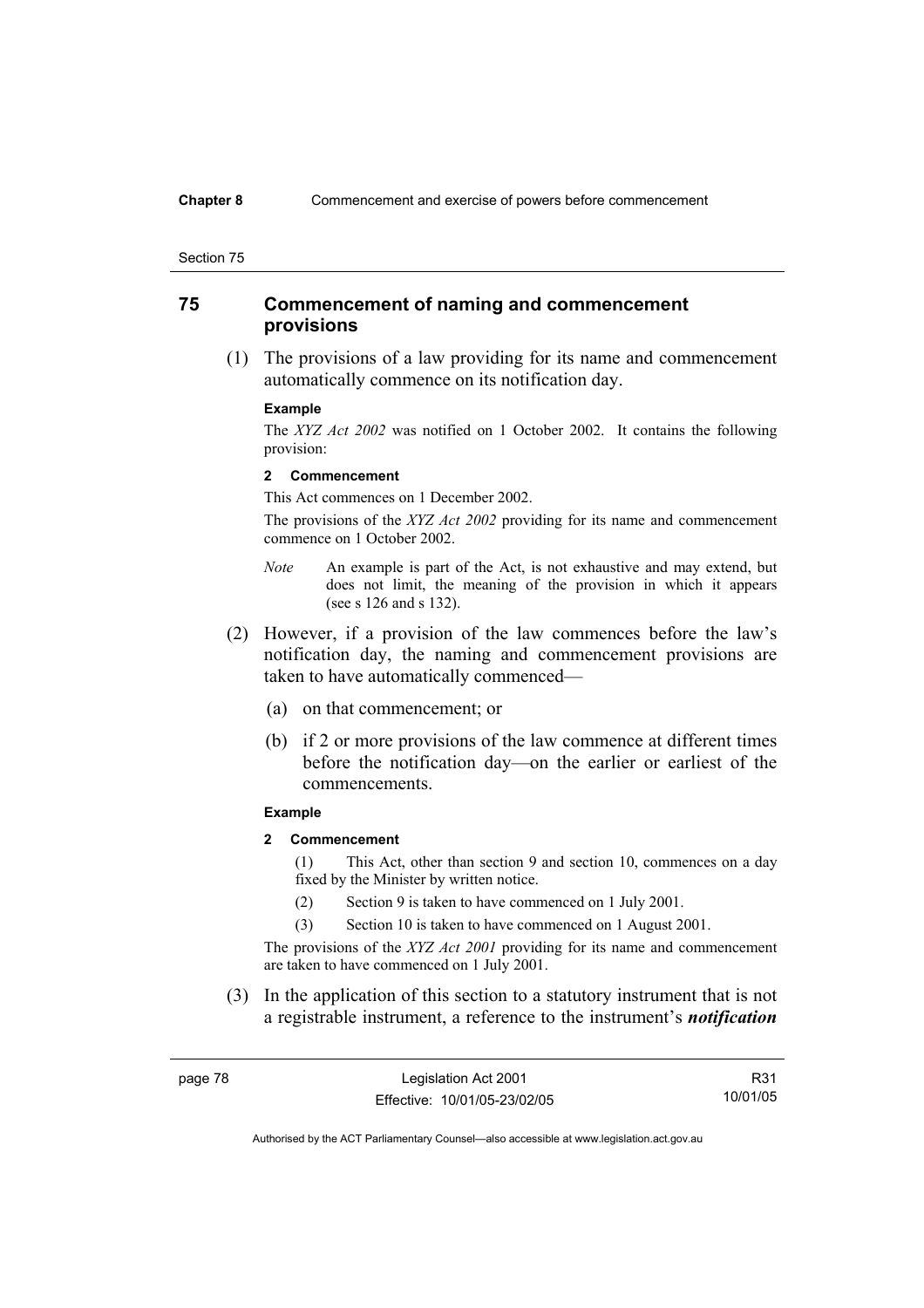## 75 Commencement of naming and commencement provisions

(1) The provisions of a law providing for its name and commencement automatically commence on its notification day.

**Example**

The *XYZ Act 2002* was notified on 1 October 2002. It contains the following provision:

**2 Commencement**

This Act commences on 1 December 2002.

The provisions of the *XYZ Act 2002* providing for its name and commencement commence on 1 October 2002.

*Note* An example is part of the Act, is not exhaustive and may extend, but does not limit, the meaning of the provision in which it appears (see s 126 and s 132).

(2) However, if a provision of the law commences before the law's notification day, the naming and commencement provisions are taken to have automatically commenced—

(a) on that commencement; or

(b) if 2 or more provisions of the law commence at different times before the notification day—on the earlier or earliest of the commencements.

**Example**

**2 Commencement**

(1) This Act, other than section 9 and section 10, commences on a day fixed by the Minister by written notice.

(2) Section 9 is taken to have commenced on 1 July 2001.

(3) Section 10 is taken to have commenced on 1 August 2001.

The provisions of the *XYZ Act 2001* providing for its name and commencement are taken to have commenced on 1 July 2001.

(3) In the application of this section to a statutory instrument that is not a registrable instrument, a reference to the instrument's ***notification***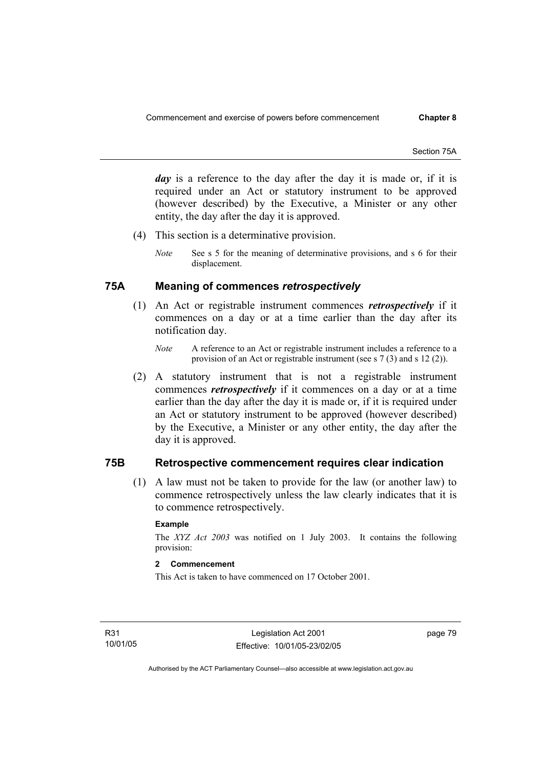***day*** is a reference to the day after the day it is made or, if it is required under an Act or statutory instrument to be approved (however described) by the Executive, a Minister or any other entity, the day after the day it is approved.

(4) This section is a determinative provision.

*Note* See s 5 for the meaning of determinative provisions, and s 6 for their displacement.

## 75A Meaning of commences *retrospectively*

(1) An Act or registrable instrument commences ***retrospectively*** if it commences on a day or at a time earlier than the day after its notification day.

*Note* A reference to an Act or registrable instrument includes a reference to a provision of an Act or registrable instrument (see s 7 (3) and s 12 (2)).

(2) A statutory instrument that is not a registrable instrument commences ***retrospectively*** if it commences on a day or at a time earlier than the day after the day it is made or, if it is required under an Act or statutory instrument to be approved (however described) by the Executive, a Minister or any other entity, the day after the day it is approved.

## 75B Retrospective commencement requires clear indication

(1) A law must not be taken to provide for the law (or another law) to commence retrospectively unless the law clearly indicates that it is to commence retrospectively.

**Example**

The *XYZ Act 2003* was notified on 1 July 2003. It contains the following provision:

**2 Commencement**

This Act is taken to have commenced on 17 October 2001.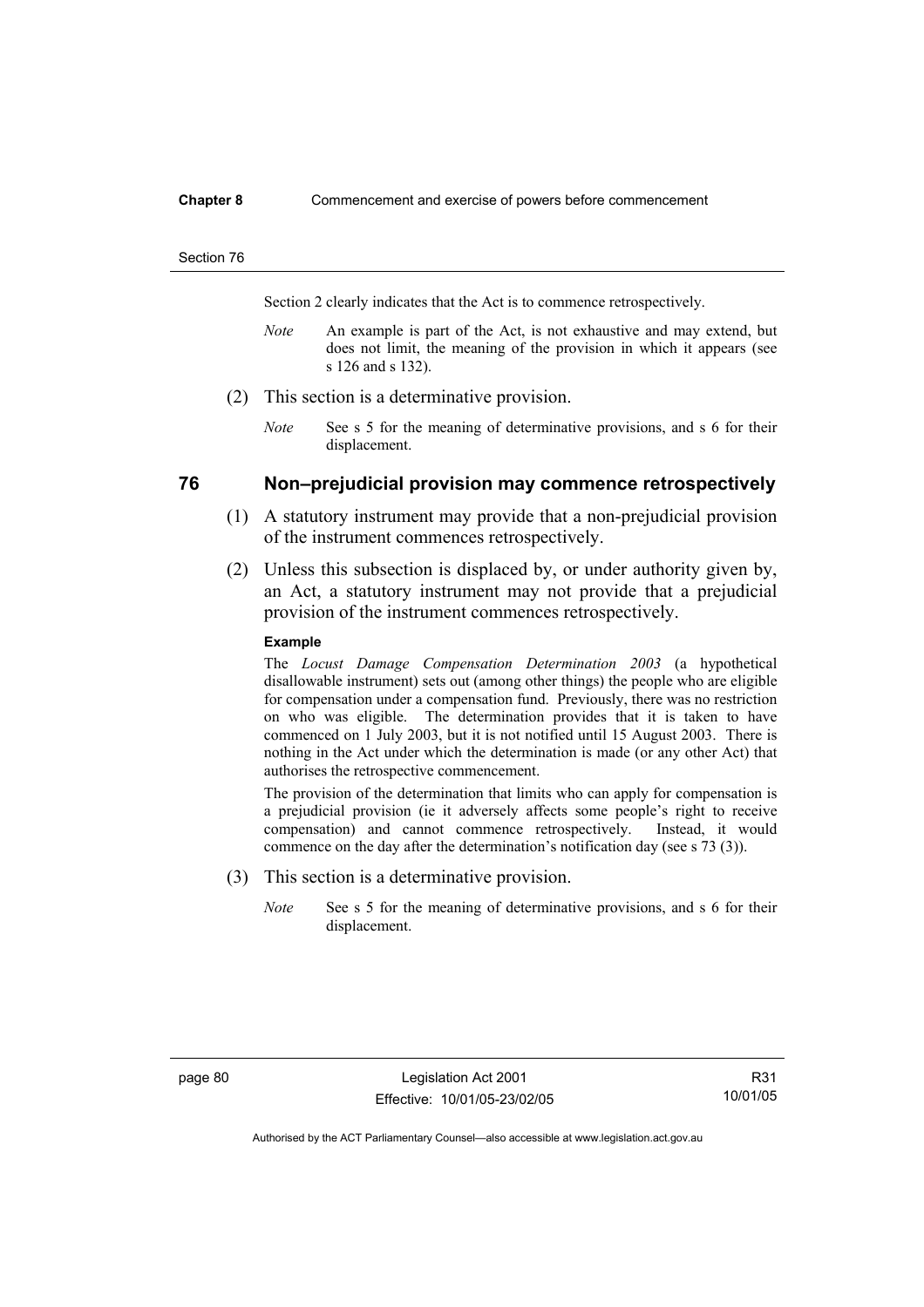Section 2 clearly indicates that the Act is to commence retrospectively.

*Note* An example is part of the Act, is not exhaustive and may extend, but does not limit, the meaning of the provision in which it appears (see s 126 and s 132).

(2) This section is a determinative provision.

*Note* See s 5 for the meaning of determinative provisions, and s 6 for their displacement.

## 76 Non–prejudicial provision may commence retrospectively

(1) A statutory instrument may provide that a non-prejudicial provision of the instrument commences retrospectively.

(2) Unless this subsection is displaced by, or under authority given by, an Act, a statutory instrument may not provide that a prejudicial provision of the instrument commences retrospectively.

**Example**

The *Locust Damage Compensation Determination 2003* (a hypothetical disallowable instrument) sets out (among other things) the people who are eligible for compensation under a compensation fund. Previously, there was no restriction on who was eligible. The determination provides that it is taken to have commenced on 1 July 2003, but it is not notified until 15 August 2003. There is nothing in the Act under which the determination is made (or any other Act) that authorises the retrospective commencement.

The provision of the determination that limits who can apply for compensation is a prejudicial provision (ie it adversely affects some people's right to receive compensation) and cannot commence retrospectively. Instead, it would commence on the day after the determination's notification day (see s 73 (3)).

(3) This section is a determinative provision.

*Note* See s 5 for the meaning of determinative provisions, and s 6 for their displacement.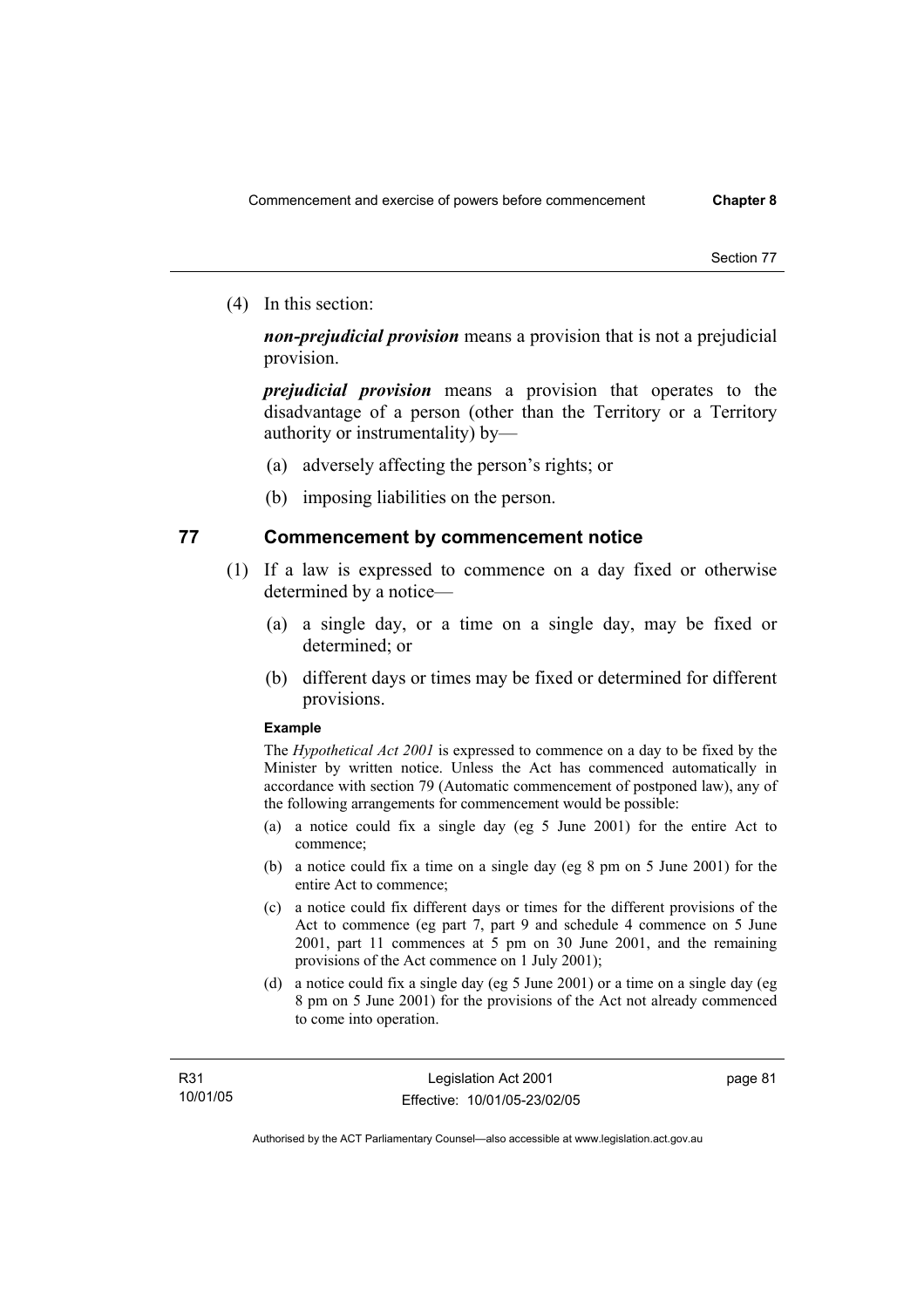(4) In this section:

***non-prejudicial provision*** means a provision that is not a prejudicial provision.

***prejudicial provision*** means a provision that operates to the disadvantage of a person (other than the Territory or a Territory authority or instrumentality) by—

(a) adversely affecting the person's rights; or

(b) imposing liabilities on the person.

## 77 Commencement by commencement notice

(1) If a law is expressed to commence on a day fixed or otherwise determined by a notice—

(a) a single day, or a time on a single day, may be fixed or determined; or

(b) different days or times may be fixed or determined for different provisions.

**Example**

The *Hypothetical Act 2001* is expressed to commence on a day to be fixed by the Minister by written notice. Unless the Act has commenced automatically in accordance with section 79 (Automatic commencement of postponed law), any of the following arrangements for commencement would be possible:

(a) a notice could fix a single day (eg 5 June 2001) for the entire Act to commence;

(b) a notice could fix a time on a single day (eg 8 pm on 5 June 2001) for the entire Act to commence;

(c) a notice could fix different days or times for the different provisions of the Act to commence (eg part 7, part 9 and schedule 4 commence on 5 June 2001, part 11 commences at 5 pm on 30 June 2001, and the remaining provisions of the Act commence on 1 July 2001);

(d) a notice could fix a single day (eg 5 June 2001) or a time on a single day (eg 8 pm on 5 June 2001) for the provisions of the Act not already commenced to come into operation.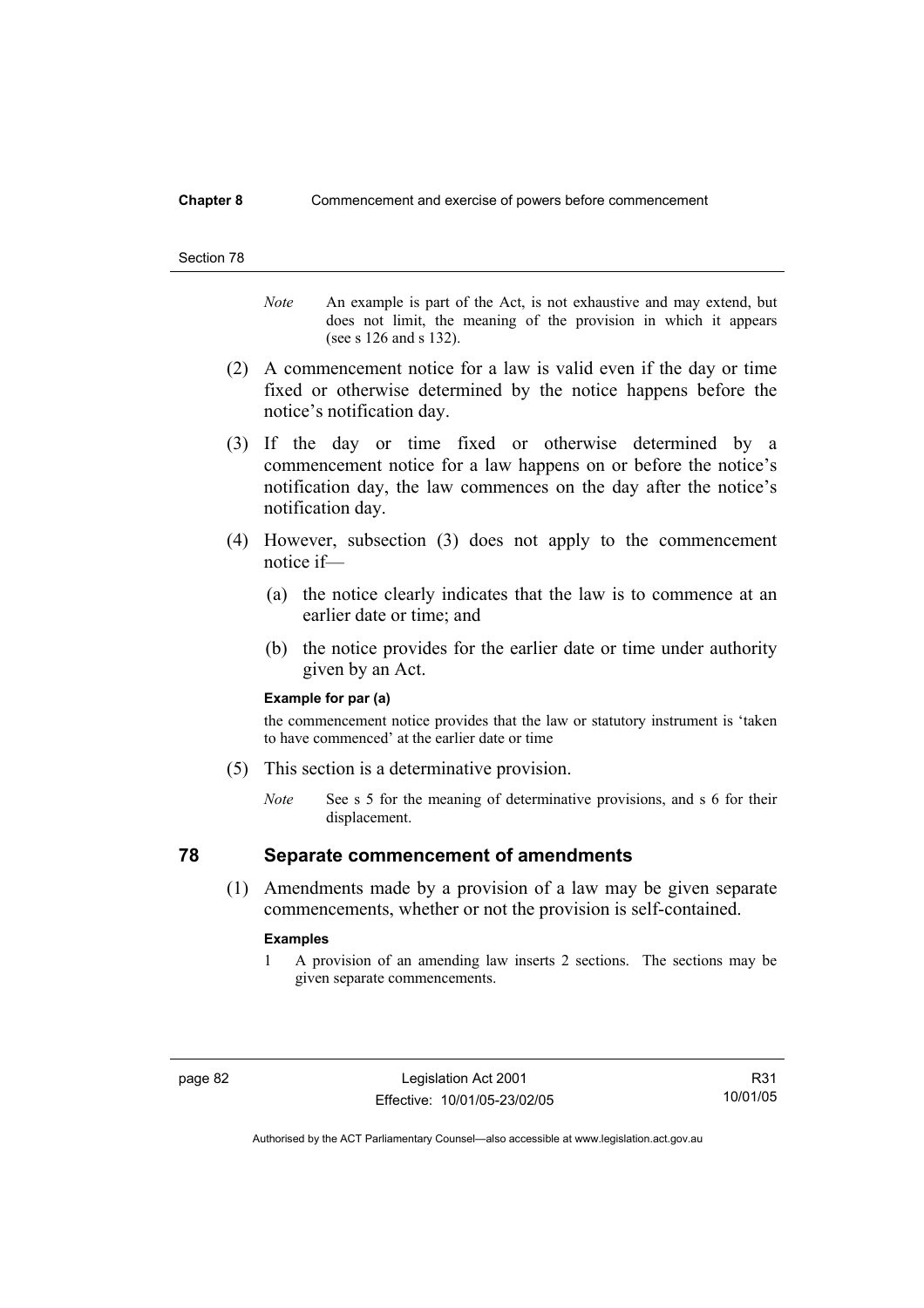*Note* An example is part of the Act, is not exhaustive and may extend, but does not limit, the meaning of the provision in which it appears (see s 126 and s 132).

(2) A commencement notice for a law is valid even if the day or time fixed or otherwise determined by the notice happens before the notice's notification day.

(3) If the day or time fixed or otherwise determined by a commencement notice for a law happens on or before the notice's notification day, the law commences on the day after the notice's notification day.

(4) However, subsection (3) does not apply to the commencement notice if—

(a) the notice clearly indicates that the law is to commence at an earlier date or time; and

(b) the notice provides for the earlier date or time under authority given by an Act.

**Example for par (a)**

the commencement notice provides that the law or statutory instrument is 'taken to have commenced' at the earlier date or time

(5) This section is a determinative provision.

*Note* See s 5 for the meaning of determinative provisions, and s 6 for their displacement.

## 78 Separate commencement of amendments

(1) Amendments made by a provision of a law may be given separate commencements, whether or not the provision is self-contained.

**Examples**

1 A provision of an amending law inserts 2 sections. The sections may be given separate commencements.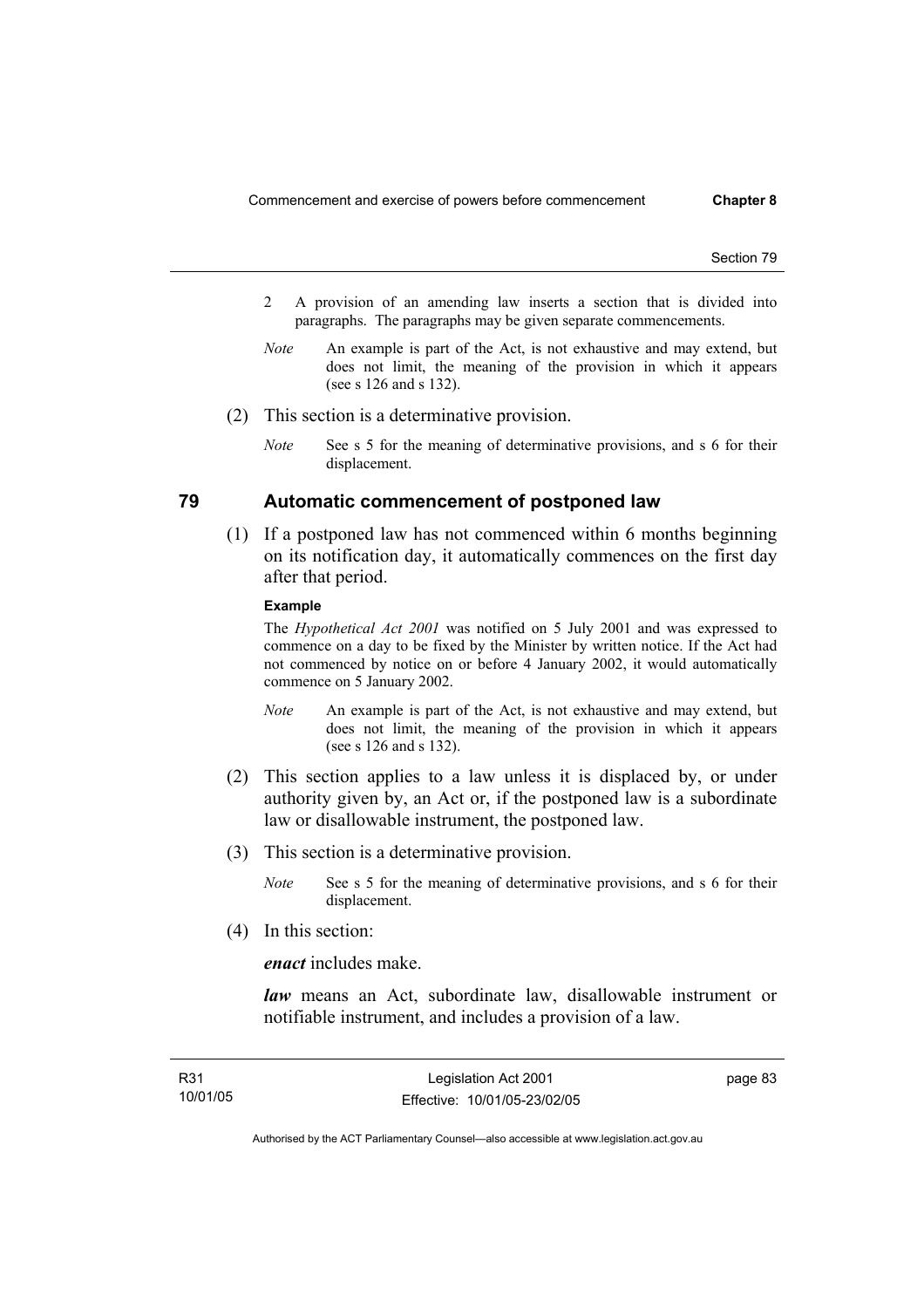2 A provision of an amending law inserts a section that is divided into paragraphs. The paragraphs may be given separate commencements.

*Note* An example is part of the Act, is not exhaustive and may extend, but does not limit, the meaning of the provision in which it appears (see s 126 and s 132).

(2) This section is a determinative provision.

*Note* See s 5 for the meaning of determinative provisions, and s 6 for their displacement.

## 79 Automatic commencement of postponed law

(1) If a postponed law has not commenced within 6 months beginning on its notification day, it automatically commences on the first day after that period.

**Example**

The *Hypothetical Act 2001* was notified on 5 July 2001 and was expressed to commence on a day to be fixed by the Minister by written notice. If the Act had not commenced by notice on or before 4 January 2002, it would automatically commence on 5 January 2002.

*Note* An example is part of the Act, is not exhaustive and may extend, but does not limit, the meaning of the provision in which it appears (see s 126 and s 132).

(2) This section applies to a law unless it is displaced by, or under authority given by, an Act or, if the postponed law is a subordinate law or disallowable instrument, the postponed law.

(3) This section is a determinative provision.

*Note* See s 5 for the meaning of determinative provisions, and s 6 for their displacement.

(4) In this section:

***enact*** includes make.

***law*** means an Act, subordinate law, disallowable instrument or notifiable instrument, and includes a provision of a law.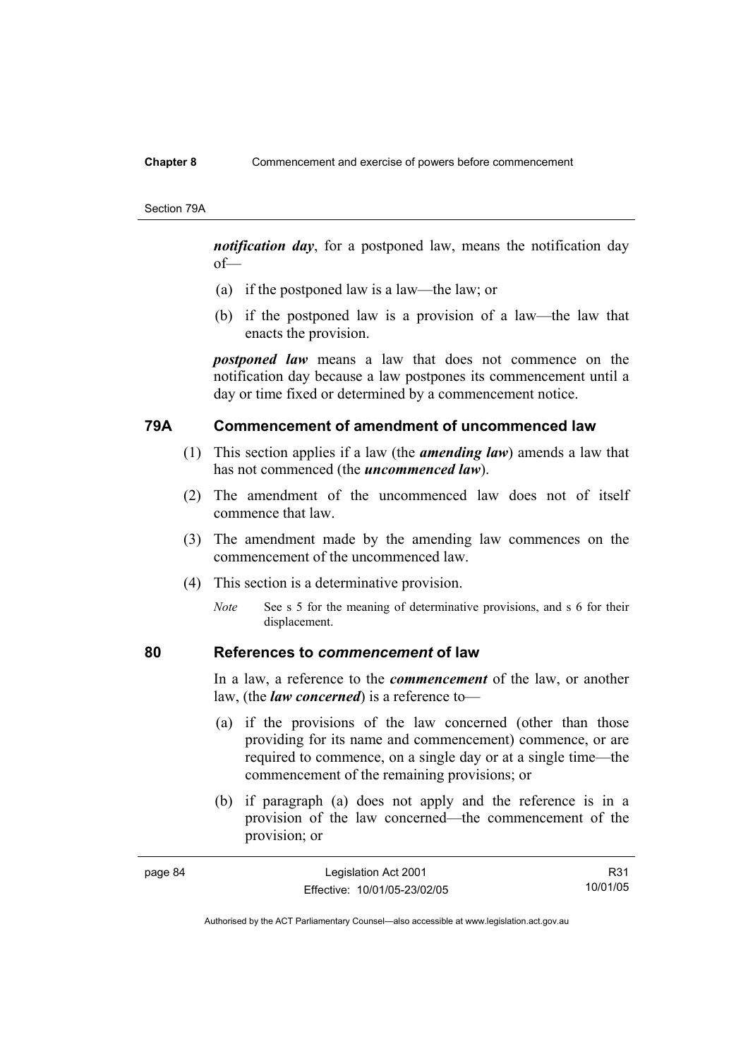***notification day***, for a postponed law, means the notification day of—

(a) if the postponed law is a law—the law; or

(b) if the postponed law is a provision of a law—the law that enacts the provision.

***postponed law*** means a law that does not commence on the notification day because a law postpones its commencement until a day or time fixed or determined by a commencement notice.

## 79A Commencement of amendment of uncommenced law

(1) This section applies if a law (the ***amending law***) amends a law that has not commenced (the ***uncommenced law***).

(2) The amendment of the uncommenced law does not of itself commence that law.

(3) The amendment made by the amending law commences on the commencement of the uncommenced law.

(4) This section is a determinative provision.

*Note* See s 5 for the meaning of determinative provisions, and s 6 for their displacement.

## 80 References to *commencement* of law

In a law, a reference to the ***commencement*** of the law, or another law, (the ***law concerned***) is a reference to—

(a) if the provisions of the law concerned (other than those providing for its name and commencement) commence, or are required to commence, on a single day or at a single time—the commencement of the remaining provisions; or

(b) if paragraph (a) does not apply and the reference is in a provision of the law concerned—the commencement of the provision; or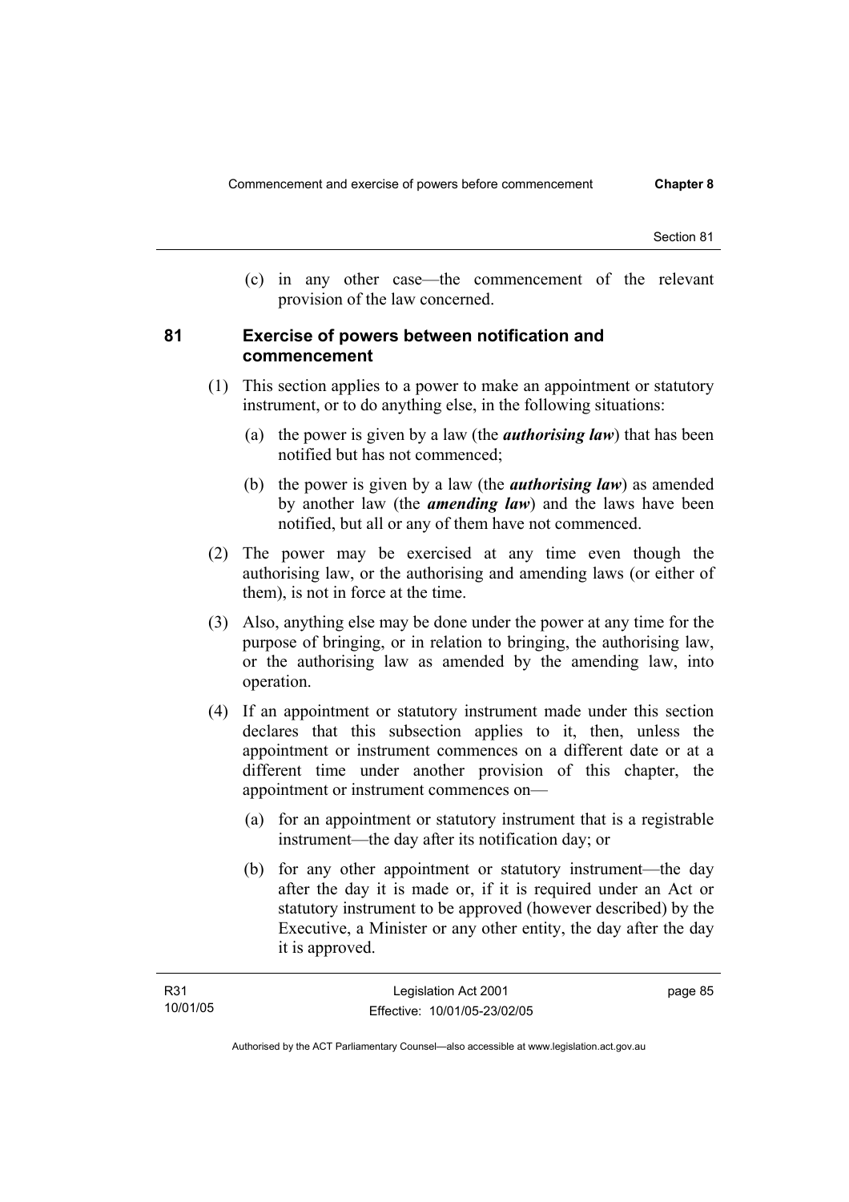(c) in any other case—the commencement of the relevant provision of the law concerned.

## 81 Exercise of powers between notification and commencement

(1) This section applies to a power to make an appointment or statutory instrument, or to do anything else, in the following situations:

(a) the power is given by a law (the ***authorising law***) that has been notified but has not commenced;

(b) the power is given by a law (the ***authorising law***) as amended by another law (the ***amending law***) and the laws have been notified, but all or any of them have not commenced.

(2) The power may be exercised at any time even though the authorising law, or the authorising and amending laws (or either of them), is not in force at the time.

(3) Also, anything else may be done under the power at any time for the purpose of bringing, or in relation to bringing, the authorising law, or the authorising law as amended by the amending law, into operation.

(4) If an appointment or statutory instrument made under this section declares that this subsection applies to it, then, unless the appointment or instrument commences on a different date or at a different time under another provision of this chapter, the appointment or instrument commences on—

(a) for an appointment or statutory instrument that is a registrable instrument—the day after its notification day; or

(b) for any other appointment or statutory instrument—the day after the day it is made or, if it is required under an Act or statutory instrument to be approved (however described) by the Executive, a Minister or any other entity, the day after the day it is approved.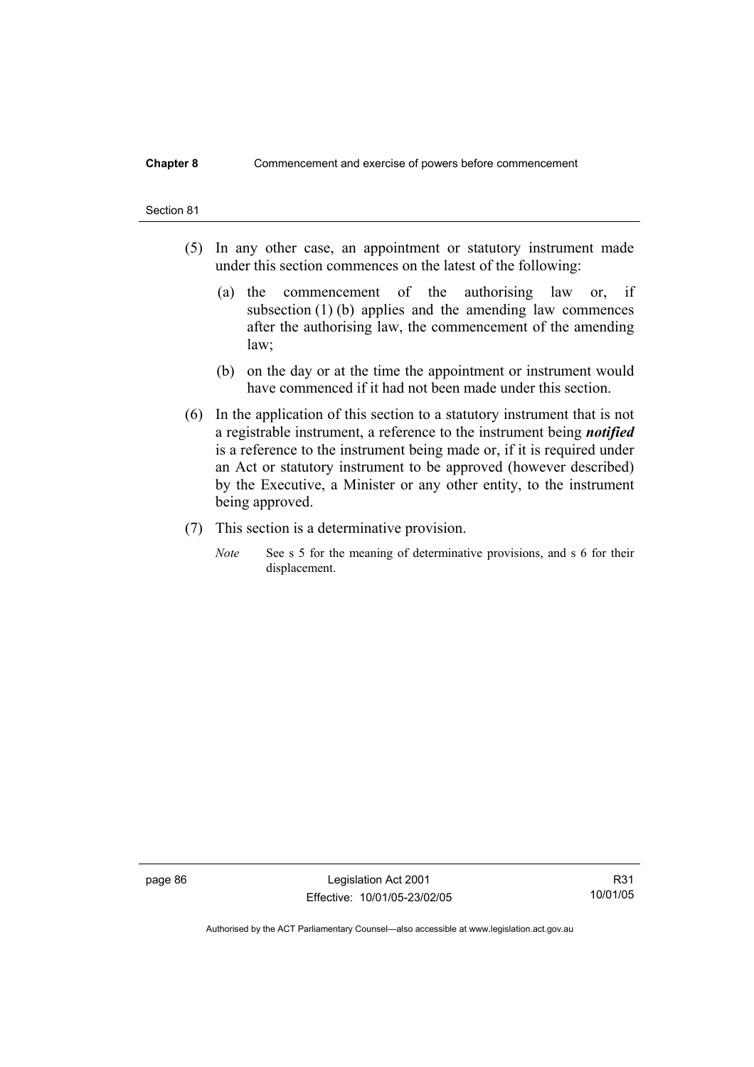(5) In any other case, an appointment or statutory instrument made under this section commences on the latest of the following:

   (a) the commencement of the authorising law or, if subsection (1) (b) applies and the amending law commences after the authorising law, the commencement of the amending law;

   (b) on the day or at the time the appointment or instrument would have commenced if it had not been made under this section.

(6) In the application of this section to a statutory instrument that is not a registrable instrument, a reference to the instrument being ***notified*** is a reference to the instrument being made or, if it is required under an Act or statutory instrument to be approved (however described) by the Executive, a Minister or any other entity, to the instrument being approved.

(7) This section is a determinative provision.

*Note* See s 5 for the meaning of determinative provisions, and s 6 for their displacement.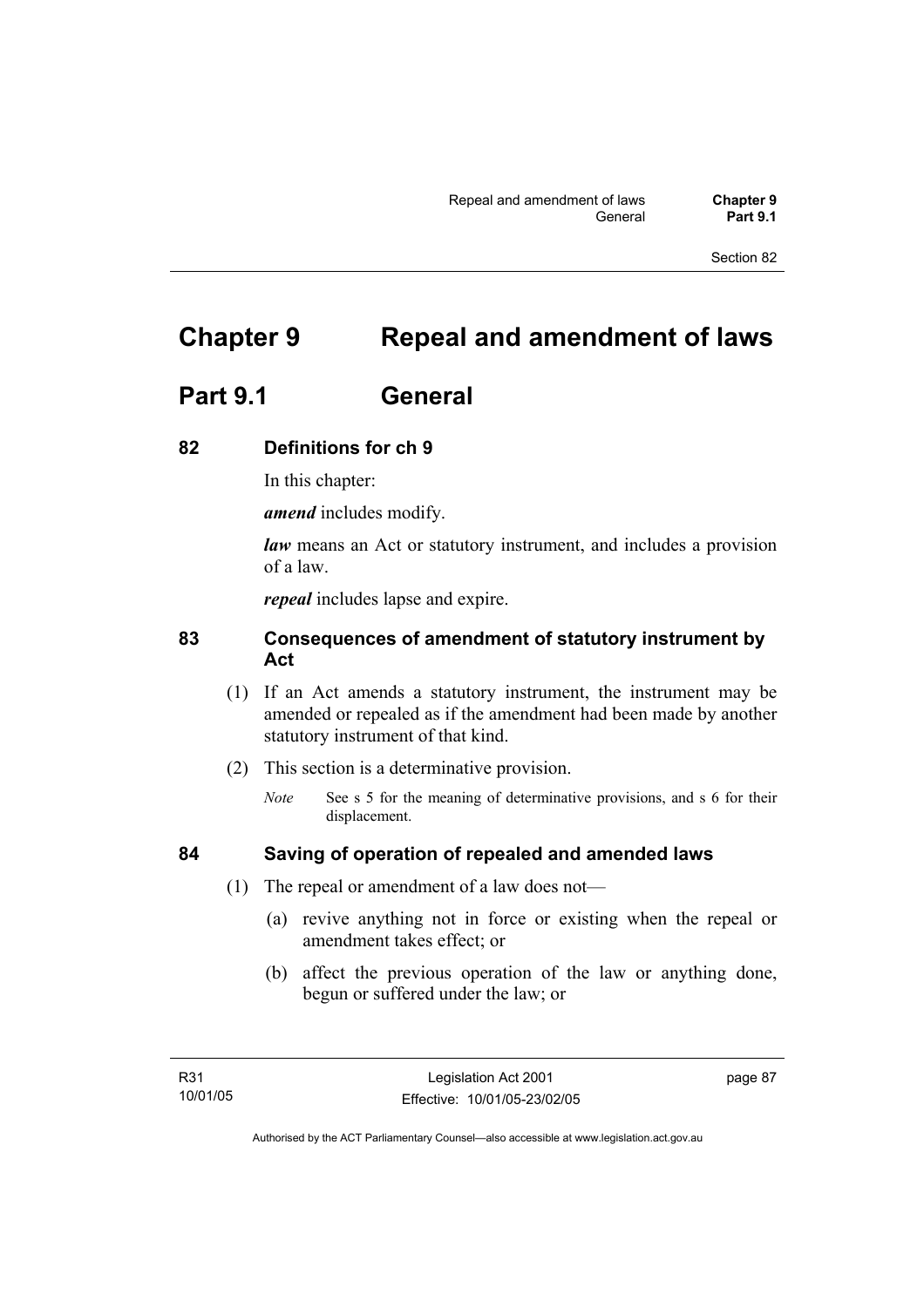# Chapter 9 Repeal and amendment of laws

## Part 9.1 General

### 82 Definitions for ch 9

In this chapter:

***amend*** includes modify.

***law*** means an Act or statutory instrument, and includes a provision of a law.

***repeal*** includes lapse and expire.

### 83 Consequences of amendment of statutory instrument by Act

(1) If an Act amends a statutory instrument, the instrument may be amended or repealed as if the amendment had been made by another statutory instrument of that kind.

(2) This section is a determinative provision.

*Note* See s 5 for the meaning of determinative provisions, and s 6 for their displacement.

### 84 Saving of operation of repealed and amended laws

(1) The repeal or amendment of a law does not—

(a) revive anything not in force or existing when the repeal or amendment takes effect; or

(b) affect the previous operation of the law or anything done, begun or suffered under the law; or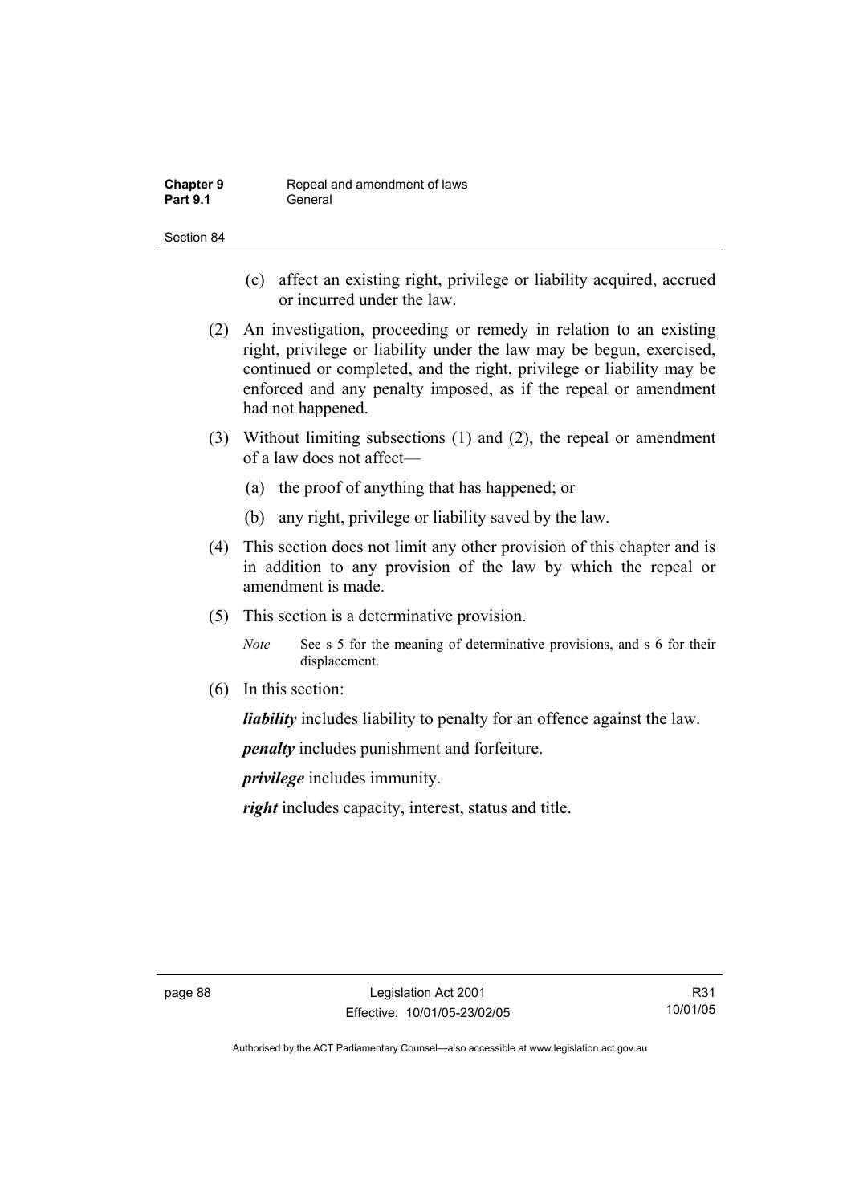(c) affect an existing right, privilege or liability acquired, accrued or incurred under the law.

(2) An investigation, proceeding or remedy in relation to an existing right, privilege or liability under the law may be begun, exercised, continued or completed, and the right, privilege or liability may be enforced and any penalty imposed, as if the repeal or amendment had not happened.

(3) Without limiting subsections (1) and (2), the repeal or amendment of a law does not affect—

(a) the proof of anything that has happened; or

(b) any right, privilege or liability saved by the law.

(4) This section does not limit any other provision of this chapter and is in addition to any provision of the law by which the repeal or amendment is made.

(5) This section is a determinative provision.

*Note* See s 5 for the meaning of determinative provisions, and s 6 for their displacement.

(6) In this section:

***liability*** includes liability to penalty for an offence against the law.

***penalty*** includes punishment and forfeiture.

***privilege*** includes immunity.

***right*** includes capacity, interest, status and title.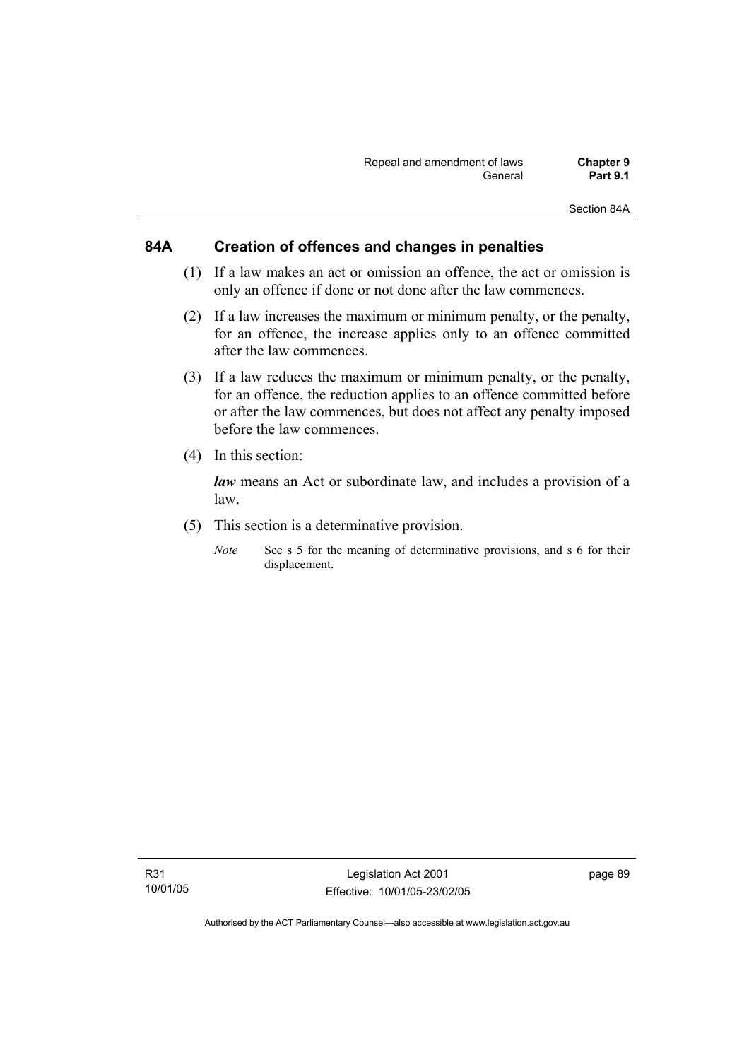## 84A Creation of offences and changes in penalties

(1) If a law makes an act or omission an offence, the act or omission is only an offence if done or not done after the law commences.

(2) If a law increases the maximum or minimum penalty, or the penalty, for an offence, the increase applies only to an offence committed after the law commences.

(3) If a law reduces the maximum or minimum penalty, or the penalty, for an offence, the reduction applies to an offence committed before or after the law commences, but does not affect any penalty imposed before the law commences.

(4) In this section:

***law*** means an Act or subordinate law, and includes a provision of a law.

(5) This section is a determinative provision.

*Note* See s 5 for the meaning of determinative provisions, and s 6 for their displacement.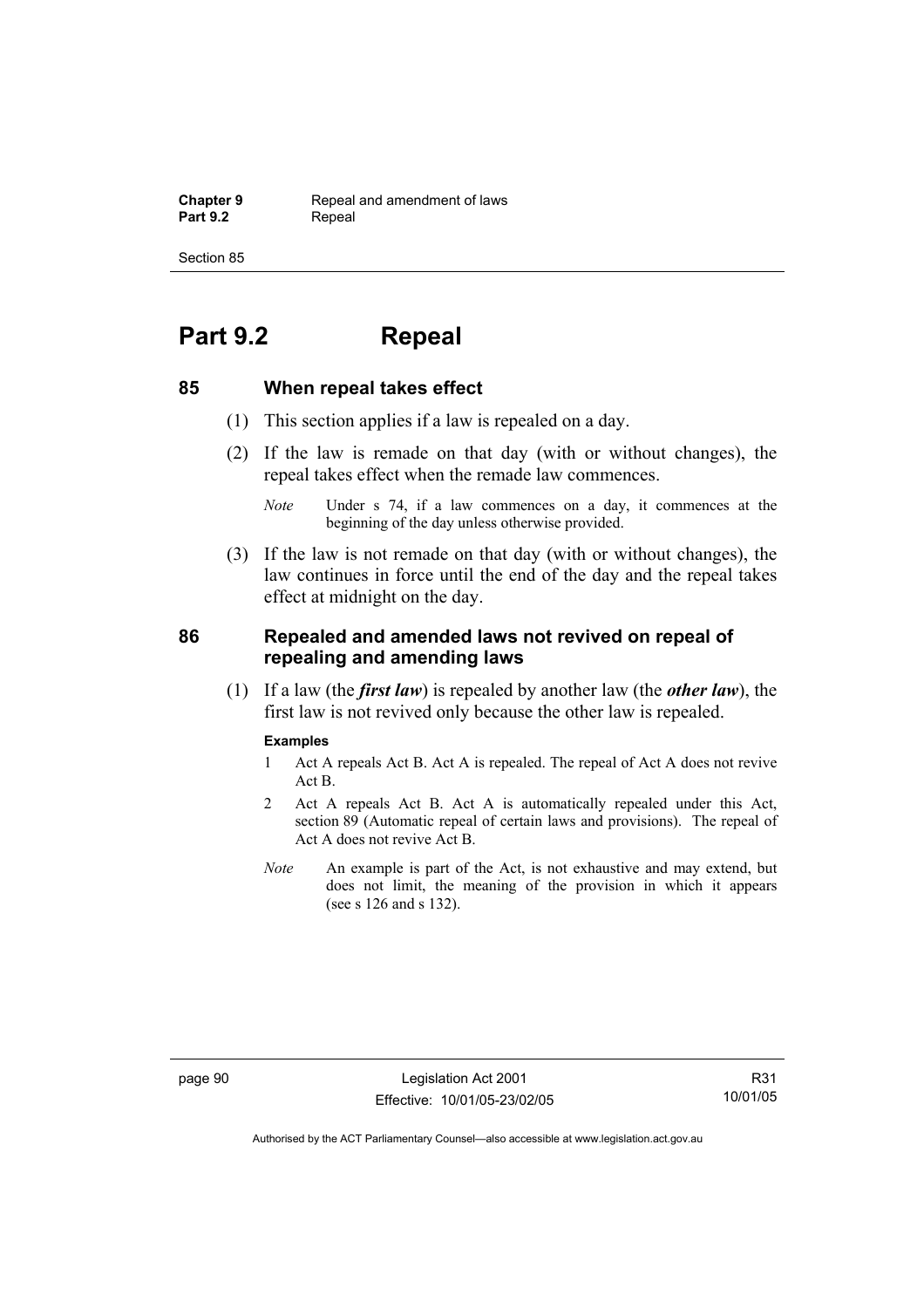# Part 9.2 Repeal

## 85 When repeal takes effect

(1) This section applies if a law is repealed on a day.

(2) If the law is remade on that day (with or without changes), the repeal takes effect when the remade law commences.

*Note* Under s 74, if a law commences on a day, it commences at the beginning of the day unless otherwise provided.

(3) If the law is not remade on that day (with or without changes), the law continues in force until the end of the day and the repeal takes effect at midnight on the day.

## 86 Repealed and amended laws not revived on repeal of repealing and amending laws

(1) If a law (the ***first law***) is repealed by another law (the ***other law***), the first law is not revived only because the other law is repealed.

**Examples**

1 Act A repeals Act B. Act A is repealed. The repeal of Act A does not revive Act B.

2 Act A repeals Act B. Act A is automatically repealed under this Act, section 89 (Automatic repeal of certain laws and provisions). The repeal of Act A does not revive Act B.

*Note* An example is part of the Act, is not exhaustive and may extend, but does not limit, the meaning of the provision in which it appears (see s 126 and s 132).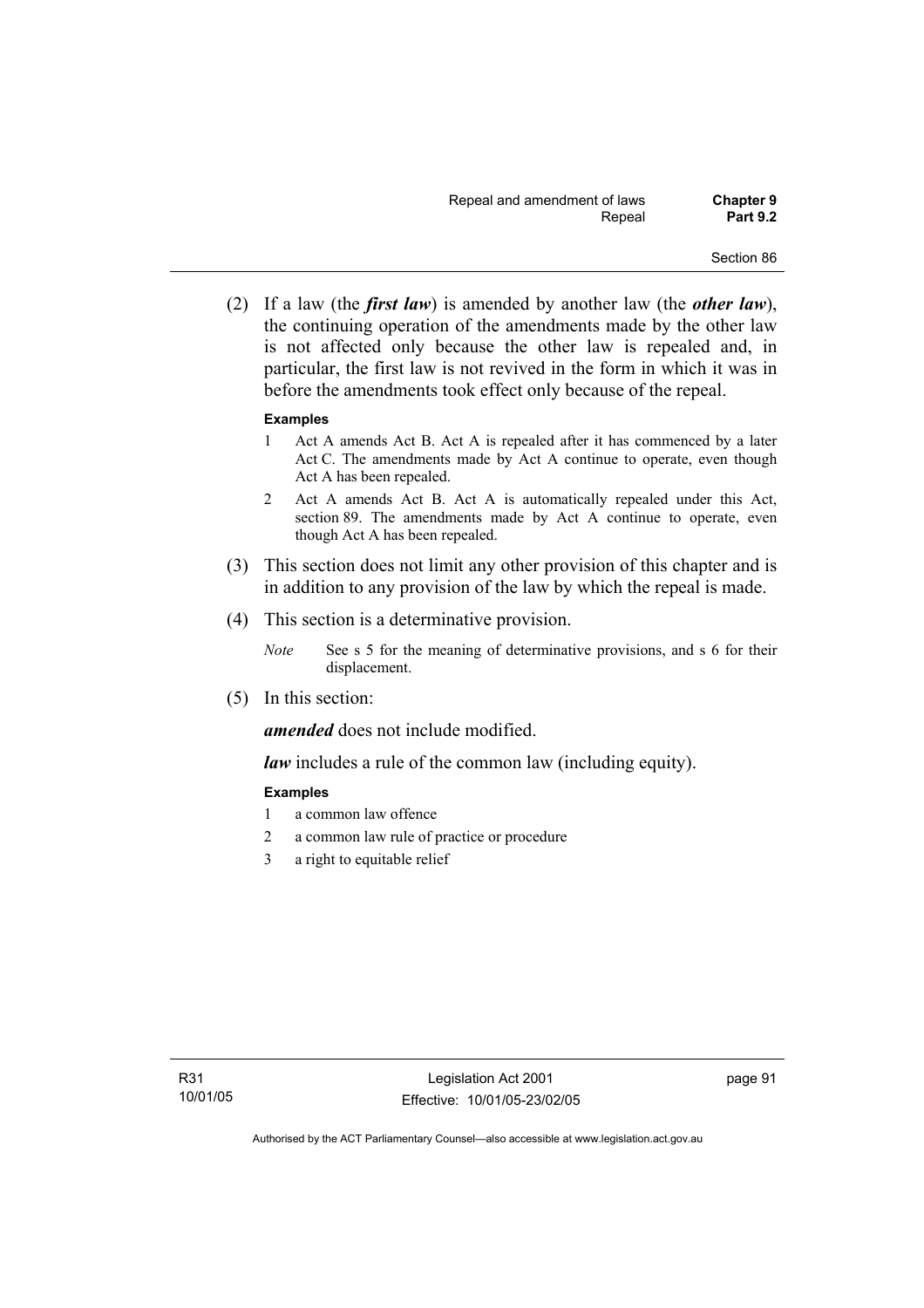(2) If a law (the ***first law***) is amended by another law (the ***other law***), the continuing operation of the amendments made by the other law is not affected only because the other law is repealed and, in particular, the first law is not revived in the form in which it was in before the amendments took effect only because of the repeal.

**Examples**

1 Act A amends Act B. Act A is repealed after it has commenced by a later Act C. The amendments made by Act A continue to operate, even though Act A has been repealed.

2 Act A amends Act B. Act A is automatically repealed under this Act, section 89. The amendments made by Act A continue to operate, even though Act A has been repealed.

(3) This section does not limit any other provision of this chapter and is in addition to any provision of the law by which the repeal is made.

(4) This section is a determinative provision.

*Note* See s 5 for the meaning of determinative provisions, and s 6 for their displacement.

(5) In this section:

***amended*** does not include modified.

***law*** includes a rule of the common law (including equity).

**Examples**

1 a common law offence

2 a common law rule of practice or procedure

3 a right to equitable relief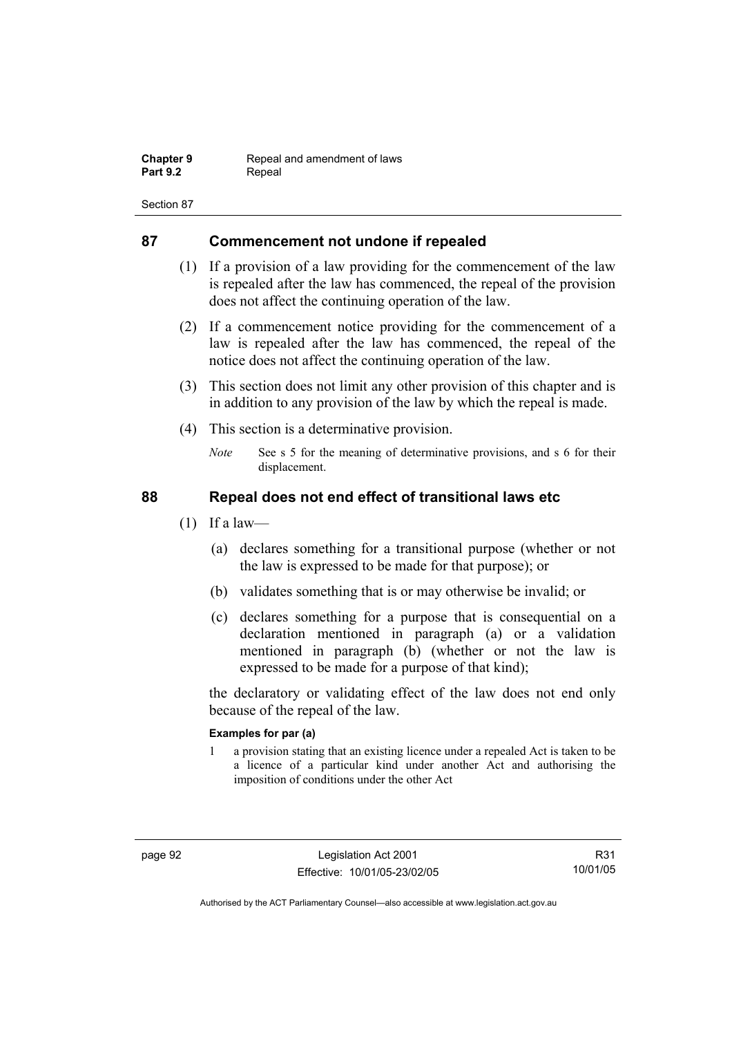## 87 Commencement not undone if repealed

(1) If a provision of a law providing for the commencement of the law is repealed after the law has commenced, the repeal of the provision does not affect the continuing operation of the law.

(2) If a commencement notice providing for the commencement of a law is repealed after the law has commenced, the repeal of the notice does not affect the continuing operation of the law.

(3) This section does not limit any other provision of this chapter and is in addition to any provision of the law by which the repeal is made.

(4) This section is a determinative provision.

*Note* See s 5 for the meaning of determinative provisions, and s 6 for their displacement.

## 88 Repeal does not end effect of transitional laws etc

(1) If a law—

(a) declares something for a transitional purpose (whether or not the law is expressed to be made for that purpose); or

(b) validates something that is or may otherwise be invalid; or

(c) declares something for a purpose that is consequential on a declaration mentioned in paragraph (a) or a validation mentioned in paragraph (b) (whether or not the law is expressed to be made for a purpose of that kind);

the declaratory or validating effect of the law does not end only because of the repeal of the law.

**Examples for par (a)**

1 a provision stating that an existing licence under a repealed Act is taken to be a licence of a particular kind under another Act and authorising the imposition of conditions under the other Act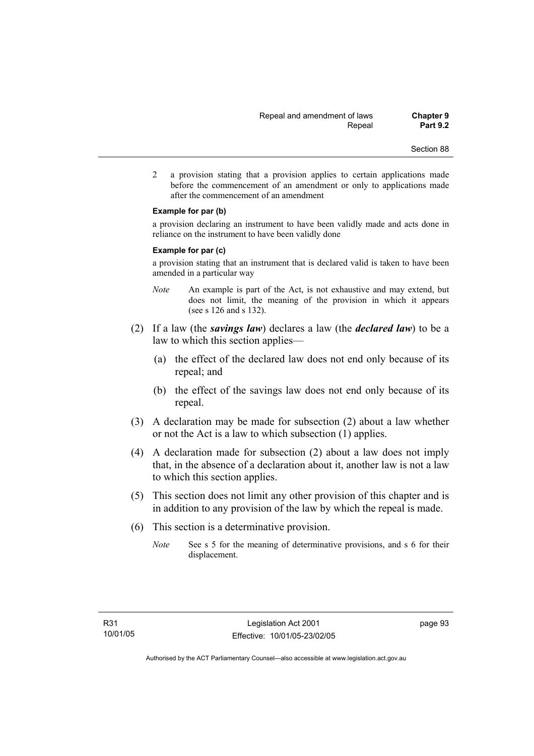2 a provision stating that a provision applies to certain applications made before the commencement of an amendment or only to applications made after the commencement of an amendment

**Example for par (b)**

a provision declaring an instrument to have been validly made and acts done in reliance on the instrument to have been validly done

**Example for par (c)**

a provision stating that an instrument that is declared valid is taken to have been amended in a particular way

*Note* An example is part of the Act, is not exhaustive and may extend, but does not limit, the meaning of the provision in which it appears (see s 126 and s 132).

(2) If a law (the ***savings law***) declares a law (the ***declared law***) to be a law to which this section applies—

(a) the effect of the declared law does not end only because of its repeal; and

(b) the effect of the savings law does not end only because of its repeal.

(3) A declaration may be made for subsection (2) about a law whether or not the Act is a law to which subsection (1) applies.

(4) A declaration made for subsection (2) about a law does not imply that, in the absence of a declaration about it, another law is not a law to which this section applies.

(5) This section does not limit any other provision of this chapter and is in addition to any provision of the law by which the repeal is made.

(6) This section is a determinative provision.

*Note* See s 5 for the meaning of determinative provisions, and s 6 for their displacement.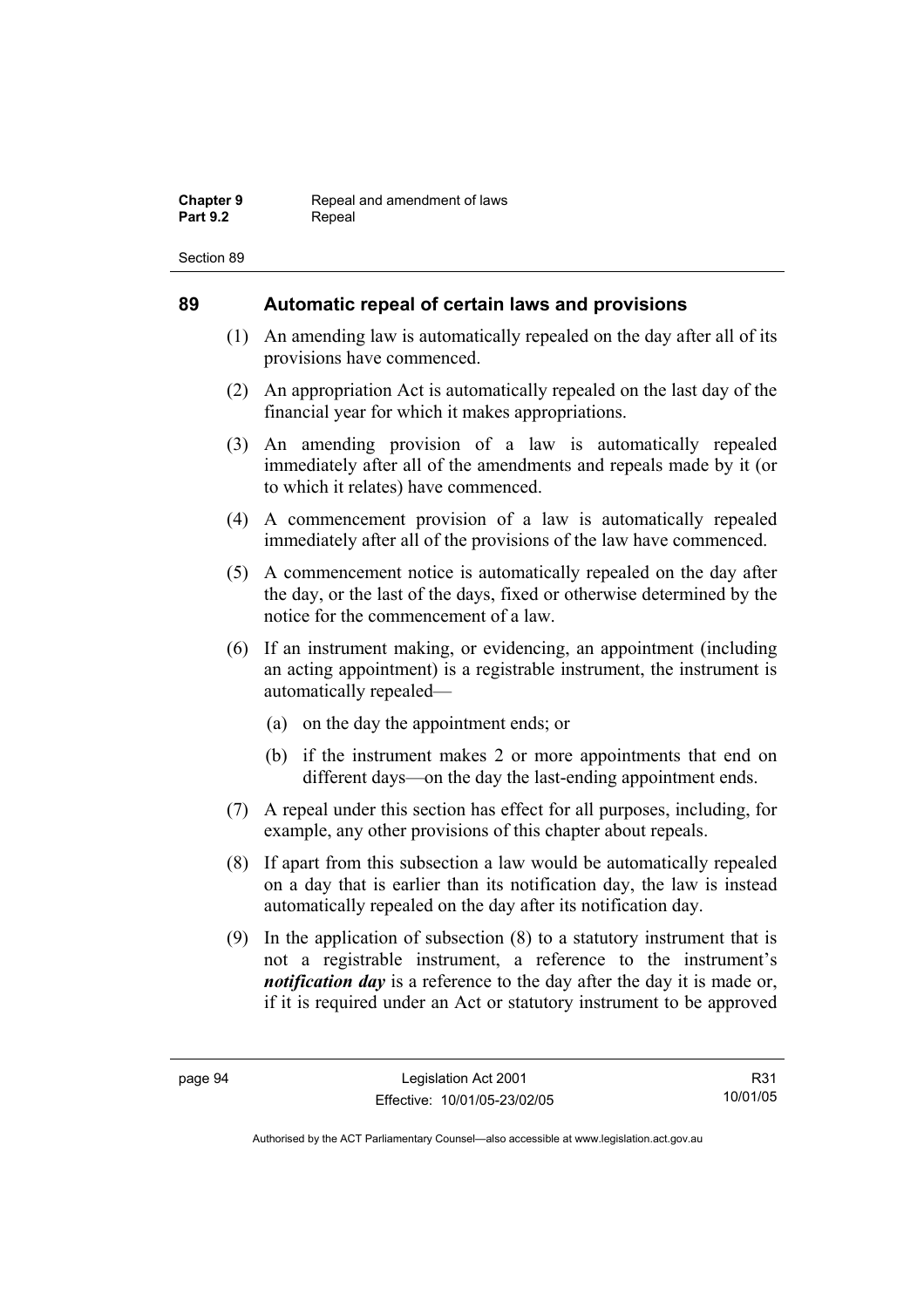## 89 Automatic repeal of certain laws and provisions

(1) An amending law is automatically repealed on the day after all of its provisions have commenced.

(2) An appropriation Act is automatically repealed on the last day of the financial year for which it makes appropriations.

(3) An amending provision of a law is automatically repealed immediately after all of the amendments and repeals made by it (or to which it relates) have commenced.

(4) A commencement provision of a law is automatically repealed immediately after all of the provisions of the law have commenced.

(5) A commencement notice is automatically repealed on the day after the day, or the last of the days, fixed or otherwise determined by the notice for the commencement of a law.

(6) If an instrument making, or evidencing, an appointment (including an acting appointment) is a registrable instrument, the instrument is automatically repealed—

(a) on the day the appointment ends; or

(b) if the instrument makes 2 or more appointments that end on different days—on the day the last-ending appointment ends.

(7) A repeal under this section has effect for all purposes, including, for example, any other provisions of this chapter about repeals.

(8) If apart from this subsection a law would be automatically repealed on a day that is earlier than its notification day, the law is instead automatically repealed on the day after its notification day.

(9) In the application of subsection (8) to a statutory instrument that is not a registrable instrument, a reference to the instrument's ***notification day*** is a reference to the day after the day it is made or, if it is required under an Act or statutory instrument to be approved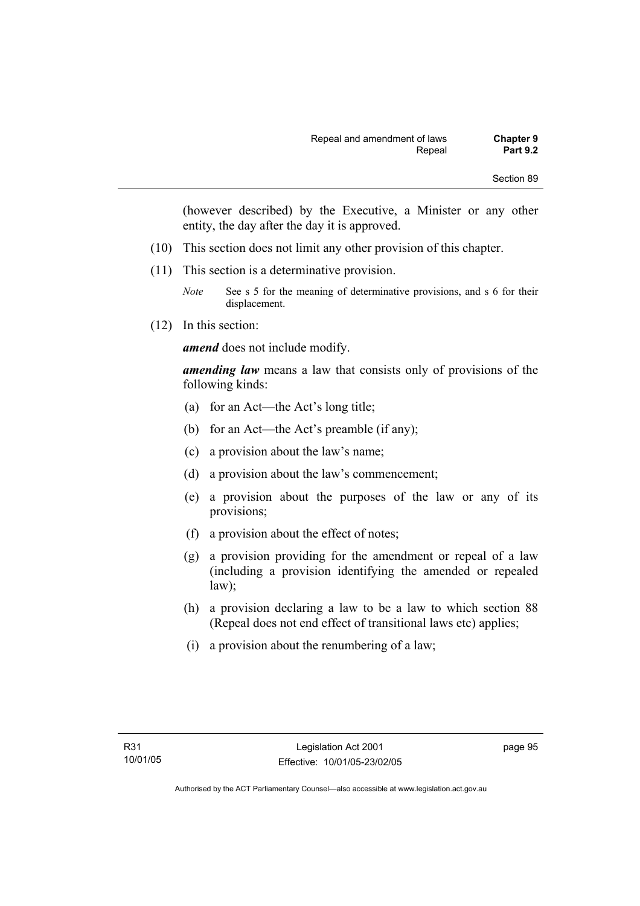(however described) by the Executive, a Minister or any other entity, the day after the day it is approved.

(10) This section does not limit any other provision of this chapter.

(11) This section is a determinative provision.

*Note* See s 5 for the meaning of determinative provisions, and s 6 for their displacement.

(12) In this section:

***amend*** does not include modify.

***amending law*** means a law that consists only of provisions of the following kinds:

(a) for an Act—the Act's long title;

(b) for an Act—the Act's preamble (if any);

(c) a provision about the law's name;

(d) a provision about the law's commencement;

(e) a provision about the purposes of the law or any of its provisions;

(f) a provision about the effect of notes;

(g) a provision providing for the amendment or repeal of a law (including a provision identifying the amended or repealed law);

(h) a provision declaring a law to be a law to which section 88 (Repeal does not end effect of transitional laws etc) applies;

(i) a provision about the renumbering of a law;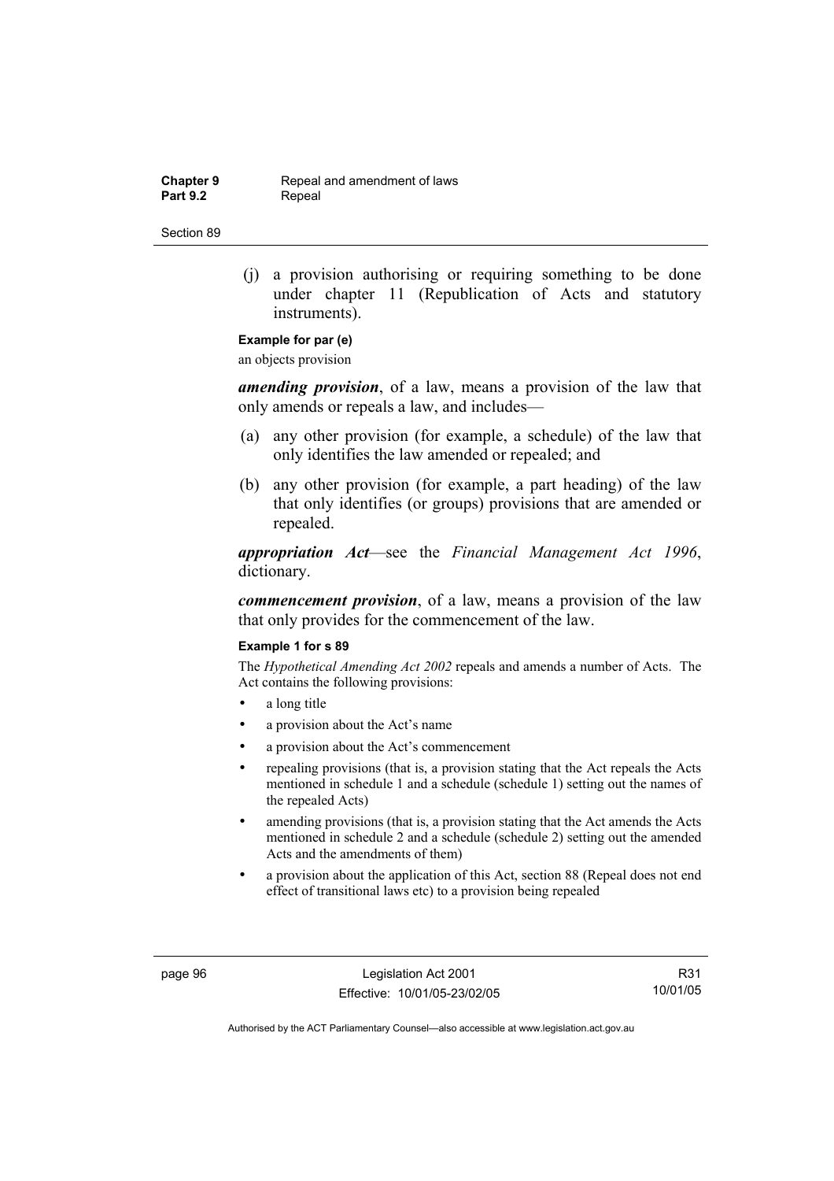(j) a provision authorising or requiring something to be done under chapter 11 (Republication of Acts and statutory instruments).

**Example for par (e)**

an objects provision

***amending provision***, of a law, means a provision of the law that only amends or repeals a law, and includes—

(a) any other provision (for example, a schedule) of the law that only identifies the law amended or repealed; and

(b) any other provision (for example, a part heading) of the law that only identifies (or groups) provisions that are amended or repealed.

***appropriation Act***—see the *Financial Management Act 1996*, dictionary.

***commencement provision***, of a law, means a provision of the law that only provides for the commencement of the law.

**Example 1 for s 89**

The *Hypothetical Amending Act 2002* repeals and amends a number of Acts. The Act contains the following provisions:

- a long title
- a provision about the Act's name
- a provision about the Act's commencement
- repealing provisions (that is, a provision stating that the Act repeals the Acts mentioned in schedule 1 and a schedule (schedule 1) setting out the names of the repealed Acts)
- amending provisions (that is, a provision stating that the Act amends the Acts mentioned in schedule 2 and a schedule (schedule 2) setting out the amended Acts and the amendments of them)
- a provision about the application of this Act, section 88 (Repeal does not end effect of transitional laws etc) to a provision being repealed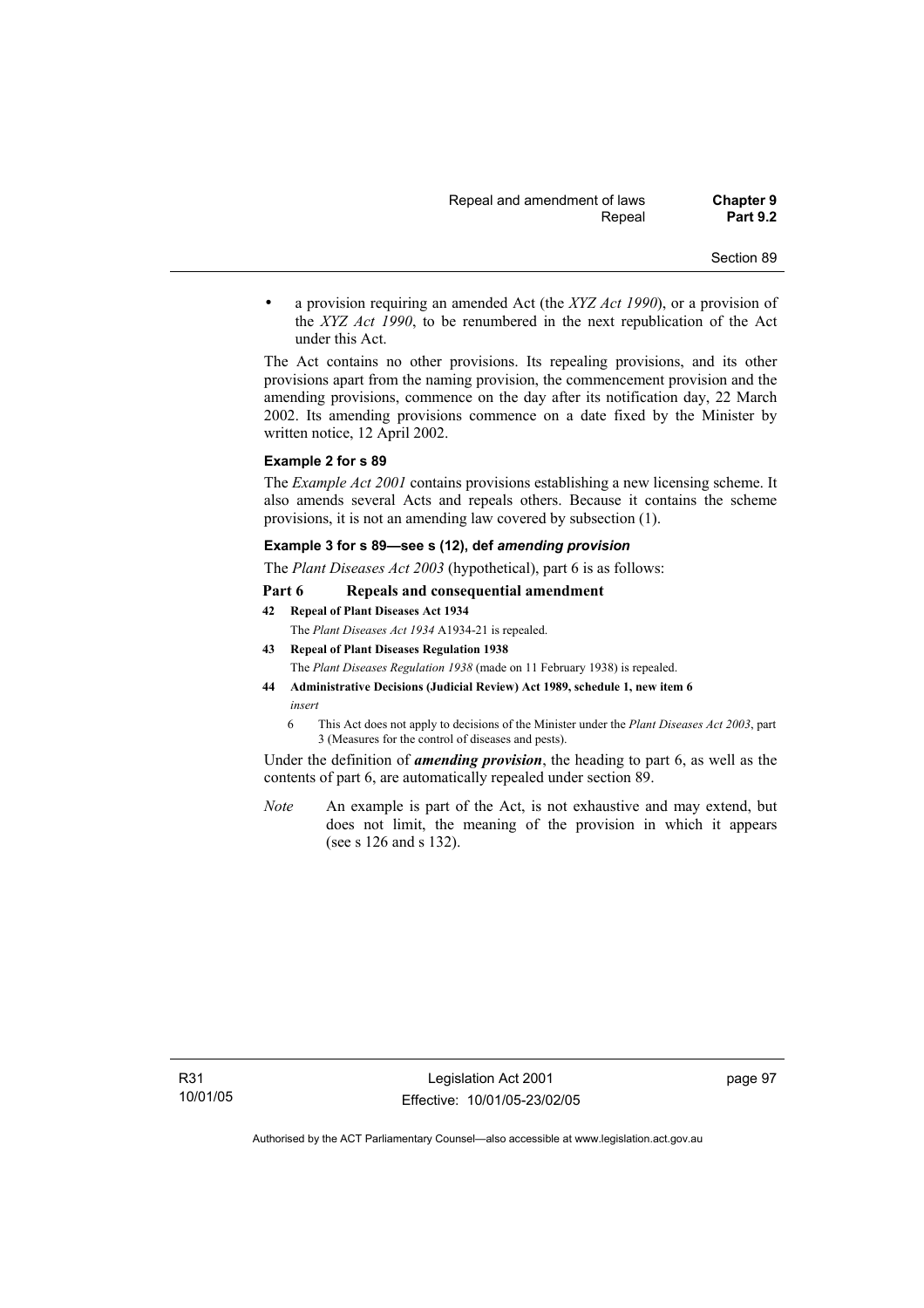- a provision requiring an amended Act (the *XYZ Act 1990*), or a provision of the *XYZ Act 1990*, to be renumbered in the next republication of the Act under this Act.

The Act contains no other provisions. Its repealing provisions, and its other provisions apart from the naming provision, the commencement provision and the amending provisions, commence on the day after its notification day, 22 March 2002. Its amending provisions commence on a date fixed by the Minister by written notice, 12 April 2002.

**Example 2 for s 89**

The *Example Act 2001* contains provisions establishing a new licensing scheme. It also amends several Acts and repeals others. Because it contains the scheme provisions, it is not an amending law covered by subsection (1).

**Example 3 for s 89—see s (12), def *amending provision***

The *Plant Diseases Act 2003* (hypothetical), part 6 is as follows:

**Part 6 Repeals and consequential amendment**

**42 Repeal of Plant Diseases Act 1934**

The *Plant Diseases Act 1934* A1934-21 is repealed.

**43 Repeal of Plant Diseases Regulation 1938**

The *Plant Diseases Regulation 1938* (made on 11 February 1938) is repealed.

**44 Administrative Decisions (Judicial Review) Act 1989, schedule 1, new item 6**

*insert*

6 This Act does not apply to decisions of the Minister under the *Plant Diseases Act 2003*, part 3 (Measures for the control of diseases and pests).

Under the definition of ***amending provision***, the heading to part 6, as well as the contents of part 6, are automatically repealed under section 89.

*Note* An example is part of the Act, is not exhaustive and may extend, but does not limit, the meaning of the provision in which it appears (see s 126 and s 132).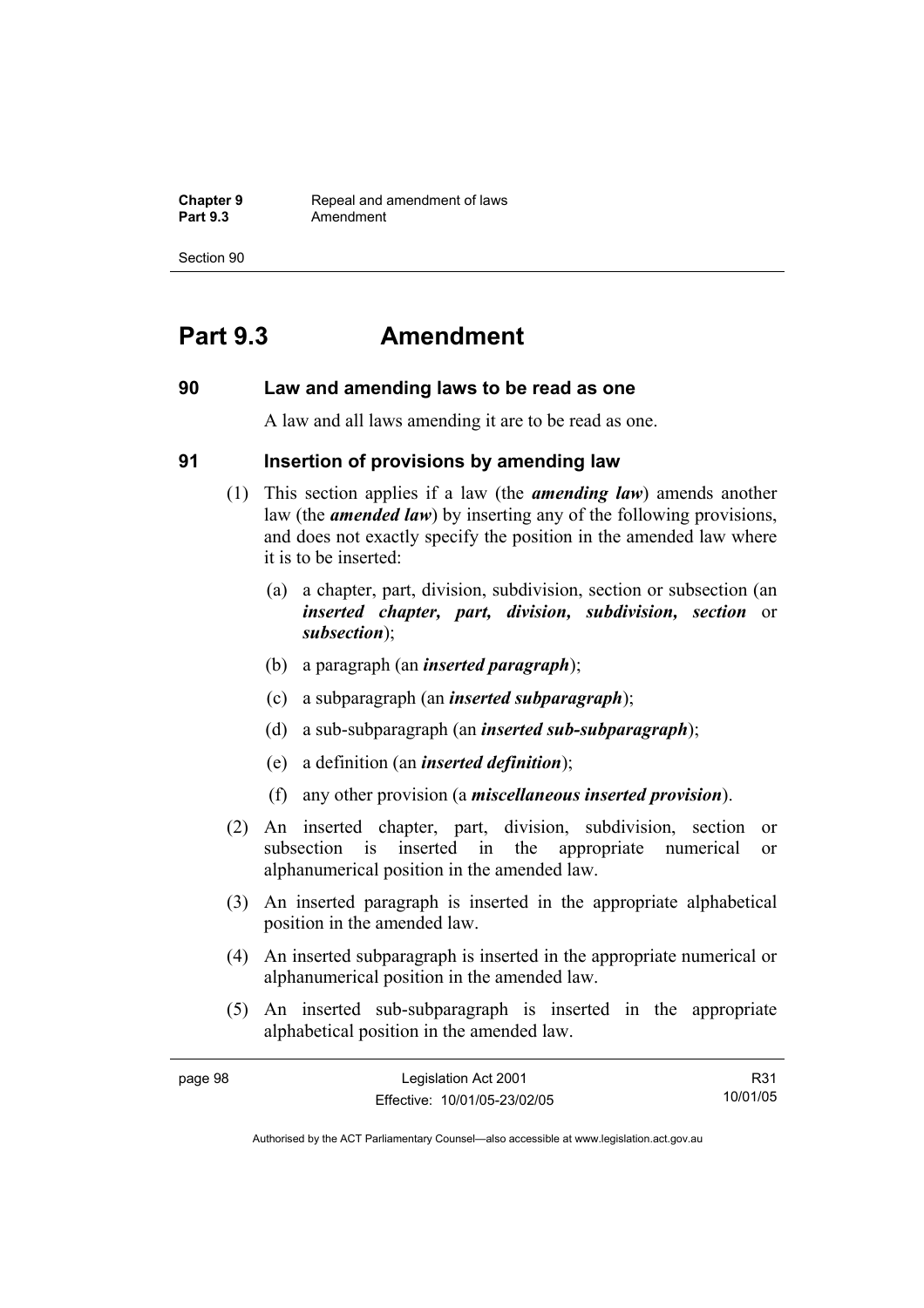# Part 9.3 Amendment

## 90 Law and amending laws to be read as one

A law and all laws amending it are to be read as one.

## 91 Insertion of provisions by amending law

(1) This section applies if a law (the ***amending law***) amends another law (the ***amended law***) by inserting any of the following provisions, and does not exactly specify the position in the amended law where it is to be inserted:

(a) a chapter, part, division, subdivision, section or subsection (an ***inserted chapter, part, division, subdivision, section*** or ***subsection***);

(b) a paragraph (an ***inserted paragraph***);

(c) a subparagraph (an ***inserted subparagraph***);

(d) a sub-subparagraph (an ***inserted sub-subparagraph***);

(e) a definition (an ***inserted definition***);

(f) any other provision (a ***miscellaneous inserted provision***).

(2) An inserted chapter, part, division, subdivision, section or subsection is inserted in the appropriate numerical or alphanumerical position in the amended law.

(3) An inserted paragraph is inserted in the appropriate alphabetical position in the amended law.

(4) An inserted subparagraph is inserted in the appropriate numerical or alphanumerical position in the amended law.

(5) An inserted sub-subparagraph is inserted in the appropriate alphabetical position in the amended law.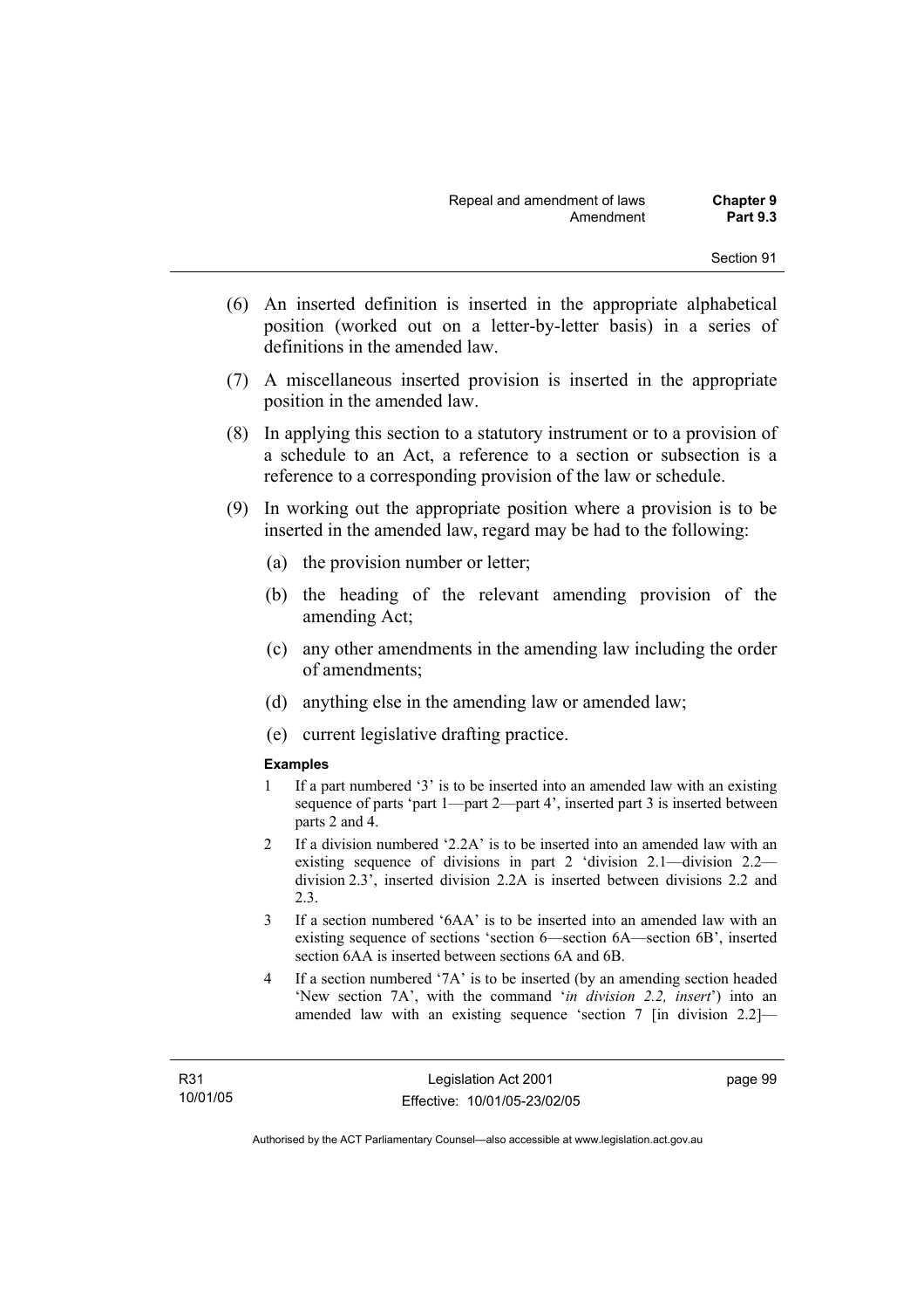(6) An inserted definition is inserted in the appropriate alphabetical position (worked out on a letter-by-letter basis) in a series of definitions in the amended law.

(7) A miscellaneous inserted provision is inserted in the appropriate position in the amended law.

(8) In applying this section to a statutory instrument or to a provision of a schedule to an Act, a reference to a section or subsection is a reference to a corresponding provision of the law or schedule.

(9) In working out the appropriate position where a provision is to be inserted in the amended law, regard may be had to the following:

(a) the provision number or letter;

(b) the heading of the relevant amending provision of the amending Act;

(c) any other amendments in the amending law including the order of amendments;

(d) anything else in the amending law or amended law;

(e) current legislative drafting practice.

**Examples**

1 If a part numbered '3' is to be inserted into an amended law with an existing sequence of parts 'part 1—part 2—part 4', inserted part 3 is inserted between parts 2 and 4.

2 If a division numbered '2.2A' is to be inserted into an amended law with an existing sequence of divisions in part 2 'division 2.1—division 2.2—division 2.3', inserted division 2.2A is inserted between divisions 2.2 and 2.3.

3 If a section numbered '6AA' is to be inserted into an amended law with an existing sequence of sections 'section 6—section 6A—section 6B', inserted section 6AA is inserted between sections 6A and 6B.

4 If a section numbered '7A' is to be inserted (by an amending section headed 'New section 7A', with the command '*in division 2.2, insert*') into an amended law with an existing sequence 'section 7 [in division 2.2]—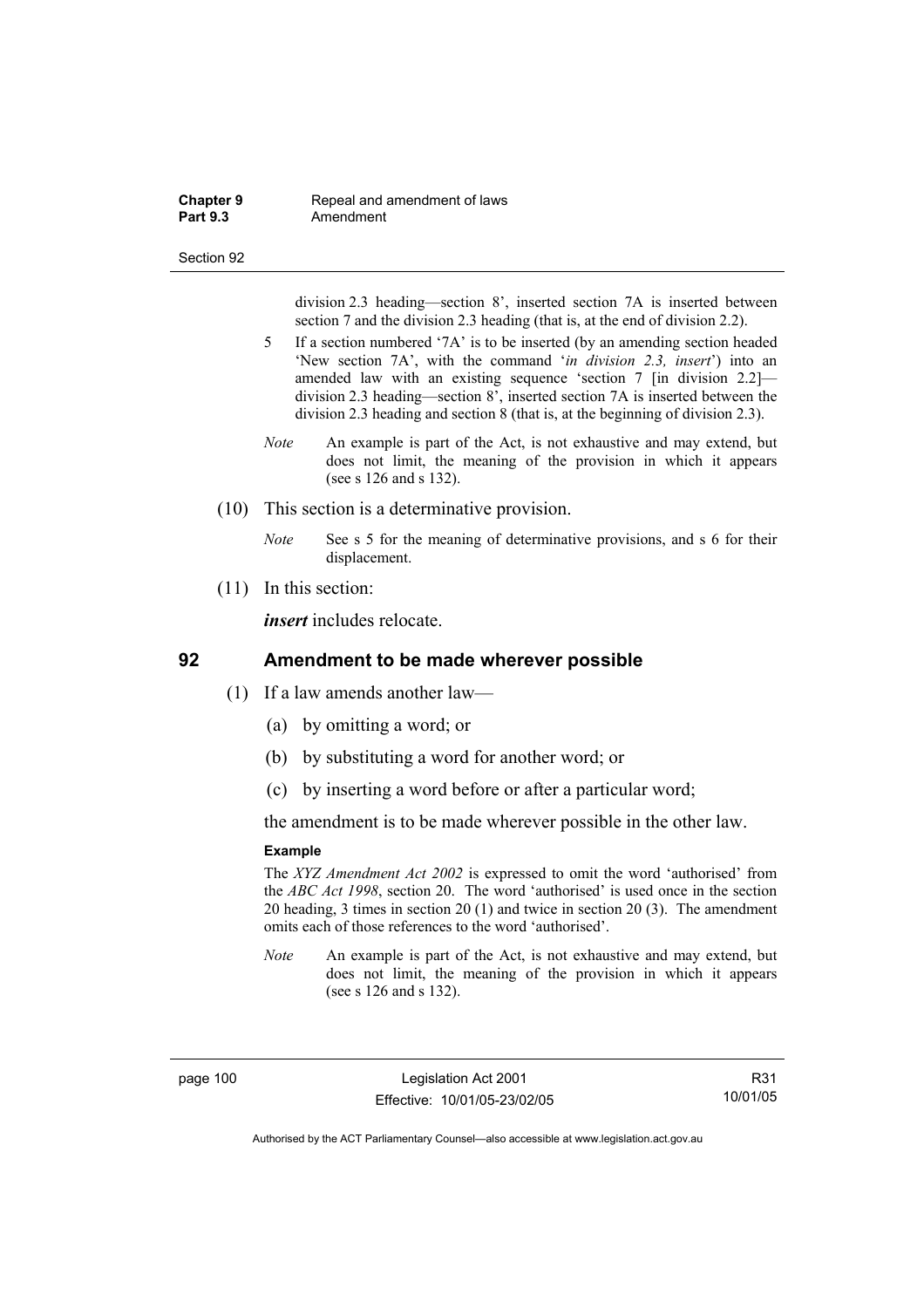division 2.3 heading—section 8', inserted section 7A is inserted between section 7 and the division 2.3 heading (that is, at the end of division 2.2).

5 If a section numbered '7A' is to be inserted (by an amending section headed 'New section 7A', with the command '*in division 2.3, insert*') into an amended law with an existing sequence 'section 7 [in division 2.2]—division 2.3 heading—section 8', inserted section 7A is inserted between the division 2.3 heading and section 8 (that is, at the beginning of division 2.3).

*Note* An example is part of the Act, is not exhaustive and may extend, but does not limit, the meaning of the provision in which it appears (see s 126 and s 132).

(10) This section is a determinative provision.

*Note* See s 5 for the meaning of determinative provisions, and s 6 for their displacement.

(11) In this section:

***insert*** includes relocate.

## 92 Amendment to be made wherever possible

(1) If a law amends another law—

(a) by omitting a word; or

(b) by substituting a word for another word; or

(c) by inserting a word before or after a particular word;

the amendment is to be made wherever possible in the other law.

**Example**

The *XYZ Amendment Act 2002* is expressed to omit the word 'authorised' from the *ABC Act 1998*, section 20. The word 'authorised' is used once in the section 20 heading, 3 times in section 20 (1) and twice in section 20 (3). The amendment omits each of those references to the word 'authorised'.

*Note* An example is part of the Act, is not exhaustive and may extend, but does not limit, the meaning of the provision in which it appears (see s 126 and s 132).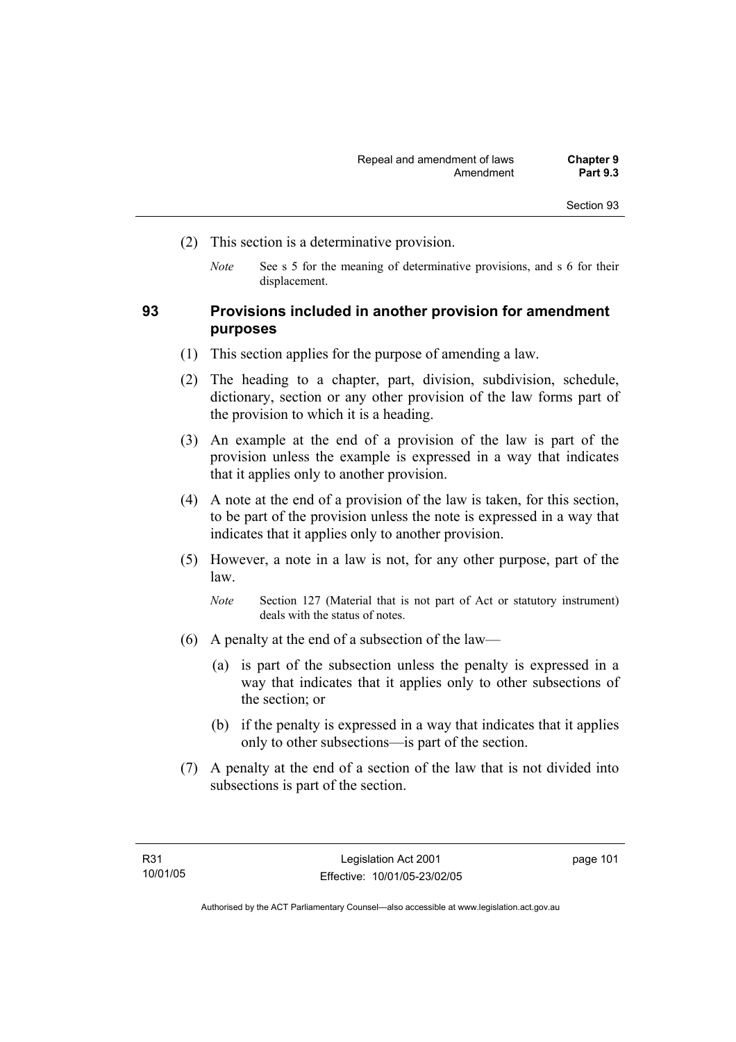(2) This section is a determinative provision.

*Note* See s 5 for the meaning of determinative provisions, and s 6 for their displacement.

## 93 Provisions included in another provision for amendment purposes

(1) This section applies for the purpose of amending a law.

(2) The heading to a chapter, part, division, subdivision, schedule, dictionary, section or any other provision of the law forms part of the provision to which it is a heading.

(3) An example at the end of a provision of the law is part of the provision unless the example is expressed in a way that indicates that it applies only to another provision.

(4) A note at the end of a provision of the law is taken, for this section, to be part of the provision unless the note is expressed in a way that indicates that it applies only to another provision.

(5) However, a note in a law is not, for any other purpose, part of the law.

*Note* Section 127 (Material that is not part of Act or statutory instrument) deals with the status of notes.

(6) A penalty at the end of a subsection of the law—

(a) is part of the subsection unless the penalty is expressed in a way that indicates that it applies only to other subsections of the section; or

(b) if the penalty is expressed in a way that indicates that it applies only to other subsections—is part of the section.

(7) A penalty at the end of a section of the law that is not divided into subsections is part of the section.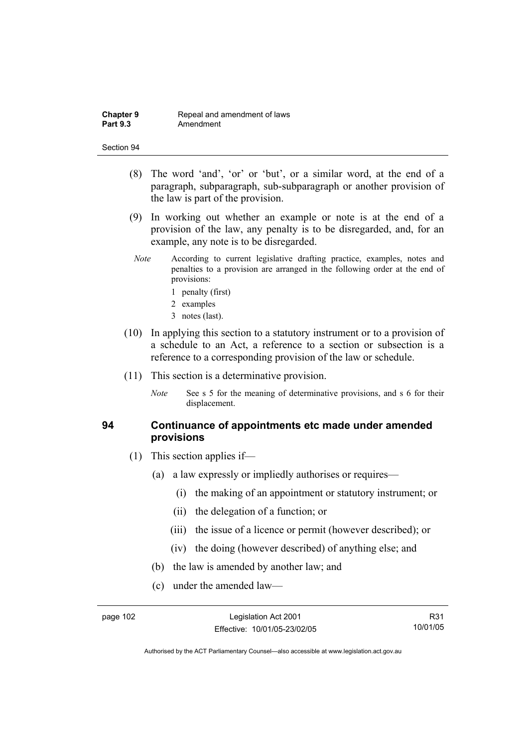(8) The word 'and', 'or' or 'but', or a similar word, at the end of a paragraph, subparagraph, sub-subparagraph or another provision of the law is part of the provision.

(9) In working out whether an example or note is at the end of a provision of the law, any penalty is to be disregarded, and, for an example, any note is to be disregarded.

*Note* According to current legislative drafting practice, examples, notes and penalties to a provision are arranged in the following order at the end of provisions:

1 penalty (first)

2 examples

3 notes (last).

(10) In applying this section to a statutory instrument or to a provision of a schedule to an Act, a reference to a section or subsection is a reference to a corresponding provision of the law or schedule.

(11) This section is a determinative provision.

*Note* See s 5 for the meaning of determinative provisions, and s 6 for their displacement.

### 94 Continuance of appointments etc made under amended provisions

(1) This section applies if—

(a) a law expressly or impliedly authorises or requires—

(i) the making of an appointment or statutory instrument; or

(ii) the delegation of a function; or

(iii) the issue of a licence or permit (however described); or

(iv) the doing (however described) of anything else; and

(b) the law is amended by another law; and

(c) under the amended law—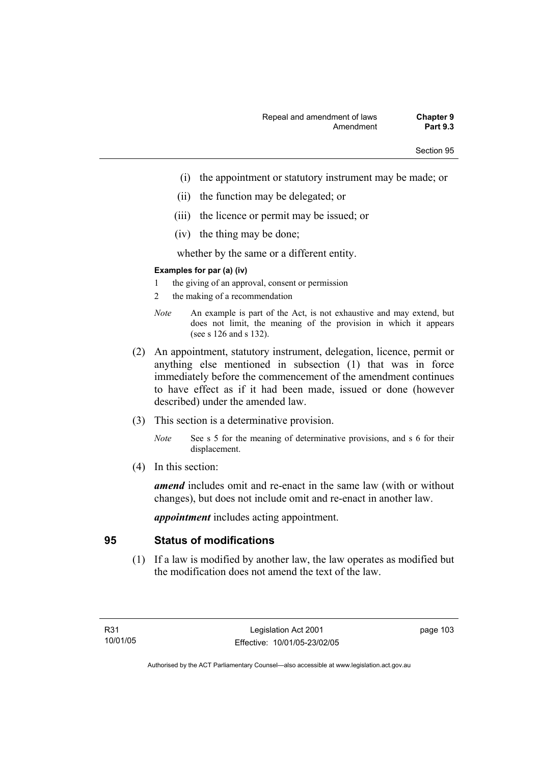(i) the appointment or statutory instrument may be made; or

(ii) the function may be delegated; or

(iii) the licence or permit may be issued; or

(iv) the thing may be done;

whether by the same or a different entity.

**Examples for par (a) (iv)**

1 the giving of an approval, consent or permission

2 the making of a recommendation

*Note* An example is part of the Act, is not exhaustive and may extend, but does not limit, the meaning of the provision in which it appears (see s 126 and s 132).

(2) An appointment, statutory instrument, delegation, licence, permit or anything else mentioned in subsection (1) that was in force immediately before the commencement of the amendment continues to have effect as if it had been made, issued or done (however described) under the amended law.

(3) This section is a determinative provision.

*Note* See s 5 for the meaning of determinative provisions, and s 6 for their displacement.

(4) In this section:

***amend*** includes omit and re-enact in the same law (with or without changes), but does not include omit and re-enact in another law.

***appointment*** includes acting appointment.

## 95 Status of modifications

(1) If a law is modified by another law, the law operates as modified but the modification does not amend the text of the law.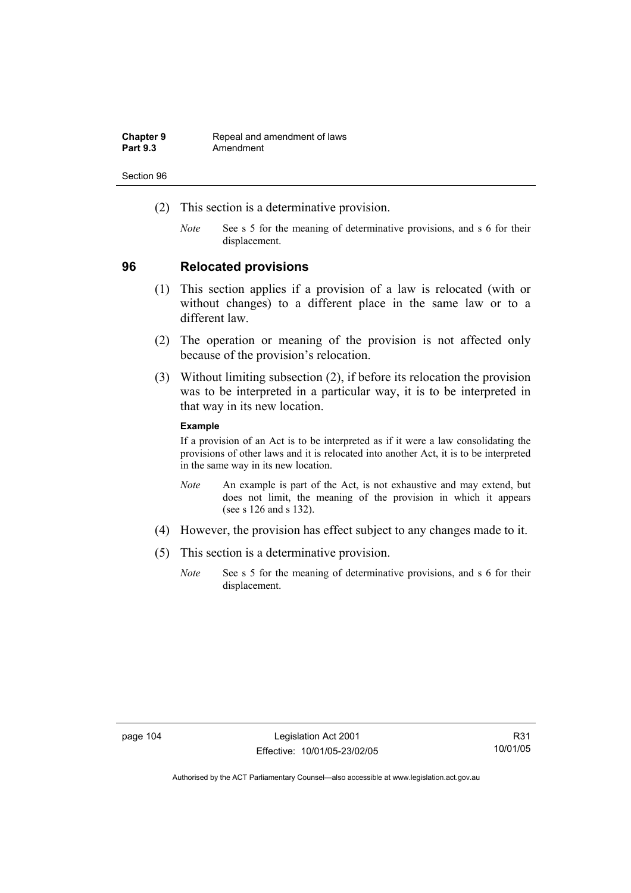(2) This section is a determinative provision.

*Note* See s 5 for the meaning of determinative provisions, and s 6 for their displacement.

## 96 Relocated provisions

(1) This section applies if a provision of a law is relocated (with or without changes) to a different place in the same law or to a different law.

(2) The operation or meaning of the provision is not affected only because of the provision's relocation.

(3) Without limiting subsection (2), if before its relocation the provision was to be interpreted in a particular way, it is to be interpreted in that way in its new location.

**Example**

If a provision of an Act is to be interpreted as if it were a law consolidating the provisions of other laws and it is relocated into another Act, it is to be interpreted in the same way in its new location.

*Note* An example is part of the Act, is not exhaustive and may extend, but does not limit, the meaning of the provision in which it appears (see s 126 and s 132).

(4) However, the provision has effect subject to any changes made to it.

(5) This section is a determinative provision.

*Note* See s 5 for the meaning of determinative provisions, and s 6 for their displacement.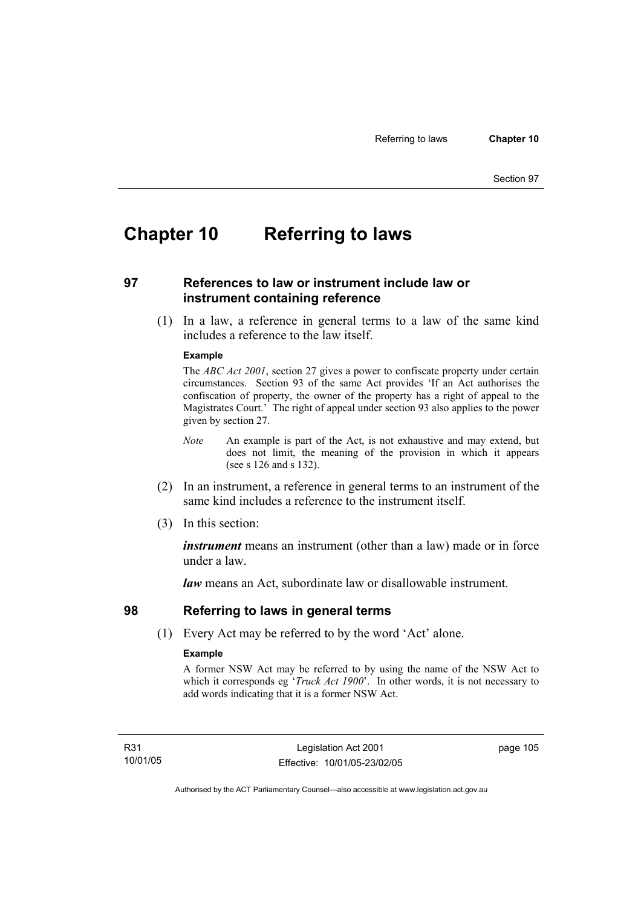# Chapter 10 Referring to laws

## 97 References to law or instrument include law or instrument containing reference

(1) In a law, a reference in general terms to a law of the same kind includes a reference to the law itself.

**Example**

The *ABC Act 2001*, section 27 gives a power to confiscate property under certain circumstances. Section 93 of the same Act provides 'If an Act authorises the confiscation of property, the owner of the property has a right of appeal to the Magistrates Court.' The right of appeal under section 93 also applies to the power given by section 27.

*Note* An example is part of the Act, is not exhaustive and may extend, but does not limit, the meaning of the provision in which it appears (see s 126 and s 132).

(2) In an instrument, a reference in general terms to an instrument of the same kind includes a reference to the instrument itself.

(3) In this section:

***instrument*** means an instrument (other than a law) made or in force under a law.

***law*** means an Act, subordinate law or disallowable instrument.

## 98 Referring to laws in general terms

(1) Every Act may be referred to by the word 'Act' alone.

**Example**

A former NSW Act may be referred to by using the name of the NSW Act to which it corresponds eg '*Truck Act 1900*'. In other words, it is not necessary to add words indicating that it is a former NSW Act.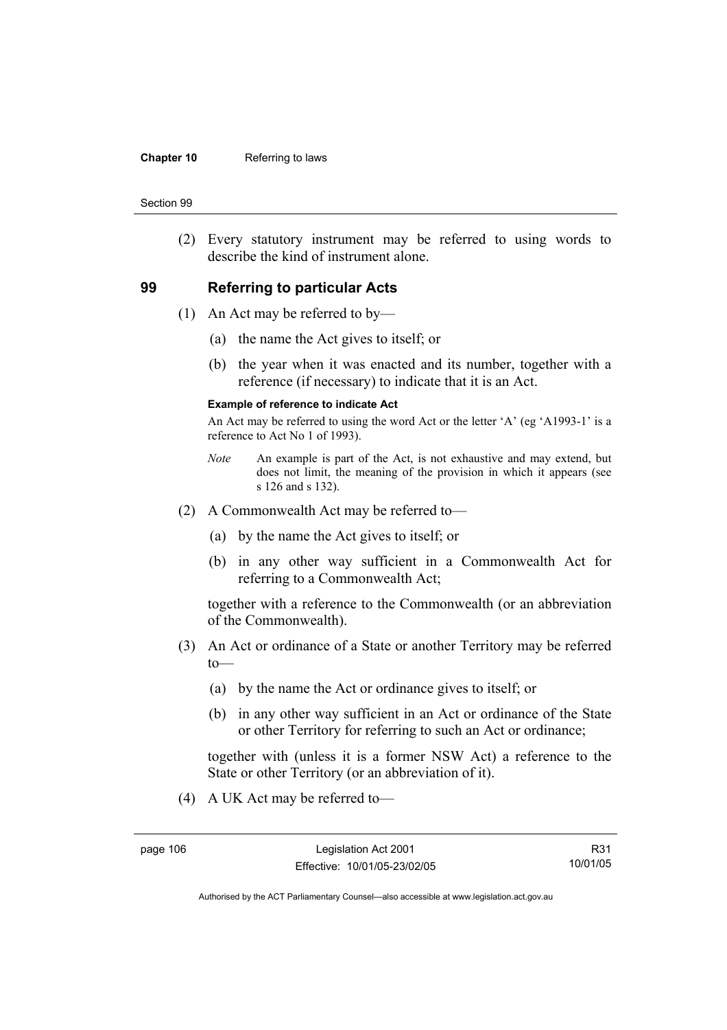(2) Every statutory instrument may be referred to using words to describe the kind of instrument alone.

## 99 Referring to particular Acts

(1) An Act may be referred to by—

(a) the name the Act gives to itself; or

(b) the year when it was enacted and its number, together with a reference (if necessary) to indicate that it is an Act.

**Example of reference to indicate Act**

An Act may be referred to using the word Act or the letter 'A' (eg 'A1993-1' is a reference to Act No 1 of 1993).

*Note* An example is part of the Act, is not exhaustive and may extend, but does not limit, the meaning of the provision in which it appears (see s 126 and s 132).

(2) A Commonwealth Act may be referred to—

(a) by the name the Act gives to itself; or

(b) in any other way sufficient in a Commonwealth Act for referring to a Commonwealth Act;

together with a reference to the Commonwealth (or an abbreviation of the Commonwealth).

(3) An Act or ordinance of a State or another Territory may be referred to—

(a) by the name the Act or ordinance gives to itself; or

(b) in any other way sufficient in an Act or ordinance of the State or other Territory for referring to such an Act or ordinance;

together with (unless it is a former NSW Act) a reference to the State or other Territory (or an abbreviation of it).

(4) A UK Act may be referred to—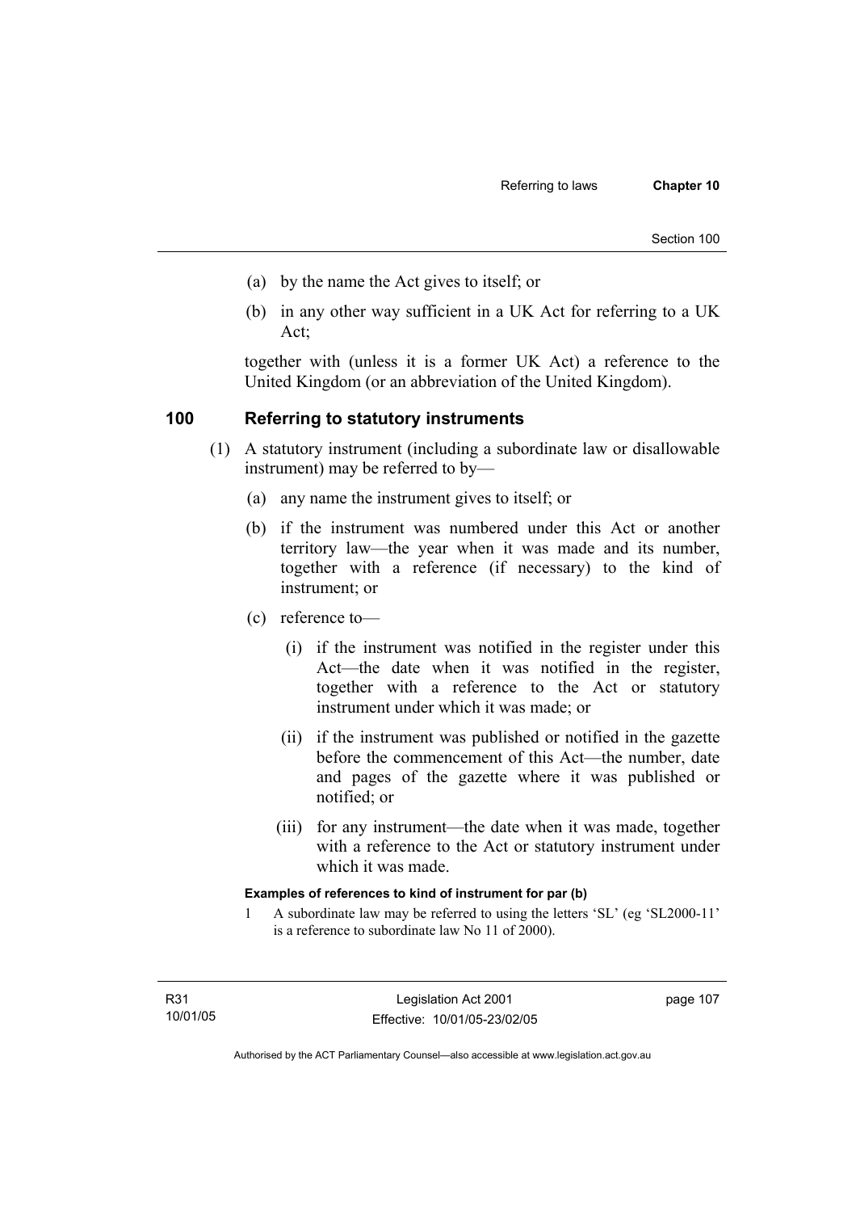(a) by the name the Act gives to itself; or

(b) in any other way sufficient in a UK Act for referring to a UK Act;

together with (unless it is a former UK Act) a reference to the United Kingdom (or an abbreviation of the United Kingdom).

## 100 Referring to statutory instruments

(1) A statutory instrument (including a subordinate law or disallowable instrument) may be referred to by—

(a) any name the instrument gives to itself; or

(b) if the instrument was numbered under this Act or another territory law—the year when it was made and its number, together with a reference (if necessary) to the kind of instrument; or

(c) reference to—

(i) if the instrument was notified in the register under this Act—the date when it was notified in the register, together with a reference to the Act or statutory instrument under which it was made; or

(ii) if the instrument was published or notified in the gazette before the commencement of this Act—the number, date and pages of the gazette where it was published or notified; or

(iii) for any instrument—the date when it was made, together with a reference to the Act or statutory instrument under which it was made.

**Examples of references to kind of instrument for par (b)**

1 A subordinate law may be referred to using the letters 'SL' (eg 'SL2000-11' is a reference to subordinate law No 11 of 2000).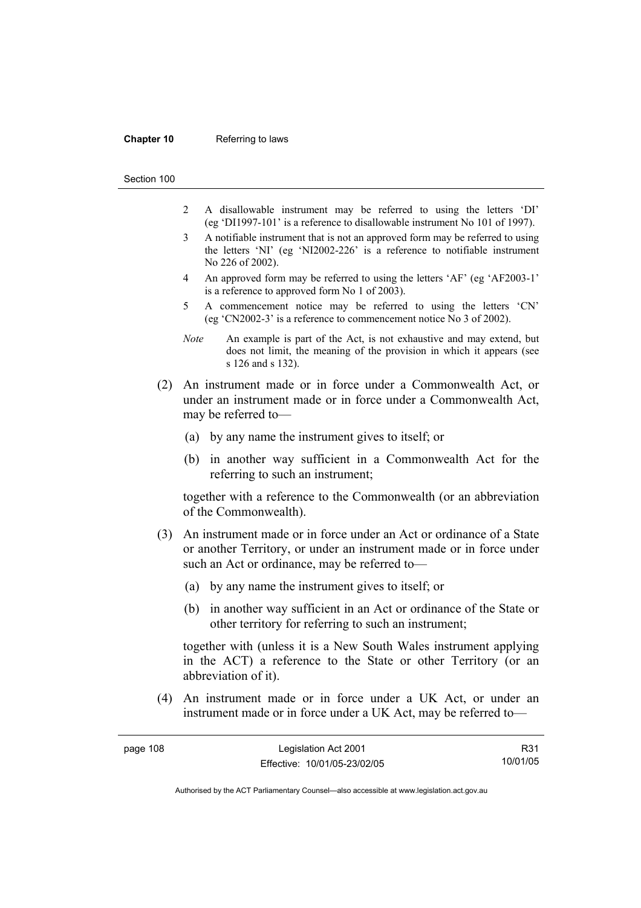2 A disallowable instrument may be referred to using the letters 'DI' (eg 'DI1997-101' is a reference to disallowable instrument No 101 of 1997).

3 A notifiable instrument that is not an approved form may be referred to using the letters 'NI' (eg 'NI2002-226' is a reference to notifiable instrument No 226 of 2002).

4 An approved form may be referred to using the letters 'AF' (eg 'AF2003-1' is a reference to approved form No 1 of 2003).

5 A commencement notice may be referred to using the letters 'CN' (eg 'CN2002-3' is a reference to commencement notice No 3 of 2002).

*Note* An example is part of the Act, is not exhaustive and may extend, but does not limit, the meaning of the provision in which it appears (see s 126 and s 132).

(2) An instrument made or in force under a Commonwealth Act, or under an instrument made or in force under a Commonwealth Act, may be referred to—

(a) by any name the instrument gives to itself; or

(b) in another way sufficient in a Commonwealth Act for the referring to such an instrument;

together with a reference to the Commonwealth (or an abbreviation of the Commonwealth).

(3) An instrument made or in force under an Act or ordinance of a State or another Territory, or under an instrument made or in force under such an Act or ordinance, may be referred to—

(a) by any name the instrument gives to itself; or

(b) in another way sufficient in an Act or ordinance of the State or other territory for referring to such an instrument;

together with (unless it is a New South Wales instrument applying in the ACT) a reference to the State or other Territory (or an abbreviation of it).

(4) An instrument made or in force under a UK Act, or under an instrument made or in force under a UK Act, may be referred to—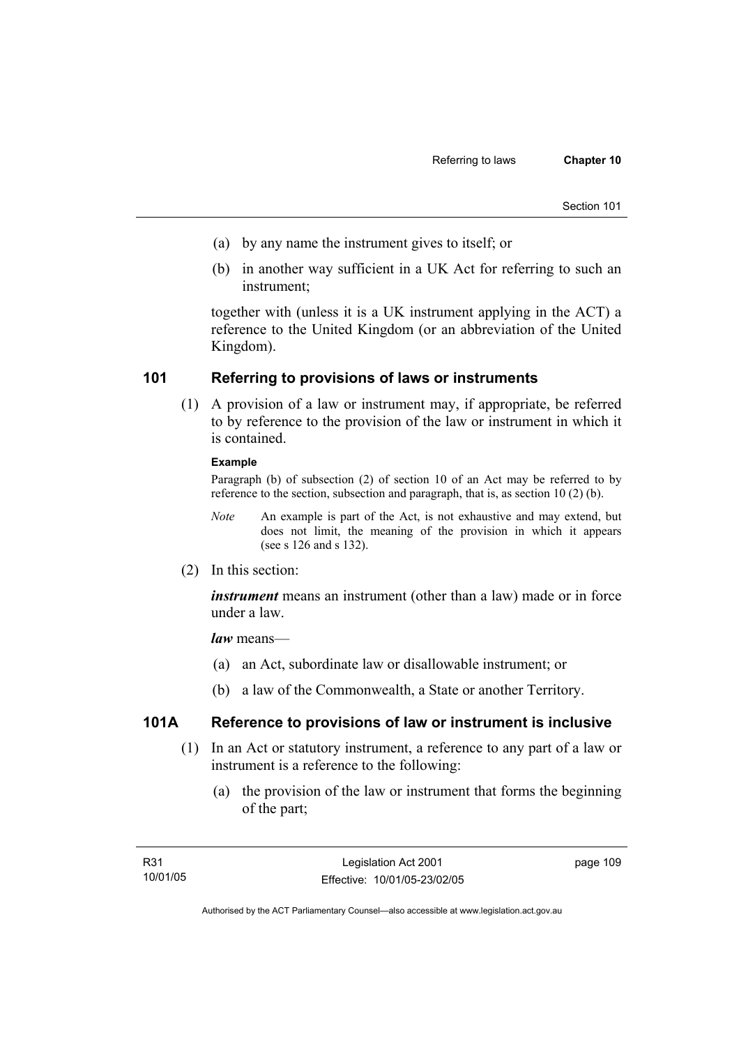(a) by any name the instrument gives to itself; or

(b) in another way sufficient in a UK Act for referring to such an instrument;

together with (unless it is a UK instrument applying in the ACT) a reference to the United Kingdom (or an abbreviation of the United Kingdom).

## 101 Referring to provisions of laws or instruments

(1) A provision of a law or instrument may, if appropriate, be referred to by reference to the provision of the law or instrument in which it is contained.

**Example**

Paragraph (b) of subsection (2) of section 10 of an Act may be referred to by reference to the section, subsection and paragraph, that is, as section 10 (2) (b).

*Note* An example is part of the Act, is not exhaustive and may extend, but does not limit, the meaning of the provision in which it appears (see s 126 and s 132).

(2) In this section:

***instrument*** means an instrument (other than a law) made or in force under a law.

***law*** means—

(a) an Act, subordinate law or disallowable instrument; or

(b) a law of the Commonwealth, a State or another Territory.

## 101A Reference to provisions of law or instrument is inclusive

(1) In an Act or statutory instrument, a reference to any part of a law or instrument is a reference to the following:

(a) the provision of the law or instrument that forms the beginning of the part;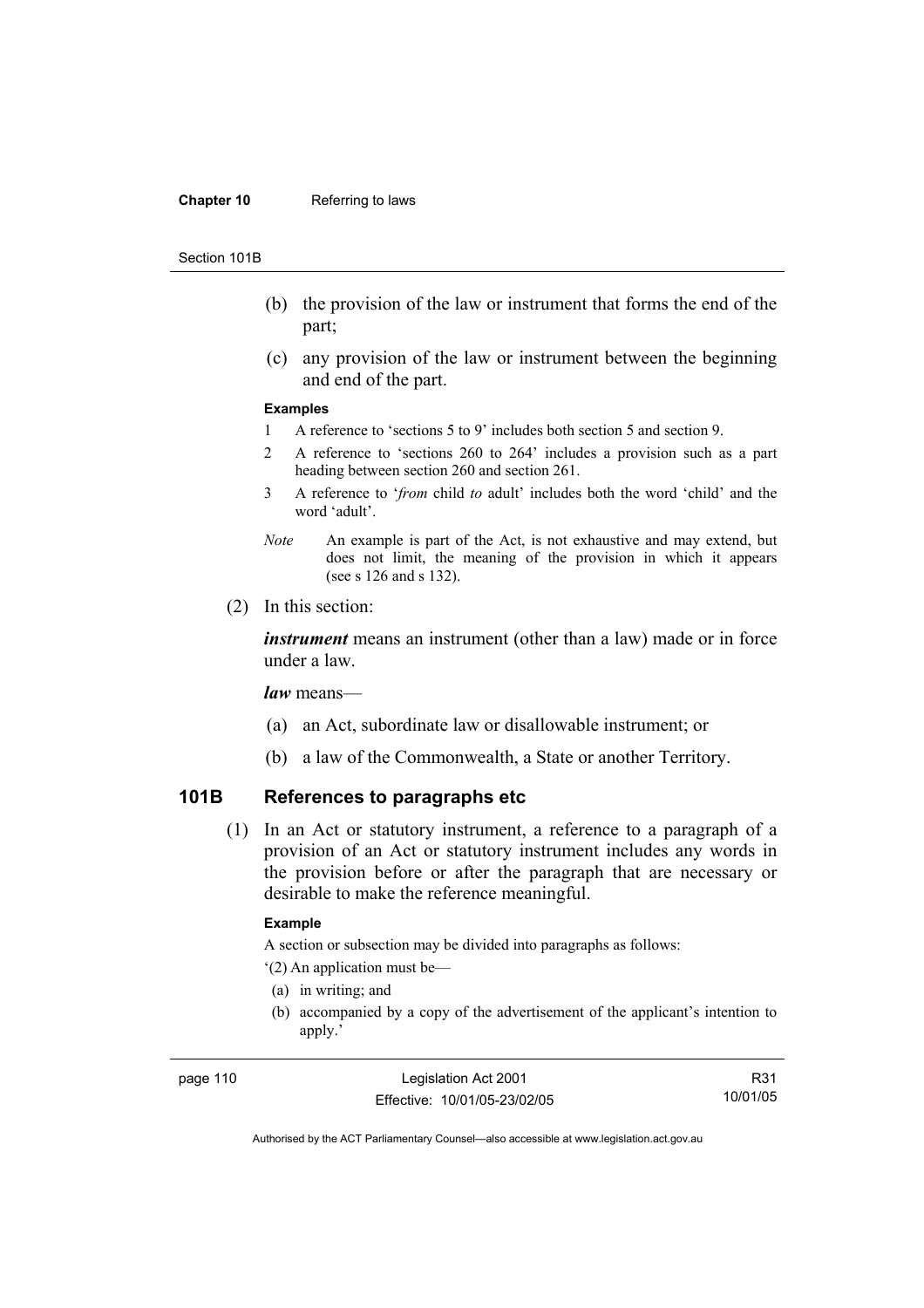(b) the provision of the law or instrument that forms the end of the part;

(c) any provision of the law or instrument between the beginning and end of the part.

**Examples**

1 A reference to 'sections 5 to 9' includes both section 5 and section 9.

2 A reference to 'sections 260 to 264' includes a provision such as a part heading between section 260 and section 261.

3 A reference to '*from* child *to* adult' includes both the word 'child' and the word 'adult'.

*Note* An example is part of the Act, is not exhaustive and may extend, but does not limit, the meaning of the provision in which it appears (see s 126 and s 132).

(2) In this section:

***instrument*** means an instrument (other than a law) made or in force under a law.

***law*** means—

(a) an Act, subordinate law or disallowable instrument; or

(b) a law of the Commonwealth, a State or another Territory.

## 101B References to paragraphs etc

(1) In an Act or statutory instrument, a reference to a paragraph of a provision of an Act or statutory instrument includes any words in the provision before or after the paragraph that are necessary or desirable to make the reference meaningful.

**Example**

A section or subsection may be divided into paragraphs as follows:

'(2) An application must be—

(a) in writing; and

(b) accompanied by a copy of the advertisement of the applicant's intention to apply.'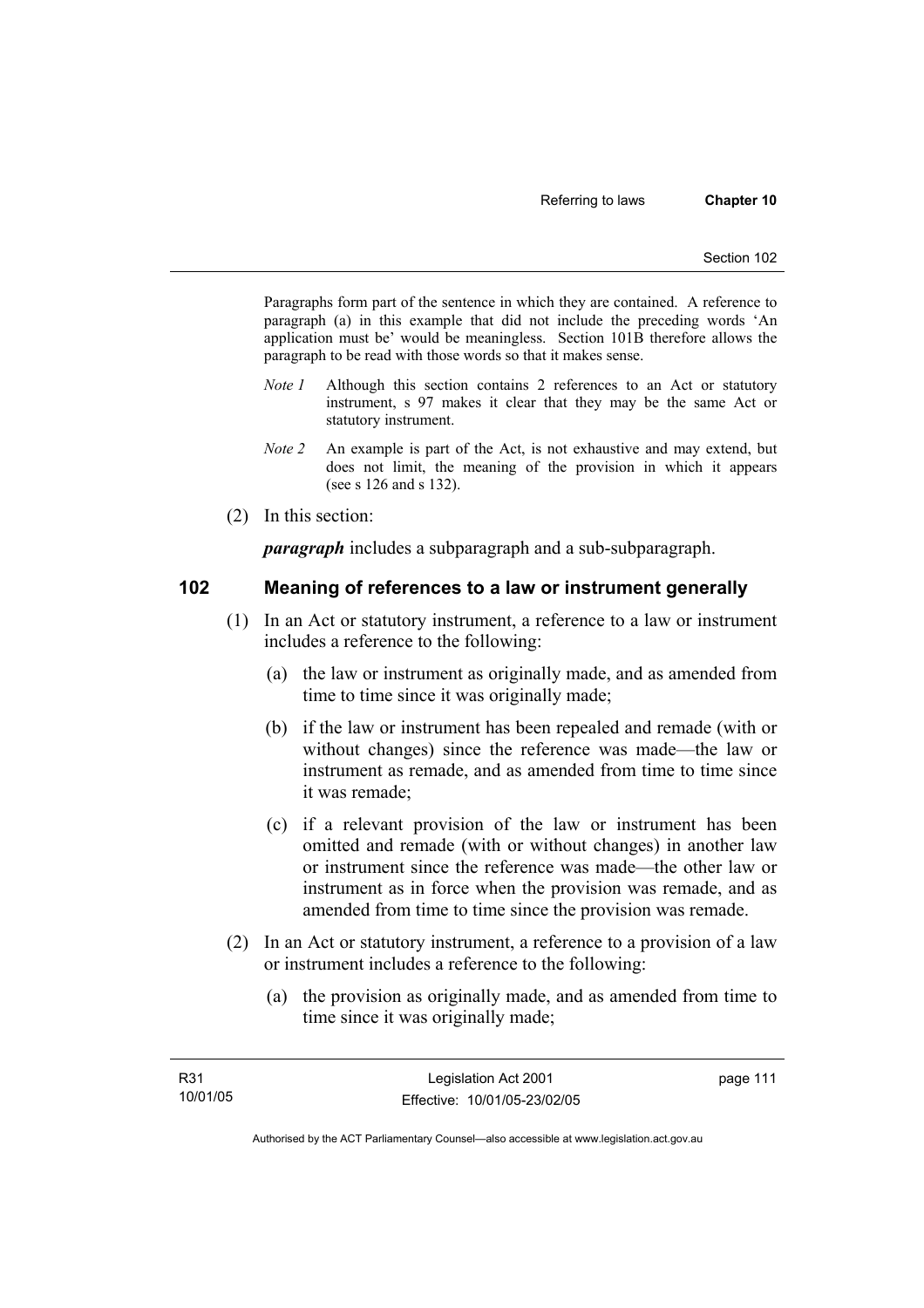Paragraphs form part of the sentence in which they are contained. A reference to paragraph (a) in this example that did not include the preceding words 'An application must be' would be meaningless. Section 101B therefore allows the paragraph to be read with those words so that it makes sense.

*Note 1* Although this section contains 2 references to an Act or statutory instrument, s 97 makes it clear that they may be the same Act or statutory instrument.

*Note 2* An example is part of the Act, is not exhaustive and may extend, but does not limit, the meaning of the provision in which it appears (see s 126 and s 132).

(2) In this section:

***paragraph*** includes a subparagraph and a sub-subparagraph.

## 102 Meaning of references to a law or instrument generally

(1) In an Act or statutory instrument, a reference to a law or instrument includes a reference to the following:

(a) the law or instrument as originally made, and as amended from time to time since it was originally made;

(b) if the law or instrument has been repealed and remade (with or without changes) since the reference was made—the law or instrument as remade, and as amended from time to time since it was remade;

(c) if a relevant provision of the law or instrument has been omitted and remade (with or without changes) in another law or instrument since the reference was made—the other law or instrument as in force when the provision was remade, and as amended from time to time since the provision was remade.

(2) In an Act or statutory instrument, a reference to a provision of a law or instrument includes a reference to the following:

(a) the provision as originally made, and as amended from time to time since it was originally made;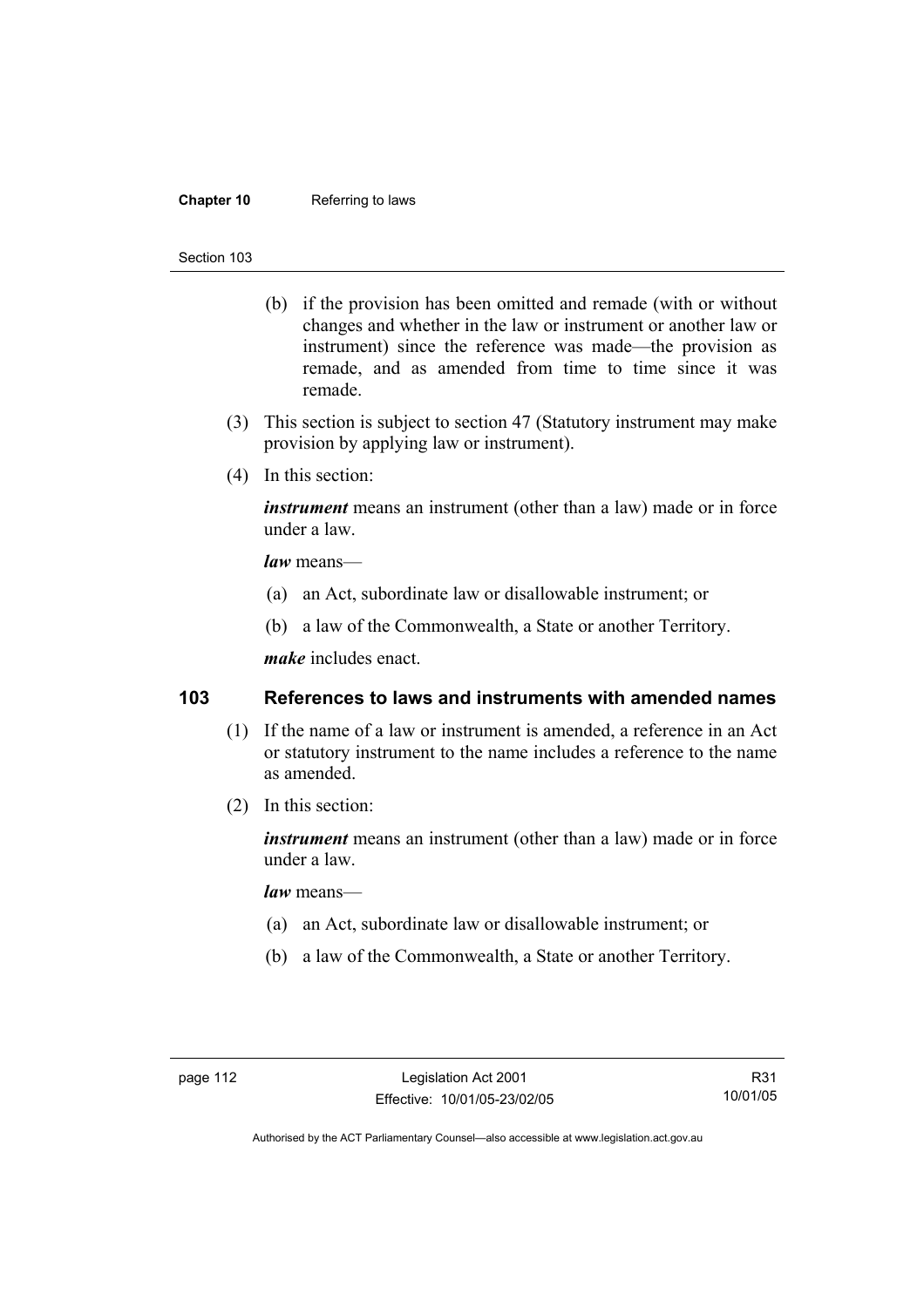(b) if the provision has been omitted and remade (with or without changes and whether in the law or instrument or another law or instrument) since the reference was made—the provision as remade, and as amended from time to time since it was remade.

(3) This section is subject to section 47 (Statutory instrument may make provision by applying law or instrument).

(4) In this section:

***instrument*** means an instrument (other than a law) made or in force under a law.

***law*** means—

(a) an Act, subordinate law or disallowable instrument; or

(b) a law of the Commonwealth, a State or another Territory.

***make*** includes enact.

## 103 References to laws and instruments with amended names

(1) If the name of a law or instrument is amended, a reference in an Act or statutory instrument to the name includes a reference to the name as amended.

(2) In this section:

***instrument*** means an instrument (other than a law) made or in force under a law.

***law*** means—

(a) an Act, subordinate law or disallowable instrument; or

(b) a law of the Commonwealth, a State or another Territory.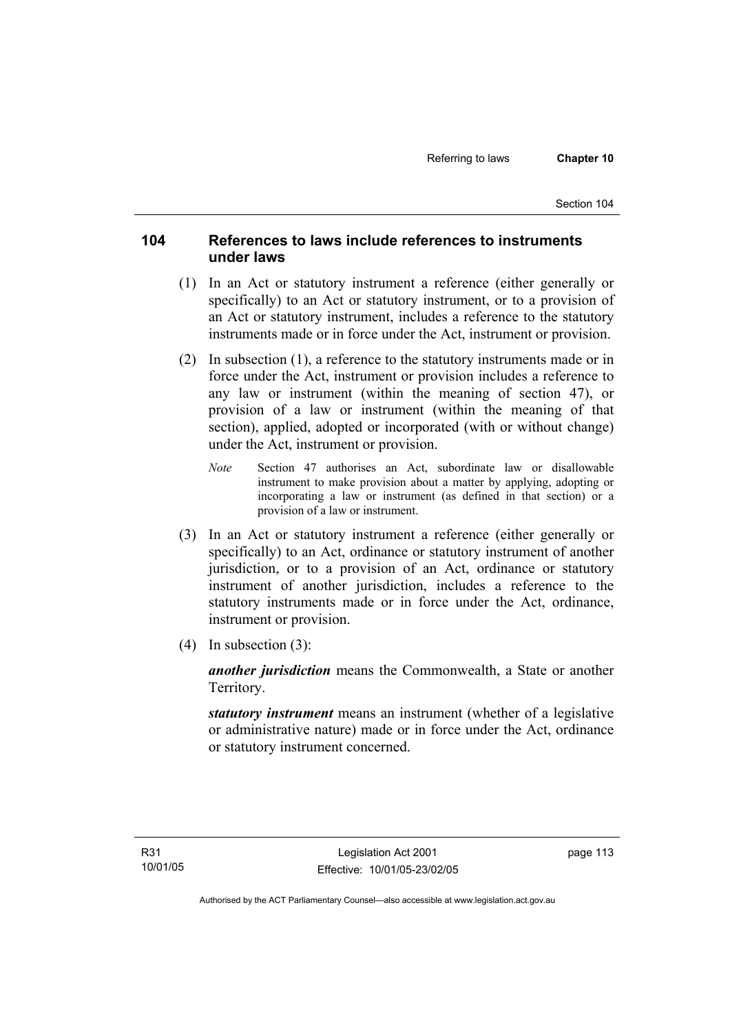## 104 References to laws include references to instruments under laws

(1) In an Act or statutory instrument a reference (either generally or specifically) to an Act or statutory instrument, or to a provision of an Act or statutory instrument, includes a reference to the statutory instruments made or in force under the Act, instrument or provision.

(2) In subsection (1), a reference to the statutory instruments made or in force under the Act, instrument or provision includes a reference to any law or instrument (within the meaning of section 47), or provision of a law or instrument (within the meaning of that section), applied, adopted or incorporated (with or without change) under the Act, instrument or provision.

*Note* Section 47 authorises an Act, subordinate law or disallowable instrument to make provision about a matter by applying, adopting or incorporating a law or instrument (as defined in that section) or a provision of a law or instrument.

(3) In an Act or statutory instrument a reference (either generally or specifically) to an Act, ordinance or statutory instrument of another jurisdiction, or to a provision of an Act, ordinance or statutory instrument of another jurisdiction, includes a reference to the statutory instruments made or in force under the Act, ordinance, instrument or provision.

(4) In subsection (3):

***another jurisdiction*** means the Commonwealth, a State or another Territory.

***statutory instrument*** means an instrument (whether of a legislative or administrative nature) made or in force under the Act, ordinance or statutory instrument concerned.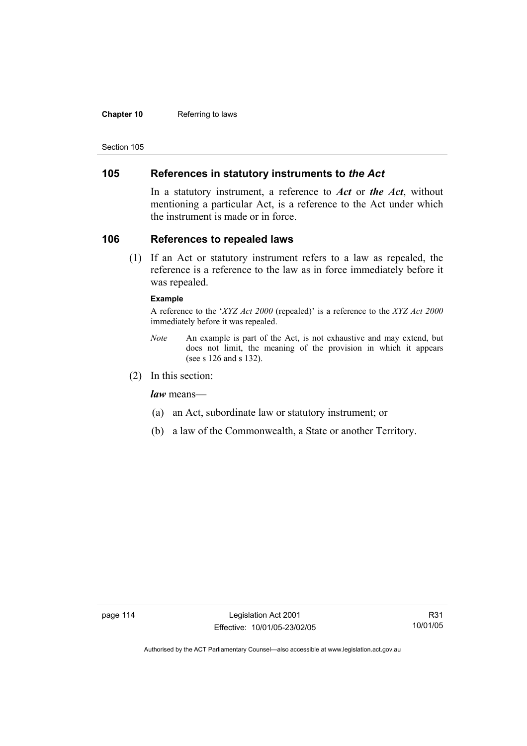## 105 References in statutory instruments to *the Act*

In a statutory instrument, a reference to ***Act*** or ***the Act***, without mentioning a particular Act, is a reference to the Act under which the instrument is made or in force.

## 106 References to repealed laws

(1) If an Act or statutory instrument refers to a law as repealed, the reference is a reference to the law as in force immediately before it was repealed.

**Example**

A reference to the '*XYZ Act 2000* (repealed)' is a reference to the *XYZ Act 2000* immediately before it was repealed.

*Note* An example is part of the Act, is not exhaustive and may extend, but does not limit, the meaning of the provision in which it appears (see s 126 and s 132).

(2) In this section:

***law*** means—

(a) an Act, subordinate law or statutory instrument; or

(b) a law of the Commonwealth, a State or another Territory.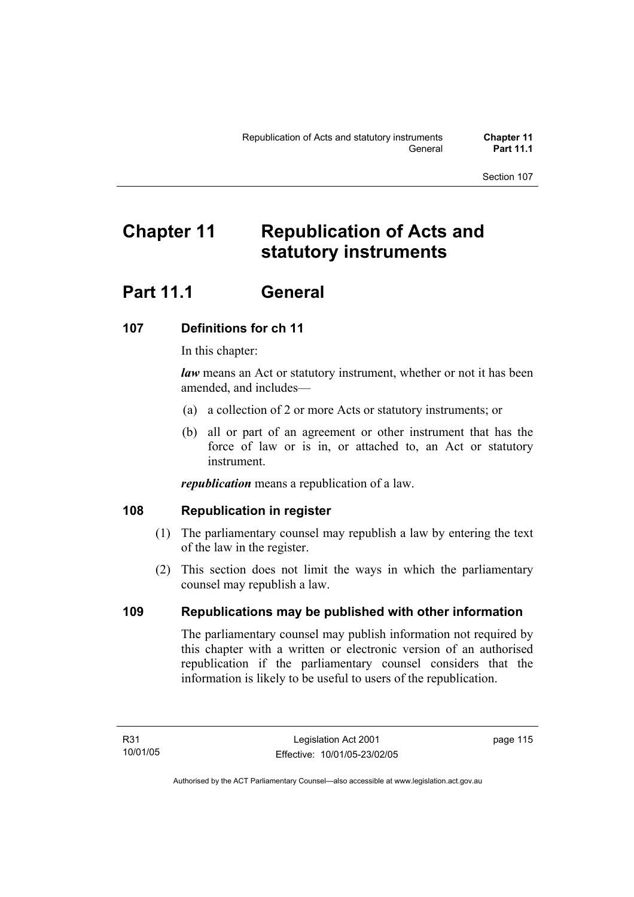# Chapter 11 Republication of Acts and statutory instruments

## Part 11.1 General

### 107 Definitions for ch 11

In this chapter:

***law*** means an Act or statutory instrument, whether or not it has been amended, and includes—

(a) a collection of 2 or more Acts or statutory instruments; or

(b) all or part of an agreement or other instrument that has the force of law or is in, or attached to, an Act or statutory instrument.

***republication*** means a republication of a law.

### 108 Republication in register

(1) The parliamentary counsel may republish a law by entering the text of the law in the register.

(2) This section does not limit the ways in which the parliamentary counsel may republish a law.

### 109 Republications may be published with other information

The parliamentary counsel may publish information not required by this chapter with a written or electronic version of an authorised republication if the parliamentary counsel considers that the information is likely to be useful to users of the republication.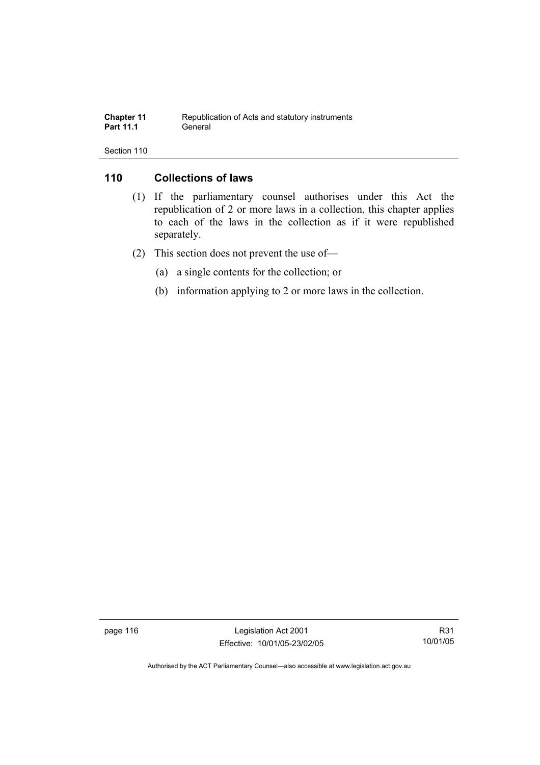## 110 Collections of laws

(1) If the parliamentary counsel authorises under this Act the republication of 2 or more laws in a collection, this chapter applies to each of the laws in the collection as if it were republished separately.

(2) This section does not prevent the use of—

(a) a single contents for the collection; or

(b) information applying to 2 or more laws in the collection.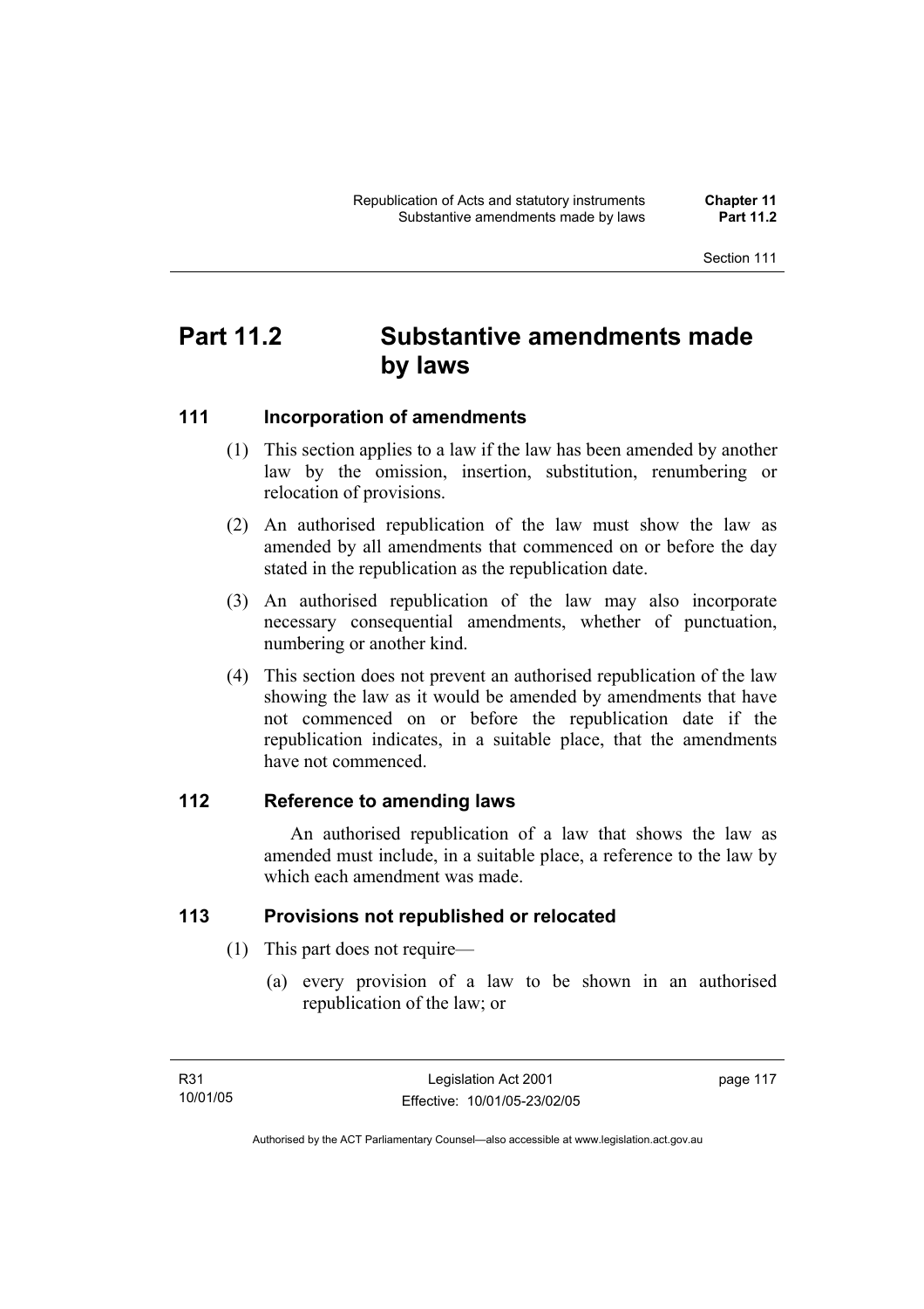# Part 11.2 Substantive amendments made by laws

## 111 Incorporation of amendments

(1) This section applies to a law if the law has been amended by another law by the omission, insertion, substitution, renumbering or relocation of provisions.

(2) An authorised republication of the law must show the law as amended by all amendments that commenced on or before the day stated in the republication as the republication date.

(3) An authorised republication of the law may also incorporate necessary consequential amendments, whether of punctuation, numbering or another kind.

(4) This section does not prevent an authorised republication of the law showing the law as it would be amended by amendments that have not commenced on or before the republication date if the republication indicates, in a suitable place, that the amendments have not commenced.

## 112 Reference to amending laws

An authorised republication of a law that shows the law as amended must include, in a suitable place, a reference to the law by which each amendment was made.

## 113 Provisions not republished or relocated

(1) This part does not require—

(a) every provision of a law to be shown in an authorised republication of the law; or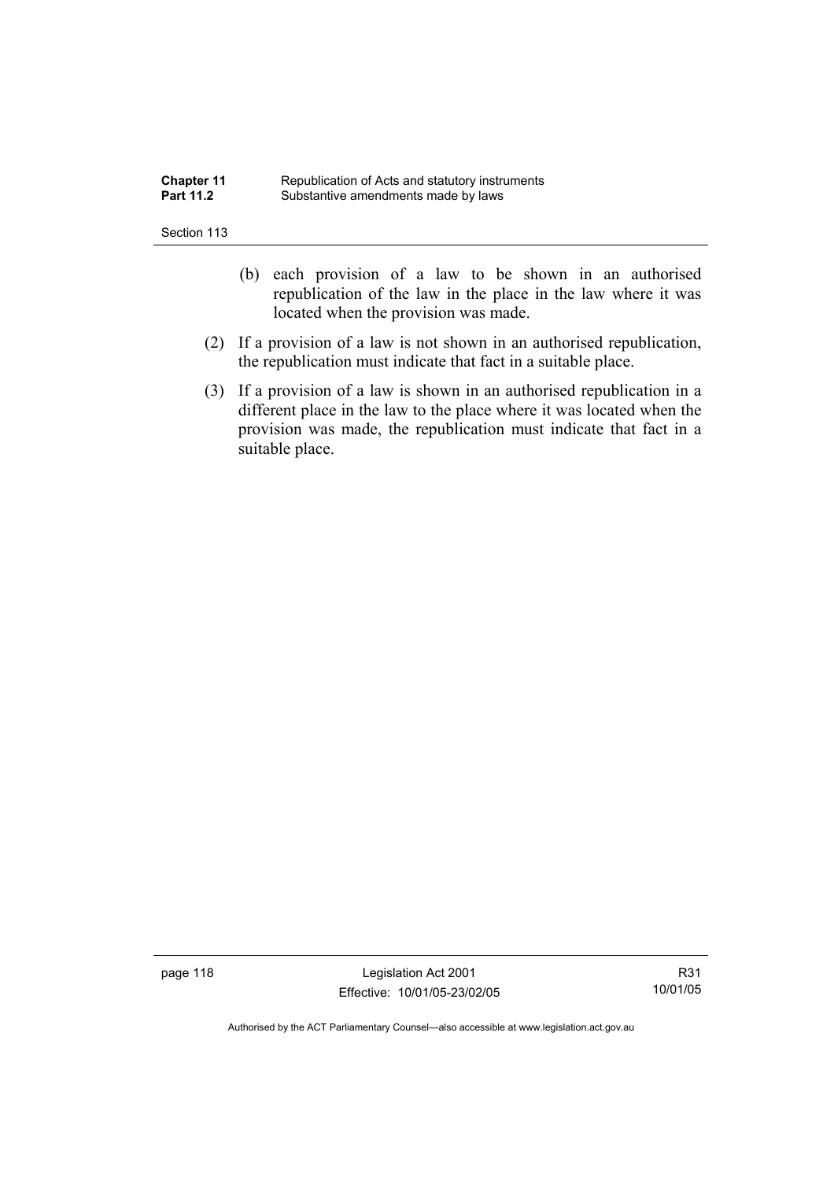(b) each provision of a law to be shown in an authorised republication of the law in the place in the law where it was located when the provision was made.

(2) If a provision of a law is not shown in an authorised republication, the republication must indicate that fact in a suitable place.

(3) If a provision of a law is shown in an authorised republication in a different place in the law to the place where it was located when the provision was made, the republication must indicate that fact in a suitable place.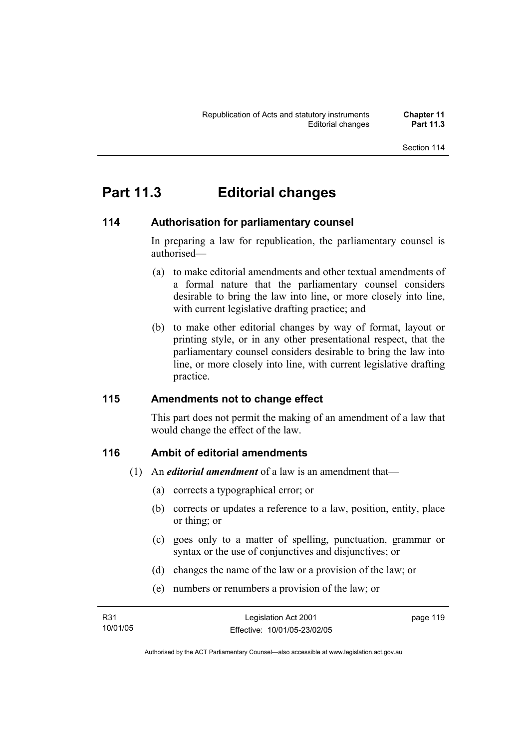# Part 11.3 Editorial changes

## 114 Authorisation for parliamentary counsel

In preparing a law for republication, the parliamentary counsel is authorised—

(a) to make editorial amendments and other textual amendments of a formal nature that the parliamentary counsel considers desirable to bring the law into line, or more closely into line, with current legislative drafting practice; and

(b) to make other editorial changes by way of format, layout or printing style, or in any other presentational respect, that the parliamentary counsel considers desirable to bring the law into line, or more closely into line, with current legislative drafting practice.

## 115 Amendments not to change effect

This part does not permit the making of an amendment of a law that would change the effect of the law.

## 116 Ambit of editorial amendments

(1) An ***editorial amendment*** of a law is an amendment that—

(a) corrects a typographical error; or

(b) corrects or updates a reference to a law, position, entity, place or thing; or

(c) goes only to a matter of spelling, punctuation, grammar or syntax or the use of conjunctives and disjunctives; or

(d) changes the name of the law or a provision of the law; or

(e) numbers or renumbers a provision of the law; or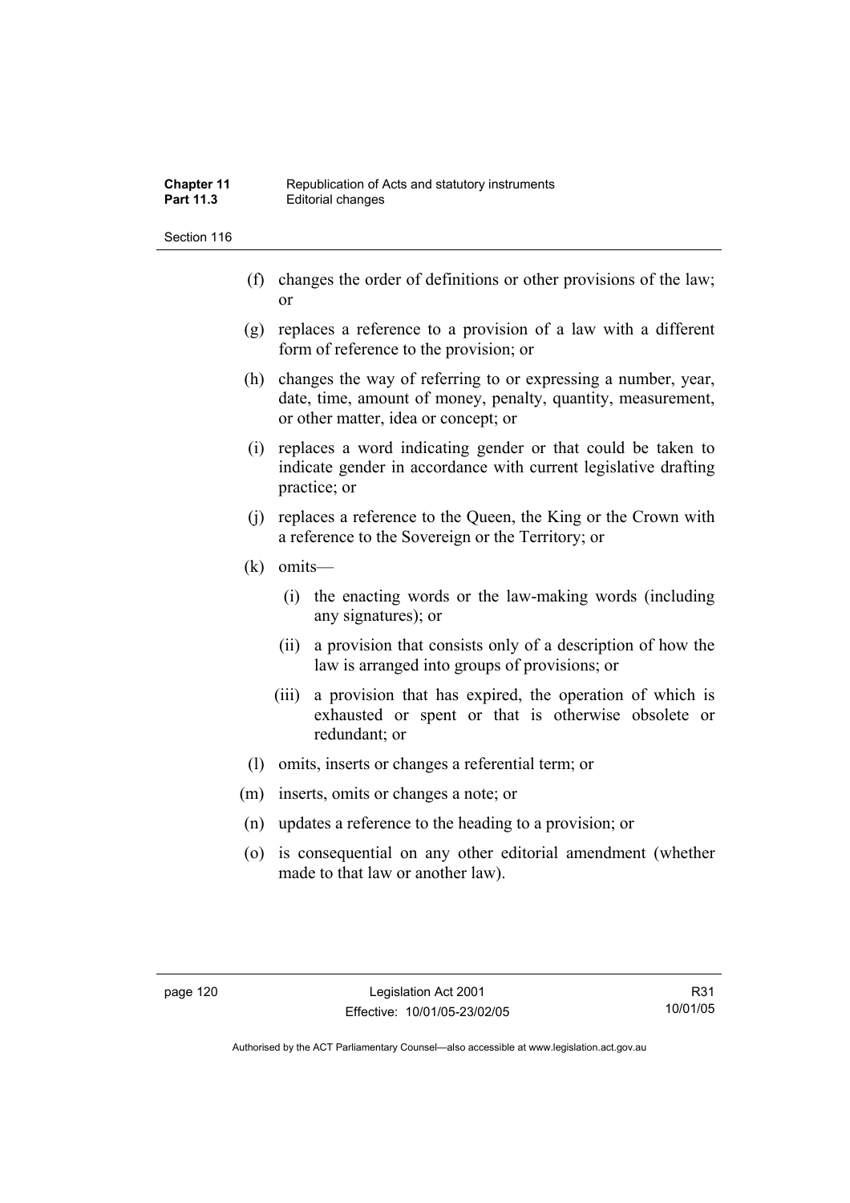(f) changes the order of definitions or other provisions of the law; or

(g) replaces a reference to a provision of a law with a different form of reference to the provision; or

(h) changes the way of referring to or expressing a number, year, date, time, amount of money, penalty, quantity, measurement, or other matter, idea or concept; or

(i) replaces a word indicating gender or that could be taken to indicate gender in accordance with current legislative drafting practice; or

(j) replaces a reference to the Queen, the King or the Crown with a reference to the Sovereign or the Territory; or

(k) omits—

(i) the enacting words or the law-making words (including any signatures); or

(ii) a provision that consists only of a description of how the law is arranged into groups of provisions; or

(iii) a provision that has expired, the operation of which is exhausted or spent or that is otherwise obsolete or redundant; or

(l) omits, inserts or changes a referential term; or

(m) inserts, omits or changes a note; or

(n) updates a reference to the heading to a provision; or

(o) is consequential on any other editorial amendment (whether made to that law or another law).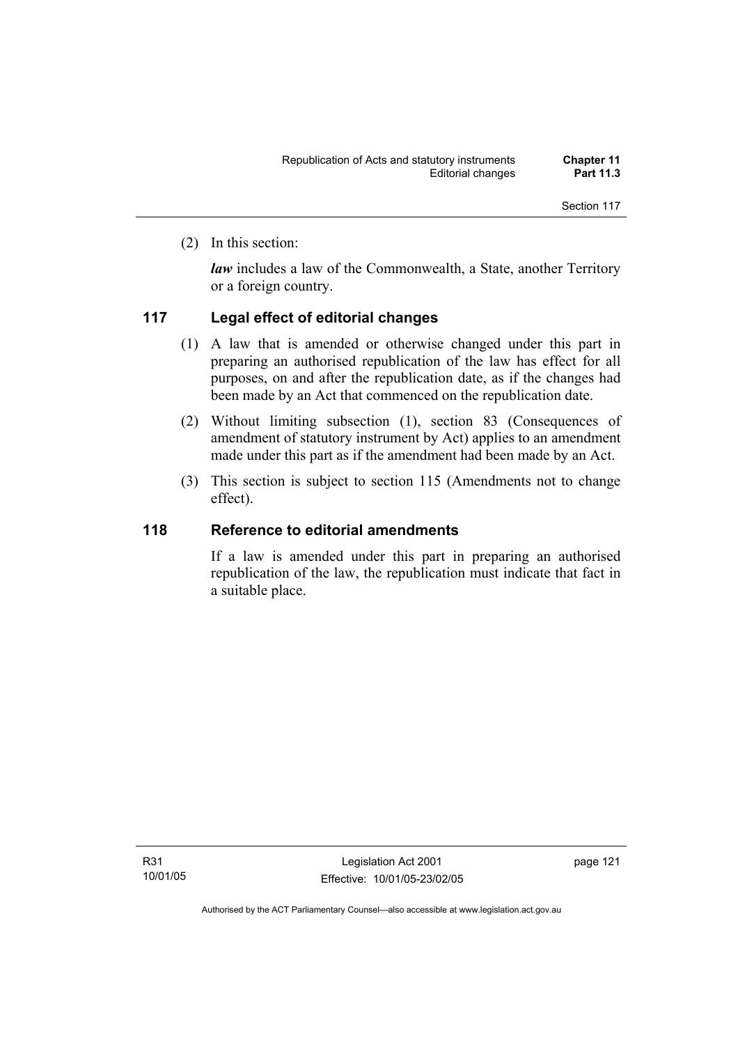(2) In this section:

***law*** includes a law of the Commonwealth, a State, another Territory or a foreign country.

## 117 Legal effect of editorial changes

(1) A law that is amended or otherwise changed under this part in preparing an authorised republication of the law has effect for all purposes, on and after the republication date, as if the changes had been made by an Act that commenced on the republication date.

(2) Without limiting subsection (1), section 83 (Consequences of amendment of statutory instrument by Act) applies to an amendment made under this part as if the amendment had been made by an Act.

(3) This section is subject to section 115 (Amendments not to change effect).

## 118 Reference to editorial amendments

If a law is amended under this part in preparing an authorised republication of the law, the republication must indicate that fact in a suitable place.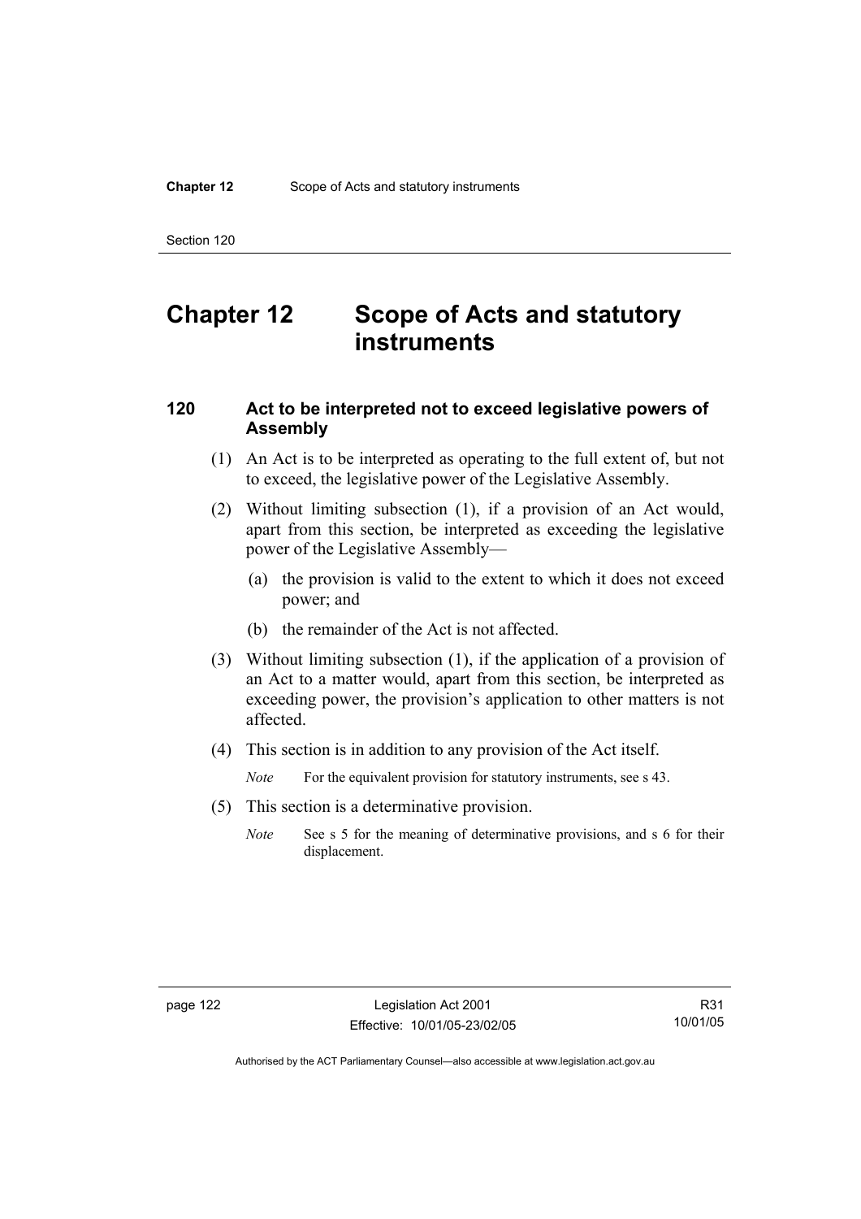# Chapter 12 Scope of Acts and statutory instruments

### 120 Act to be interpreted not to exceed legislative powers of Assembly

(1) An Act is to be interpreted as operating to the full extent of, but not to exceed, the legislative power of the Legislative Assembly.

(2) Without limiting subsection (1), if a provision of an Act would, apart from this section, be interpreted as exceeding the legislative power of the Legislative Assembly—

(a) the provision is valid to the extent to which it does not exceed power; and

(b) the remainder of the Act is not affected.

(3) Without limiting subsection (1), if the application of a provision of an Act to a matter would, apart from this section, be interpreted as exceeding power, the provision's application to other matters is not affected.

(4) This section is in addition to any provision of the Act itself.

*Note* For the equivalent provision for statutory instruments, see s 43.

(5) This section is a determinative provision.

*Note* See s 5 for the meaning of determinative provisions, and s 6 for their displacement.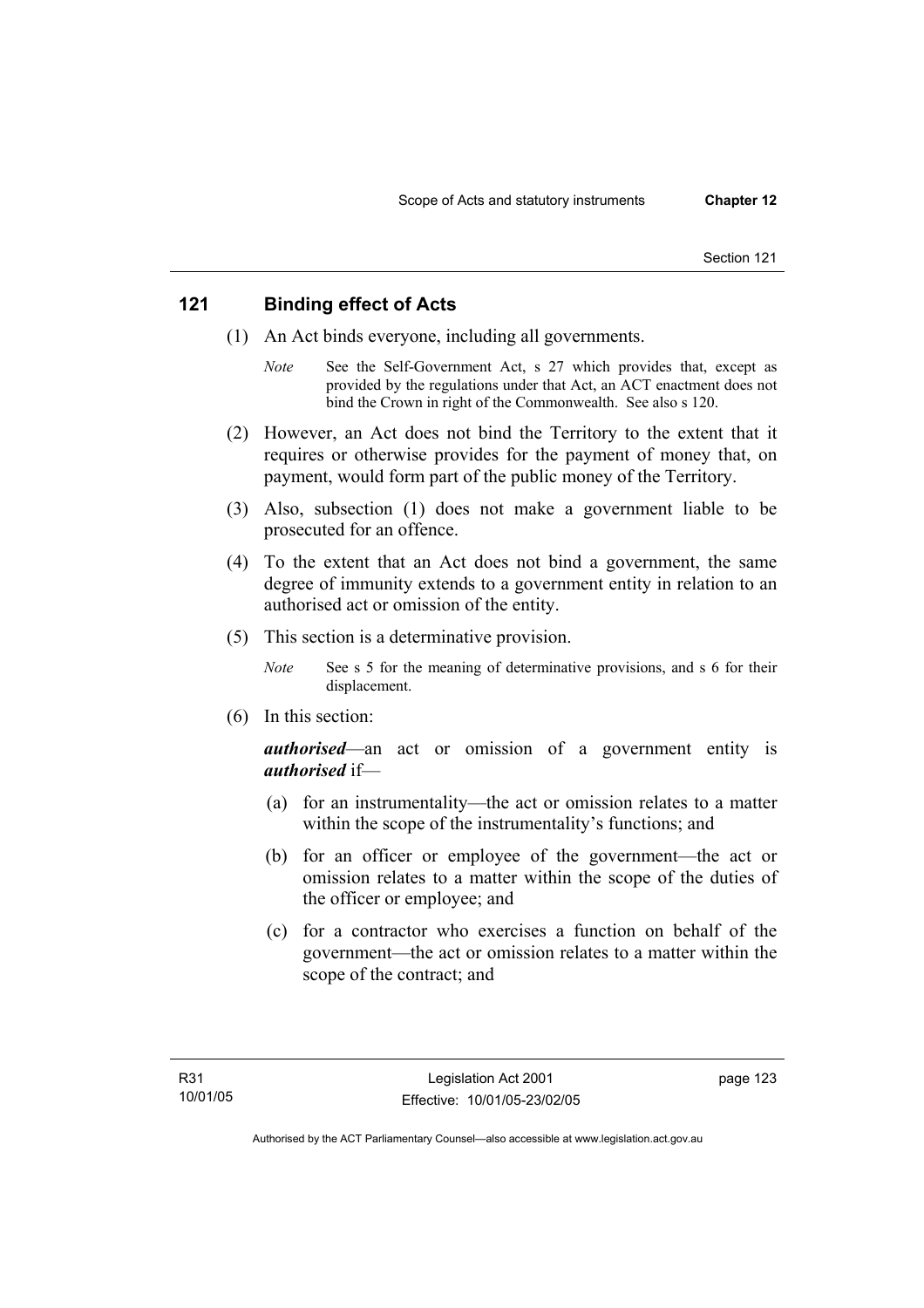## 121 Binding effect of Acts

(1) An Act binds everyone, including all governments.

*Note* See the Self-Government Act, s 27 which provides that, except as provided by the regulations under that Act, an ACT enactment does not bind the Crown in right of the Commonwealth. See also s 120.

(2) However, an Act does not bind the Territory to the extent that it requires or otherwise provides for the payment of money that, on payment, would form part of the public money of the Territory.

(3) Also, subsection (1) does not make a government liable to be prosecuted for an offence.

(4) To the extent that an Act does not bind a government, the same degree of immunity extends to a government entity in relation to an authorised act or omission of the entity.

(5) This section is a determinative provision.

*Note* See s 5 for the meaning of determinative provisions, and s 6 for their displacement.

(6) In this section:

***authorised***—an act or omission of a government entity is ***authorised*** if—

(a) for an instrumentality—the act or omission relates to a matter within the scope of the instrumentality's functions; and

(b) for an officer or employee of the government—the act or omission relates to a matter within the scope of the duties of the officer or employee; and

(c) for a contractor who exercises a function on behalf of the government—the act or omission relates to a matter within the scope of the contract; and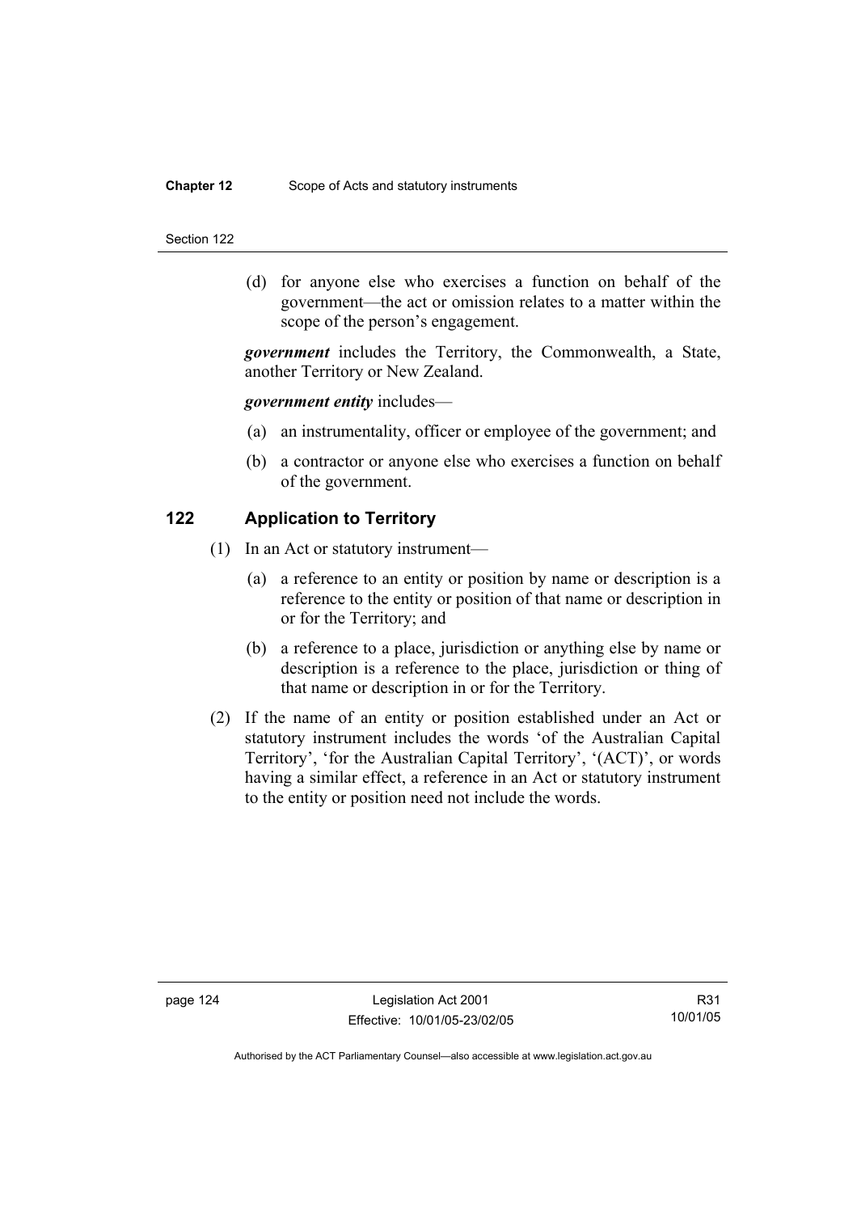(d) for anyone else who exercises a function on behalf of the government—the act or omission relates to a matter within the scope of the person's engagement.

***government*** includes the Territory, the Commonwealth, a State, another Territory or New Zealand.

***government entity*** includes—

(a) an instrumentality, officer or employee of the government; and

(b) a contractor or anyone else who exercises a function on behalf of the government.

## 122 Application to Territory

(1) In an Act or statutory instrument—

(a) a reference to an entity or position by name or description is a reference to the entity or position of that name or description in or for the Territory; and

(b) a reference to a place, jurisdiction or anything else by name or description is a reference to the place, jurisdiction or thing of that name or description in or for the Territory.

(2) If the name of an entity or position established under an Act or statutory instrument includes the words 'of the Australian Capital Territory', 'for the Australian Capital Territory', '(ACT)', or words having a similar effect, a reference in an Act or statutory instrument to the entity or position need not include the words.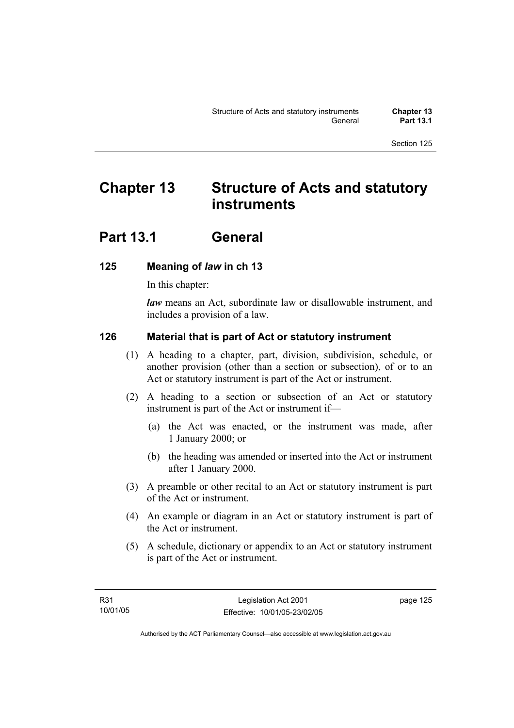# Chapter 13 Structure of Acts and statutory instruments

## Part 13.1 General

### 125 Meaning of *law* in ch 13

In this chapter:

***law*** means an Act, subordinate law or disallowable instrument, and includes a provision of a law.

### 126 Material that is part of Act or statutory instrument

(1) A heading to a chapter, part, division, subdivision, schedule, or another provision (other than a section or subsection), of or to an Act or statutory instrument is part of the Act or instrument.

(2) A heading to a section or subsection of an Act or statutory instrument is part of the Act or instrument if—

(a) the Act was enacted, or the instrument was made, after 1 January 2000; or

(b) the heading was amended or inserted into the Act or instrument after 1 January 2000.

(3) A preamble or other recital to an Act or statutory instrument is part of the Act or instrument.

(4) An example or diagram in an Act or statutory instrument is part of the Act or instrument.

(5) A schedule, dictionary or appendix to an Act or statutory instrument is part of the Act or instrument.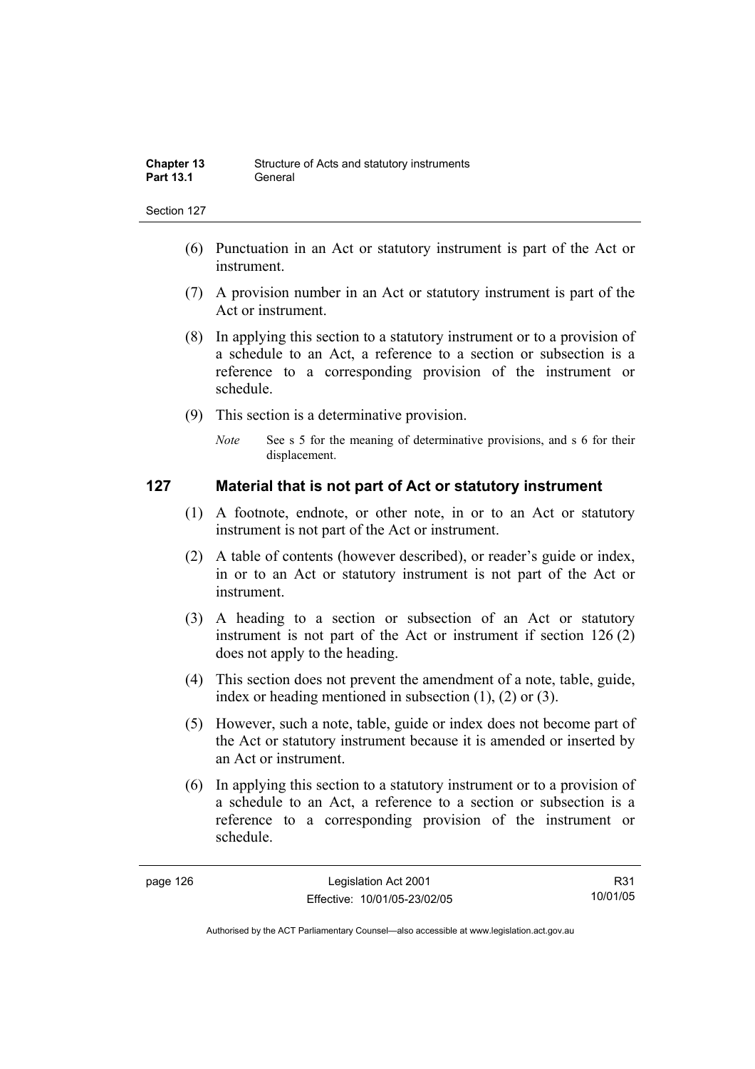(6) Punctuation in an Act or statutory instrument is part of the Act or instrument.

(7) A provision number in an Act or statutory instrument is part of the Act or instrument.

(8) In applying this section to a statutory instrument or to a provision of a schedule to an Act, a reference to a section or subsection is a reference to a corresponding provision of the instrument or schedule.

(9) This section is a determinative provision.

*Note* See s 5 for the meaning of determinative provisions, and s 6 for their displacement.

## 127 Material that is not part of Act or statutory instrument

(1) A footnote, endnote, or other note, in or to an Act or statutory instrument is not part of the Act or instrument.

(2) A table of contents (however described), or reader's guide or index, in or to an Act or statutory instrument is not part of the Act or instrument.

(3) A heading to a section or subsection of an Act or statutory instrument is not part of the Act or instrument if section 126 (2) does not apply to the heading.

(4) This section does not prevent the amendment of a note, table, guide, index or heading mentioned in subsection (1), (2) or (3).

(5) However, such a note, table, guide or index does not become part of the Act or statutory instrument because it is amended or inserted by an Act or instrument.

(6) In applying this section to a statutory instrument or to a provision of a schedule to an Act, a reference to a section or subsection is a reference to a corresponding provision of the instrument or schedule.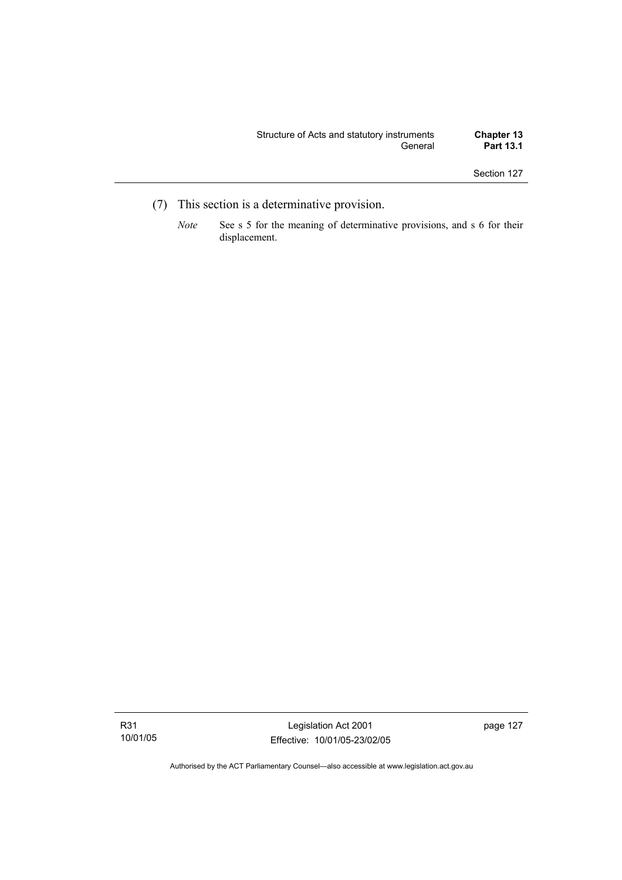(7) This section is a determinative provision.

*Note* See s 5 for the meaning of determinative provisions, and s 6 for their displacement.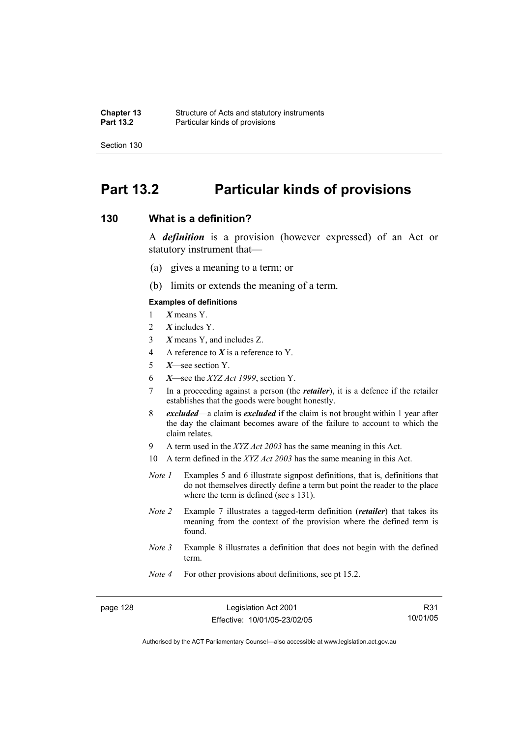# Part 13.2 Particular kinds of provisions

## 130 What is a definition?

A ***definition*** is a provision (however expressed) of an Act or statutory instrument that—

(a) gives a meaning to a term; or

(b) limits or extends the meaning of a term.

**Examples of definitions**

1 ***X*** means Y.

2 ***X*** includes Y.

3 ***X*** means Y, and includes Z.

4 A reference to ***X*** is a reference to Y.

5 ***X***—see section Y.

6 ***X***—see the *XYZ Act 1999*, section Y.

7 In a proceeding against a person (the ***retailer***), it is a defence if the retailer establishes that the goods were bought honestly.

8 ***excluded***—a claim is ***excluded*** if the claim is not brought within 1 year after the day the claimant becomes aware of the failure to account to which the claim relates.

9 A term used in the *XYZ Act 2003* has the same meaning in this Act.

10 A term defined in the *XYZ Act 2003* has the same meaning in this Act.

*Note 1* Examples 5 and 6 illustrate signpost definitions, that is, definitions that do not themselves directly define a term but point the reader to the place where the term is defined (see s 131).

*Note 2* Example 7 illustrates a tagged-term definition (***retailer***) that takes its meaning from the context of the provision where the defined term is found.

*Note 3* Example 8 illustrates a definition that does not begin with the defined term.

*Note 4* For other provisions about definitions, see pt 15.2.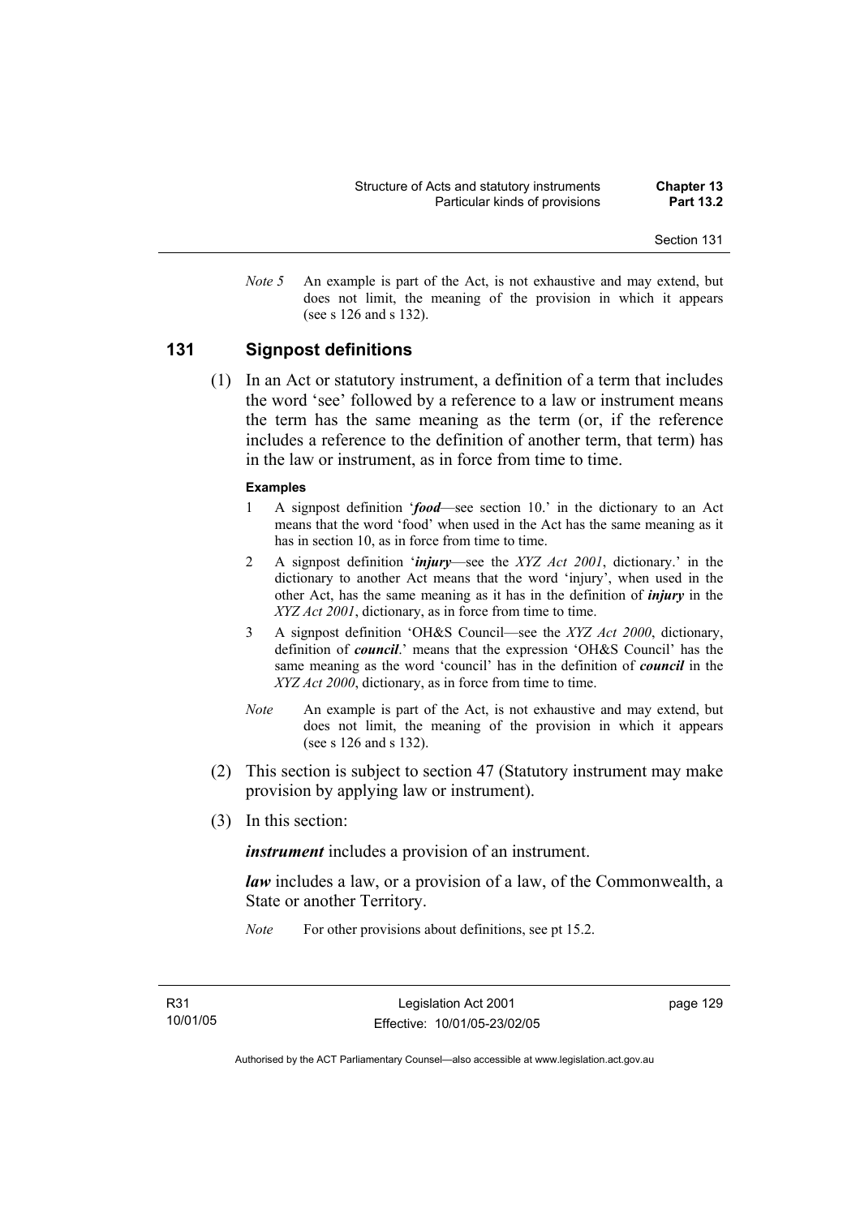*Note 5* An example is part of the Act, is not exhaustive and may extend, but does not limit, the meaning of the provision in which it appears (see s 126 and s 132).

## 131 Signpost definitions

(1) In an Act or statutory instrument, a definition of a term that includes the word 'see' followed by a reference to a law or instrument means the term has the same meaning as the term (or, if the reference includes a reference to the definition of another term, that term) has in the law or instrument, as in force from time to time.

**Examples**

1 A signpost definition '***food***—see section 10.' in the dictionary to an Act means that the word 'food' when used in the Act has the same meaning as it has in section 10, as in force from time to time.

2 A signpost definition '***injury***—see the *XYZ Act 2001*, dictionary.' in the dictionary to another Act means that the word 'injury', when used in the other Act, has the same meaning as it has in the definition of ***injury*** in the *XYZ Act 2001*, dictionary, as in force from time to time.

3 A signpost definition 'OH&S Council—see the *XYZ Act 2000*, dictionary, definition of ***council***.' means that the expression 'OH&S Council' has the same meaning as the word 'council' has in the definition of ***council*** in the *XYZ Act 2000*, dictionary, as in force from time to time.

*Note* An example is part of the Act, is not exhaustive and may extend, but does not limit, the meaning of the provision in which it appears (see s 126 and s 132).

(2) This section is subject to section 47 (Statutory instrument may make provision by applying law or instrument).

(3) In this section:

***instrument*** includes a provision of an instrument.

***law*** includes a law, or a provision of a law, of the Commonwealth, a State or another Territory.

*Note* For other provisions about definitions, see pt 15.2.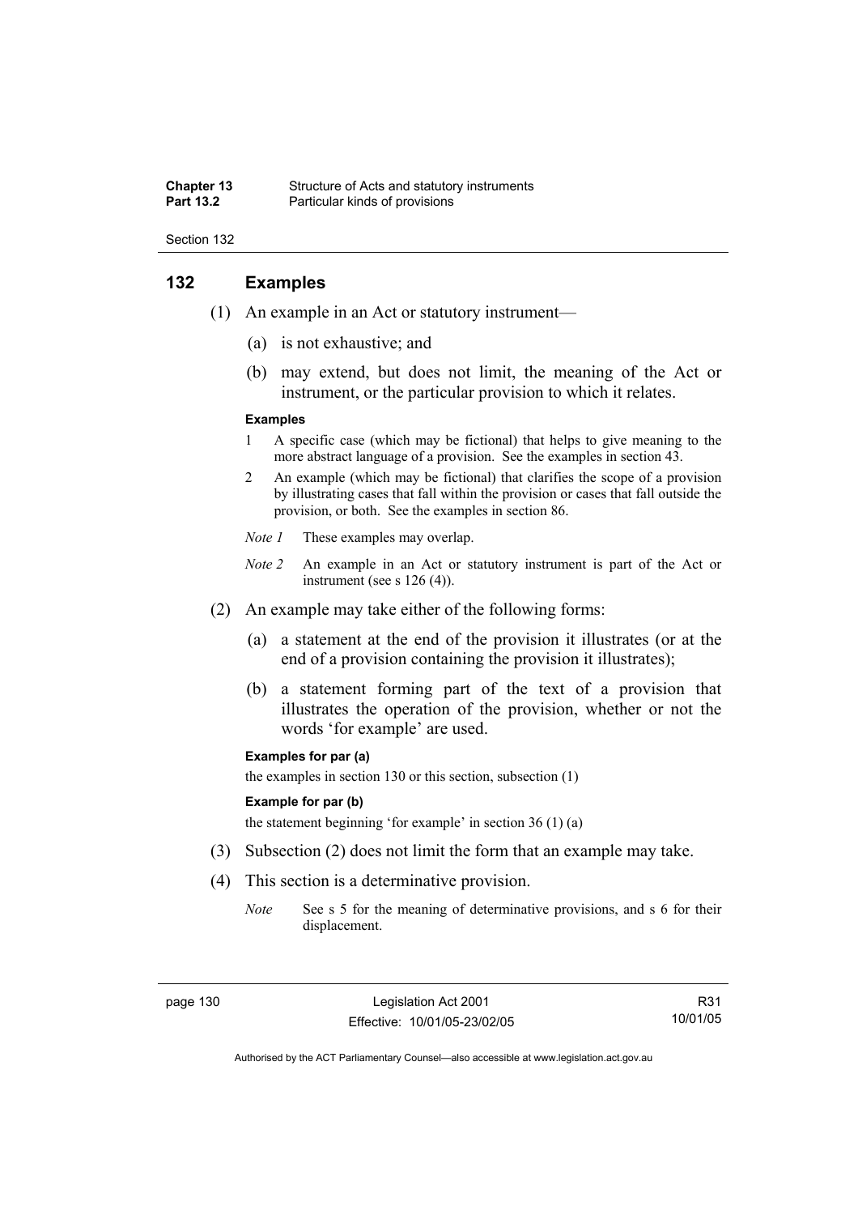## 132 Examples

(1) An example in an Act or statutory instrument—

(a) is not exhaustive; and

(b) may extend, but does not limit, the meaning of the Act or instrument, or the particular provision to which it relates.

**Examples**

1 A specific case (which may be fictional) that helps to give meaning to the more abstract language of a provision. See the examples in section 43.

2 An example (which may be fictional) that clarifies the scope of a provision by illustrating cases that fall within the provision or cases that fall outside the provision, or both. See the examples in section 86.

*Note 1* These examples may overlap.

*Note 2* An example in an Act or statutory instrument is part of the Act or instrument (see s 126 (4)).

(2) An example may take either of the following forms:

(a) a statement at the end of the provision it illustrates (or at the end of a provision containing the provision it illustrates);

(b) a statement forming part of the text of a provision that illustrates the operation of the provision, whether or not the words 'for example' are used.

**Examples for par (a)**

the examples in section 130 or this section, subsection (1)

**Example for par (b)**

the statement beginning 'for example' in section 36 (1) (a)

(3) Subsection (2) does not limit the form that an example may take.

(4) This section is a determinative provision.

*Note* See s 5 for the meaning of determinative provisions, and s 6 for their displacement.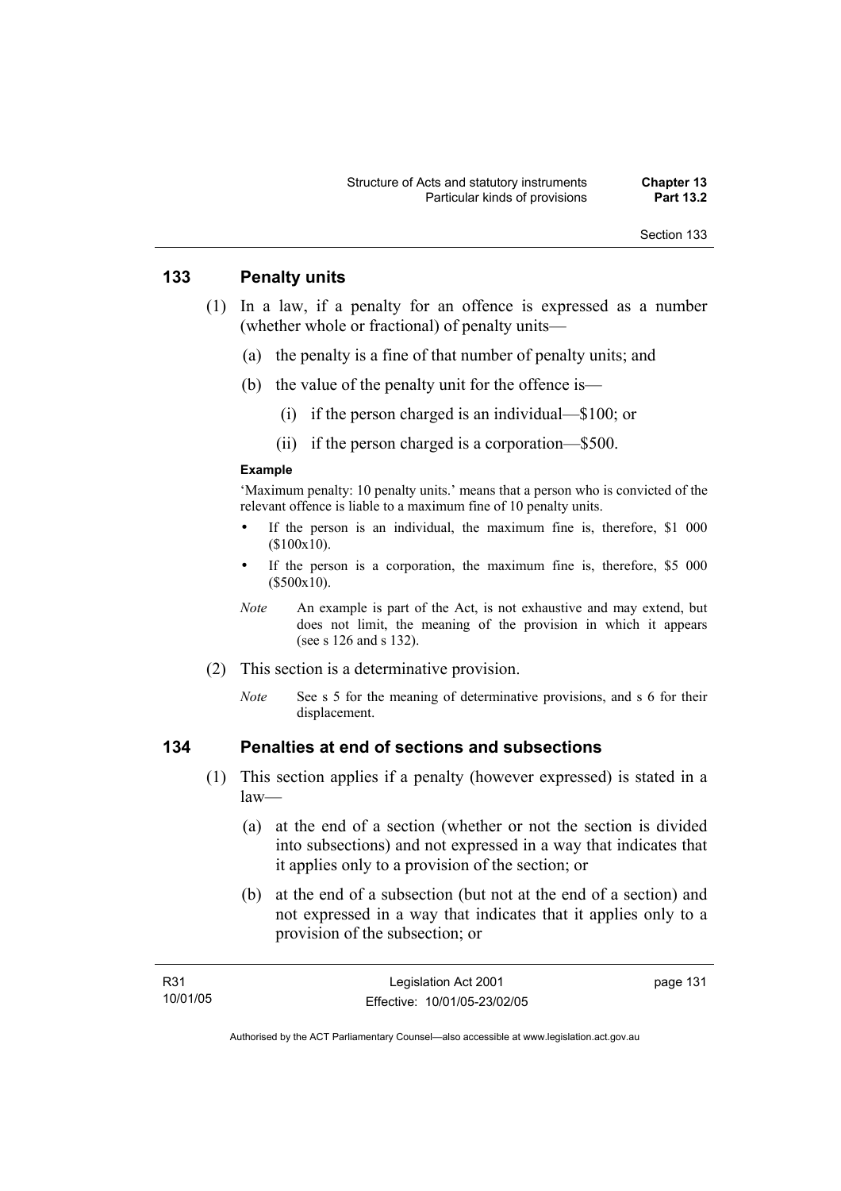## 133 Penalty units

(1) In a law, if a penalty for an offence is expressed as a number (whether whole or fractional) of penalty units—

(a) the penalty is a fine of that number of penalty units; and

(b) the value of the penalty unit for the offence is—

(i) if the person charged is an individual—$100; or

(ii) if the person charged is a corporation—$500.

**Example**

'Maximum penalty: 10 penalty units.' means that a person who is convicted of the relevant offence is liable to a maximum fine of 10 penalty units.

- If the person is an individual, the maximum fine is, therefore, $1 000 ($100x10).
- If the person is a corporation, the maximum fine is, therefore, $5 000 ($500x10).

*Note* An example is part of the Act, is not exhaustive and may extend, but does not limit, the meaning of the provision in which it appears (see s 126 and s 132).

(2) This section is a determinative provision.

*Note* See s 5 for the meaning of determinative provisions, and s 6 for their displacement.

## 134 Penalties at end of sections and subsections

(1) This section applies if a penalty (however expressed) is stated in a law—

(a) at the end of a section (whether or not the section is divided into subsections) and not expressed in a way that indicates that it applies only to a provision of the section; or

(b) at the end of a subsection (but not at the end of a section) and not expressed in a way that indicates that it applies only to a provision of the subsection; or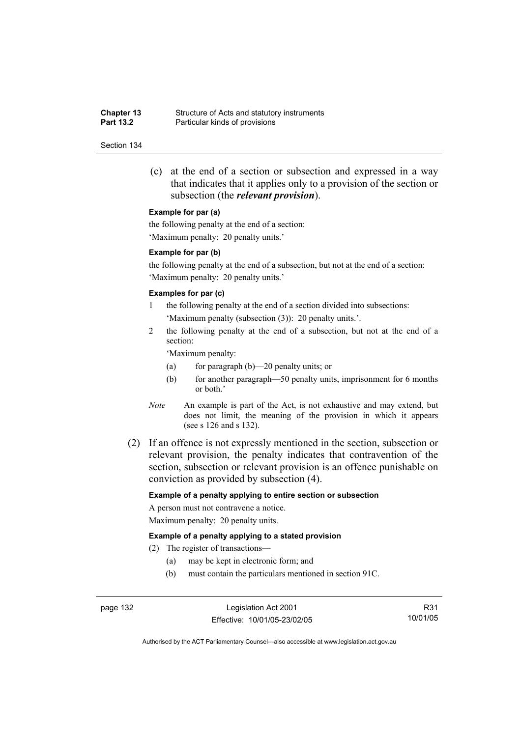(c) at the end of a section or subsection and expressed in a way that indicates that it applies only to a provision of the section or subsection (the ***relevant provision***).

**Example for par (a)**

the following penalty at the end of a section:

'Maximum penalty: 20 penalty units.'

**Example for par (b)**

the following penalty at the end of a subsection, but not at the end of a section:

'Maximum penalty: 20 penalty units.'

**Examples for par (c)**

1 the following penalty at the end of a section divided into subsections:

'Maximum penalty (subsection (3)): 20 penalty units.'.

2 the following penalty at the end of a subsection, but not at the end of a section:

'Maximum penalty:

(a) for paragraph (b)—20 penalty units; or

(b) for another paragraph—50 penalty units, imprisonment for 6 months or both.'

*Note* An example is part of the Act, is not exhaustive and may extend, but does not limit, the meaning of the provision in which it appears (see s 126 and s 132).

(2) If an offence is not expressly mentioned in the section, subsection or relevant provision, the penalty indicates that contravention of the section, subsection or relevant provision is an offence punishable on conviction as provided by subsection (4).

**Example of a penalty applying to entire section or subsection**

A person must not contravene a notice.

Maximum penalty: 20 penalty units.

**Example of a penalty applying to a stated provision**

(2) The register of transactions—

(a) may be kept in electronic form; and

(b) must contain the particulars mentioned in section 91C.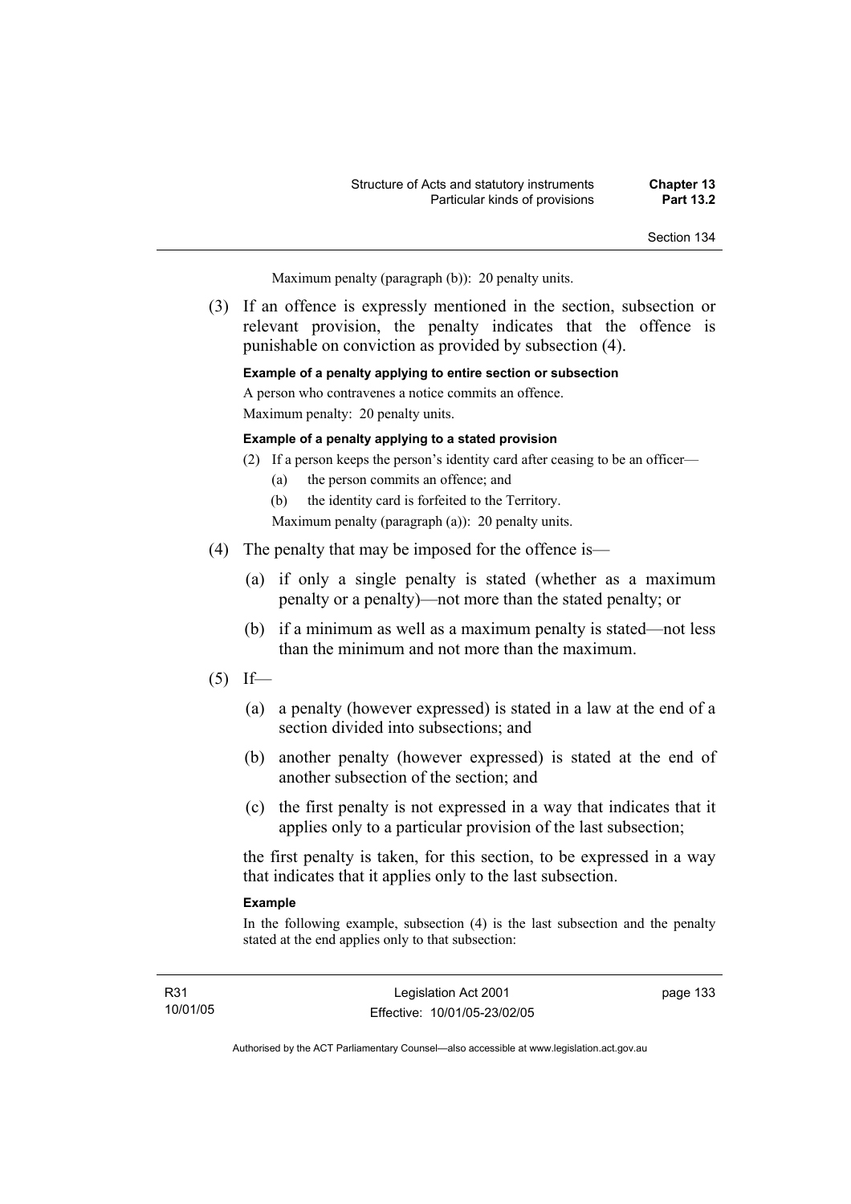Maximum penalty (paragraph (b)): 20 penalty units.

(3) If an offence is expressly mentioned in the section, subsection or relevant provision, the penalty indicates that the offence is punishable on conviction as provided by subsection (4).

**Example of a penalty applying to entire section or subsection**

A person who contravenes a notice commits an offence.

Maximum penalty: 20 penalty units.

**Example of a penalty applying to a stated provision**

(2) If a person keeps the person's identity card after ceasing to be an officer—

(a) the person commits an offence; and

(b) the identity card is forfeited to the Territory.

Maximum penalty (paragraph (a)): 20 penalty units.

(4) The penalty that may be imposed for the offence is—

(a) if only a single penalty is stated (whether as a maximum penalty or a penalty)—not more than the stated penalty; or

(b) if a minimum as well as a maximum penalty is stated—not less than the minimum and not more than the maximum.

(5) If—

(a) a penalty (however expressed) is stated in a law at the end of a section divided into subsections; and

(b) another penalty (however expressed) is stated at the end of another subsection of the section; and

(c) the first penalty is not expressed in a way that indicates that it applies only to a particular provision of the last subsection;

the first penalty is taken, for this section, to be expressed in a way that indicates that it applies only to the last subsection.

**Example**

In the following example, subsection (4) is the last subsection and the penalty stated at the end applies only to that subsection: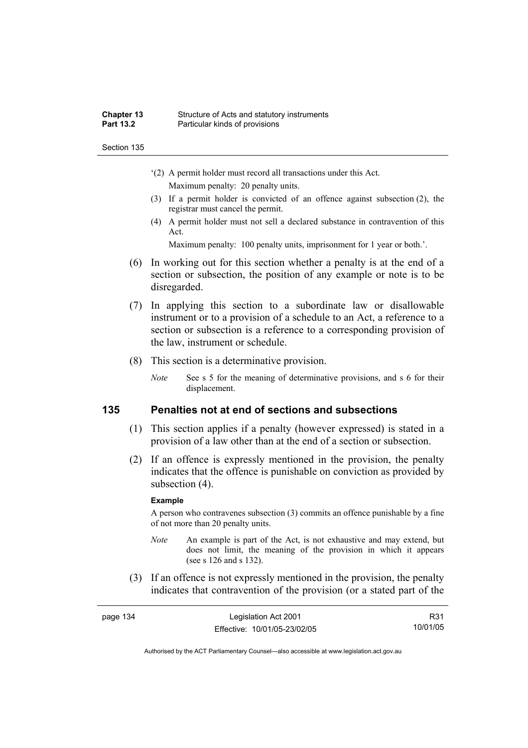'(2) A permit holder must record all transactions under this Act.

Maximum penalty: 20 penalty units.

(3) If a permit holder is convicted of an offence against subsection (2), the registrar must cancel the permit.

(4) A permit holder must not sell a declared substance in contravention of this Act.

Maximum penalty: 100 penalty units, imprisonment for 1 year or both.'.

(6) In working out for this section whether a penalty is at the end of a section or subsection, the position of any example or note is to be disregarded.

(7) In applying this section to a subordinate law or disallowable instrument or to a provision of a schedule to an Act, a reference to a section or subsection is a reference to a corresponding provision of the law, instrument or schedule.

(8) This section is a determinative provision.

*Note* See s 5 for the meaning of determinative provisions, and s 6 for their displacement.

## 135 Penalties not at end of sections and subsections

(1) This section applies if a penalty (however expressed) is stated in a provision of a law other than at the end of a section or subsection.

(2) If an offence is expressly mentioned in the provision, the penalty indicates that the offence is punishable on conviction as provided by subsection (4).

**Example**

A person who contravenes subsection (3) commits an offence punishable by a fine of not more than 20 penalty units.

*Note* An example is part of the Act, is not exhaustive and may extend, but does not limit, the meaning of the provision in which it appears (see s 126 and s 132).

(3) If an offence is not expressly mentioned in the provision, the penalty indicates that contravention of the provision (or a stated part of the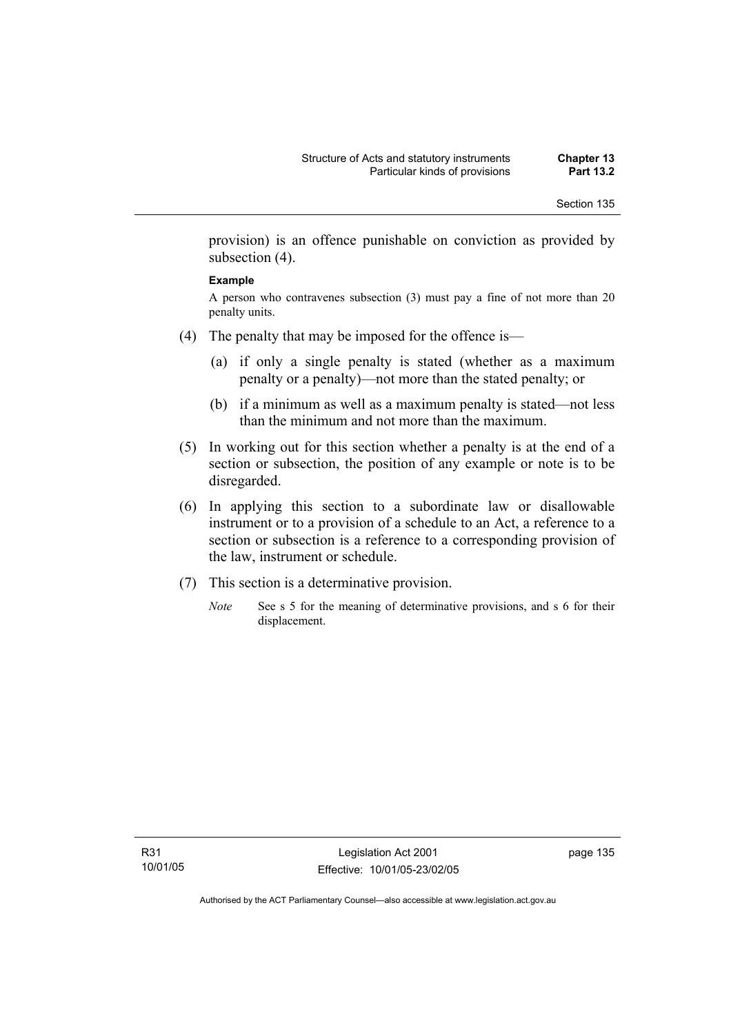provision) is an offence punishable on conviction as provided by subsection (4).

**Example**

A person who contravenes subsection (3) must pay a fine of not more than 20 penalty units.

(4) The penalty that may be imposed for the offence is—

(a) if only a single penalty is stated (whether as a maximum penalty or a penalty)—not more than the stated penalty; or

(b) if a minimum as well as a maximum penalty is stated—not less than the minimum and not more than the maximum.

(5) In working out for this section whether a penalty is at the end of a section or subsection, the position of any example or note is to be disregarded.

(6) In applying this section to a subordinate law or disallowable instrument or to a provision of a schedule to an Act, a reference to a section or subsection is a reference to a corresponding provision of the law, instrument or schedule.

(7) This section is a determinative provision.

*Note* See s 5 for the meaning of determinative provisions, and s 6 for their displacement.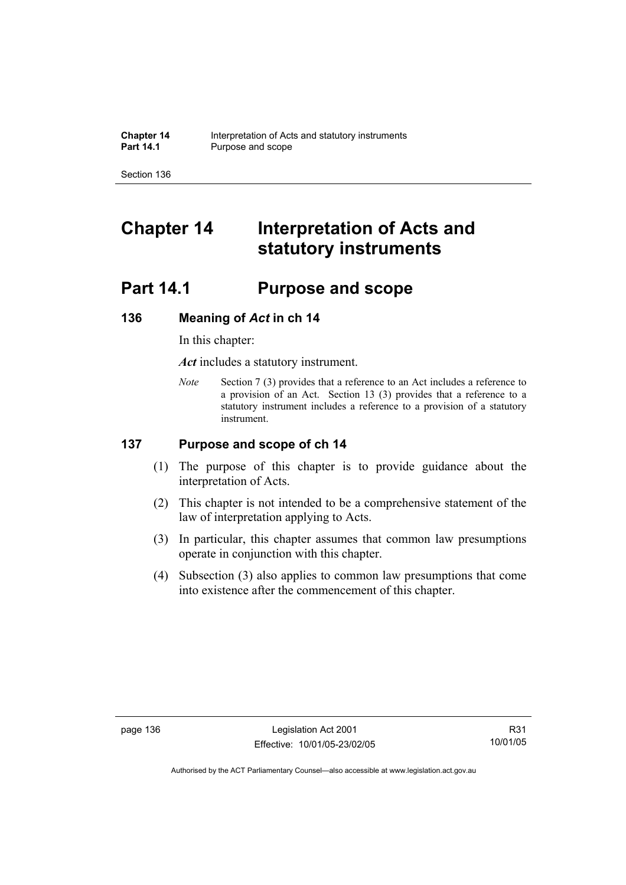# Chapter 14 Interpretation of Acts and statutory instruments

## Part 14.1 Purpose and scope

### 136 Meaning of *Act* in ch 14

In this chapter:

***Act*** includes a statutory instrument.

*Note* Section 7 (3) provides that a reference to an Act includes a reference to a provision of an Act. Section 13 (3) provides that a reference to a statutory instrument includes a reference to a provision of a statutory instrument.

### 137 Purpose and scope of ch 14

(1) The purpose of this chapter is to provide guidance about the interpretation of Acts.

(2) This chapter is not intended to be a comprehensive statement of the law of interpretation applying to Acts.

(3) In particular, this chapter assumes that common law presumptions operate in conjunction with this chapter.

(4) Subsection (3) also applies to common law presumptions that come into existence after the commencement of this chapter.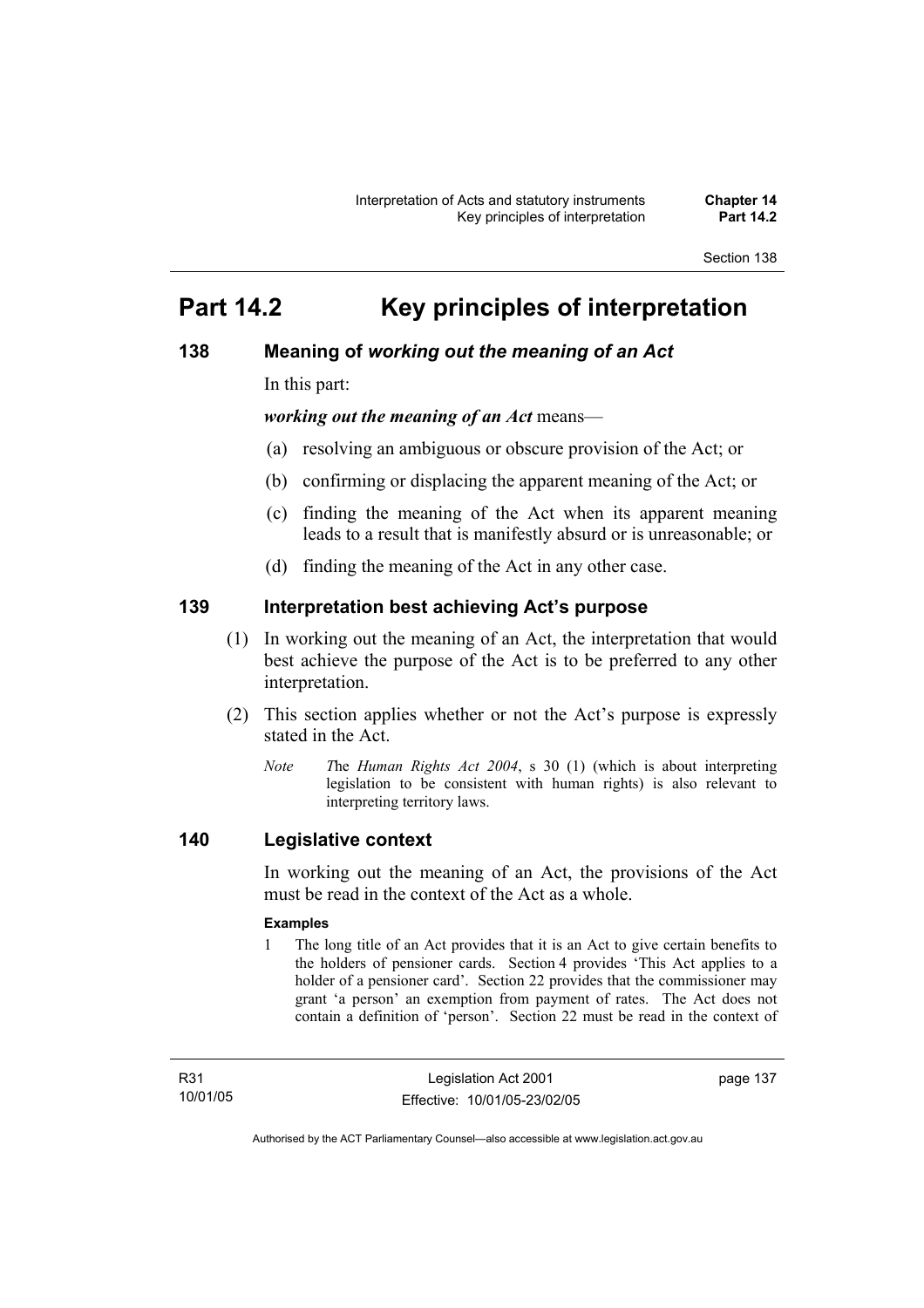# Part 14.2 Key principles of interpretation

## 138 Meaning of *working out the meaning of an Act*

In this part:

***working out the meaning of an Act*** means—

(a) resolving an ambiguous or obscure provision of the Act; or

(b) confirming or displacing the apparent meaning of the Act; or

(c) finding the meaning of the Act when its apparent meaning leads to a result that is manifestly absurd or is unreasonable; or

(d) finding the meaning of the Act in any other case.

## 139 Interpretation best achieving Act's purpose

(1) In working out the meaning of an Act, the interpretation that would best achieve the purpose of the Act is to be preferred to any other interpretation.

(2) This section applies whether or not the Act's purpose is expressly stated in the Act.

*Note* The *Human Rights Act 2004*, s 30 (1) (which is about interpreting legislation to be consistent with human rights) is also relevant to interpreting territory laws.

## 140 Legislative context

In working out the meaning of an Act, the provisions of the Act must be read in the context of the Act as a whole.

**Examples**

1 The long title of an Act provides that it is an Act to give certain benefits to the holders of pensioner cards. Section 4 provides 'This Act applies to a holder of a pensioner card'. Section 22 provides that the commissioner may grant 'a person' an exemption from payment of rates. The Act does not contain a definition of 'person'. Section 22 must be read in the context of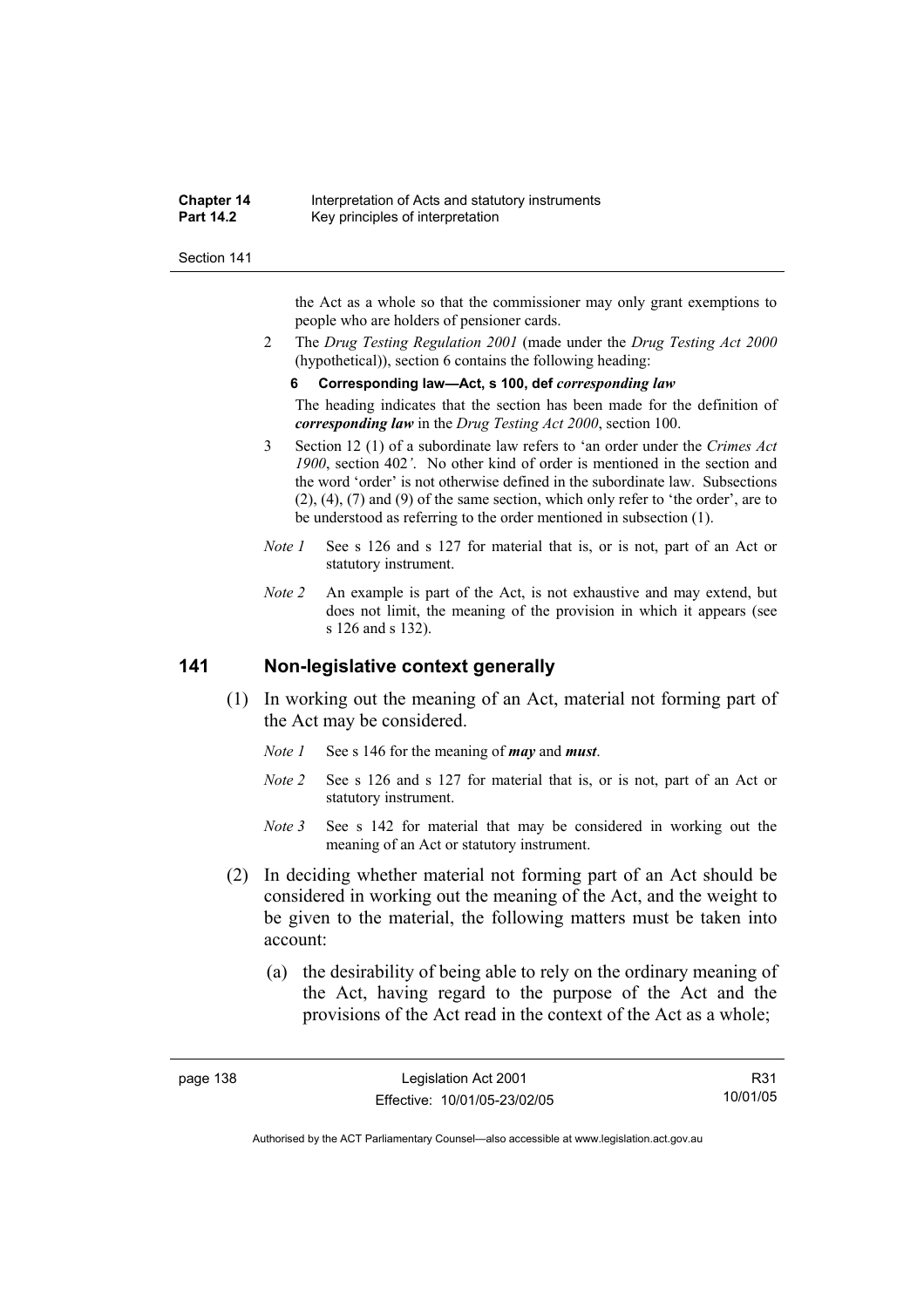the Act as a whole so that the commissioner may only grant exemptions to people who are holders of pensioner cards.

2 The *Drug Testing Regulation 2001* (made under the *Drug Testing Act 2000* (hypothetical)), section 6 contains the following heading:

**6 Corresponding law—Act, s 100, def *corresponding law***

The heading indicates that the section has been made for the definition of ***corresponding law*** in the *Drug Testing Act 2000*, section 100.

3 Section 12 (1) of a subordinate law refers to 'an order under the *Crimes Act 1900*, section 402*'*. No other kind of order is mentioned in the section and the word 'order' is not otherwise defined in the subordinate law. Subsections (2), (4), (7) and (9) of the same section, which only refer to 'the order', are to be understood as referring to the order mentioned in subsection (1).

*Note 1* See s 126 and s 127 for material that is, or is not, part of an Act or statutory instrument.

*Note 2* An example is part of the Act, is not exhaustive and may extend, but does not limit, the meaning of the provision in which it appears (see s 126 and s 132).

## 141 Non-legislative context generally

(1) In working out the meaning of an Act, material not forming part of the Act may be considered.

*Note 1* See s 146 for the meaning of ***may*** and ***must***.

*Note 2* See s 126 and s 127 for material that is, or is not, part of an Act or statutory instrument.

*Note 3* See s 142 for material that may be considered in working out the meaning of an Act or statutory instrument.

(2) In deciding whether material not forming part of an Act should be considered in working out the meaning of the Act, and the weight to be given to the material, the following matters must be taken into account:

(a) the desirability of being able to rely on the ordinary meaning of the Act, having regard to the purpose of the Act and the provisions of the Act read in the context of the Act as a whole;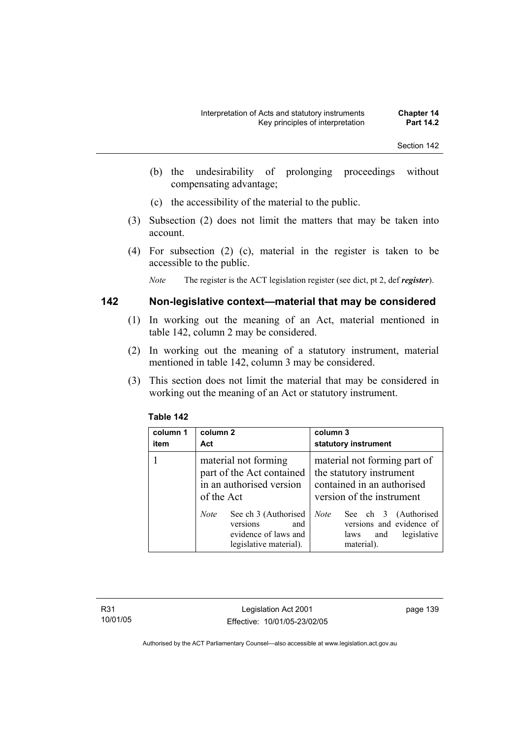(b) the undesirability of prolonging proceedings without compensating advantage;

(c) the accessibility of the material to the public.

(3) Subsection (2) does not limit the matters that may be taken into account.

(4) For subsection (2) (c), material in the register is taken to be accessible to the public.

*Note* The register is the ACT legislation register (see dict, pt 2, def ***register***).

## 142 Non-legislative context—material that may be considered

(1) In working out the meaning of an Act, material mentioned in table 142, column 2 may be considered.

(2) In working out the meaning of a statutory instrument, material mentioned in table 142, column 3 may be considered.

(3) This section does not limit the material that may be considered in working out the meaning of an Act or statutory instrument.

**Table 142**

| column 1 item | column 2 Act | column 3 statutory instrument |
|---|---|---|
| 1 | material not forming part of the Act contained in an authorised version of the Act<br><br>*Note* See ch 3 (Authorised versions and evidence of laws and legislative material). | material not forming part of the statutory instrument contained in an authorised version of the instrument<br><br>*Note* See ch 3 (Authorised versions and evidence of laws and legislative material). |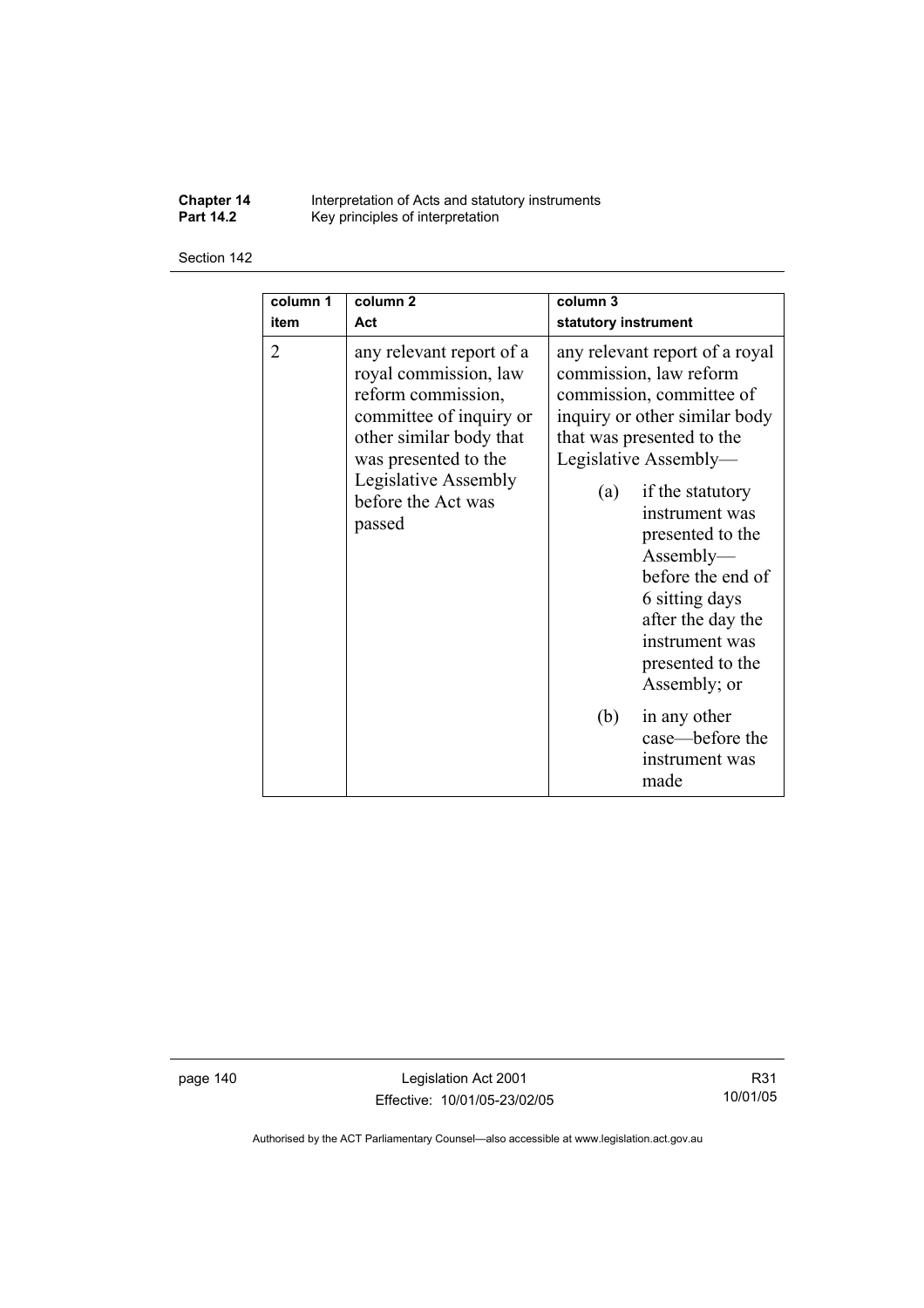| column 1 item | column 2 Act | column 3 statutory instrument |
| --- | --- | --- |
| 2 | any relevant report of a royal commission, law reform commission, committee of inquiry or other similar body that was presented to the Legislative Assembly before the Act was passed | any relevant report of a royal commission, law reform commission, committee of inquiry or other similar body that was presented to the Legislative Assembly— (a) if the statutory instrument was presented to the Assembly—before the end of 6 sitting days after the day the instrument was presented to the Assembly; or (b) in any other case—before the instrument was made |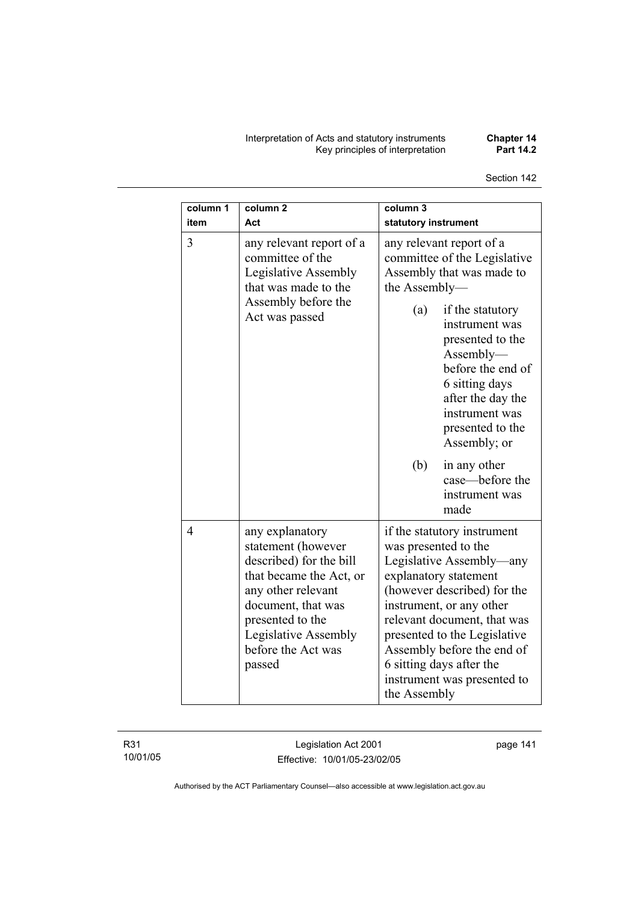| column 1 item | column 2 Act | column 3 statutory instrument |
| --- | --- | --- |
| 3 | any relevant report of a committee of the Legislative Assembly that was made to the Assembly before the Act was passed | any relevant report of a committee of the Legislative Assembly that was made to the Assembly—<br>(a) if the statutory instrument was presented to the Assembly—before the end of 6 sitting days after the day the instrument was presented to the Assembly; or<br>(b) in any other case—before the instrument was made |
| 4 | any explanatory statement (however described) for the bill that became the Act, or any other relevant document, that was presented to the Legislative Assembly before the Act was passed | if the statutory instrument was presented to the Legislative Assembly—any explanatory statement (however described) for the instrument, or any other relevant document, that was presented to the Legislative Assembly before the end of 6 sitting days after the instrument was presented to the Assembly |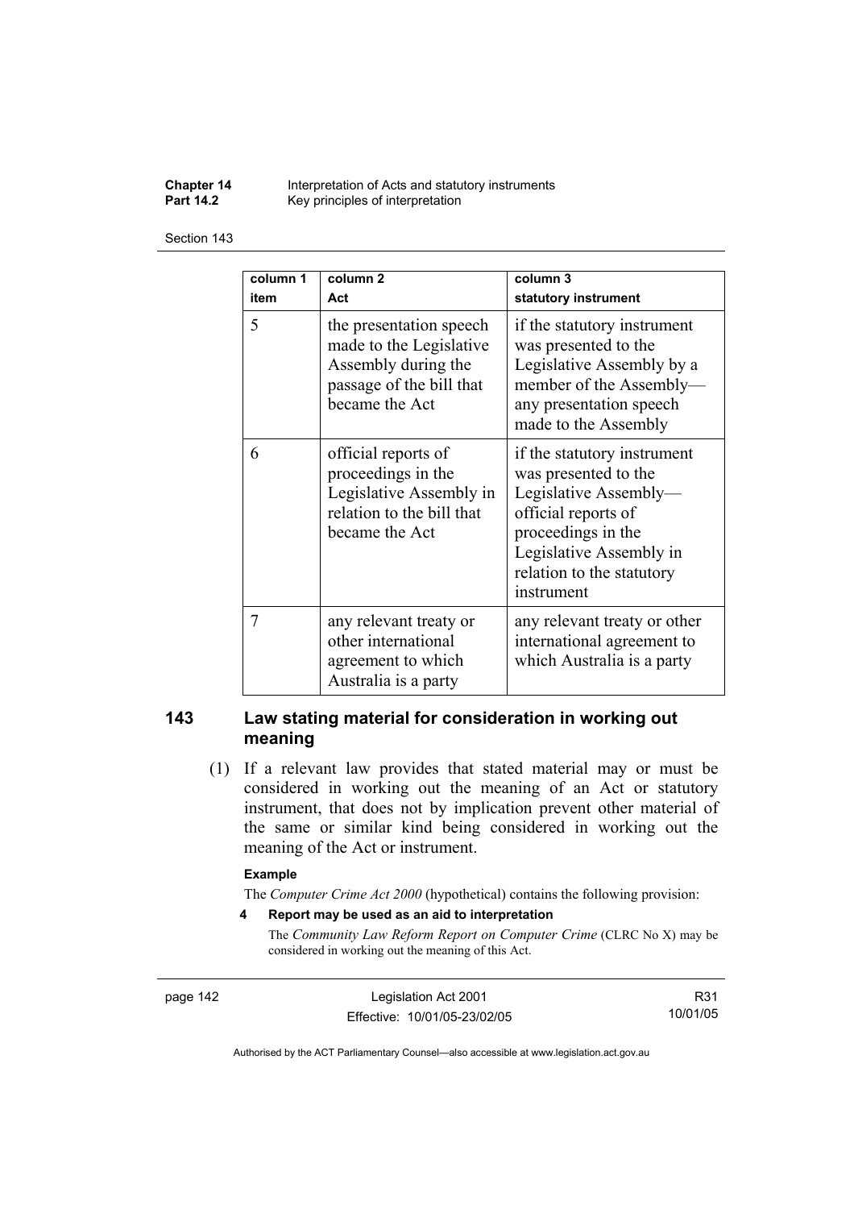| column 1 item | column 2 Act | column 3 statutory instrument |
|---|---|---|
| 5 | the presentation speech made to the Legislative Assembly during the passage of the bill that became the Act | if the statutory instrument was presented to the Legislative Assembly by a member of the Assembly—any presentation speech made to the Assembly |
| 6 | official reports of proceedings in the Legislative Assembly in relation to the bill that became the Act | if the statutory instrument was presented to the Legislative Assembly—official reports of proceedings in the Legislative Assembly in relation to the statutory instrument |
| 7 | any relevant treaty or other international agreement to which Australia is a party | any relevant treaty or other international agreement to which Australia is a party |

## 143 Law stating material for consideration in working out meaning

(1) If a relevant law provides that stated material may or must be considered in working out the meaning of an Act or statutory instrument, that does not by implication prevent other material of the same or similar kind being considered in working out the meaning of the Act or instrument.

**Example**

The *Computer Crime Act 2000* (hypothetical) contains the following provision:

**4 Report may be used as an aid to interpretation**

The *Community Law Reform Report on Computer Crime* (CLRC No X) may be considered in working out the meaning of this Act.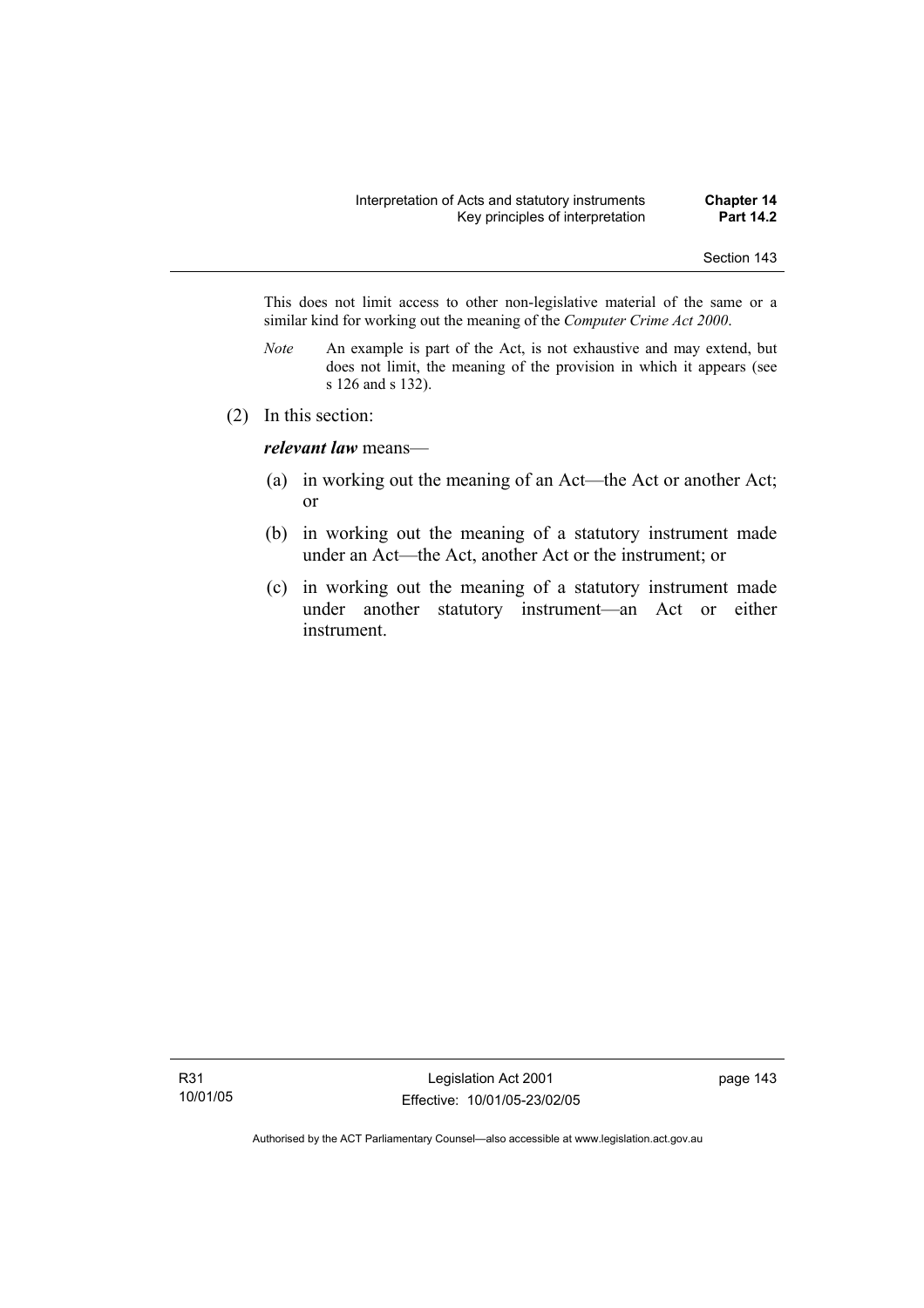This does not limit access to other non-legislative material of the same or a similar kind for working out the meaning of the *Computer Crime Act 2000*.

*Note* An example is part of the Act, is not exhaustive and may extend, but does not limit, the meaning of the provision in which it appears (see s 126 and s 132).

(2) In this section:

***relevant law*** means—

(a) in working out the meaning of an Act—the Act or another Act; or

(b) in working out the meaning of a statutory instrument made under an Act—the Act, another Act or the instrument; or

(c) in working out the meaning of a statutory instrument made under another statutory instrument—an Act or either instrument.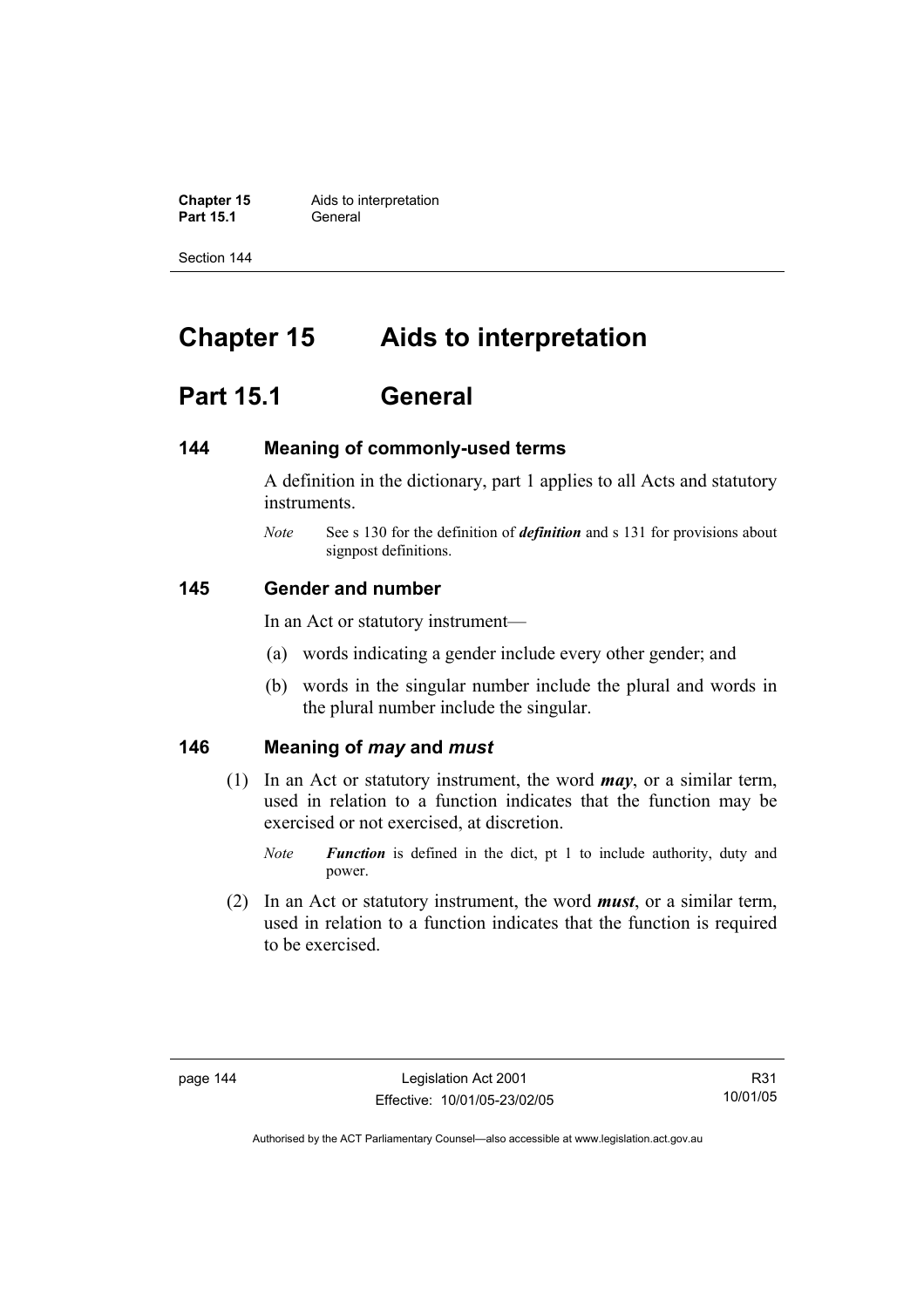# Chapter 15 Aids to interpretation

## Part 15.1 General

### 144 Meaning of commonly-used terms

A definition in the dictionary, part 1 applies to all Acts and statutory instruments.

*Note* See s 130 for the definition of ***definition*** and s 131 for provisions about signpost definitions.

### 145 Gender and number

In an Act or statutory instrument—

(a) words indicating a gender include every other gender; and

(b) words in the singular number include the plural and words in the plural number include the singular.

### 146 Meaning of *may* and *must*

(1) In an Act or statutory instrument, the word ***may***, or a similar term, used in relation to a function indicates that the function may be exercised or not exercised, at discretion.

*Note* ***Function*** is defined in the dict, pt 1 to include authority, duty and power.

(2) In an Act or statutory instrument, the word ***must***, or a similar term, used in relation to a function indicates that the function is required to be exercised.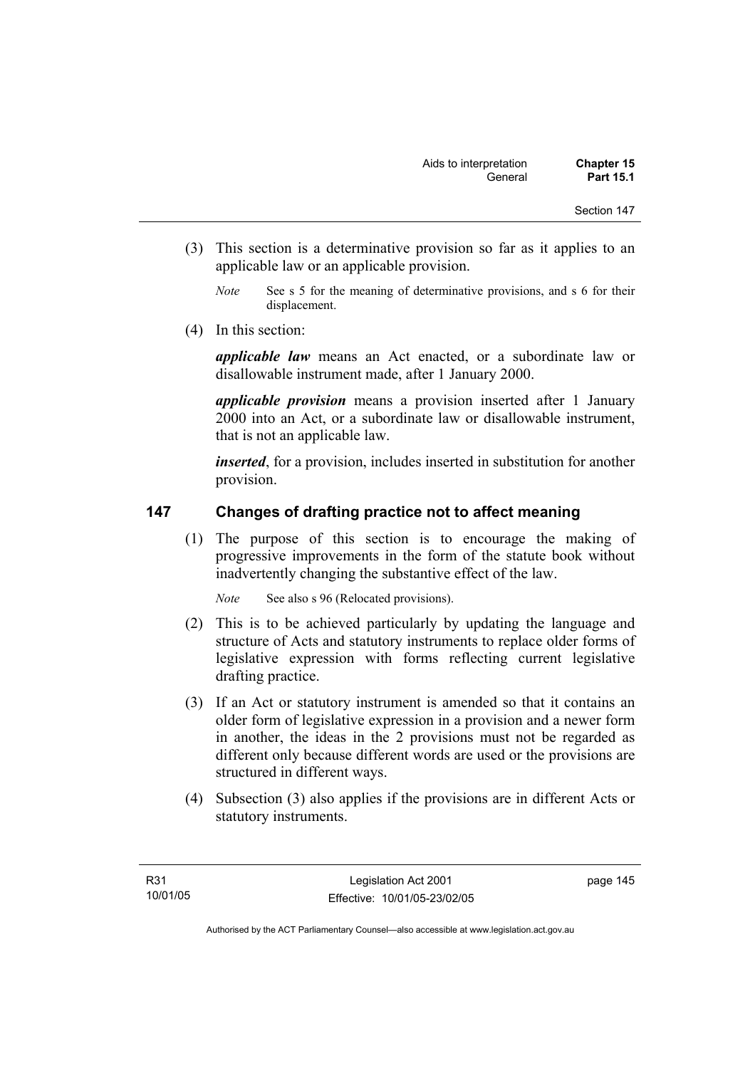(3) This section is a determinative provision so far as it applies to an applicable law or an applicable provision.

*Note* See s 5 for the meaning of determinative provisions, and s 6 for their displacement.

(4) In this section:

***applicable law*** means an Act enacted, or a subordinate law or disallowable instrument made, after 1 January 2000.

***applicable provision*** means a provision inserted after 1 January 2000 into an Act, or a subordinate law or disallowable instrument, that is not an applicable law.

***inserted***, for a provision, includes inserted in substitution for another provision.

## 147 Changes of drafting practice not to affect meaning

(1) The purpose of this section is to encourage the making of progressive improvements in the form of the statute book without inadvertently changing the substantive effect of the law.

*Note* See also s 96 (Relocated provisions).

(2) This is to be achieved particularly by updating the language and structure of Acts and statutory instruments to replace older forms of legislative expression with forms reflecting current legislative drafting practice.

(3) If an Act or statutory instrument is amended so that it contains an older form of legislative expression in a provision and a newer form in another, the ideas in the 2 provisions must not be regarded as different only because different words are used or the provisions are structured in different ways.

(4) Subsection (3) also applies if the provisions are in different Acts or statutory instruments.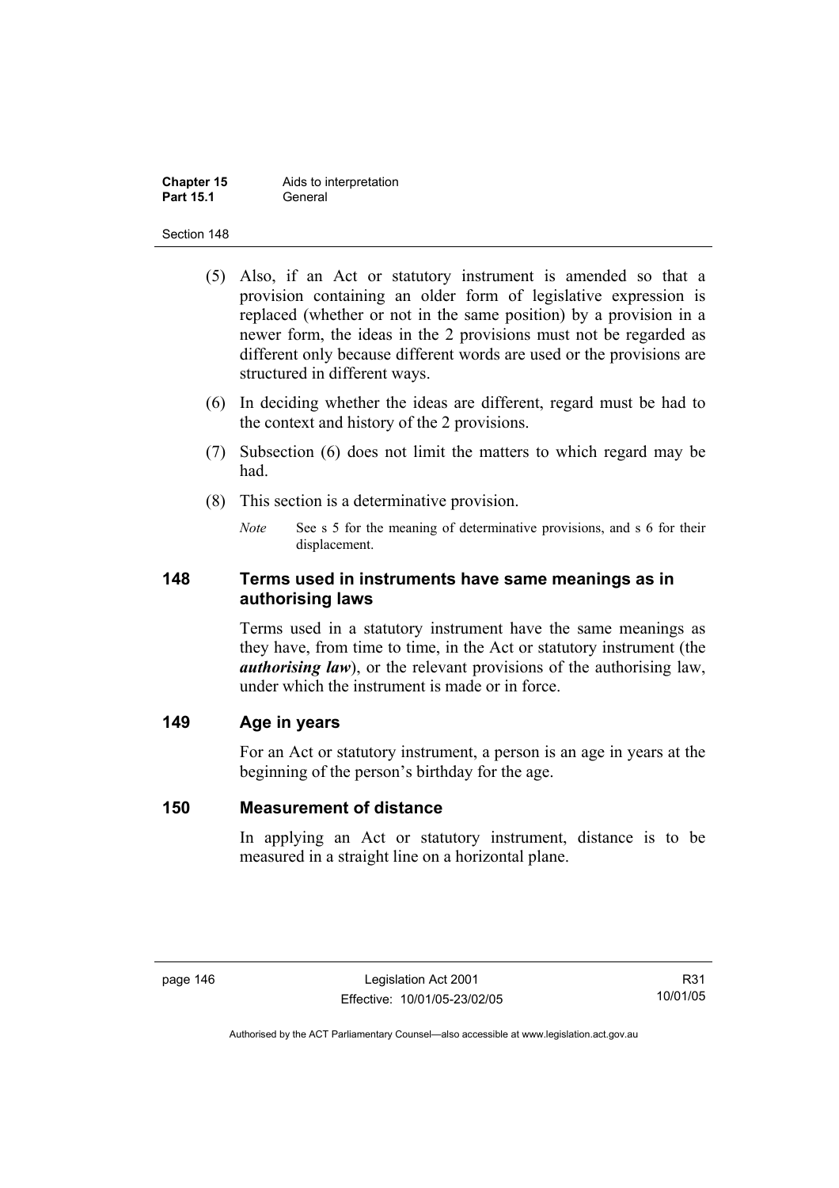(5) Also, if an Act or statutory instrument is amended so that a provision containing an older form of legislative expression is replaced (whether or not in the same position) by a provision in a newer form, the ideas in the 2 provisions must not be regarded as different only because different words are used or the provisions are structured in different ways.

(6) In deciding whether the ideas are different, regard must be had to the context and history of the 2 provisions.

(7) Subsection (6) does not limit the matters to which regard may be had.

(8) This section is a determinative provision.

*Note* See s 5 for the meaning of determinative provisions, and s 6 for their displacement.

## 148 Terms used in instruments have same meanings as in authorising laws

Terms used in a statutory instrument have the same meanings as they have, from time to time, in the Act or statutory instrument (the ***authorising law***), or the relevant provisions of the authorising law, under which the instrument is made or in force.

## 149 Age in years

For an Act or statutory instrument, a person is an age in years at the beginning of the person's birthday for the age.

## 150 Measurement of distance

In applying an Act or statutory instrument, distance is to be measured in a straight line on a horizontal plane.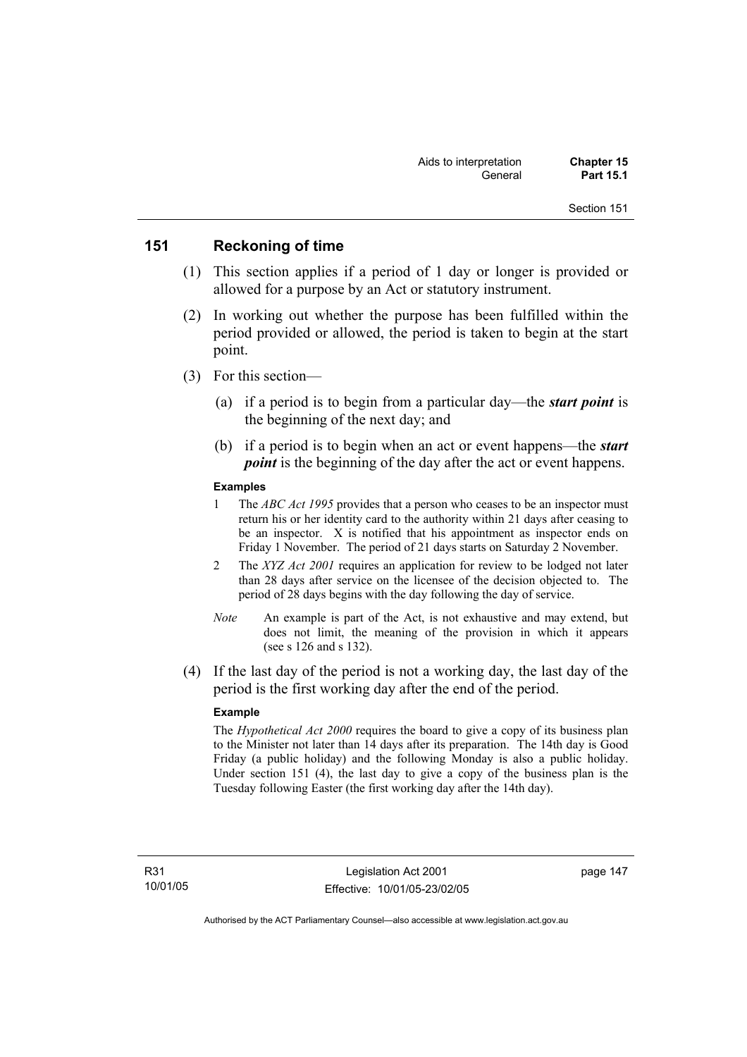## 151 Reckoning of time

(1) This section applies if a period of 1 day or longer is provided or allowed for a purpose by an Act or statutory instrument.

(2) In working out whether the purpose has been fulfilled within the period provided or allowed, the period is taken to begin at the start point.

(3) For this section—

(a) if a period is to begin from a particular day—the ***start point*** is the beginning of the next day; and

(b) if a period is to begin when an act or event happens—the ***start point*** is the beginning of the day after the act or event happens.

**Examples**

1 The *ABC Act 1995* provides that a person who ceases to be an inspector must return his or her identity card to the authority within 21 days after ceasing to be an inspector. X is notified that his appointment as inspector ends on Friday 1 November. The period of 21 days starts on Saturday 2 November.

2 The *XYZ Act 2001* requires an application for review to be lodged not later than 28 days after service on the licensee of the decision objected to. The period of 28 days begins with the day following the day of service.

*Note* An example is part of the Act, is not exhaustive and may extend, but does not limit, the meaning of the provision in which it appears (see s 126 and s 132).

(4) If the last day of the period is not a working day, the last day of the period is the first working day after the end of the period.

**Example**

The *Hypothetical Act 2000* requires the board to give a copy of its business plan to the Minister not later than 14 days after its preparation. The 14th day is Good Friday (a public holiday) and the following Monday is also a public holiday. Under section 151 (4), the last day to give a copy of the business plan is the Tuesday following Easter (the first working day after the 14th day).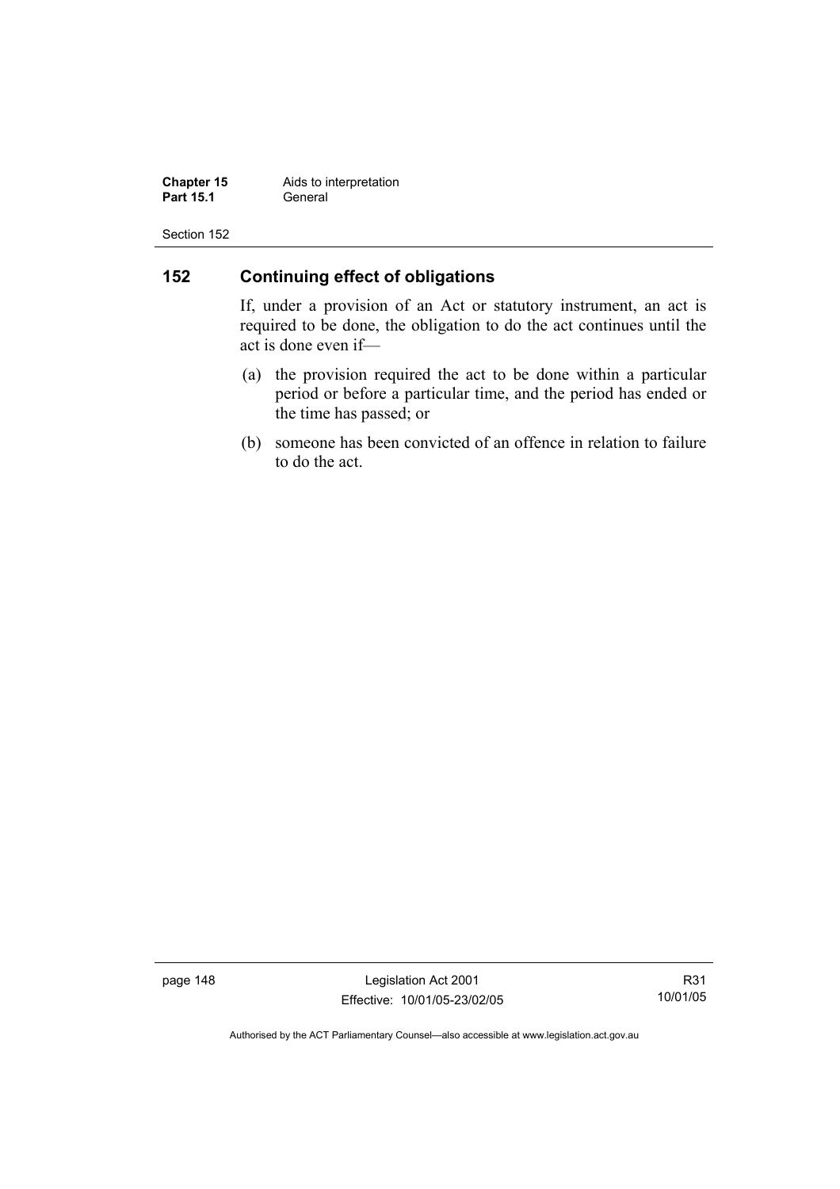## 152 Continuing effect of obligations

If, under a provision of an Act or statutory instrument, an act is required to be done, the obligation to do the act continues until the act is done even if—

(a) the provision required the act to be done within a particular period or before a particular time, and the period has ended or the time has passed; or

(b) someone has been convicted of an offence in relation to failure to do the act.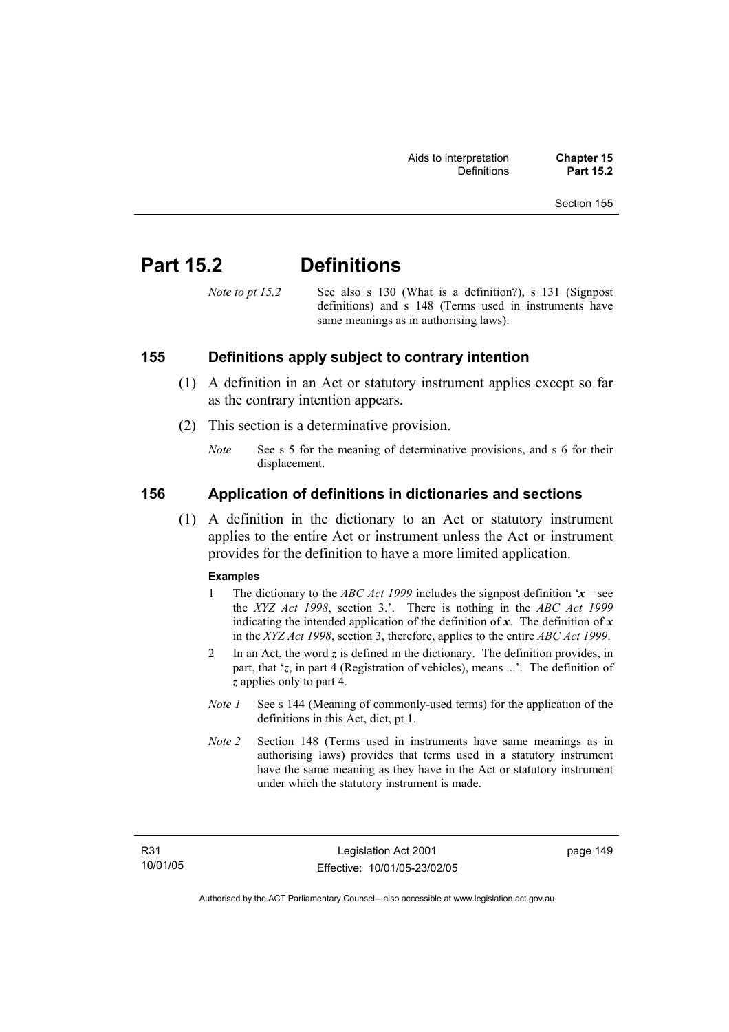# Part 15.2 Definitions

*Note to pt 15.2* See also s 130 (What is a definition?), s 131 (Signpost definitions) and s 148 (Terms used in instruments have same meanings as in authorising laws).

## 155 Definitions apply subject to contrary intention

(1) A definition in an Act or statutory instrument applies except so far as the contrary intention appears.

(2) This section is a determinative provision.

*Note* See s 5 for the meaning of determinative provisions, and s 6 for their displacement.

## 156 Application of definitions in dictionaries and sections

(1) A definition in the dictionary to an Act or statutory instrument applies to the entire Act or instrument unless the Act or instrument provides for the definition to have a more limited application.

**Examples**

1 The dictionary to the *ABC Act 1999* includes the signpost definition '***x***—see the *XYZ Act 1998*, section 3.'. There is nothing in the *ABC Act 1999* indicating the intended application of the definition of ***x***. The definition of ***x*** in the *XYZ Act 1998*, section 3, therefore, applies to the entire *ABC Act 1999*.

2 In an Act, the word ***z*** is defined in the dictionary. The definition provides, in part, that '***z***, in part 4 (Registration of vehicles), means ...'. The definition of ***z*** applies only to part 4.

*Note 1* See s 144 (Meaning of commonly-used terms) for the application of the definitions in this Act, dict, pt 1.

*Note 2* Section 148 (Terms used in instruments have same meanings as in authorising laws) provides that terms used in a statutory instrument have the same meaning as they have in the Act or statutory instrument under which the statutory instrument is made.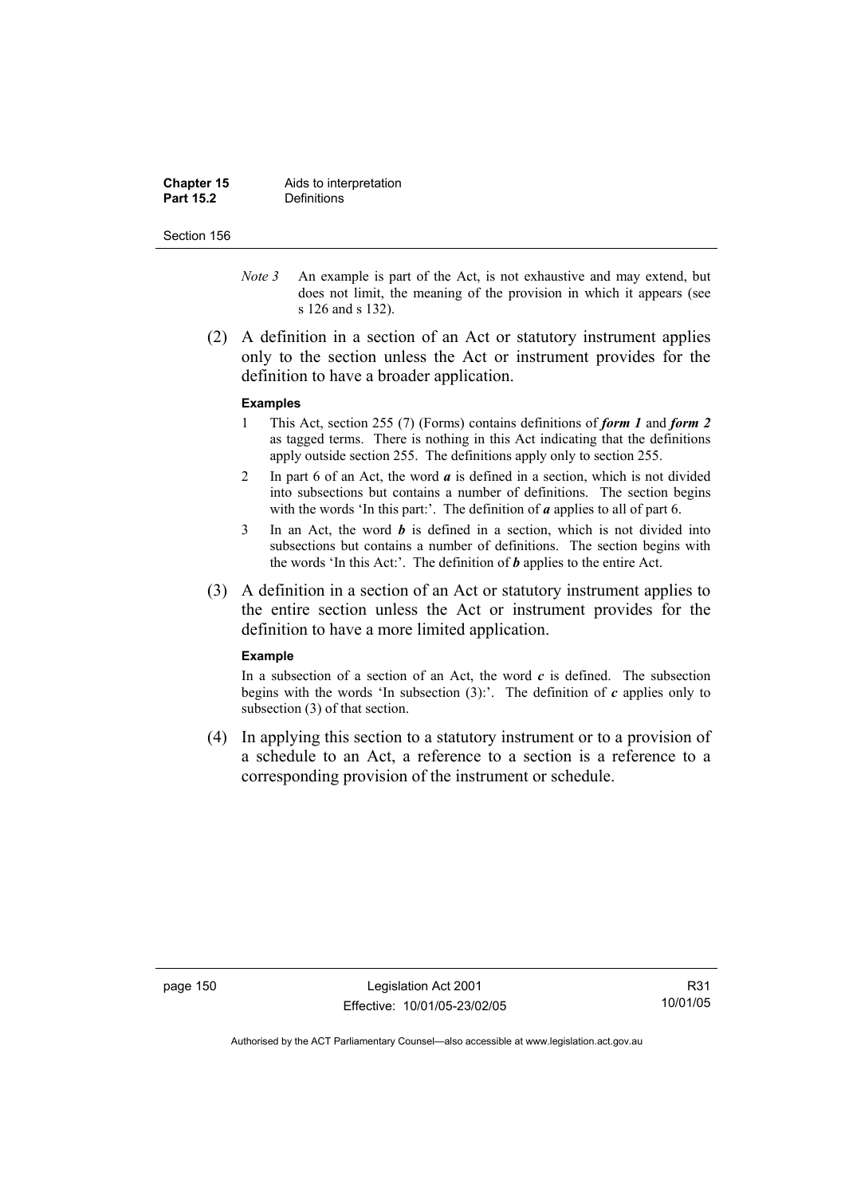*Note 3* An example is part of the Act, is not exhaustive and may extend, but does not limit, the meaning of the provision in which it appears (see s 126 and s 132).

(2) A definition in a section of an Act or statutory instrument applies only to the section unless the Act or instrument provides for the definition to have a broader application.

**Examples**

1 This Act, section 255 (7) (Forms) contains definitions of ***form 1*** and ***form 2*** as tagged terms. There is nothing in this Act indicating that the definitions apply outside section 255. The definitions apply only to section 255.

2 In part 6 of an Act, the word ***a*** is defined in a section, which is not divided into subsections but contains a number of definitions. The section begins with the words 'In this part:'. The definition of ***a*** applies to all of part 6.

3 In an Act, the word ***b*** is defined in a section, which is not divided into subsections but contains a number of definitions. The section begins with the words 'In this Act:'. The definition of ***b*** applies to the entire Act.

(3) A definition in a section of an Act or statutory instrument applies to the entire section unless the Act or instrument provides for the definition to have a more limited application.

**Example**

In a subsection of a section of an Act, the word ***c*** is defined. The subsection begins with the words 'In subsection (3):'. The definition of ***c*** applies only to subsection (3) of that section.

(4) In applying this section to a statutory instrument or to a provision of a schedule to an Act, a reference to a section is a reference to a corresponding provision of the instrument or schedule.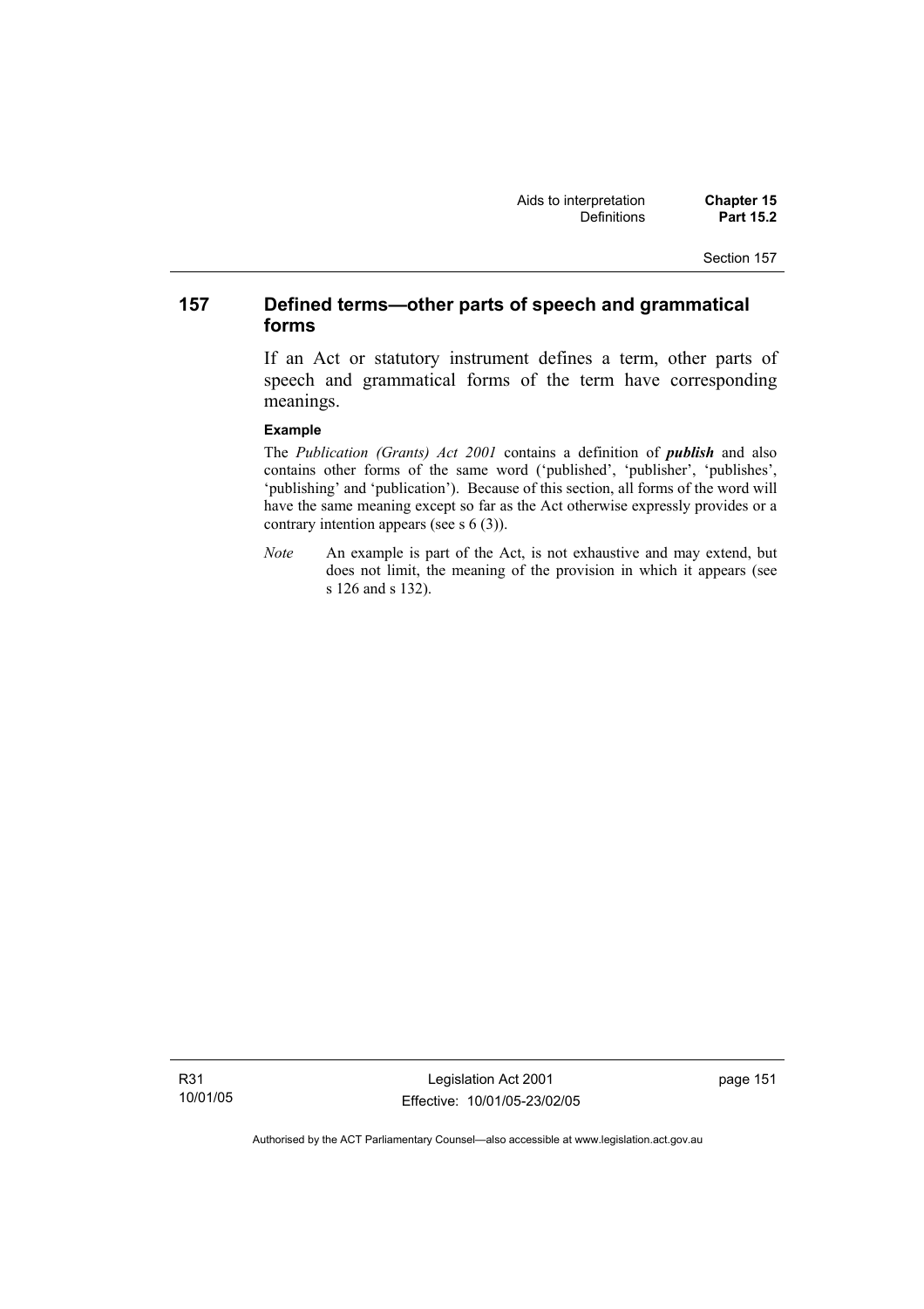## 157 Defined terms—other parts of speech and grammatical forms

If an Act or statutory instrument defines a term, other parts of speech and grammatical forms of the term have corresponding meanings.

**Example**

The *Publication (Grants) Act 2001* contains a definition of ***publish*** and also contains other forms of the same word ('published', 'publisher', 'publishes', 'publishing' and 'publication'). Because of this section, all forms of the word will have the same meaning except so far as the Act otherwise expressly provides or a contrary intention appears (see s 6 (3)).

*Note* An example is part of the Act, is not exhaustive and may extend, but does not limit, the meaning of the provision in which it appears (see s 126 and s 132).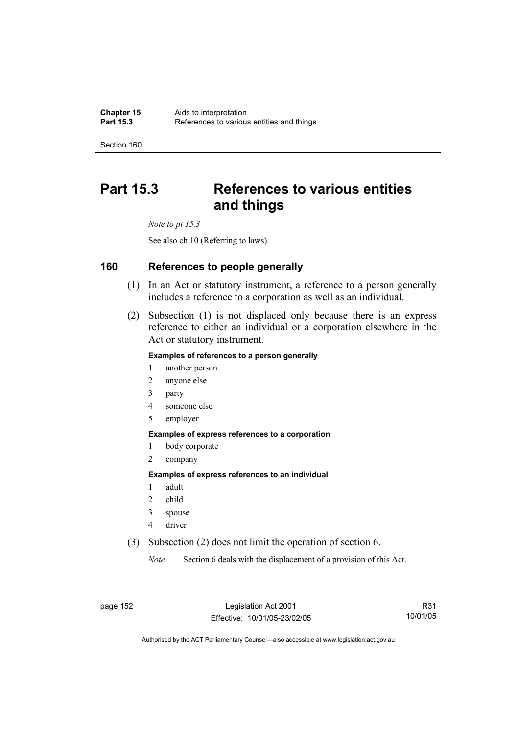# Part 15.3 References to various entities and things

*Note to pt 15.3*

See also ch 10 (Referring to laws).

## 160 References to people generally

(1) In an Act or statutory instrument, a reference to a person generally includes a reference to a corporation as well as an individual.

(2) Subsection (1) is not displaced only because there is an express reference to either an individual or a corporation elsewhere in the Act or statutory instrument.

**Examples of references to a person generally**

1 another person
2 anyone else
3 party
4 someone else
5 employer

**Examples of express references to a corporation**

1 body corporate
2 company

**Examples of express references to an individual**

1 adult
2 child
3 spouse
4 driver

(3) Subsection (2) does not limit the operation of section 6.

*Note* Section 6 deals with the displacement of a provision of this Act.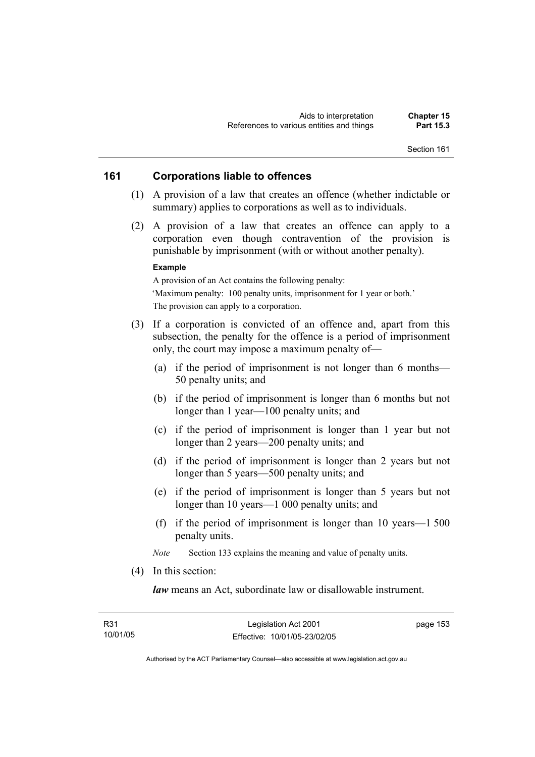## 161 Corporations liable to offences

(1) A provision of a law that creates an offence (whether indictable or summary) applies to corporations as well as to individuals.

(2) A provision of a law that creates an offence can apply to a corporation even though contravention of the provision is punishable by imprisonment (with or without another penalty).

**Example**

A provision of an Act contains the following penalty:

'Maximum penalty: 100 penalty units, imprisonment for 1 year or both.'

The provision can apply to a corporation.

(3) If a corporation is convicted of an offence and, apart from this subsection, the penalty for the offence is a period of imprisonment only, the court may impose a maximum penalty of—

(a) if the period of imprisonment is not longer than 6 months—50 penalty units; and

(b) if the period of imprisonment is longer than 6 months but not longer than 1 year—100 penalty units; and

(c) if the period of imprisonment is longer than 1 year but not longer than 2 years—200 penalty units; and

(d) if the period of imprisonment is longer than 2 years but not longer than 5 years—500 penalty units; and

(e) if the period of imprisonment is longer than 5 years but not longer than 10 years—1 000 penalty units; and

(f) if the period of imprisonment is longer than 10 years—1 500 penalty units.

*Note* Section 133 explains the meaning and value of penalty units.

(4) In this section:

***law*** means an Act, subordinate law or disallowable instrument.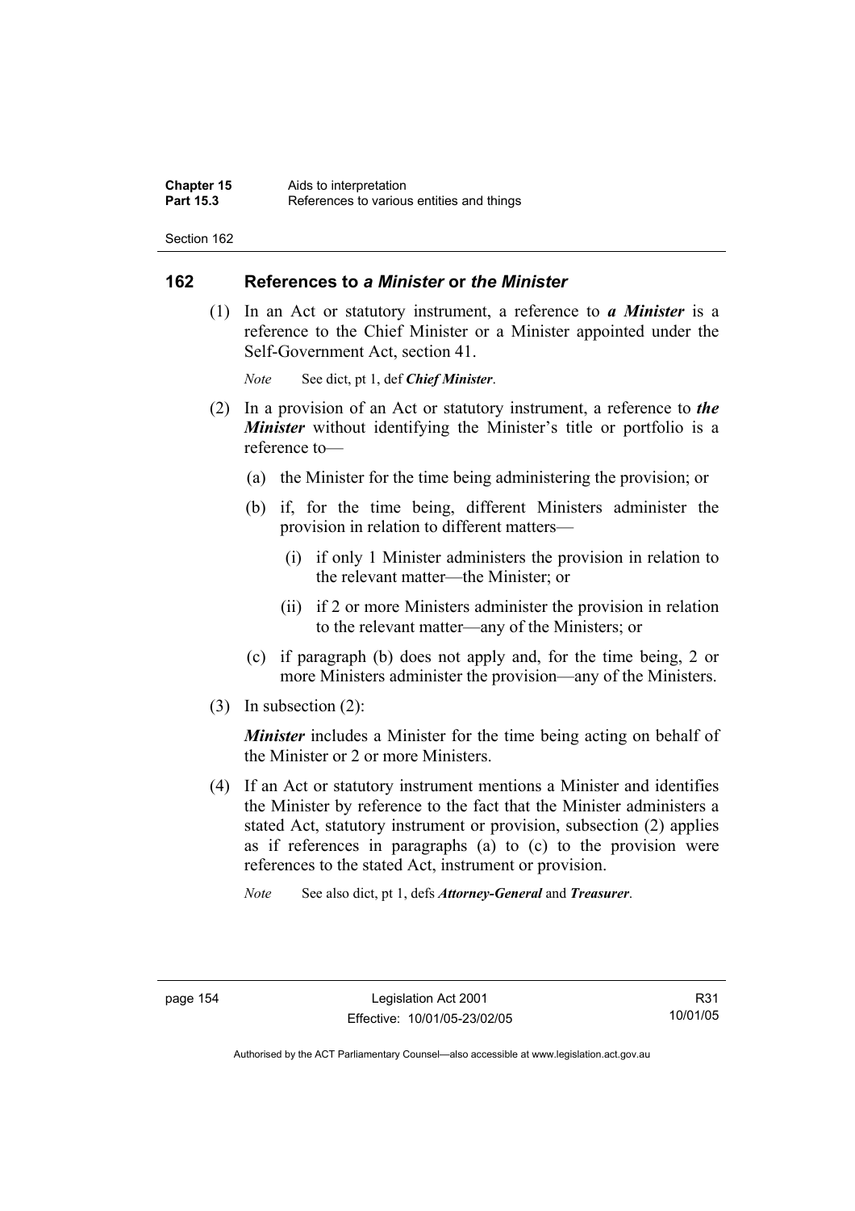## 162 References to *a Minister* or *the Minister*

(1) In an Act or statutory instrument, a reference to ***a Minister*** is a reference to the Chief Minister or a Minister appointed under the Self-Government Act, section 41.

*Note* See dict, pt 1, def ***Chief Minister***.

(2) In a provision of an Act or statutory instrument, a reference to ***the Minister*** without identifying the Minister's title or portfolio is a reference to—

(a) the Minister for the time being administering the provision; or

(b) if, for the time being, different Ministers administer the provision in relation to different matters—

(i) if only 1 Minister administers the provision in relation to the relevant matter—the Minister; or

(ii) if 2 or more Ministers administer the provision in relation to the relevant matter—any of the Ministers; or

(c) if paragraph (b) does not apply and, for the time being, 2 or more Ministers administer the provision—any of the Ministers.

(3) In subsection (2):

***Minister*** includes a Minister for the time being acting on behalf of the Minister or 2 or more Ministers.

(4) If an Act or statutory instrument mentions a Minister and identifies the Minister by reference to the fact that the Minister administers a stated Act, statutory instrument or provision, subsection (2) applies as if references in paragraphs (a) to (c) to the provision were references to the stated Act, instrument or provision.

*Note* See also dict, pt 1, defs ***Attorney-General*** and ***Treasurer***.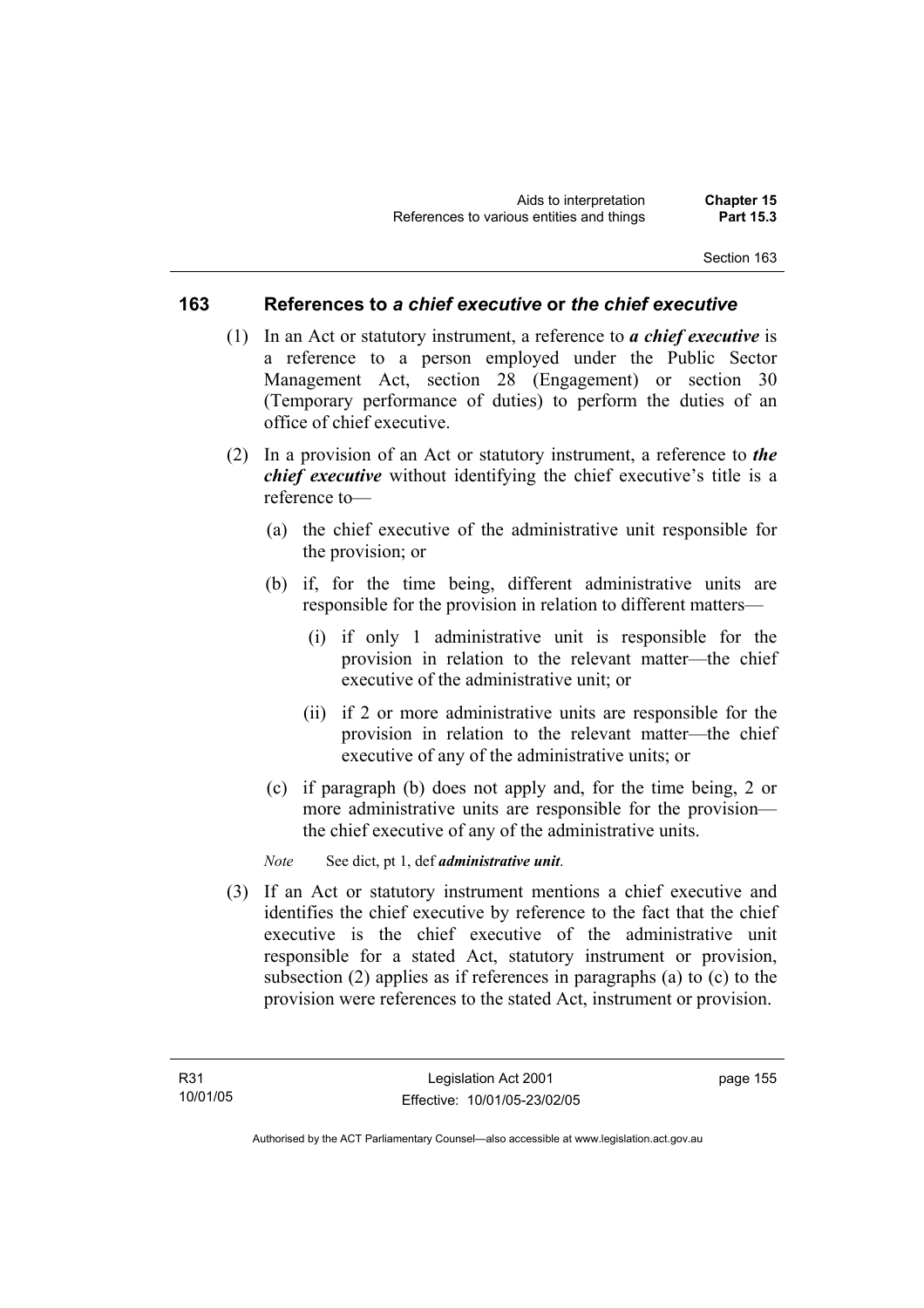## 163 References to *a chief executive* or *the chief executive*

(1) In an Act or statutory instrument, a reference to ***a chief executive*** is a reference to a person employed under the Public Sector Management Act, section 28 (Engagement) or section 30 (Temporary performance of duties) to perform the duties of an office of chief executive.

(2) In a provision of an Act or statutory instrument, a reference to ***the chief executive*** without identifying the chief executive's title is a reference to—

(a) the chief executive of the administrative unit responsible for the provision; or

(b) if, for the time being, different administrative units are responsible for the provision in relation to different matters—

(i) if only 1 administrative unit is responsible for the provision in relation to the relevant matter—the chief executive of the administrative unit; or

(ii) if 2 or more administrative units are responsible for the provision in relation to the relevant matter—the chief executive of any of the administrative units; or

(c) if paragraph (b) does not apply and, for the time being, 2 or more administrative units are responsible for the provision—the chief executive of any of the administrative units.

*Note* See dict, pt 1, def ***administrative unit***.

(3) If an Act or statutory instrument mentions a chief executive and identifies the chief executive by reference to the fact that the chief executive is the chief executive of the administrative unit responsible for a stated Act, statutory instrument or provision, subsection (2) applies as if references in paragraphs (a) to (c) to the provision were references to the stated Act, instrument or provision.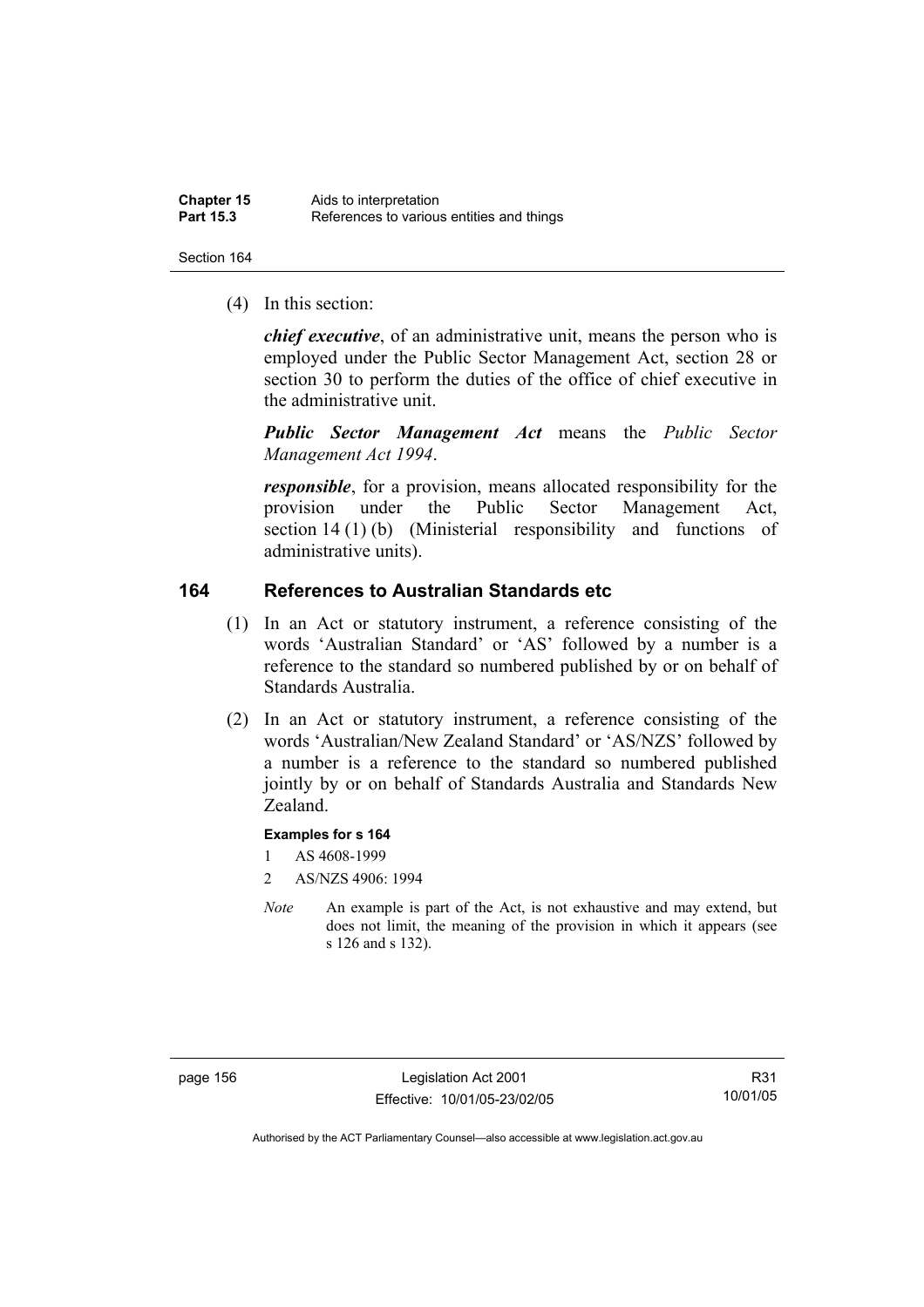(4) In this section:

***chief executive***, of an administrative unit, means the person who is employed under the Public Sector Management Act, section 28 or section 30 to perform the duties of the office of chief executive in the administrative unit.

***Public Sector Management Act*** means the *Public Sector Management Act 1994*.

***responsible***, for a provision, means allocated responsibility for the provision under the Public Sector Management Act, section 14 (1) (b) (Ministerial responsibility and functions of administrative units).

## 164 References to Australian Standards etc

(1) In an Act or statutory instrument, a reference consisting of the words 'Australian Standard' or 'AS' followed by a number is a reference to the standard so numbered published by or on behalf of Standards Australia.

(2) In an Act or statutory instrument, a reference consisting of the words 'Australian/New Zealand Standard' or 'AS/NZS' followed by a number is a reference to the standard so numbered published jointly by or on behalf of Standards Australia and Standards New Zealand.

**Examples for s 164**

1 AS 4608-1999

2 AS/NZS 4906: 1994

*Note* An example is part of the Act, is not exhaustive and may extend, but does not limit, the meaning of the provision in which it appears (see s 126 and s 132).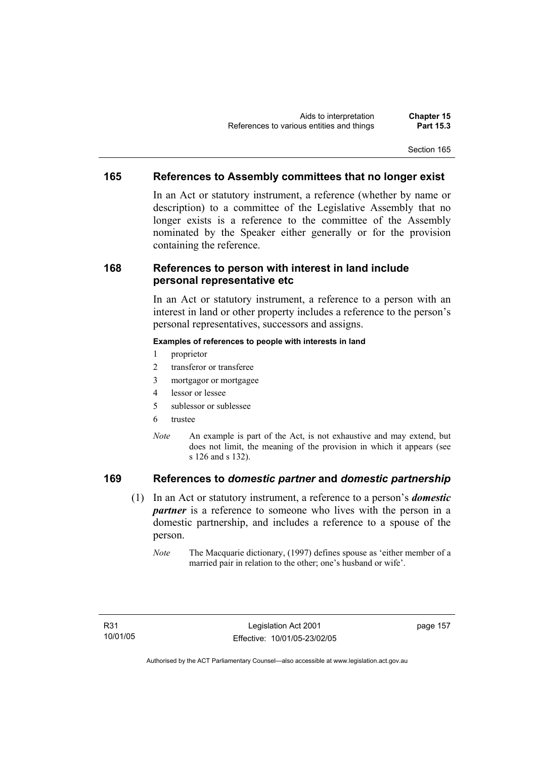## 165 References to Assembly committees that no longer exist

In an Act or statutory instrument, a reference (whether by name or description) to a committee of the Legislative Assembly that no longer exists is a reference to the committee of the Assembly nominated by the Speaker either generally or for the provision containing the reference.

## 168 References to person with interest in land include personal representative etc

In an Act or statutory instrument, a reference to a person with an interest in land or other property includes a reference to the person's personal representatives, successors and assigns.

**Examples of references to people with interests in land**

1 proprietor
2 transferor or transferee
3 mortgagor or mortgagee
4 lessor or lessee
5 sublessor or sublessee
6 trustee

*Note* An example is part of the Act, is not exhaustive and may extend, but does not limit, the meaning of the provision in which it appears (see s 126 and s 132).

## 169 References to *domestic partner* and *domestic partnership*

(1) In an Act or statutory instrument, a reference to a person's ***domestic partner*** is a reference to someone who lives with the person in a domestic partnership, and includes a reference to a spouse of the person.

*Note* The Macquarie dictionary, (1997) defines spouse as 'either member of a married pair in relation to the other; one's husband or wife'.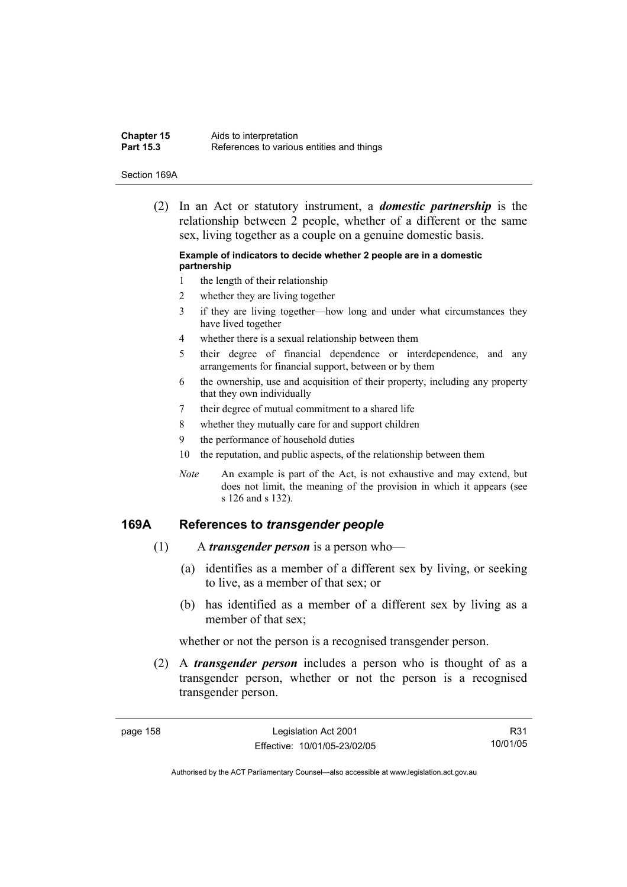(2) In an Act or statutory instrument, a ***domestic partnership*** is the relationship between 2 people, whether of a different or the same sex, living together as a couple on a genuine domestic basis.

**Example of indicators to decide whether 2 people are in a domestic partnership**

1 the length of their relationship
2 whether they are living together
3 if they are living together—how long and under what circumstances they have lived together
4 whether there is a sexual relationship between them
5 their degree of financial dependence or interdependence, and any arrangements for financial support, between or by them
6 the ownership, use and acquisition of their property, including any property that they own individually
7 their degree of mutual commitment to a shared life
8 whether they mutually care for and support children
9 the performance of household duties
10 the reputation, and public aspects, of the relationship between them

*Note* An example is part of the Act, is not exhaustive and may extend, but does not limit, the meaning of the provision in which it appears (see s 126 and s 132).

### 169A References to *transgender people*

(1) A ***transgender person*** is a person who—

(a) identifies as a member of a different sex by living, or seeking to live, as a member of that sex; or

(b) has identified as a member of a different sex by living as a member of that sex;

whether or not the person is a recognised transgender person.

(2) A ***transgender person*** includes a person who is thought of as a transgender person, whether or not the person is a recognised transgender person.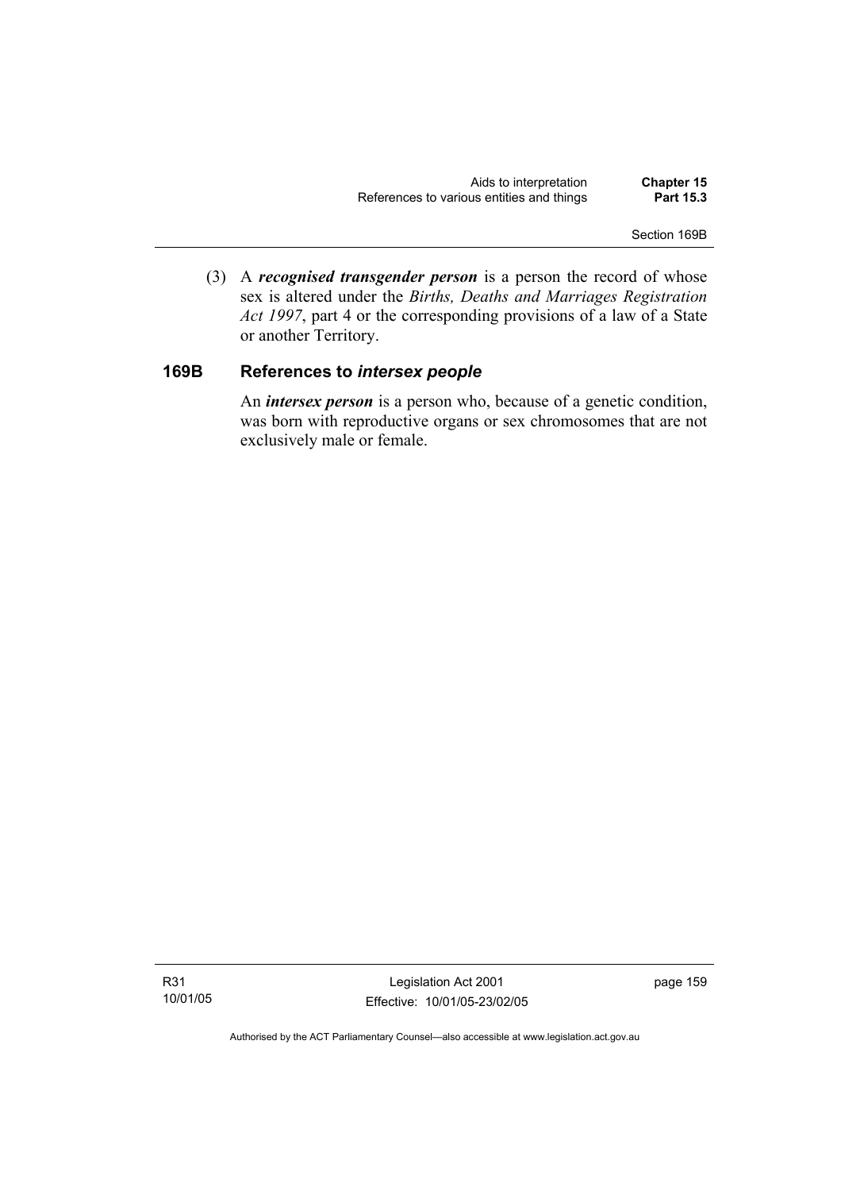(3) A ***recognised transgender person*** is a person the record of whose sex is altered under the *Births, Deaths and Marriages Registration Act 1997*, part 4 or the corresponding provisions of a law of a State or another Territory.

## 169B References to *intersex people*

An ***intersex person*** is a person who, because of a genetic condition, was born with reproductive organs or sex chromosomes that are not exclusively male or female.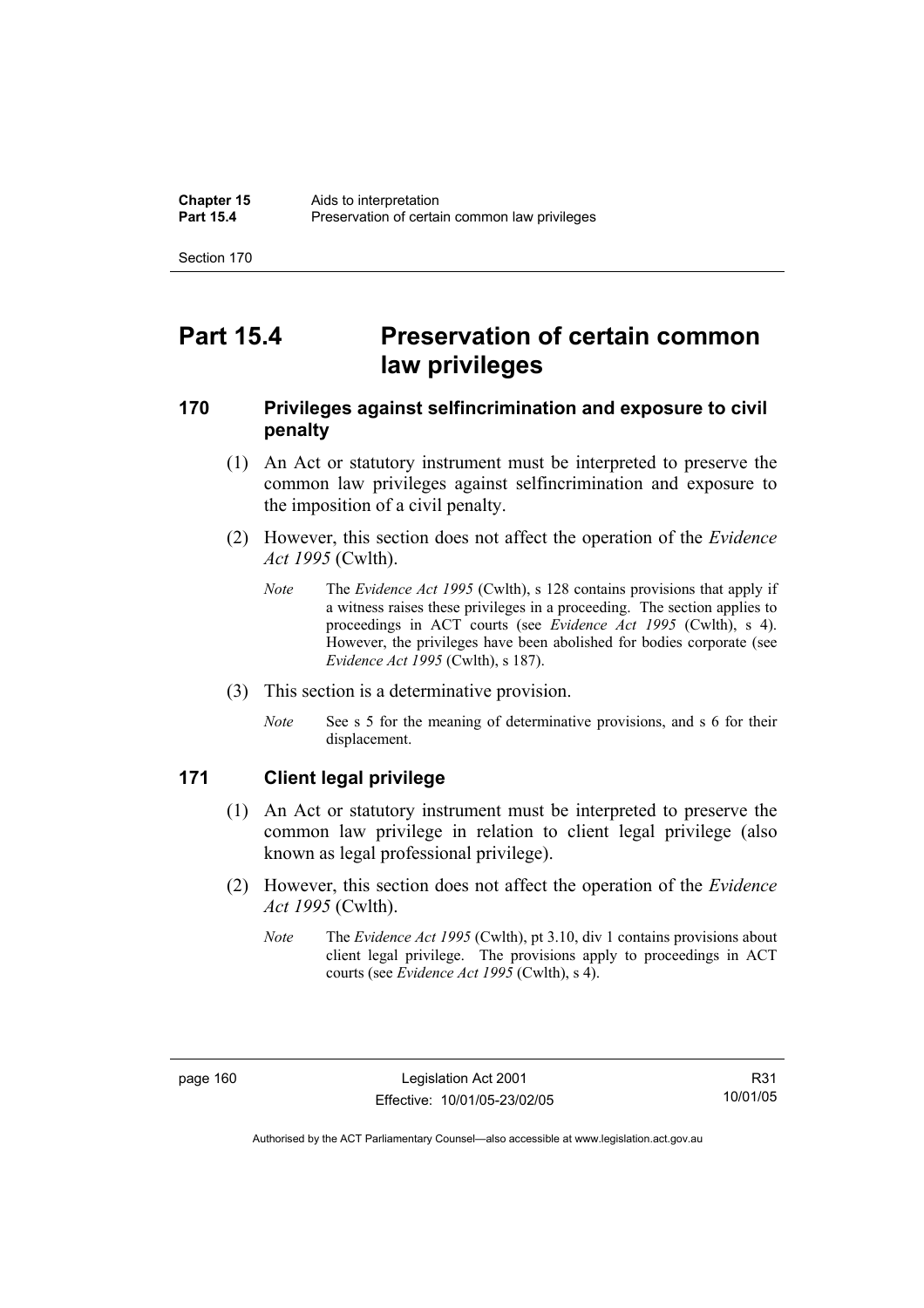# Part 15.4 Preservation of certain common law privileges

## 170 Privileges against selfincrimination and exposure to civil penalty

(1) An Act or statutory instrument must be interpreted to preserve the common law privileges against selfincrimination and exposure to the imposition of a civil penalty.

(2) However, this section does not affect the operation of the *Evidence Act 1995* (Cwlth).

*Note* The *Evidence Act 1995* (Cwlth), s 128 contains provisions that apply if a witness raises these privileges in a proceeding. The section applies to proceedings in ACT courts (see *Evidence Act 1995* (Cwlth), s 4). However, the privileges have been abolished for bodies corporate (see *Evidence Act 1995* (Cwlth), s 187).

(3) This section is a determinative provision.

*Note* See s 5 for the meaning of determinative provisions, and s 6 for their displacement.

## 171 Client legal privilege

(1) An Act or statutory instrument must be interpreted to preserve the common law privilege in relation to client legal privilege (also known as legal professional privilege).

(2) However, this section does not affect the operation of the *Evidence Act 1995* (Cwlth).

*Note* The *Evidence Act 1995* (Cwlth), pt 3.10, div 1 contains provisions about client legal privilege. The provisions apply to proceedings in ACT courts (see *Evidence Act 1995* (Cwlth), s 4).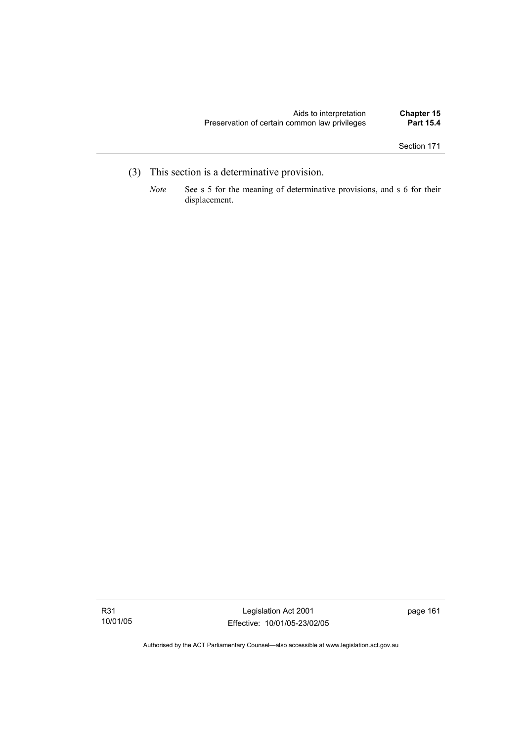(3) This section is a determinative provision.

*Note* See s 5 for the meaning of determinative provisions, and s 6 for their displacement.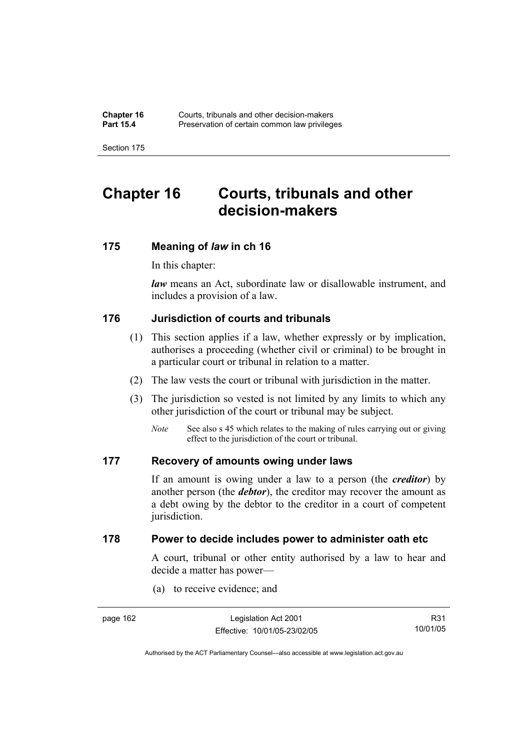# Chapter 16 Courts, tribunals and other decision-makers

## 175 Meaning of *law* in ch 16

In this chapter:

***law*** means an Act, subordinate law or disallowable instrument, and includes a provision of a law.

## 176 Jurisdiction of courts and tribunals

(1) This section applies if a law, whether expressly or by implication, authorises a proceeding (whether civil or criminal) to be brought in a particular court or tribunal in relation to a matter.

(2) The law vests the court or tribunal with jurisdiction in the matter.

(3) The jurisdiction so vested is not limited by any limits to which any other jurisdiction of the court or tribunal may be subject.

*Note* See also s 45 which relates to the making of rules carrying out or giving effect to the jurisdiction of the court or tribunal.

## 177 Recovery of amounts owing under laws

If an amount is owing under a law to a person (the ***creditor***) by another person (the ***debtor***), the creditor may recover the amount as a debt owing by the debtor to the creditor in a court of competent jurisdiction.

## 178 Power to decide includes power to administer oath etc

A court, tribunal or other entity authorised by a law to hear and decide a matter has power—

(a) to receive evidence; and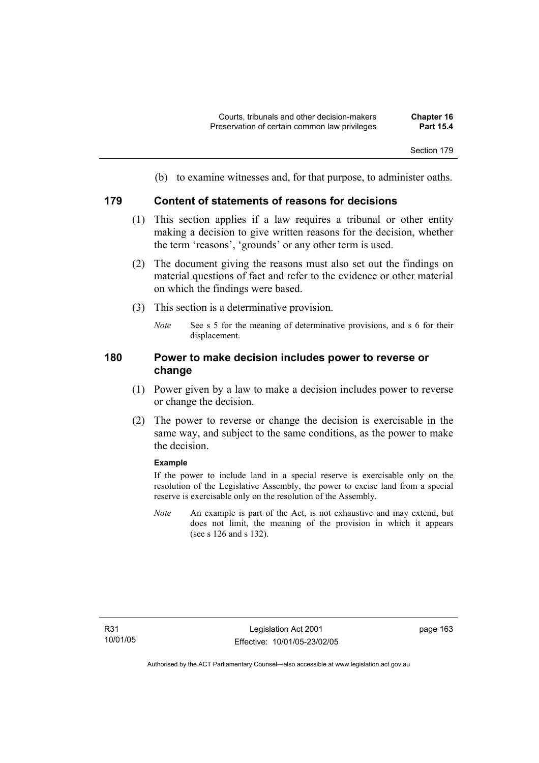(b) to examine witnesses and, for that purpose, to administer oaths.

## 179 Content of statements of reasons for decisions

(1) This section applies if a law requires a tribunal or other entity making a decision to give written reasons for the decision, whether the term 'reasons', 'grounds' or any other term is used.

(2) The document giving the reasons must also set out the findings on material questions of fact and refer to the evidence or other material on which the findings were based.

(3) This section is a determinative provision.

*Note* See s 5 for the meaning of determinative provisions, and s 6 for their displacement.

## 180 Power to make decision includes power to reverse or change

(1) Power given by a law to make a decision includes power to reverse or change the decision.

(2) The power to reverse or change the decision is exercisable in the same way, and subject to the same conditions, as the power to make the decision.

**Example**

If the power to include land in a special reserve is exercisable only on the resolution of the Legislative Assembly, the power to excise land from a special reserve is exercisable only on the resolution of the Assembly.

*Note* An example is part of the Act, is not exhaustive and may extend, but does not limit, the meaning of the provision in which it appears (see s 126 and s 132).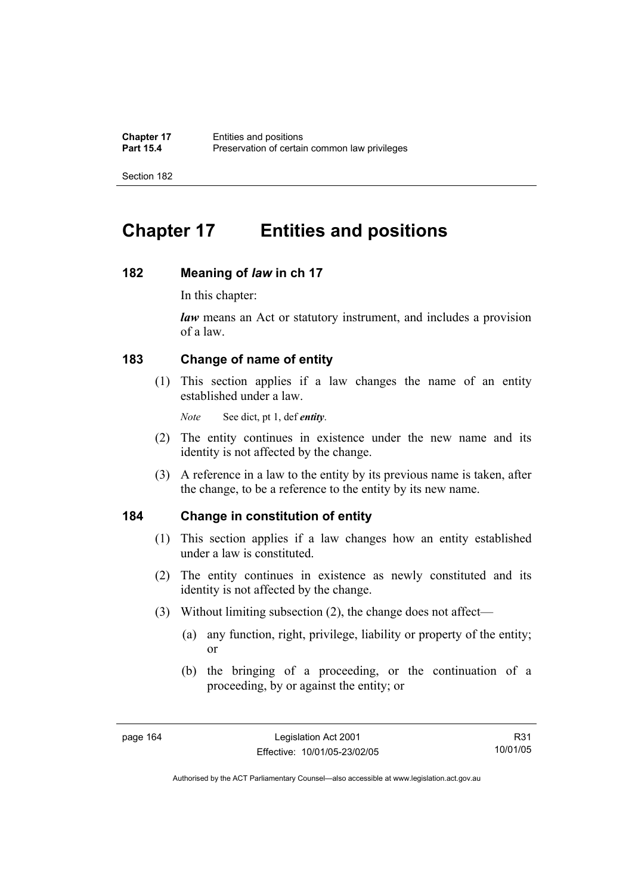# Chapter 17 Entities and positions

## 182 Meaning of *law* in ch 17

In this chapter:

***law*** means an Act or statutory instrument, and includes a provision of a law.

## 183 Change of name of entity

(1) This section applies if a law changes the name of an entity established under a law.

*Note* See dict, pt 1, def ***entity***.

(2) The entity continues in existence under the new name and its identity is not affected by the change.

(3) A reference in a law to the entity by its previous name is taken, after the change, to be a reference to the entity by its new name.

## 184 Change in constitution of entity

(1) This section applies if a law changes how an entity established under a law is constituted.

(2) The entity continues in existence as newly constituted and its identity is not affected by the change.

(3) Without limiting subsection (2), the change does not affect—

(a) any function, right, privilege, liability or property of the entity; or

(b) the bringing of a proceeding, or the continuation of a proceeding, by or against the entity; or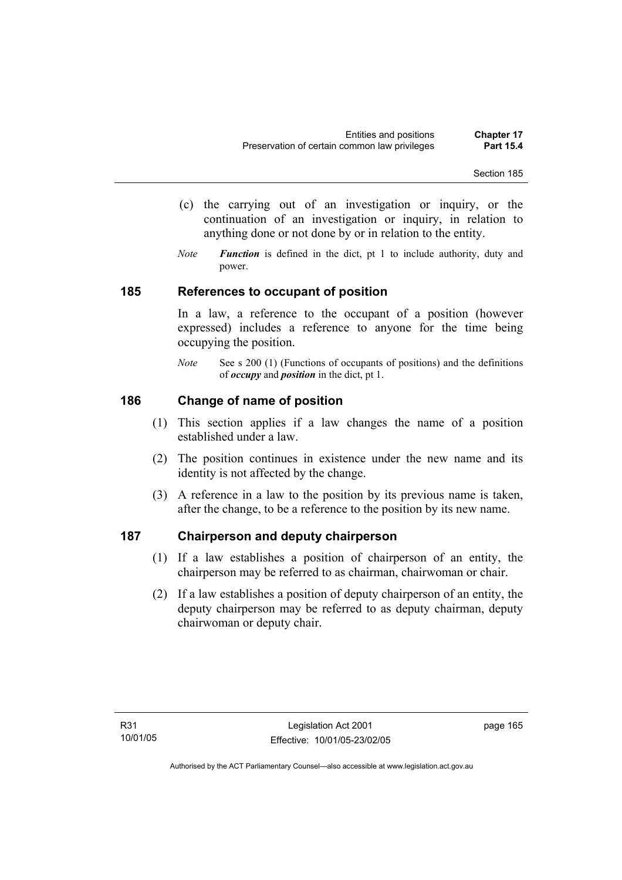(c) the carrying out of an investigation or inquiry, or the continuation of an investigation or inquiry, in relation to anything done or not done by or in relation to the entity.

*Note* ***Function*** is defined in the dict, pt 1 to include authority, duty and power.

## 185 References to occupant of position

In a law, a reference to the occupant of a position (however expressed) includes a reference to anyone for the time being occupying the position.

*Note* See s 200 (1) (Functions of occupants of positions) and the definitions of ***occupy*** and ***position*** in the dict, pt 1.

## 186 Change of name of position

(1) This section applies if a law changes the name of a position established under a law.

(2) The position continues in existence under the new name and its identity is not affected by the change.

(3) A reference in a law to the position by its previous name is taken, after the change, to be a reference to the position by its new name.

## 187 Chairperson and deputy chairperson

(1) If a law establishes a position of chairperson of an entity, the chairperson may be referred to as chairman, chairwoman or chair.

(2) If a law establishes a position of deputy chairperson of an entity, the deputy chairperson may be referred to as deputy chairman, deputy chairwoman or deputy chair.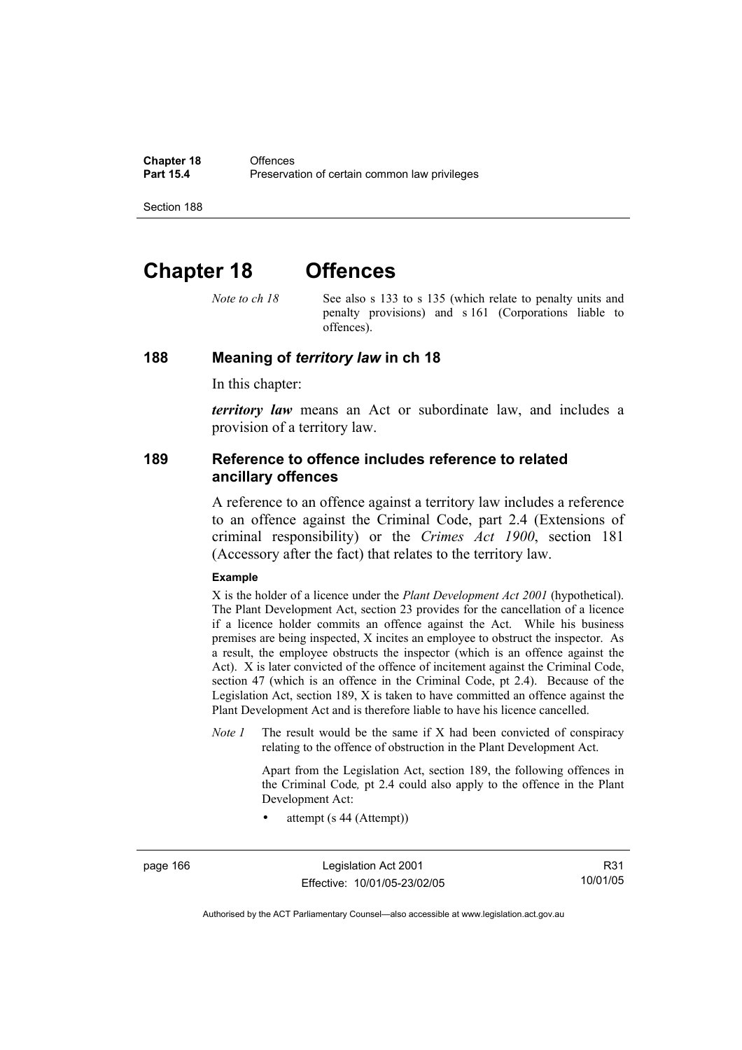# Chapter 18 Offences

*Note to ch 18* See also s 133 to s 135 (which relate to penalty units and penalty provisions) and s 161 (Corporations liable to offences).

## 188 Meaning of *territory law* in ch 18

In this chapter:

***territory law*** means an Act or subordinate law, and includes a provision of a territory law.

## 189 Reference to offence includes reference to related ancillary offences

A reference to an offence against a territory law includes a reference to an offence against the Criminal Code, part 2.4 (Extensions of criminal responsibility) or the *Crimes Act 1900*, section 181 (Accessory after the fact) that relates to the territory law.

**Example**

X is the holder of a licence under the *Plant Development Act 2001* (hypothetical). The Plant Development Act, section 23 provides for the cancellation of a licence if a licence holder commits an offence against the Act. While his business premises are being inspected, X incites an employee to obstruct the inspector. As a result, the employee obstructs the inspector (which is an offence against the Act). X is later convicted of the offence of incitement against the Criminal Code, section 47 (which is an offence in the Criminal Code, pt 2.4). Because of the Legislation Act, section 189, X is taken to have committed an offence against the Plant Development Act and is therefore liable to have his licence cancelled.

*Note 1* The result would be the same if X had been convicted of conspiracy relating to the offence of obstruction in the Plant Development Act.

Apart from the Legislation Act, section 189, the following offences in the Criminal Code*,* pt 2.4 could also apply to the offence in the Plant Development Act:

- attempt (s 44 (Attempt))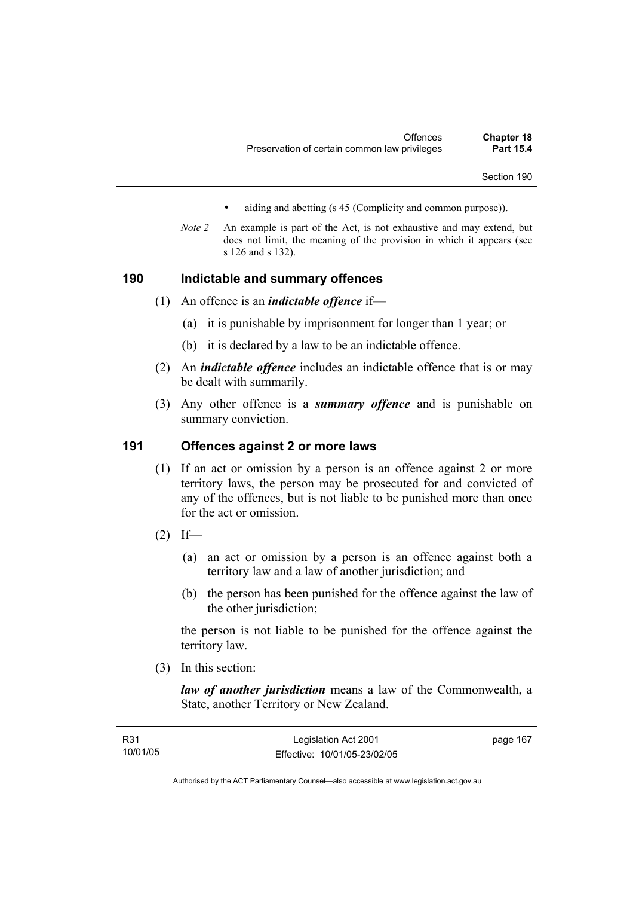- aiding and abetting (s 45 (Complicity and common purpose)).

*Note 2* An example is part of the Act, is not exhaustive and may extend, but does not limit, the meaning of the provision in which it appears (see s 126 and s 132).

## 190 Indictable and summary offences

(1) An offence is an ***indictable offence*** if—

(a) it is punishable by imprisonment for longer than 1 year; or

(b) it is declared by a law to be an indictable offence.

(2) An ***indictable offence*** includes an indictable offence that is or may be dealt with summarily.

(3) Any other offence is a ***summary offence*** and is punishable on summary conviction.

## 191 Offences against 2 or more laws

(1) If an act or omission by a person is an offence against 2 or more territory laws, the person may be prosecuted for and convicted of any of the offences, but is not liable to be punished more than once for the act or omission.

(2) If—

(a) an act or omission by a person is an offence against both a territory law and a law of another jurisdiction; and

(b) the person has been punished for the offence against the law of the other jurisdiction;

the person is not liable to be punished for the offence against the territory law.

(3) In this section:

***law of another jurisdiction*** means a law of the Commonwealth, a State, another Territory or New Zealand.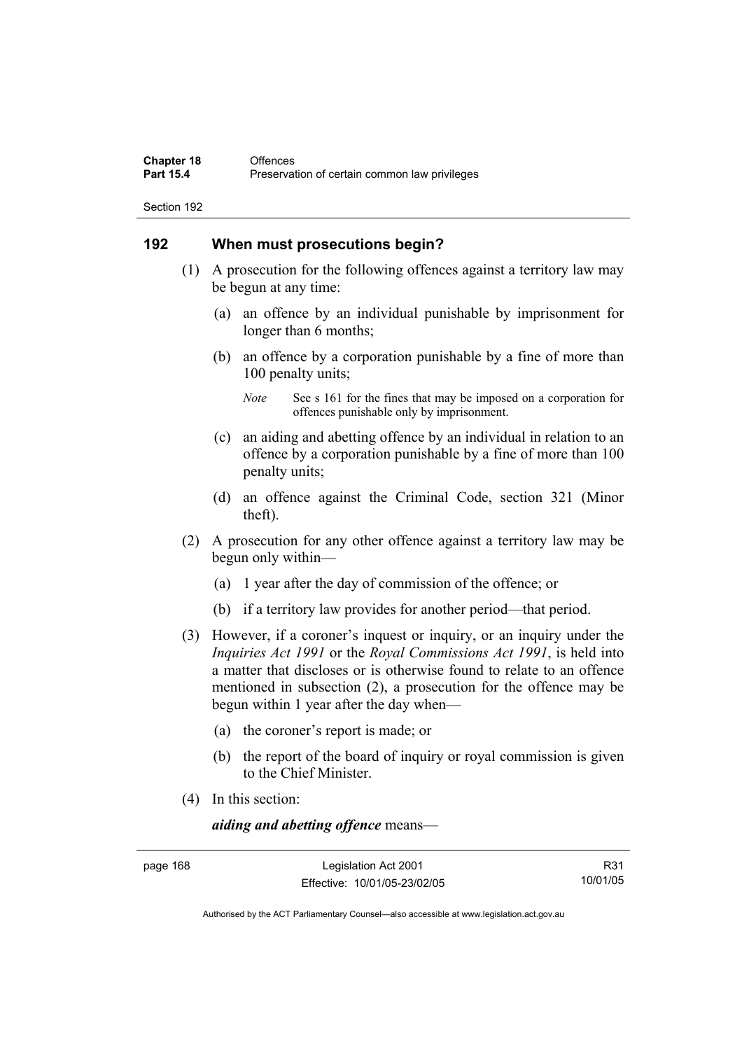## 192 When must prosecutions begin?

(1) A prosecution for the following offences against a territory law may be begun at any time:

(a) an offence by an individual punishable by imprisonment for longer than 6 months;

(b) an offence by a corporation punishable by a fine of more than 100 penalty units;

*Note* See s 161 for the fines that may be imposed on a corporation for offences punishable only by imprisonment.

(c) an aiding and abetting offence by an individual in relation to an offence by a corporation punishable by a fine of more than 100 penalty units;

(d) an offence against the Criminal Code, section 321 (Minor theft).

(2) A prosecution for any other offence against a territory law may be begun only within—

(a) 1 year after the day of commission of the offence; or

(b) if a territory law provides for another period—that period.

(3) However, if a coroner's inquest or inquiry, or an inquiry under the *Inquiries Act 1991* or the *Royal Commissions Act 1991*, is held into a matter that discloses or is otherwise found to relate to an offence mentioned in subsection (2), a prosecution for the offence may be begun within 1 year after the day when—

(a) the coroner's report is made; or

(b) the report of the board of inquiry or royal commission is given to the Chief Minister.

(4) In this section:

***aiding and abetting offence*** means—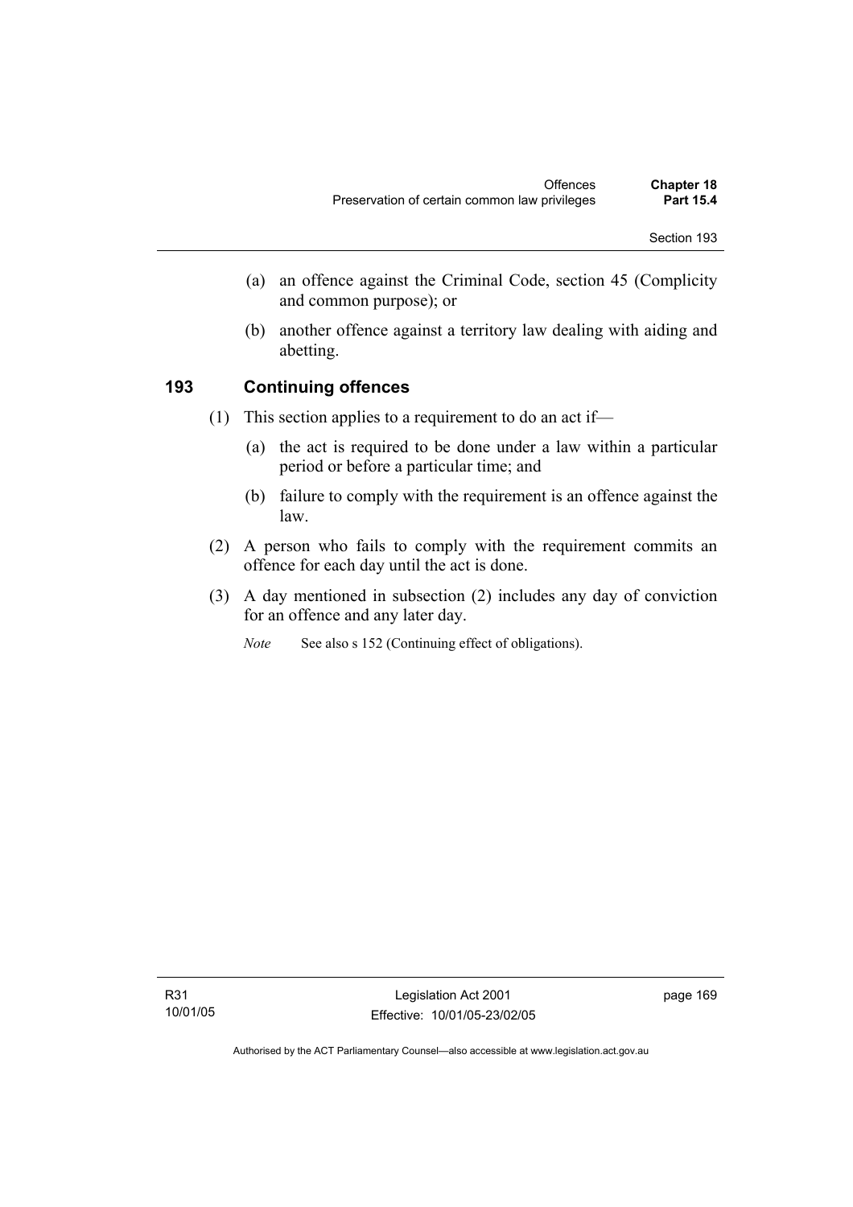(a) an offence against the Criminal Code, section 45 (Complicity and common purpose); or

(b) another offence against a territory law dealing with aiding and abetting.

### 193 Continuing offences

(1) This section applies to a requirement to do an act if—

(a) the act is required to be done under a law within a particular period or before a particular time; and

(b) failure to comply with the requirement is an offence against the law.

(2) A person who fails to comply with the requirement commits an offence for each day until the act is done.

(3) A day mentioned in subsection (2) includes any day of conviction for an offence and any later day.

*Note* See also s 152 (Continuing effect of obligations).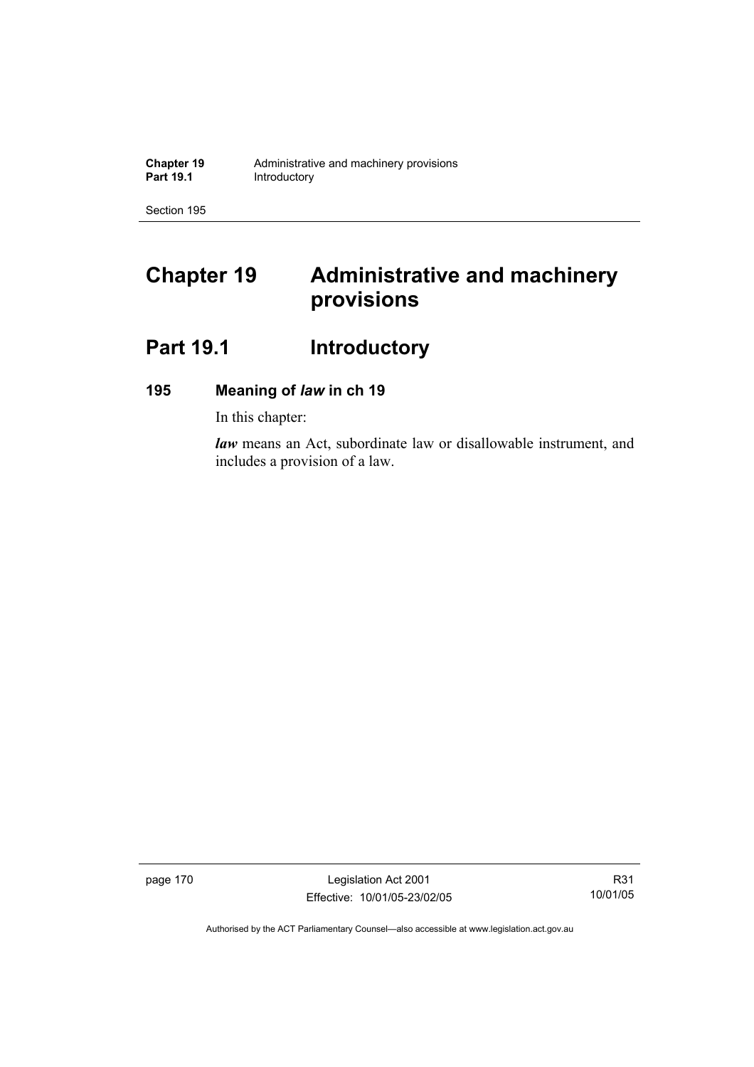# Chapter 19 Administrative and machinery provisions

## Part 19.1 Introductory

### 195 Meaning of *law* in ch 19

In this chapter:

***law*** means an Act, subordinate law or disallowable instrument, and includes a provision of a law.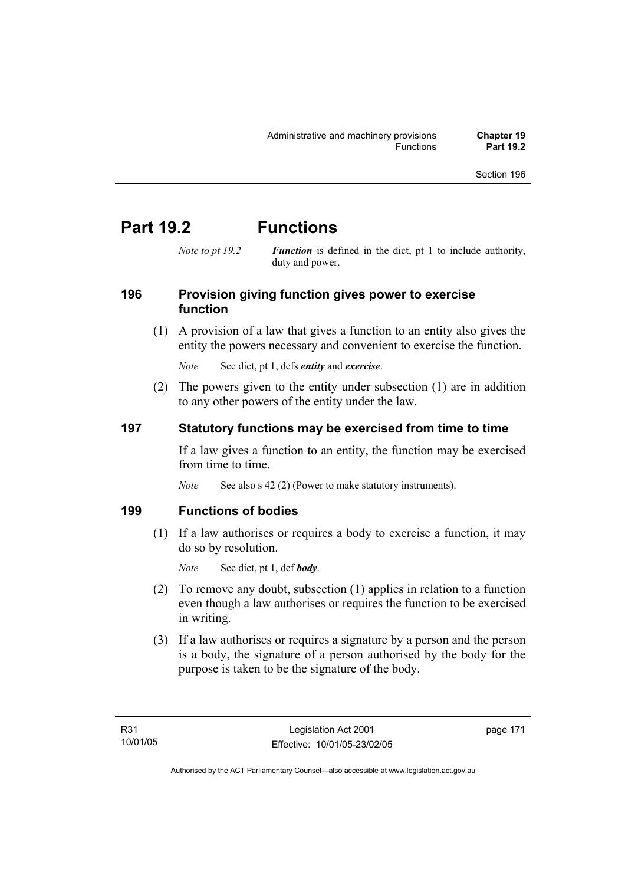# Part 19.2 Functions

*Note to pt 19.2* ***Function*** is defined in the dict, pt 1 to include authority, duty and power.

## 196 Provision giving function gives power to exercise function

(1) A provision of a law that gives a function to an entity also gives the entity the powers necessary and convenient to exercise the function.

*Note* See dict, pt 1, defs ***entity*** and ***exercise***.

(2) The powers given to the entity under subsection (1) are in addition to any other powers of the entity under the law.

## 197 Statutory functions may be exercised from time to time

If a law gives a function to an entity, the function may be exercised from time to time.

*Note* See also s 42 (2) (Power to make statutory instruments).

## 199 Functions of bodies

(1) If a law authorises or requires a body to exercise a function, it may do so by resolution.

*Note* See dict, pt 1, def ***body***.

(2) To remove any doubt, subsection (1) applies in relation to a function even though a law authorises or requires the function to be exercised in writing.

(3) If a law authorises or requires a signature by a person and the person is a body, the signature of a person authorised by the body for the purpose is taken to be the signature of the body.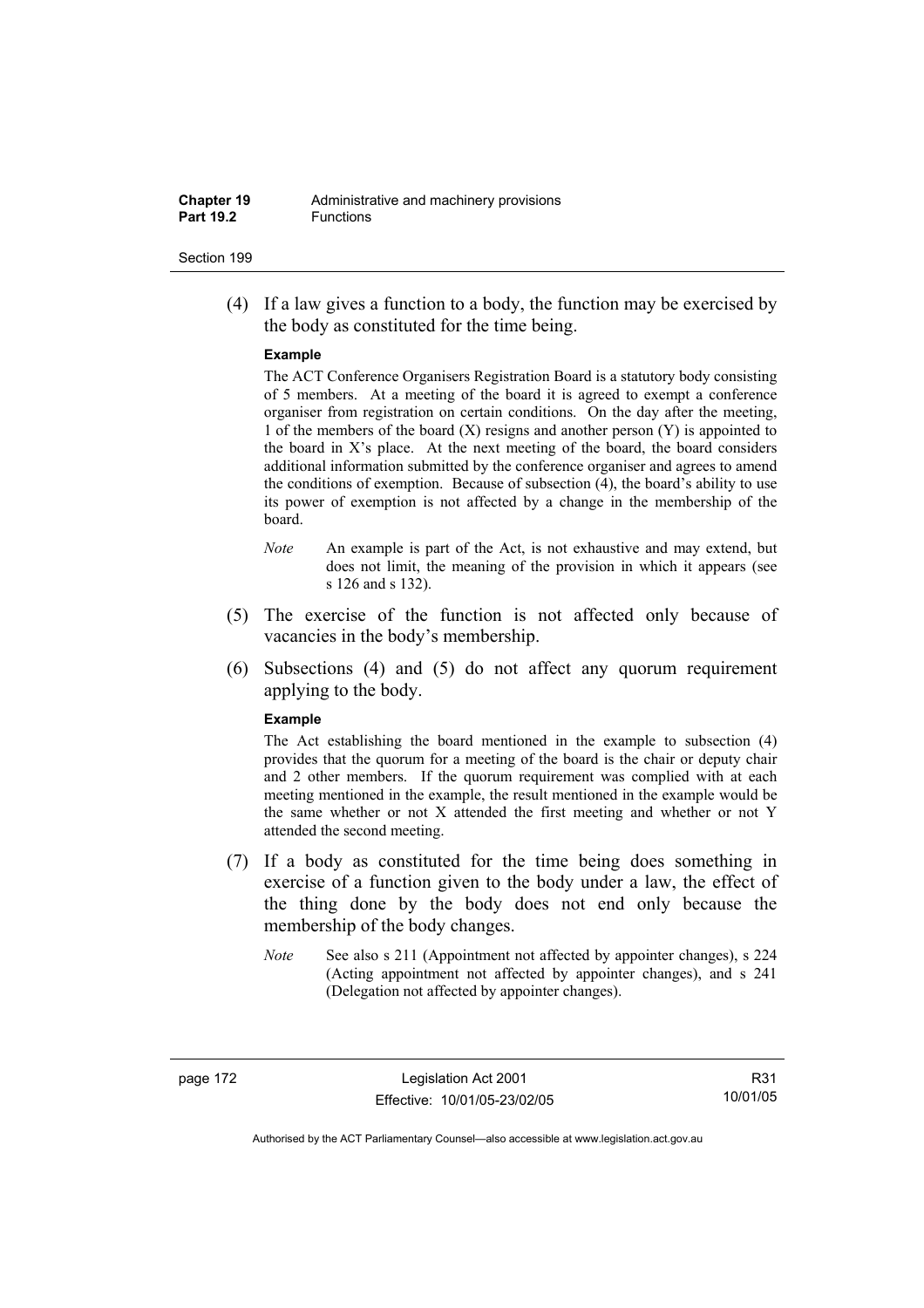(4) If a law gives a function to a body, the function may be exercised by the body as constituted for the time being.

**Example**

The ACT Conference Organisers Registration Board is a statutory body consisting of 5 members. At a meeting of the board it is agreed to exempt a conference organiser from registration on certain conditions. On the day after the meeting, 1 of the members of the board (X) resigns and another person (Y) is appointed to the board in X's place. At the next meeting of the board, the board considers additional information submitted by the conference organiser and agrees to amend the conditions of exemption. Because of subsection (4), the board's ability to use its power of exemption is not affected by a change in the membership of the board.

*Note* An example is part of the Act, is not exhaustive and may extend, but does not limit, the meaning of the provision in which it appears (see s 126 and s 132).

(5) The exercise of the function is not affected only because of vacancies in the body's membership.

(6) Subsections (4) and (5) do not affect any quorum requirement applying to the body.

**Example**

The Act establishing the board mentioned in the example to subsection (4) provides that the quorum for a meeting of the board is the chair or deputy chair and 2 other members. If the quorum requirement was complied with at each meeting mentioned in the example, the result mentioned in the example would be the same whether or not X attended the first meeting and whether or not Y attended the second meeting.

(7) If a body as constituted for the time being does something in exercise of a function given to the body under a law, the effect of the thing done by the body does not end only because the membership of the body changes.

*Note* See also s 211 (Appointment not affected by appointer changes), s 224 (Acting appointment not affected by appointer changes), and s 241 (Delegation not affected by appointer changes).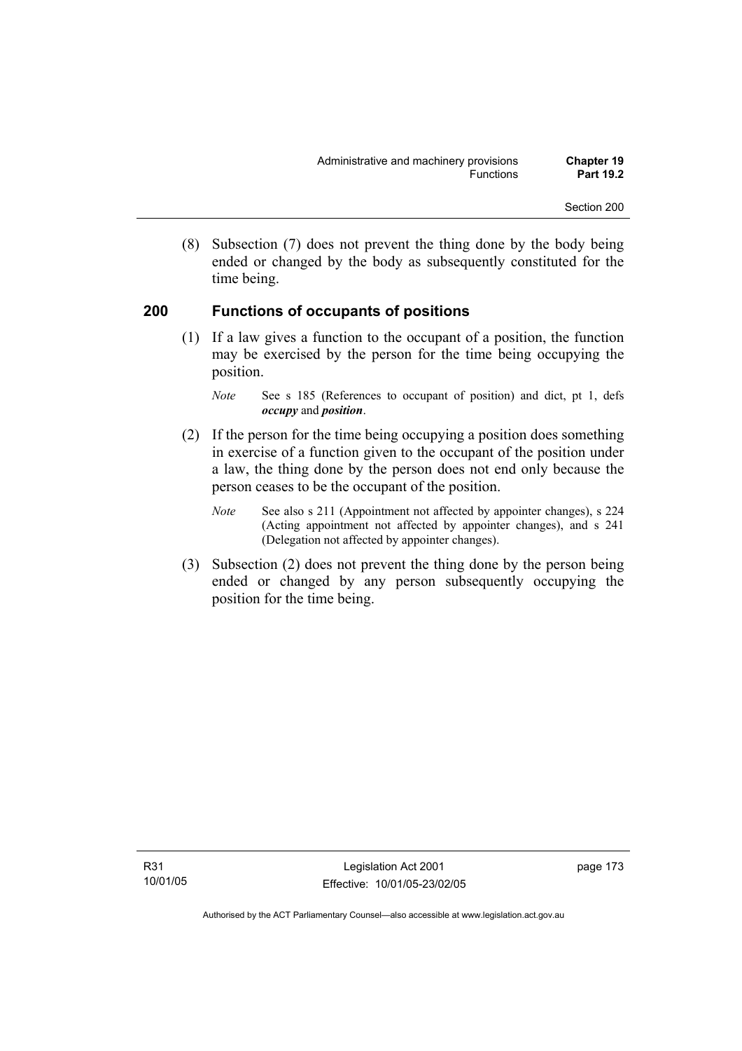(8) Subsection (7) does not prevent the thing done by the body being ended or changed by the body as subsequently constituted for the time being.

## 200 Functions of occupants of positions

(1) If a law gives a function to the occupant of a position, the function may be exercised by the person for the time being occupying the position.

*Note* See s 185 (References to occupant of position) and dict, pt 1, defs ***occupy*** and ***position***.

(2) If the person for the time being occupying a position does something in exercise of a function given to the occupant of the position under a law, the thing done by the person does not end only because the person ceases to be the occupant of the position.

*Note* See also s 211 (Appointment not affected by appointer changes), s 224 (Acting appointment not affected by appointer changes), and s 241 (Delegation not affected by appointer changes).

(3) Subsection (2) does not prevent the thing done by the person being ended or changed by any person subsequently occupying the position for the time being.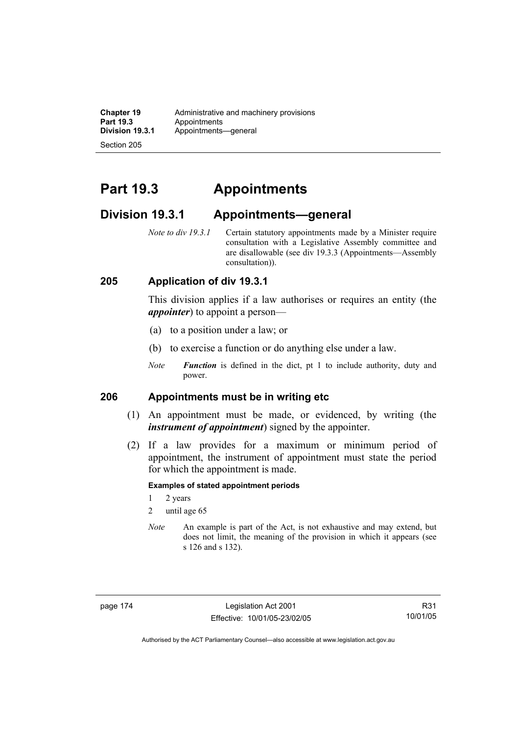# Part 19.3 Appointments

## Division 19.3.1 Appointments—general

*Note to div 19.3.1* Certain statutory appointments made by a Minister require consultation with a Legislative Assembly committee and are disallowable (see div 19.3.3 (Appointments—Assembly consultation)).

### 205 Application of div 19.3.1

This division applies if a law authorises or requires an entity (the ***appointer***) to appoint a person—

(a) to a position under a law; or

(b) to exercise a function or do anything else under a law.

*Note* ***Function*** is defined in the dict, pt 1 to include authority, duty and power.

### 206 Appointments must be in writing etc

(1) An appointment must be made, or evidenced, by writing (the ***instrument of appointment***) signed by the appointer.

(2) If a law provides for a maximum or minimum period of appointment, the instrument of appointment must state the period for which the appointment is made.

**Examples of stated appointment periods**

1 2 years

2 until age 65

*Note* An example is part of the Act, is not exhaustive and may extend, but does not limit, the meaning of the provision in which it appears (see s 126 and s 132).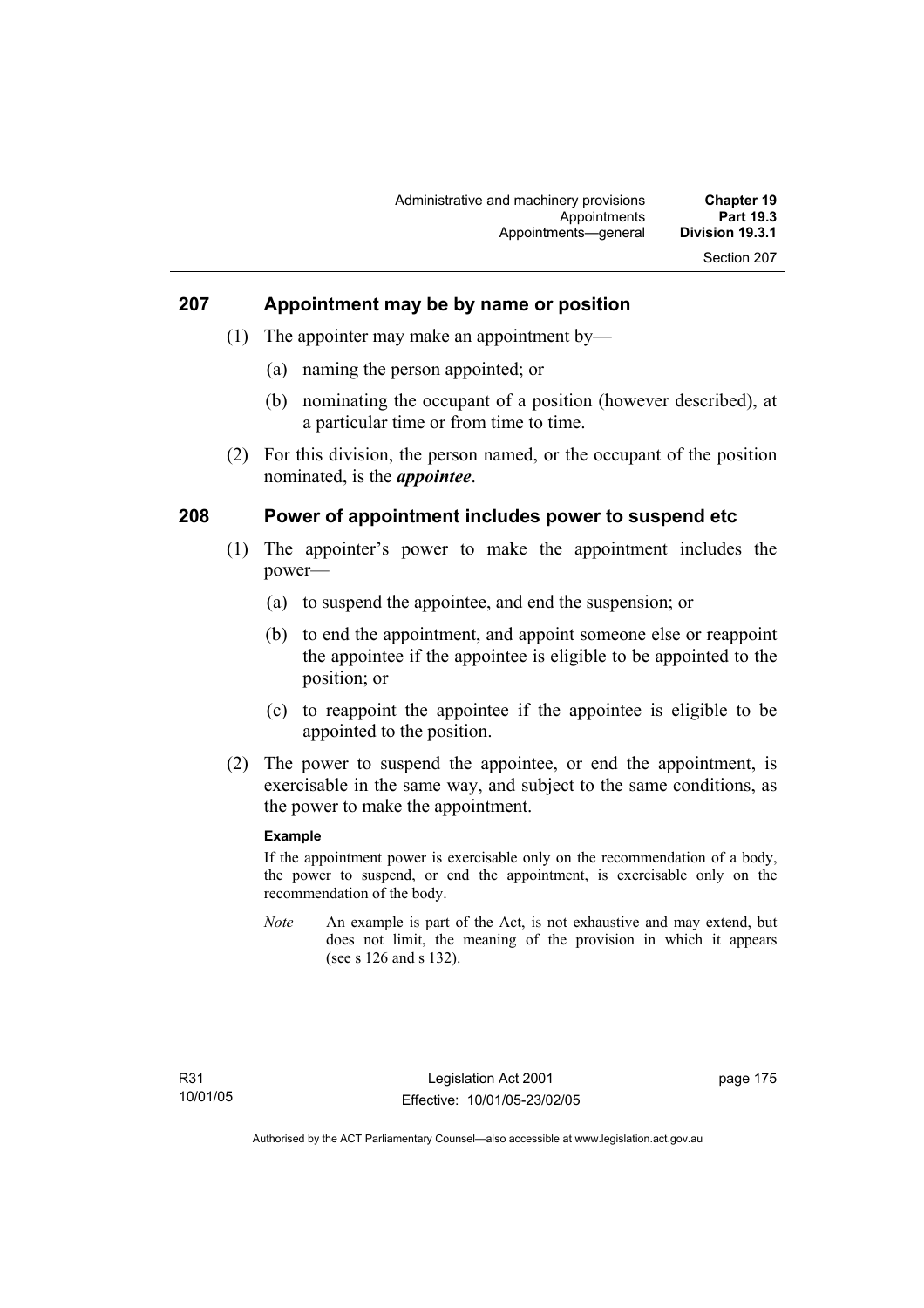## 207 Appointment may be by name or position

(1) The appointer may make an appointment by—

(a) naming the person appointed; or

(b) nominating the occupant of a position (however described), at a particular time or from time to time.

(2) For this division, the person named, or the occupant of the position nominated, is the ***appointee***.

## 208 Power of appointment includes power to suspend etc

(1) The appointer's power to make the appointment includes the power—

(a) to suspend the appointee, and end the suspension; or

(b) to end the appointment, and appoint someone else or reappoint the appointee if the appointee is eligible to be appointed to the position; or

(c) to reappoint the appointee if the appointee is eligible to be appointed to the position.

(2) The power to suspend the appointee, or end the appointment, is exercisable in the same way, and subject to the same conditions, as the power to make the appointment.

**Example**

If the appointment power is exercisable only on the recommendation of a body, the power to suspend, or end the appointment, is exercisable only on the recommendation of the body.

*Note* An example is part of the Act, is not exhaustive and may extend, but does not limit, the meaning of the provision in which it appears (see s 126 and s 132).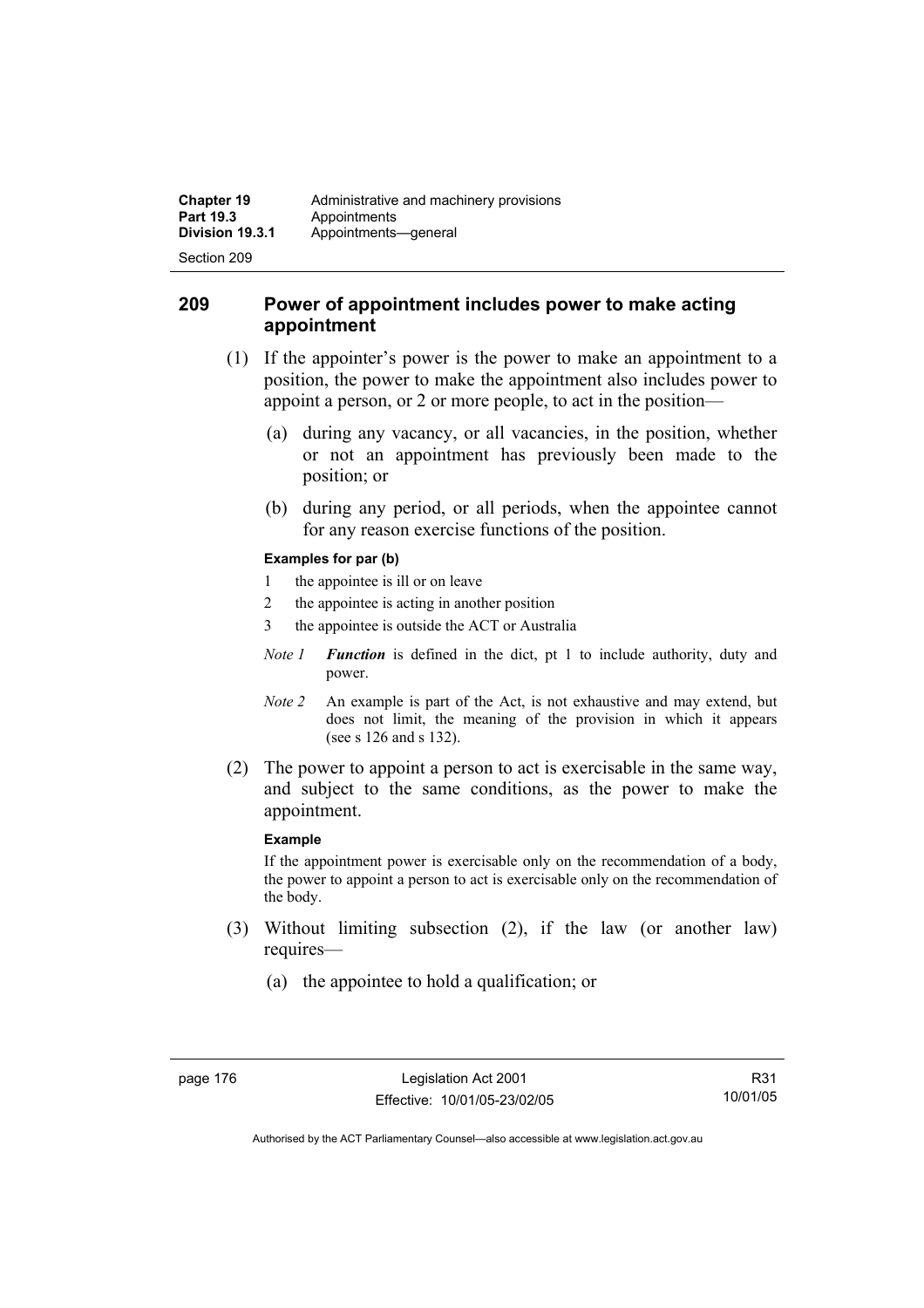## 209 Power of appointment includes power to make acting appointment

(1) If the appointer's power is the power to make an appointment to a position, the power to make the appointment also includes power to appoint a person, or 2 or more people, to act in the position—

(a) during any vacancy, or all vacancies, in the position, whether or not an appointment has previously been made to the position; or

(b) during any period, or all periods, when the appointee cannot for any reason exercise functions of the position.

**Examples for par (b)**

1 the appointee is ill or on leave

2 the appointee is acting in another position

3 the appointee is outside the ACT or Australia

*Note 1* ***Function*** is defined in the dict, pt 1 to include authority, duty and power.

*Note 2* An example is part of the Act, is not exhaustive and may extend, but does not limit, the meaning of the provision in which it appears (see s 126 and s 132).

(2) The power to appoint a person to act is exercisable in the same way, and subject to the same conditions, as the power to make the appointment.

**Example**

If the appointment power is exercisable only on the recommendation of a body, the power to appoint a person to act is exercisable only on the recommendation of the body.

(3) Without limiting subsection (2), if the law (or another law) requires—

(a) the appointee to hold a qualification; or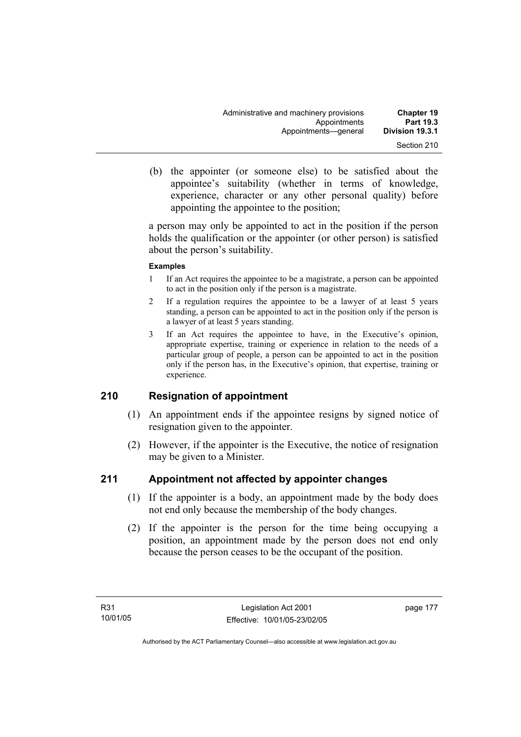(b) the appointer (or someone else) to be satisfied about the appointee's suitability (whether in terms of knowledge, experience, character or any other personal quality) before appointing the appointee to the position;

a person may only be appointed to act in the position if the person holds the qualification or the appointer (or other person) is satisfied about the person's suitability.

**Examples**

1 If an Act requires the appointee to be a magistrate, a person can be appointed to act in the position only if the person is a magistrate.

2 If a regulation requires the appointee to be a lawyer of at least 5 years standing, a person can be appointed to act in the position only if the person is a lawyer of at least 5 years standing.

3 If an Act requires the appointee to have, in the Executive's opinion, appropriate expertise, training or experience in relation to the needs of a particular group of people, a person can be appointed to act in the position only if the person has, in the Executive's opinion, that expertise, training or experience.

## 210 Resignation of appointment

(1) An appointment ends if the appointee resigns by signed notice of resignation given to the appointer.

(2) However, if the appointer is the Executive, the notice of resignation may be given to a Minister.

## 211 Appointment not affected by appointer changes

(1) If the appointer is a body, an appointment made by the body does not end only because the membership of the body changes.

(2) If the appointer is the person for the time being occupying a position, an appointment made by the person does not end only because the person ceases to be the occupant of the position.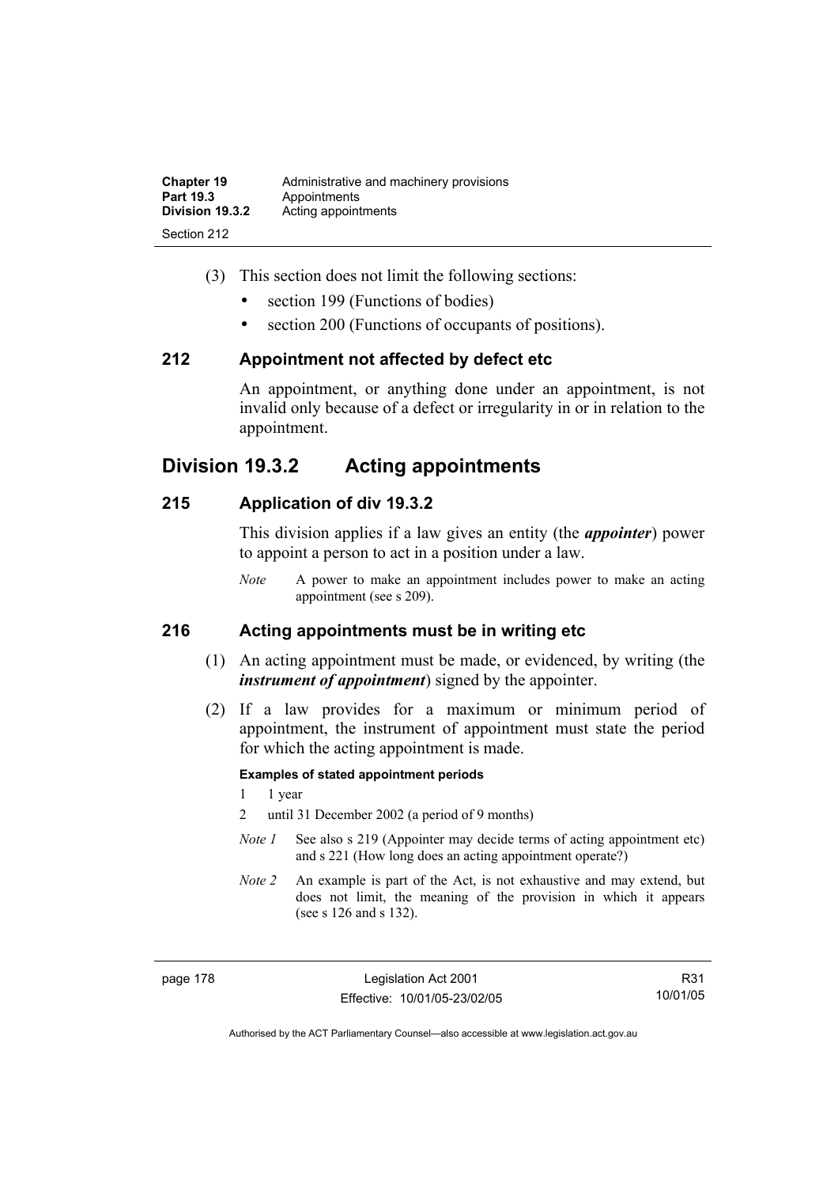(3) This section does not limit the following sections:

- section 199 (Functions of bodies)
- section 200 (Functions of occupants of positions).

### 212 Appointment not affected by defect etc

An appointment, or anything done under an appointment, is not invalid only because of a defect or irregularity in or in relation to the appointment.

## Division 19.3.2 Acting appointments

### 215 Application of div 19.3.2

This division applies if a law gives an entity (the ***appointer***) power to appoint a person to act in a position under a law.

*Note* A power to make an appointment includes power to make an acting appointment (see s 209).

### 216 Acting appointments must be in writing etc

(1) An acting appointment must be made, or evidenced, by writing (the ***instrument of appointment***) signed by the appointer.

(2) If a law provides for a maximum or minimum period of appointment, the instrument of appointment must state the period for which the acting appointment is made.

**Examples of stated appointment periods**

1 1 year

2 until 31 December 2002 (a period of 9 months)

*Note 1* See also s 219 (Appointer may decide terms of acting appointment etc) and s 221 (How long does an acting appointment operate?)

*Note 2* An example is part of the Act, is not exhaustive and may extend, but does not limit, the meaning of the provision in which it appears (see s 126 and s 132).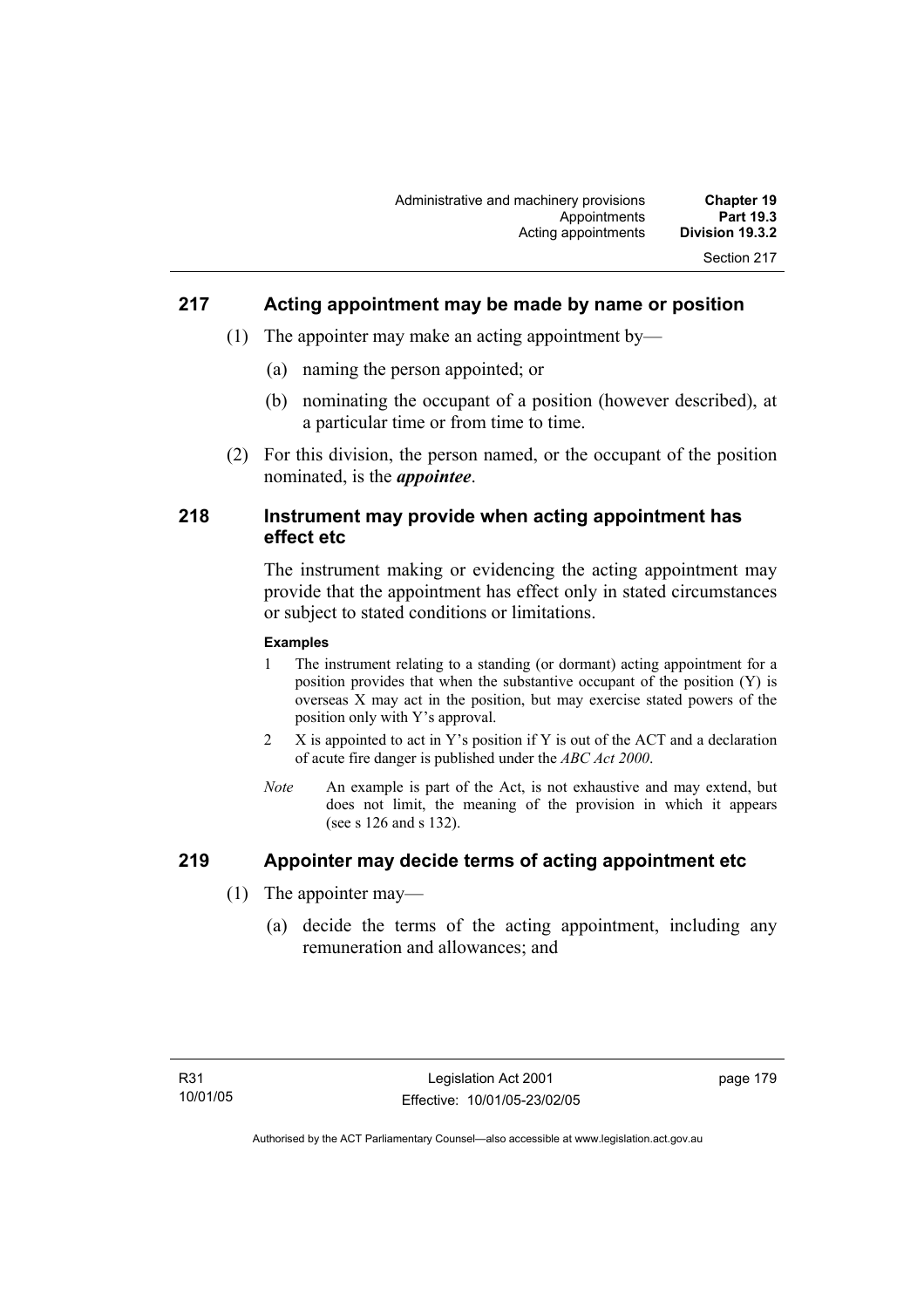## 217 Acting appointment may be made by name or position

(1) The appointer may make an acting appointment by—

(a) naming the person appointed; or

(b) nominating the occupant of a position (however described), at a particular time or from time to time.

(2) For this division, the person named, or the occupant of the position nominated, is the ***appointee***.

## 218 Instrument may provide when acting appointment has effect etc

The instrument making or evidencing the acting appointment may provide that the appointment has effect only in stated circumstances or subject to stated conditions or limitations.

**Examples**

1 The instrument relating to a standing (or dormant) acting appointment for a position provides that when the substantive occupant of the position (Y) is overseas X may act in the position, but may exercise stated powers of the position only with Y's approval.

2 X is appointed to act in Y's position if Y is out of the ACT and a declaration of acute fire danger is published under the *ABC Act 2000*.

*Note* An example is part of the Act, is not exhaustive and may extend, but does not limit, the meaning of the provision in which it appears (see s 126 and s 132).

## 219 Appointer may decide terms of acting appointment etc

(1) The appointer may—

(a) decide the terms of the acting appointment, including any remuneration and allowances; and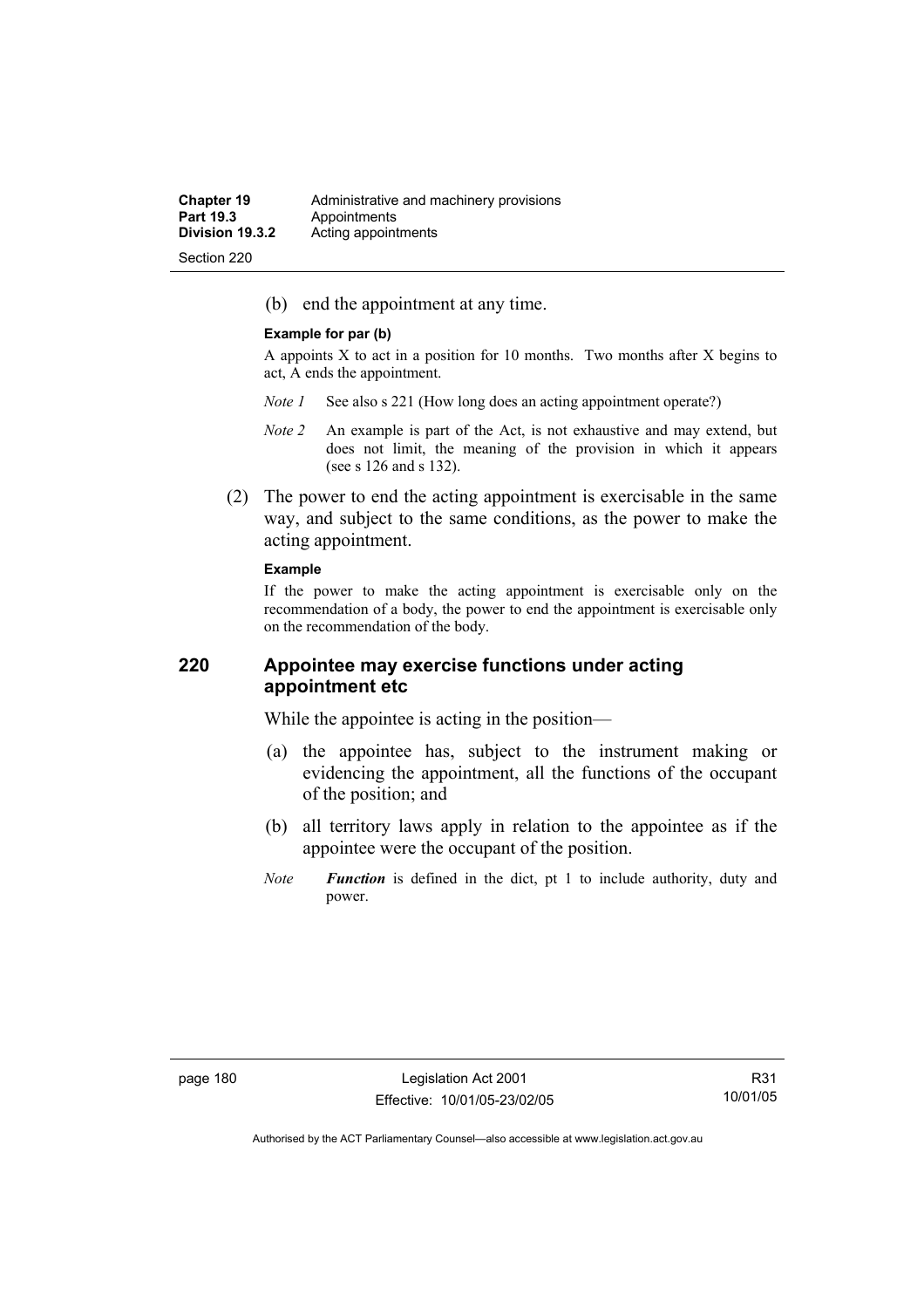(b) end the appointment at any time.

**Example for par (b)**

A appoints X to act in a position for 10 months. Two months after X begins to act, A ends the appointment.

*Note 1* See also s 221 (How long does an acting appointment operate?)

*Note 2* An example is part of the Act, is not exhaustive and may extend, but does not limit, the meaning of the provision in which it appears (see s 126 and s 132).

(2) The power to end the acting appointment is exercisable in the same way, and subject to the same conditions, as the power to make the acting appointment.

**Example**

If the power to make the acting appointment is exercisable only on the recommendation of a body, the power to end the appointment is exercisable only on the recommendation of the body.

## 220 Appointee may exercise functions under acting appointment etc

While the appointee is acting in the position—

(a) the appointee has, subject to the instrument making or evidencing the appointment, all the functions of the occupant of the position; and

(b) all territory laws apply in relation to the appointee as if the appointee were the occupant of the position.

*Note* ***Function*** is defined in the dict, pt 1 to include authority, duty and power.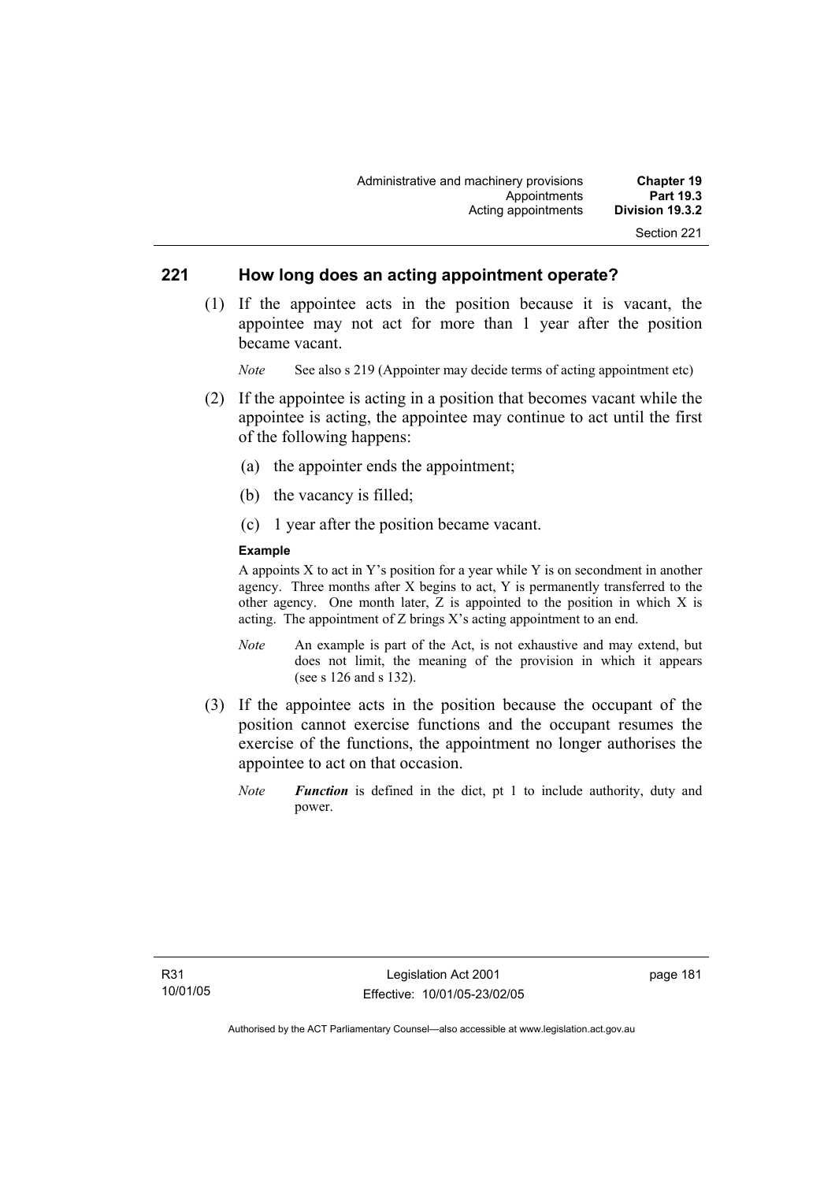## 221 How long does an acting appointment operate?

(1) If the appointee acts in the position because it is vacant, the appointee may not act for more than 1 year after the position became vacant.

*Note* See also s 219 (Appointer may decide terms of acting appointment etc)

(2) If the appointee is acting in a position that becomes vacant while the appointee is acting, the appointee may continue to act until the first of the following happens:

(a) the appointer ends the appointment;

(b) the vacancy is filled;

(c) 1 year after the position became vacant.

**Example**

A appoints X to act in Y's position for a year while Y is on secondment in another agency. Three months after X begins to act, Y is permanently transferred to the other agency. One month later, Z is appointed to the position in which X is acting. The appointment of Z brings X's acting appointment to an end.

*Note* An example is part of the Act, is not exhaustive and may extend, but does not limit, the meaning of the provision in which it appears (see s 126 and s 132).

(3) If the appointee acts in the position because the occupant of the position cannot exercise functions and the occupant resumes the exercise of the functions, the appointment no longer authorises the appointee to act on that occasion.

*Note* ***Function*** is defined in the dict, pt 1 to include authority, duty and power.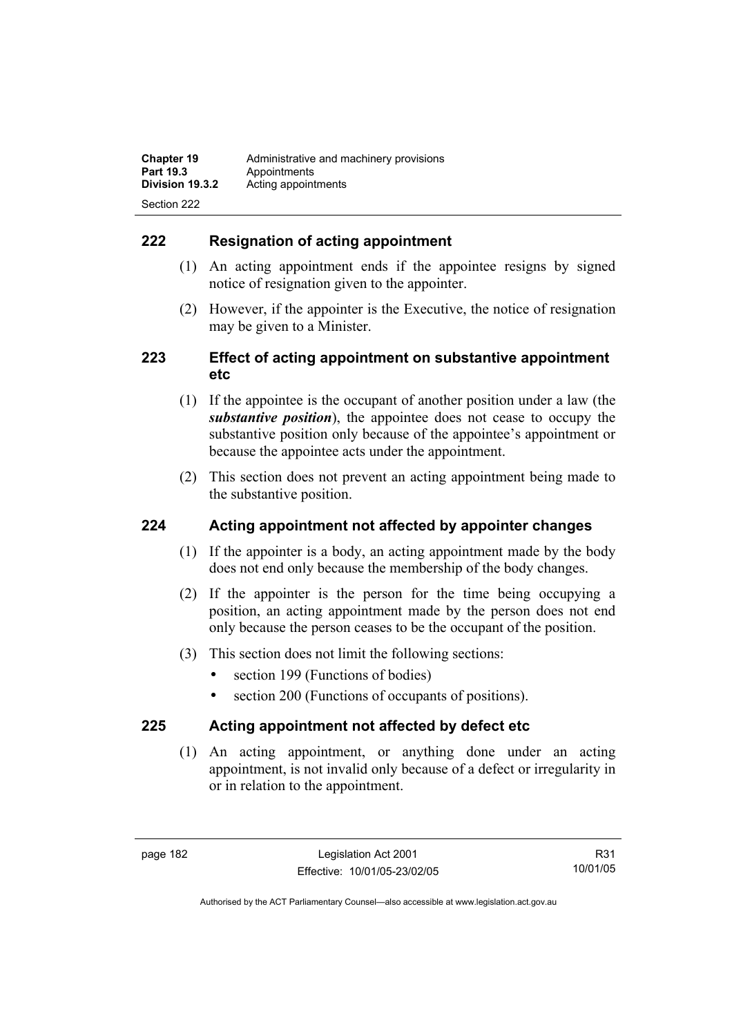## 222 Resignation of acting appointment

(1) An acting appointment ends if the appointee resigns by signed notice of resignation given to the appointer.

(2) However, if the appointer is the Executive, the notice of resignation may be given to a Minister.

## 223 Effect of acting appointment on substantive appointment etc

(1) If the appointee is the occupant of another position under a law (the ***substantive position***), the appointee does not cease to occupy the substantive position only because of the appointee's appointment or because the appointee acts under the appointment.

(2) This section does not prevent an acting appointment being made to the substantive position.

## 224 Acting appointment not affected by appointer changes

(1) If the appointer is a body, an acting appointment made by the body does not end only because the membership of the body changes.

(2) If the appointer is the person for the time being occupying a position, an acting appointment made by the person does not end only because the person ceases to be the occupant of the position.

(3) This section does not limit the following sections:

- section 199 (Functions of bodies)
- section 200 (Functions of occupants of positions).

## 225 Acting appointment not affected by defect etc

(1) An acting appointment, or anything done under an acting appointment, is not invalid only because of a defect or irregularity in or in relation to the appointment.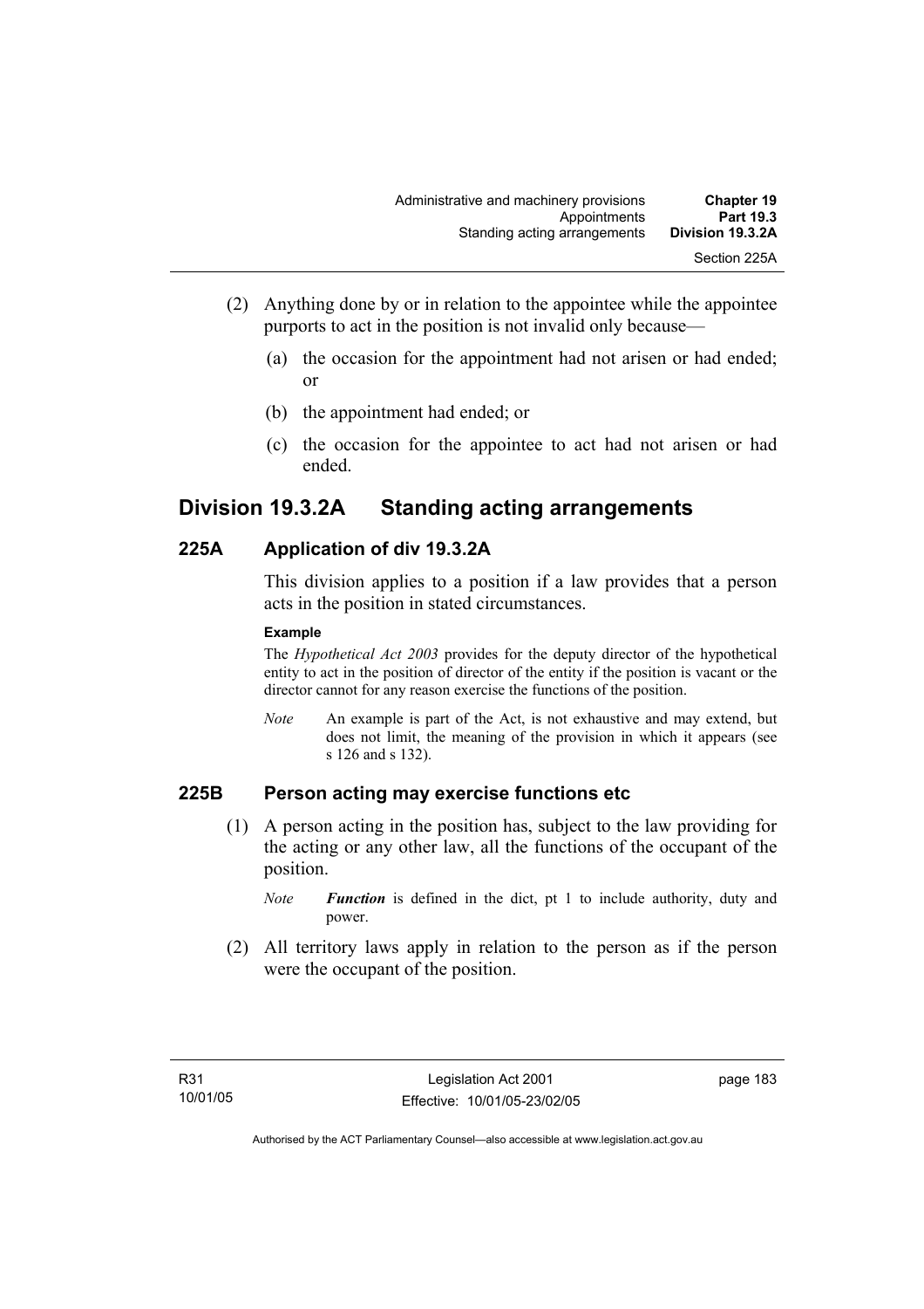(2) Anything done by or in relation to the appointee while the appointee purports to act in the position is not invalid only because—

(a) the occasion for the appointment had not arisen or had ended; or

(b) the appointment had ended; or

(c) the occasion for the appointee to act had not arisen or had ended.

## Division 19.3.2A Standing acting arrangements

### 225A Application of div 19.3.2A

This division applies to a position if a law provides that a person acts in the position in stated circumstances.

**Example**

The *Hypothetical Act 2003* provides for the deputy director of the hypothetical entity to act in the position of director of the entity if the position is vacant or the director cannot for any reason exercise the functions of the position.

*Note* An example is part of the Act, is not exhaustive and may extend, but does not limit, the meaning of the provision in which it appears (see s 126 and s 132).

### 225B Person acting may exercise functions etc

(1) A person acting in the position has, subject to the law providing for the acting or any other law, all the functions of the occupant of the position.

*Note* ***Function*** is defined in the dict, pt 1 to include authority, duty and power.

(2) All territory laws apply in relation to the person as if the person were the occupant of the position.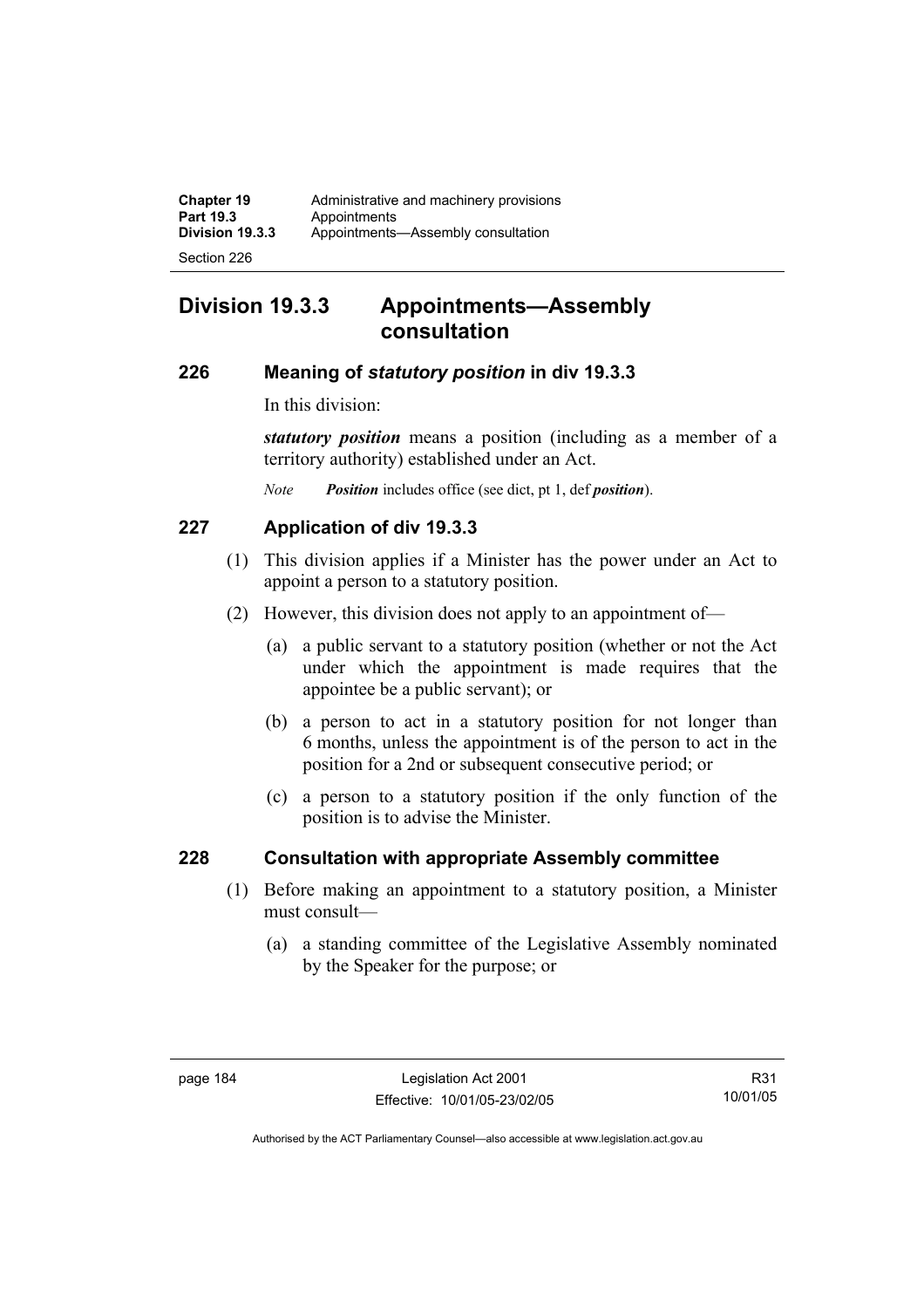## Division 19.3.3 Appointments—Assembly consultation

### 226 Meaning of *statutory position* in div 19.3.3

In this division:

***statutory position*** means a position (including as a member of a territory authority) established under an Act.

*Note* ***Position*** includes office (see dict, pt 1, def ***position***).

### 227 Application of div 19.3.3

(1) This division applies if a Minister has the power under an Act to appoint a person to a statutory position.

(2) However, this division does not apply to an appointment of—

(a) a public servant to a statutory position (whether or not the Act under which the appointment is made requires that the appointee be a public servant); or

(b) a person to act in a statutory position for not longer than 6 months, unless the appointment is of the person to act in the position for a 2nd or subsequent consecutive period; or

(c) a person to a statutory position if the only function of the position is to advise the Minister.

### 228 Consultation with appropriate Assembly committee

(1) Before making an appointment to a statutory position, a Minister must consult—

(a) a standing committee of the Legislative Assembly nominated by the Speaker for the purpose; or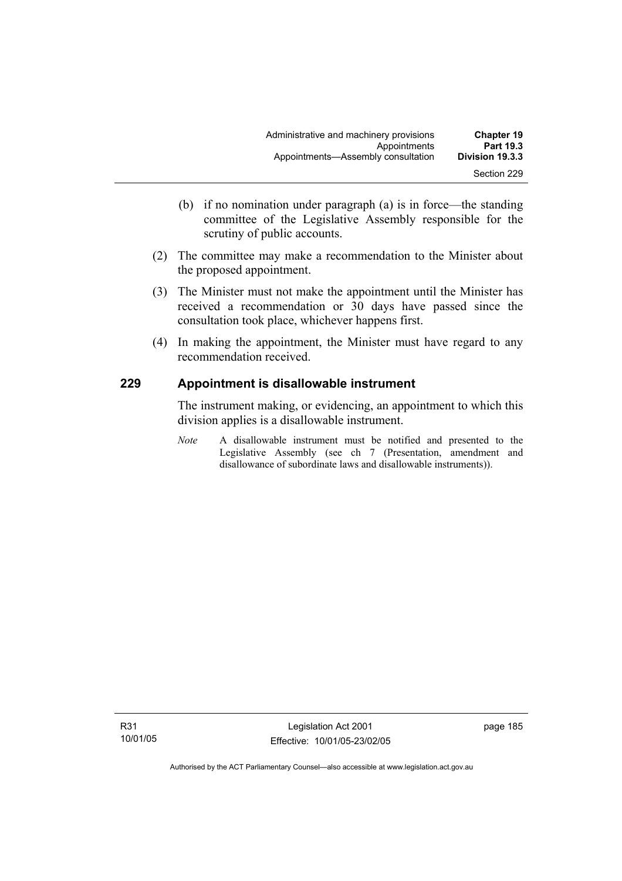(b) if no nomination under paragraph (a) is in force—the standing committee of the Legislative Assembly responsible for the scrutiny of public accounts.

(2) The committee may make a recommendation to the Minister about the proposed appointment.

(3) The Minister must not make the appointment until the Minister has received a recommendation or 30 days have passed since the consultation took place, whichever happens first.

(4) In making the appointment, the Minister must have regard to any recommendation received.

## 229 Appointment is disallowable instrument

The instrument making, or evidencing, an appointment to which this division applies is a disallowable instrument.

*Note* A disallowable instrument must be notified and presented to the Legislative Assembly (see ch 7 (Presentation, amendment and disallowance of subordinate laws and disallowable instruments)).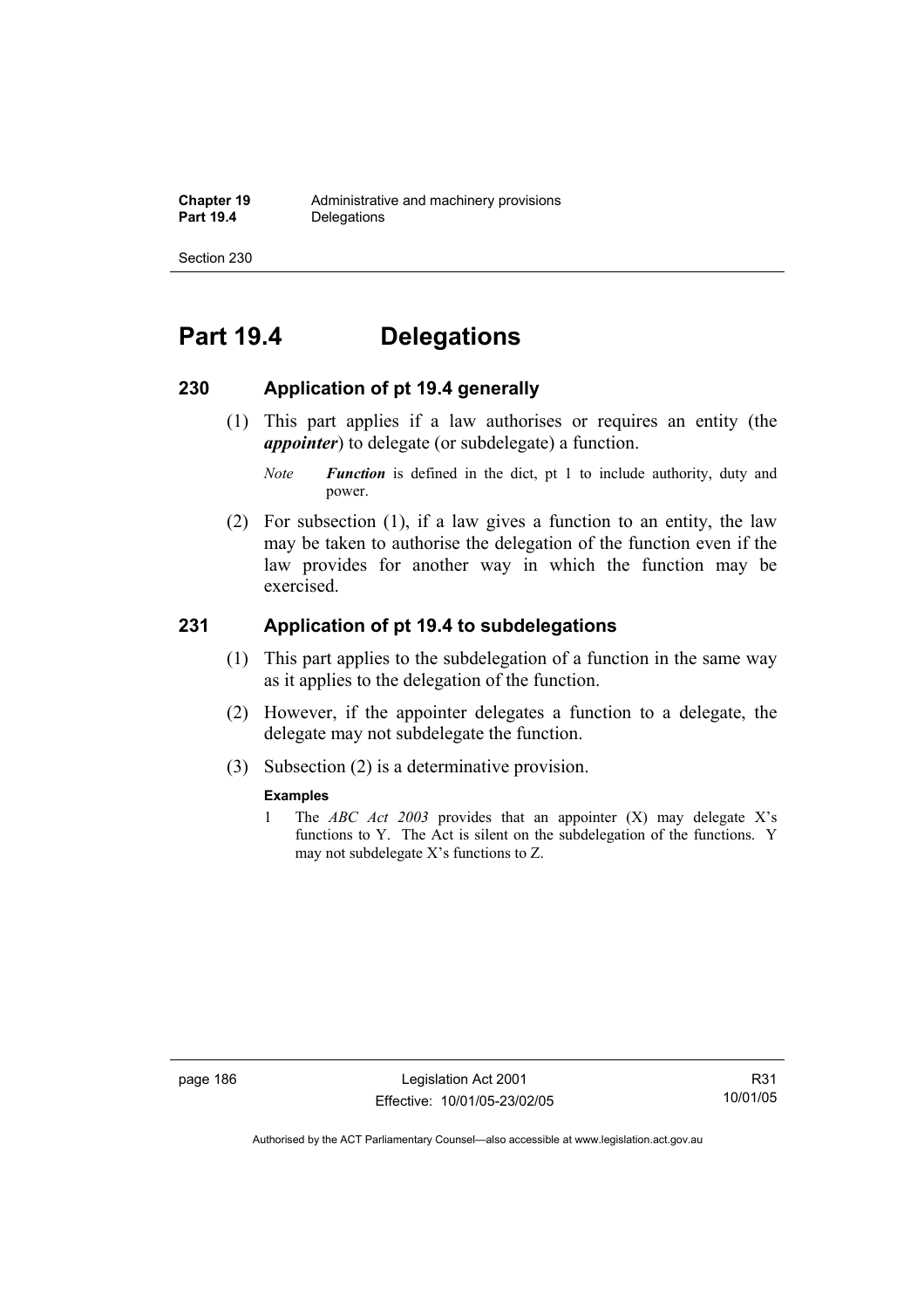# Part 19.4 Delegations

## 230 Application of pt 19.4 generally

(1) This part applies if a law authorises or requires an entity (the ***appointer***) to delegate (or subdelegate) a function.

*Note* ***Function*** is defined in the dict, pt 1 to include authority, duty and power.

(2) For subsection (1), if a law gives a function to an entity, the law may be taken to authorise the delegation of the function even if the law provides for another way in which the function may be exercised.

## 231 Application of pt 19.4 to subdelegations

(1) This part applies to the subdelegation of a function in the same way as it applies to the delegation of the function.

(2) However, if the appointer delegates a function to a delegate, the delegate may not subdelegate the function.

(3) Subsection (2) is a determinative provision.

**Examples**

1 The *ABC Act 2003* provides that an appointer (X) may delegate X's functions to Y. The Act is silent on the subdelegation of the functions. Y may not subdelegate X's functions to Z.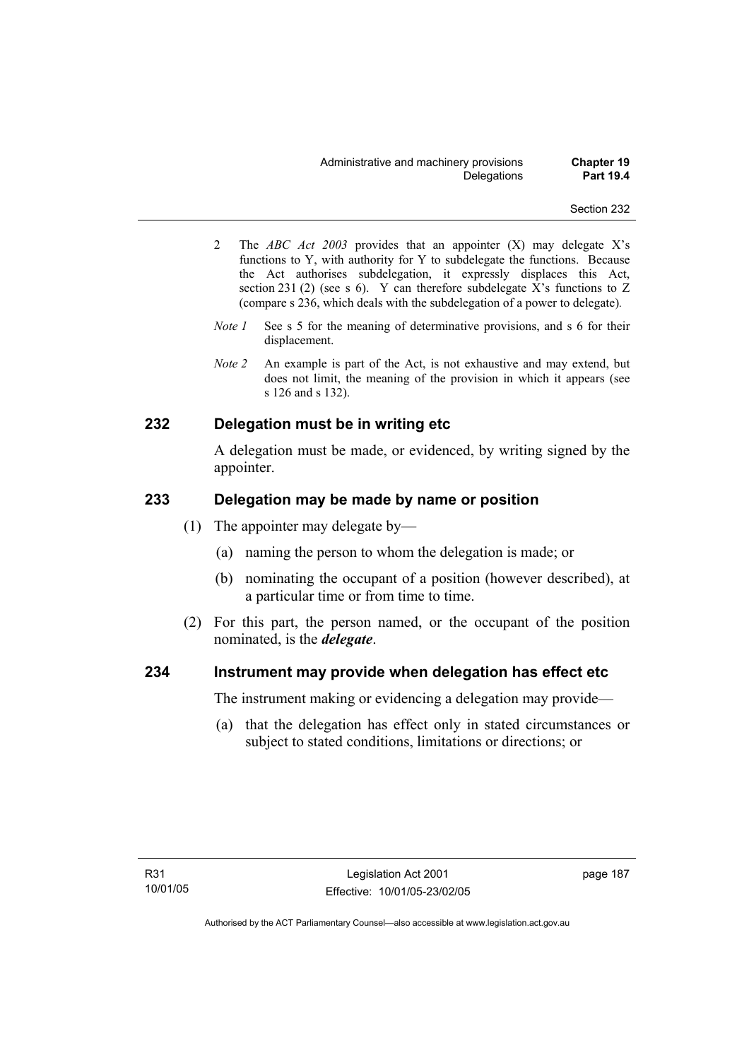2 The *ABC Act 2003* provides that an appointer (X) may delegate X's functions to Y, with authority for Y to subdelegate the functions. Because the Act authorises subdelegation, it expressly displaces this Act, section 231 (2) (see s 6). Y can therefore subdelegate X's functions to Z (compare s 236, which deals with the subdelegation of a power to delegate).

*Note 1* See s 5 for the meaning of determinative provisions, and s 6 for their displacement.

*Note 2* An example is part of the Act, is not exhaustive and may extend, but does not limit, the meaning of the provision in which it appears (see s 126 and s 132).

## 232 Delegation must be in writing etc

A delegation must be made, or evidenced, by writing signed by the appointer.

## 233 Delegation may be made by name or position

(1) The appointer may delegate by—

(a) naming the person to whom the delegation is made; or

(b) nominating the occupant of a position (however described), at a particular time or from time to time.

(2) For this part, the person named, or the occupant of the position nominated, is the ***delegate***.

## 234 Instrument may provide when delegation has effect etc

The instrument making or evidencing a delegation may provide—

(a) that the delegation has effect only in stated circumstances or subject to stated conditions, limitations or directions; or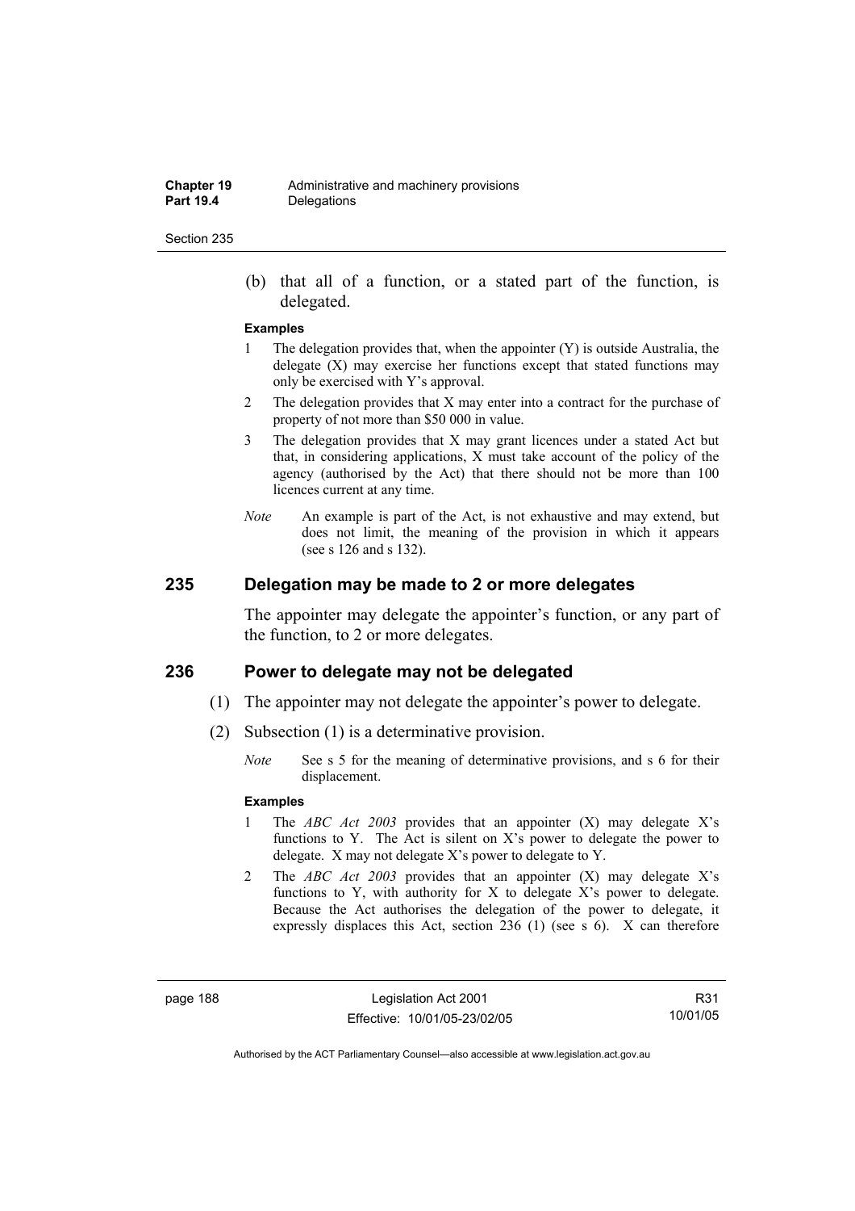(b) that all of a function, or a stated part of the function, is delegated.

**Examples**

1 The delegation provides that, when the appointer (Y) is outside Australia, the delegate (X) may exercise her functions except that stated functions may only be exercised with Y's approval.

2 The delegation provides that X may enter into a contract for the purchase of property of not more than $50 000 in value.

3 The delegation provides that X may grant licences under a stated Act but that, in considering applications, X must take account of the policy of the agency (authorised by the Act) that there should not be more than 100 licences current at any time.

*Note* An example is part of the Act, is not exhaustive and may extend, but does not limit, the meaning of the provision in which it appears (see s 126 and s 132).

## 235 Delegation may be made to 2 or more delegates

The appointer may delegate the appointer's function, or any part of the function, to 2 or more delegates.

## 236 Power to delegate may not be delegated

(1) The appointer may not delegate the appointer's power to delegate.

(2) Subsection (1) is a determinative provision.

*Note* See s 5 for the meaning of determinative provisions, and s 6 for their displacement.

**Examples**

1 The *ABC Act 2003* provides that an appointer (X) may delegate X's functions to Y. The Act is silent on X's power to delegate the power to delegate. X may not delegate X's power to delegate to Y.

2 The *ABC Act 2003* provides that an appointer (X) may delegate X's functions to Y, with authority for X to delegate X's power to delegate. Because the Act authorises the delegation of the power to delegate, it expressly displaces this Act, section 236 (1) (see s 6). X can therefore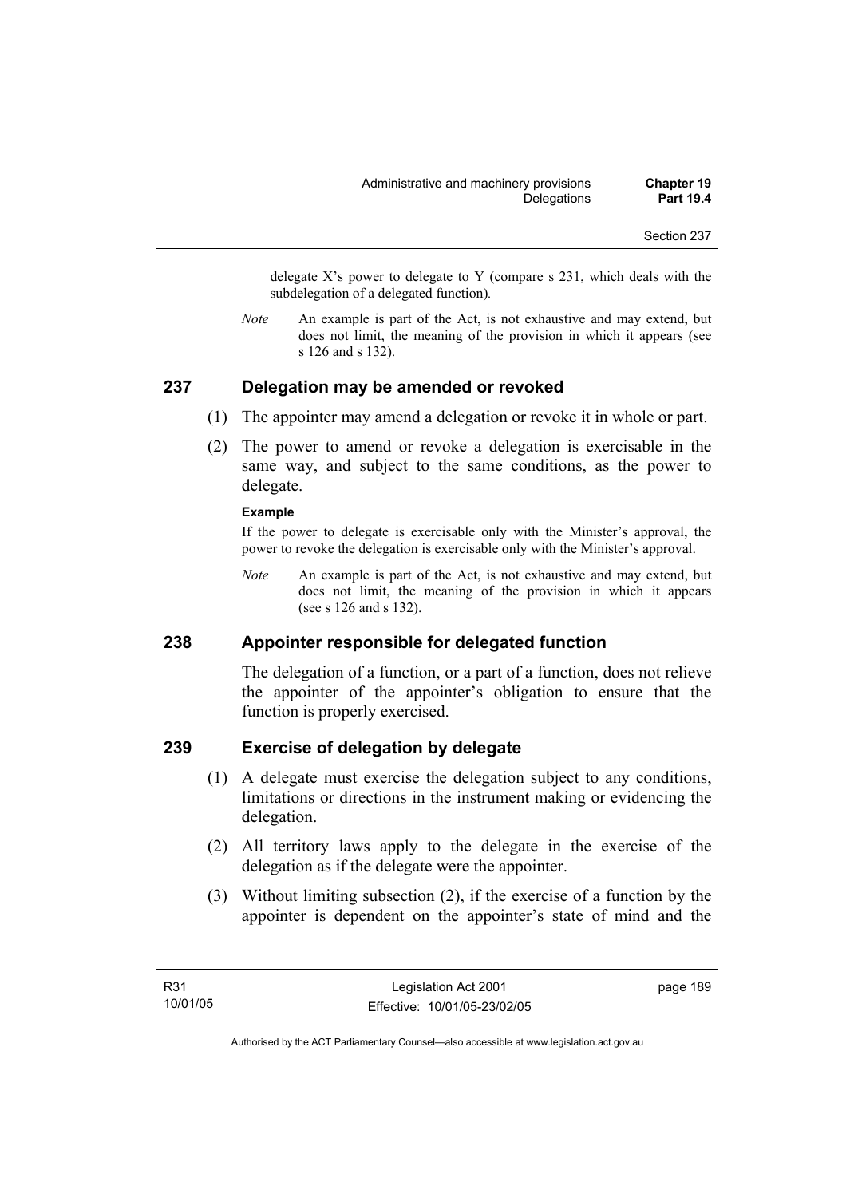delegate X's power to delegate to Y (compare s 231, which deals with the subdelegation of a delegated function).

*Note* An example is part of the Act, is not exhaustive and may extend, but does not limit, the meaning of the provision in which it appears (see s 126 and s 132).

## 237 Delegation may be amended or revoked

(1) The appointer may amend a delegation or revoke it in whole or part.

(2) The power to amend or revoke a delegation is exercisable in the same way, and subject to the same conditions, as the power to delegate.

**Example**

If the power to delegate is exercisable only with the Minister's approval, the power to revoke the delegation is exercisable only with the Minister's approval.

*Note* An example is part of the Act, is not exhaustive and may extend, but does not limit, the meaning of the provision in which it appears (see s 126 and s 132).

## 238 Appointer responsible for delegated function

The delegation of a function, or a part of a function, does not relieve the appointer of the appointer's obligation to ensure that the function is properly exercised.

## 239 Exercise of delegation by delegate

(1) A delegate must exercise the delegation subject to any conditions, limitations or directions in the instrument making or evidencing the delegation.

(2) All territory laws apply to the delegate in the exercise of the delegation as if the delegate were the appointer.

(3) Without limiting subsection (2), if the exercise of a function by the appointer is dependent on the appointer's state of mind and the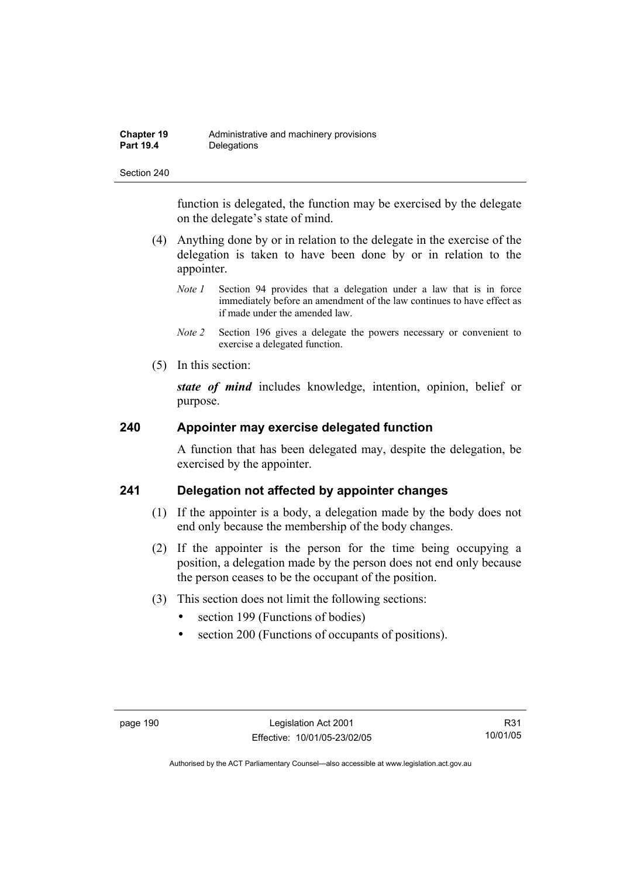function is delegated, the function may be exercised by the delegate on the delegate's state of mind.

(4) Anything done by or in relation to the delegate in the exercise of the delegation is taken to have been done by or in relation to the appointer.

*Note 1* Section 94 provides that a delegation under a law that is in force immediately before an amendment of the law continues to have effect as if made under the amended law.

*Note 2* Section 196 gives a delegate the powers necessary or convenient to exercise a delegated function.

(5) In this section:

***state of mind*** includes knowledge, intention, opinion, belief or purpose.

## 240 Appointer may exercise delegated function

A function that has been delegated may, despite the delegation, be exercised by the appointer.

## 241 Delegation not affected by appointer changes

(1) If the appointer is a body, a delegation made by the body does not end only because the membership of the body changes.

(2) If the appointer is the person for the time being occupying a position, a delegation made by the person does not end only because the person ceases to be the occupant of the position.

(3) This section does not limit the following sections:

- section 199 (Functions of bodies)
- section 200 (Functions of occupants of positions).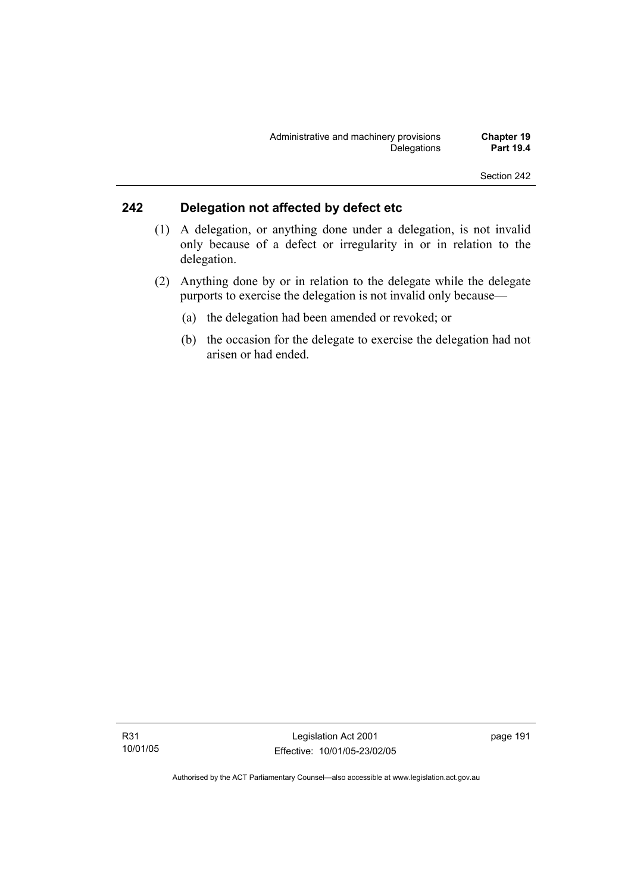## 242 Delegation not affected by defect etc

(1) A delegation, or anything done under a delegation, is not invalid only because of a defect or irregularity in or in relation to the delegation.

(2) Anything done by or in relation to the delegate while the delegate purports to exercise the delegation is not invalid only because—

(a) the delegation had been amended or revoked; or

(b) the occasion for the delegate to exercise the delegation had not arisen or had ended.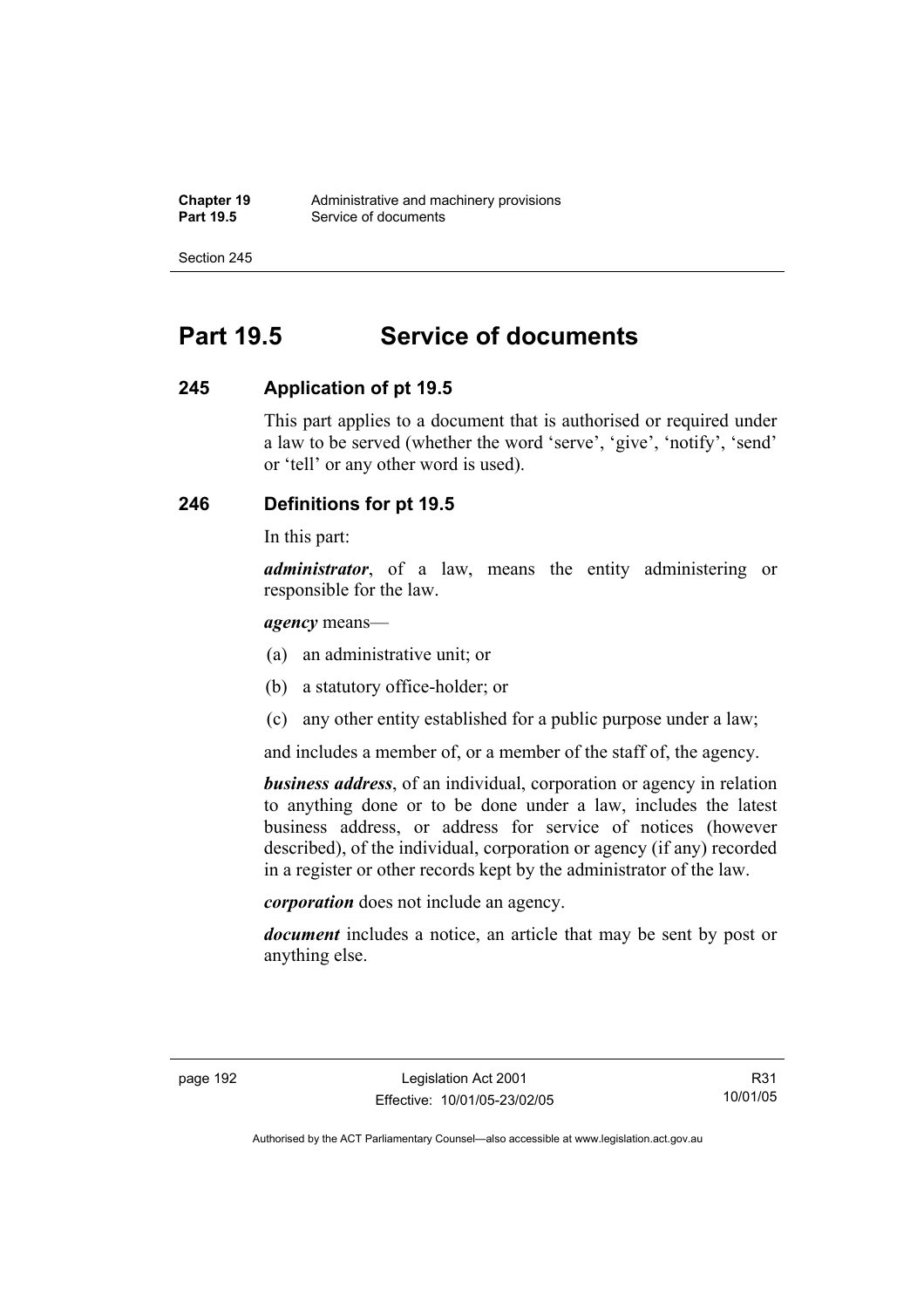# Part 19.5 Service of documents

## 245 Application of pt 19.5

This part applies to a document that is authorised or required under a law to be served (whether the word 'serve', 'give', 'notify', 'send' or 'tell' or any other word is used).

## 246 Definitions for pt 19.5

In this part:

***administrator***, of a law, means the entity administering or responsible for the law.

***agency*** means—

(a) an administrative unit; or

(b) a statutory office-holder; or

(c) any other entity established for a public purpose under a law;

and includes a member of, or a member of the staff of, the agency.

***business address***, of an individual, corporation or agency in relation to anything done or to be done under a law, includes the latest business address, or address for service of notices (however described), of the individual, corporation or agency (if any) recorded in a register or other records kept by the administrator of the law.

***corporation*** does not include an agency.

***document*** includes a notice, an article that may be sent by post or anything else.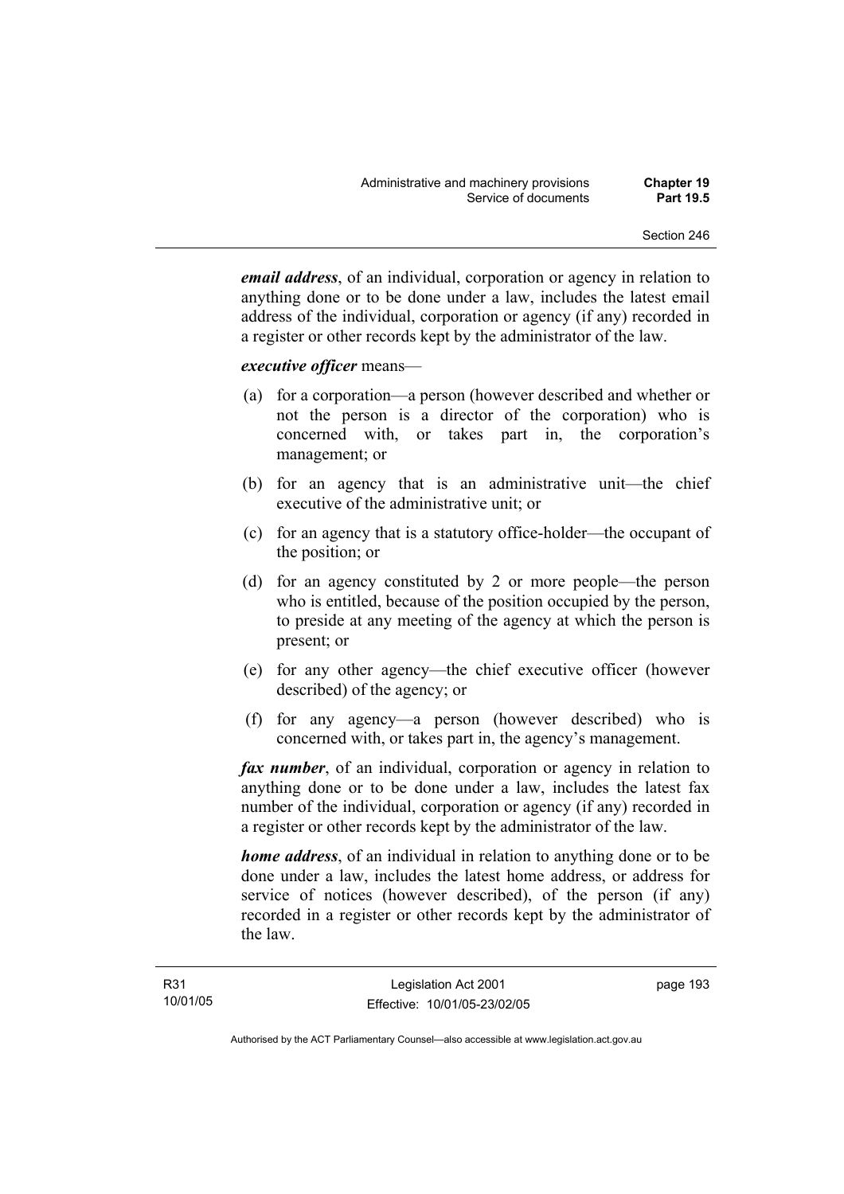***email address***, of an individual, corporation or agency in relation to anything done or to be done under a law, includes the latest email address of the individual, corporation or agency (if any) recorded in a register or other records kept by the administrator of the law.

***executive officer*** means—

(a) for a corporation—a person (however described and whether or not the person is a director of the corporation) who is concerned with, or takes part in, the corporation's management; or

(b) for an agency that is an administrative unit—the chief executive of the administrative unit; or

(c) for an agency that is a statutory office-holder—the occupant of the position; or

(d) for an agency constituted by 2 or more people—the person who is entitled, because of the position occupied by the person, to preside at any meeting of the agency at which the person is present; or

(e) for any other agency—the chief executive officer (however described) of the agency; or

(f) for any agency—a person (however described) who is concerned with, or takes part in, the agency's management.

***fax number***, of an individual, corporation or agency in relation to anything done or to be done under a law, includes the latest fax number of the individual, corporation or agency (if any) recorded in a register or other records kept by the administrator of the law.

***home address***, of an individual in relation to anything done or to be done under a law, includes the latest home address, or address for service of notices (however described), of the person (if any) recorded in a register or other records kept by the administrator of the law.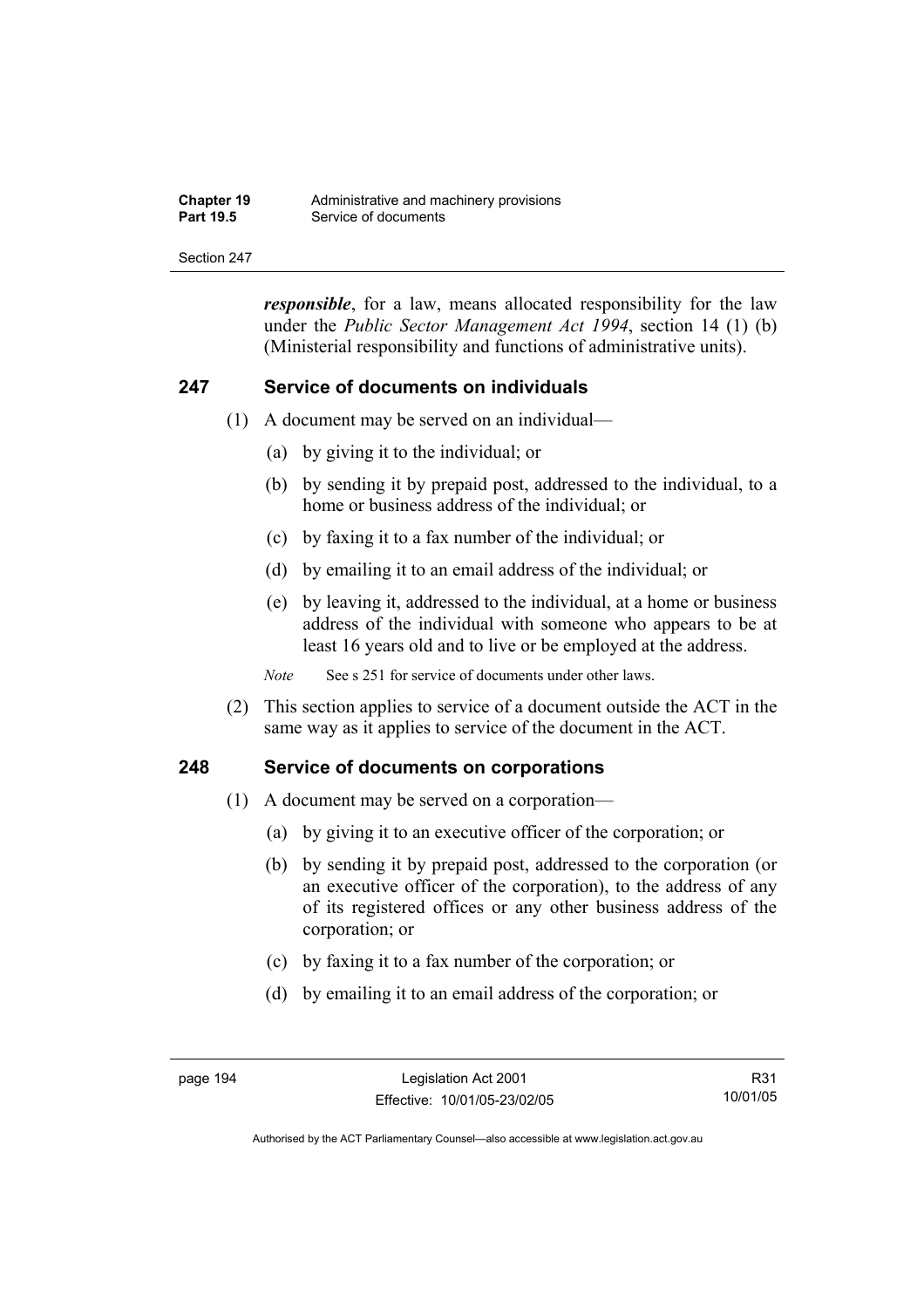***responsible***, for a law, means allocated responsibility for the law under the *Public Sector Management Act 1994*, section 14 (1) (b) (Ministerial responsibility and functions of administrative units).

## 247 Service of documents on individuals

(1) A document may be served on an individual—

- (a) by giving it to the individual; or
- (b) by sending it by prepaid post, addressed to the individual, to a home or business address of the individual; or
- (c) by faxing it to a fax number of the individual; or
- (d) by emailing it to an email address of the individual; or
- (e) by leaving it, addressed to the individual, at a home or business address of the individual with someone who appears to be at least 16 years old and to live or be employed at the address.

*Note* See s 251 for service of documents under other laws.

(2) This section applies to service of a document outside the ACT in the same way as it applies to service of the document in the ACT.

## 248 Service of documents on corporations

(1) A document may be served on a corporation—

- (a) by giving it to an executive officer of the corporation; or
- (b) by sending it by prepaid post, addressed to the corporation (or an executive officer of the corporation), to the address of any of its registered offices or any other business address of the corporation; or
- (c) by faxing it to a fax number of the corporation; or
- (d) by emailing it to an email address of the corporation; or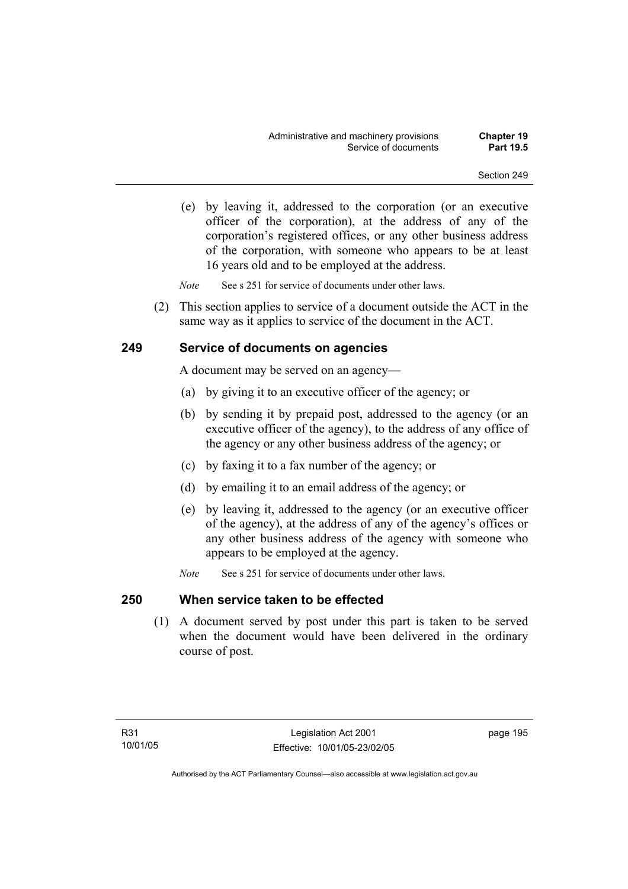(e) by leaving it, addressed to the corporation (or an executive officer of the corporation), at the address of any of the corporation's registered offices, or any other business address of the corporation, with someone who appears to be at least 16 years old and to be employed at the address.

*Note* See s 251 for service of documents under other laws.

(2) This section applies to service of a document outside the ACT in the same way as it applies to service of the document in the ACT.

## 249 Service of documents on agencies

A document may be served on an agency—

(a) by giving it to an executive officer of the agency; or

(b) by sending it by prepaid post, addressed to the agency (or an executive officer of the agency), to the address of any office of the agency or any other business address of the agency; or

(c) by faxing it to a fax number of the agency; or

(d) by emailing it to an email address of the agency; or

(e) by leaving it, addressed to the agency (or an executive officer of the agency), at the address of any of the agency's offices or any other business address of the agency with someone who appears to be employed at the agency.

*Note* See s 251 for service of documents under other laws.

## 250 When service taken to be effected

(1) A document served by post under this part is taken to be served when the document would have been delivered in the ordinary course of post.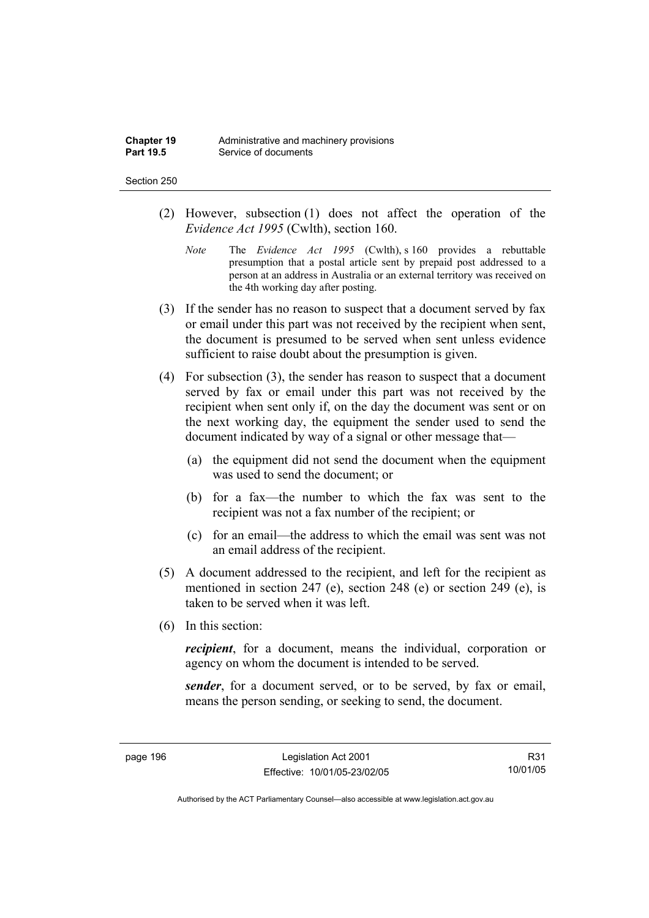(2) However, subsection (1) does not affect the operation of the *Evidence Act 1995* (Cwlth), section 160.

*Note* The *Evidence Act 1995* (Cwlth), s 160 provides a rebuttable presumption that a postal article sent by prepaid post addressed to a person at an address in Australia or an external territory was received on the 4th working day after posting.

(3) If the sender has no reason to suspect that a document served by fax or email under this part was not received by the recipient when sent, the document is presumed to be served when sent unless evidence sufficient to raise doubt about the presumption is given.

(4) For subsection (3), the sender has reason to suspect that a document served by fax or email under this part was not received by the recipient when sent only if, on the day the document was sent or on the next working day, the equipment the sender used to send the document indicated by way of a signal or other message that—

(a) the equipment did not send the document when the equipment was used to send the document; or

(b) for a fax—the number to which the fax was sent to the recipient was not a fax number of the recipient; or

(c) for an email—the address to which the email was sent was not an email address of the recipient.

(5) A document addressed to the recipient, and left for the recipient as mentioned in section 247 (e), section 248 (e) or section 249 (e), is taken to be served when it was left.

(6) In this section:

***recipient***, for a document, means the individual, corporation or agency on whom the document is intended to be served.

***sender***, for a document served, or to be served, by fax or email, means the person sending, or seeking to send, the document.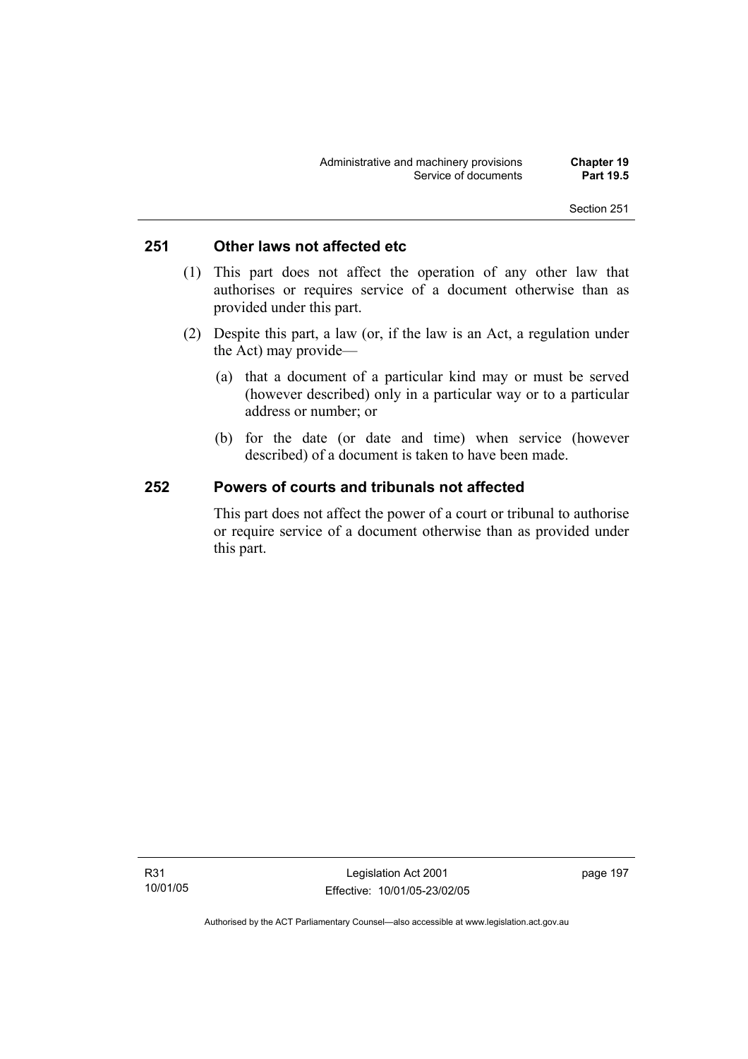## 251 Other laws not affected etc

(1) This part does not affect the operation of any other law that authorises or requires service of a document otherwise than as provided under this part.

(2) Despite this part, a law (or, if the law is an Act, a regulation under the Act) may provide—

(a) that a document of a particular kind may or must be served (however described) only in a particular way or to a particular address or number; or

(b) for the date (or date and time) when service (however described) of a document is taken to have been made.

## 252 Powers of courts and tribunals not affected

This part does not affect the power of a court or tribunal to authorise or require service of a document otherwise than as provided under this part.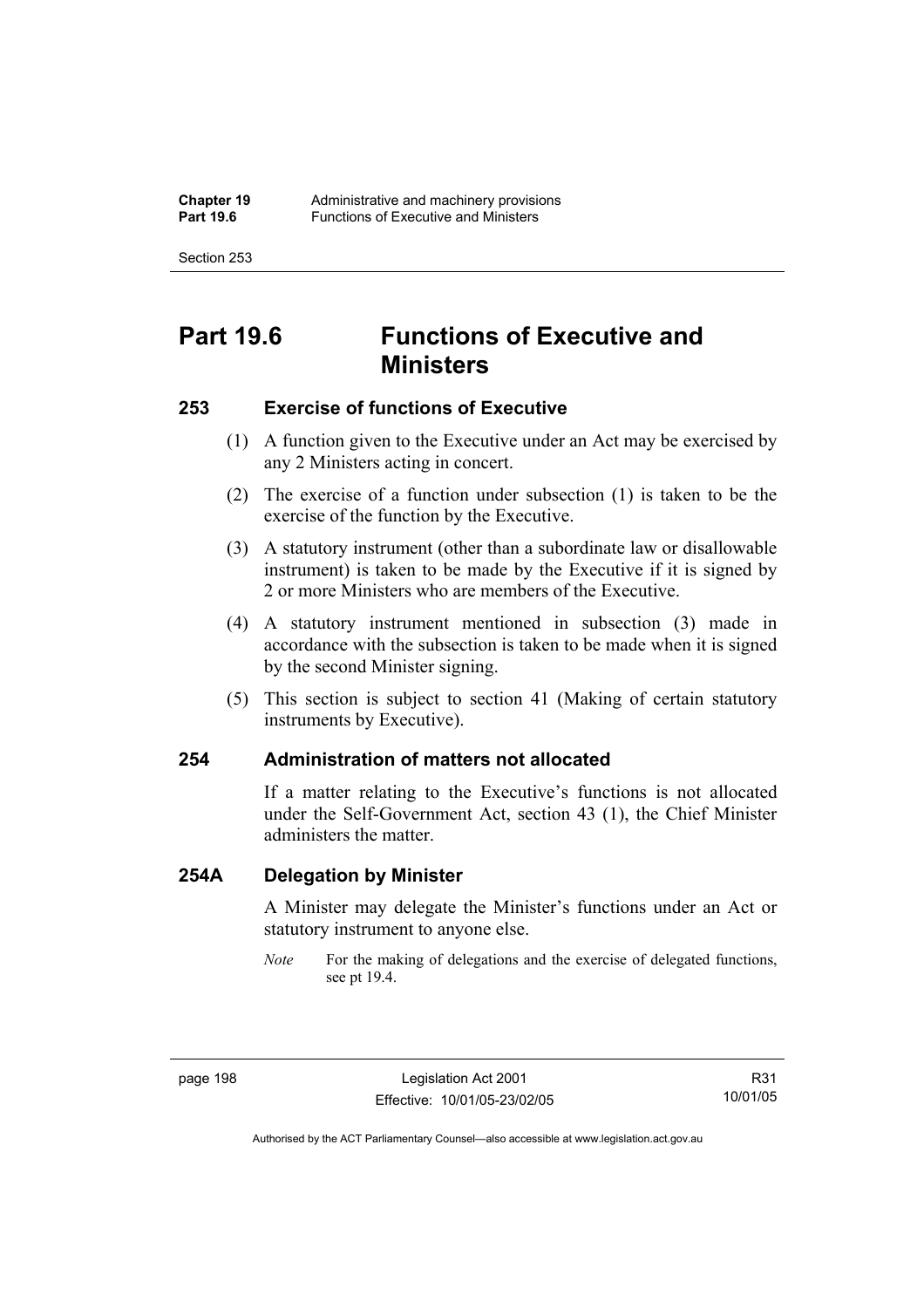# Part 19.6 Functions of Executive and Ministers

## 253 Exercise of functions of Executive

(1) A function given to the Executive under an Act may be exercised by any 2 Ministers acting in concert.

(2) The exercise of a function under subsection (1) is taken to be the exercise of the function by the Executive.

(3) A statutory instrument (other than a subordinate law or disallowable instrument) is taken to be made by the Executive if it is signed by 2 or more Ministers who are members of the Executive.

(4) A statutory instrument mentioned in subsection (3) made in accordance with the subsection is taken to be made when it is signed by the second Minister signing.

(5) This section is subject to section 41 (Making of certain statutory instruments by Executive).

## 254 Administration of matters not allocated

If a matter relating to the Executive's functions is not allocated under the Self-Government Act, section 43 (1), the Chief Minister administers the matter.

## 254A Delegation by Minister

A Minister may delegate the Minister's functions under an Act or statutory instrument to anyone else.

*Note* For the making of delegations and the exercise of delegated functions, see pt 19.4.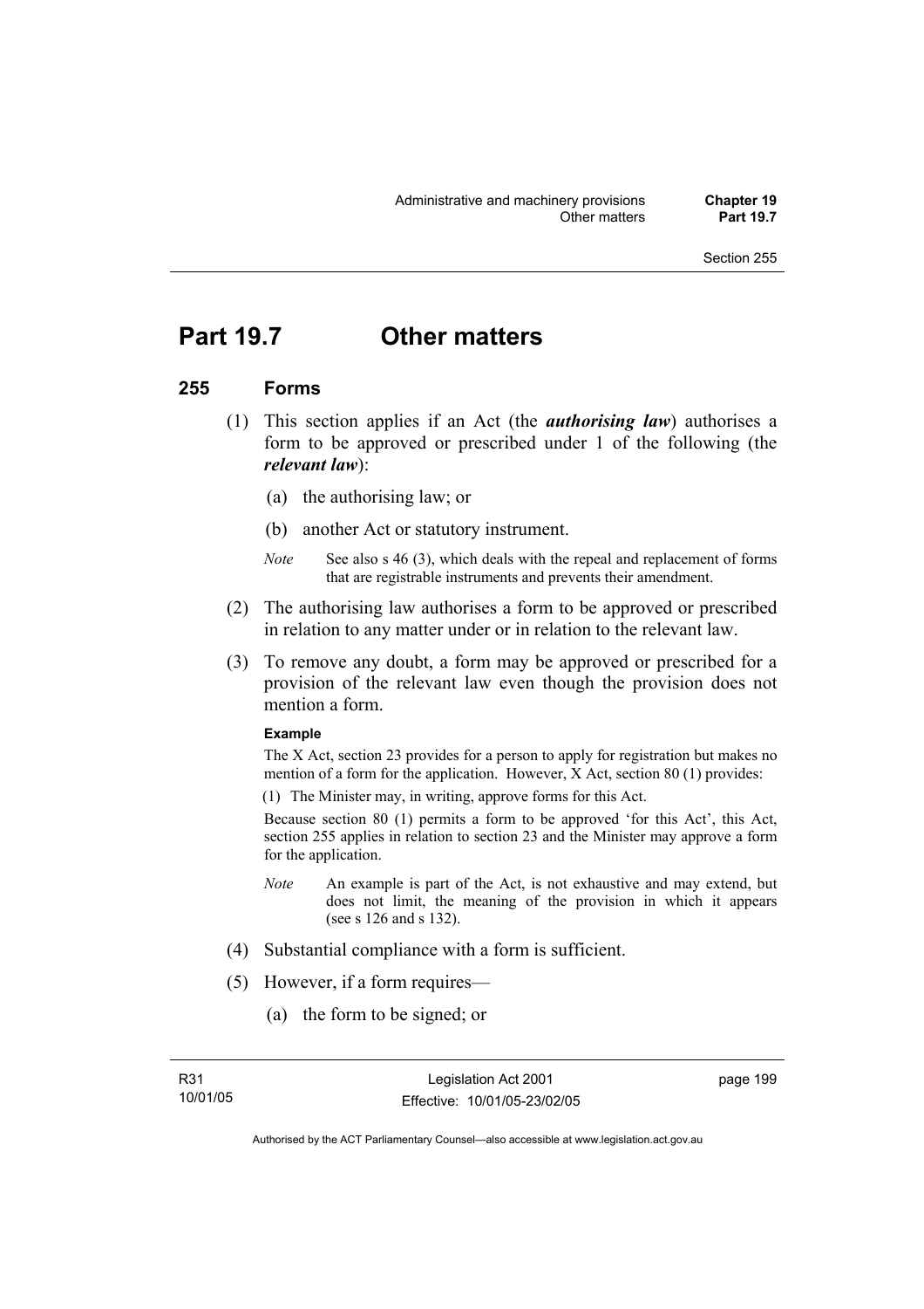# Part 19.7 Other matters

## 255 Forms

(1) This section applies if an Act (the ***authorising law***) authorises a form to be approved or prescribed under 1 of the following (the ***relevant law***):

- (a) the authorising law; or
- (b) another Act or statutory instrument.

*Note* See also s 46 (3), which deals with the repeal and replacement of forms that are registrable instruments and prevents their amendment.

(2) The authorising law authorises a form to be approved or prescribed in relation to any matter under or in relation to the relevant law.

(3) To remove any doubt, a form may be approved or prescribed for a provision of the relevant law even though the provision does not mention a form.

**Example**

The X Act, section 23 provides for a person to apply for registration but makes no mention of a form for the application. However, X Act, section 80 (1) provides:

(1) The Minister may, in writing, approve forms for this Act.

Because section 80 (1) permits a form to be approved 'for this Act', this Act, section 255 applies in relation to section 23 and the Minister may approve a form for the application.

*Note* An example is part of the Act, is not exhaustive and may extend, but does not limit, the meaning of the provision in which it appears (see s 126 and s 132).

(4) Substantial compliance with a form is sufficient.

(5) However, if a form requires—

- (a) the form to be signed; or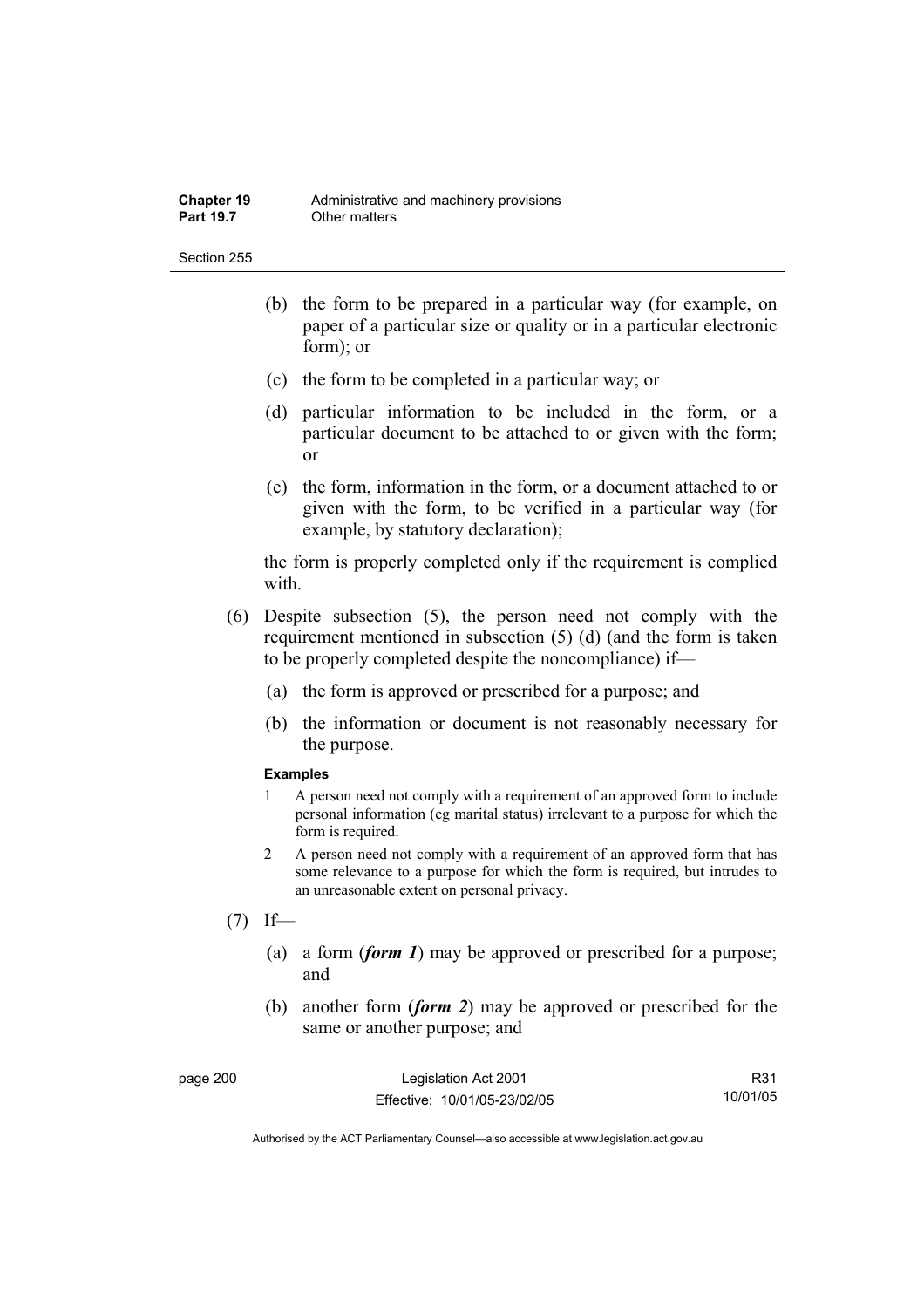- (b) the form to be prepared in a particular way (for example, on paper of a particular size or quality or in a particular electronic form); or
- (c) the form to be completed in a particular way; or
- (d) particular information to be included in the form, or a particular document to be attached to or given with the form; or
- (e) the form, information in the form, or a document attached to or given with the form, to be verified in a particular way (for example, by statutory declaration);

the form is properly completed only if the requirement is complied with.

(6) Despite subsection (5), the person need not comply with the requirement mentioned in subsection (5) (d) (and the form is taken to be properly completed despite the noncompliance) if—

- (a) the form is approved or prescribed for a purpose; and
- (b) the information or document is not reasonably necessary for the purpose.

**Examples**

1. A person need not comply with a requirement of an approved form to include personal information (eg marital status) irrelevant to a purpose for which the form is required.
2. A person need not comply with a requirement of an approved form that has some relevance to a purpose for which the form is required, but intrudes to an unreasonable extent on personal privacy.

(7) If—

- (a) a form (***form 1***) may be approved or prescribed for a purpose; and
- (b) another form (***form 2***) may be approved or prescribed for the same or another purpose; and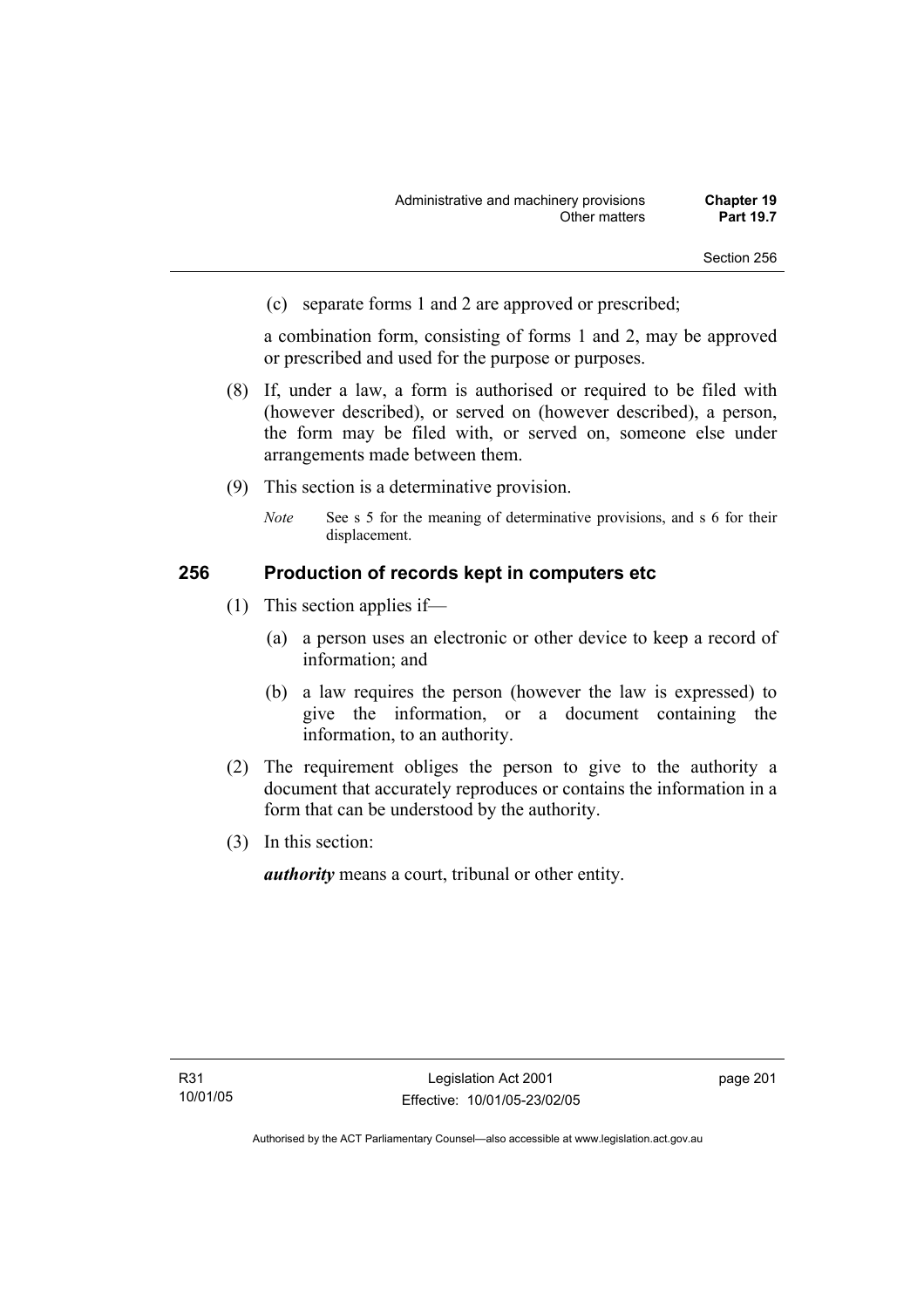(c) separate forms 1 and 2 are approved or prescribed;

a combination form, consisting of forms 1 and 2, may be approved or prescribed and used for the purpose or purposes.

(8) If, under a law, a form is authorised or required to be filed with (however described), or served on (however described), a person, the form may be filed with, or served on, someone else under arrangements made between them.

(9) This section is a determinative provision.

*Note* See s 5 for the meaning of determinative provisions, and s 6 for their displacement.

## 256 Production of records kept in computers etc

(1) This section applies if—

(a) a person uses an electronic or other device to keep a record of information; and

(b) a law requires the person (however the law is expressed) to give the information, or a document containing the information, to an authority.

(2) The requirement obliges the person to give to the authority a document that accurately reproduces or contains the information in a form that can be understood by the authority.

(3) In this section:

***authority*** means a court, tribunal or other entity.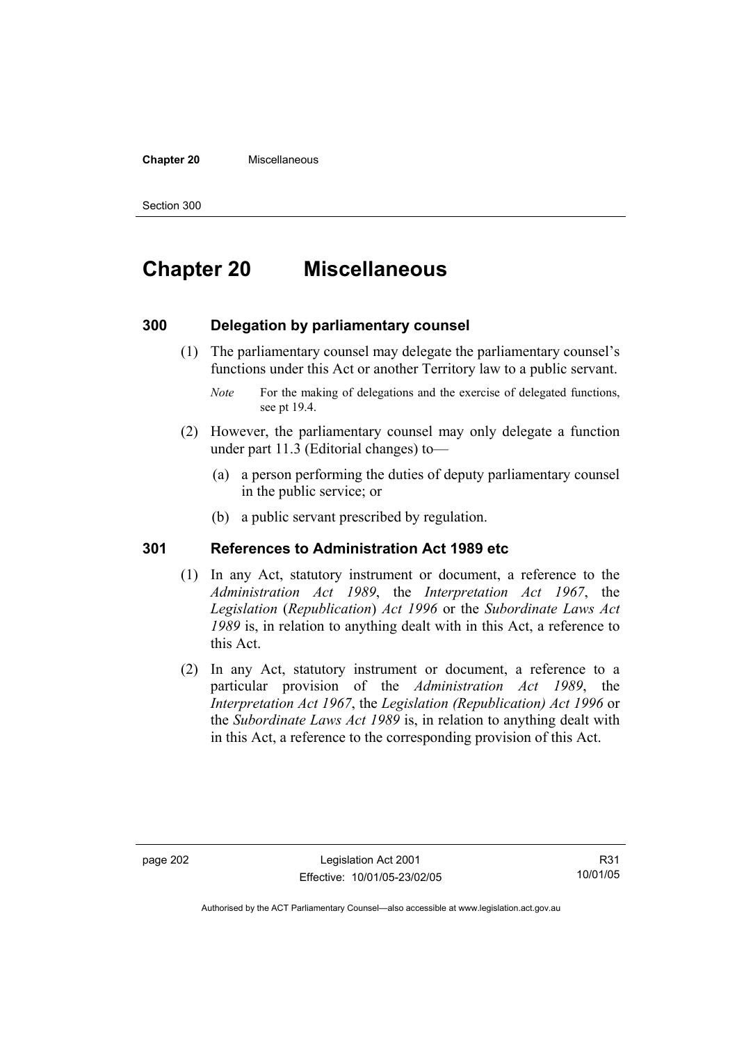# Chapter 20 Miscellaneous

### 300 Delegation by parliamentary counsel

(1) The parliamentary counsel may delegate the parliamentary counsel's functions under this Act or another Territory law to a public servant.

*Note* For the making of delegations and the exercise of delegated functions, see pt 19.4.

(2) However, the parliamentary counsel may only delegate a function under part 11.3 (Editorial changes) to—

(a) a person performing the duties of deputy parliamentary counsel in the public service; or

(b) a public servant prescribed by regulation.

### 301 References to Administration Act 1989 etc

(1) In any Act, statutory instrument or document, a reference to the *Administration Act 1989*, the *Interpretation Act 1967*, the *Legislation* (*Republication*) *Act 1996* or the *Subordinate Laws Act 1989* is, in relation to anything dealt with in this Act, a reference to this Act.

(2) In any Act, statutory instrument or document, a reference to a particular provision of the *Administration Act 1989*, the *Interpretation Act 1967*, the *Legislation (Republication) Act 1996* or the *Subordinate Laws Act 1989* is, in relation to anything dealt with in this Act, a reference to the corresponding provision of this Act.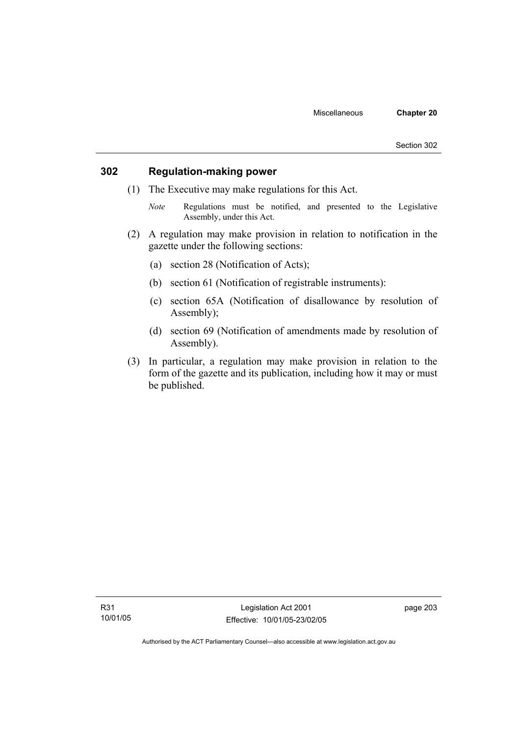## 302 Regulation-making power

(1) The Executive may make regulations for this Act.

*Note* Regulations must be notified, and presented to the Legislative Assembly, under this Act.

(2) A regulation may make provision in relation to notification in the gazette under the following sections:

(a) section 28 (Notification of Acts);

(b) section 61 (Notification of registrable instruments):

(c) section 65A (Notification of disallowance by resolution of Assembly);

(d) section 69 (Notification of amendments made by resolution of Assembly).

(3) In particular, a regulation may make provision in relation to the form of the gazette and its publication, including how it may or must be published.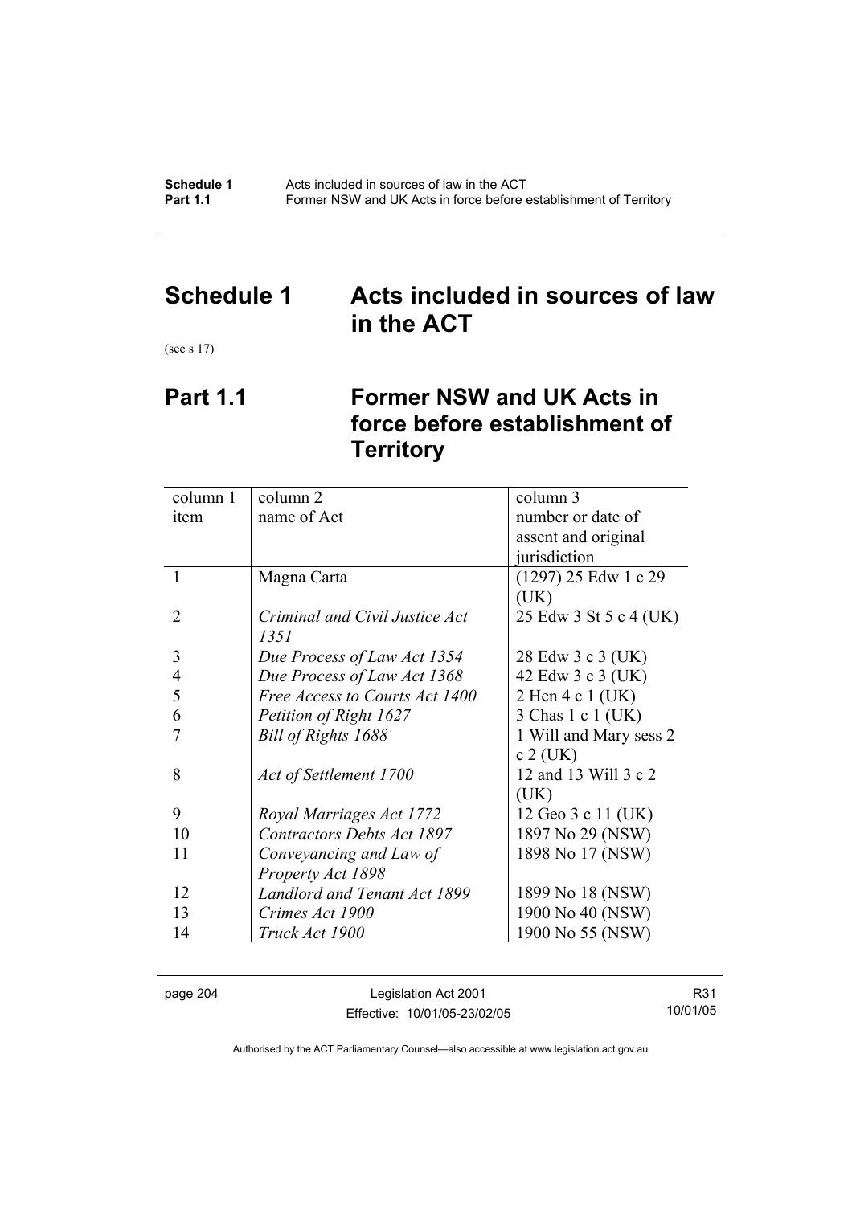# Schedule 1 Acts included in sources of law in the ACT

(see s 17)

## Part 1.1 Former NSW and UK Acts in force before establishment of Territory

| column 1<br>item | column 2<br>name of Act | column 3<br>number or date of assent and original jurisdiction |
|---|---|---|
| 1 | Magna Carta | (1297) 25 Edw 1 c 29 (UK) |
| 2 | *Criminal and Civil Justice Act 1351* | 25 Edw 3 St 5 c 4 (UK) |
| 3 | *Due Process of Law Act 1354* | 28 Edw 3 c 3 (UK) |
| 4 | *Due Process of Law Act 1368* | 42 Edw 3 c 3 (UK) |
| 5 | *Free Access to Courts Act 1400* | 2 Hen 4 c 1 (UK) |
| 6 | *Petition of Right 1627* | 3 Chas 1 c 1 (UK) |
| 7 | *Bill of Rights 1688* | 1 Will and Mary sess 2 c 2 (UK) |
| 8 | *Act of Settlement 1700* | 12 and 13 Will 3 c 2 (UK) |
| 9 | *Royal Marriages Act 1772* | 12 Geo 3 c 11 (UK) |
| 10 | *Contractors Debts Act 1897* | 1897 No 29 (NSW) |
| 11 | *Conveyancing and Law of Property Act 1898* | 1898 No 17 (NSW) |
| 12 | *Landlord and Tenant Act 1899* | 1899 No 18 (NSW) |
| 13 | *Crimes Act 1900* | 1900 No 40 (NSW) |
| 14 | *Truck Act 1900* | 1900 No 55 (NSW) |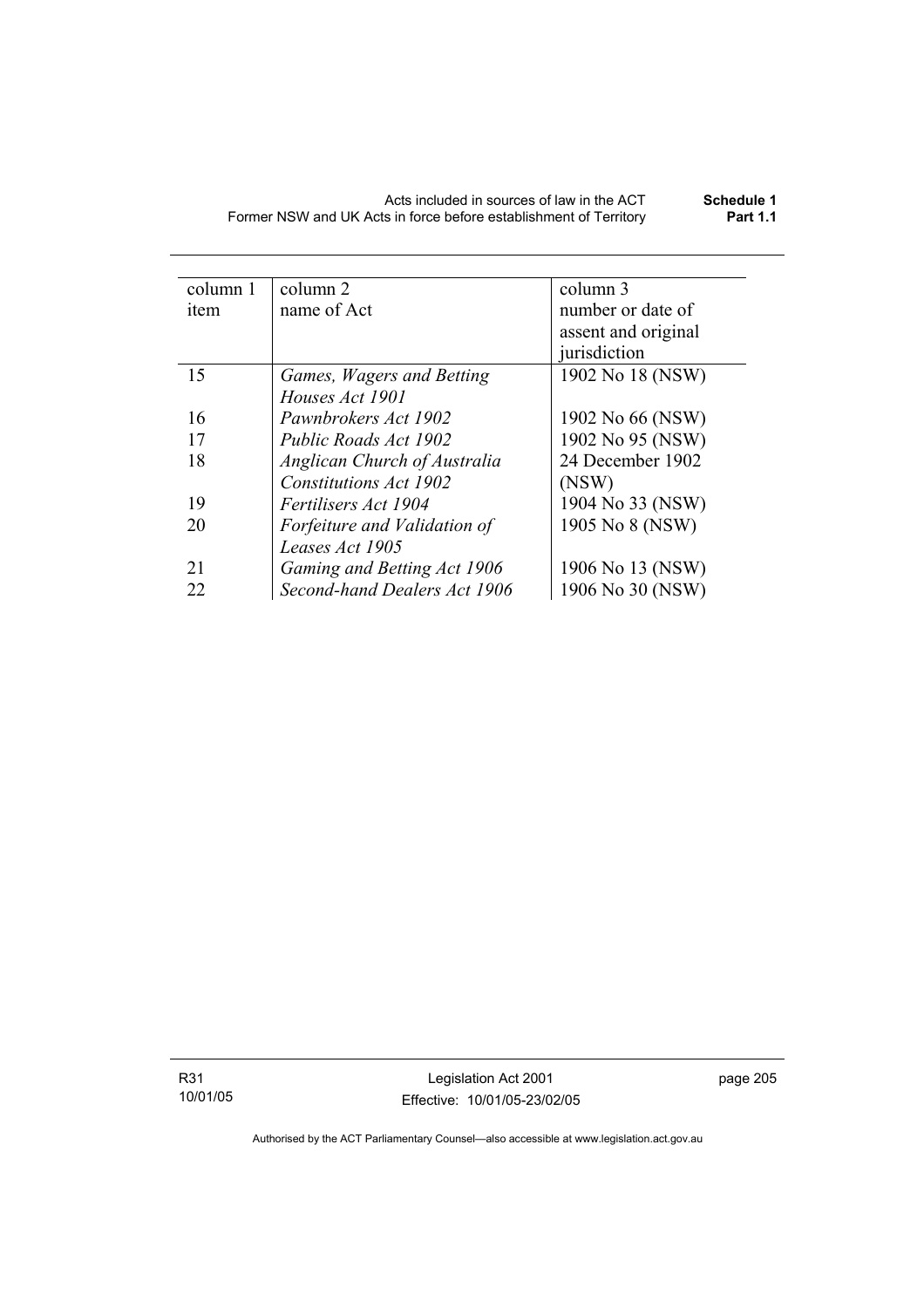| column 1 item | column 2 name of Act | column 3 number or date of assent and original jurisdiction |
|---|---|---|
| 15 | *Games, Wagers and Betting Houses Act 1901* | 1902 No 18 (NSW) |
| 16 | *Pawnbrokers Act 1902* | 1902 No 66 (NSW) |
| 17 | *Public Roads Act 1902* | 1902 No 95 (NSW) |
| 18 | *Anglican Church of Australia Constitutions Act 1902* | 24 December 1902 (NSW) |
| 19 | *Fertilisers Act 1904* | 1904 No 33 (NSW) |
| 20 | *Forfeiture and Validation of Leases Act 1905* | 1905 No 8 (NSW) |
| 21 | *Gaming and Betting Act 1906* | 1906 No 13 (NSW) |
| 22 | *Second-hand Dealers Act 1906* | 1906 No 30 (NSW) |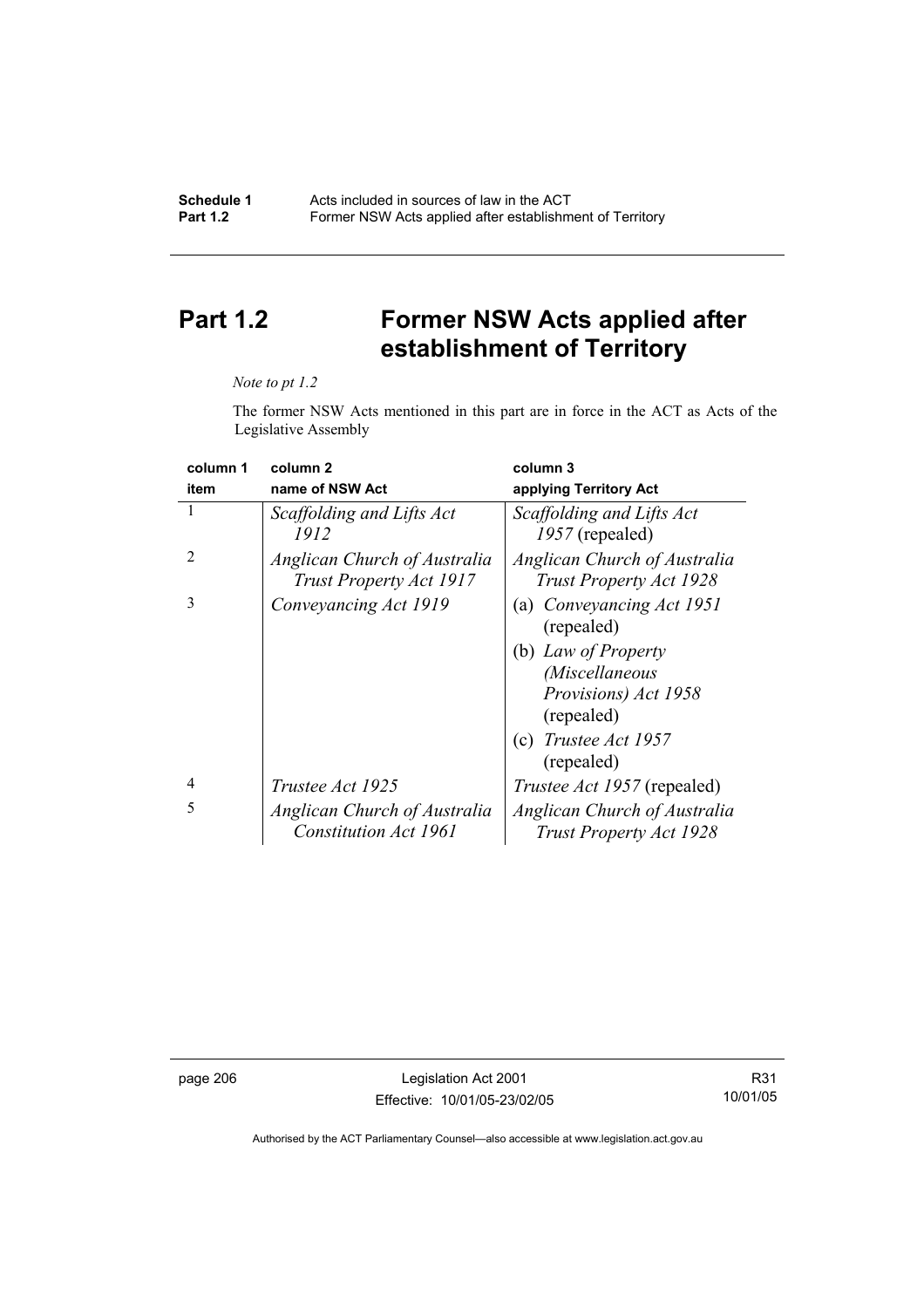# Part 1.2 Former NSW Acts applied after establishment of Territory

*Note to pt 1.2*

The former NSW Acts mentioned in this part are in force in the ACT as Acts of the Legislative Assembly

| column 1<br>item | column 2<br>name of NSW Act | column 3<br>applying Territory Act |
|---|---|---|
| 1 | *Scaffolding and Lifts Act 1912* | *Scaffolding and Lifts Act 1957* (repealed) |
| 2 | *Anglican Church of Australia Trust Property Act 1917* | *Anglican Church of Australia Trust Property Act 1928* |
| 3 | *Conveyancing Act 1919* | (a) *Conveyancing Act 1951* (repealed)<br>(b) *Law of Property (Miscellaneous Provisions) Act 1958* (repealed)<br>(c) *Trustee Act 1957* (repealed) |
| 4 | *Trustee Act 1925* | *Trustee Act 1957* (repealed) |
| 5 | *Anglican Church of Australia Constitution Act 1961* | *Anglican Church of Australia Trust Property Act 1928* |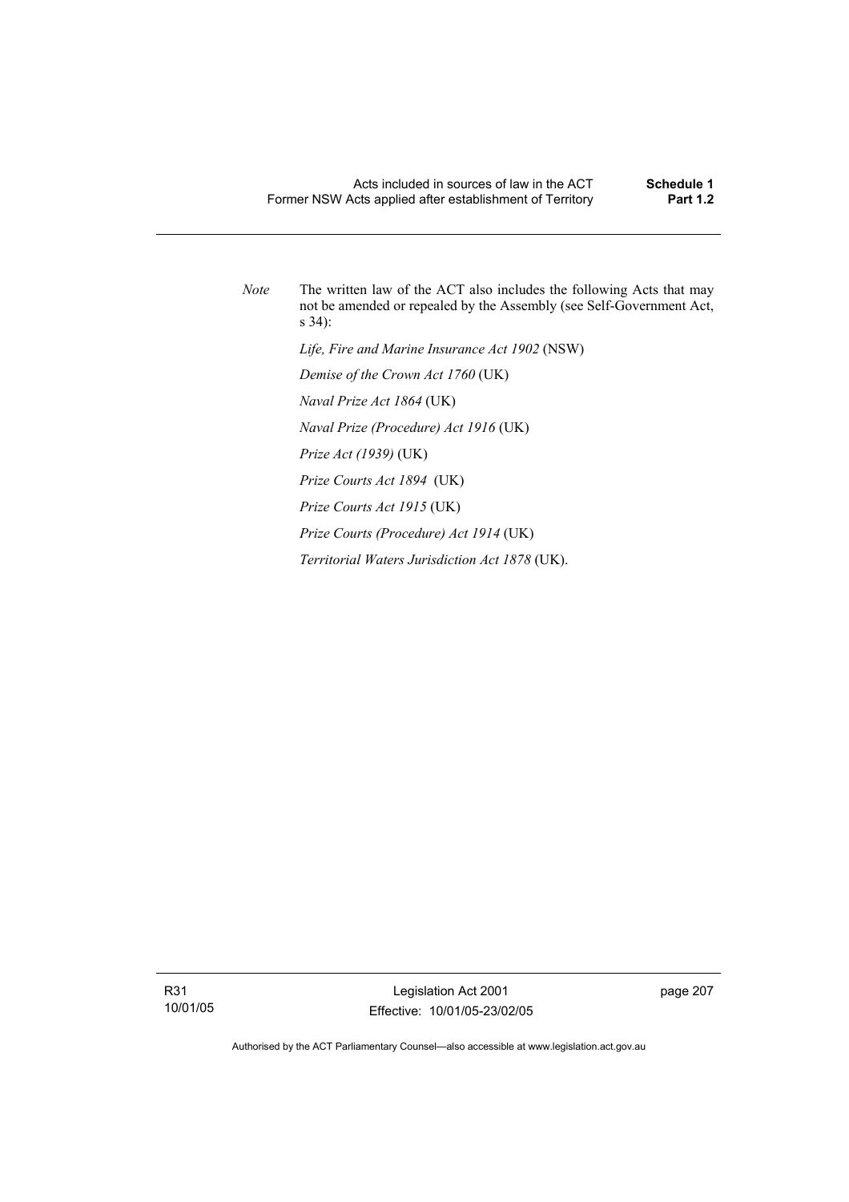*Note* The written law of the ACT also includes the following Acts that may not be amended or repealed by the Assembly (see Self-Government Act, s 34):

*Life, Fire and Marine Insurance Act 1902* (NSW)

*Demise of the Crown Act 1760* (UK)

*Naval Prize Act 1864* (UK)

*Naval Prize (Procedure) Act 1916* (UK)

*Prize Act (1939)* (UK)

*Prize Courts Act 1894* (UK)

*Prize Courts Act 1915* (UK)

*Prize Courts (Procedure) Act 1914* (UK)

*Territorial Waters Jurisdiction Act 1878* (UK).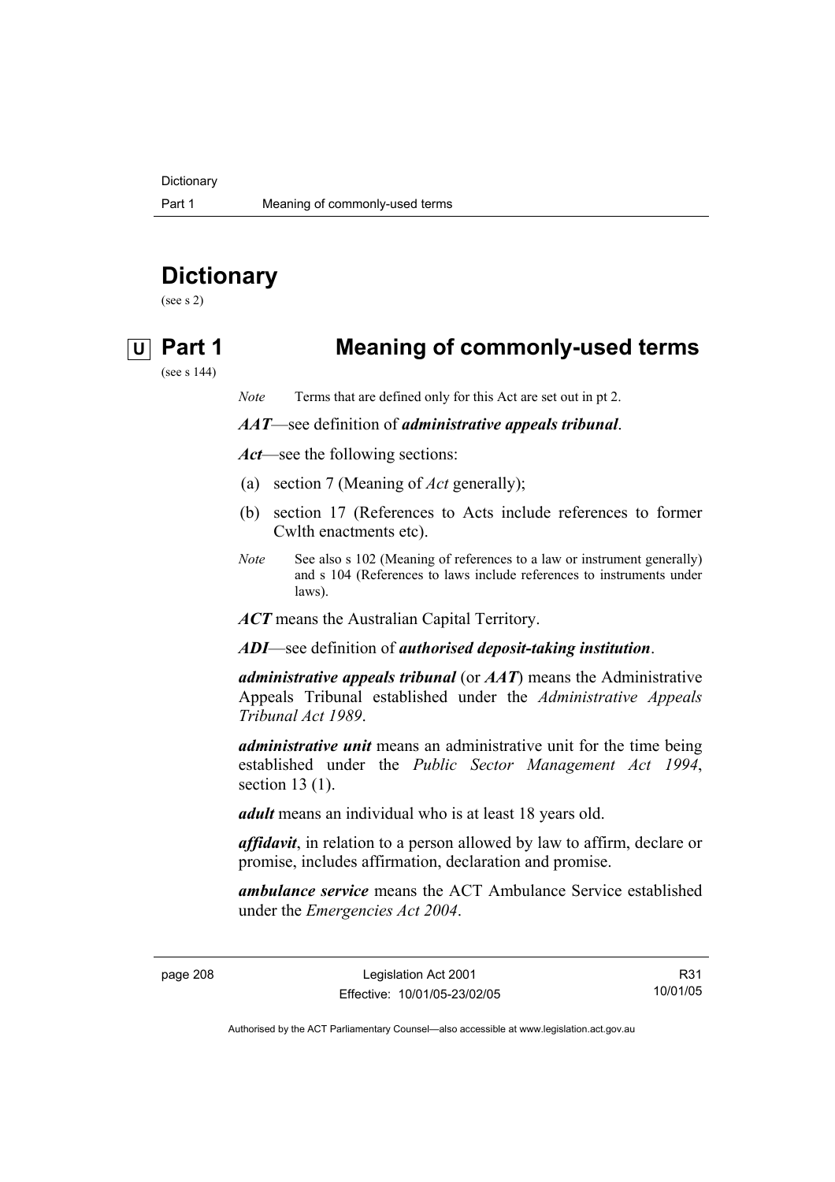# Dictionary

(see s 2)

## Part 1 Meaning of commonly-used terms

(see s 144)

*Note* Terms that are defined only for this Act are set out in pt 2.

***AAT***—see definition of ***administrative appeals tribunal***.

***Act***—see the following sections:

(a) section 7 (Meaning of *Act* generally);

(b) section 17 (References to Acts include references to former Cwlth enactments etc).

*Note* See also s 102 (Meaning of references to a law or instrument generally) and s 104 (References to laws include references to instruments under laws).

***ACT*** means the Australian Capital Territory.

***ADI***—see definition of ***authorised deposit-taking institution***.

***administrative appeals tribunal*** (or ***AAT***) means the Administrative Appeals Tribunal established under the *Administrative Appeals Tribunal Act 1989*.

***administrative unit*** means an administrative unit for the time being established under the *Public Sector Management Act 1994*, section 13 (1).

***adult*** means an individual who is at least 18 years old.

***affidavit***, in relation to a person allowed by law to affirm, declare or promise, includes affirmation, declaration and promise.

***ambulance service*** means the ACT Ambulance Service established under the *Emergencies Act 2004*.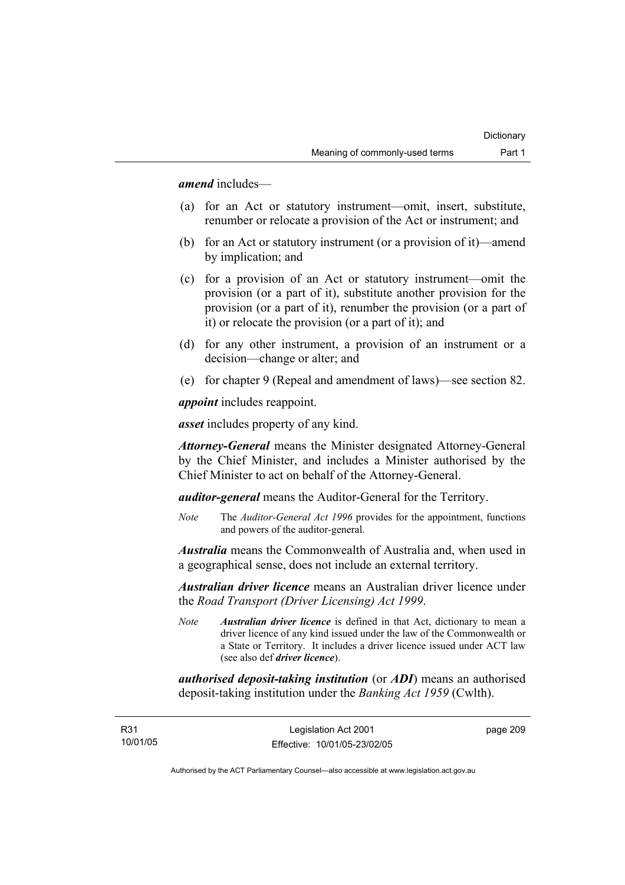***amend*** includes—

(a) for an Act or statutory instrument—omit, insert, substitute, renumber or relocate a provision of the Act or instrument; and

(b) for an Act or statutory instrument (or a provision of it)—amend by implication; and

(c) for a provision of an Act or statutory instrument—omit the provision (or a part of it), substitute another provision for the provision (or a part of it), renumber the provision (or a part of it) or relocate the provision (or a part of it); and

(d) for any other instrument, a provision of an instrument or a decision—change or alter; and

(e) for chapter 9 (Repeal and amendment of laws)—see section 82.

***appoint*** includes reappoint.

***asset*** includes property of any kind.

***Attorney-General*** means the Minister designated Attorney-General by the Chief Minister, and includes a Minister authorised by the Chief Minister to act on behalf of the Attorney-General.

***auditor-general*** means the Auditor-General for the Territory.

*Note* The *Auditor-General Act 1996* provides for the appointment, functions and powers of the auditor-general.

***Australia*** means the Commonwealth of Australia and, when used in a geographical sense, does not include an external territory.

***Australian driver licence*** means an Australian driver licence under the *Road Transport (Driver Licensing) Act 1999*.

*Note* ***Australian driver licence*** is defined in that Act, dictionary to mean a driver licence of any kind issued under the law of the Commonwealth or a State or Territory. It includes a driver licence issued under ACT law (see also def ***driver licence***).

***authorised deposit-taking institution*** (or ***ADI***) means an authorised deposit-taking institution under the *Banking Act 1959* (Cwlth).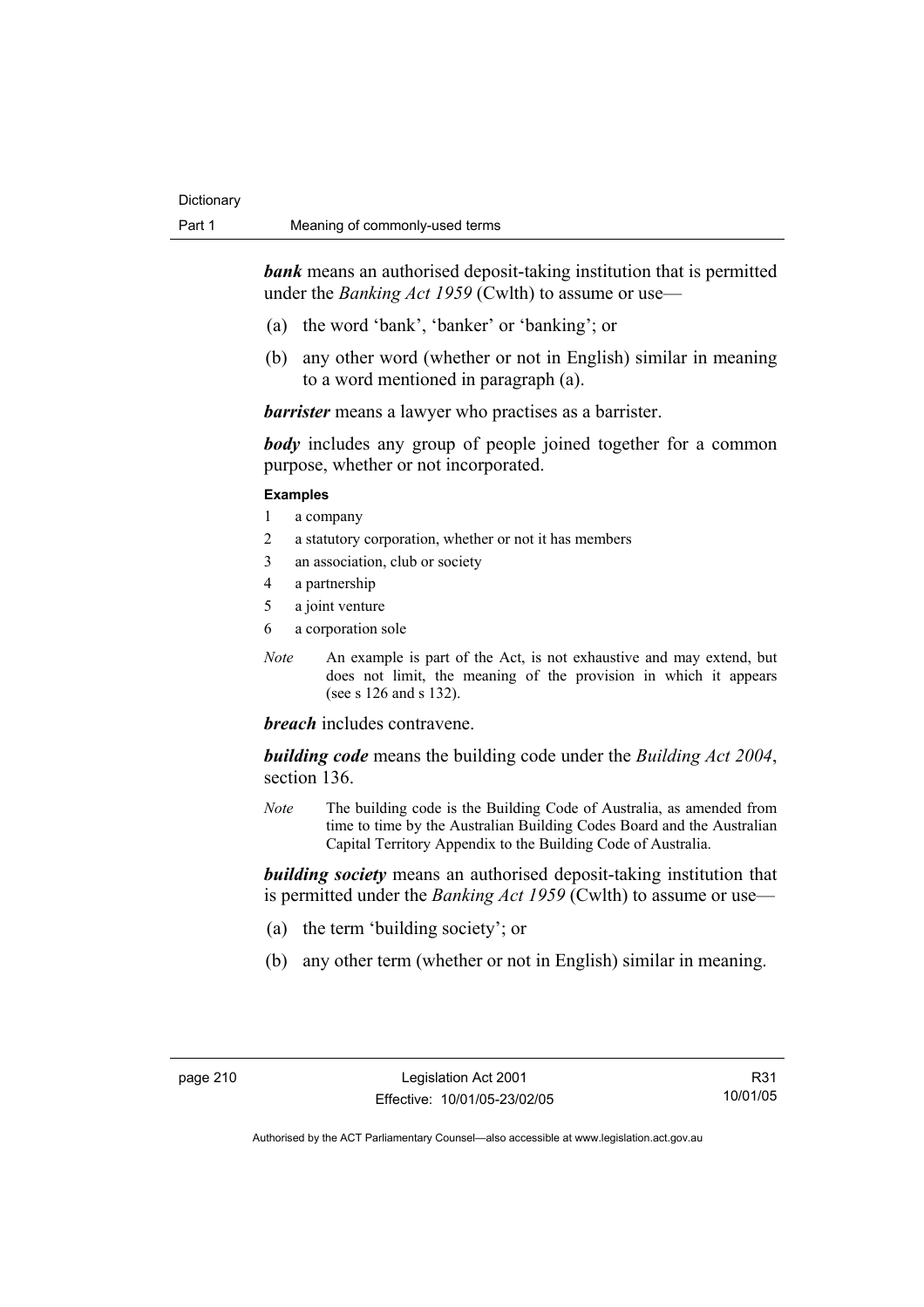***bank*** means an authorised deposit-taking institution that is permitted under the *Banking Act 1959* (Cwlth) to assume or use—

(a) the word 'bank', 'banker' or 'banking'; or

(b) any other word (whether or not in English) similar in meaning to a word mentioned in paragraph (a).

***barrister*** means a lawyer who practises as a barrister.

***body*** includes any group of people joined together for a common purpose, whether or not incorporated.

**Examples**

1 a company
2 a statutory corporation, whether or not it has members
3 an association, club or society
4 a partnership
5 a joint venture
6 a corporation sole

*Note* An example is part of the Act, is not exhaustive and may extend, but does not limit, the meaning of the provision in which it appears (see s 126 and s 132).

***breach*** includes contravene.

***building code*** means the building code under the *Building Act 2004*, section 136.

*Note* The building code is the Building Code of Australia, as amended from time to time by the Australian Building Codes Board and the Australian Capital Territory Appendix to the Building Code of Australia.

***building society*** means an authorised deposit-taking institution that is permitted under the *Banking Act 1959* (Cwlth) to assume or use—

(a) the term 'building society'; or

(b) any other term (whether or not in English) similar in meaning.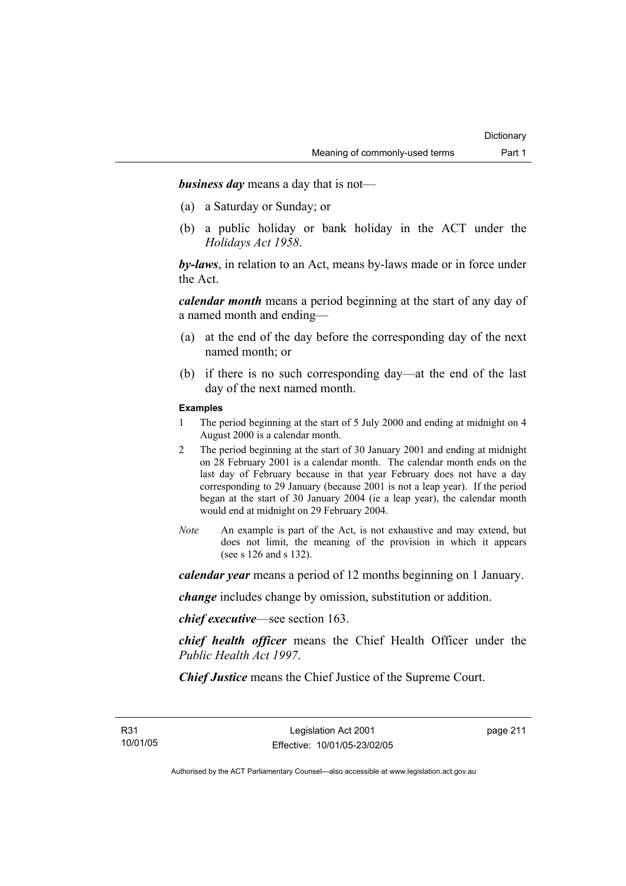***business day*** means a day that is not—

(a) a Saturday or Sunday; or

(b) a public holiday or bank holiday in the ACT under the *Holidays Act 1958*.

***by-laws***, in relation to an Act, means by-laws made or in force under the Act.

***calendar month*** means a period beginning at the start of any day of a named month and ending—

(a) at the end of the day before the corresponding day of the next named month; or

(b) if there is no such corresponding day—at the end of the last day of the next named month.

**Examples**

1 The period beginning at the start of 5 July 2000 and ending at midnight on 4 August 2000 is a calendar month.

2 The period beginning at the start of 30 January 2001 and ending at midnight on 28 February 2001 is a calendar month. The calendar month ends on the last day of February because in that year February does not have a day corresponding to 29 January (because 2001 is not a leap year). If the period began at the start of 30 January 2004 (ie a leap year), the calendar month would end at midnight on 29 February 2004.

*Note* An example is part of the Act, is not exhaustive and may extend, but does not limit, the meaning of the provision in which it appears (see s 126 and s 132).

***calendar year*** means a period of 12 months beginning on 1 January.

***change*** includes change by omission, substitution or addition.

***chief executive***—see section 163.

***chief health officer*** means the Chief Health Officer under the *Public Health Act 1997*.

***Chief Justice*** means the Chief Justice of the Supreme Court.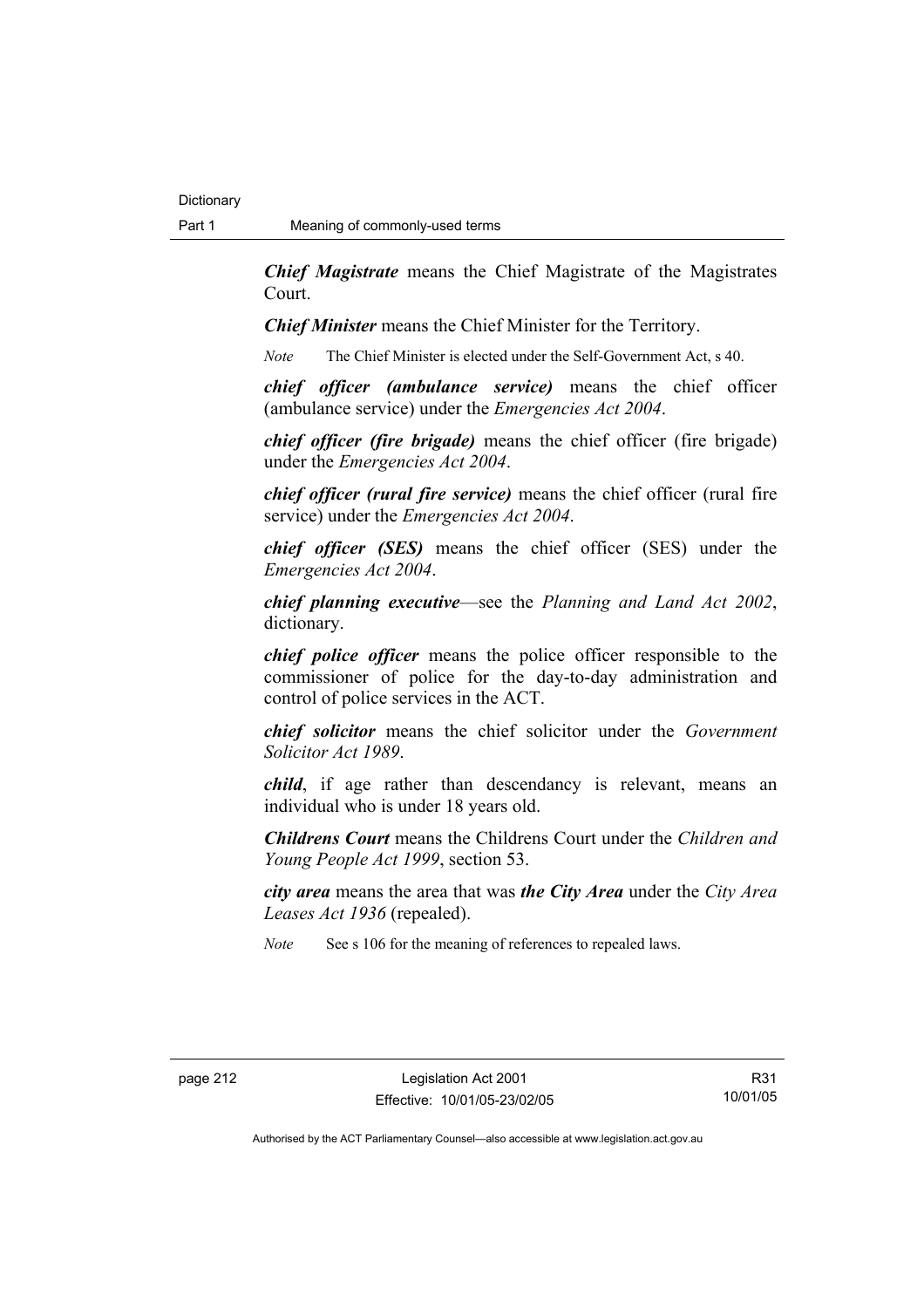***Chief Magistrate*** means the Chief Magistrate of the Magistrates Court.

***Chief Minister*** means the Chief Minister for the Territory.

*Note* The Chief Minister is elected under the Self-Government Act, s 40.

***chief officer (ambulance service)*** means the chief officer (ambulance service) under the *Emergencies Act 2004*.

***chief officer (fire brigade)*** means the chief officer (fire brigade) under the *Emergencies Act 2004*.

***chief officer (rural fire service)*** means the chief officer (rural fire service) under the *Emergencies Act 2004*.

***chief officer (SES)*** means the chief officer (SES) under the *Emergencies Act 2004*.

***chief planning executive***—see the *Planning and Land Act 2002*, dictionary.

***chief police officer*** means the police officer responsible to the commissioner of police for the day-to-day administration and control of police services in the ACT.

***chief solicitor*** means the chief solicitor under the *Government Solicitor Act 1989*.

***child***, if age rather than descendancy is relevant, means an individual who is under 18 years old.

***Childrens Court*** means the Childrens Court under the *Children and Young People Act 1999*, section 53.

***city area*** means the area that was ***the City Area*** under the *City Area Leases Act 1936* (repealed).

*Note* See s 106 for the meaning of references to repealed laws.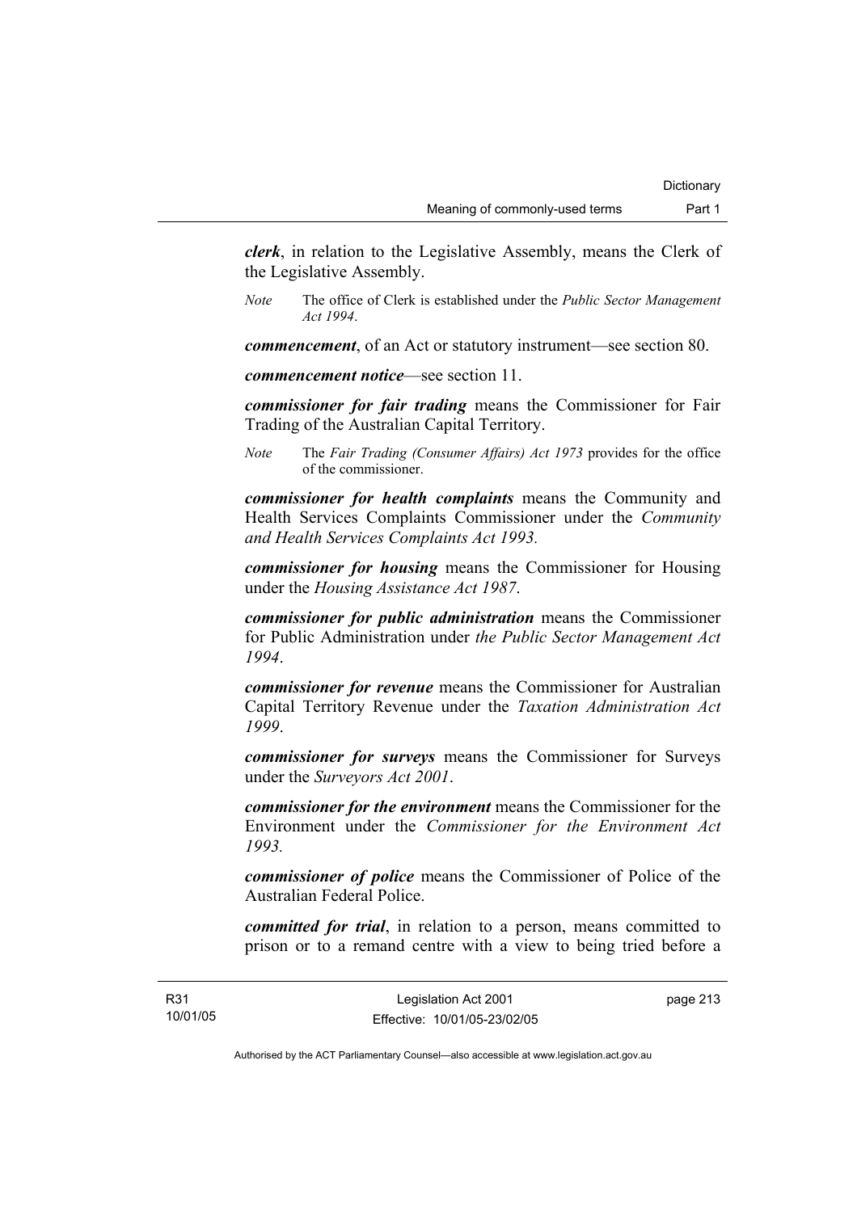***clerk***, in relation to the Legislative Assembly, means the Clerk of the Legislative Assembly.

*Note* The office of Clerk is established under the *Public Sector Management Act 1994*.

***commencement***, of an Act or statutory instrument—see section 80.

***commencement notice***—see section 11.

***commissioner for fair trading*** means the Commissioner for Fair Trading of the Australian Capital Territory.

*Note* The *Fair Trading (Consumer Affairs) Act 1973* provides for the office of the commissioner.

***commissioner for health complaints*** means the Community and Health Services Complaints Commissioner under the *Community and Health Services Complaints Act 1993.*

***commissioner for housing*** means the Commissioner for Housing under the *Housing Assistance Act 1987*.

***commissioner for public administration*** means the Commissioner for Public Administration under *the Public Sector Management Act 1994*.

***commissioner for revenue*** means the Commissioner for Australian Capital Territory Revenue under the *Taxation Administration Act 1999*.

***commissioner for surveys*** means the Commissioner for Surveys under the *Surveyors Act 2001*.

***commissioner for the environment*** means the Commissioner for the Environment under the *Commissioner for the Environment Act 1993.*

***commissioner of police*** means the Commissioner of Police of the Australian Federal Police.

***committed for trial***, in relation to a person, means committed to prison or to a remand centre with a view to being tried before a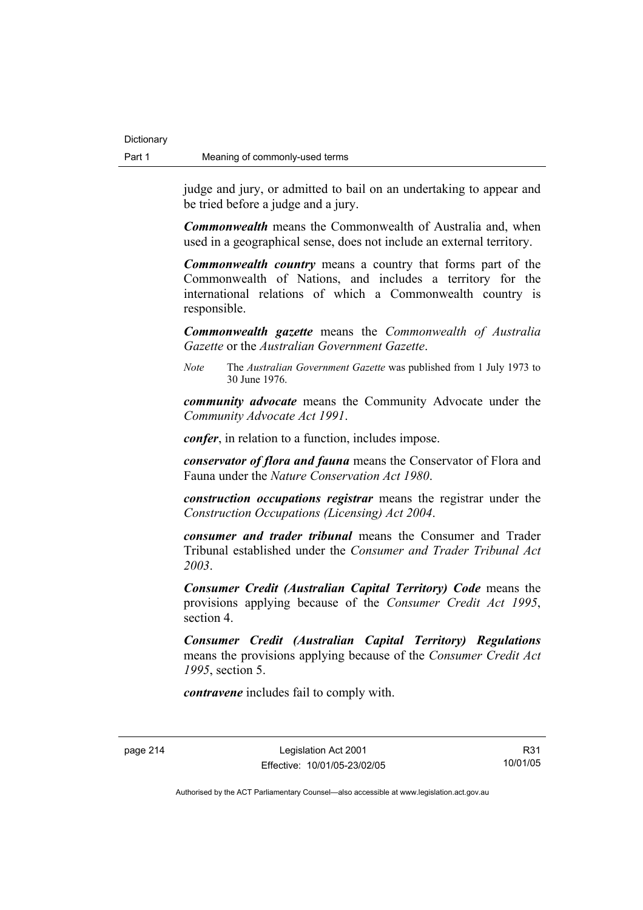judge and jury, or admitted to bail on an undertaking to appear and be tried before a judge and a jury.

***Commonwealth*** means the Commonwealth of Australia and, when used in a geographical sense, does not include an external territory.

***Commonwealth country*** means a country that forms part of the Commonwealth of Nations, and includes a territory for the international relations of which a Commonwealth country is responsible.

***Commonwealth gazette*** means the *Commonwealth of Australia Gazette* or the *Australian Government Gazette*.

*Note* The *Australian Government Gazette* was published from 1 July 1973 to 30 June 1976.

***community advocate*** means the Community Advocate under the *Community Advocate Act 1991*.

***confer***, in relation to a function, includes impose.

***conservator of flora and fauna*** means the Conservator of Flora and Fauna under the *Nature Conservation Act 1980*.

***construction occupations registrar*** means the registrar under the *Construction Occupations (Licensing) Act 2004*.

***consumer and trader tribunal*** means the Consumer and Trader Tribunal established under the *Consumer and Trader Tribunal Act 2003*.

***Consumer Credit (Australian Capital Territory) Code*** means the provisions applying because of the *Consumer Credit Act 1995*, section 4.

***Consumer Credit (Australian Capital Territory) Regulations*** means the provisions applying because of the *Consumer Credit Act 1995*, section 5.

***contravene*** includes fail to comply with.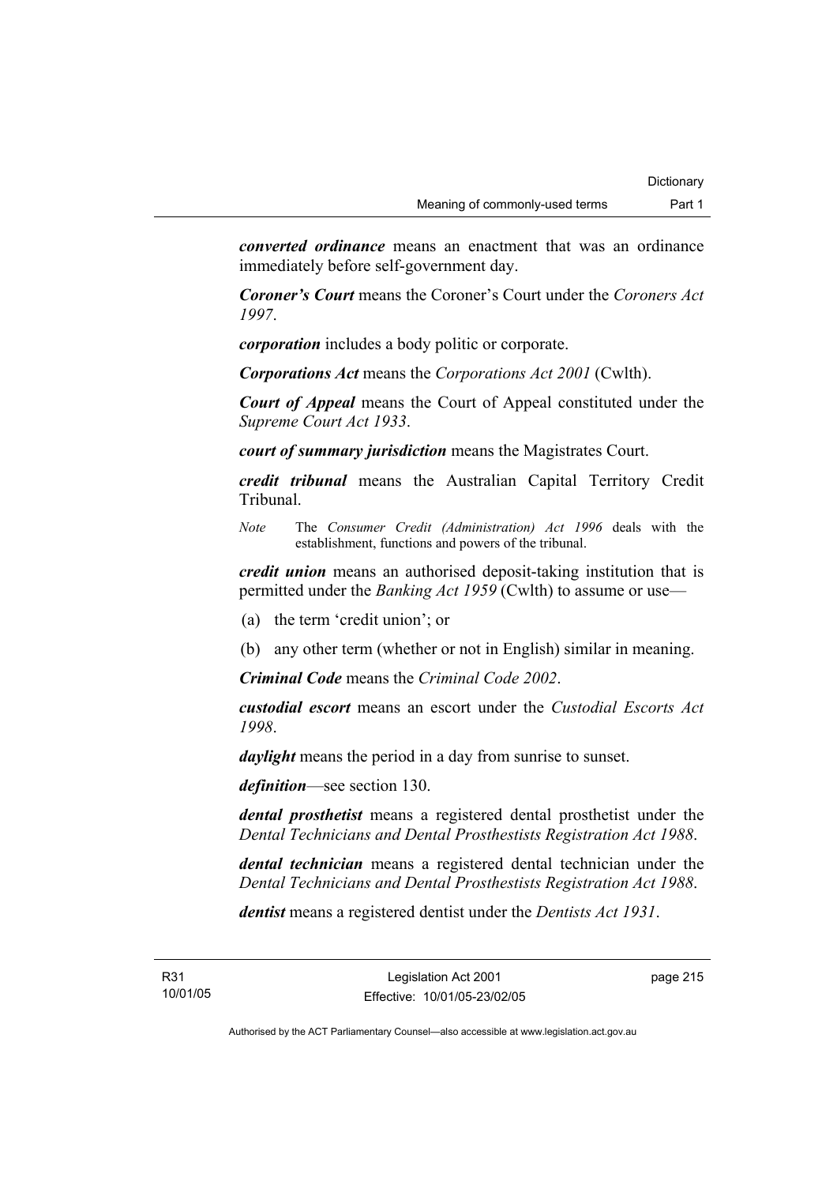***converted ordinance*** means an enactment that was an ordinance immediately before self-government day.

***Coroner's Court*** means the Coroner's Court under the *Coroners Act 1997*.

***corporation*** includes a body politic or corporate.

***Corporations Act*** means the *Corporations Act 2001* (Cwlth).

***Court of Appeal*** means the Court of Appeal constituted under the *Supreme Court Act 1933*.

***court of summary jurisdiction*** means the Magistrates Court.

***credit tribunal*** means the Australian Capital Territory Credit Tribunal.

*Note* The *Consumer Credit (Administration) Act 1996* deals with the establishment, functions and powers of the tribunal.

***credit union*** means an authorised deposit-taking institution that is permitted under the *Banking Act 1959* (Cwlth) to assume or use—

(a) the term 'credit union'; or

(b) any other term (whether or not in English) similar in meaning.

***Criminal Code*** means the *Criminal Code 2002*.

***custodial escort*** means an escort under the *Custodial Escorts Act 1998*.

***daylight*** means the period in a day from sunrise to sunset.

***definition***—see section 130.

***dental prosthetist*** means a registered dental prosthetist under the *Dental Technicians and Dental Prosthestists Registration Act 1988*.

***dental technician*** means a registered dental technician under the *Dental Technicians and Dental Prosthestists Registration Act 1988*.

***dentist*** means a registered dentist under the *Dentists Act 1931*.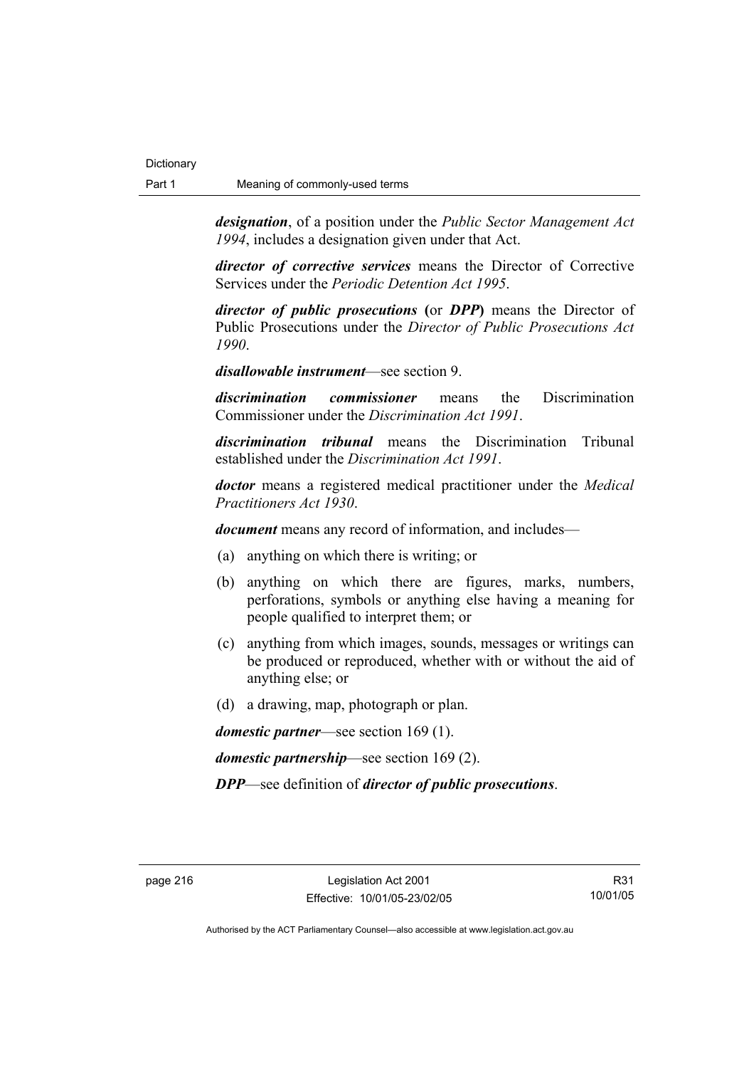***designation***, of a position under the *Public Sector Management Act 1994*, includes a designation given under that Act.

***director of corrective services*** means the Director of Corrective Services under the *Periodic Detention Act 1995*.

***director of public prosecutions*** **(**or ***DPP*****)** means the Director of Public Prosecutions under the *Director of Public Prosecutions Act 1990*.

***disallowable instrument***—see section 9.

***discrimination commissioner*** means the Discrimination Commissioner under the *Discrimination Act 1991*.

***discrimination tribunal*** means the Discrimination Tribunal established under the *Discrimination Act 1991*.

***doctor*** means a registered medical practitioner under the *Medical Practitioners Act 1930*.

***document*** means any record of information, and includes—

(a) anything on which there is writing; or

(b) anything on which there are figures, marks, numbers, perforations, symbols or anything else having a meaning for people qualified to interpret them; or

(c) anything from which images, sounds, messages or writings can be produced or reproduced, whether with or without the aid of anything else; or

(d) a drawing, map, photograph or plan.

***domestic partner***—see section 169 (1).

***domestic partnership***—see section 169 (2).

***DPP***—see definition of ***director of public prosecutions***.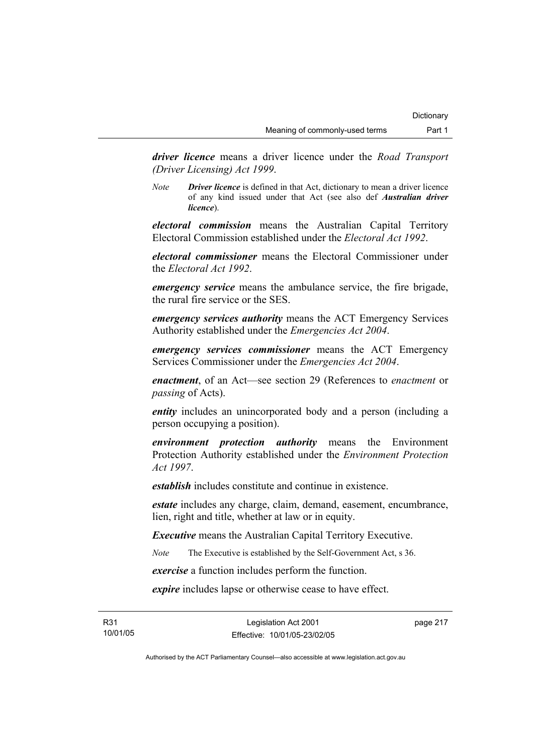***driver licence*** means a driver licence under the *Road Transport (Driver Licensing) Act 1999*.

*Note* ***Driver licence*** is defined in that Act, dictionary to mean a driver licence of any kind issued under that Act (see also def ***Australian driver licence***).

***electoral commission*** means the Australian Capital Territory Electoral Commission established under the *Electoral Act 1992*.

***electoral commissioner*** means the Electoral Commissioner under the *Electoral Act 1992*.

***emergency service*** means the ambulance service, the fire brigade, the rural fire service or the SES.

***emergency services authority*** means the ACT Emergency Services Authority established under the *Emergencies Act 2004*.

***emergency services commissioner*** means the ACT Emergency Services Commissioner under the *Emergencies Act 2004*.

***enactment***, of an Act—see section 29 (References to *enactment* or *passing* of Acts).

***entity*** includes an unincorporated body and a person (including a person occupying a position).

***environment protection authority*** means the Environment Protection Authority established under the *Environment Protection Act 1997*.

***establish*** includes constitute and continue in existence.

***estate*** includes any charge, claim, demand, easement, encumbrance, lien, right and title, whether at law or in equity.

***Executive*** means the Australian Capital Territory Executive.

*Note* The Executive is established by the Self-Government Act, s 36.

***exercise*** a function includes perform the function.

***expire*** includes lapse or otherwise cease to have effect.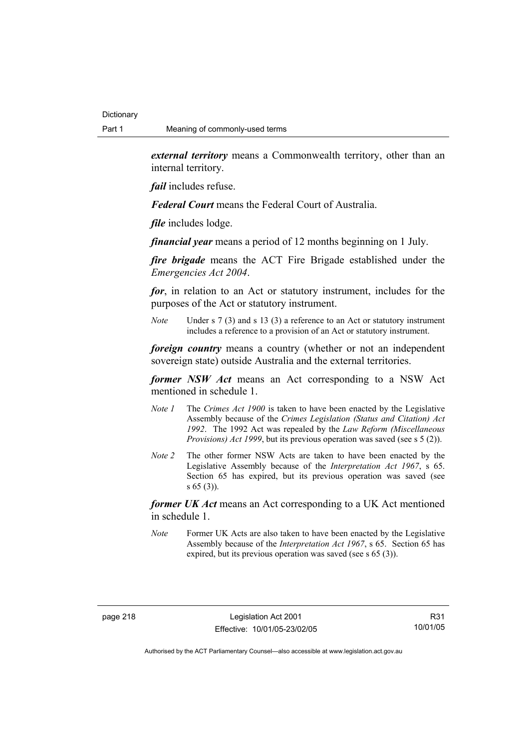***external territory*** means a Commonwealth territory, other than an internal territory.

***fail*** includes refuse.

***Federal Court*** means the Federal Court of Australia.

***file*** includes lodge.

***financial year*** means a period of 12 months beginning on 1 July.

***fire brigade*** means the ACT Fire Brigade established under the *Emergencies Act 2004*.

***for***, in relation to an Act or statutory instrument, includes for the purposes of the Act or statutory instrument.

*Note* Under s 7 (3) and s 13 (3) a reference to an Act or statutory instrument includes a reference to a provision of an Act or statutory instrument.

***foreign country*** means a country (whether or not an independent sovereign state) outside Australia and the external territories.

***former NSW Act*** means an Act corresponding to a NSW Act mentioned in schedule 1.

*Note 1* The *Crimes Act 1900* is taken to have been enacted by the Legislative Assembly because of the *Crimes Legislation (Status and Citation) Act 1992*. The 1992 Act was repealed by the *Law Reform (Miscellaneous Provisions) Act 1999*, but its previous operation was saved (see s 5 (2)).

*Note 2* The other former NSW Acts are taken to have been enacted by the Legislative Assembly because of the *Interpretation Act 1967*, s 65. Section 65 has expired, but its previous operation was saved (see s 65 (3)).

***former UK Act*** means an Act corresponding to a UK Act mentioned in schedule 1.

*Note* Former UK Acts are also taken to have been enacted by the Legislative Assembly because of the *Interpretation Act 1967*, s 65. Section 65 has expired, but its previous operation was saved (see s 65 (3)).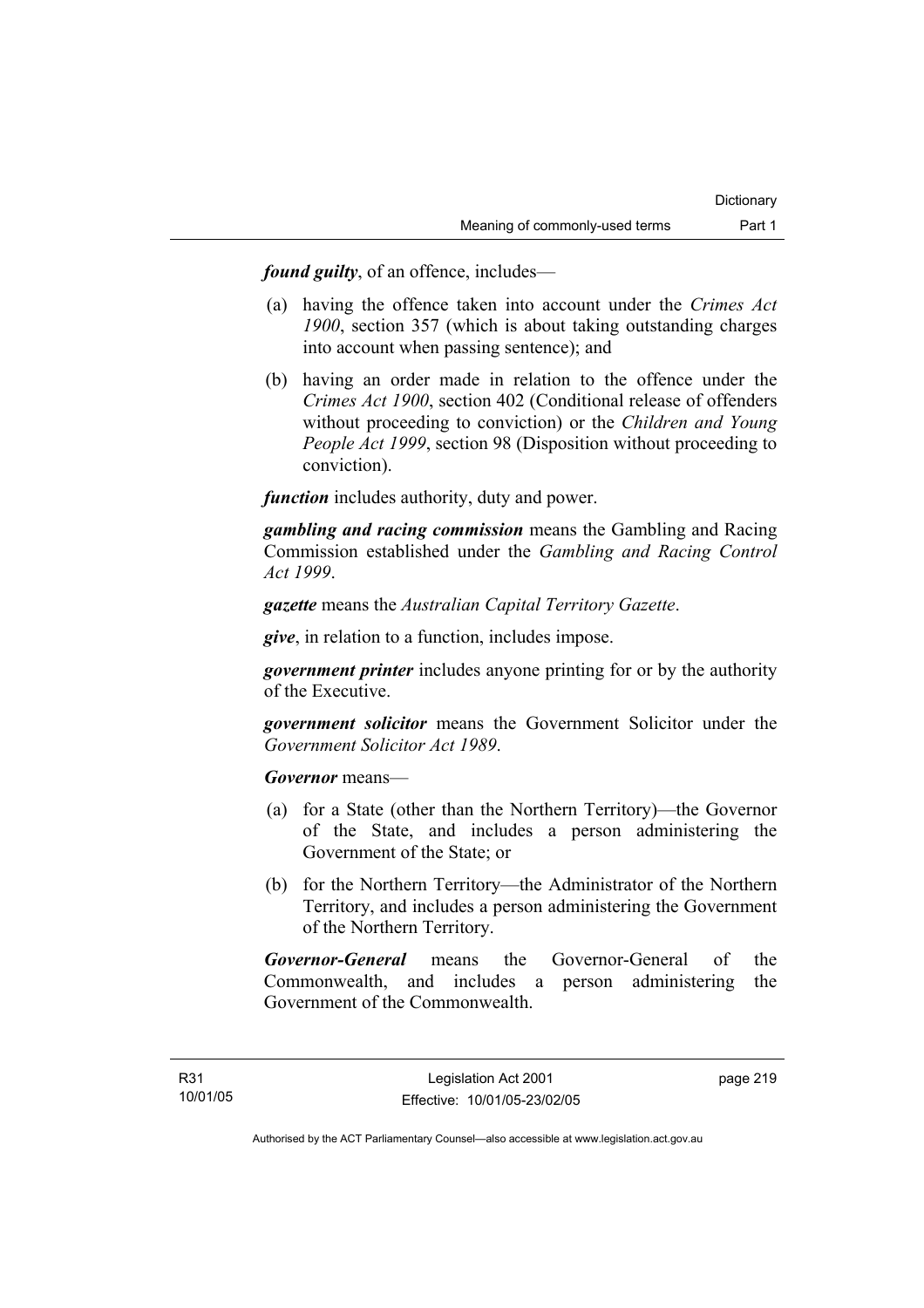***found guilty***, of an offence, includes—

(a) having the offence taken into account under the *Crimes Act 1900*, section 357 (which is about taking outstanding charges into account when passing sentence); and

(b) having an order made in relation to the offence under the *Crimes Act 1900*, section 402 (Conditional release of offenders without proceeding to conviction) or the *Children and Young People Act 1999*, section 98 (Disposition without proceeding to conviction).

***function*** includes authority, duty and power.

***gambling and racing commission*** means the Gambling and Racing Commission established under the *Gambling and Racing Control Act 1999*.

***gazette*** means the *Australian Capital Territory Gazette*.

***give***, in relation to a function, includes impose.

***government printer*** includes anyone printing for or by the authority of the Executive.

***government solicitor*** means the Government Solicitor under the *Government Solicitor Act 1989*.

***Governor*** means—

(a) for a State (other than the Northern Territory)—the Governor of the State, and includes a person administering the Government of the State; or

(b) for the Northern Territory—the Administrator of the Northern Territory, and includes a person administering the Government of the Northern Territory.

***Governor-General*** means the Governor-General of the Commonwealth, and includes a person administering the Government of the Commonwealth.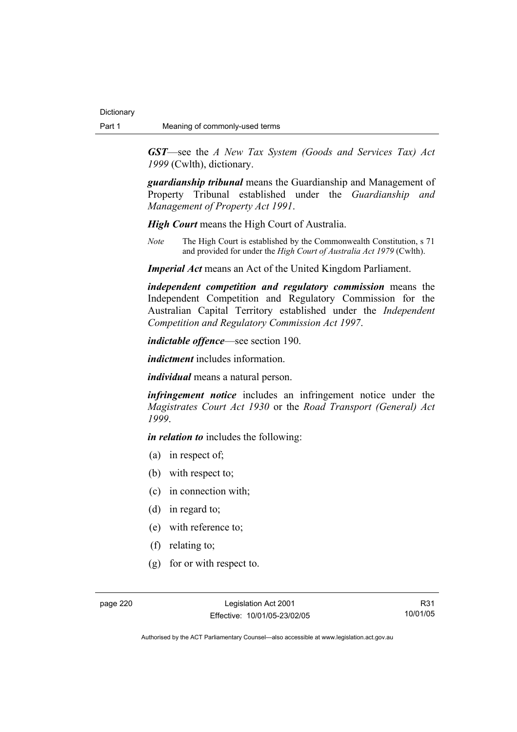***GST***—see the *A New Tax System (Goods and Services Tax) Act 1999* (Cwlth), dictionary.

***guardianship tribunal*** means the Guardianship and Management of Property Tribunal established under the *Guardianship and Management of Property Act 1991*.

***High Court*** means the High Court of Australia.

*Note* The High Court is established by the Commonwealth Constitution, s 71 and provided for under the *High Court of Australia Act 1979* (Cwlth).

***Imperial Act*** means an Act of the United Kingdom Parliament.

***independent competition and regulatory commission*** means the Independent Competition and Regulatory Commission for the Australian Capital Territory established under the *Independent Competition and Regulatory Commission Act 1997*.

***indictable offence***—see section 190.

***indictment*** includes information.

***individual*** means a natural person.

***infringement notice*** includes an infringement notice under the *Magistrates Court Act 1930* or the *Road Transport (General) Act 1999*.

***in relation to*** includes the following:

(a) in respect of;

(b) with respect to;

(c) in connection with;

(d) in regard to;

(e) with reference to;

(f) relating to;

(g) for or with respect to.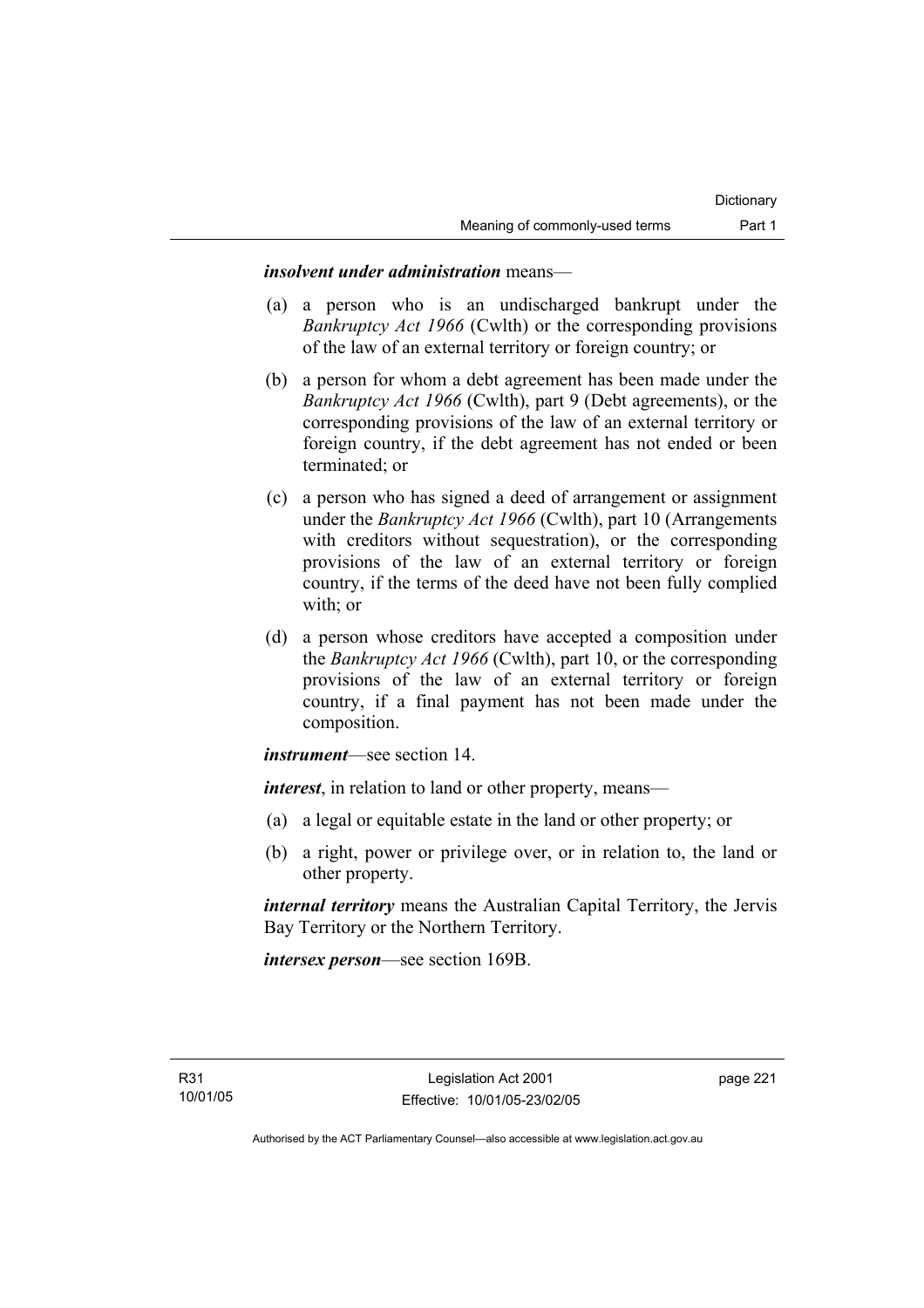***insolvent under administration*** means—

(a) a person who is an undischarged bankrupt under the *Bankruptcy Act 1966* (Cwlth) or the corresponding provisions of the law of an external territory or foreign country; or

(b) a person for whom a debt agreement has been made under the *Bankruptcy Act 1966* (Cwlth), part 9 (Debt agreements), or the corresponding provisions of the law of an external territory or foreign country, if the debt agreement has not ended or been terminated; or

(c) a person who has signed a deed of arrangement or assignment under the *Bankruptcy Act 1966* (Cwlth), part 10 (Arrangements with creditors without sequestration), or the corresponding provisions of the law of an external territory or foreign country, if the terms of the deed have not been fully complied with; or

(d) a person whose creditors have accepted a composition under the *Bankruptcy Act 1966* (Cwlth), part 10, or the corresponding provisions of the law of an external territory or foreign country, if a final payment has not been made under the composition.

***instrument***—see section 14.

***interest***, in relation to land or other property, means—

(a) a legal or equitable estate in the land or other property; or

(b) a right, power or privilege over, or in relation to, the land or other property.

***internal territory*** means the Australian Capital Territory, the Jervis Bay Territory or the Northern Territory.

***intersex person***—see section 169B.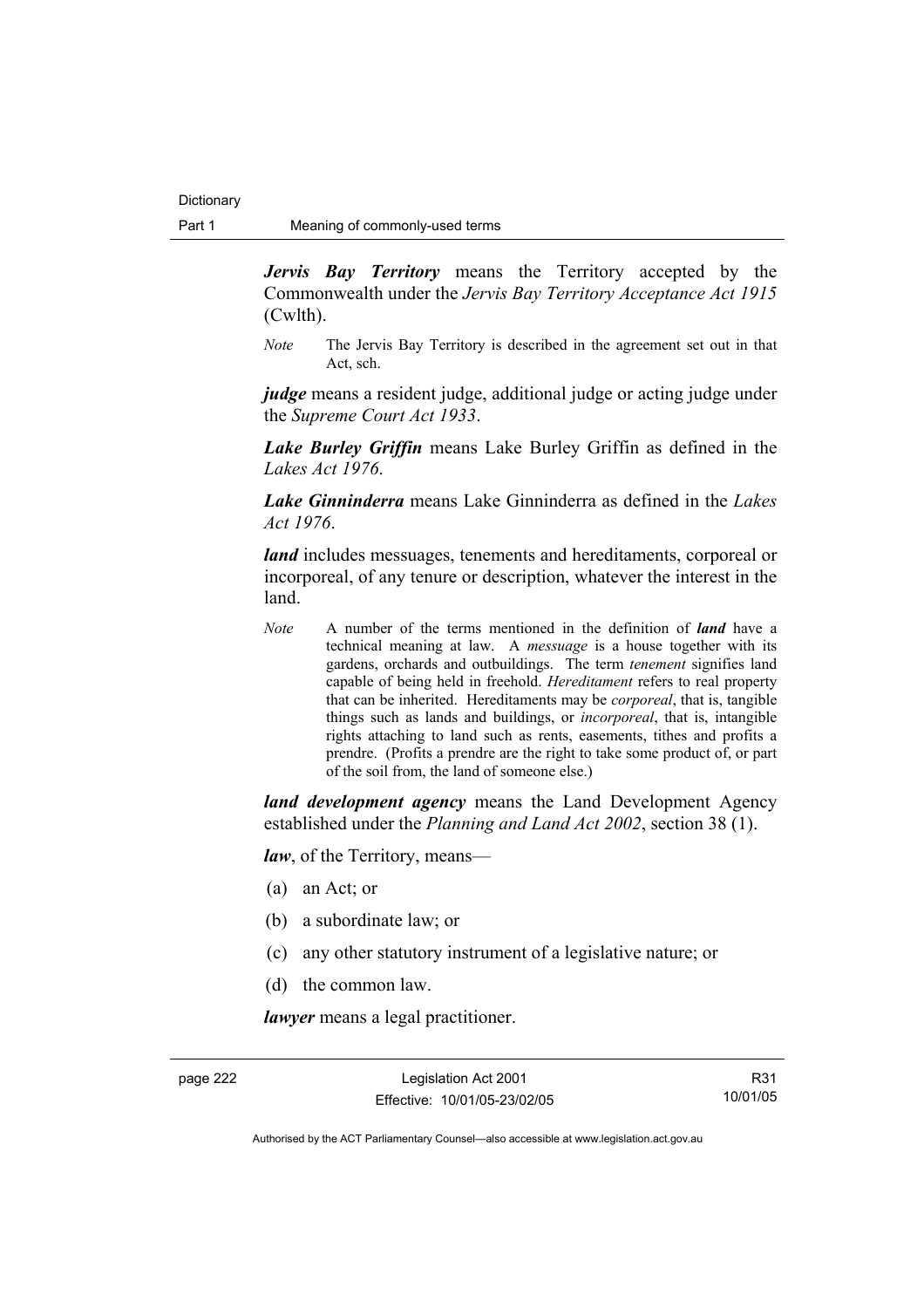***Jervis Bay Territory*** means the Territory accepted by the Commonwealth under the *Jervis Bay Territory Acceptance Act 1915* (Cwlth).

*Note* The Jervis Bay Territory is described in the agreement set out in that Act, sch.

***judge*** means a resident judge, additional judge or acting judge under the *Supreme Court Act 1933*.

***Lake Burley Griffin*** means Lake Burley Griffin as defined in the *Lakes Act 1976*.

***Lake Ginninderra*** means Lake Ginninderra as defined in the *Lakes Act 1976*.

***land*** includes messuages, tenements and hereditaments, corporeal or incorporeal, of any tenure or description, whatever the interest in the land.

*Note* A number of the terms mentioned in the definition of ***land*** have a technical meaning at law. A *messuage* is a house together with its gardens, orchards and outbuildings. The term *tenement* signifies land capable of being held in freehold. *Hereditament* refers to real property that can be inherited. Hereditaments may be *corporeal*, that is, tangible things such as lands and buildings, or *incorporeal*, that is, intangible rights attaching to land such as rents, easements, tithes and profits a prendre. (Profits a prendre are the right to take some product of, or part of the soil from, the land of someone else.)

***land development agency*** means the Land Development Agency established under the *Planning and Land Act 2002*, section 38 (1).

***law***, of the Territory, means—

(a) an Act; or

(b) a subordinate law; or

(c) any other statutory instrument of a legislative nature; or

(d) the common law.

***lawyer*** means a legal practitioner.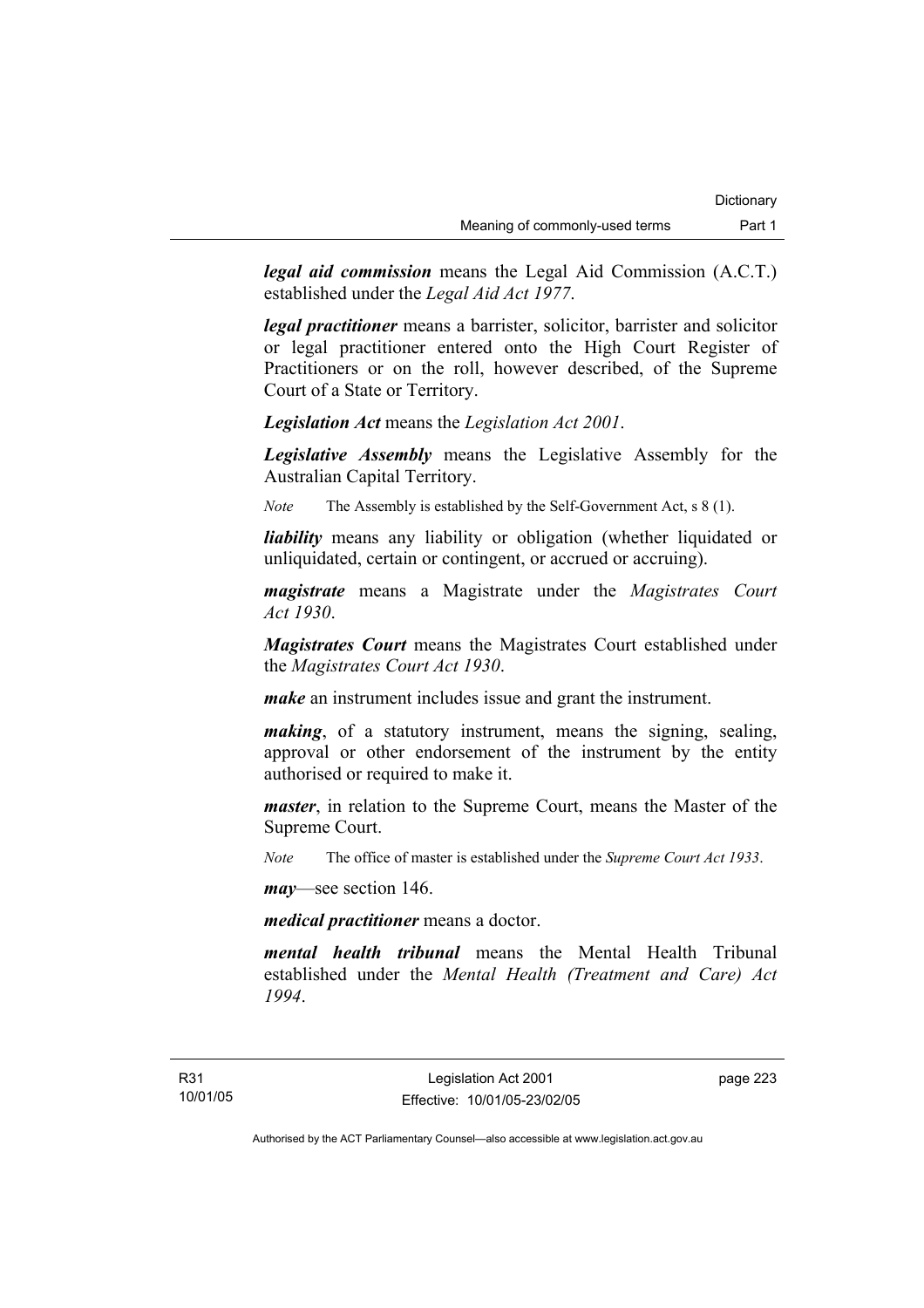***legal aid commission*** means the Legal Aid Commission (A.C.T.) established under the *Legal Aid Act 1977*.

***legal practitioner*** means a barrister, solicitor, barrister and solicitor or legal practitioner entered onto the High Court Register of Practitioners or on the roll, however described, of the Supreme Court of a State or Territory.

***Legislation Act*** means the *Legislation Act 2001*.

***Legislative Assembly*** means the Legislative Assembly for the Australian Capital Territory.

*Note* The Assembly is established by the Self-Government Act, s 8 (1).

***liability*** means any liability or obligation (whether liquidated or unliquidated, certain or contingent, or accrued or accruing).

***magistrate*** means a Magistrate under the *Magistrates Court Act 1930*.

***Magistrates Court*** means the Magistrates Court established under the *Magistrates Court Act 1930*.

***make*** an instrument includes issue and grant the instrument.

***making***, of a statutory instrument, means the signing, sealing, approval or other endorsement of the instrument by the entity authorised or required to make it.

***master***, in relation to the Supreme Court, means the Master of the Supreme Court.

*Note* The office of master is established under the *Supreme Court Act 1933*.

***may***—see section 146.

***medical practitioner*** means a doctor.

***mental health tribunal*** means the Mental Health Tribunal established under the *Mental Health (Treatment and Care) Act 1994*.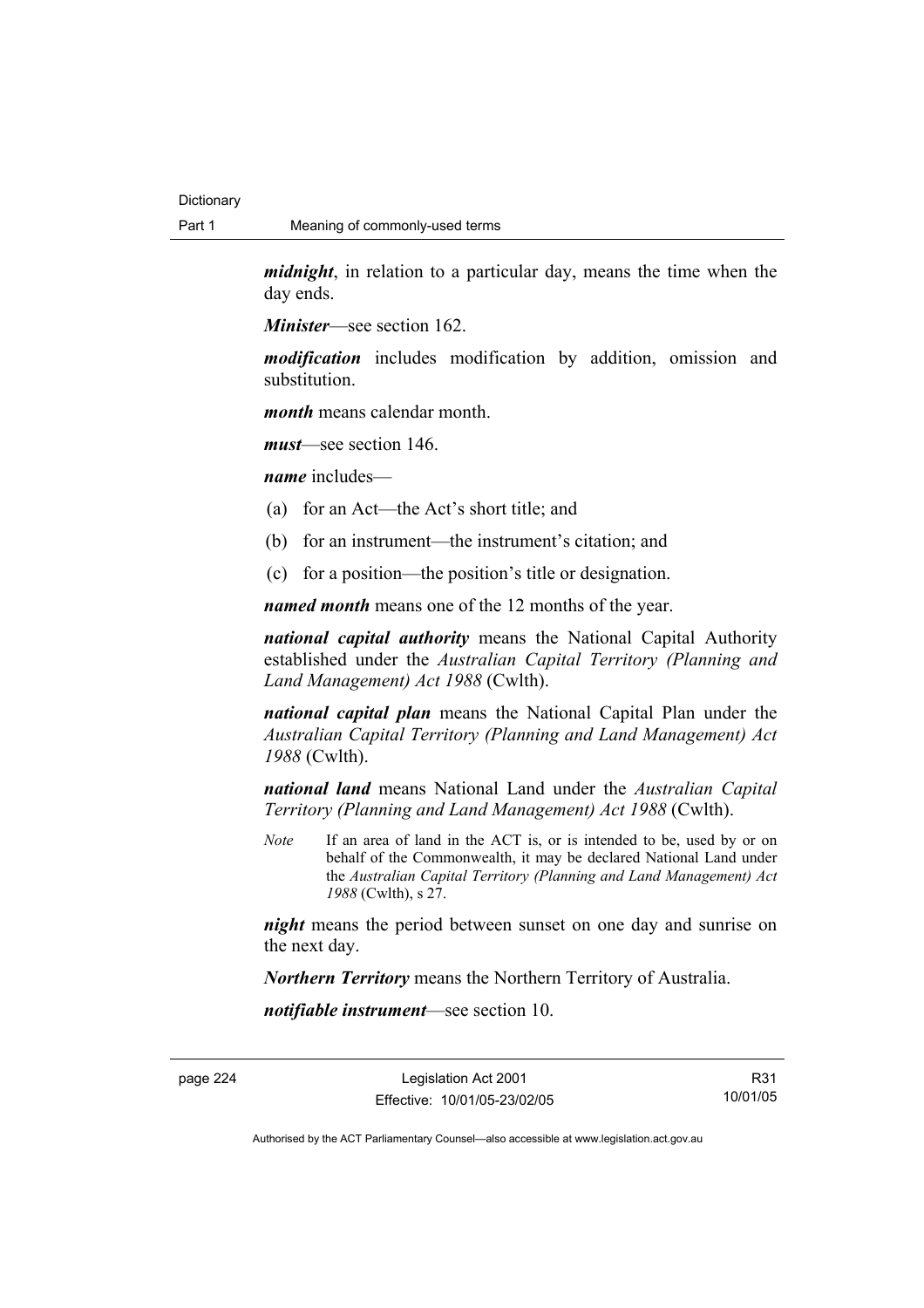***midnight***, in relation to a particular day, means the time when the day ends.

***Minister***—see section 162.

***modification*** includes modification by addition, omission and substitution.

***month*** means calendar month.

***must***—see section 146.

***name*** includes—

(a) for an Act—the Act's short title; and

(b) for an instrument—the instrument's citation; and

(c) for a position—the position's title or designation.

***named month*** means one of the 12 months of the year.

***national capital authority*** means the National Capital Authority established under the *Australian Capital Territory (Planning and Land Management) Act 1988* (Cwlth).

***national capital plan*** means the National Capital Plan under the *Australian Capital Territory (Planning and Land Management) Act 1988* (Cwlth).

***national land*** means National Land under the *Australian Capital Territory (Planning and Land Management) Act 1988* (Cwlth).

*Note* If an area of land in the ACT is, or is intended to be, used by or on behalf of the Commonwealth, it may be declared National Land under the *Australian Capital Territory (Planning and Land Management) Act 1988* (Cwlth), s 27.

***night*** means the period between sunset on one day and sunrise on the next day.

***Northern Territory*** means the Northern Territory of Australia.

***notifiable instrument***—see section 10.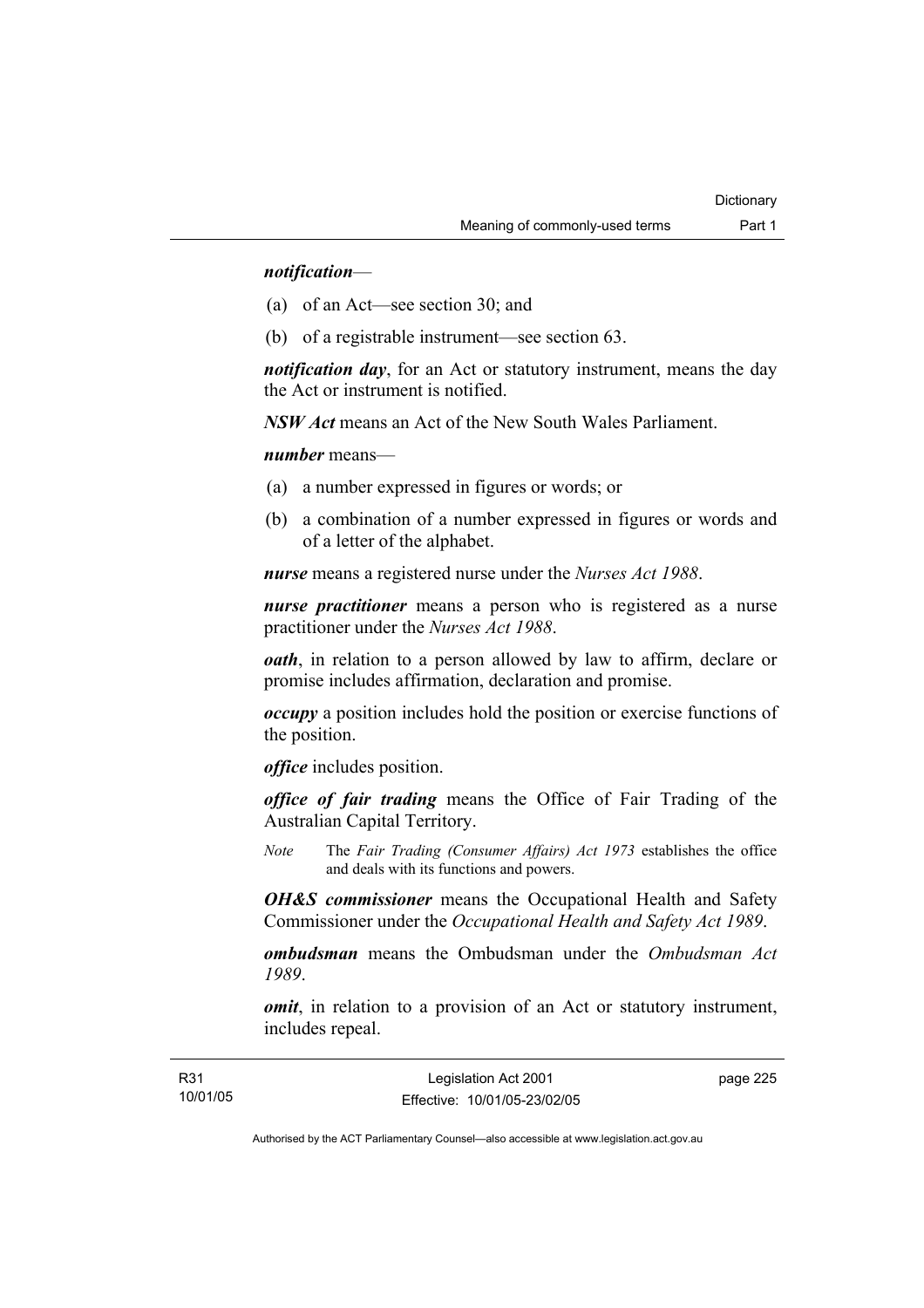***notification***—

(a) of an Act—see section 30; and

(b) of a registrable instrument—see section 63.

***notification day***, for an Act or statutory instrument, means the day the Act or instrument is notified.

***NSW Act*** means an Act of the New South Wales Parliament.

***number*** means—

(a) a number expressed in figures or words; or

(b) a combination of a number expressed in figures or words and of a letter of the alphabet.

***nurse*** means a registered nurse under the *Nurses Act 1988*.

***nurse practitioner*** means a person who is registered as a nurse practitioner under the *Nurses Act 1988*.

***oath***, in relation to a person allowed by law to affirm, declare or promise includes affirmation, declaration and promise.

***occupy*** a position includes hold the position or exercise functions of the position.

***office*** includes position.

***office of fair trading*** means the Office of Fair Trading of the Australian Capital Territory.

*Note* The *Fair Trading (Consumer Affairs) Act 1973* establishes the office and deals with its functions and powers.

***OH&S commissioner*** means the Occupational Health and Safety Commissioner under the *Occupational Health and Safety Act 1989*.

***ombudsman*** means the Ombudsman under the *Ombudsman Act 1989*.

***omit***, in relation to a provision of an Act or statutory instrument, includes repeal.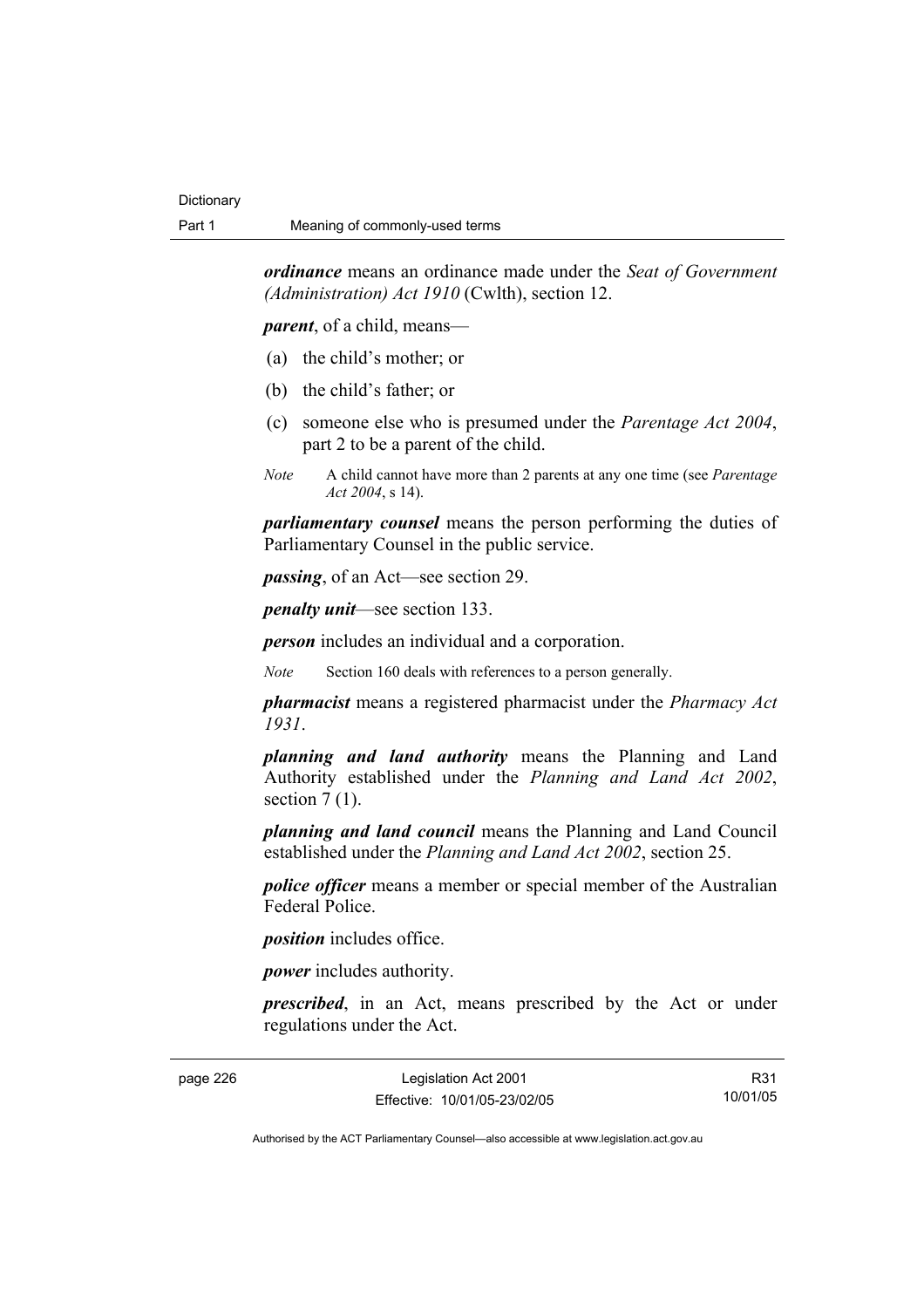***ordinance*** means an ordinance made under the *Seat of Government (Administration) Act 1910* (Cwlth), section 12.

***parent***, of a child, means—

(a) the child's mother; or

(b) the child's father; or

(c) someone else who is presumed under the *Parentage Act 2004*, part 2 to be a parent of the child.

*Note* A child cannot have more than 2 parents at any one time (see *Parentage Act 2004*, s 14).

***parliamentary counsel*** means the person performing the duties of Parliamentary Counsel in the public service.

***passing***, of an Act—see section 29.

***penalty unit***—see section 133.

***person*** includes an individual and a corporation.

*Note* Section 160 deals with references to a person generally.

***pharmacist*** means a registered pharmacist under the *Pharmacy Act 1931*.

***planning and land authority*** means the Planning and Land Authority established under the *Planning and Land Act 2002*, section 7 (1).

***planning and land council*** means the Planning and Land Council established under the *Planning and Land Act 2002*, section 25.

***police officer*** means a member or special member of the Australian Federal Police.

***position*** includes office.

***power*** includes authority.

***prescribed***, in an Act, means prescribed by the Act or under regulations under the Act.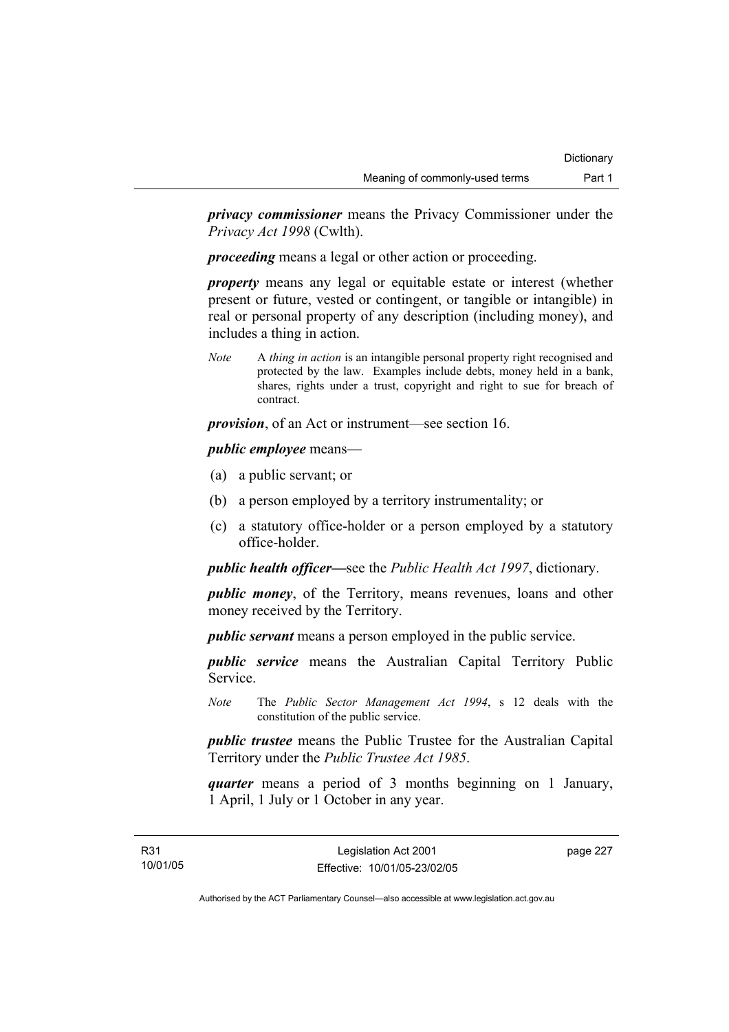***privacy commissioner*** means the Privacy Commissioner under the *Privacy Act 1998* (Cwlth).

***proceeding*** means a legal or other action or proceeding.

***property*** means any legal or equitable estate or interest (whether present or future, vested or contingent, or tangible or intangible) in real or personal property of any description (including money), and includes a thing in action.

*Note* A *thing in action* is an intangible personal property right recognised and protected by the law. Examples include debts, money held in a bank, shares, rights under a trust, copyright and right to sue for breach of contract.

***provision***, of an Act or instrument—see section 16.

***public employee*** means—

(a) a public servant; or

(b) a person employed by a territory instrumentality; or

(c) a statutory office-holder or a person employed by a statutory office-holder.

***public health officer***—see the *Public Health Act 1997*, dictionary.

***public money***, of the Territory, means revenues, loans and other money received by the Territory.

***public servant*** means a person employed in the public service.

***public service*** means the Australian Capital Territory Public Service.

*Note* The *Public Sector Management Act 1994*, s 12 deals with the constitution of the public service.

***public trustee*** means the Public Trustee for the Australian Capital Territory under the *Public Trustee Act 1985*.

***quarter*** means a period of 3 months beginning on 1 January, 1 April, 1 July or 1 October in any year.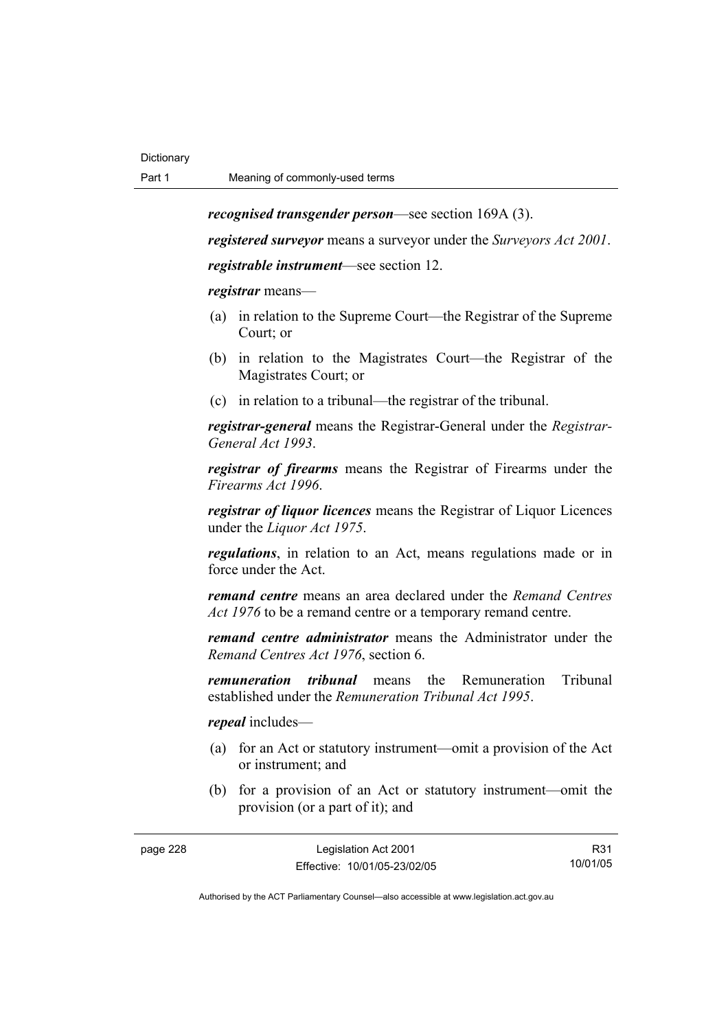***recognised transgender person***—see section 169A (3).

***registered surveyor*** means a surveyor under the *Surveyors Act 2001*.

***registrable instrument***—see section 12.

***registrar*** means—

(a) in relation to the Supreme Court—the Registrar of the Supreme Court; or

(b) in relation to the Magistrates Court—the Registrar of the Magistrates Court; or

(c) in relation to a tribunal—the registrar of the tribunal.

***registrar-general*** means the Registrar-General under the *Registrar-General Act 1993*.

***registrar of firearms*** means the Registrar of Firearms under the *Firearms Act 1996*.

***registrar of liquor licences*** means the Registrar of Liquor Licences under the *Liquor Act 1975*.

***regulations***, in relation to an Act, means regulations made or in force under the Act.

***remand centre*** means an area declared under the *Remand Centres Act 1976* to be a remand centre or a temporary remand centre.

***remand centre administrator*** means the Administrator under the *Remand Centres Act 1976*, section 6.

***remuneration tribunal*** means the Remuneration Tribunal established under the *Remuneration Tribunal Act 1995*.

***repeal*** includes—

(a) for an Act or statutory instrument—omit a provision of the Act or instrument; and

(b) for a provision of an Act or statutory instrument—omit the provision (or a part of it); and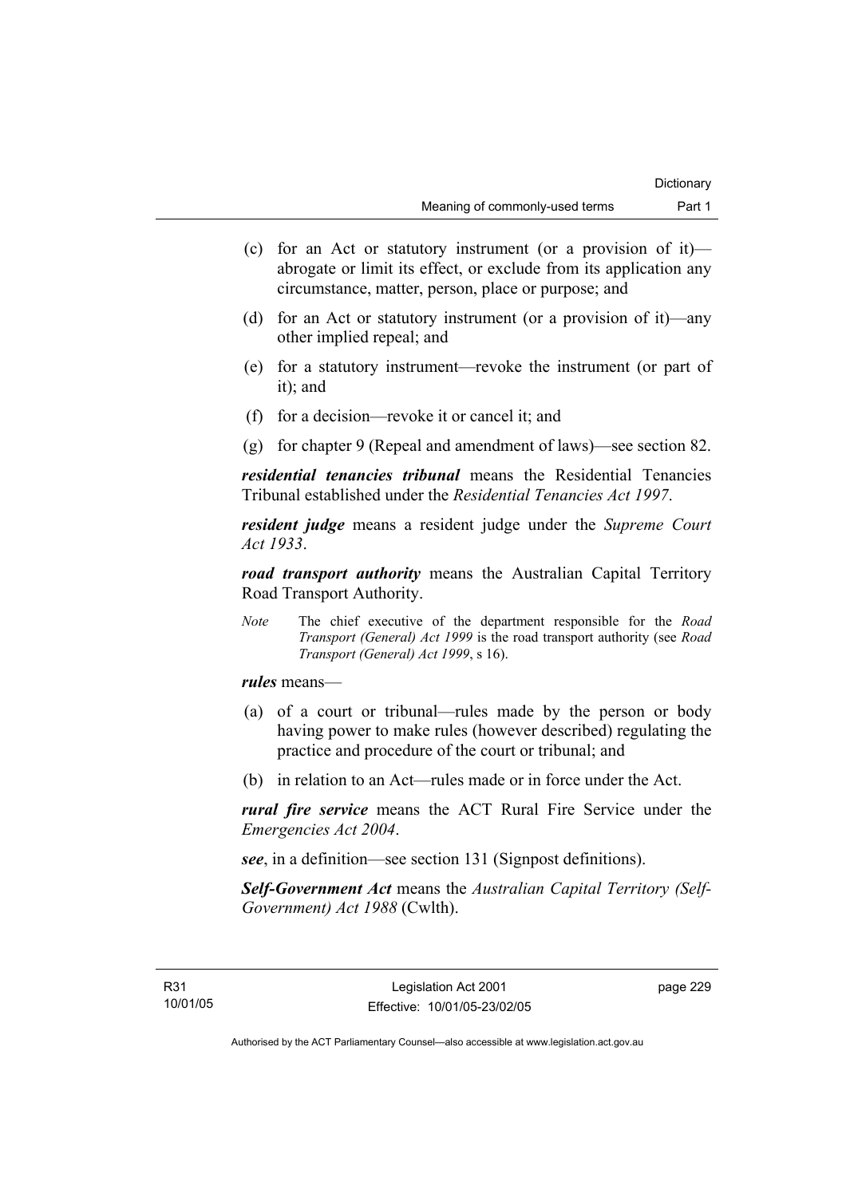(c) for an Act or statutory instrument (or a provision of it)—abrogate or limit its effect, or exclude from its application any circumstance, matter, person, place or purpose; and

(d) for an Act or statutory instrument (or a provision of it)—any other implied repeal; and

(e) for a statutory instrument—revoke the instrument (or part of it); and

(f) for a decision—revoke it or cancel it; and

(g) for chapter 9 (Repeal and amendment of laws)—see section 82.

***residential tenancies tribunal*** means the Residential Tenancies Tribunal established under the *Residential Tenancies Act 1997*.

***resident judge*** means a resident judge under the *Supreme Court Act 1933*.

***road transport authority*** means the Australian Capital Territory Road Transport Authority.

*Note* The chief executive of the department responsible for the *Road Transport (General) Act 1999* is the road transport authority (see *Road Transport (General) Act 1999*, s 16).

***rules*** means—

(a) of a court or tribunal—rules made by the person or body having power to make rules (however described) regulating the practice and procedure of the court or tribunal; and

(b) in relation to an Act—rules made or in force under the Act.

***rural fire service*** means the ACT Rural Fire Service under the *Emergencies Act 2004*.

***see***, in a definition—see section 131 (Signpost definitions).

***Self-Government Act*** means the *Australian Capital Territory (Self-Government) Act 1988* (Cwlth).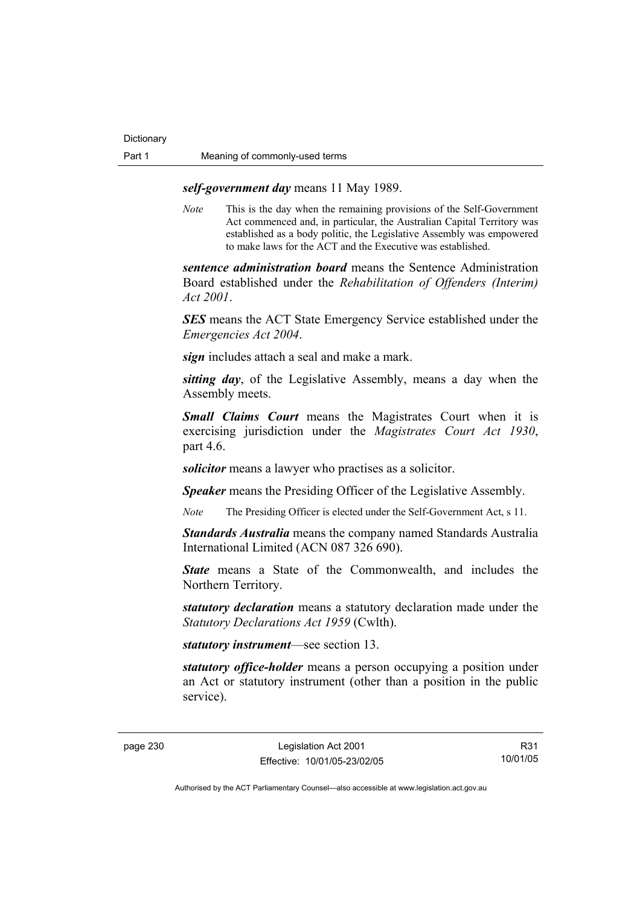***self-government day*** means 11 May 1989.

*Note* This is the day when the remaining provisions of the Self-Government Act commenced and, in particular, the Australian Capital Territory was established as a body politic, the Legislative Assembly was empowered to make laws for the ACT and the Executive was established.

***sentence administration board*** means the Sentence Administration Board established under the *Rehabilitation of Offenders (Interim) Act 2001*.

***SES*** means the ACT State Emergency Service established under the *Emergencies Act 2004*.

***sign*** includes attach a seal and make a mark.

***sitting day***, of the Legislative Assembly, means a day when the Assembly meets.

***Small Claims Court*** means the Magistrates Court when it is exercising jurisdiction under the *Magistrates Court Act 1930*, part 4.6.

***solicitor*** means a lawyer who practises as a solicitor.

***Speaker*** means the Presiding Officer of the Legislative Assembly.

*Note* The Presiding Officer is elected under the Self-Government Act, s 11.

***Standards Australia*** means the company named Standards Australia International Limited (ACN 087 326 690).

***State*** means a State of the Commonwealth, and includes the Northern Territory.

***statutory declaration*** means a statutory declaration made under the *Statutory Declarations Act 1959* (Cwlth).

***statutory instrument***—see section 13.

***statutory office-holder*** means a person occupying a position under an Act or statutory instrument (other than a position in the public service).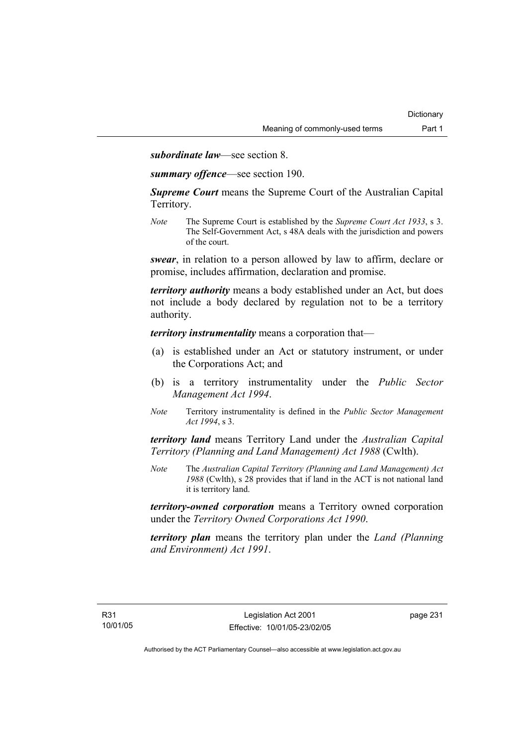***subordinate law***—see section 8.

***summary offence***—see section 190.

***Supreme Court*** means the Supreme Court of the Australian Capital Territory.

*Note* The Supreme Court is established by the *Supreme Court Act 1933*, s 3. The Self-Government Act, s 48A deals with the jurisdiction and powers of the court.

***swear***, in relation to a person allowed by law to affirm, declare or promise, includes affirmation, declaration and promise.

***territory authority*** means a body established under an Act, but does not include a body declared by regulation not to be a territory authority.

***territory instrumentality*** means a corporation that—

(a) is established under an Act or statutory instrument, or under the Corporations Act; and

(b) is a territory instrumentality under the *Public Sector Management Act 1994*.

*Note* Territory instrumentality is defined in the *Public Sector Management Act 1994*, s 3.

***territory land*** means Territory Land under the *Australian Capital Territory (Planning and Land Management) Act 1988* (Cwlth).

*Note* The *Australian Capital Territory (Planning and Land Management) Act 1988* (Cwlth), s 28 provides that if land in the ACT is not national land it is territory land.

***territory-owned corporation*** means a Territory owned corporation under the *Territory Owned Corporations Act 1990*.

***territory plan*** means the territory plan under the *Land (Planning and Environment) Act 1991*.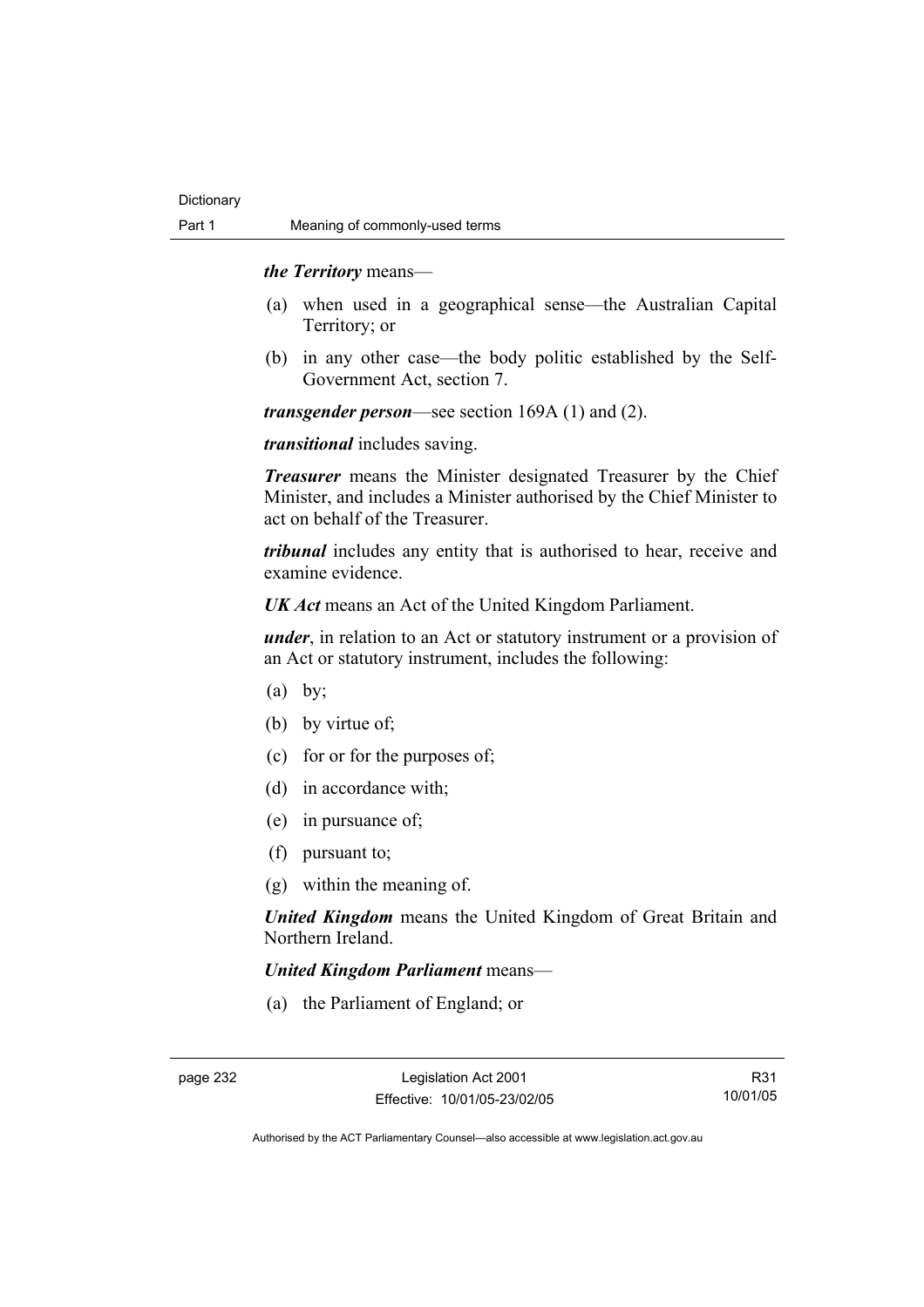***the Territory*** means—

(a) when used in a geographical sense—the Australian Capital Territory; or

(b) in any other case—the body politic established by the Self-Government Act, section 7.

***transgender person***—see section 169A (1) and (2).

***transitional*** includes saving.

***Treasurer*** means the Minister designated Treasurer by the Chief Minister, and includes a Minister authorised by the Chief Minister to act on behalf of the Treasurer.

***tribunal*** includes any entity that is authorised to hear, receive and examine evidence.

***UK Act*** means an Act of the United Kingdom Parliament.

***under***, in relation to an Act or statutory instrument or a provision of an Act or statutory instrument, includes the following:

(a) by;

(b) by virtue of;

(c) for or for the purposes of;

(d) in accordance with;

(e) in pursuance of;

(f) pursuant to;

(g) within the meaning of.

***United Kingdom*** means the United Kingdom of Great Britain and Northern Ireland.

***United Kingdom Parliament*** means—

(a) the Parliament of England; or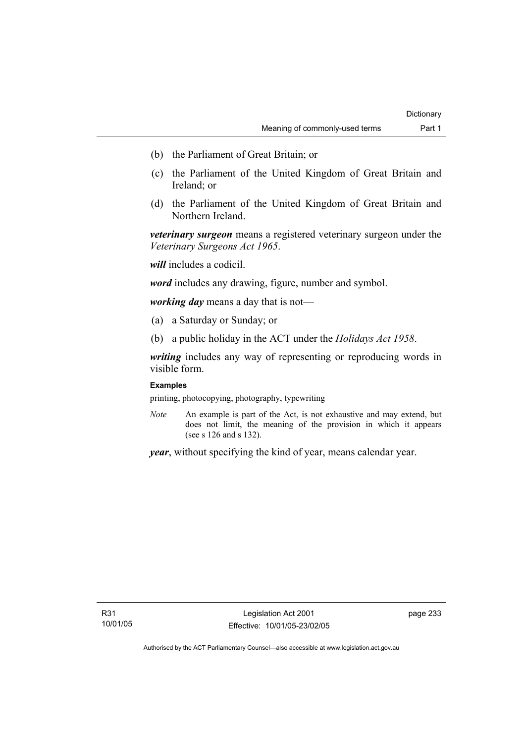(b) the Parliament of Great Britain; or

(c) the Parliament of the United Kingdom of Great Britain and Ireland; or

(d) the Parliament of the United Kingdom of Great Britain and Northern Ireland.

***veterinary surgeon*** means a registered veterinary surgeon under the *Veterinary Surgeons Act 1965*.

***will*** includes a codicil.

***word*** includes any drawing, figure, number and symbol.

***working day*** means a day that is not—

(a) a Saturday or Sunday; or

(b) a public holiday in the ACT under the *Holidays Act 1958*.

***writing*** includes any way of representing or reproducing words in visible form.

**Examples**

printing, photocopying, photography, typewriting

*Note* An example is part of the Act, is not exhaustive and may extend, but does not limit, the meaning of the provision in which it appears (see s 126 and s 132).

***year***, without specifying the kind of year, means calendar year.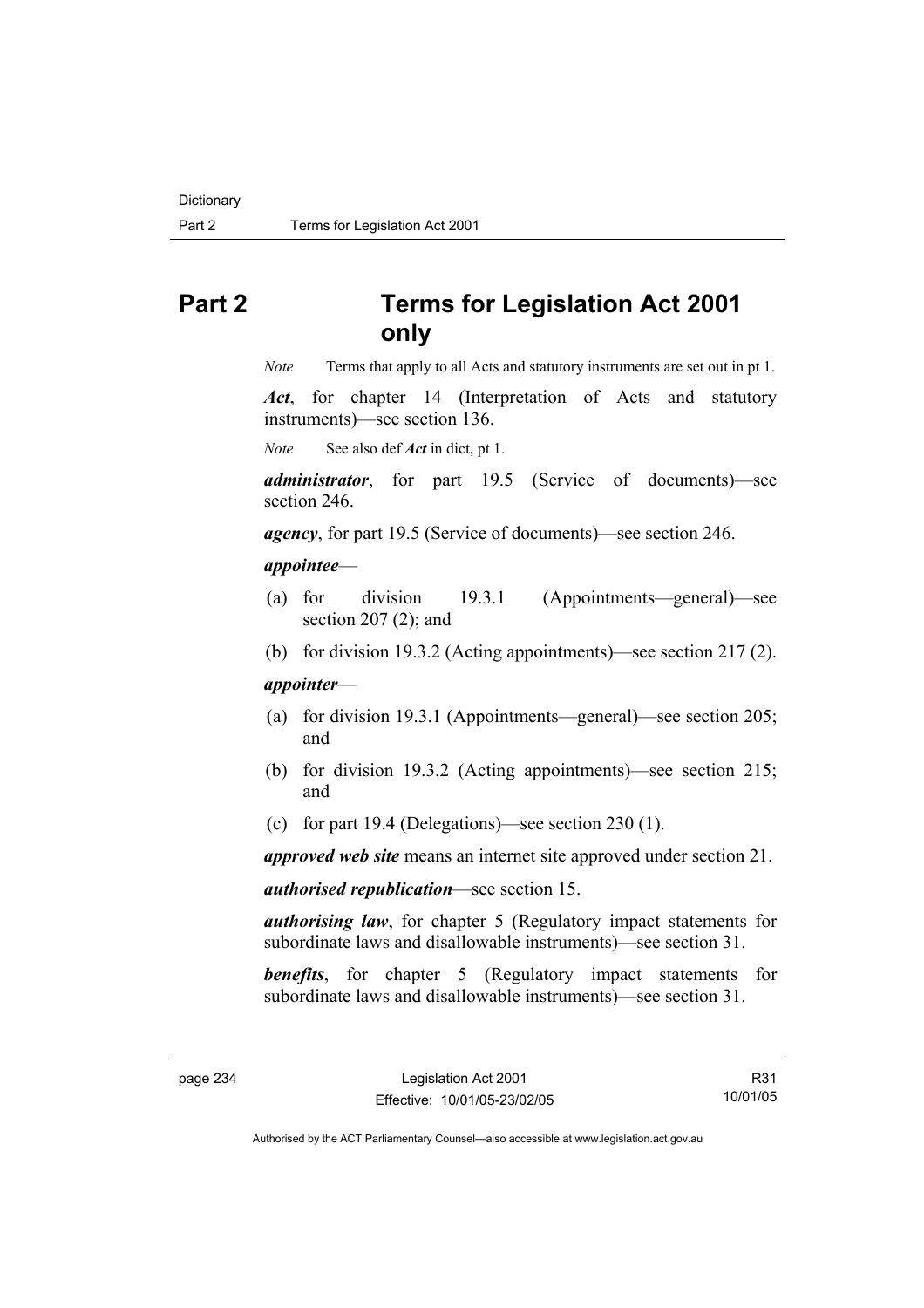# Part 2 Terms for Legislation Act 2001 only

*Note* Terms that apply to all Acts and statutory instruments are set out in pt 1.

***Act***, for chapter 14 (Interpretation of Acts and statutory instruments)—see section 136.

*Note* See also def ***Act*** in dict, pt 1.

***administrator***, for part 19.5 (Service of documents)—see section 246.

***agency***, for part 19.5 (Service of documents)—see section 246.

***appointee***—

(a) for division 19.3.1 (Appointments—general)—see section 207 (2); and

(b) for division 19.3.2 (Acting appointments)—see section 217 (2).

***appointer***—

(a) for division 19.3.1 (Appointments—general)—see section 205; and

(b) for division 19.3.2 (Acting appointments)—see section 215; and

(c) for part 19.4 (Delegations)—see section 230 (1).

***approved web site*** means an internet site approved under section 21.

***authorised republication***—see section 15.

***authorising law***, for chapter 5 (Regulatory impact statements for subordinate laws and disallowable instruments)—see section 31.

***benefits***, for chapter 5 (Regulatory impact statements for subordinate laws and disallowable instruments)—see section 31.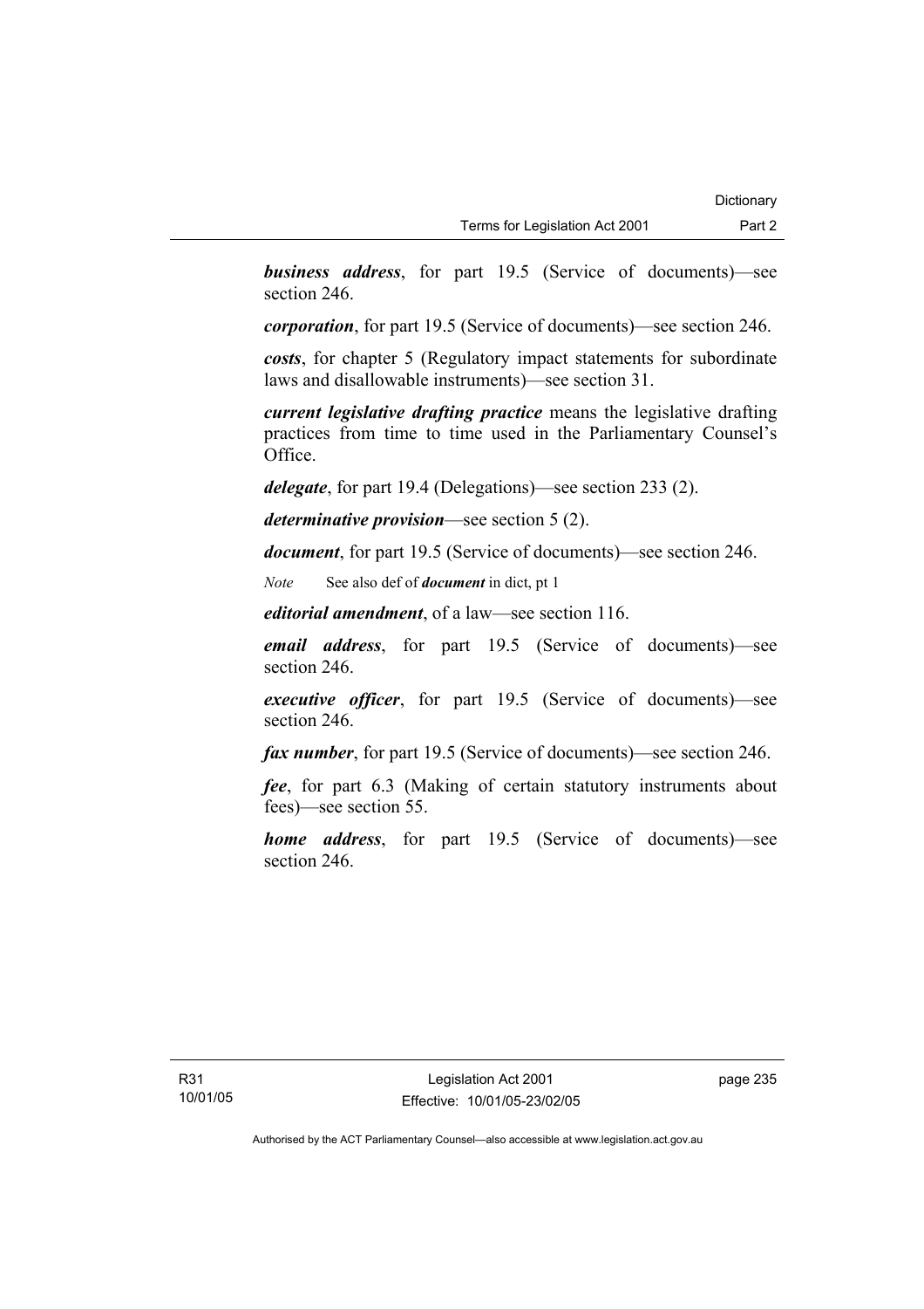***business address***, for part 19.5 (Service of documents)—see section 246.

***corporation***, for part 19.5 (Service of documents)—see section 246.

***costs***, for chapter 5 (Regulatory impact statements for subordinate laws and disallowable instruments)—see section 31.

***current legislative drafting practice*** means the legislative drafting practices from time to time used in the Parliamentary Counsel's Office.

***delegate***, for part 19.4 (Delegations)—see section 233 (2).

***determinative provision***—see section 5 (2).

***document***, for part 19.5 (Service of documents)—see section 246.

*Note* See also def of ***document*** in dict, pt 1

***editorial amendment***, of a law—see section 116.

***email address***, for part 19.5 (Service of documents)—see section 246.

***executive officer***, for part 19.5 (Service of documents)—see section 246.

***fax number***, for part 19.5 (Service of documents)—see section 246.

***fee***, for part 6.3 (Making of certain statutory instruments about fees)—see section 55.

***home address***, for part 19.5 (Service of documents)—see section 246.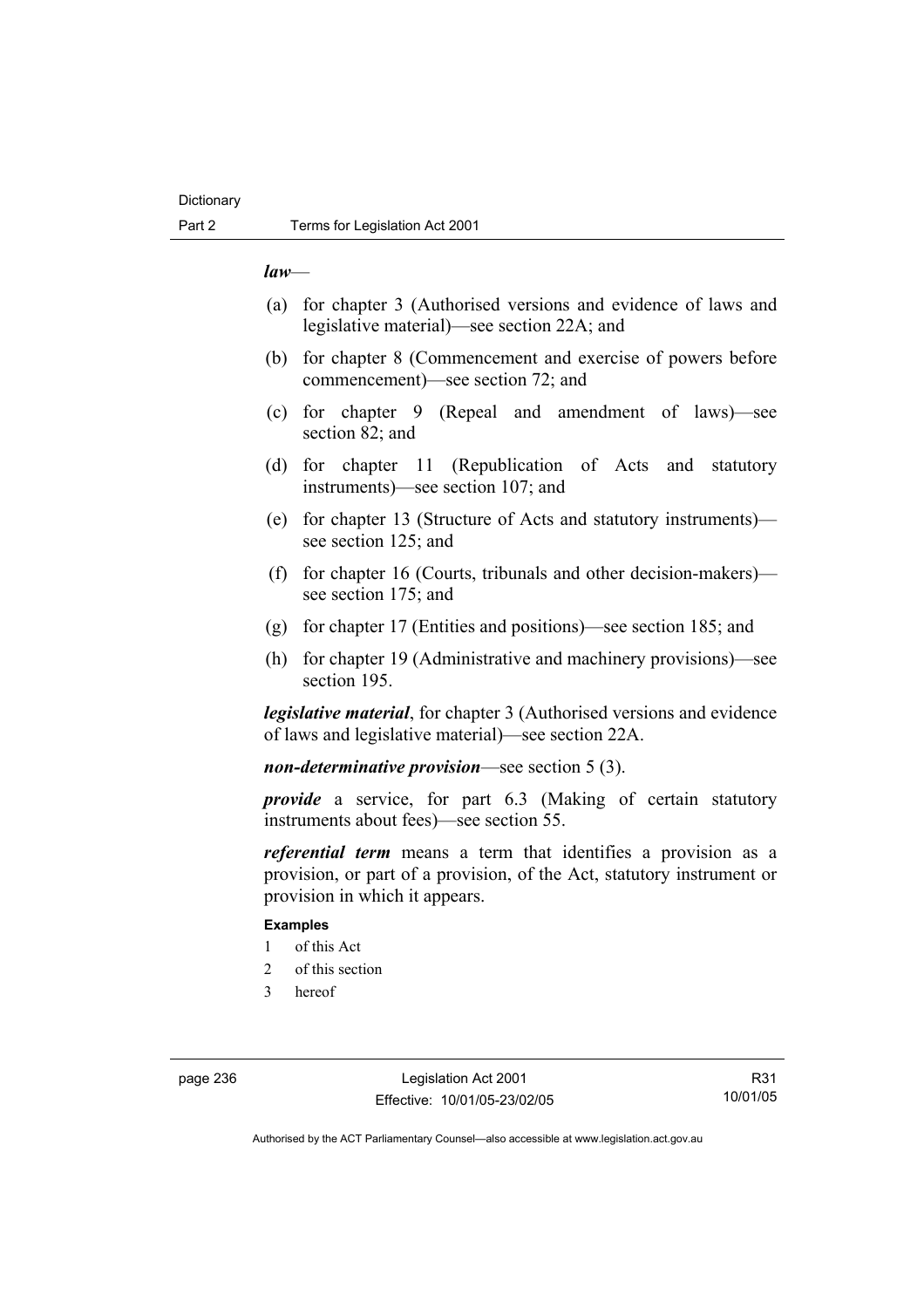***law***—

(a) for chapter 3 (Authorised versions and evidence of laws and legislative material)—see section 22A; and

(b) for chapter 8 (Commencement and exercise of powers before commencement)—see section 72; and

(c) for chapter 9 (Repeal and amendment of laws)—see section 82; and

(d) for chapter 11 (Republication of Acts and statutory instruments)—see section 107; and

(e) for chapter 13 (Structure of Acts and statutory instruments)—see section 125; and

(f) for chapter 16 (Courts, tribunals and other decision-makers)—see section 175; and

(g) for chapter 17 (Entities and positions)—see section 185; and

(h) for chapter 19 (Administrative and machinery provisions)—see section 195.

***legislative material***, for chapter 3 (Authorised versions and evidence of laws and legislative material)—see section 22A.

***non-determinative provision***—see section 5 (3).

***provide*** a service, for part 6.3 (Making of certain statutory instruments about fees)—see section 55.

***referential term*** means a term that identifies a provision as a provision, or part of a provision, of the Act, statutory instrument or provision in which it appears.

**Examples**

1 of this Act
2 of this section
3 hereof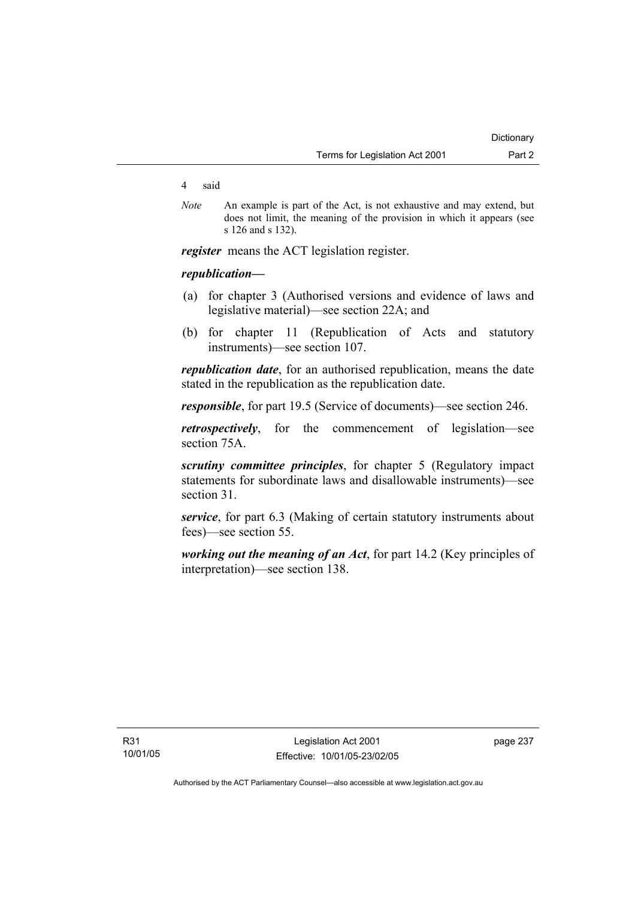4 said

*Note* An example is part of the Act, is not exhaustive and may extend, but does not limit, the meaning of the provision in which it appears (see s 126 and s 132).

***register*** means the ACT legislation register.

***republication*—**

(a) for chapter 3 (Authorised versions and evidence of laws and legislative material)—see section 22A; and

(b) for chapter 11 (Republication of Acts and statutory instruments)—see section 107.

***republication date***, for an authorised republication, means the date stated in the republication as the republication date.

***responsible***, for part 19.5 (Service of documents)—see section 246.

***retrospectively***, for the commencement of legislation—see section 75A.

***scrutiny committee principles***, for chapter 5 (Regulatory impact statements for subordinate laws and disallowable instruments)—see section 31.

***service***, for part 6.3 (Making of certain statutory instruments about fees)—see section 55.

***working out the meaning of an Act***, for part 14.2 (Key principles of interpretation)—see section 138.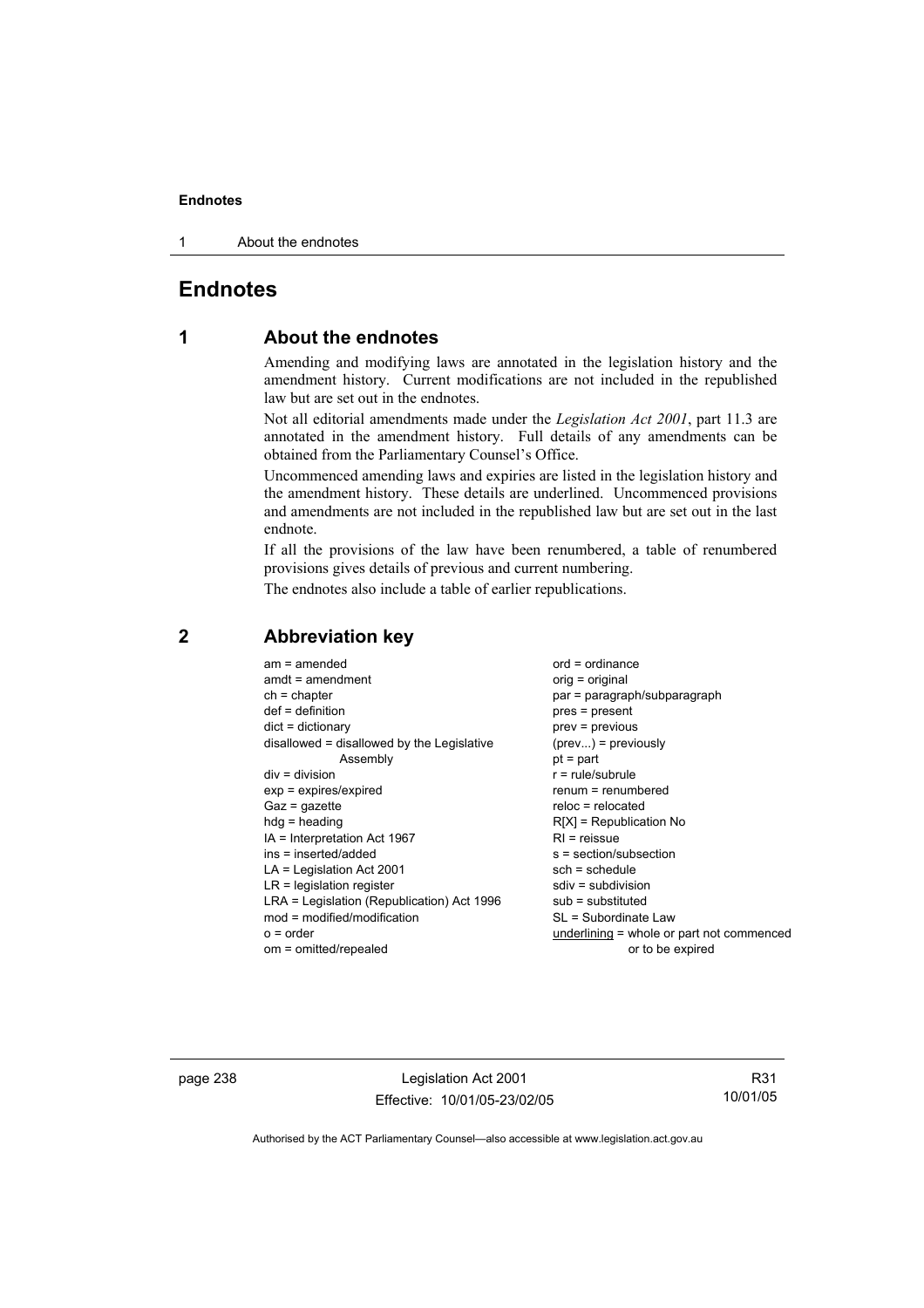# Endnotes

## 1 About the endnotes

Amending and modifying laws are annotated in the legislation history and the amendment history. Current modifications are not included in the republished law but are set out in the endnotes.

Not all editorial amendments made under the *Legislation Act 2001*, part 11.3 are annotated in the amendment history. Full details of any amendments can be obtained from the Parliamentary Counsel's Office.

Uncommenced amending laws and expiries are listed in the legislation history and the amendment history. These details are underlined. Uncommenced provisions and amendments are not included in the republished law but are set out in the last endnote.

If all the provisions of the law have been renumbered, a table of renumbered provisions gives details of previous and current numbering.

The endnotes also include a table of earlier republications.

## 2 Abbreviation key

am = amended
amdt = amendment
ch = chapter
def = definition
dict = dictionary
disallowed = disallowed by the Legislative Assembly
div = division
exp = expires/expired
Gaz = gazette
hdg = heading
IA = Interpretation Act 1967
ins = inserted/added
LA = Legislation Act 2001
LR = legislation register
LRA = Legislation (Republication) Act 1996
mod = modified/modification
o = order
om = omitted/repealed
ord = ordinance
orig = original
par = paragraph/subparagraph
pres = present
prev = previous
(prev...) = previously
pt = part
r = rule/subrule
renum = renumbered
reloc = relocated
R[X] = Republication No
RI = reissue
s = section/subsection
sch = schedule
sdiv = subdivision
sub = substituted
SL = Subordinate Law
underlining = whole or part not commenced or to be expired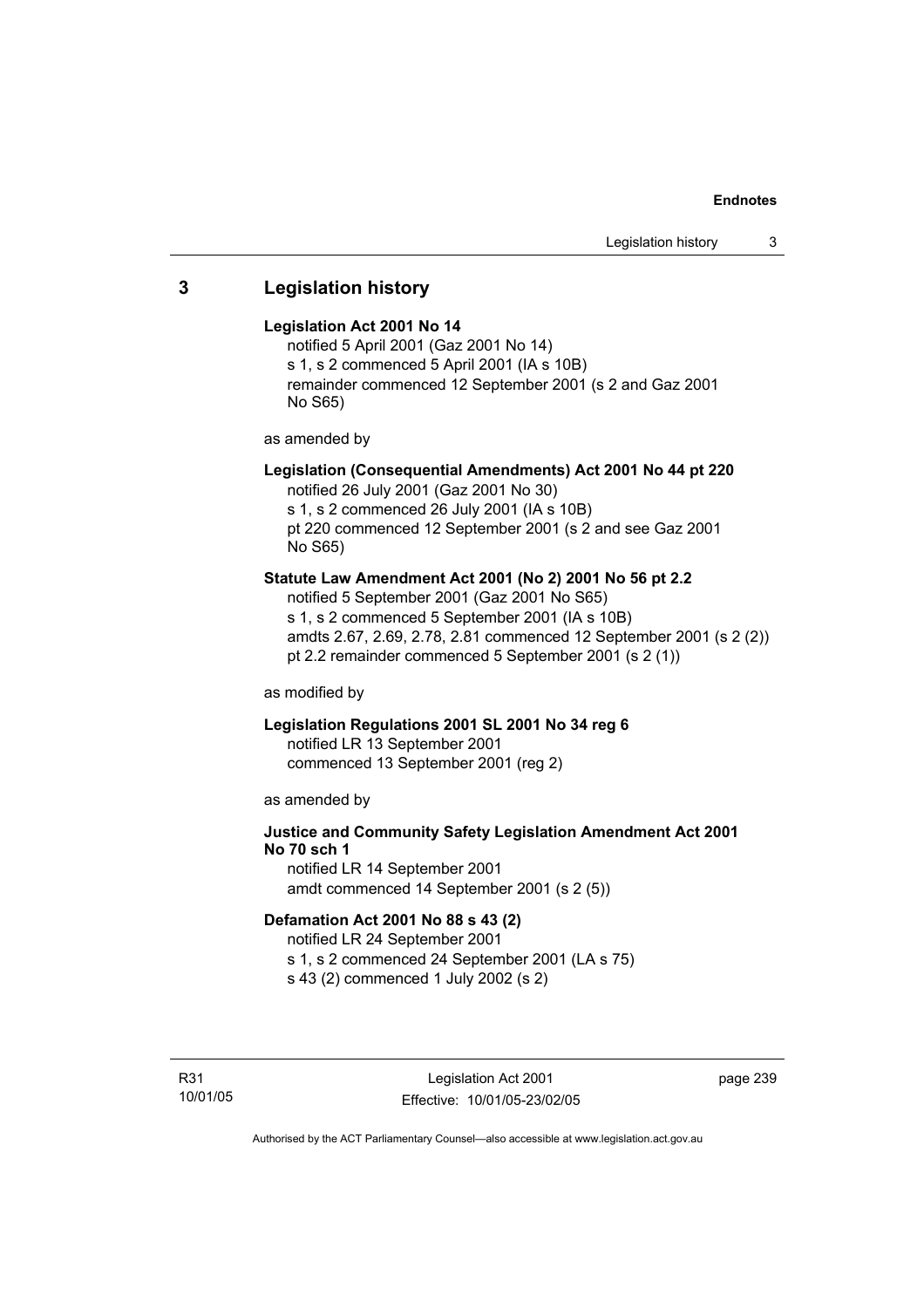## 3 Legislation history

**Legislation Act 2001 No 14**

notified 5 April 2001 (Gaz 2001 No 14)
s 1, s 2 commenced 5 April 2001 (IA s 10B)
remainder commenced 12 September 2001 (s 2 and Gaz 2001 No S65)

as amended by

**Legislation (Consequential Amendments) Act 2001 No 44 pt 220**

notified 26 July 2001 (Gaz 2001 No 30)
s 1, s 2 commenced 26 July 2001 (IA s 10B)
pt 220 commenced 12 September 2001 (s 2 and see Gaz 2001 No S65)

**Statute Law Amendment Act 2001 (No 2) 2001 No 56 pt 2.2**

notified 5 September 2001 (Gaz 2001 No S65)
s 1, s 2 commenced 5 September 2001 (IA s 10B)
amdts 2.67, 2.69, 2.78, 2.81 commenced 12 September 2001 (s 2 (2))
pt 2.2 remainder commenced 5 September 2001 (s 2 (1))

as modified by

**Legislation Regulations 2001 SL 2001 No 34 reg 6**

notified LR 13 September 2001
commenced 13 September 2001 (reg 2)

as amended by

**Justice and Community Safety Legislation Amendment Act 2001 No 70 sch 1**

notified LR 14 September 2001
amdt commenced 14 September 2001 (s 2 (5))

**Defamation Act 2001 No 88 s 43 (2)**

notified LR 24 September 2001
s 1, s 2 commenced 24 September 2001 (LA s 75)
s 43 (2) commenced 1 July 2002 (s 2)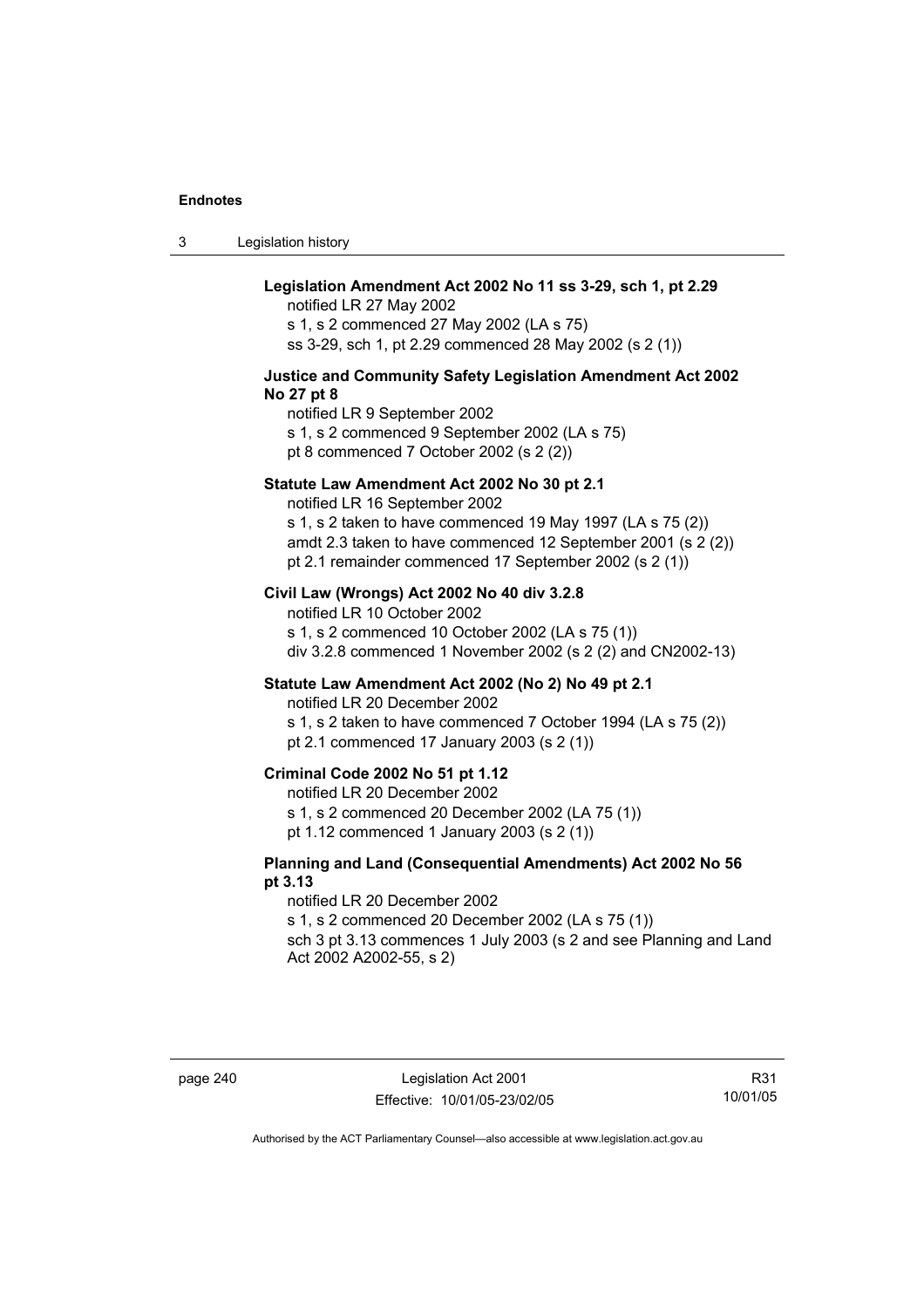**Legislation Amendment Act 2002 No 11 ss 3-29, sch 1, pt 2.29**

notified LR 27 May 2002
s 1, s 2 commenced 27 May 2002 (LA s 75)
ss 3-29, sch 1, pt 2.29 commenced 28 May 2002 (s 2 (1))

**Justice and Community Safety Legislation Amendment Act 2002 No 27 pt 8**

notified LR 9 September 2002
s 1, s 2 commenced 9 September 2002 (LA s 75)
pt 8 commenced 7 October 2002 (s 2 (2))

**Statute Law Amendment Act 2002 No 30 pt 2.1**

notified LR 16 September 2002
s 1, s 2 taken to have commenced 19 May 1997 (LA s 75 (2))
amdt 2.3 taken to have commenced 12 September 2001 (s 2 (2))
pt 2.1 remainder commenced 17 September 2002 (s 2 (1))

**Civil Law (Wrongs) Act 2002 No 40 div 3.2.8**

notified LR 10 October 2002
s 1, s 2 commenced 10 October 2002 (LA s 75 (1))
div 3.2.8 commenced 1 November 2002 (s 2 (2) and CN2002-13)

**Statute Law Amendment Act 2002 (No 2) No 49 pt 2.1**

notified LR 20 December 2002
s 1, s 2 taken to have commenced 7 October 1994 (LA s 75 (2))
pt 2.1 commenced 17 January 2003 (s 2 (1))

**Criminal Code 2002 No 51 pt 1.12**

notified LR 20 December 2002
s 1, s 2 commenced 20 December 2002 (LA 75 (1))
pt 1.12 commenced 1 January 2003 (s 2 (1))

**Planning and Land (Consequential Amendments) Act 2002 No 56 pt 3.13**

notified LR 20 December 2002
s 1, s 2 commenced 20 December 2002 (LA s 75 (1))
sch 3 pt 3.13 commences 1 July 2003 (s 2 and see Planning and Land Act 2002 A2002-55, s 2)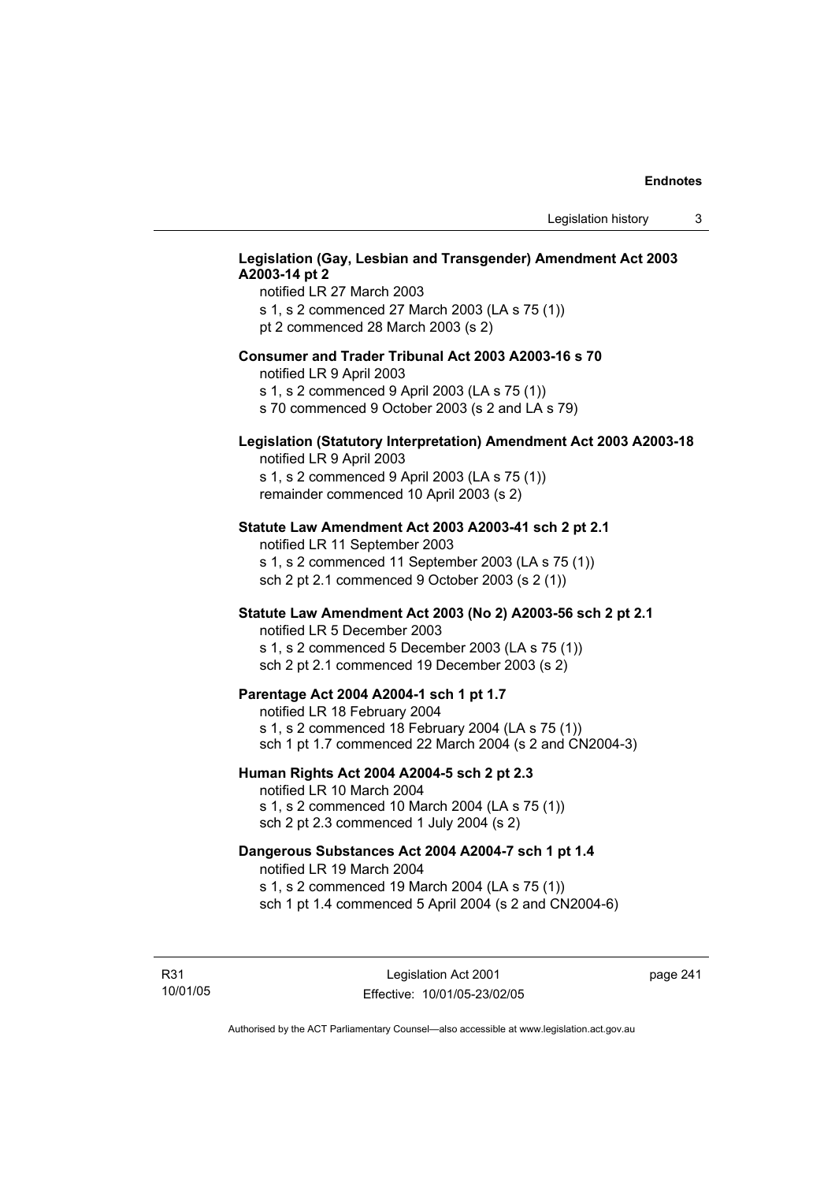**Legislation (Gay, Lesbian and Transgender) Amendment Act 2003 A2003-14 pt 2**

notified LR 27 March 2003
s 1, s 2 commenced 27 March 2003 (LA s 75 (1))
pt 2 commenced 28 March 2003 (s 2)

**Consumer and Trader Tribunal Act 2003 A2003-16 s 70**

notified LR 9 April 2003
s 1, s 2 commenced 9 April 2003 (LA s 75 (1))
s 70 commenced 9 October 2003 (s 2 and LA s 79)

**Legislation (Statutory Interpretation) Amendment Act 2003 A2003-18**

notified LR 9 April 2003
s 1, s 2 commenced 9 April 2003 (LA s 75 (1))
remainder commenced 10 April 2003 (s 2)

**Statute Law Amendment Act 2003 A2003-41 sch 2 pt 2.1**

notified LR 11 September 2003
s 1, s 2 commenced 11 September 2003 (LA s 75 (1))
sch 2 pt 2.1 commenced 9 October 2003 (s 2 (1))

**Statute Law Amendment Act 2003 (No 2) A2003-56 sch 2 pt 2.1**

notified LR 5 December 2003
s 1, s 2 commenced 5 December 2003 (LA s 75 (1))
sch 2 pt 2.1 commenced 19 December 2003 (s 2)

**Parentage Act 2004 A2004-1 sch 1 pt 1.7**

notified LR 18 February 2004
s 1, s 2 commenced 18 February 2004 (LA s 75 (1))
sch 1 pt 1.7 commenced 22 March 2004 (s 2 and CN2004-3)

**Human Rights Act 2004 A2004-5 sch 2 pt 2.3**

notified LR 10 March 2004
s 1, s 2 commenced 10 March 2004 (LA s 75 (1))
sch 2 pt 2.3 commenced 1 July 2004 (s 2)

**Dangerous Substances Act 2004 A2004-7 sch 1 pt 1.4**

notified LR 19 March 2004
s 1, s 2 commenced 19 March 2004 (LA s 75 (1))
sch 1 pt 1.4 commenced 5 April 2004 (s 2 and CN2004-6)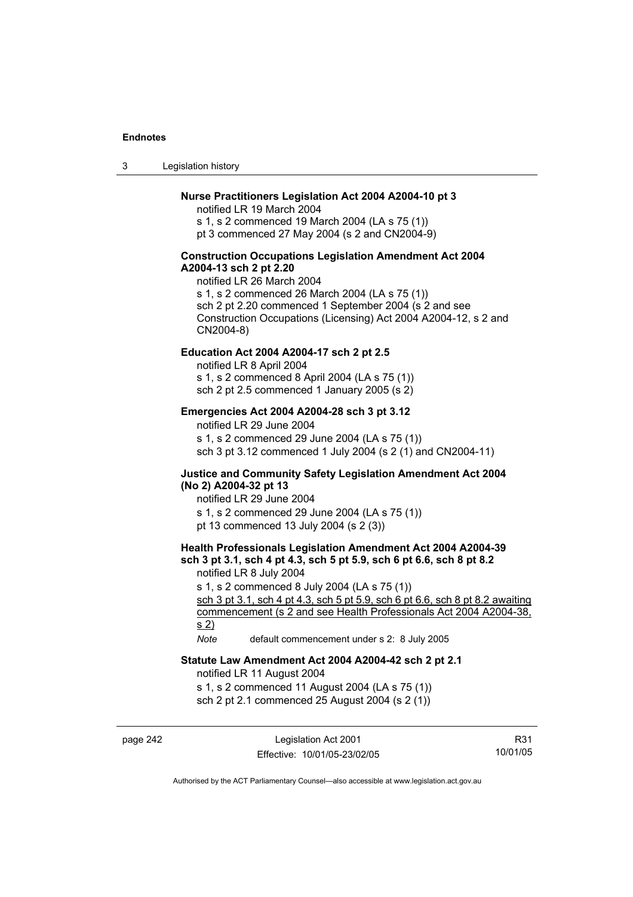**Nurse Practitioners Legislation Act 2004 A2004-10 pt 3**

notified LR 19 March 2004

s 1, s 2 commenced 19 March 2004 (LA s 75 (1))

pt 3 commenced 27 May 2004 (s 2 and CN2004-9)

**Construction Occupations Legislation Amendment Act 2004 A2004-13 sch 2 pt 2.20**

notified LR 26 March 2004

s 1, s 2 commenced 26 March 2004 (LA s 75 (1))

sch 2 pt 2.20 commenced 1 September 2004 (s 2 and see Construction Occupations (Licensing) Act 2004 A2004-12, s 2 and CN2004-8)

**Education Act 2004 A2004-17 sch 2 pt 2.5**

notified LR 8 April 2004

s 1, s 2 commenced 8 April 2004 (LA s 75 (1))

sch 2 pt 2.5 commenced 1 January 2005 (s 2)

**Emergencies Act 2004 A2004-28 sch 3 pt 3.12**

notified LR 29 June 2004

s 1, s 2 commenced 29 June 2004 (LA s 75 (1))

sch 3 pt 3.12 commenced 1 July 2004 (s 2 (1) and CN2004-11)

**Justice and Community Safety Legislation Amendment Act 2004 (No 2) A2004-32 pt 13**

notified LR 29 June 2004

s 1, s 2 commenced 29 June 2004 (LA s 75 (1))

pt 13 commenced 13 July 2004 (s 2 (3))

**Health Professionals Legislation Amendment Act 2004 A2004-39 sch 3 pt 3.1, sch 4 pt 4.3, sch 5 pt 5.9, sch 6 pt 6.6, sch 8 pt 8.2**

notified LR 8 July 2004

s 1, s 2 commenced 8 July 2004 (LA s 75 (1))

sch 3 pt 3.1, sch 4 pt 4.3, sch 5 pt 5.9, sch 6 pt 6.6, sch 8 pt 8.2 awaiting commencement (s 2 and see Health Professionals Act 2004 A2004-38, s 2)

*Note* default commencement under s 2: 8 July 2005

**Statute Law Amendment Act 2004 A2004-42 sch 2 pt 2.1**

notified LR 11 August 2004

s 1, s 2 commenced 11 August 2004 (LA s 75 (1))

sch 2 pt 2.1 commenced 25 August 2004 (s 2 (1))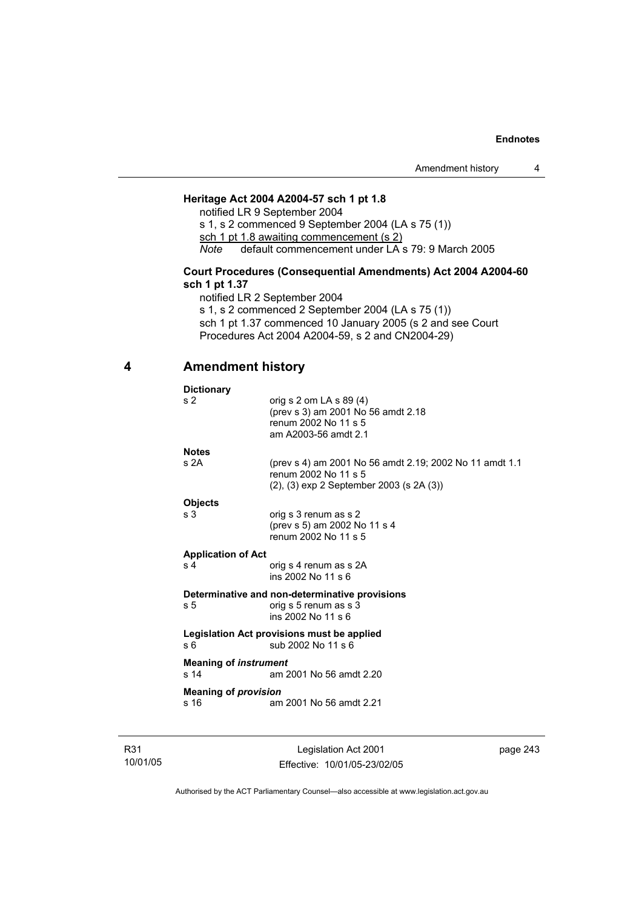**Heritage Act 2004 A2004-57 sch 1 pt 1.8**

notified LR 9 September 2004

s 1, s 2 commenced 9 September 2004 (LA s 75 (1))

sch 1 pt 1.8 awaiting commencement (s 2)

*Note* default commencement under LA s 79: 9 March 2005

**Court Procedures (Consequential Amendments) Act 2004 A2004-60 sch 1 pt 1.37**

notified LR 2 September 2004

s 1, s 2 commenced 2 September 2004 (LA s 75 (1))

sch 1 pt 1.37 commenced 10 January 2005 (s 2 and see Court Procedures Act 2004 A2004-59, s 2 and CN2004-29)

## 4 Amendment history

**Dictionary**

| | |
|---|---|
| s 2 | orig s 2 om LA s 89 (4)<br>(prev s 3) am 2001 No 56 amdt 2.18<br>renum 2002 No 11 s 5<br>am A2003-56 amdt 2.1 |

**Notes**

| | |
|---|---|
| s 2A | (prev s 4) am 2001 No 56 amdt 2.19; 2002 No 11 amdt 1.1<br>renum 2002 No 11 s 5<br>(2), (3) exp 2 September 2003 (s 2A (3)) |

**Objects**

| | |
|---|---|
| s 3 | orig s 3 renum as s 2<br>(prev s 5) am 2002 No 11 s 4<br>renum 2002 No 11 s 5 |

**Application of Act**

| | |
|---|---|
| s 4 | orig s 4 renum as s 2A<br>ins 2002 No 11 s 6 |

**Determinative and non-determinative provisions**

| | |
|---|---|
| s 5 | orig s 5 renum as s 3<br>ins 2002 No 11 s 6 |

**Legislation Act provisions must be applied**

| | |
|---|---|
| s 6 | sub 2002 No 11 s 6 |

**Meaning of *instrument***

| | |
|---|---|
| s 14 | am 2001 No 56 amdt 2.20 |

**Meaning of *provision***

| | |
|---|---|
| s 16 | am 2001 No 56 amdt 2.21 |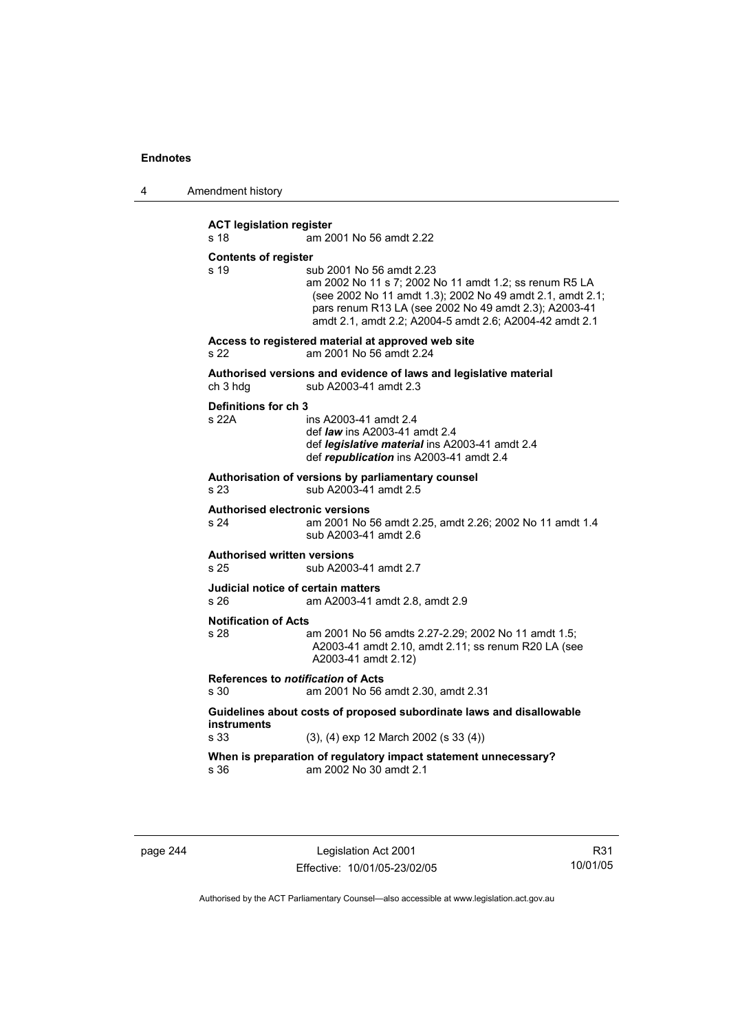**ACT legislation register**

s 18 am 2001 No 56 amdt 2.22

**Contents of register**

s 19 sub 2001 No 56 amdt 2.23
am 2002 No 11 s 7; 2002 No 11 amdt 1.2; ss renum R5 LA (see 2002 No 11 amdt 1.3); 2002 No 49 amdt 2.1, amdt 2.1; pars renum R13 LA (see 2002 No 49 amdt 2.3); A2003-41 amdt 2.1, amdt 2.2; A2004-5 amdt 2.6; A2004-42 amdt 2.1

**Access to registered material at approved web site**

s 22 am 2001 No 56 amdt 2.24

**Authorised versions and evidence of laws and legislative material**

ch 3 hdg sub A2003-41 amdt 2.3

**Definitions for ch 3**

s 22A ins A2003-41 amdt 2.4
def ***law*** ins A2003-41 amdt 2.4
def ***legislative material*** ins A2003-41 amdt 2.4
def ***republication*** ins A2003-41 amdt 2.4

**Authorisation of versions by parliamentary counsel**

s 23 sub A2003-41 amdt 2.5

**Authorised electronic versions**

s 24 am 2001 No 56 amdt 2.25, amdt 2.26; 2002 No 11 amdt 1.4
sub A2003-41 amdt 2.6

**Authorised written versions**

s 25 sub A2003-41 amdt 2.7

**Judicial notice of certain matters**

s 26 am A2003-41 amdt 2.8, amdt 2.9

**Notification of Acts**

s 28 am 2001 No 56 amdts 2.27-2.29; 2002 No 11 amdt 1.5; A2003-41 amdt 2.10, amdt 2.11; ss renum R20 LA (see A2003-41 amdt 2.12)

**References to *notification* of Acts**

s 30 am 2001 No 56 amdt 2.30, amdt 2.31

**Guidelines about costs of proposed subordinate laws and disallowable instruments**

s 33 (3), (4) exp 12 March 2002 (s 33 (4))

**When is preparation of regulatory impact statement unnecessary?**

s 36 am 2002 No 30 amdt 2.1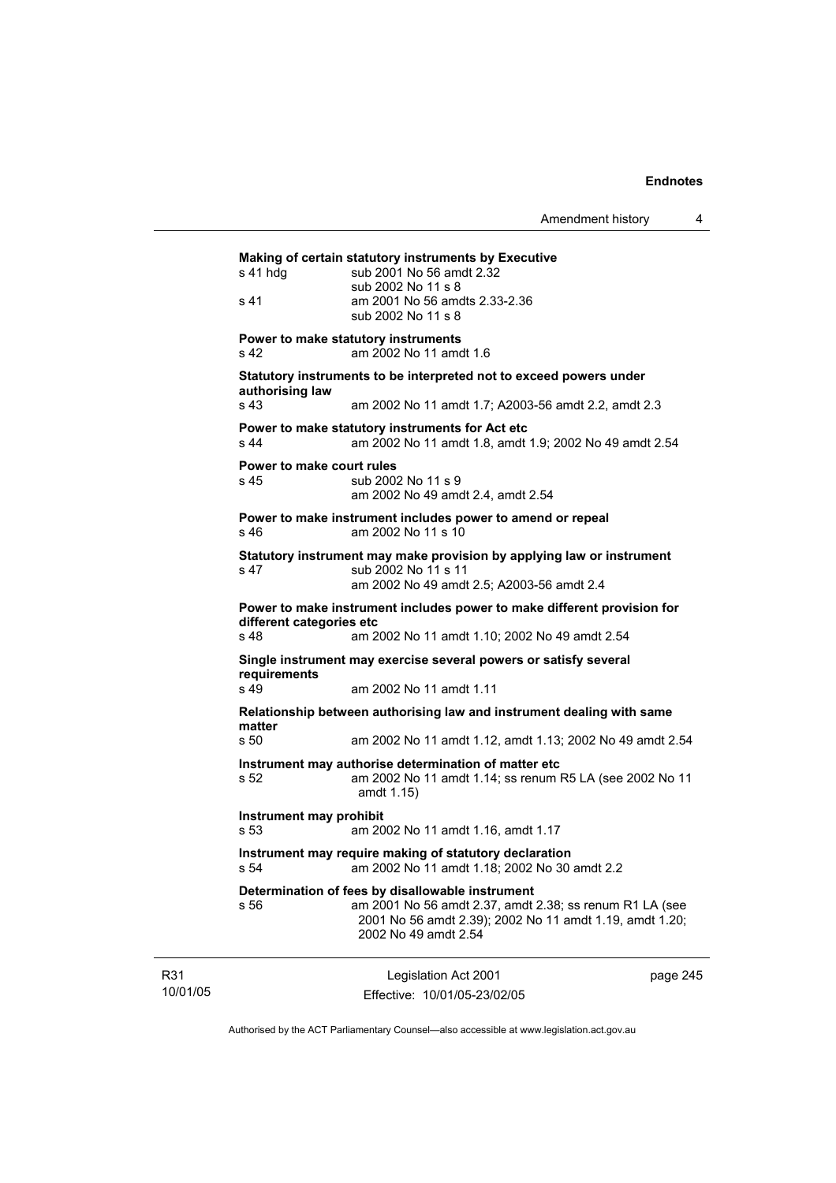**Making of certain statutory instruments by Executive**

| | |
|---|---|
| s 41 hdg | sub 2001 No 56 amdt 2.32<br>sub 2002 No 11 s 8 |
| s 41 | am 2001 No 56 amdts 2.33-2.36<br>sub 2002 No 11 s 8 |

**Power to make statutory instruments**

| | |
|---|---|
| s 42 | am 2002 No 11 amdt 1.6 |

**Statutory instruments to be interpreted not to exceed powers under authorising law**

| | |
|---|---|
| s 43 | am 2002 No 11 amdt 1.7; A2003-56 amdt 2.2, amdt 2.3 |

**Power to make statutory instruments for Act etc**

| | |
|---|---|
| s 44 | am 2002 No 11 amdt 1.8, amdt 1.9; 2002 No 49 amdt 2.54 |

**Power to make court rules**

| | |
|---|---|
| s 45 | sub 2002 No 11 s 9<br>am 2002 No 49 amdt 2.4, amdt 2.54 |

**Power to make instrument includes power to amend or repeal**

| | |
|---|---|
| s 46 | am 2002 No 11 s 10 |

**Statutory instrument may make provision by applying law or instrument**

| | |
|---|---|
| s 47 | sub 2002 No 11 s 11<br>am 2002 No 49 amdt 2.5; A2003-56 amdt 2.4 |

**Power to make instrument includes power to make different provision for different categories etc**

| | |
|---|---|
| s 48 | am 2002 No 11 amdt 1.10; 2002 No 49 amdt 2.54 |

**Single instrument may exercise several powers or satisfy several requirements**

| | |
|---|---|
| s 49 | am 2002 No 11 amdt 1.11 |

**Relationship between authorising law and instrument dealing with same matter**

| | |
|---|---|
| s 50 | am 2002 No 11 amdt 1.12, amdt 1.13; 2002 No 49 amdt 2.54 |

**Instrument may authorise determination of matter etc**

| | |
|---|---|
| s 52 | am 2002 No 11 amdt 1.14; ss renum R5 LA (see 2002 No 11 amdt 1.15) |

**Instrument may prohibit**

| | |
|---|---|
| s 53 | am 2002 No 11 amdt 1.16, amdt 1.17 |

**Instrument may require making of statutory declaration**

| | |
|---|---|
| s 54 | am 2002 No 11 amdt 1.18; 2002 No 30 amdt 2.2 |

**Determination of fees by disallowable instrument**

| | |
|---|---|
| s 56 | am 2001 No 56 amdt 2.37, amdt 2.38; ss renum R1 LA (see 2001 No 56 amdt 2.39); 2002 No 11 amdt 1.19, amdt 1.20; 2002 No 49 amdt 2.54 |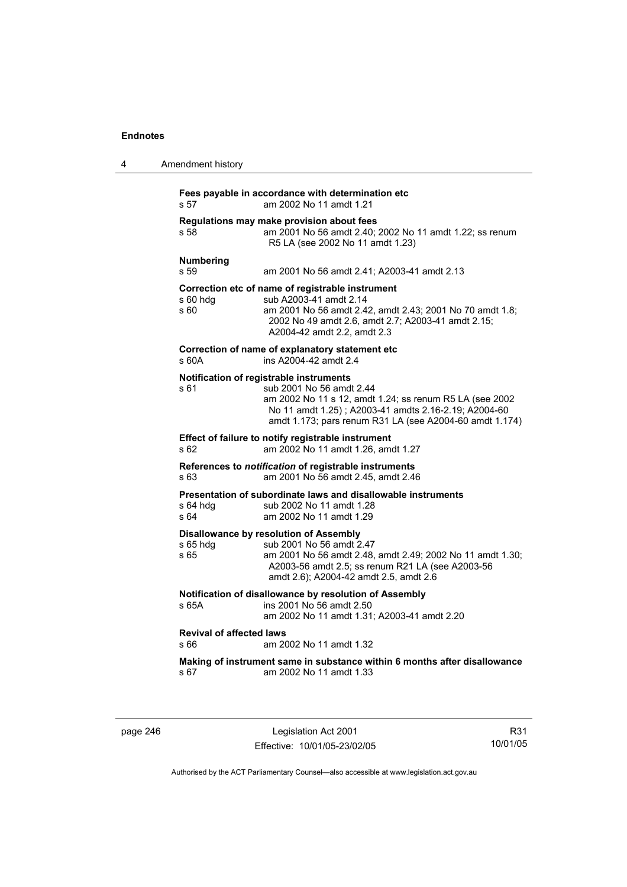**Fees payable in accordance with determination etc**
s 57 am 2002 No 11 amdt 1.21

**Regulations may make provision about fees**
s 58 am 2001 No 56 amdt 2.40; 2002 No 11 amdt 1.22; ss renum R5 LA (see 2002 No 11 amdt 1.23)

**Numbering**
s 59 am 2001 No 56 amdt 2.41; A2003-41 amdt 2.13

**Correction etc of name of registrable instrument**
s 60 hdg sub A2003-41 amdt 2.14
s 60 am 2001 No 56 amdt 2.42, amdt 2.43; 2001 No 70 amdt 1.8; 2002 No 49 amdt 2.6, amdt 2.7; A2003-41 amdt 2.15; A2004-42 amdt 2.2, amdt 2.3

**Correction of name of explanatory statement etc**
s 60A ins A2004-42 amdt 2.4

**Notification of registrable instruments**
s 61 sub 2001 No 56 amdt 2.44
am 2002 No 11 s 12, amdt 1.24; ss renum R5 LA (see 2002 No 11 amdt 1.25) ; A2003-41 amdts 2.16-2.19; A2004-60 amdt 1.173; pars renum R31 LA (see A2004-60 amdt 1.174)

**Effect of failure to notify registrable instrument**
s 62 am 2002 No 11 amdt 1.26, amdt 1.27

**References to *notification* of registrable instruments**
s 63 am 2001 No 56 amdt 2.45, amdt 2.46

**Presentation of subordinate laws and disallowable instruments**
s 64 hdg sub 2002 No 11 amdt 1.28
s 64 am 2002 No 11 amdt 1.29

**Disallowance by resolution of Assembly**
s 65 hdg sub 2001 No 56 amdt 2.47
s 65 am 2001 No 56 amdt 2.48, amdt 2.49; 2002 No 11 amdt 1.30; A2003-56 amdt 2.5; ss renum R21 LA (see A2003-56 amdt 2.6); A2004-42 amdt 2.5, amdt 2.6

**Notification of disallowance by resolution of Assembly**
s 65A ins 2001 No 56 amdt 2.50
am 2002 No 11 amdt 1.31; A2003-41 amdt 2.20

**Revival of affected laws**
s 66 am 2002 No 11 amdt 1.32

**Making of instrument same in substance within 6 months after disallowance**
s 67 am 2002 No 11 amdt 1.33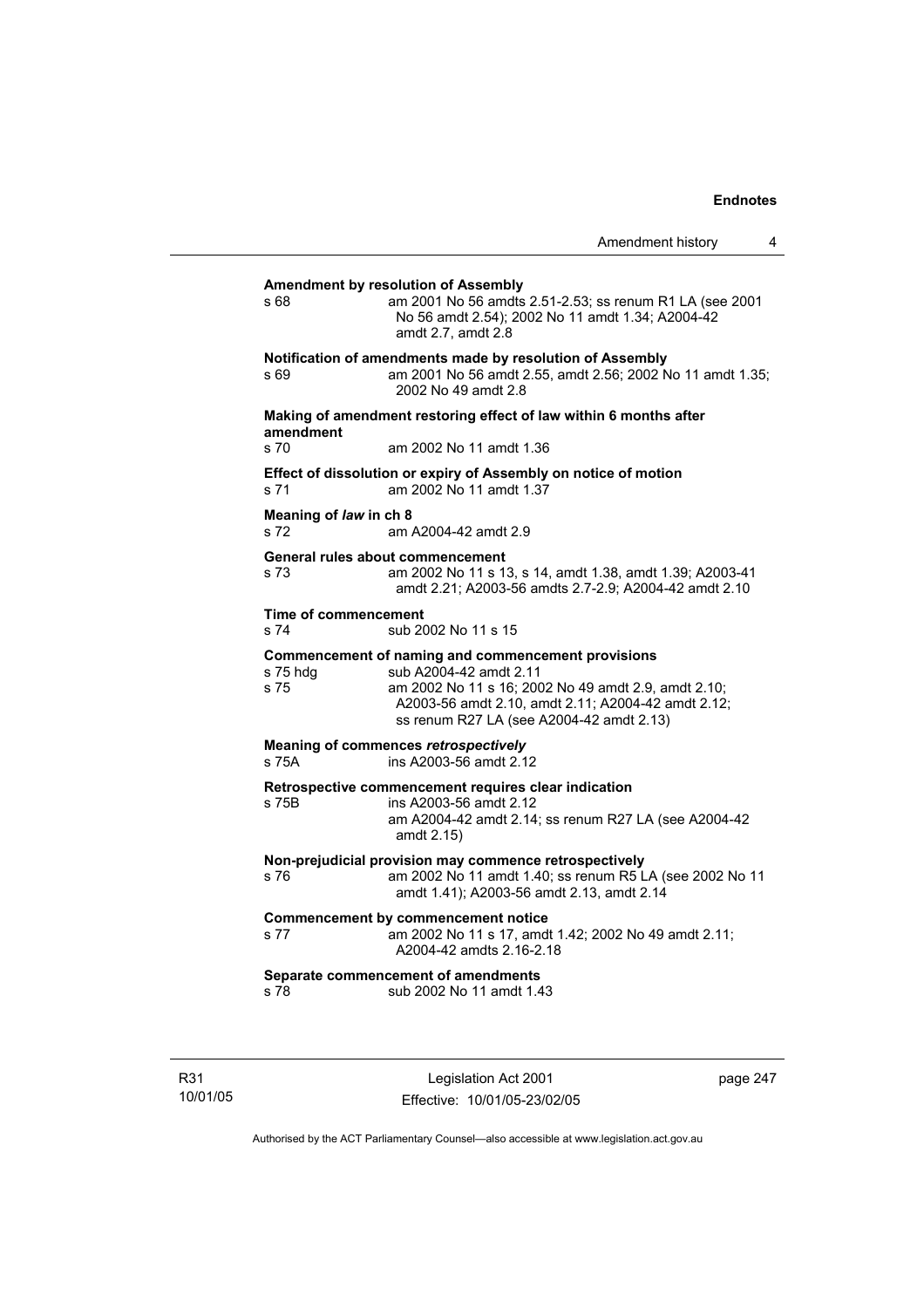**Amendment by resolution of Assembly**
s 68 am 2001 No 56 amdts 2.51-2.53; ss renum R1 LA (see 2001 No 56 amdt 2.54); 2002 No 11 amdt 1.34; A2004-42 amdt 2.7, amdt 2.8

**Notification of amendments made by resolution of Assembly**
s 69 am 2001 No 56 amdt 2.55, amdt 2.56; 2002 No 11 amdt 1.35; 2002 No 49 amdt 2.8

**Making of amendment restoring effect of law within 6 months after amendment**
s 70 am 2002 No 11 amdt 1.36

**Effect of dissolution or expiry of Assembly on notice of motion**
s 71 am 2002 No 11 amdt 1.37

**Meaning of *law* in ch 8**
s 72 am A2004-42 amdt 2.9

**General rules about commencement**
s 73 am 2002 No 11 s 13, s 14, amdt 1.38, amdt 1.39; A2003-41 amdt 2.21; A2003-56 amdts 2.7-2.9; A2004-42 amdt 2.10

**Time of commencement**
s 74 sub 2002 No 11 s 15

**Commencement of naming and commencement provisions**
s 75 hdg sub A2004-42 amdt 2.11
s 75 am 2002 No 11 s 16; 2002 No 49 amdt 2.9, amdt 2.10; A2003-56 amdt 2.10, amdt 2.11; A2004-42 amdt 2.12; ss renum R27 LA (see A2004-42 amdt 2.13)

**Meaning of commences *retrospectively***
s 75A ins A2003-56 amdt 2.12

**Retrospective commencement requires clear indication**
s 75B ins A2003-56 amdt 2.12
am A2004-42 amdt 2.14; ss renum R27 LA (see A2004-42 amdt 2.15)

**Non-prejudicial provision may commence retrospectively**
s 76 am 2002 No 11 amdt 1.40; ss renum R5 LA (see 2002 No 11 amdt 1.41); A2003-56 amdt 2.13, amdt 2.14

**Commencement by commencement notice**
s 77 am 2002 No 11 s 17, amdt 1.42; 2002 No 49 amdt 2.11; A2004-42 amdts 2.16-2.18

**Separate commencement of amendments**
s 78 sub 2002 No 11 amdt 1.43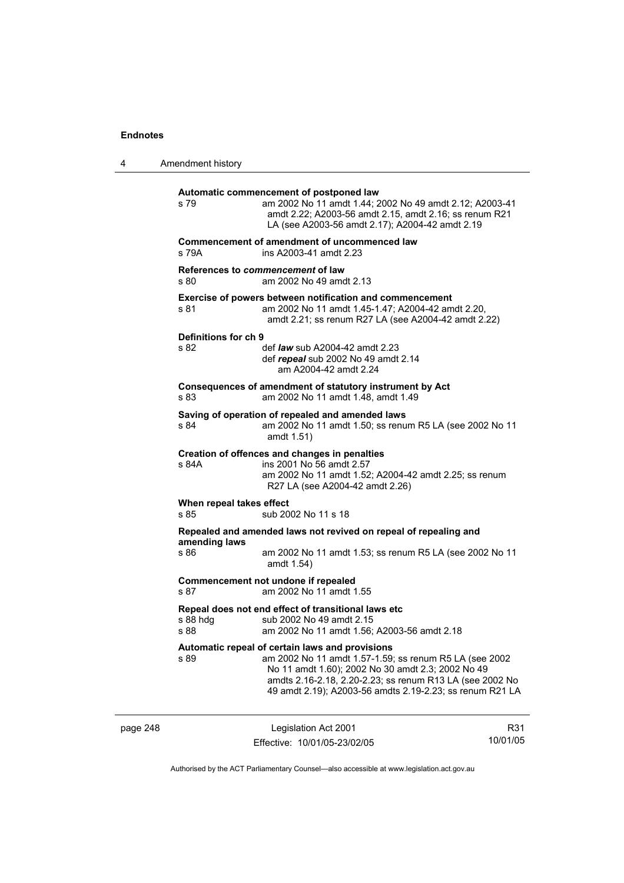**Automatic commencement of postponed law**

s 79 — am 2002 No 11 amdt 1.44; 2002 No 49 amdt 2.12; A2003-41 amdt 2.22; A2003-56 amdt 2.15, amdt 2.16; ss renum R21 LA (see A2003-56 amdt 2.17); A2004-42 amdt 2.19

**Commencement of amendment of uncommenced law**

s 79A — ins A2003-41 amdt 2.23

**References to *commencement* of law**

s 80 — am 2002 No 49 amdt 2.13

**Exercise of powers between notification and commencement**

s 81 — am 2002 No 11 amdt 1.45-1.47; A2004-42 amdt 2.20, amdt 2.21; ss renum R27 LA (see A2004-42 amdt 2.22)

**Definitions for ch 9**

s 82 — def ***law*** sub A2004-42 amdt 2.23
def ***repeal*** sub 2002 No 49 amdt 2.14
am A2004-42 amdt 2.24

**Consequences of amendment of statutory instrument by Act**

s 83 — am 2002 No 11 amdt 1.48, amdt 1.49

**Saving of operation of repealed and amended laws**

s 84 — am 2002 No 11 amdt 1.50; ss renum R5 LA (see 2002 No 11 amdt 1.51)

**Creation of offences and changes in penalties**

s 84A — ins 2001 No 56 amdt 2.57
am 2002 No 11 amdt 1.52; A2004-42 amdt 2.25; ss renum R27 LA (see A2004-42 amdt 2.26)

**When repeal takes effect**

s 85 — sub 2002 No 11 s 18

**Repealed and amended laws not revived on repeal of repealing and amending laws**

s 86 — am 2002 No 11 amdt 1.53; ss renum R5 LA (see 2002 No 11 amdt 1.54)

**Commencement not undone if repealed**

s 87 — am 2002 No 11 amdt 1.55

**Repeal does not end effect of transitional laws etc**

s 88 hdg — sub 2002 No 49 amdt 2.15
s 88 — am 2002 No 11 amdt 1.56; A2003-56 amdt 2.18

**Automatic repeal of certain laws and provisions**

s 89 — am 2002 No 11 amdt 1.57-1.59; ss renum R5 LA (see 2002 No 11 amdt 1.60); 2002 No 30 amdt 2.3; 2002 No 49 amdts 2.16-2.18, 2.20-2.23; ss renum R13 LA (see 2002 No 49 amdt 2.19); A2003-56 amdts 2.19-2.23; ss renum R21 LA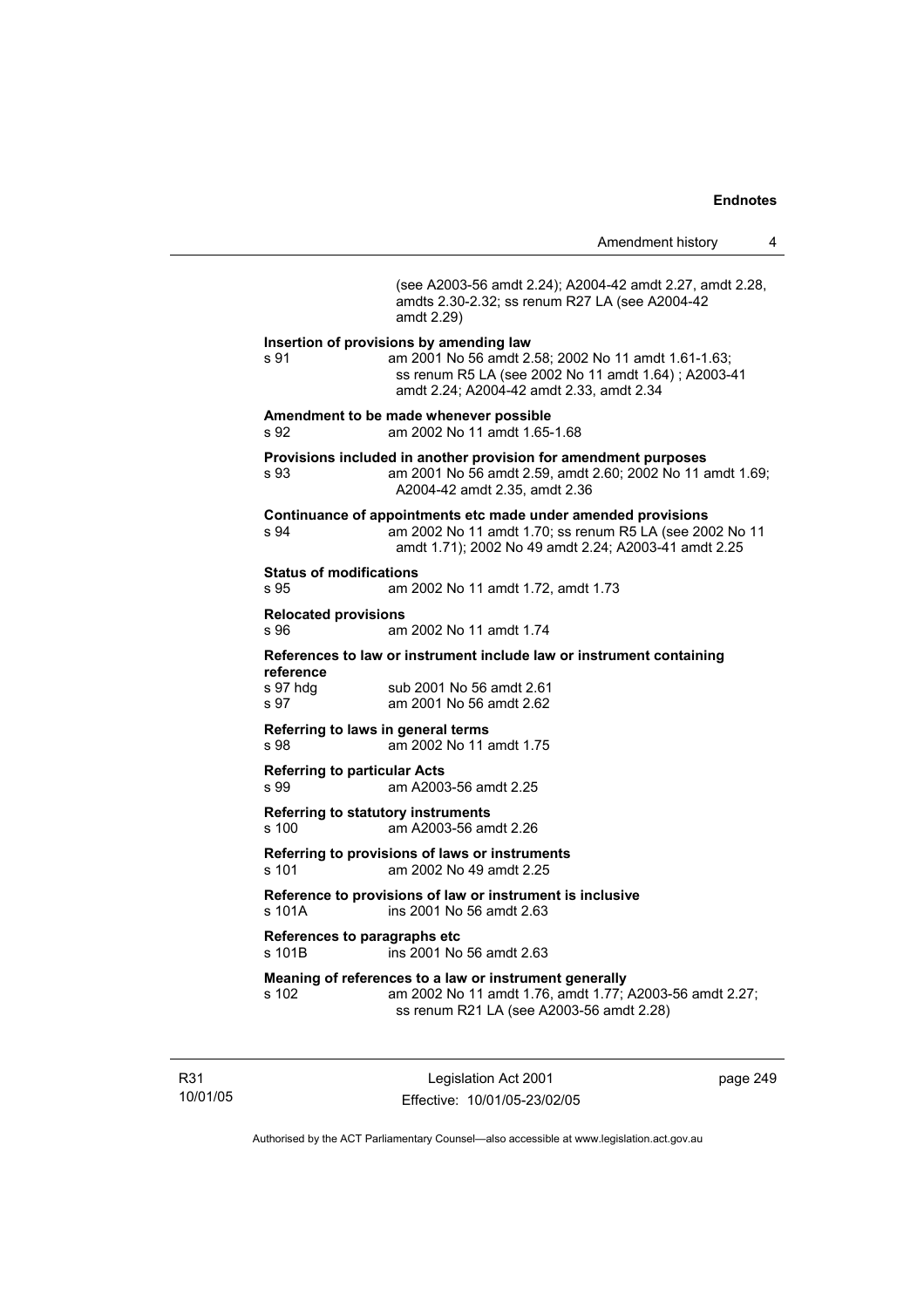(see A2003-56 amdt 2.24); A2004-42 amdt 2.27, amdt 2.28, amdts 2.30-2.32; ss renum R27 LA (see A2004-42 amdt 2.29)

**Insertion of provisions by amending law**
s 91 am 2001 No 56 amdt 2.58; 2002 No 11 amdt 1.61-1.63; ss renum R5 LA (see 2002 No 11 amdt 1.64) ; A2003-41 amdt 2.24; A2004-42 amdt 2.33, amdt 2.34

**Amendment to be made whenever possible**
s 92 am 2002 No 11 amdt 1.65-1.68

**Provisions included in another provision for amendment purposes**
s 93 am 2001 No 56 amdt 2.59, amdt 2.60; 2002 No 11 amdt 1.69; A2004-42 amdt 2.35, amdt 2.36

**Continuance of appointments etc made under amended provisions**
s 94 am 2002 No 11 amdt 1.70; ss renum R5 LA (see 2002 No 11 amdt 1.71); 2002 No 49 amdt 2.24; A2003-41 amdt 2.25

**Status of modifications**
s 95 am 2002 No 11 amdt 1.72, amdt 1.73

**Relocated provisions**
s 96 am 2002 No 11 amdt 1.74

**References to law or instrument include law or instrument containing reference**
s 97 hdg sub 2001 No 56 amdt 2.61
s 97 am 2001 No 56 amdt 2.62

**Referring to laws in general terms**
s 98 am 2002 No 11 amdt 1.75

**Referring to particular Acts**
s 99 am A2003-56 amdt 2.25

**Referring to statutory instruments**
s 100 am A2003-56 amdt 2.26

**Referring to provisions of laws or instruments**
s 101 am 2002 No 49 amdt 2.25

**Reference to provisions of law or instrument is inclusive**
s 101A ins 2001 No 56 amdt 2.63

**References to paragraphs etc**
s 101B ins 2001 No 56 amdt 2.63

**Meaning of references to a law or instrument generally**
s 102 am 2002 No 11 amdt 1.76, amdt 1.77; A2003-56 amdt 2.27; ss renum R21 LA (see A2003-56 amdt 2.28)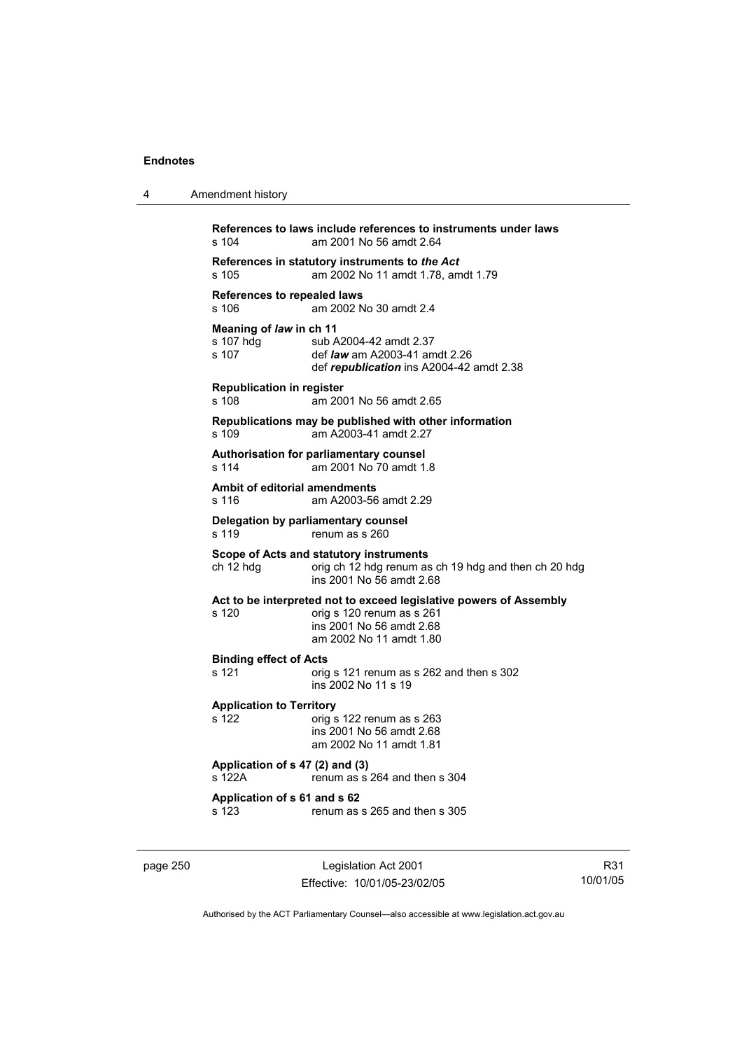**References to laws include references to instruments under laws**
s 104 am 2001 No 56 amdt 2.64

**References in statutory instruments to *the Act***
s 105 am 2002 No 11 amdt 1.78, amdt 1.79

**References to repealed laws**
s 106 am 2002 No 30 amdt 2.4

**Meaning of *law* in ch 11**
s 107 hdg sub A2004-42 amdt 2.37
s 107 def ***law*** am A2003-41 amdt 2.26
def ***republication*** ins A2004-42 amdt 2.38

**Republication in register**
s 108 am 2001 No 56 amdt 2.65

**Republications may be published with other information**
s 109 am A2003-41 amdt 2.27

**Authorisation for parliamentary counsel**
s 114 am 2001 No 70 amdt 1.8

**Ambit of editorial amendments**
s 116 am A2003-56 amdt 2.29

**Delegation by parliamentary counsel**
s 119 renum as s 260

**Scope of Acts and statutory instruments**
ch 12 hdg orig ch 12 hdg renum as ch 19 hdg and then ch 20 hdg
ins 2001 No 56 amdt 2.68

**Act to be interpreted not to exceed legislative powers of Assembly**
s 120 orig s 120 renum as s 261
ins 2001 No 56 amdt 2.68
am 2002 No 11 amdt 1.80

**Binding effect of Acts**
s 121 orig s 121 renum as s 262 and then s 302
ins 2002 No 11 s 19

**Application to Territory**
s 122 orig s 122 renum as s 263
ins 2001 No 56 amdt 2.68
am 2002 No 11 amdt 1.81

**Application of s 47 (2) and (3)**
s 122A renum as s 264 and then s 304

**Application of s 61 and s 62**
s 123 renum as s 265 and then s 305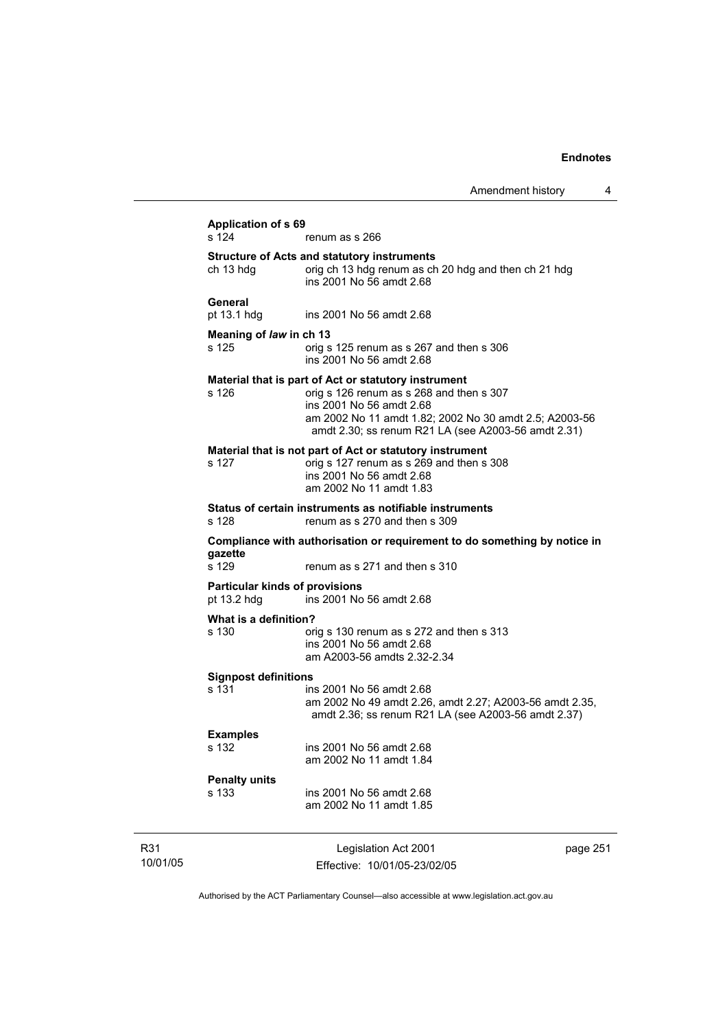**Application of s 69**

s 124 renum as s 266

**Structure of Acts and statutory instruments**

ch 13 hdg orig ch 13 hdg renum as ch 20 hdg and then ch 21 hdg
ins 2001 No 56 amdt 2.68

**General**

pt 13.1 hdg ins 2001 No 56 amdt 2.68

**Meaning of *law* in ch 13**

s 125 orig s 125 renum as s 267 and then s 306
ins 2001 No 56 amdt 2.68

**Material that is part of Act or statutory instrument**

s 126 orig s 126 renum as s 268 and then s 307
ins 2001 No 56 amdt 2.68
am 2002 No 11 amdt 1.82; 2002 No 30 amdt 2.5; A2003-56 amdt 2.30; ss renum R21 LA (see A2003-56 amdt 2.31)

**Material that is not part of Act or statutory instrument**

s 127 orig s 127 renum as s 269 and then s 308
ins 2001 No 56 amdt 2.68
am 2002 No 11 amdt 1.83

**Status of certain instruments as notifiable instruments**

s 128 renum as s 270 and then s 309

**Compliance with authorisation or requirement to do something by notice in gazette**

s 129 renum as s 271 and then s 310

**Particular kinds of provisions**

pt 13.2 hdg ins 2001 No 56 amdt 2.68

**What is a definition?**

s 130 orig s 130 renum as s 272 and then s 313
ins 2001 No 56 amdt 2.68
am A2003-56 amdts 2.32-2.34

**Signpost definitions**

s 131 ins 2001 No 56 amdt 2.68
am 2002 No 49 amdt 2.26, amdt 2.27; A2003-56 amdt 2.35, amdt 2.36; ss renum R21 LA (see A2003-56 amdt 2.37)

**Examples**

s 132 ins 2001 No 56 amdt 2.68
am 2002 No 11 amdt 1.84

**Penalty units**

s 133 ins 2001 No 56 amdt 2.68
am 2002 No 11 amdt 1.85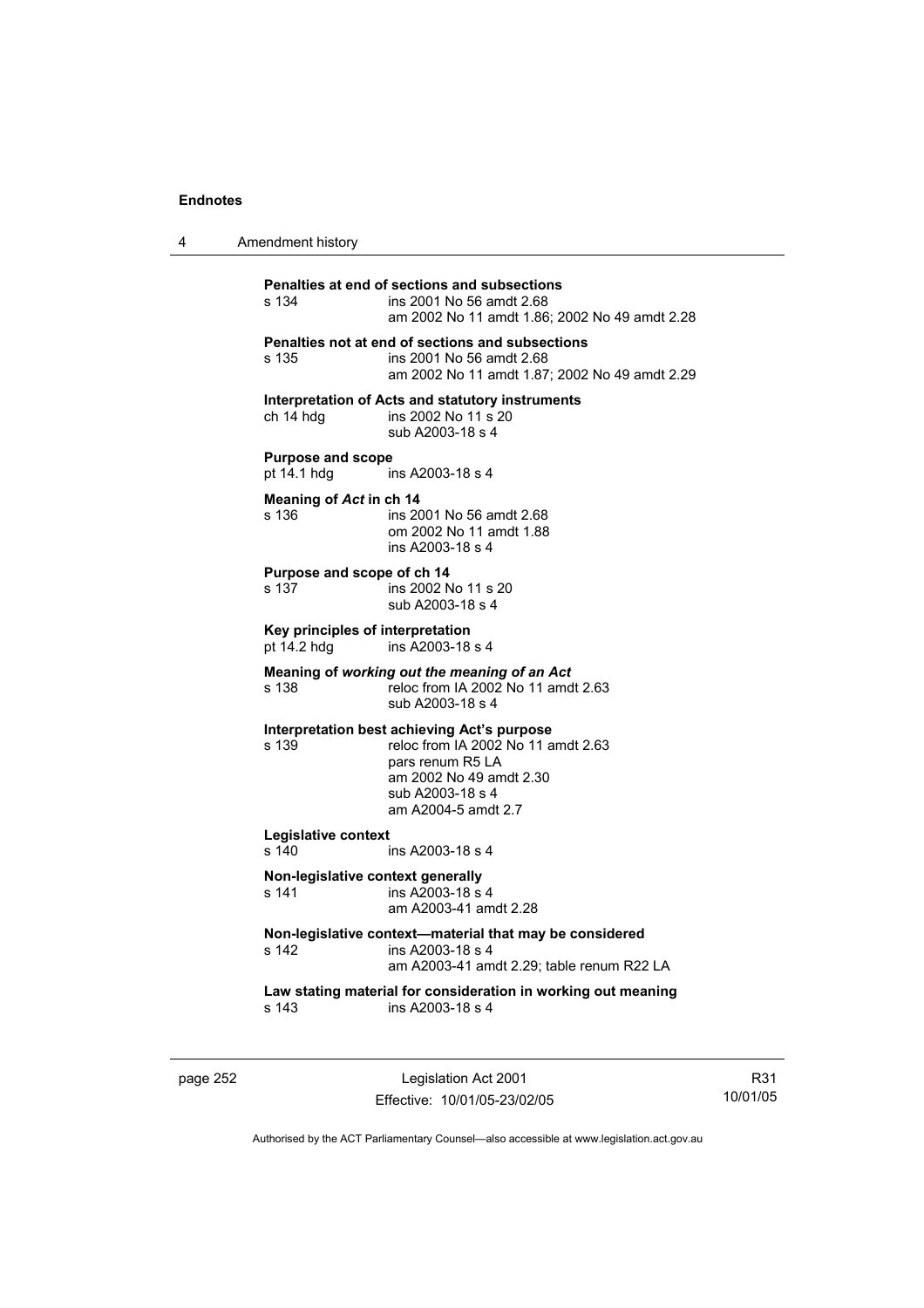**Penalties at end of sections and subsections**

s 134 ins 2001 No 56 amdt 2.68
am 2002 No 11 amdt 1.86; 2002 No 49 amdt 2.28

**Penalties not at end of sections and subsections**

s 135 ins 2001 No 56 amdt 2.68
am 2002 No 11 amdt 1.87; 2002 No 49 amdt 2.29

**Interpretation of Acts and statutory instruments**

ch 14 hdg ins 2002 No 11 s 20
sub A2003-18 s 4

**Purpose and scope**

pt 14.1 hdg ins A2003-18 s 4

**Meaning of *Act* in ch 14**

s 136 ins 2001 No 56 amdt 2.68
om 2002 No 11 amdt 1.88
ins A2003-18 s 4

**Purpose and scope of ch 14**

s 137 ins 2002 No 11 s 20
sub A2003-18 s 4

**Key principles of interpretation**

pt 14.2 hdg ins A2003-18 s 4

**Meaning of *working out the meaning of an Act***

s 138 reloc from IA 2002 No 11 amdt 2.63
sub A2003-18 s 4

**Interpretation best achieving Act's purpose**

s 139 reloc from IA 2002 No 11 amdt 2.63
pars renum R5 LA
am 2002 No 49 amdt 2.30
sub A2003-18 s 4
am A2004-5 amdt 2.7

**Legislative context**

s 140 ins A2003-18 s 4

**Non-legislative context generally**

s 141 ins A2003-18 s 4
am A2003-41 amdt 2.28

**Non-legislative context—material that may be considered**

s 142 ins A2003-18 s 4
am A2003-41 amdt 2.29; table renum R22 LA

**Law stating material for consideration in working out meaning**

s 143 ins A2003-18 s 4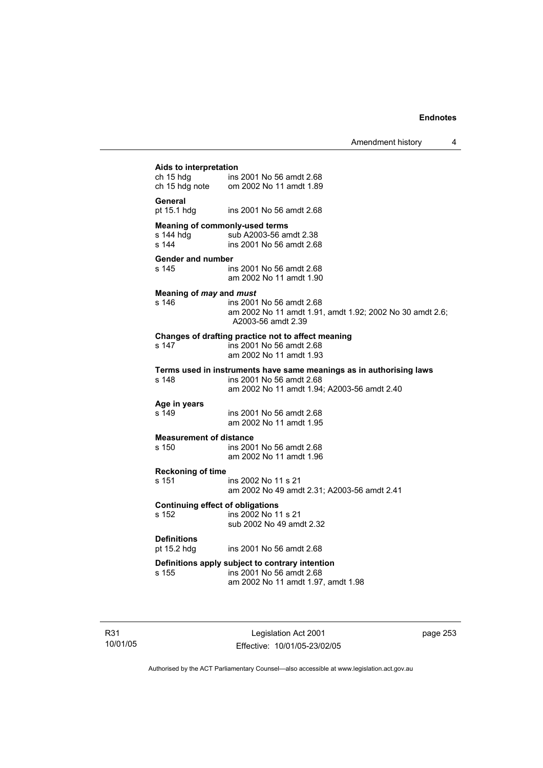**Aids to interpretation**

ch 15 hdg ins 2001 No 56 amdt 2.68
ch 15 hdg note om 2002 No 11 amdt 1.89

**General**

pt 15.1 hdg ins 2001 No 56 amdt 2.68

**Meaning of commonly-used terms**

s 144 hdg sub A2003-56 amdt 2.38
s 144 ins 2001 No 56 amdt 2.68

**Gender and number**

s 145 ins 2001 No 56 amdt 2.68
am 2002 No 11 amdt 1.90

**Meaning of *may* and *must***

s 146 ins 2001 No 56 amdt 2.68
am 2002 No 11 amdt 1.91, amdt 1.92; 2002 No 30 amdt 2.6; A2003-56 amdt 2.39

**Changes of drafting practice not to affect meaning**

s 147 ins 2001 No 56 amdt 2.68
am 2002 No 11 amdt 1.93

**Terms used in instruments have same meanings as in authorising laws**

s 148 ins 2001 No 56 amdt 2.68
am 2002 No 11 amdt 1.94; A2003-56 amdt 2.40

**Age in years**

s 149 ins 2001 No 56 amdt 2.68
am 2002 No 11 amdt 1.95

**Measurement of distance**

s 150 ins 2001 No 56 amdt 2.68
am 2002 No 11 amdt 1.96

**Reckoning of time**

s 151 ins 2002 No 11 s 21
am 2002 No 49 amdt 2.31; A2003-56 amdt 2.41

**Continuing effect of obligations**

s 152 ins 2002 No 11 s 21
sub 2002 No 49 amdt 2.32

**Definitions**

pt 15.2 hdg ins 2001 No 56 amdt 2.68

**Definitions apply subject to contrary intention**

s 155 ins 2001 No 56 amdt 2.68
am 2002 No 11 amdt 1.97, amdt 1.98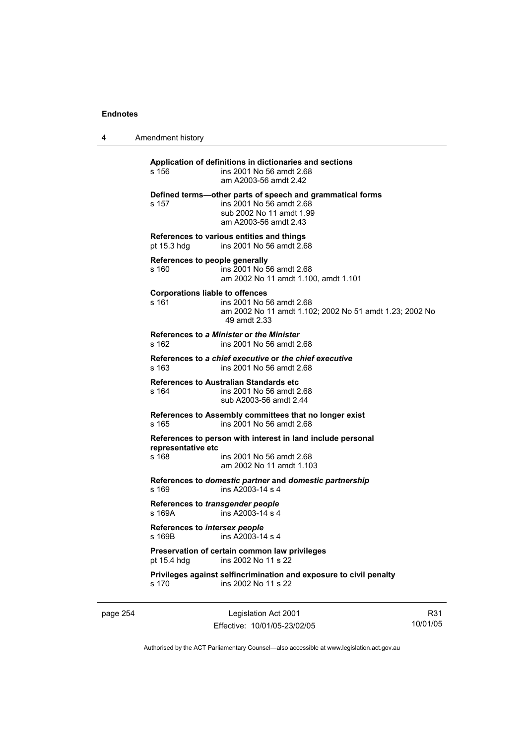**Application of definitions in dictionaries and sections**
s 156 ins 2001 No 56 amdt 2.68
am A2003-56 amdt 2.42

**Defined terms—other parts of speech and grammatical forms**
s 157 ins 2001 No 56 amdt 2.68
sub 2002 No 11 amdt 1.99
am A2003-56 amdt 2.43

**References to various entities and things**
pt 15.3 hdg ins 2001 No 56 amdt 2.68

**References to people generally**
s 160 ins 2001 No 56 amdt 2.68
am 2002 No 11 amdt 1.100, amdt 1.101

**Corporations liable to offences**
s 161 ins 2001 No 56 amdt 2.68
am 2002 No 11 amdt 1.102; 2002 No 51 amdt 1.23; 2002 No 49 amdt 2.33

**References to *a Minister* or *the Minister***
s 162 ins 2001 No 56 amdt 2.68

**References to *a chief executive* or *the chief executive***
s 163 ins 2001 No 56 amdt 2.68

**References to Australian Standards etc**
s 164 ins 2001 No 56 amdt 2.68
sub A2003-56 amdt 2.44

**References to Assembly committees that no longer exist**
s 165 ins 2001 No 56 amdt 2.68

**References to person with interest in land include personal representative etc**
s 168 ins 2001 No 56 amdt 2.68
am 2002 No 11 amdt 1.103

**References to *domestic partner* and *domestic partnership***
s 169 ins A2003-14 s 4

**References to *transgender people***
s 169A ins A2003-14 s 4

**References to *intersex people***
s 169B ins A2003-14 s 4

**Preservation of certain common law privileges**
pt 15.4 hdg ins 2002 No 11 s 22

**Privileges against selfincrimination and exposure to civil penalty**
s 170 ins 2002 No 11 s 22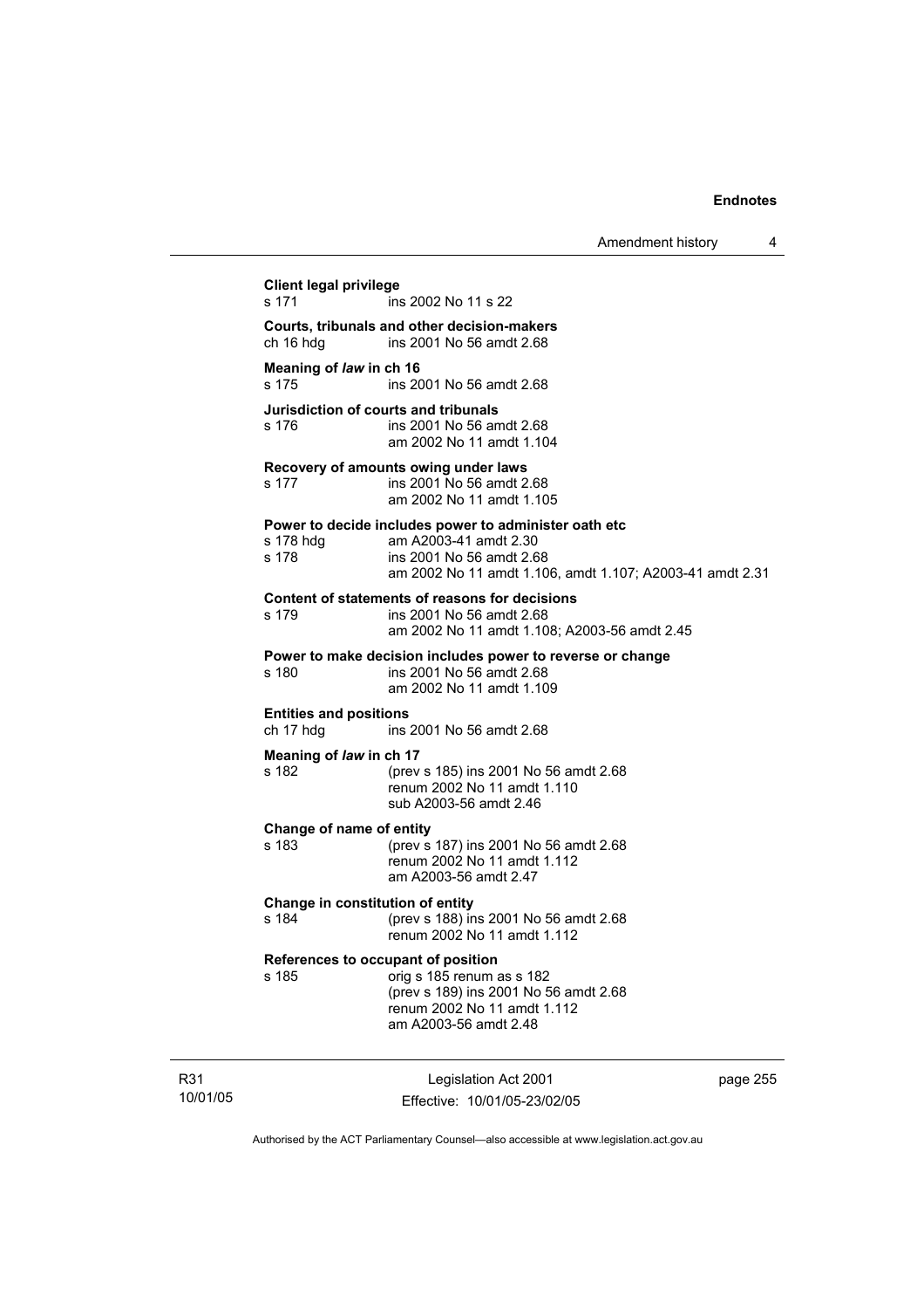**Client legal privilege**
s 171 ins 2002 No 11 s 22

**Courts, tribunals and other decision-makers**
ch 16 hdg ins 2001 No 56 amdt 2.68

**Meaning of *law* in ch 16**
s 175 ins 2001 No 56 amdt 2.68

**Jurisdiction of courts and tribunals**
s 176 ins 2001 No 56 amdt 2.68
am 2002 No 11 amdt 1.104

**Recovery of amounts owing under laws**
s 177 ins 2001 No 56 amdt 2.68
am 2002 No 11 amdt 1.105

**Power to decide includes power to administer oath etc**
s 178 hdg am A2003-41 amdt 2.30
s 178 ins 2001 No 56 amdt 2.68
am 2002 No 11 amdt 1.106, amdt 1.107; A2003-41 amdt 2.31

**Content of statements of reasons for decisions**
s 179 ins 2001 No 56 amdt 2.68
am 2002 No 11 amdt 1.108; A2003-56 amdt 2.45

**Power to make decision includes power to reverse or change**
s 180 ins 2001 No 56 amdt 2.68
am 2002 No 11 amdt 1.109

**Entities and positions**
ch 17 hdg ins 2001 No 56 amdt 2.68

**Meaning of *law* in ch 17**
s 182 (prev s 185) ins 2001 No 56 amdt 2.68
renum 2002 No 11 amdt 1.110
sub A2003-56 amdt 2.46

**Change of name of entity**
s 183 (prev s 187) ins 2001 No 56 amdt 2.68
renum 2002 No 11 amdt 1.112
am A2003-56 amdt 2.47

**Change in constitution of entity**
s 184 (prev s 188) ins 2001 No 56 amdt 2.68
renum 2002 No 11 amdt 1.112

**References to occupant of position**
s 185 orig s 185 renum as s 182
(prev s 189) ins 2001 No 56 amdt 2.68
renum 2002 No 11 amdt 1.112
am A2003-56 amdt 2.48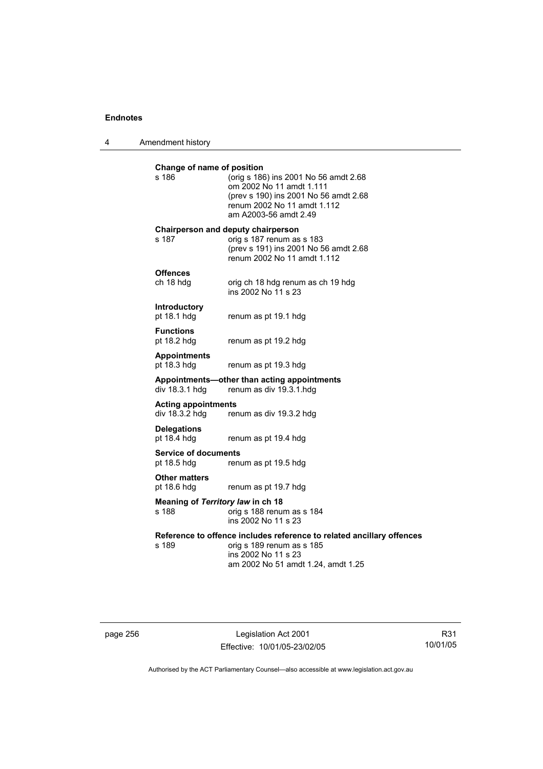**Change of name of position**

s 186 (orig s 186) ins 2001 No 56 amdt 2.68
om 2002 No 11 amdt 1.111
(prev s 190) ins 2001 No 56 amdt 2.68
renum 2002 No 11 amdt 1.112
am A2003-56 amdt 2.49

**Chairperson and deputy chairperson**

s 187 orig s 187 renum as s 183
(prev s 191) ins 2001 No 56 amdt 2.68
renum 2002 No 11 amdt 1.112

**Offences**

ch 18 hdg orig ch 18 hdg renum as ch 19 hdg
ins 2002 No 11 s 23

**Introductory**

pt 18.1 hdg renum as pt 19.1 hdg

**Functions**

pt 18.2 hdg renum as pt 19.2 hdg

**Appointments**

pt 18.3 hdg renum as pt 19.3 hdg

**Appointments—other than acting appointments**

div 18.3.1 hdg renum as div 19.3.1.hdg

**Acting appointments**

div 18.3.2 hdg renum as div 19.3.2 hdg

**Delegations**

pt 18.4 hdg renum as pt 19.4 hdg

**Service of documents**

pt 18.5 hdg renum as pt 19.5 hdg

**Other matters**

pt 18.6 hdg renum as pt 19.7 hdg

**Meaning of *Territory law* in ch 18**

s 188 orig s 188 renum as s 184
ins 2002 No 11 s 23

**Reference to offence includes reference to related ancillary offences**

s 189 orig s 189 renum as s 185
ins 2002 No 11 s 23
am 2002 No 51 amdt 1.24, amdt 1.25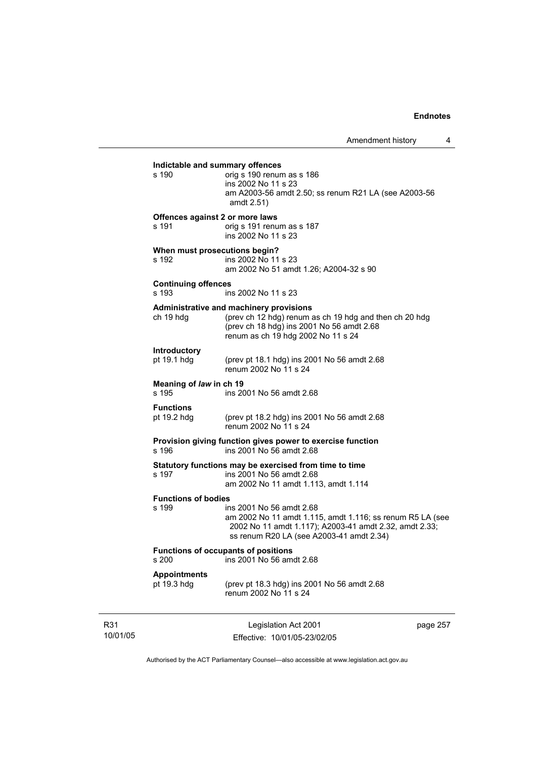**Indictable and summary offences**

s 190 orig s 190 renum as s 186
ins 2002 No 11 s 23
am A2003-56 amdt 2.50; ss renum R21 LA (see A2003-56 amdt 2.51)

**Offences against 2 or more laws**

s 191 orig s 191 renum as s 187
ins 2002 No 11 s 23

**When must prosecutions begin?**

s 192 ins 2002 No 11 s 23
am 2002 No 51 amdt 1.26; A2004-32 s 90

**Continuing offences**

s 193 ins 2002 No 11 s 23

**Administrative and machinery provisions**

ch 19 hdg (prev ch 12 hdg) renum as ch 19 hdg and then ch 20 hdg
(prev ch 18 hdg) ins 2001 No 56 amdt 2.68
renum as ch 19 hdg 2002 No 11 s 24

**Introductory**

pt 19.1 hdg (prev pt 18.1 hdg) ins 2001 No 56 amdt 2.68
renum 2002 No 11 s 24

**Meaning of *law* in ch 19**

s 195 ins 2001 No 56 amdt 2.68

**Functions**

pt 19.2 hdg (prev pt 18.2 hdg) ins 2001 No 56 amdt 2.68
renum 2002 No 11 s 24

**Provision giving function gives power to exercise function**

s 196 ins 2001 No 56 amdt 2.68

**Statutory functions may be exercised from time to time**

s 197 ins 2001 No 56 amdt 2.68
am 2002 No 11 amdt 1.113, amdt 1.114

**Functions of bodies**

s 199 ins 2001 No 56 amdt 2.68
am 2002 No 11 amdt 1.115, amdt 1.116; ss renum R5 LA (see 2002 No 11 amdt 1.117); A2003-41 amdt 2.32, amdt 2.33; ss renum R20 LA (see A2003-41 amdt 2.34)

**Functions of occupants of positions**

s 200 ins 2001 No 56 amdt 2.68

**Appointments**

pt 19.3 hdg (prev pt 18.3 hdg) ins 2001 No 56 amdt 2.68
renum 2002 No 11 s 24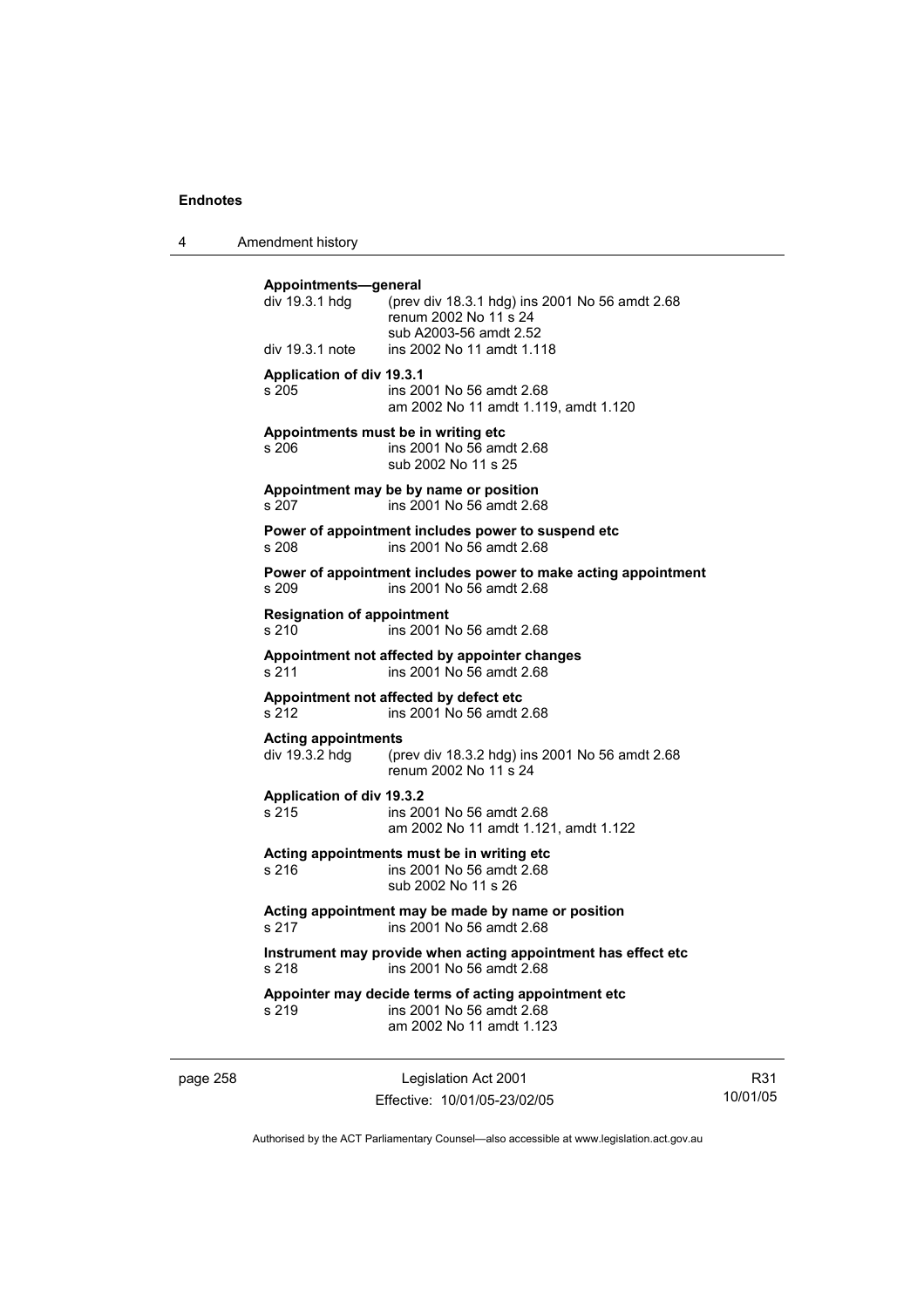**Appointments—general**

| | |
|---|---|
| div 19.3.1 hdg | (prev div 18.3.1 hdg) ins 2001 No 56 amdt 2.68 |
| | renum 2002 No 11 s 24 |
| | sub A2003-56 amdt 2.52 |
| div 19.3.1 note | ins 2002 No 11 amdt 1.118 |

**Application of div 19.3.1**

| | |
|---|---|
| s 205 | ins 2001 No 56 amdt 2.68 |
| | am 2002 No 11 amdt 1.119, amdt 1.120 |

**Appointments must be in writing etc**

| | |
|---|---|
| s 206 | ins 2001 No 56 amdt 2.68 |
| | sub 2002 No 11 s 25 |

**Appointment may be by name or position**

| | |
|---|---|
| s 207 | ins 2001 No 56 amdt 2.68 |

**Power of appointment includes power to suspend etc**

| | |
|---|---|
| s 208 | ins 2001 No 56 amdt 2.68 |

**Power of appointment includes power to make acting appointment**

| | |
|---|---|
| s 209 | ins 2001 No 56 amdt 2.68 |

**Resignation of appointment**

| | |
|---|---|
| s 210 | ins 2001 No 56 amdt 2.68 |

**Appointment not affected by appointer changes**

| | |
|---|---|
| s 211 | ins 2001 No 56 amdt 2.68 |

**Appointment not affected by defect etc**

| | |
|---|---|
| s 212 | ins 2001 No 56 amdt 2.68 |

**Acting appointments**

| | |
|---|---|
| div 19.3.2 hdg | (prev div 18.3.2 hdg) ins 2001 No 56 amdt 2.68 |
| | renum 2002 No 11 s 24 |

**Application of div 19.3.2**

| | |
|---|---|
| s 215 | ins 2001 No 56 amdt 2.68 |
| | am 2002 No 11 amdt 1.121, amdt 1.122 |

**Acting appointments must be in writing etc**

| | |
|---|---|
| s 216 | ins 2001 No 56 amdt 2.68 |
| | sub 2002 No 11 s 26 |

**Acting appointment may be made by name or position**

| | |
|---|---|
| s 217 | ins 2001 No 56 amdt 2.68 |

**Instrument may provide when acting appointment has effect etc**

| | |
|---|---|
| s 218 | ins 2001 No 56 amdt 2.68 |

**Appointer may decide terms of acting appointment etc**

| | |
|---|---|
| s 219 | ins 2001 No 56 amdt 2.68 |
| | am 2002 No 11 amdt 1.123 |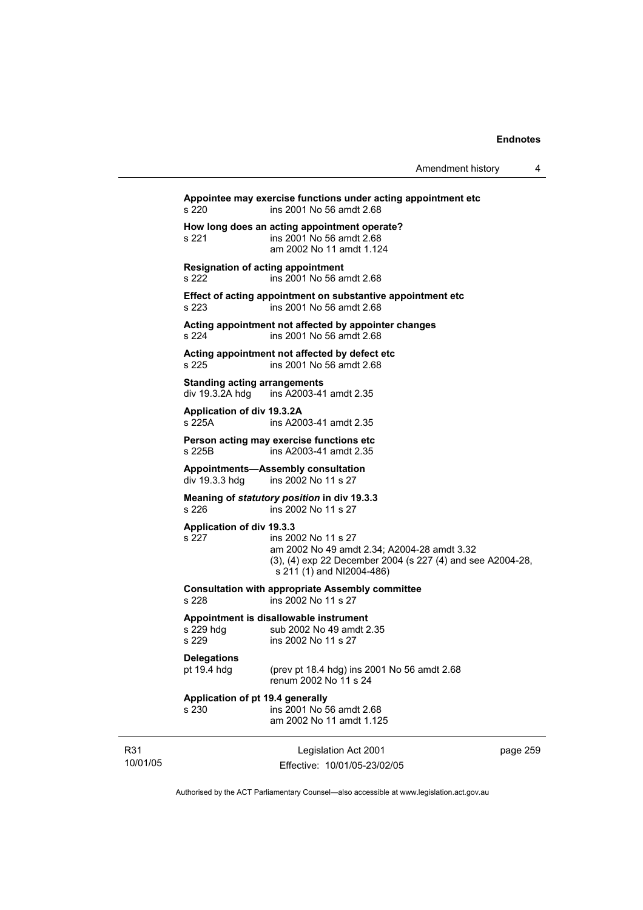**Appointee may exercise functions under acting appointment etc**
s 220 ins 2001 No 56 amdt 2.68

**How long does an acting appointment operate?**
s 221 ins 2001 No 56 amdt 2.68
am 2002 No 11 amdt 1.124

**Resignation of acting appointment**
s 222 ins 2001 No 56 amdt 2.68

**Effect of acting appointment on substantive appointment etc**
s 223 ins 2001 No 56 amdt 2.68

**Acting appointment not affected by appointer changes**
s 224 ins 2001 No 56 amdt 2.68

**Acting appointment not affected by defect etc**
s 225 ins 2001 No 56 amdt 2.68

**Standing acting arrangements**
div 19.3.2A hdg ins A2003-41 amdt 2.35

**Application of div 19.3.2A**
s 225A ins A2003-41 amdt 2.35

**Person acting may exercise functions etc**
s 225B ins A2003-41 amdt 2.35

**Appointments—Assembly consultation**
div 19.3.3 hdg ins 2002 No 11 s 27

**Meaning of *statutory position* in div 19.3.3**
s 226 ins 2002 No 11 s 27

**Application of div 19.3.3**
s 227 ins 2002 No 11 s 27
am 2002 No 49 amdt 2.34; A2004-28 amdt 3.32
(3), (4) exp 22 December 2004 (s 227 (4) and see A2004-28, s 211 (1) and NI2004-486)

**Consultation with appropriate Assembly committee**
s 228 ins 2002 No 11 s 27

**Appointment is disallowable instrument**
s 229 hdg sub 2002 No 49 amdt 2.35
s 229 ins 2002 No 11 s 27

**Delegations**
pt 19.4 hdg (prev pt 18.4 hdg) ins 2001 No 56 amdt 2.68
renum 2002 No 11 s 24

**Application of pt 19.4 generally**
s 230 ins 2001 No 56 amdt 2.68
am 2002 No 11 amdt 1.125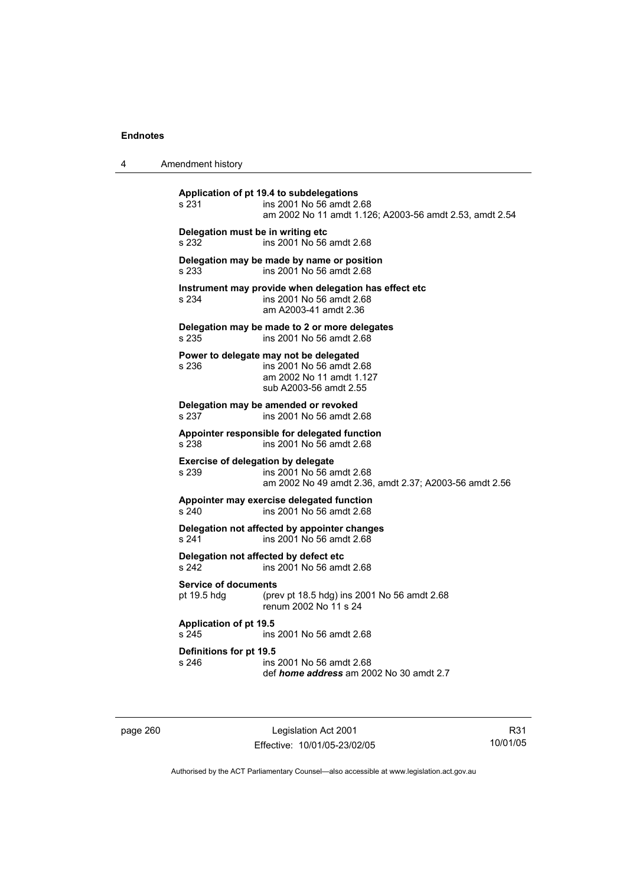**Application of pt 19.4 to subdelegations**
s 231 ins 2001 No 56 amdt 2.68
am 2002 No 11 amdt 1.126; A2003-56 amdt 2.53, amdt 2.54

**Delegation must be in writing etc**
s 232 ins 2001 No 56 amdt 2.68

**Delegation may be made by name or position**
s 233 ins 2001 No 56 amdt 2.68

**Instrument may provide when delegation has effect etc**
s 234 ins 2001 No 56 amdt 2.68
am A2003-41 amdt 2.36

**Delegation may be made to 2 or more delegates**
s 235 ins 2001 No 56 amdt 2.68

**Power to delegate may not be delegated**
s 236 ins 2001 No 56 amdt 2.68
am 2002 No 11 amdt 1.127
sub A2003-56 amdt 2.55

**Delegation may be amended or revoked**
s 237 ins 2001 No 56 amdt 2.68

**Appointer responsible for delegated function**
s 238 ins 2001 No 56 amdt 2.68

**Exercise of delegation by delegate**
s 239 ins 2001 No 56 amdt 2.68
am 2002 No 49 amdt 2.36, amdt 2.37; A2003-56 amdt 2.56

**Appointer may exercise delegated function**
s 240 ins 2001 No 56 amdt 2.68

**Delegation not affected by appointer changes**
s 241 ins 2001 No 56 amdt 2.68

**Delegation not affected by defect etc**
s 242 ins 2001 No 56 amdt 2.68

**Service of documents**
pt 19.5 hdg (prev pt 18.5 hdg) ins 2001 No 56 amdt 2.68
renum 2002 No 11 s 24

**Application of pt 19.5**
s 245 ins 2001 No 56 amdt 2.68

**Definitions for pt 19.5**
s 246 ins 2001 No 56 amdt 2.68
def ***home address*** am 2002 No 30 amdt 2.7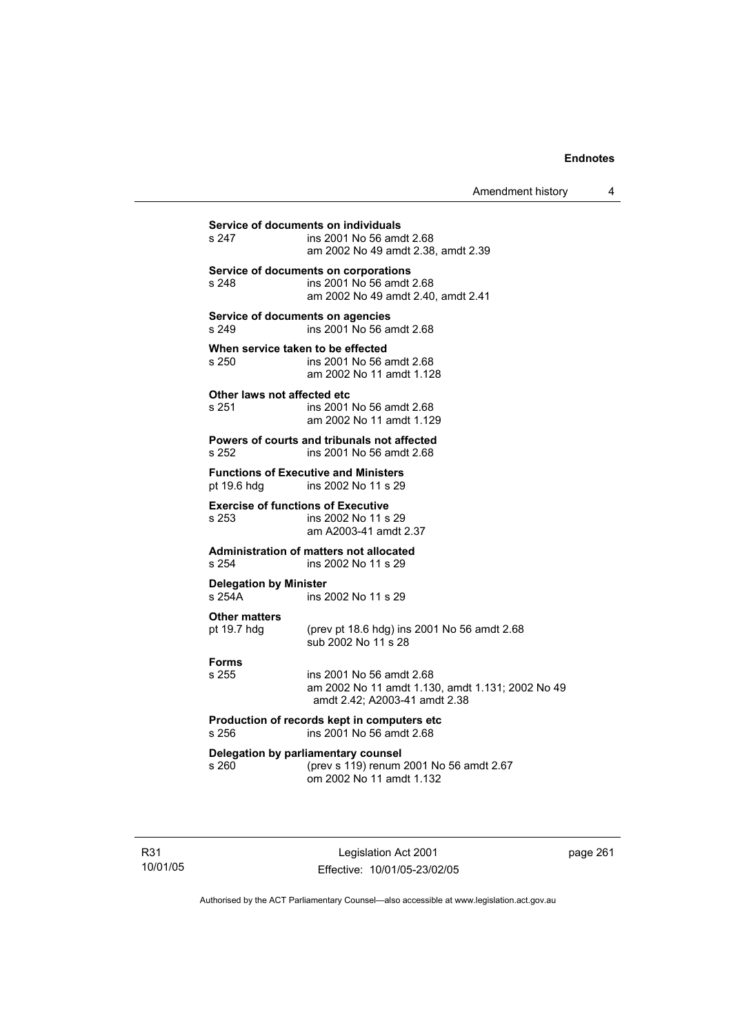**Service of documents on individuals**
s 247 ins 2001 No 56 amdt 2.68
am 2002 No 49 amdt 2.38, amdt 2.39

**Service of documents on corporations**
s 248 ins 2001 No 56 amdt 2.68
am 2002 No 49 amdt 2.40, amdt 2.41

**Service of documents on agencies**
s 249 ins 2001 No 56 amdt 2.68

**When service taken to be effected**
s 250 ins 2001 No 56 amdt 2.68
am 2002 No 11 amdt 1.128

**Other laws not affected etc**
s 251 ins 2001 No 56 amdt 2.68
am 2002 No 11 amdt 1.129

**Powers of courts and tribunals not affected**
s 252 ins 2001 No 56 amdt 2.68

**Functions of Executive and Ministers**
pt 19.6 hdg ins 2002 No 11 s 29

**Exercise of functions of Executive**
s 253 ins 2002 No 11 s 29
am A2003-41 amdt 2.37

**Administration of matters not allocated**
s 254 ins 2002 No 11 s 29

**Delegation by Minister**
s 254A ins 2002 No 11 s 29

**Other matters**
pt 19.7 hdg (prev pt 18.6 hdg) ins 2001 No 56 amdt 2.68
sub 2002 No 11 s 28

**Forms**
s 255 ins 2001 No 56 amdt 2.68
am 2002 No 11 amdt 1.130, amdt 1.131; 2002 No 49 amdt 2.42; A2003-41 amdt 2.38

**Production of records kept in computers etc**
s 256 ins 2001 No 56 amdt 2.68

**Delegation by parliamentary counsel**
s 260 (prev s 119) renum 2001 No 56 amdt 2.67
om 2002 No 11 amdt 1.132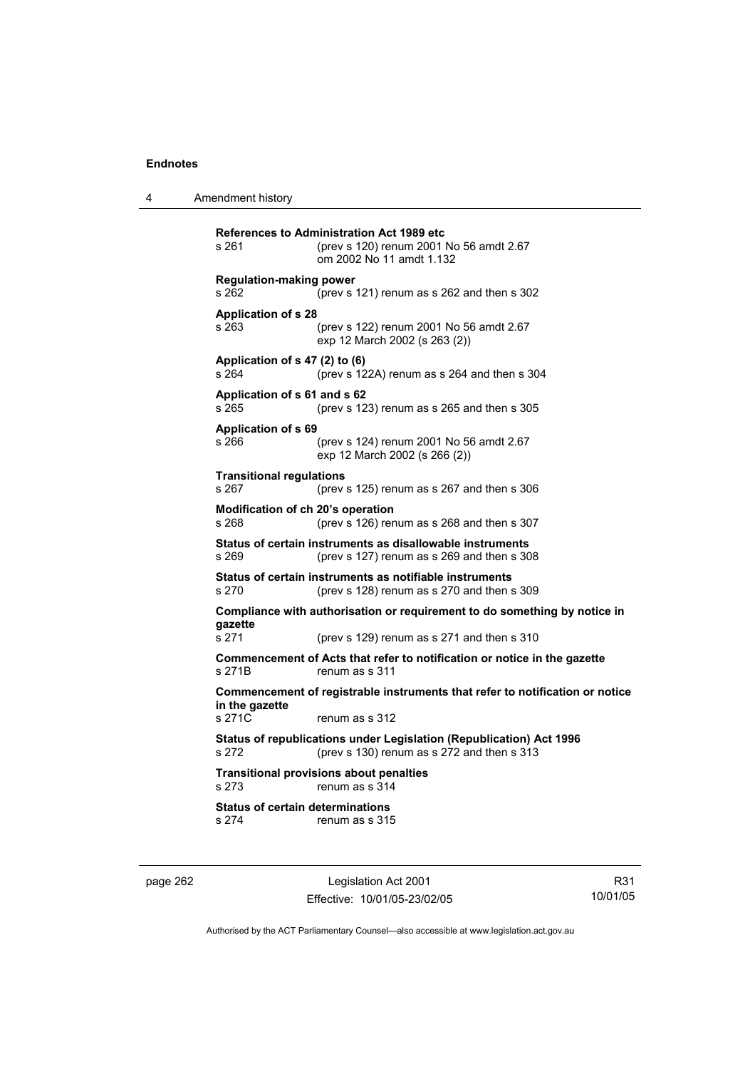**References to Administration Act 1989 etc**

s 261 (prev s 120) renum 2001 No 56 amdt 2.67
om 2002 No 11 amdt 1.132

**Regulation-making power**

s 262 (prev s 121) renum as s 262 and then s 302

**Application of s 28**

s 263 (prev s 122) renum 2001 No 56 amdt 2.67
exp 12 March 2002 (s 263 (2))

**Application of s 47 (2) to (6)**

s 264 (prev s 122A) renum as s 264 and then s 304

**Application of s 61 and s 62**

s 265 (prev s 123) renum as s 265 and then s 305

**Application of s 69**

s 266 (prev s 124) renum 2001 No 56 amdt 2.67
exp 12 March 2002 (s 266 (2))

**Transitional regulations**

s 267 (prev s 125) renum as s 267 and then s 306

**Modification of ch 20's operation**

s 268 (prev s 126) renum as s 268 and then s 307

**Status of certain instruments as disallowable instruments**

s 269 (prev s 127) renum as s 269 and then s 308

**Status of certain instruments as notifiable instruments**

s 270 (prev s 128) renum as s 270 and then s 309

**Compliance with authorisation or requirement to do something by notice in gazette**

s 271 (prev s 129) renum as s 271 and then s 310

**Commencement of Acts that refer to notification or notice in the gazette**

s 271B renum as s 311

**Commencement of registrable instruments that refer to notification or notice in the gazette**

s 271C renum as s 312

**Status of republications under Legislation (Republication) Act 1996**

s 272 (prev s 130) renum as s 272 and then s 313

**Transitional provisions about penalties**

s 273 renum as s 314

**Status of certain determinations**

s 274 renum as s 315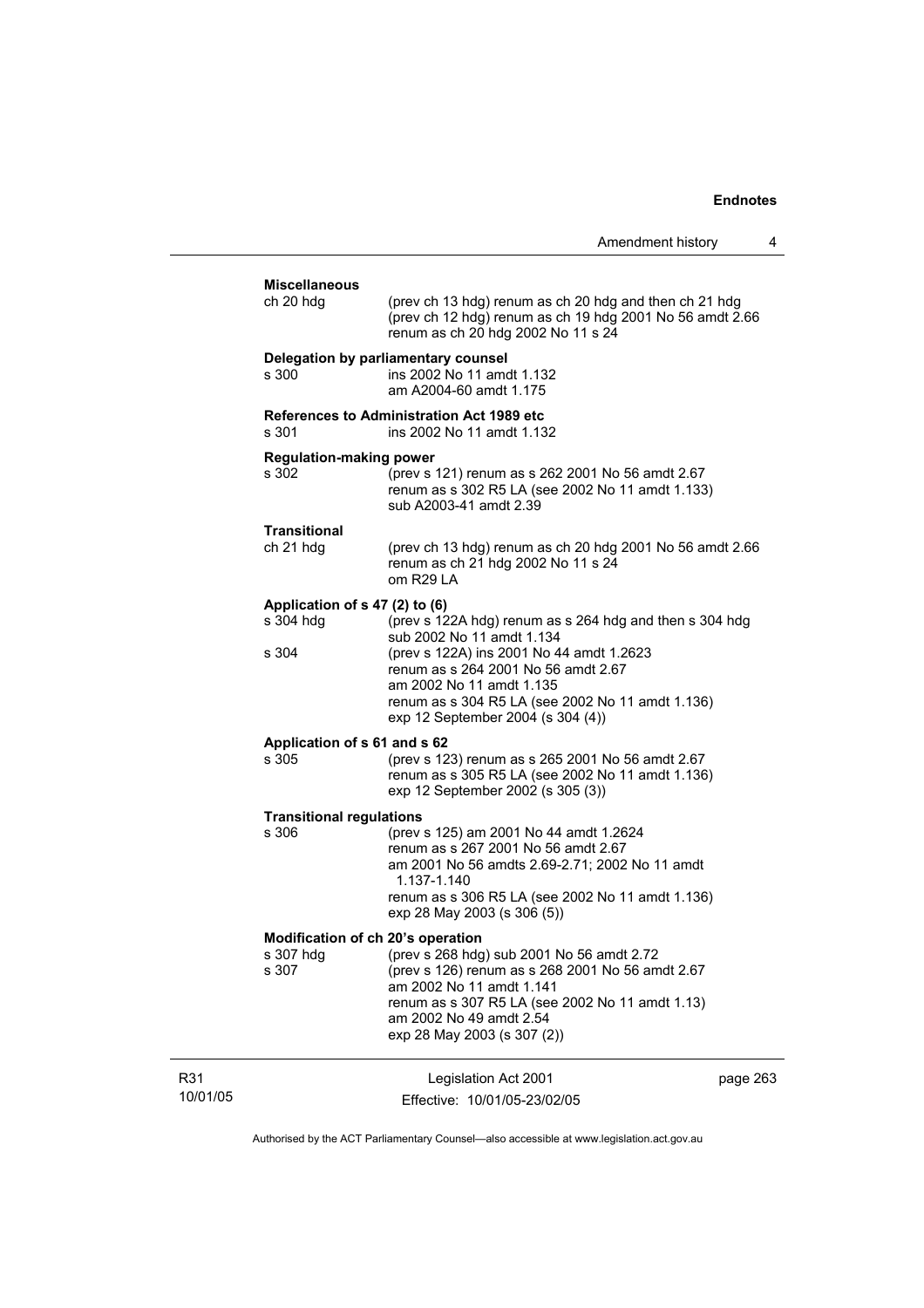**Miscellaneous**

ch 20 hdg (prev ch 13 hdg) renum as ch 20 hdg and then ch 21 hdg (prev ch 12 hdg) renum as ch 19 hdg 2001 No 56 amdt 2.66 renum as ch 20 hdg 2002 No 11 s 24

**Delegation by parliamentary counsel**

s 300 ins 2002 No 11 amdt 1.132
am A2004-60 amdt 1.175

**References to Administration Act 1989 etc**

s 301 ins 2002 No 11 amdt 1.132

**Regulation-making power**

s 302 (prev s 121) renum as s 262 2001 No 56 amdt 2.67
renum as s 302 R5 LA (see 2002 No 11 amdt 1.133)
sub A2003-41 amdt 2.39

**Transitional**

ch 21 hdg (prev ch 13 hdg) renum as ch 20 hdg 2001 No 56 amdt 2.66
renum as ch 21 hdg 2002 No 11 s 24
om R29 LA

**Application of s 47 (2) to (6)**

s 304 hdg (prev s 122A hdg) renum as s 264 hdg and then s 304 hdg
sub 2002 No 11 amdt 1.134

s 304 (prev s 122A) ins 2001 No 44 amdt 1.2623
renum as s 264 2001 No 56 amdt 2.67
am 2002 No 11 amdt 1.135
renum as s 304 R5 LA (see 2002 No 11 amdt 1.136)
exp 12 September 2004 (s 304 (4))

**Application of s 61 and s 62**

s 305 (prev s 123) renum as s 265 2001 No 56 amdt 2.67
renum as s 305 R5 LA (see 2002 No 11 amdt 1.136)
exp 12 September 2002 (s 305 (3))

**Transitional regulations**

s 306 (prev s 125) am 2001 No 44 amdt 1.2624
renum as s 267 2001 No 56 amdt 2.67
am 2001 No 56 amdts 2.69-2.71; 2002 No 11 amdt 1.137-1.140
renum as s 306 R5 LA (see 2002 No 11 amdt 1.136)
exp 28 May 2003 (s 306 (5))

**Modification of ch 20's operation**

s 307 hdg (prev s 268 hdg) sub 2001 No 56 amdt 2.72

s 307 (prev s 126) renum as s 268 2001 No 56 amdt 2.67
am 2002 No 11 amdt 1.141
renum as s 307 R5 LA (see 2002 No 11 amdt 1.13)
am 2002 No 49 amdt 2.54
exp 28 May 2003 (s 307 (2))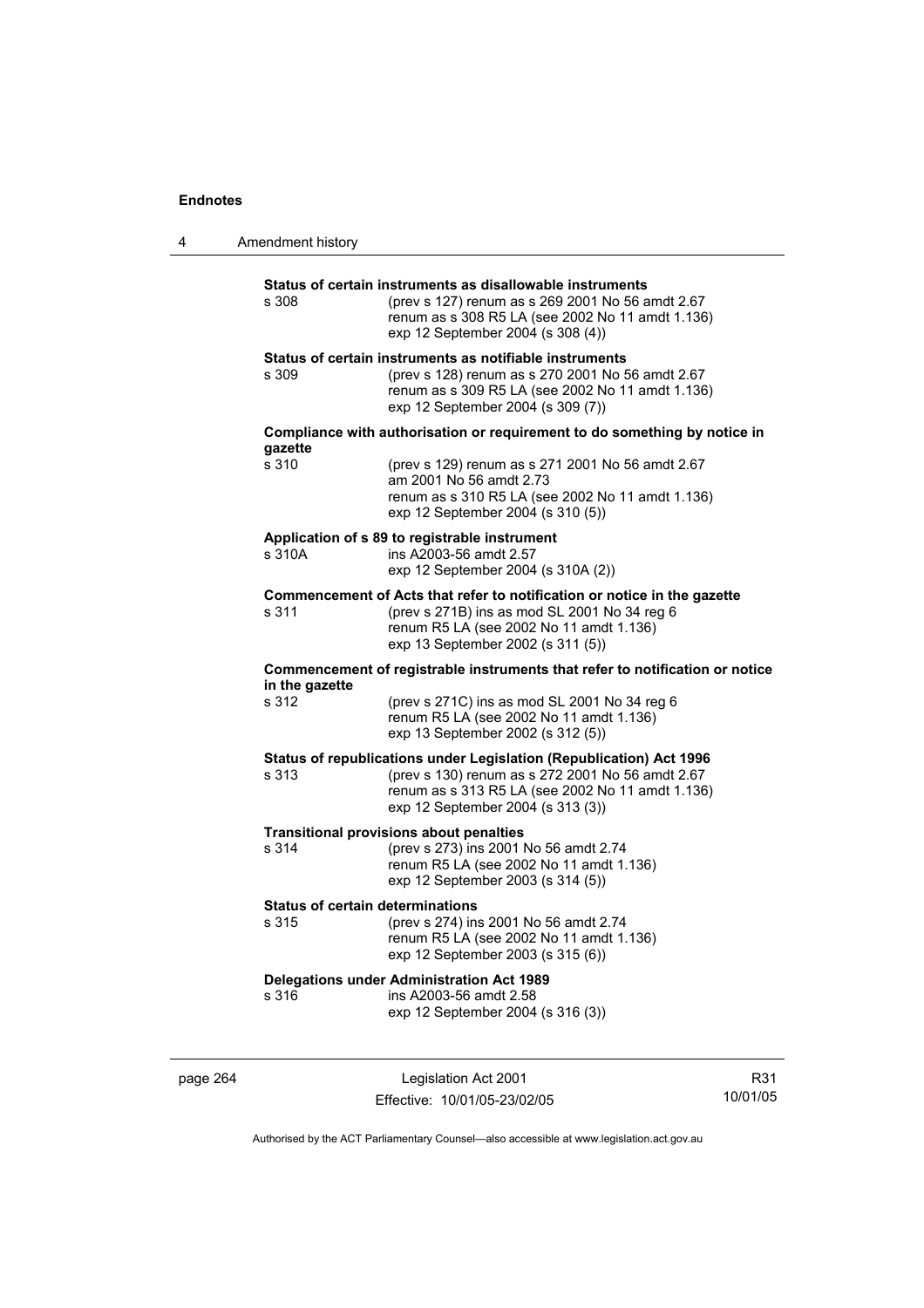**Status of certain instruments as disallowable instruments**

s 308 (prev s 127) renum as s 269 2001 No 56 amdt 2.67
renum as s 308 R5 LA (see 2002 No 11 amdt 1.136)
exp 12 September 2004 (s 308 (4))

**Status of certain instruments as notifiable instruments**

s 309 (prev s 128) renum as s 270 2001 No 56 amdt 2.67
renum as s 309 R5 LA (see 2002 No 11 amdt 1.136)
exp 12 September 2004 (s 309 (7))

**Compliance with authorisation or requirement to do something by notice in gazette**

s 310 (prev s 129) renum as s 271 2001 No 56 amdt 2.67
am 2001 No 56 amdt 2.73
renum as s 310 R5 LA (see 2002 No 11 amdt 1.136)
exp 12 September 2004 (s 310 (5))

**Application of s 89 to registrable instrument**

s 310A ins A2003-56 amdt 2.57
exp 12 September 2004 (s 310A (2))

**Commencement of Acts that refer to notification or notice in the gazette**

s 311 (prev s 271B) ins as mod SL 2001 No 34 reg 6
renum R5 LA (see 2002 No 11 amdt 1.136)
exp 13 September 2002 (s 311 (5))

**Commencement of registrable instruments that refer to notification or notice in the gazette**

s 312 (prev s 271C) ins as mod SL 2001 No 34 reg 6
renum R5 LA (see 2002 No 11 amdt 1.136)
exp 13 September 2002 (s 312 (5))

**Status of republications under Legislation (Republication) Act 1996**

s 313 (prev s 130) renum as s 272 2001 No 56 amdt 2.67
renum as s 313 R5 LA (see 2002 No 11 amdt 1.136)
exp 12 September 2004 (s 313 (3))

**Transitional provisions about penalties**

s 314 (prev s 273) ins 2001 No 56 amdt 2.74
renum R5 LA (see 2002 No 11 amdt 1.136)
exp 12 September 2003 (s 314 (5))

**Status of certain determinations**

s 315 (prev s 274) ins 2001 No 56 amdt 2.74
renum R5 LA (see 2002 No 11 amdt 1.136)
exp 12 September 2003 (s 315 (6))

**Delegations under Administration Act 1989**

s 316 ins A2003-56 amdt 2.58
exp 12 September 2004 (s 316 (3))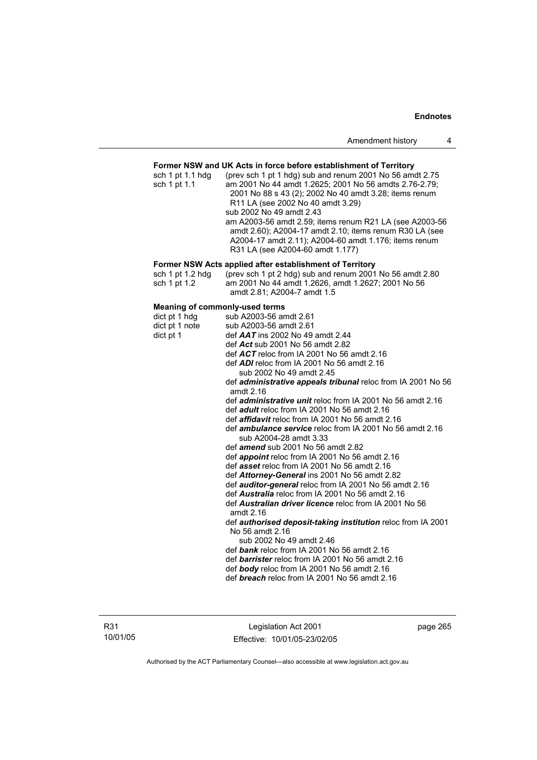**Former NSW and UK Acts in force before establishment of Territory**

sch 1 pt 1.1 hdg (prev sch 1 pt 1 hdg) sub and renum 2001 No 56 amdt 2.75
sch 1 pt 1.1 am 2001 No 44 amdt 1.2625; 2001 No 56 amdts 2.76-2.79; 2001 No 88 s 43 (2); 2002 No 40 amdt 3.28; items renum R11 LA (see 2002 No 40 amdt 3.29)
sub 2002 No 49 amdt 2.43
am A2003-56 amdt 2.59; items renum R21 LA (see A2003-56 amdt 2.60); A2004-17 amdt 2.10; items renum R30 LA (see A2004-17 amdt 2.11); A2004-60 amdt 1.176; items renum R31 LA (see A2004-60 amdt 1.177)

**Former NSW Acts applied after establishment of Territory**

sch 1 pt 1.2 hdg (prev sch 1 pt 2 hdg) sub and renum 2001 No 56 amdt 2.80
sch 1 pt 1.2 am 2001 No 44 amdt 1.2626, amdt 1.2627; 2001 No 56 amdt 2.81; A2004-7 amdt 1.5

**Meaning of commonly-used terms**

dict pt 1 hdg sub A2003-56 amdt 2.61
dict pt 1 note sub A2003-56 amdt 2.61
dict pt 1 def ***AAT*** ins 2002 No 49 amdt 2.44
def ***Act*** sub 2001 No 56 amdt 2.82
def ***ACT*** reloc from IA 2001 No 56 amdt 2.16
def ***ADI*** reloc from IA 2001 No 56 amdt 2.16
sub 2002 No 49 amdt 2.45
def ***administrative appeals tribunal*** reloc from IA 2001 No 56 amdt 2.16
def ***administrative unit*** reloc from IA 2001 No 56 amdt 2.16
def ***adult*** reloc from IA 2001 No 56 amdt 2.16
def ***affidavit*** reloc from IA 2001 No 56 amdt 2.16
def ***ambulance service*** reloc from IA 2001 No 56 amdt 2.16
sub A2004-28 amdt 3.33
def ***amend*** sub 2001 No 56 amdt 2.82
def ***appoint*** reloc from IA 2001 No 56 amdt 2.16
def ***asset*** reloc from IA 2001 No 56 amdt 2.16
def ***Attorney-General*** ins 2001 No 56 amdt 2.82
def ***auditor-general*** reloc from IA 2001 No 56 amdt 2.16
def ***Australia*** reloc from IA 2001 No 56 amdt 2.16
def ***Australian driver licence*** reloc from IA 2001 No 56 amdt 2.16
def ***authorised deposit-taking institution*** reloc from IA 2001 No 56 amdt 2.16
sub 2002 No 49 amdt 2.46
def ***bank*** reloc from IA 2001 No 56 amdt 2.16
def ***barrister*** reloc from IA 2001 No 56 amdt 2.16
def ***body*** reloc from IA 2001 No 56 amdt 2.16
def ***breach*** reloc from IA 2001 No 56 amdt 2.16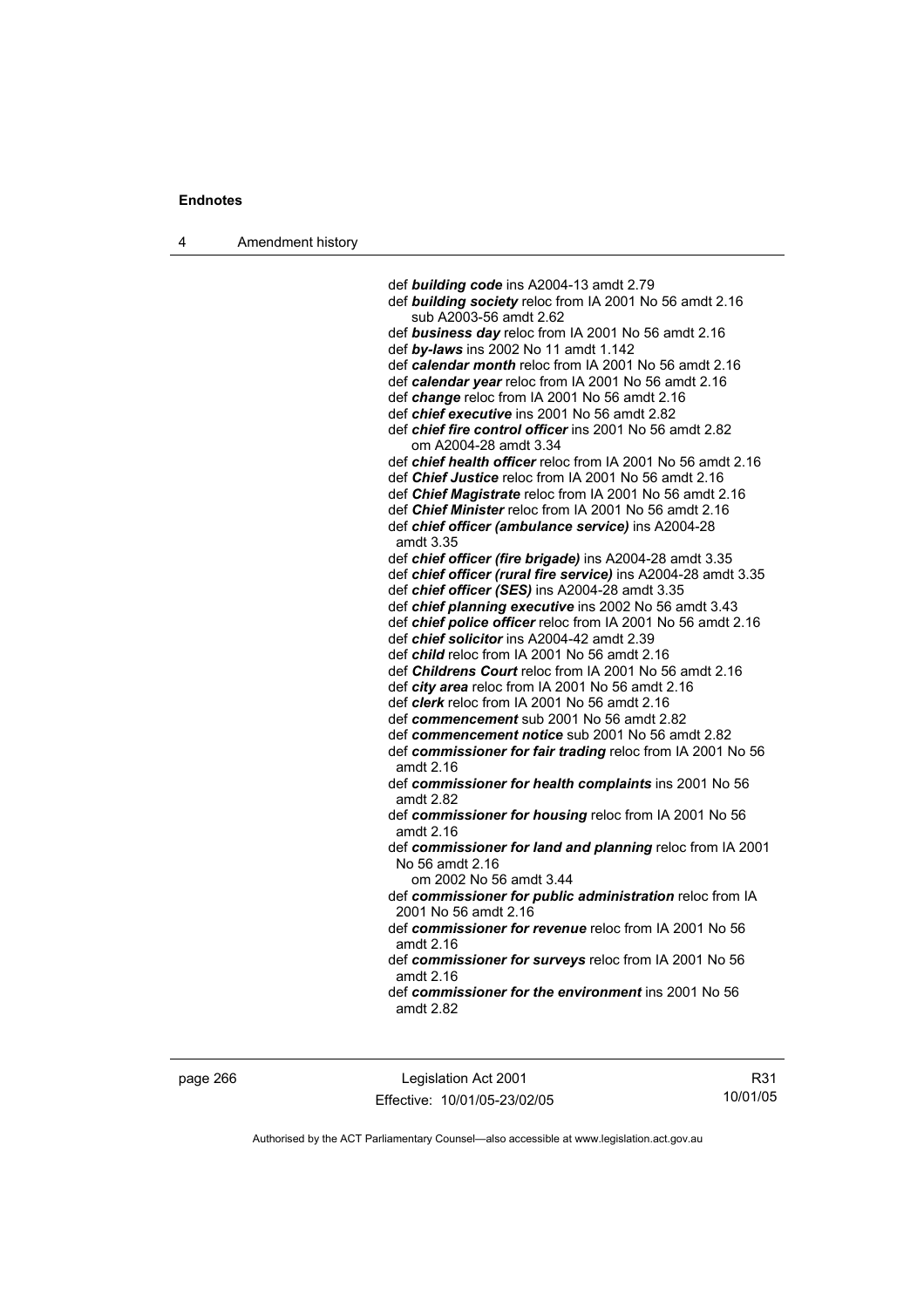def ***building code*** ins A2004-13 amdt 2.79

def ***building society*** reloc from IA 2001 No 56 amdt 2.16
sub A2003-56 amdt 2.62

def ***business day*** reloc from IA 2001 No 56 amdt 2.16

def ***by-laws*** ins 2002 No 11 amdt 1.142

def ***calendar month*** reloc from IA 2001 No 56 amdt 2.16

def ***calendar year*** reloc from IA 2001 No 56 amdt 2.16

def ***change*** reloc from IA 2001 No 56 amdt 2.16

def ***chief executive*** ins 2001 No 56 amdt 2.82

def ***chief fire control officer*** ins 2001 No 56 amdt 2.82
om A2004-28 amdt 3.34

def ***chief health officer*** reloc from IA 2001 No 56 amdt 2.16

def ***Chief Justice*** reloc from IA 2001 No 56 amdt 2.16

def ***Chief Magistrate*** reloc from IA 2001 No 56 amdt 2.16

def ***Chief Minister*** reloc from IA 2001 No 56 amdt 2.16

def ***chief officer (ambulance service)*** ins A2004-28 amdt 3.35

def ***chief officer (fire brigade)*** ins A2004-28 amdt 3.35

def ***chief officer (rural fire service)*** ins A2004-28 amdt 3.35

def ***chief officer (SES)*** ins A2004-28 amdt 3.35

def ***chief planning executive*** ins 2002 No 56 amdt 3.43

def ***chief police officer*** reloc from IA 2001 No 56 amdt 2.16

def ***chief solicitor*** ins A2004-42 amdt 2.39

def ***child*** reloc from IA 2001 No 56 amdt 2.16

def ***Childrens Court*** reloc from IA 2001 No 56 amdt 2.16

def ***city area*** reloc from IA 2001 No 56 amdt 2.16

def ***clerk*** reloc from IA 2001 No 56 amdt 2.16

def ***commencement*** sub 2001 No 56 amdt 2.82

def ***commencement notice*** sub 2001 No 56 amdt 2.82

def ***commissioner for fair trading*** reloc from IA 2001 No 56 amdt 2.16

def ***commissioner for health complaints*** ins 2001 No 56 amdt 2.82

def ***commissioner for housing*** reloc from IA 2001 No 56 amdt 2.16

def ***commissioner for land and planning*** reloc from IA 2001 No 56 amdt 2.16
om 2002 No 56 amdt 3.44

def ***commissioner for public administration*** reloc from IA 2001 No 56 amdt 2.16

def ***commissioner for revenue*** reloc from IA 2001 No 56 amdt 2.16

def ***commissioner for surveys*** reloc from IA 2001 No 56 amdt 2.16

def ***commissioner for the environment*** ins 2001 No 56 amdt 2.82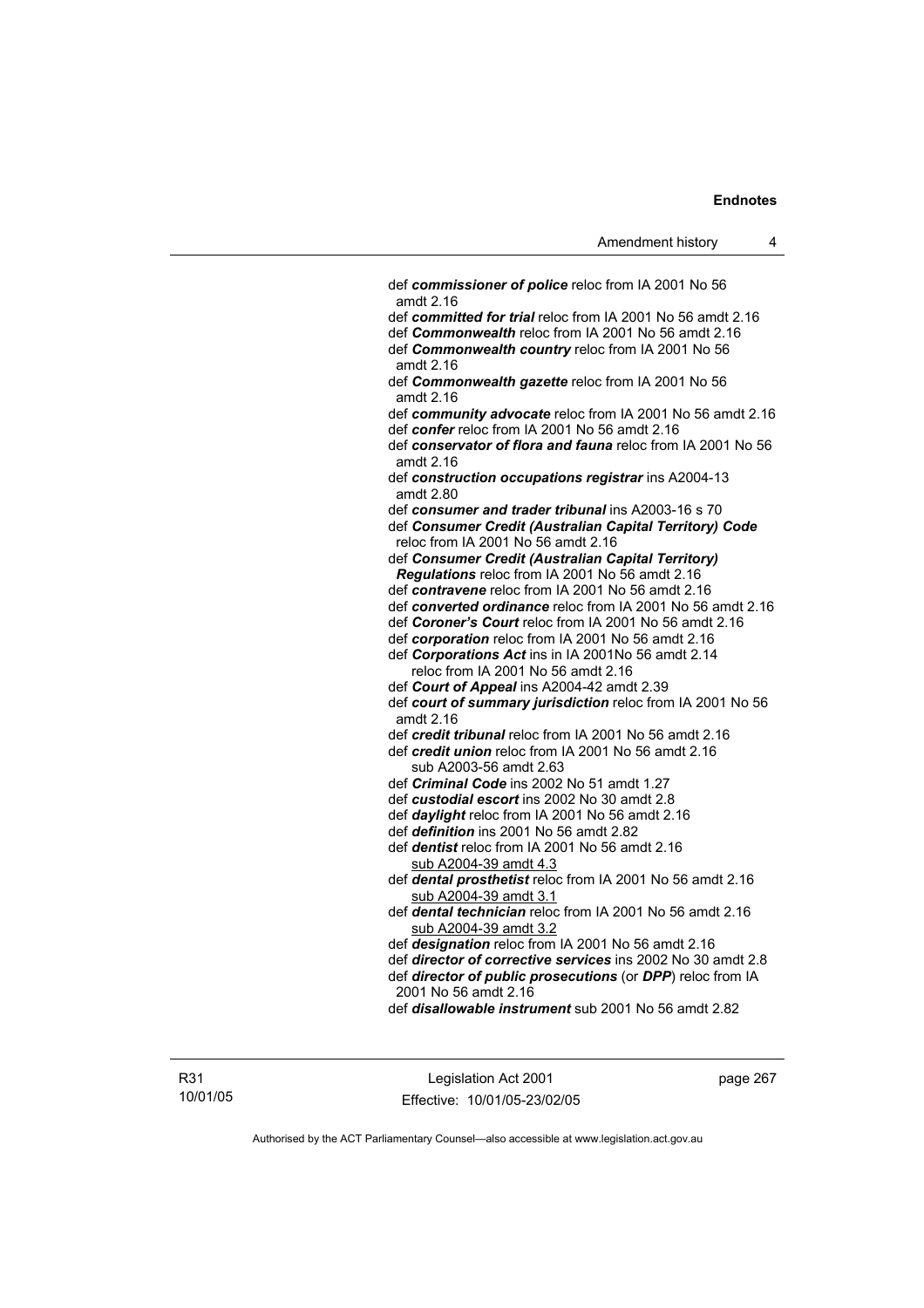def ***commissioner of police*** reloc from IA 2001 No 56 amdt 2.16

def ***committed for trial*** reloc from IA 2001 No 56 amdt 2.16

def ***Commonwealth*** reloc from IA 2001 No 56 amdt 2.16

def ***Commonwealth country*** reloc from IA 2001 No 56 amdt 2.16

def ***Commonwealth gazette*** reloc from IA 2001 No 56 amdt 2.16

def ***community advocate*** reloc from IA 2001 No 56 amdt 2.16

def ***confer*** reloc from IA 2001 No 56 amdt 2.16

def ***conservator of flora and fauna*** reloc from IA 2001 No 56 amdt 2.16

def ***construction occupations registrar*** ins A2004-13 amdt 2.80

def ***consumer and trader tribunal*** ins A2003-16 s 70

def ***Consumer Credit (Australian Capital Territory) Code*** reloc from IA 2001 No 56 amdt 2.16

def ***Consumer Credit (Australian Capital Territory) Regulations*** reloc from IA 2001 No 56 amdt 2.16

def ***contravene*** reloc from IA 2001 No 56 amdt 2.16

def ***converted ordinance*** reloc from IA 2001 No 56 amdt 2.16

def ***Coroner's Court*** reloc from IA 2001 No 56 amdt 2.16

def ***corporation*** reloc from IA 2001 No 56 amdt 2.16

def ***Corporations Act*** ins in IA 2001No 56 amdt 2.14
reloc from IA 2001 No 56 amdt 2.16

def ***Court of Appeal*** ins A2004-42 amdt 2.39

def ***court of summary jurisdiction*** reloc from IA 2001 No 56 amdt 2.16

def ***credit tribunal*** reloc from IA 2001 No 56 amdt 2.16

def ***credit union*** reloc from IA 2001 No 56 amdt 2.16
sub A2003-56 amdt 2.63

def ***Criminal Code*** ins 2002 No 51 amdt 1.27

def ***custodial escort*** ins 2002 No 30 amdt 2.8

def ***daylight*** reloc from IA 2001 No 56 amdt 2.16

def ***definition*** ins 2001 No 56 amdt 2.82

def ***dentist*** reloc from IA 2001 No 56 amdt 2.16
sub A2004-39 amdt 4.3

def ***dental prosthetist*** reloc from IA 2001 No 56 amdt 2.16
sub A2004-39 amdt 3.1

def ***dental technician*** reloc from IA 2001 No 56 amdt 2.16
sub A2004-39 amdt 3.2

def ***designation*** reloc from IA 2001 No 56 amdt 2.16

def ***director of corrective services*** ins 2002 No 30 amdt 2.8

def ***director of public prosecutions*** (or ***DPP***) reloc from IA 2001 No 56 amdt 2.16

def ***disallowable instrument*** sub 2001 No 56 amdt 2.82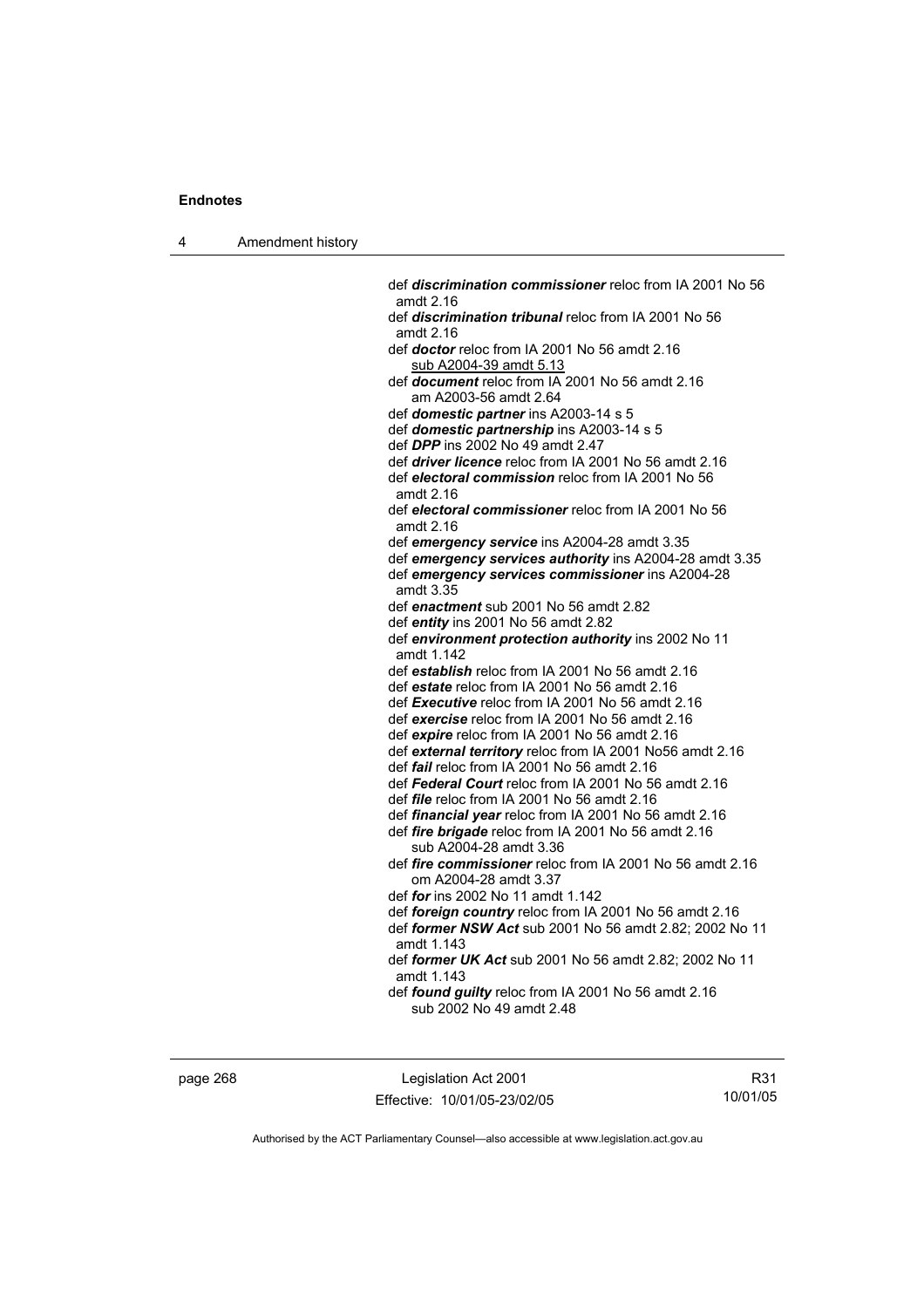def ***discrimination commissioner*** reloc from IA 2001 No 56 amdt 2.16

def ***discrimination tribunal*** reloc from IA 2001 No 56 amdt 2.16

def ***doctor*** reloc from IA 2001 No 56 amdt 2.16
  sub A2004-39 amdt 5.13

def ***document*** reloc from IA 2001 No 56 amdt 2.16
  am A2003-56 amdt 2.64

def ***domestic partner*** ins A2003-14 s 5

def ***domestic partnership*** ins A2003-14 s 5

def ***DPP*** ins 2002 No 49 amdt 2.47

def ***driver licence*** reloc from IA 2001 No 56 amdt 2.16

def ***electoral commission*** reloc from IA 2001 No 56 amdt 2.16

def ***electoral commissioner*** reloc from IA 2001 No 56 amdt 2.16

def ***emergency service*** ins A2004-28 amdt 3.35

def ***emergency services authority*** ins A2004-28 amdt 3.35

def ***emergency services commissioner*** ins A2004-28 amdt 3.35

def ***enactment*** sub 2001 No 56 amdt 2.82

def ***entity*** ins 2001 No 56 amdt 2.82

def ***environment protection authority*** ins 2002 No 11 amdt 1.142

def ***establish*** reloc from IA 2001 No 56 amdt 2.16

def ***estate*** reloc from IA 2001 No 56 amdt 2.16

def ***Executive*** reloc from IA 2001 No 56 amdt 2.16

def ***exercise*** reloc from IA 2001 No 56 amdt 2.16

def ***expire*** reloc from IA 2001 No 56 amdt 2.16

def ***external territory*** reloc from IA 2001 No56 amdt 2.16

def ***fail*** reloc from IA 2001 No 56 amdt 2.16

def ***Federal Court*** reloc from IA 2001 No 56 amdt 2.16

def ***file*** reloc from IA 2001 No 56 amdt 2.16

def ***financial year*** reloc from IA 2001 No 56 amdt 2.16

def ***fire brigade*** reloc from IA 2001 No 56 amdt 2.16
  sub A2004-28 amdt 3.36

def ***fire commissioner*** reloc from IA 2001 No 56 amdt 2.16
  om A2004-28 amdt 3.37

def ***for*** ins 2002 No 11 amdt 1.142

def ***foreign country*** reloc from IA 2001 No 56 amdt 2.16

def ***former NSW Act*** sub 2001 No 56 amdt 2.82; 2002 No 11 amdt 1.143

def ***former UK Act*** sub 2001 No 56 amdt 2.82; 2002 No 11 amdt 1.143

def ***found guilty*** reloc from IA 2001 No 56 amdt 2.16
  sub 2002 No 49 amdt 2.48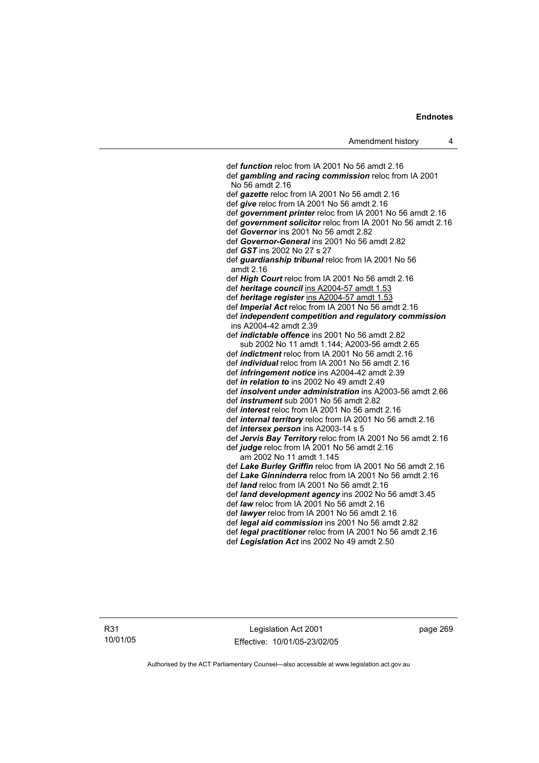def ***function*** reloc from IA 2001 No 56 amdt 2.16

def ***gambling and racing commission*** reloc from IA 2001 No 56 amdt 2.16

def ***gazette*** reloc from IA 2001 No 56 amdt 2.16

def ***give*** reloc from IA 2001 No 56 amdt 2.16

def ***government printer*** reloc from IA 2001 No 56 amdt 2.16

def ***government solicitor*** reloc from IA 2001 No 56 amdt 2.16

def ***Governor*** ins 2001 No 56 amdt 2.82

def ***Governor-General*** ins 2001 No 56 amdt 2.82

def ***GST*** ins 2002 No 27 s 27

def ***guardianship tribunal*** reloc from IA 2001 No 56 amdt 2.16

def ***High Court*** reloc from IA 2001 No 56 amdt 2.16

def ***heritage council*** ins A2004-57 amdt 1.53

def ***heritage register*** ins A2004-57 amdt 1.53

def ***Imperial Act*** reloc from IA 2001 No 56 amdt 2.16

def ***independent competition and regulatory commission*** ins A2004-42 amdt 2.39

def ***indictable offence*** ins 2001 No 56 amdt 2.82
  sub 2002 No 11 amdt 1.144; A2003-56 amdt 2.65

def ***indictment*** reloc from IA 2001 No 56 amdt 2.16

def ***individual*** reloc from IA 2001 No 56 amdt 2.16

def ***infringement notice*** ins A2004-42 amdt 2.39

def ***in relation to*** ins 2002 No 49 amdt 2.49

def ***insolvent under administration*** ins A2003-56 amdt 2.66

def ***instrument*** sub 2001 No 56 amdt 2.82

def ***interest*** reloc from IA 2001 No 56 amdt 2.16

def ***internal territory*** reloc from IA 2001 No 56 amdt 2.16

def ***intersex person*** ins A2003-14 s 5

def ***Jervis Bay Territory*** reloc from IA 2001 No 56 amdt 2.16

def ***judge*** reloc from IA 2001 No 56 amdt 2.16
  am 2002 No 11 amdt 1.145

def ***Lake Burley Griffin*** reloc from IA 2001 No 56 amdt 2.16

def ***Lake Ginninderra*** reloc from IA 2001 No 56 amdt 2.16

def ***land*** reloc from IA 2001 No 56 amdt 2.16

def ***land development agency*** ins 2002 No 56 amdt 3.45

def ***law*** reloc from IA 2001 No 56 amdt 2.16

def ***lawyer*** reloc from IA 2001 No 56 amdt 2.16

def ***legal aid commission*** ins 2001 No 56 amdt 2.82

def ***legal practitioner*** reloc from IA 2001 No 56 amdt 2.16

def ***Legislation Act*** ins 2002 No 49 amdt 2.50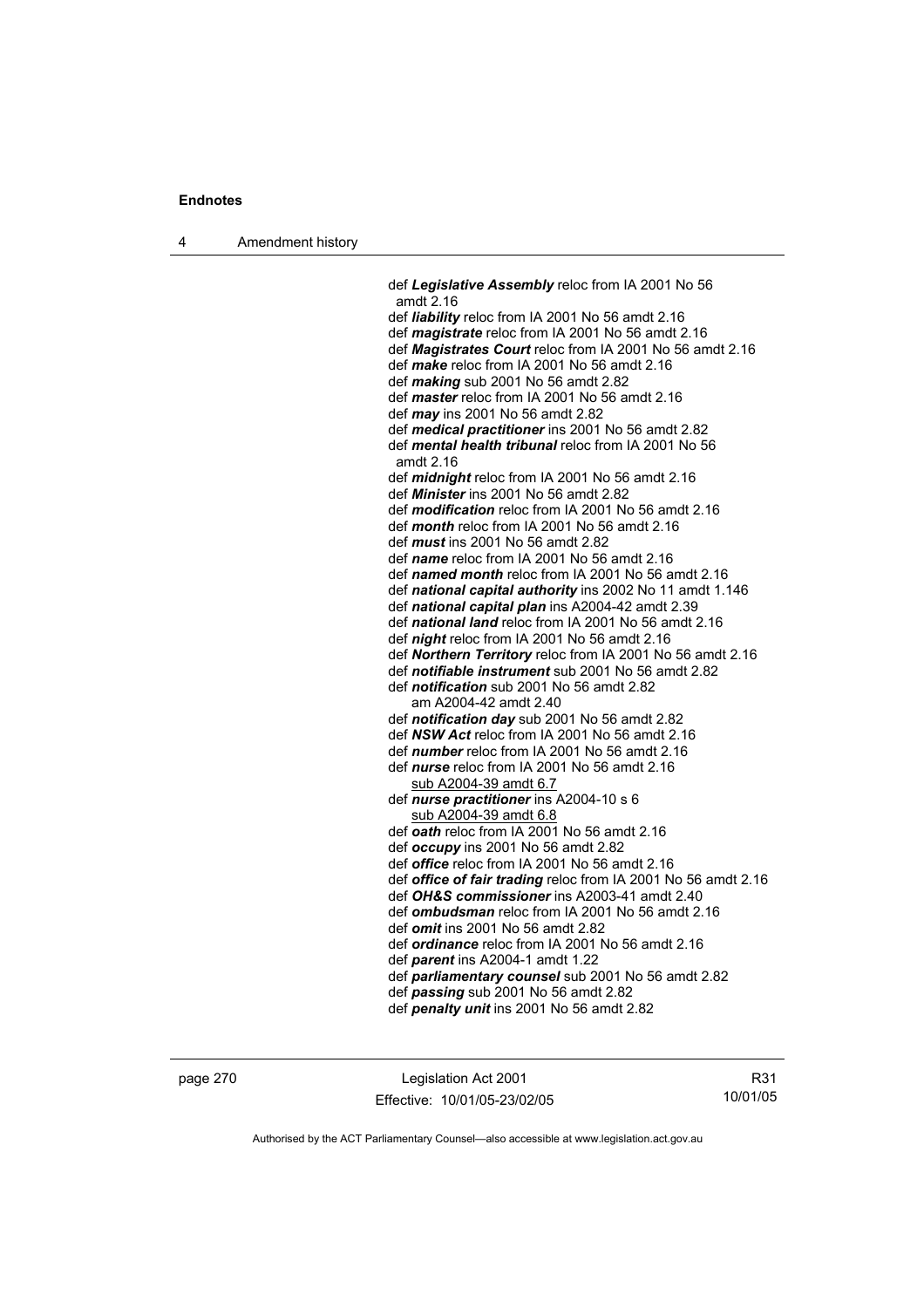def ***Legislative Assembly*** reloc from IA 2001 No 56 amdt 2.16
def ***liability*** reloc from IA 2001 No 56 amdt 2.16
def ***magistrate*** reloc from IA 2001 No 56 amdt 2.16
def ***Magistrates Court*** reloc from IA 2001 No 56 amdt 2.16
def ***make*** reloc from IA 2001 No 56 amdt 2.16
def ***making*** sub 2001 No 56 amdt 2.82
def ***master*** reloc from IA 2001 No 56 amdt 2.16
def ***may*** ins 2001 No 56 amdt 2.82
def ***medical practitioner*** ins 2001 No 56 amdt 2.82
def ***mental health tribunal*** reloc from IA 2001 No 56 amdt 2.16
def ***midnight*** reloc from IA 2001 No 56 amdt 2.16
def ***Minister*** ins 2001 No 56 amdt 2.82
def ***modification*** reloc from IA 2001 No 56 amdt 2.16
def ***month*** reloc from IA 2001 No 56 amdt 2.16
def ***must*** ins 2001 No 56 amdt 2.82
def ***name*** reloc from IA 2001 No 56 amdt 2.16
def ***named month*** reloc from IA 2001 No 56 amdt 2.16
def ***national capital authority*** ins 2002 No 11 amdt 1.146
def ***national capital plan*** ins A2004-42 amdt 2.39
def ***national land*** reloc from IA 2001 No 56 amdt 2.16
def ***night*** reloc from IA 2001 No 56 amdt 2.16
def ***Northern Territory*** reloc from IA 2001 No 56 amdt 2.16
def ***notifiable instrument*** sub 2001 No 56 amdt 2.82
def ***notification*** sub 2001 No 56 amdt 2.82
   am A2004-42 amdt 2.40
def ***notification day*** sub 2001 No 56 amdt 2.82
def ***NSW Act*** reloc from IA 2001 No 56 amdt 2.16
def ***number*** reloc from IA 2001 No 56 amdt 2.16
def ***nurse*** reloc from IA 2001 No 56 amdt 2.16
   sub A2004-39 amdt 6.7
def ***nurse practitioner*** ins A2004-10 s 6
   sub A2004-39 amdt 6.8
def ***oath*** reloc from IA 2001 No 56 amdt 2.16
def ***occupy*** ins 2001 No 56 amdt 2.82
def ***office*** reloc from IA 2001 No 56 amdt 2.16
def ***office of fair trading*** reloc from IA 2001 No 56 amdt 2.16
def ***OH&S commissioner*** ins A2003-41 amdt 2.40
def ***ombudsman*** reloc from IA 2001 No 56 amdt 2.16
def ***omit*** ins 2001 No 56 amdt 2.82
def ***ordinance*** reloc from IA 2001 No 56 amdt 2.16
def ***parent*** ins A2004-1 amdt 1.22
def ***parliamentary counsel*** sub 2001 No 56 amdt 2.82
def ***passing*** sub 2001 No 56 amdt 2.82
def ***penalty unit*** ins 2001 No 56 amdt 2.82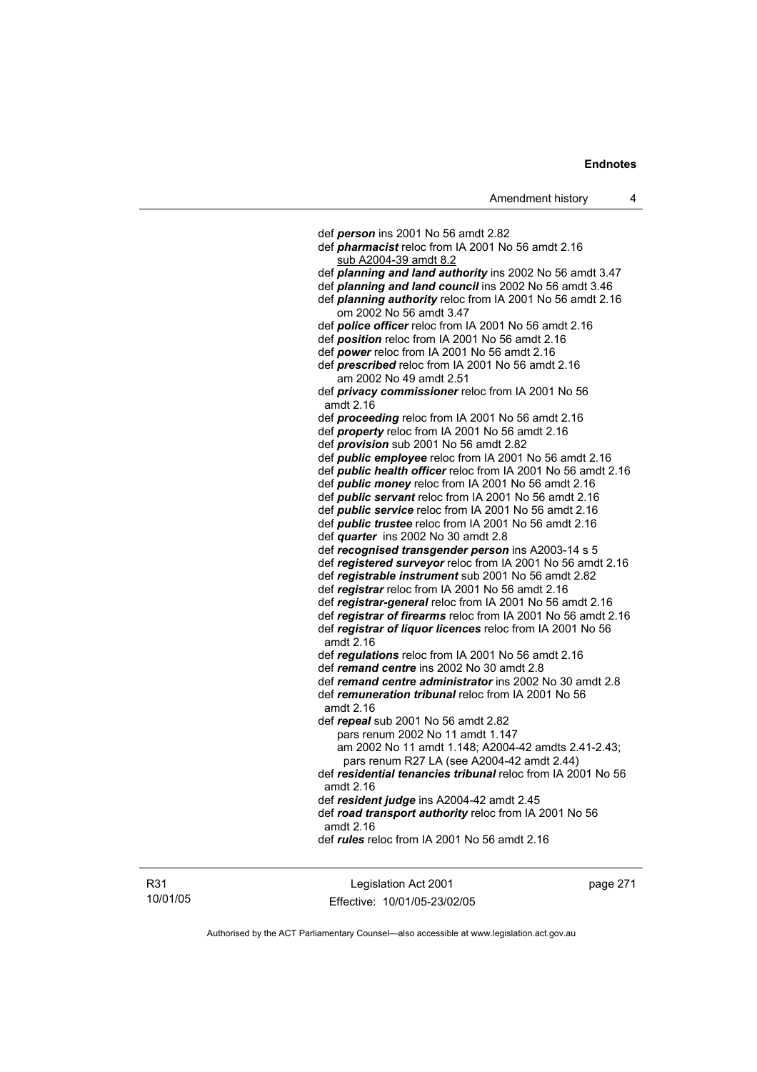def ***person*** ins 2001 No 56 amdt 2.82
def ***pharmacist*** reloc from IA 2001 No 56 amdt 2.16
   sub A2004-39 amdt 8.2
def ***planning and land authority*** ins 2002 No 56 amdt 3.47
def ***planning and land council*** ins 2002 No 56 amdt 3.46
def ***planning authority*** reloc from IA 2001 No 56 amdt 2.16
   om 2002 No 56 amdt 3.47
def ***police officer*** reloc from IA 2001 No 56 amdt 2.16
def ***position*** reloc from IA 2001 No 56 amdt 2.16
def ***power*** reloc from IA 2001 No 56 amdt 2.16
def ***prescribed*** reloc from IA 2001 No 56 amdt 2.16
   am 2002 No 49 amdt 2.51
def ***privacy commissioner*** reloc from IA 2001 No 56
 amdt 2.16
def ***proceeding*** reloc from IA 2001 No 56 amdt 2.16
def ***property*** reloc from IA 2001 No 56 amdt 2.16
def ***provision*** sub 2001 No 56 amdt 2.82
def ***public employee*** reloc from IA 2001 No 56 amdt 2.16
def ***public health officer*** reloc from IA 2001 No 56 amdt 2.16
def ***public money*** reloc from IA 2001 No 56 amdt 2.16
def ***public servant*** reloc from IA 2001 No 56 amdt 2.16
def ***public service*** reloc from IA 2001 No 56 amdt 2.16
def ***public trustee*** reloc from IA 2001 No 56 amdt 2.16
def ***quarter*** ins 2002 No 30 amdt 2.8
def ***recognised transgender person*** ins A2003-14 s 5
def ***registered surveyor*** reloc from IA 2001 No 56 amdt 2.16
def ***registrable instrument*** sub 2001 No 56 amdt 2.82
def ***registrar*** reloc from IA 2001 No 56 amdt 2.16
def ***registrar-general*** reloc from IA 2001 No 56 amdt 2.16
def ***registrar of firearms*** reloc from IA 2001 No 56 amdt 2.16
def ***registrar of liquor licences*** reloc from IA 2001 No 56
 amdt 2.16
def ***regulations*** reloc from IA 2001 No 56 amdt 2.16
def ***remand centre*** ins 2002 No 30 amdt 2.8
def ***remand centre administrator*** ins 2002 No 30 amdt 2.8
def ***remuneration tribunal*** reloc from IA 2001 No 56
 amdt 2.16
def ***repeal*** sub 2001 No 56 amdt 2.82
   pars renum 2002 No 11 amdt 1.147
   am 2002 No 11 amdt 1.148; A2004-42 amdts 2.41-2.43;
    pars renum R27 LA (see A2004-42 amdt 2.44)
def ***residential tenancies tribunal*** reloc from IA 2001 No 56
 amdt 2.16
def ***resident judge*** ins A2004-42 amdt 2.45
def ***road transport authority*** reloc from IA 2001 No 56
 amdt 2.16
def ***rules*** reloc from IA 2001 No 56 amdt 2.16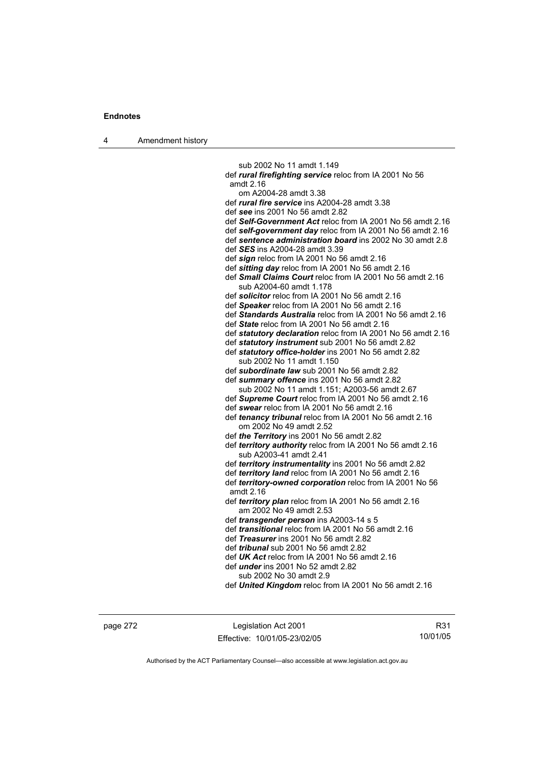sub 2002 No 11 amdt 1.149

def ***rural firefighting service*** reloc from IA 2001 No 56 amdt 2.16

om A2004-28 amdt 3.38

def ***rural fire service*** ins A2004-28 amdt 3.38

def ***see*** ins 2001 No 56 amdt 2.82

def ***Self-Government Act*** reloc from IA 2001 No 56 amdt 2.16

def ***self-government day*** reloc from IA 2001 No 56 amdt 2.16

def ***sentence administration board*** ins 2002 No 30 amdt 2.8

def ***SES*** ins A2004-28 amdt 3.39

def ***sign*** reloc from IA 2001 No 56 amdt 2.16

def ***sitting day*** reloc from IA 2001 No 56 amdt 2.16

def ***Small Claims Court*** reloc from IA 2001 No 56 amdt 2.16

sub A2004-60 amdt 1.178

def ***solicitor*** reloc from IA 2001 No 56 amdt 2.16

def ***Speaker*** reloc from IA 2001 No 56 amdt 2.16

def ***Standards Australia*** reloc from IA 2001 No 56 amdt 2.16

def ***State*** reloc from IA 2001 No 56 amdt 2.16

def ***statutory declaration*** reloc from IA 2001 No 56 amdt 2.16

def ***statutory instrument*** sub 2001 No 56 amdt 2.82

def ***statutory office-holder*** ins 2001 No 56 amdt 2.82

sub 2002 No 11 amdt 1.150

def ***subordinate law*** sub 2001 No 56 amdt 2.82

def ***summary offence*** ins 2001 No 56 amdt 2.82

sub 2002 No 11 amdt 1.151; A2003-56 amdt 2.67

def ***Supreme Court*** reloc from IA 2001 No 56 amdt 2.16

def ***swear*** reloc from IA 2001 No 56 amdt 2.16

def ***tenancy tribunal*** reloc from IA 2001 No 56 amdt 2.16

om 2002 No 49 amdt 2.52

def ***the Territory*** ins 2001 No 56 amdt 2.82

def ***territory authority*** reloc from IA 2001 No 56 amdt 2.16

sub A2003-41 amdt 2.41

def ***territory instrumentality*** ins 2001 No 56 amdt 2.82

def ***territory land*** reloc from IA 2001 No 56 amdt 2.16

def ***territory-owned corporation*** reloc from IA 2001 No 56 amdt 2.16

def ***territory plan*** reloc from IA 2001 No 56 amdt 2.16

am 2002 No 49 amdt 2.53

def ***transgender person*** ins A2003-14 s 5

def ***transitional*** reloc from IA 2001 No 56 amdt 2.16

def ***Treasurer*** ins 2001 No 56 amdt 2.82

def ***tribunal*** sub 2001 No 56 amdt 2.82

def ***UK Act*** reloc from IA 2001 No 56 amdt 2.16

def ***under*** ins 2001 No 52 amdt 2.82

sub 2002 No 30 amdt 2.9

def ***United Kingdom*** reloc from IA 2001 No 56 amdt 2.16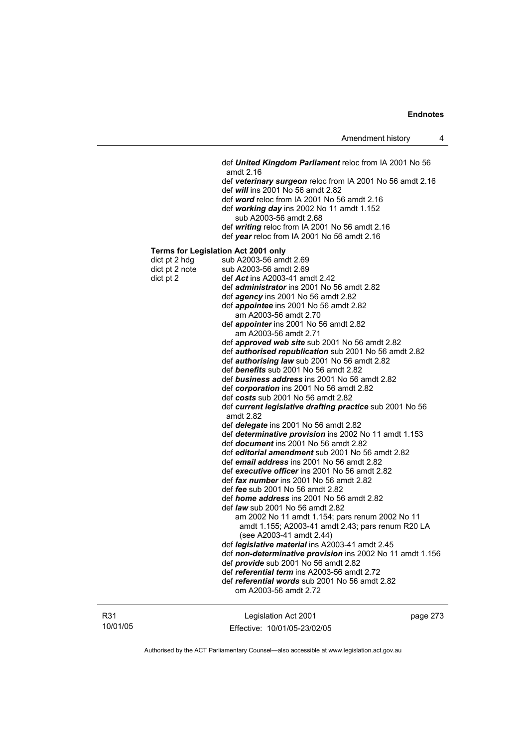def ***United Kingdom Parliament*** reloc from IA 2001 No 56 amdt 2.16
def ***veterinary surgeon*** reloc from IA 2001 No 56 amdt 2.16
def ***will*** ins 2001 No 56 amdt 2.82
def ***word*** reloc from IA 2001 No 56 amdt 2.16
def ***working day*** ins 2002 No 11 amdt 1.152
sub A2003-56 amdt 2.68
def ***writing*** reloc from IA 2001 No 56 amdt 2.16
def ***year*** reloc from IA 2001 No 56 amdt 2.16

**Terms for Legislation Act 2001 only**

dict pt 2 hdg — sub A2003-56 amdt 2.69
dict pt 2 note — sub A2003-56 amdt 2.69
dict pt 2 — def ***Act*** ins A2003-41 amdt 2.42
def ***administrator*** ins 2001 No 56 amdt 2.82
def ***agency*** ins 2001 No 56 amdt 2.82
def ***appointee*** ins 2001 No 56 amdt 2.82
am A2003-56 amdt 2.70
def ***appointer*** ins 2001 No 56 amdt 2.82
am A2003-56 amdt 2.71
def ***approved web site*** sub 2001 No 56 amdt 2.82
def ***authorised republication*** sub 2001 No 56 amdt 2.82
def ***authorising law*** sub 2001 No 56 amdt 2.82
def ***benefits*** sub 2001 No 56 amdt 2.82
def ***business address*** ins 2001 No 56 amdt 2.82
def ***corporation*** ins 2001 No 56 amdt 2.82
def ***costs*** sub 2001 No 56 amdt 2.82
def ***current legislative drafting practice*** sub 2001 No 56 amdt 2.82
def ***delegate*** ins 2001 No 56 amdt 2.82
def ***determinative provision*** ins 2002 No 11 amdt 1.153
def ***document*** ins 2001 No 56 amdt 2.82
def ***editorial amendment*** sub 2001 No 56 amdt 2.82
def ***email address*** ins 2001 No 56 amdt 2.82
def ***executive officer*** ins 2001 No 56 amdt 2.82
def ***fax number*** ins 2001 No 56 amdt 2.82
def ***fee*** sub 2001 No 56 amdt 2.82
def ***home address*** ins 2001 No 56 amdt 2.82
def ***law*** sub 2001 No 56 amdt 2.82
am 2002 No 11 amdt 1.154; pars renum 2002 No 11 amdt 1.155; A2003-41 amdt 2.43; pars renum R20 LA (see A2003-41 amdt 2.44)
def ***legislative material*** ins A2003-41 amdt 2.45
def ***non-determinative provision*** ins 2002 No 11 amdt 1.156
def ***provide*** sub 2001 No 56 amdt 2.82
def ***referential term*** ins A2003-56 amdt 2.72
def ***referential words*** sub 2001 No 56 amdt 2.82
om A2003-56 amdt 2.72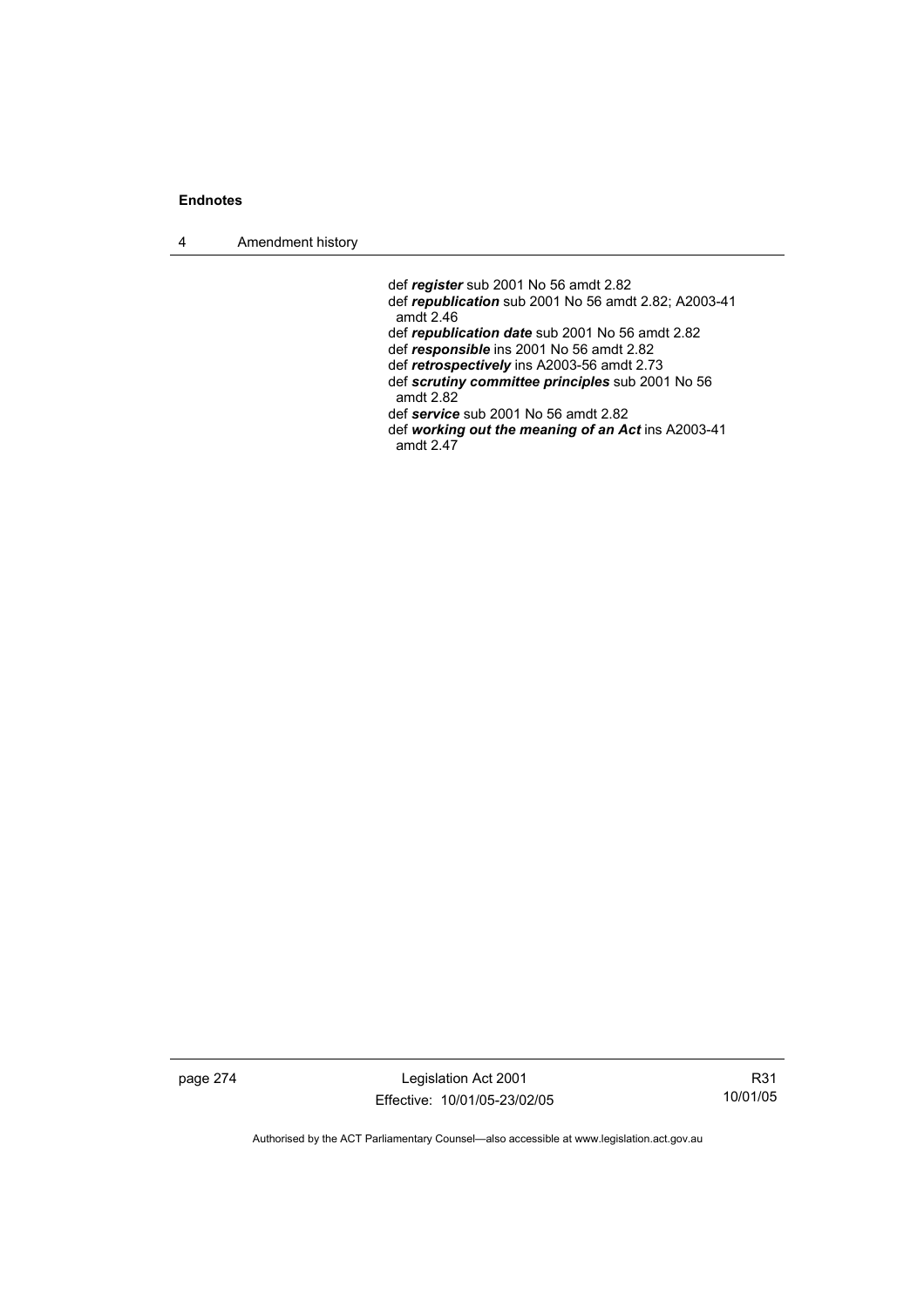def ***register*** sub 2001 No 56 amdt 2.82
def ***republication*** sub 2001 No 56 amdt 2.82; A2003-41 amdt 2.46
def ***republication date*** sub 2001 No 56 amdt 2.82
def ***responsible*** ins 2001 No 56 amdt 2.82
def ***retrospectively*** ins A2003-56 amdt 2.73
def ***scrutiny committee principles*** sub 2001 No 56 amdt 2.82
def ***service*** sub 2001 No 56 amdt 2.82
def ***working out the meaning of an Act*** ins A2003-41 amdt 2.47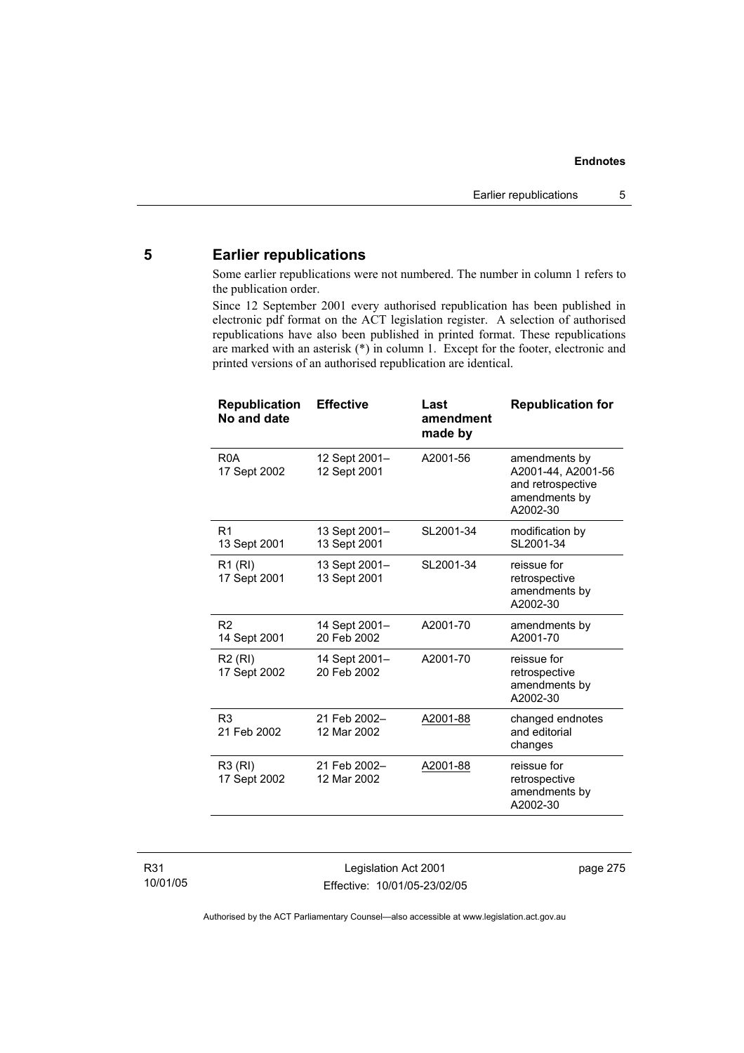## 5 Earlier republications

Some earlier republications were not numbered. The number in column 1 refers to the publication order.

Since 12 September 2001 every authorised republication has been published in electronic pdf format on the ACT legislation register. A selection of authorised republications have also been published in printed format. These republications are marked with an asterisk (*) in column 1. Except for the footer, electronic and printed versions of an authorised republication are identical.

| Republication No and date | Effective | Last amendment made by | Republication for |
|---|---|---|---|
| R0A 17 Sept 2002 | 12 Sept 2001–12 Sept 2001 | A2001-56 | amendments by A2001-44, A2001-56 and retrospective amendments by A2002-30 |
| R1 13 Sept 2001 | 13 Sept 2001–13 Sept 2001 | SL2001-34 | modification by SL2001-34 |
| R1 (RI) 17 Sept 2001 | 13 Sept 2001–13 Sept 2001 | SL2001-34 | reissue for retrospective amendments by A2002-30 |
| R2 14 Sept 2001 | 14 Sept 2001–20 Feb 2002 | A2001-70 | amendments by A2001-70 |
| R2 (RI) 17 Sept 2002 | 14 Sept 2001–20 Feb 2002 | A2001-70 | reissue for retrospective amendments by A2002-30 |
| R3 21 Feb 2002 | 21 Feb 2002–12 Mar 2002 | A2001-88 | changed endnotes and editorial changes |
| R3 (RI) 17 Sept 2002 | 21 Feb 2002–12 Mar 2002 | A2001-88 | reissue for retrospective amendments by A2002-30 |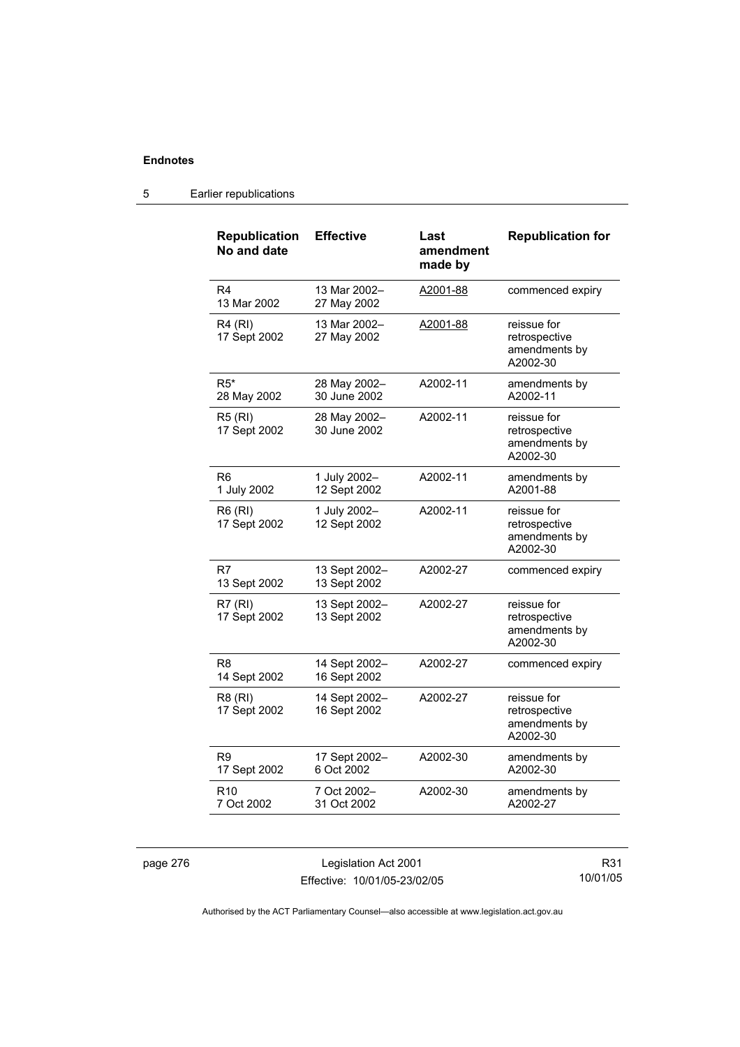## Endnotes

### 5 Earlier republications

| Republication No and date | Effective | Last amendment made by | Republication for |
|---|---|---|---|
| R4<br>13 Mar 2002 | 13 Mar 2002–<br>27 May 2002 | A2001-88 | commenced expiry |
| R4 (RI)<br>17 Sept 2002 | 13 Mar 2002–<br>27 May 2002 | A2001-88 | reissue for retrospective amendments by A2002-30 |
| R5*<br>28 May 2002 | 28 May 2002–<br>30 June 2002 | A2002-11 | amendments by A2002-11 |
| R5 (RI)<br>17 Sept 2002 | 28 May 2002–<br>30 June 2002 | A2002-11 | reissue for retrospective amendments by A2002-30 |
| R6<br>1 July 2002 | 1 July 2002–<br>12 Sept 2002 | A2002-11 | amendments by A2001-88 |
| R6 (RI)<br>17 Sept 2002 | 1 July 2002–<br>12 Sept 2002 | A2002-11 | reissue for retrospective amendments by A2002-30 |
| R7<br>13 Sept 2002 | 13 Sept 2002–<br>13 Sept 2002 | A2002-27 | commenced expiry |
| R7 (RI)<br>17 Sept 2002 | 13 Sept 2002–<br>13 Sept 2002 | A2002-27 | reissue for retrospective amendments by A2002-30 |
| R8<br>14 Sept 2002 | 14 Sept 2002–<br>16 Sept 2002 | A2002-27 | commenced expiry |
| R8 (RI)<br>17 Sept 2002 | 14 Sept 2002–<br>16 Sept 2002 | A2002-27 | reissue for retrospective amendments by A2002-30 |
| R9<br>17 Sept 2002 | 17 Sept 2002–<br>6 Oct 2002 | A2002-30 | amendments by A2002-30 |
| R10<br>7 Oct 2002 | 7 Oct 2002–<br>31 Oct 2002 | A2002-30 | amendments by A2002-27 |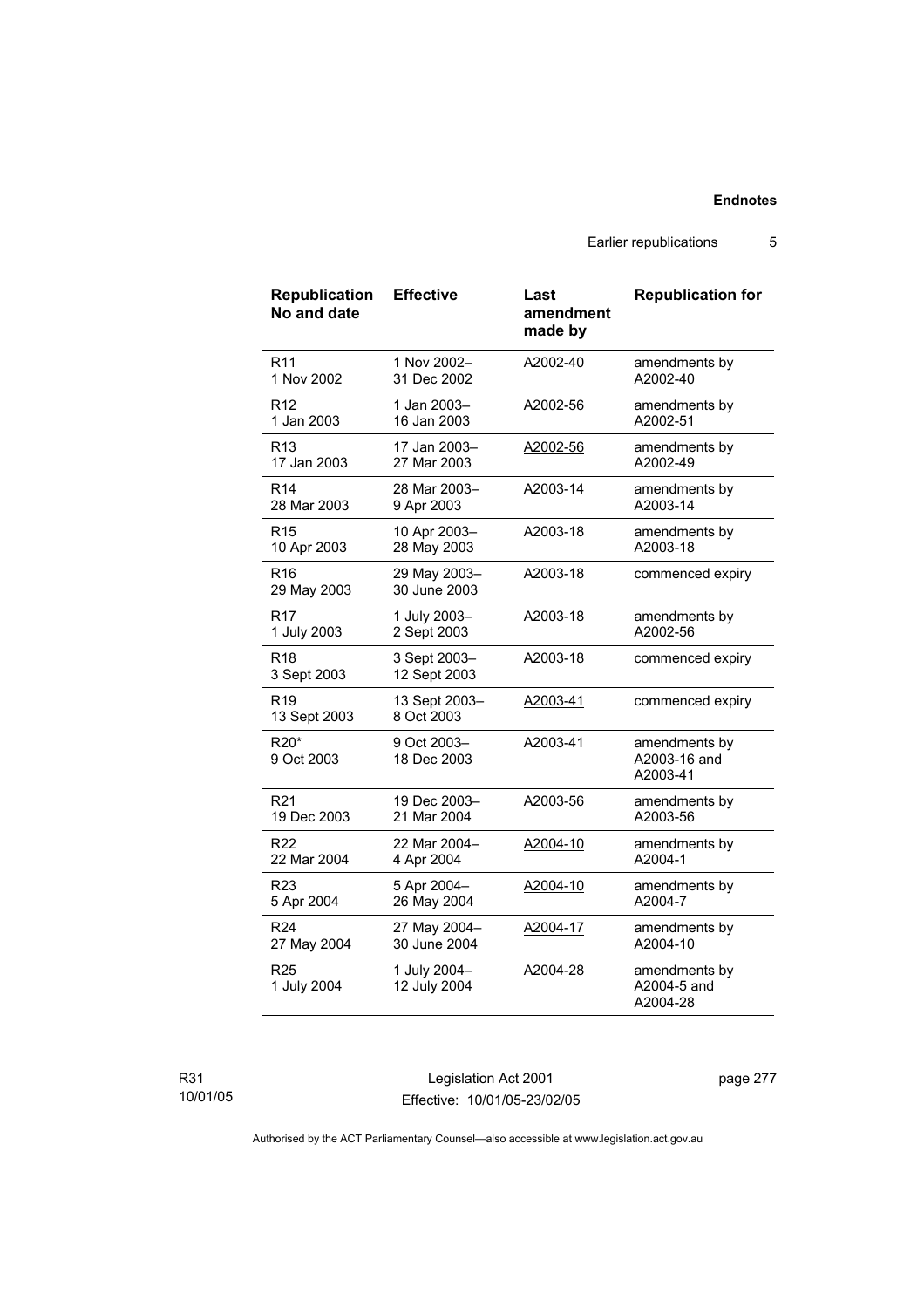| Republication No and date | Effective | Last amendment made by | Republication for |
|---|---|---|---|
| R11<br>1 Nov 2002 | 1 Nov 2002–<br>31 Dec 2002 | A2002-40 | amendments by A2002-40 |
| R12<br>1 Jan 2003 | 1 Jan 2003–<br>16 Jan 2003 | A2002-56 | amendments by A2002-51 |
| R13<br>17 Jan 2003 | 17 Jan 2003–<br>27 Mar 2003 | A2002-56 | amendments by A2002-49 |
| R14<br>28 Mar 2003 | 28 Mar 2003–<br>9 Apr 2003 | A2003-14 | amendments by A2003-14 |
| R15<br>10 Apr 2003 | 10 Apr 2003–<br>28 May 2003 | A2003-18 | amendments by A2003-18 |
| R16<br>29 May 2003 | 29 May 2003–<br>30 June 2003 | A2003-18 | commenced expiry |
| R17<br>1 July 2003 | 1 July 2003–<br>2 Sept 2003 | A2003-18 | amendments by A2002-56 |
| R18<br>3 Sept 2003 | 3 Sept 2003–<br>12 Sept 2003 | A2003-18 | commenced expiry |
| R19<br>13 Sept 2003 | 13 Sept 2003–<br>8 Oct 2003 | A2003-41 | commenced expiry |
| R20*<br>9 Oct 2003 | 9 Oct 2003–<br>18 Dec 2003 | A2003-41 | amendments by A2003-16 and A2003-41 |
| R21<br>19 Dec 2003 | 19 Dec 2003–<br>21 Mar 2004 | A2003-56 | amendments by A2003-56 |
| R22<br>22 Mar 2004 | 22 Mar 2004–<br>4 Apr 2004 | A2004-10 | amendments by A2004-1 |
| R23<br>5 Apr 2004 | 5 Apr 2004–<br>26 May 2004 | A2004-10 | amendments by A2004-7 |
| R24<br>27 May 2004 | 27 May 2004–<br>30 June 2004 | A2004-17 | amendments by A2004-10 |
| R25<br>1 July 2004 | 1 July 2004–<br>12 July 2004 | A2004-28 | amendments by A2004-5 and A2004-28 |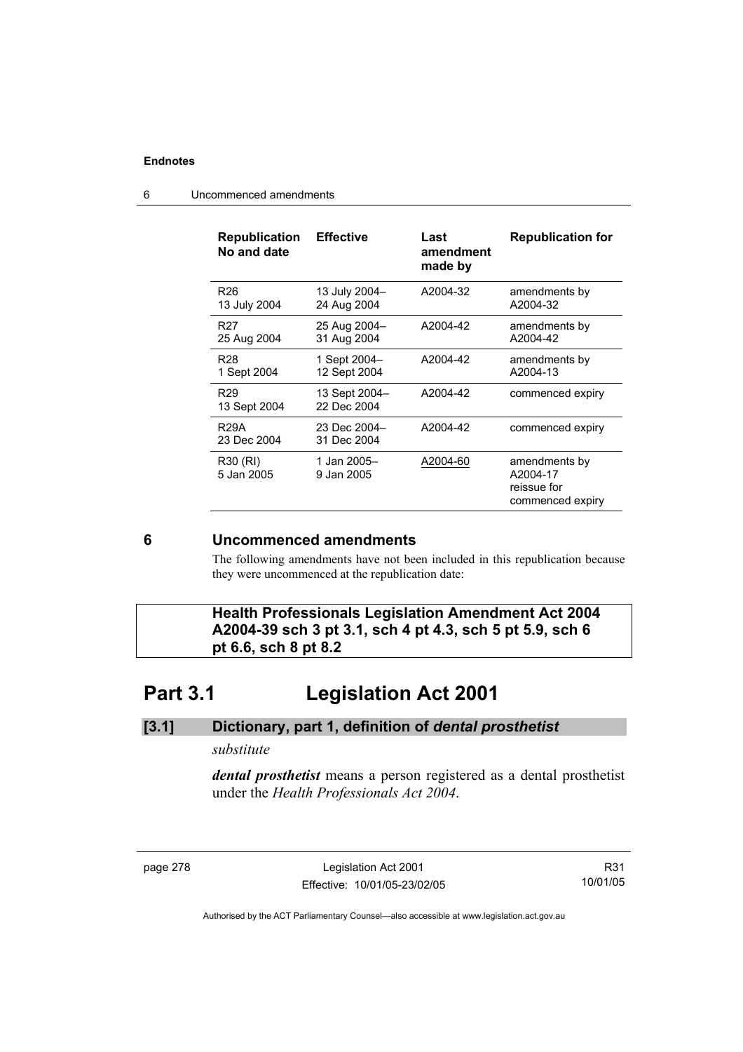| Republication No and date | Effective | Last amendment made by | Republication for |
|---|---|---|---|
| R26 13 July 2004 | 13 July 2004– 24 Aug 2004 | A2004-32 | amendments by A2004-32 |
| R27 25 Aug 2004 | 25 Aug 2004– 31 Aug 2004 | A2004-42 | amendments by A2004-42 |
| R28 1 Sept 2004 | 1 Sept 2004– 12 Sept 2004 | A2004-42 | amendments by A2004-13 |
| R29 13 Sept 2004 | 13 Sept 2004– 22 Dec 2004 | A2004-42 | commenced expiry |
| R29A 23 Dec 2004 | 23 Dec 2004– 31 Dec 2004 | A2004-42 | commenced expiry |
| R30 (RI) 5 Jan 2005 | 1 Jan 2005– 9 Jan 2005 | A2004-60 | amendments by A2004-17 reissue for commenced expiry |

## 6 Uncommenced amendments

The following amendments have not been included in this republication because they were uncommenced at the republication date:

**Health Professionals Legislation Amendment Act 2004 A2004-39 sch 3 pt 3.1, sch 4 pt 4.3, sch 5 pt 5.9, sch 6 pt 6.6, sch 8 pt 8.2**

# Part 3.1 Legislation Act 2001

### [3.1] Dictionary, part 1, definition of *dental prosthetist*

*substitute*

***dental prosthetist*** means a person registered as a dental prosthetist under the *Health Professionals Act 2004*.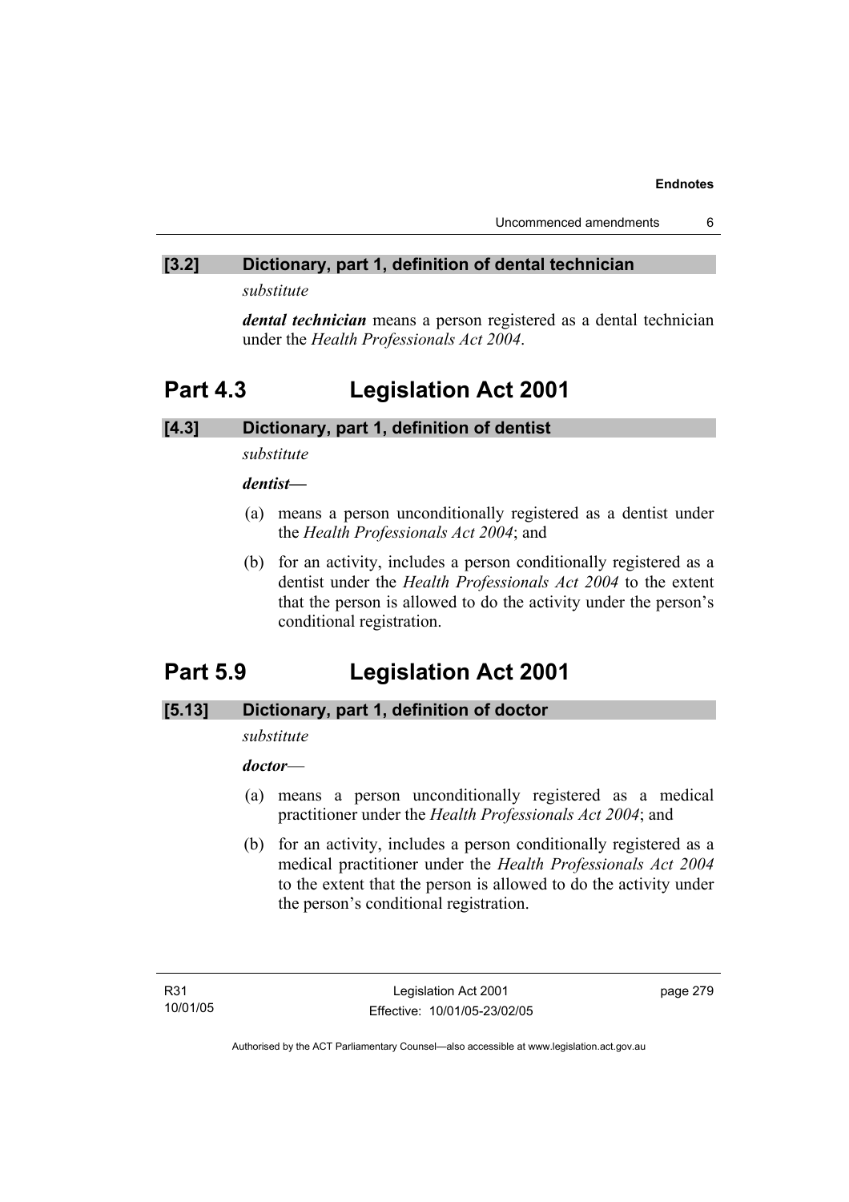## [3.2] Dictionary, part 1, definition of dental technician

*substitute*

***dental technician*** means a person registered as a dental technician under the *Health Professionals Act 2004*.

# Part 4.3 Legislation Act 2001

## [4.3] Dictionary, part 1, definition of dentist

*substitute*

***dentist—***

(a) means a person unconditionally registered as a dentist under the *Health Professionals Act 2004*; and

(b) for an activity, includes a person conditionally registered as a dentist under the *Health Professionals Act 2004* to the extent that the person is allowed to do the activity under the person's conditional registration.

# Part 5.9 Legislation Act 2001

## [5.13] Dictionary, part 1, definition of doctor

*substitute*

***doctor***—

(a) means a person unconditionally registered as a medical practitioner under the *Health Professionals Act 2004*; and

(b) for an activity, includes a person conditionally registered as a medical practitioner under the *Health Professionals Act 2004* to the extent that the person is allowed to do the activity under the person's conditional registration.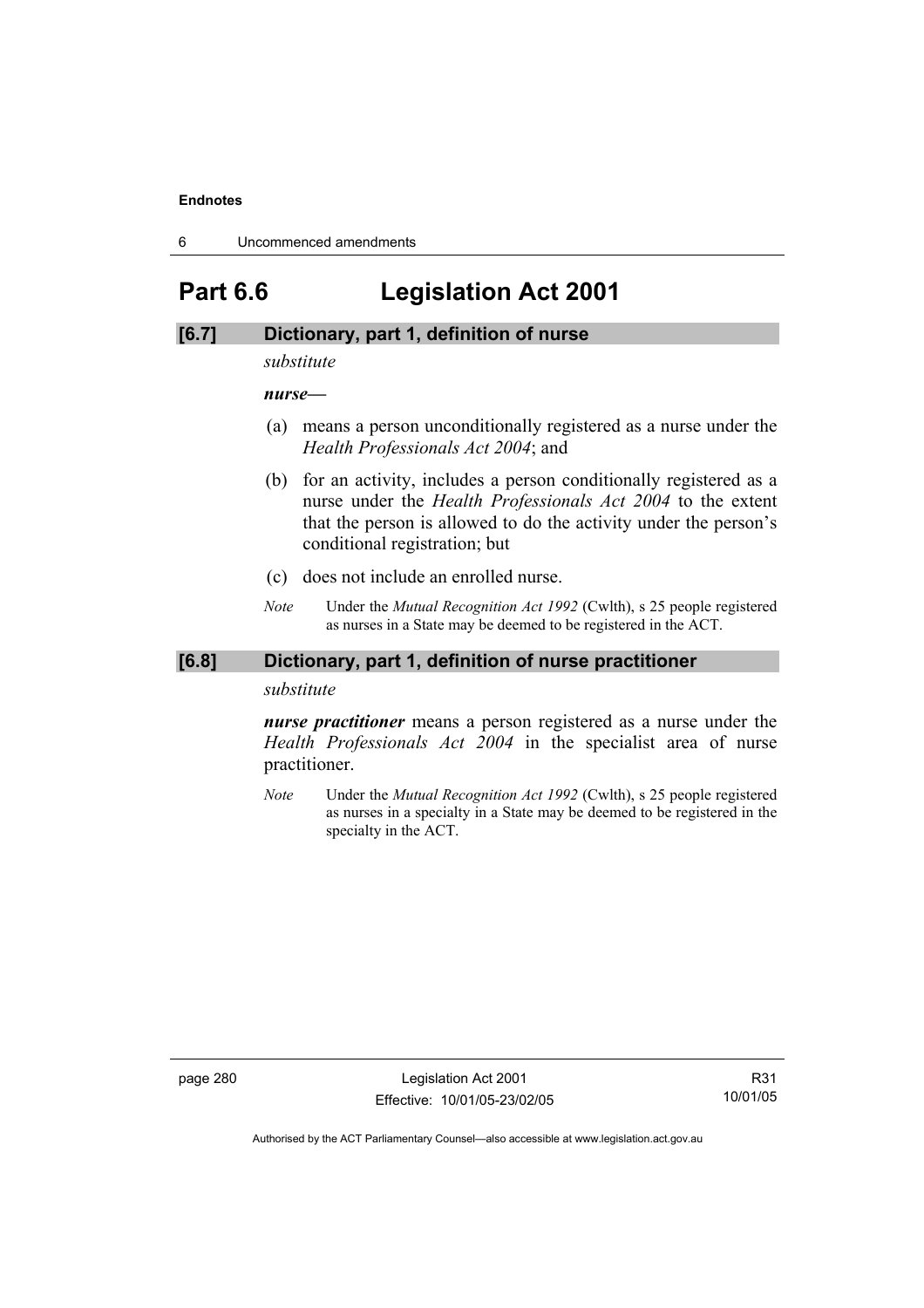# Part 6.6 Legislation Act 2001

### [6.7] Dictionary, part 1, definition of nurse

*substitute*

***nurse*—**

(a) means a person unconditionally registered as a nurse under the *Health Professionals Act 2004*; and

(b) for an activity, includes a person conditionally registered as a nurse under the *Health Professionals Act 2004* to the extent that the person is allowed to do the activity under the person's conditional registration; but

(c) does not include an enrolled nurse.

*Note* Under the *Mutual Recognition Act 1992* (Cwlth), s 25 people registered as nurses in a State may be deemed to be registered in the ACT.

### [6.8] Dictionary, part 1, definition of nurse practitioner

*substitute*

***nurse practitioner*** means a person registered as a nurse under the *Health Professionals Act 2004* in the specialist area of nurse practitioner.

*Note* Under the *Mutual Recognition Act 1992* (Cwlth), s 25 people registered as nurses in a specialty in a State may be deemed to be registered in the specialty in the ACT.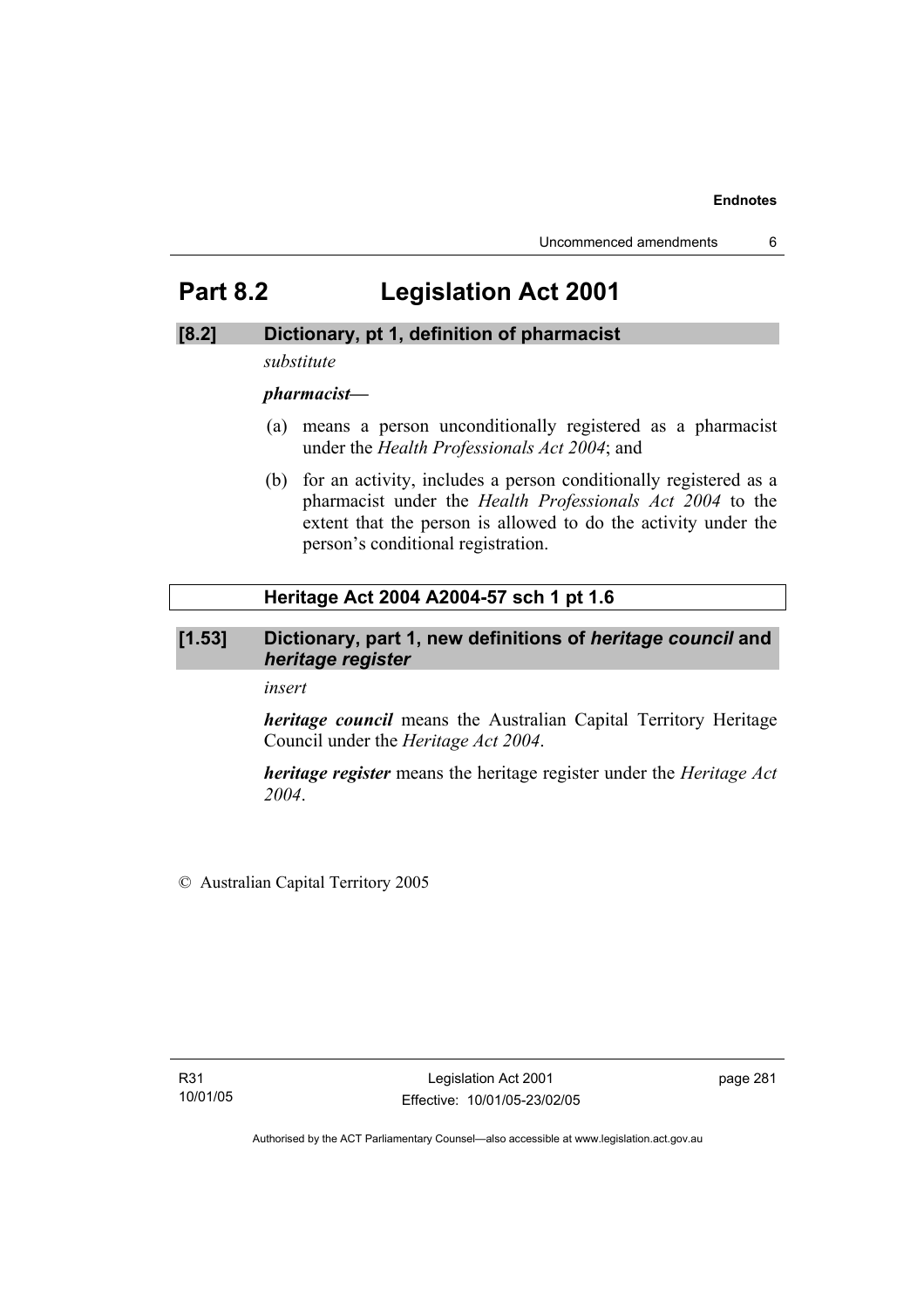## Part 8.2 Legislation Act 2001

**[8.2] Dictionary, pt 1, definition of pharmacist**

*substitute*

***pharmacist*—**

(a) means a person unconditionally registered as a pharmacist under the *Health Professionals Act 2004*; and

(b) for an activity, includes a person conditionally registered as a pharmacist under the *Health Professionals Act 2004* to the extent that the person is allowed to do the activity under the person's conditional registration.

**Heritage Act 2004 A2004-57 sch 1 pt 1.6**

**[1.53] Dictionary, part 1, new definitions of *heritage council* and *heritage register***

*insert*

***heritage council*** means the Australian Capital Territory Heritage Council under the *Heritage Act 2004*.

***heritage register*** means the heritage register under the *Heritage Act 2004*.

© Australian Capital Territory 2005